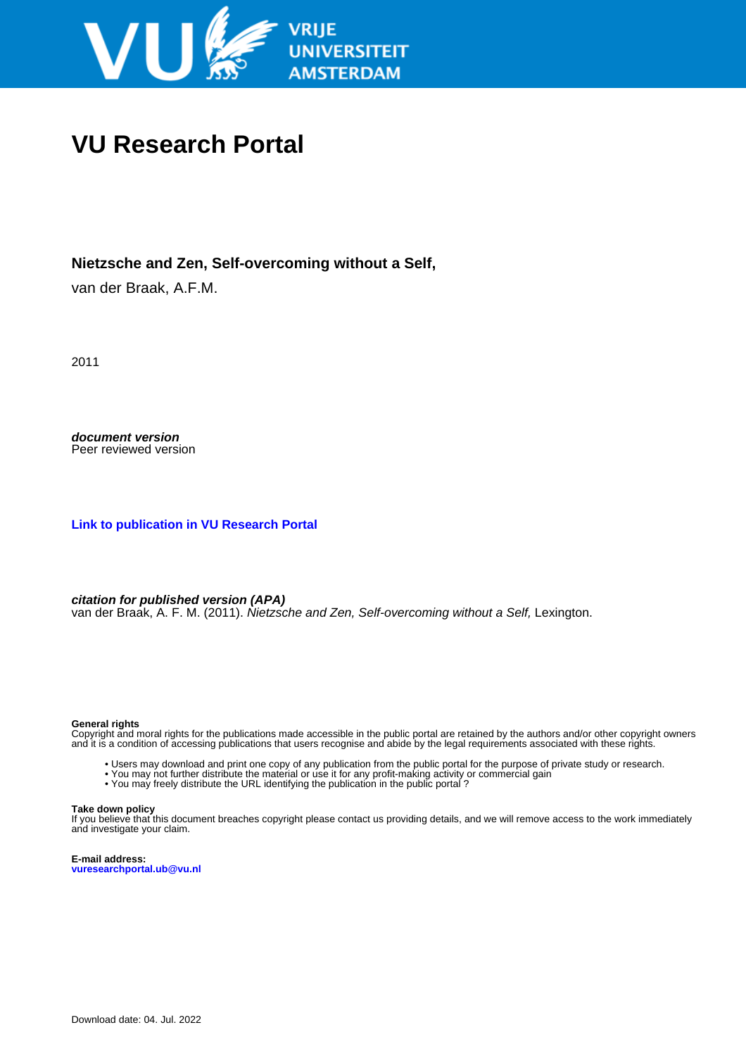VRIJE UNIVERSITEIT AMSTERDAM

# VU Research Portal

**Nietzsche and Zen, Self-overcoming without a Self,**

van der Braak, A.F.M.

2011

***document version***
Peer reviewed version

**Link to publication in VU Research Portal**

***citation for published version (APA)***
van der Braak, A. F. M. (2011). *Nietzsche and Zen, Self-overcoming without a Self,* Lexington.

**General rights**
Copyright and moral rights for the publications made accessible in the public portal are retained by the authors and/or other copyright owners and it is a condition of accessing publications that users recognise and abide by the legal requirements associated with these rights.

- Users may download and print one copy of any publication from the public portal for the purpose of private study or research.
- You may not further distribute the material or use it for any profit-making activity or commercial gain
- You may freely distribute the URL identifying the publication in the public portal ?

**Take down policy**
If you believe that this document breaches copyright please contact us providing details, and we will remove access to the work immediately and investigate your claim.

**E-mail address:**
**vuresearchportal.ub@vu.nl**

Download date: 04. Jul. 2022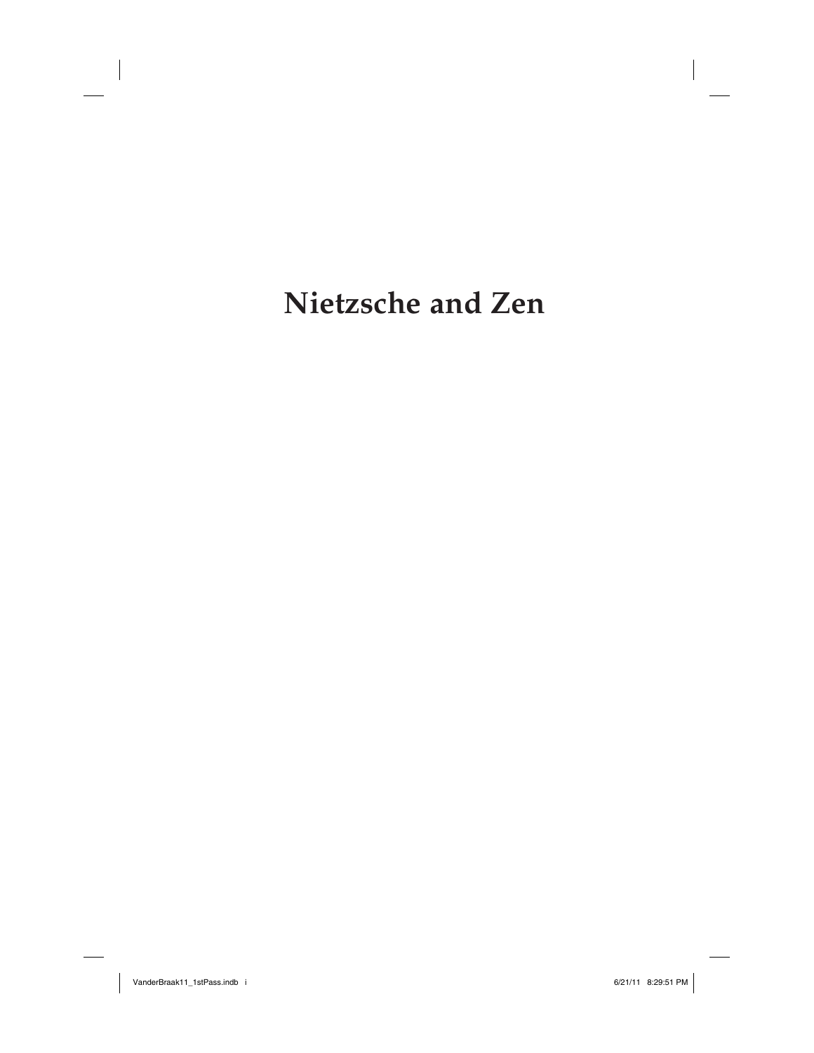# Nietzsche and Zen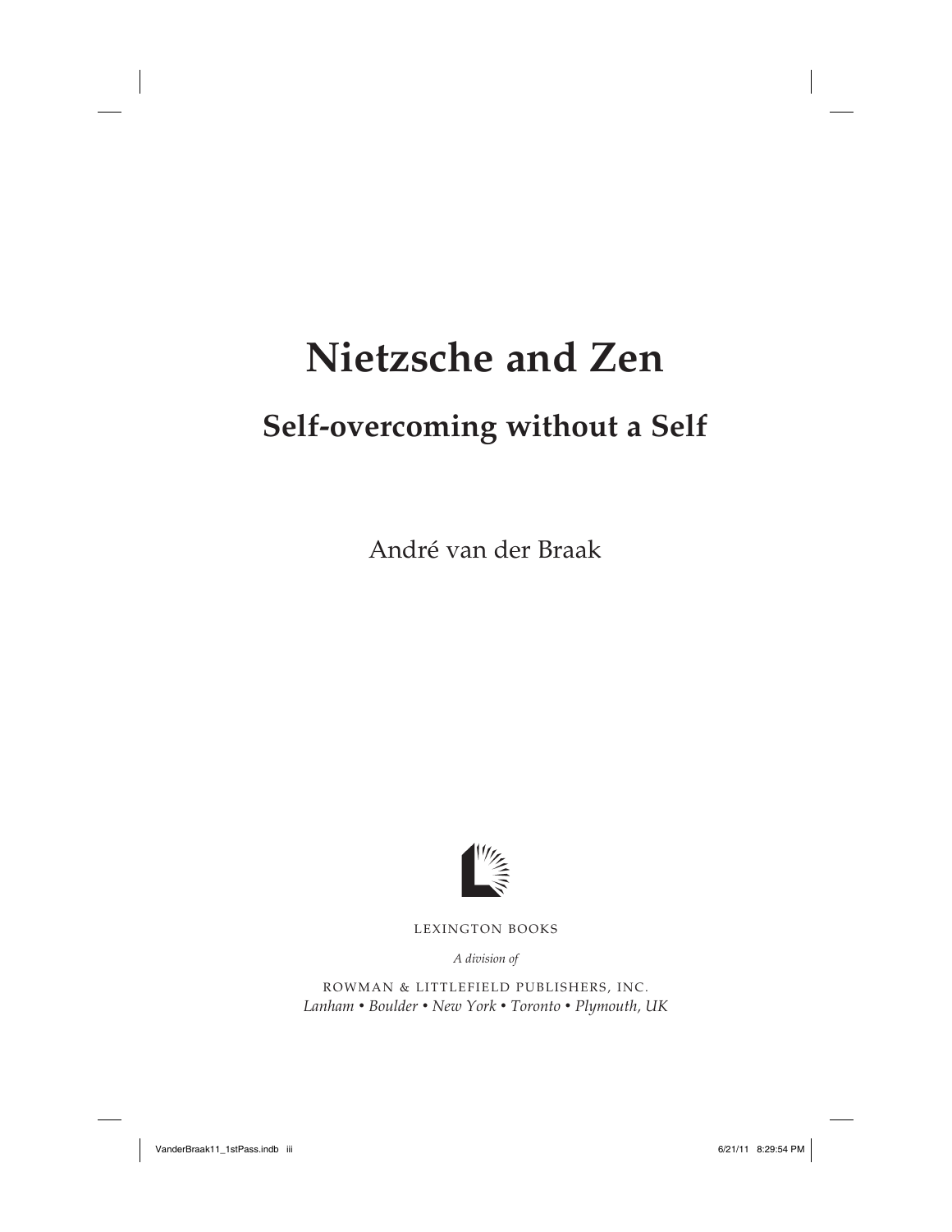# Nietzsche and Zen

## Self-overcoming without a Self

André van der Braak

LEXINGTON BOOKS

*A division of*

ROWMAN & LITTLEFIELD PUBLISHERS, INC.
*Lanham • Boulder • New York • Toronto • Plymouth, UK*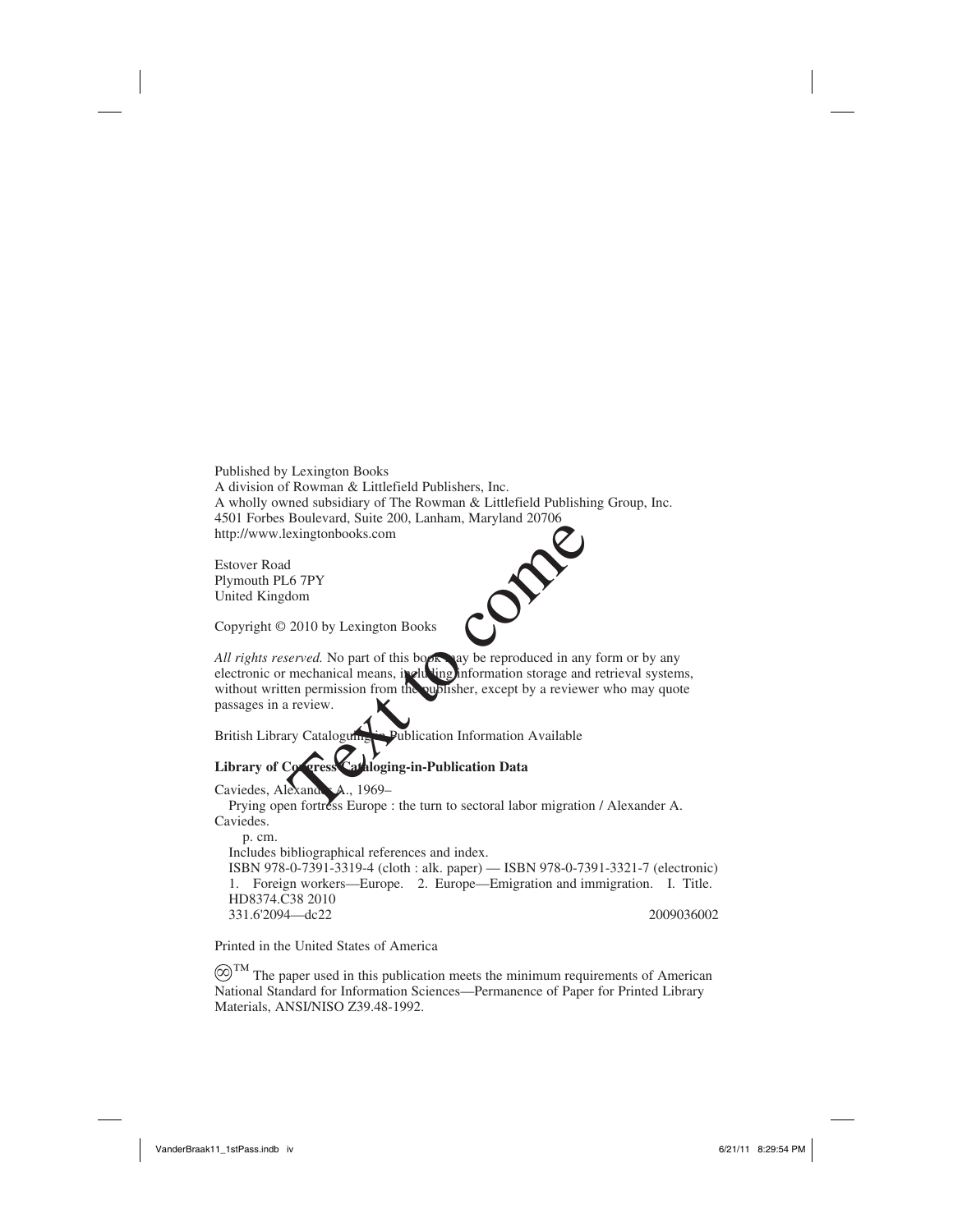Published by Lexington Books
A division of Rowman & Littlefield Publishers, Inc.
A wholly owned subsidiary of The Rowman & Littlefield Publishing Group, Inc.
4501 Forbes Boulevard, Suite 200, Lanham, Maryland 20706
http://www.lexingtonbooks.com

Estover Road
Plymouth PL6 7PY
United Kingdom

Copyright © 2010 by Lexington Books

*All rights reserved.* No part of this book may be reproduced in any form or by any electronic or mechanical means, including information storage and retrieval systems, without written permission from the publisher, except by a reviewer who may quote passages in a review.

British Library Cataloguing in Publication Information Available

**Library of Congress Cataloging-in-Publication Data**

Caviedes, Alexander A., 1969–
Prying open fortress Europe : the turn to sectoral labor migration / Alexander A. Caviedes.
p. cm.
Includes bibliographical references and index.
ISBN 978-0-7391-3319-4 (cloth : alk. paper) — ISBN 978-0-7391-3321-7 (electronic)
1. Foreign workers—Europe. 2. Europe—Emigration and immigration. I. Title.
HD8374.C38 2010
331.6'2094—dc22 2009036002

Printed in the United States of America

™ The paper used in this publication meets the minimum requirements of American National Standard for Information Sciences—Permanence of Paper for Printed Library Materials, ANSI/NISO Z39.48-1992.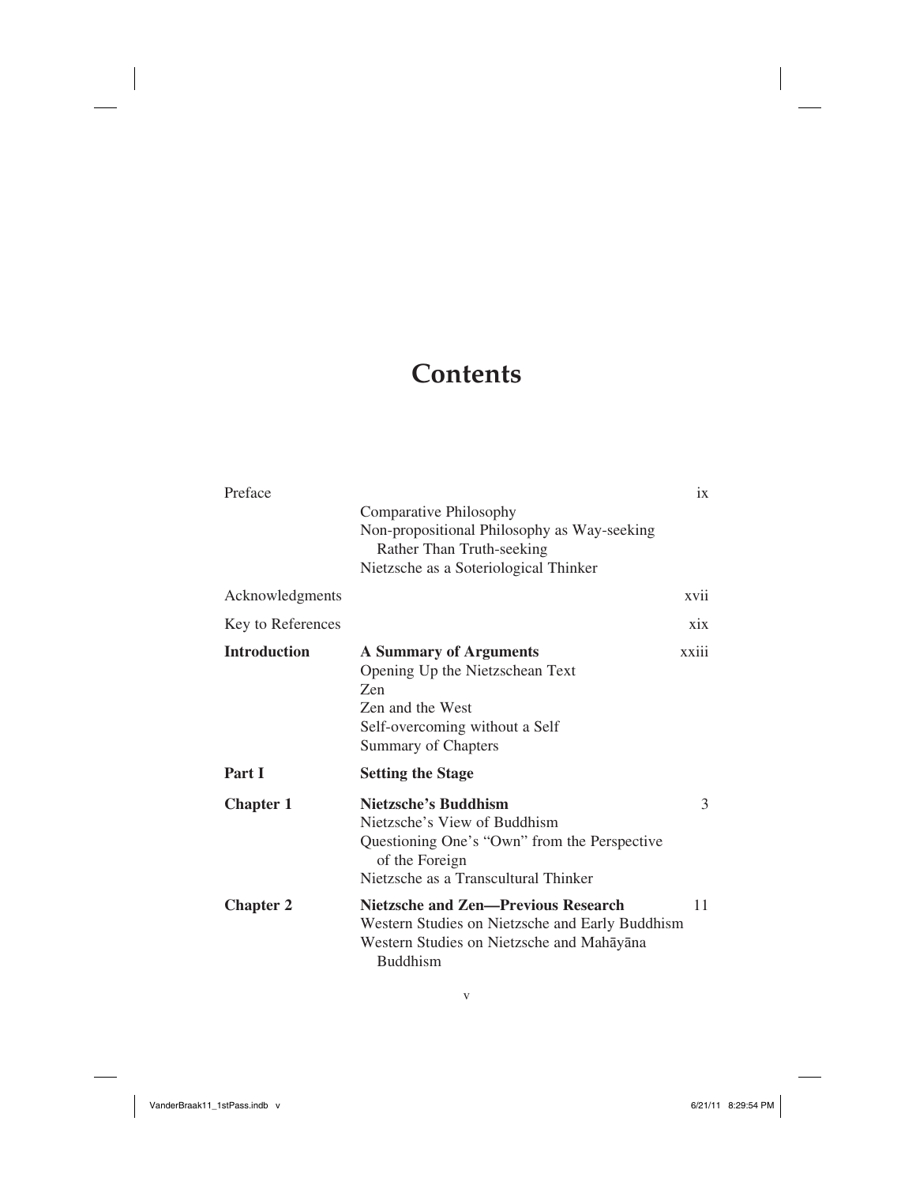# Contents

| | | |
|---|---|---|
| Preface | | ix |
| | Comparative Philosophy | |
| | Non-propositional Philosophy as Way-seeking Rather Than Truth-seeking | |
| | Nietzsche as a Soteriological Thinker | |
| Acknowledgments | | xvii |
| Key to References | | xix |
| **Introduction** | **A Summary of Arguments** | xxiii |
| | Opening Up the Nietzschean Text | |
| | Zen | |
| | Zen and the West | |
| | Self-overcoming without a Self | |
| | Summary of Chapters | |
| **Part I** | **Setting the Stage** | |
| **Chapter 1** | **Nietzsche's Buddhism** | 3 |
| | Nietzsche's View of Buddhism | |
| | Questioning One's "Own" from the Perspective of the Foreign | |
| | Nietzsche as a Transcultural Thinker | |
| **Chapter 2** | **Nietzsche and Zen—Previous Research** | 11 |
| | Western Studies on Nietzsche and Early Buddhism | |
| | Western Studies on Nietzsche and Mahāyāna Buddhism | |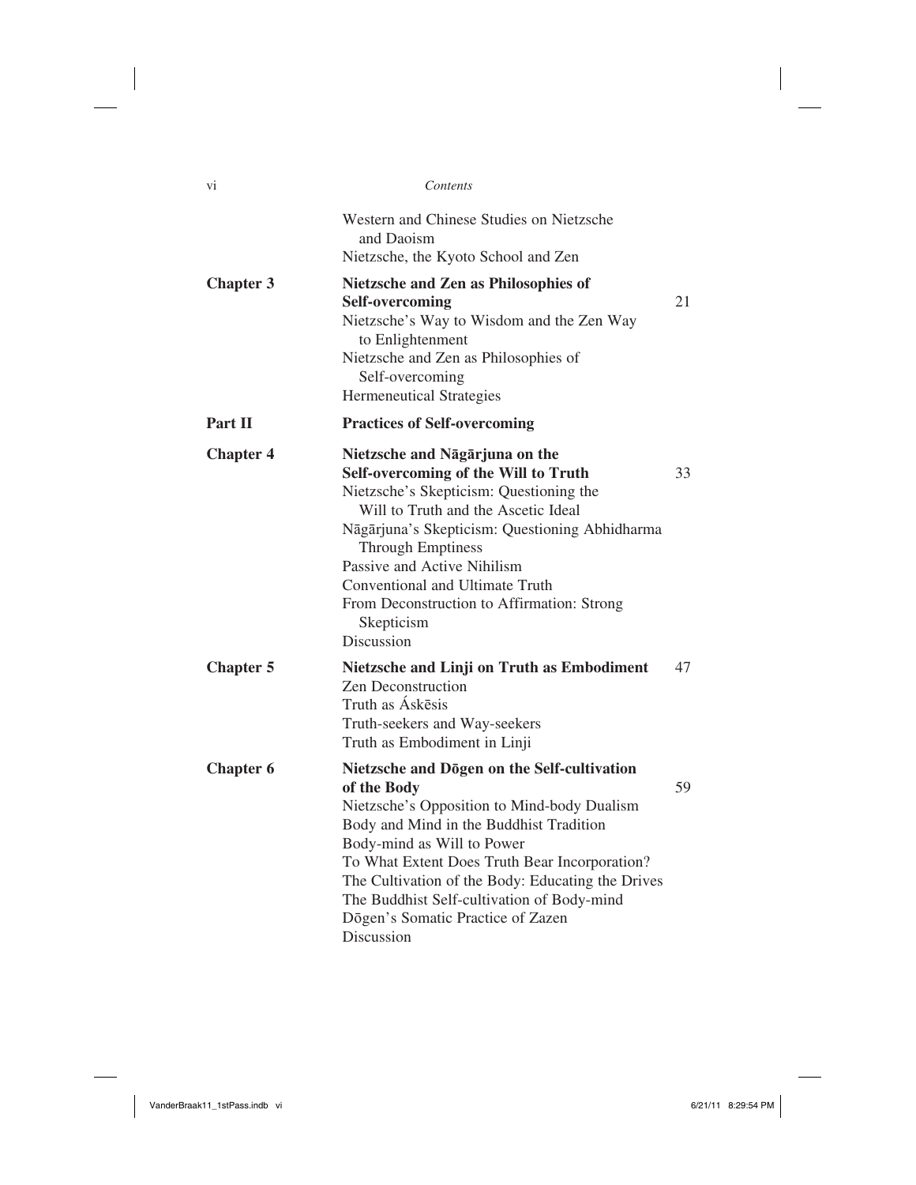Western and Chinese Studies on Nietzsche and Daoism
Nietzsche, the Kyoto School and Zen

**Chapter 3** **Nietzsche and Zen as Philosophies of Self-overcoming** 21
Nietzsche's Way to Wisdom and the Zen Way to Enlightenment
Nietzsche and Zen as Philosophies of Self-overcoming
Hermeneutical Strategies

**Part II** **Practices of Self-overcoming**

**Chapter 4** **Nietzsche and Nāgārjuna on the Self-overcoming of the Will to Truth** 33
Nietzsche's Skepticism: Questioning the Will to Truth and the Ascetic Ideal
Nāgārjuna's Skepticism: Questioning Abhidharma Through Emptiness
Passive and Active Nihilism
Conventional and Ultimate Truth
From Deconstruction to Affirmation: Strong Skepticism
Discussion

**Chapter 5** **Nietzsche and Linji on Truth as Embodiment** 47
Zen Deconstruction
Truth as Áskēsis
Truth-seekers and Way-seekers
Truth as Embodiment in Linji

**Chapter 6** **Nietzsche and Dōgen on the Self-cultivation of the Body** 59
Nietzsche's Opposition to Mind-body Dualism
Body and Mind in the Buddhist Tradition
Body-mind as Will to Power
To What Extent Does Truth Bear Incorporation?
The Cultivation of the Body: Educating the Drives
The Buddhist Self-cultivation of Body-mind
Dōgen's Somatic Practice of Zazen
Discussion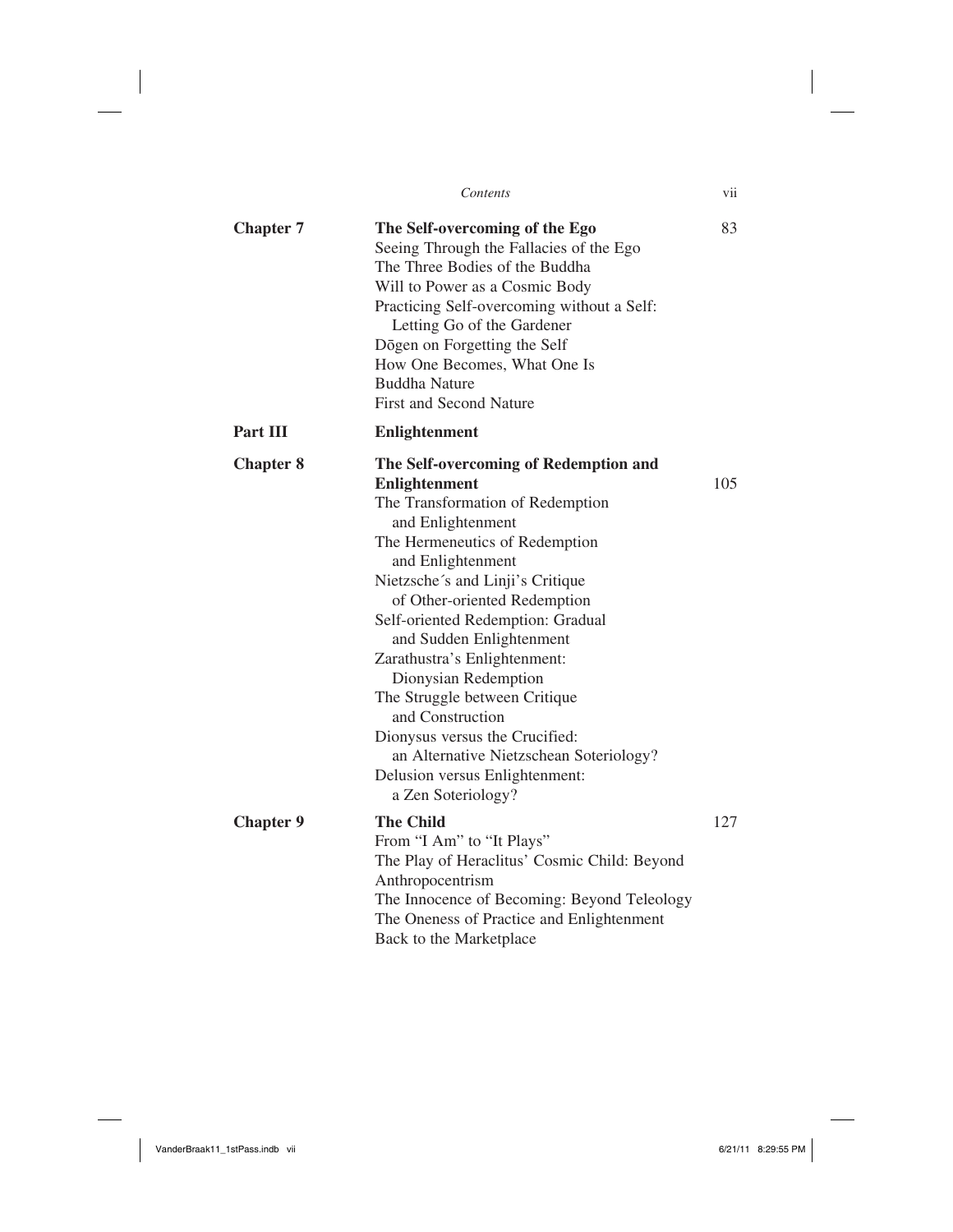| | | |
|---|---|---|
| **Chapter 7** | **The Self-overcoming of the Ego** | 83 |
| | Seeing Through the Fallacies of the Ego | |
| | The Three Bodies of the Buddha | |
| | Will to Power as a Cosmic Body | |
| | Practicing Self-overcoming without a Self: Letting Go of the Gardener | |
| | Dōgen on Forgetting the Self | |
| | How One Becomes, What One Is | |
| | Buddha Nature | |
| | First and Second Nature | |
| **Part III** | **Enlightenment** | |
| **Chapter 8** | **The Self-overcoming of Redemption and Enlightenment** | 105 |
| | The Transformation of Redemption and Enlightenment | |
| | The Hermeneutics of Redemption and Enlightenment | |
| | Nietzsche´s and Linji's Critique of Other-oriented Redemption | |
| | Self-oriented Redemption: Gradual and Sudden Enlightenment | |
| | Zarathustra's Enlightenment: Dionysian Redemption | |
| | The Struggle between Critique and Construction | |
| | Dionysus versus the Crucified: an Alternative Nietzschean Soteriology? | |
| | Delusion versus Enlightenment: a Zen Soteriology? | |
| **Chapter 9** | **The Child** | 127 |
| | From "I Am" to "It Plays" | |
| | The Play of Heraclitus' Cosmic Child: Beyond Anthropocentrism | |
| | The Innocence of Becoming: Beyond Teleology | |
| | The Oneness of Practice and Enlightenment | |
| | Back to the Marketplace | |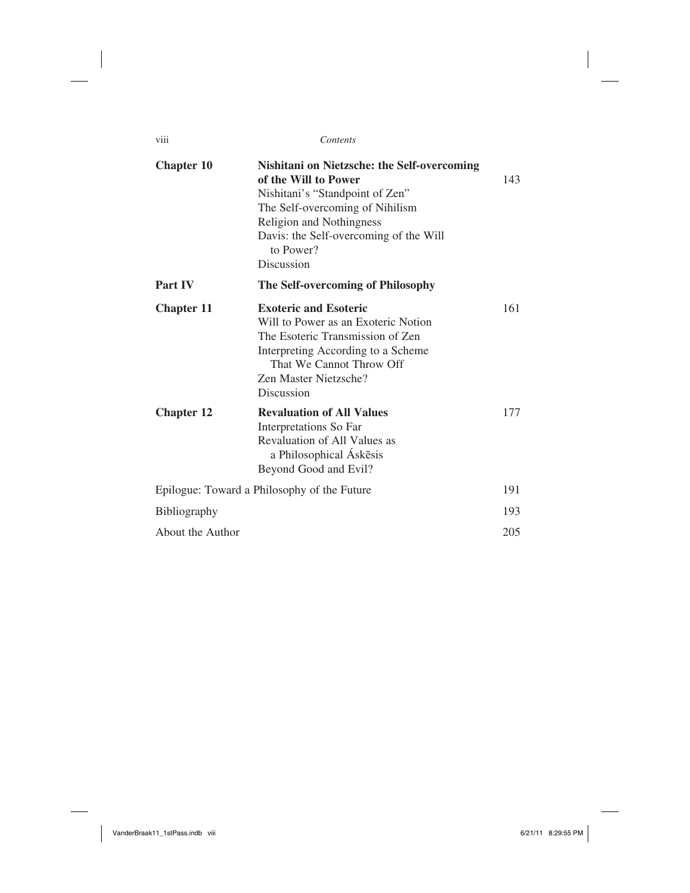| | | |
|---|---|---|
| **Chapter 10** | **Nishitani on Nietzsche: the Self-overcoming of the Will to Power**<br>Nishitani's "Standpoint of Zen"<br>The Self-overcoming of Nihilism<br>Religion and Nothingness<br>Davis: the Self-overcoming of the Will to Power?<br>Discussion | 143 |
| **Part IV** | **The Self-overcoming of Philosophy** | |
| **Chapter 11** | **Exoteric and Esoteric**<br>Will to Power as an Exoteric Notion<br>The Esoteric Transmission of Zen<br>Interpreting According to a Scheme That We Cannot Throw Off<br>Zen Master Nietzsche?<br>Discussion | 161 |
| **Chapter 12** | **Revaluation of All Values**<br>Interpretations So Far<br>Revaluation of All Values as a Philosophical Áskēsis<br>Beyond Good and Evil? | 177 |
| Epilogue: Toward a Philosophy of the Future | | 191 |
| Bibliography | | 193 |
| About the Author | | 205 |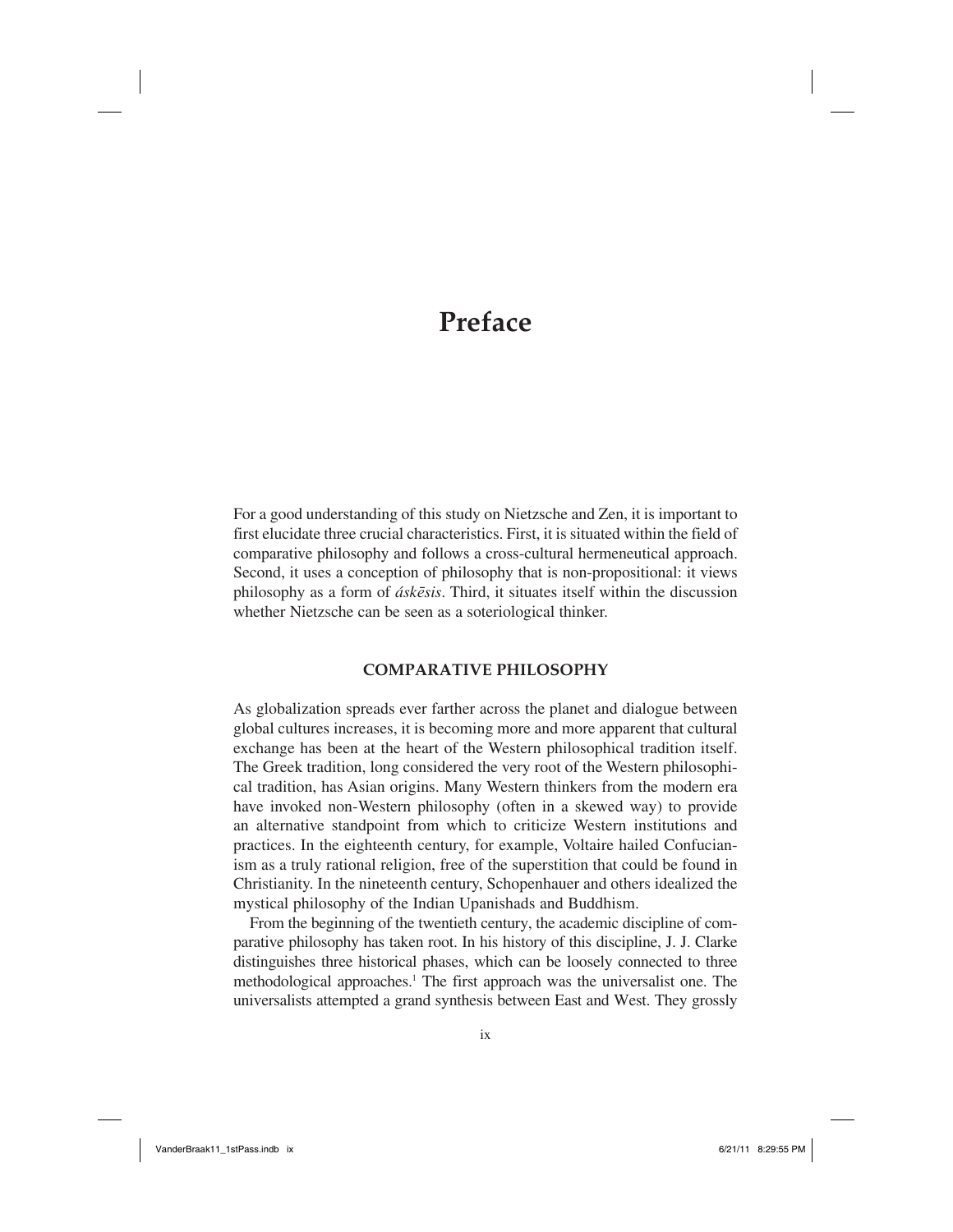# Preface

For a good understanding of this study on Nietzsche and Zen, it is important to first elucidate three crucial characteristics. First, it is situated within the field of comparative philosophy and follows a cross-cultural hermeneutical approach. Second, it uses a conception of philosophy that is non-propositional: it views philosophy as a form of *áskēsis*. Third, it situates itself within the discussion whether Nietzsche can be seen as a soteriological thinker.

## COMPARATIVE PHILOSOPHY

As globalization spreads ever farther across the planet and dialogue between global cultures increases, it is becoming more and more apparent that cultural exchange has been at the heart of the Western philosophical tradition itself. The Greek tradition, long considered the very root of the Western philosophical tradition, has Asian origins. Many Western thinkers from the modern era have invoked non-Western philosophy (often in a skewed way) to provide an alternative standpoint from which to criticize Western institutions and practices. In the eighteenth century, for example, Voltaire hailed Confucianism as a truly rational religion, free of the superstition that could be found in Christianity. In the nineteenth century, Schopenhauer and others idealized the mystical philosophy of the Indian Upanishads and Buddhism.

From the beginning of the twentieth century, the academic discipline of comparative philosophy has taken root. In his history of this discipline, J. J. Clarke distinguishes three historical phases, which can be loosely connected to three methodological approaches.[1] The first approach was the universalist one. The universalists attempted a grand synthesis between East and West. They grossly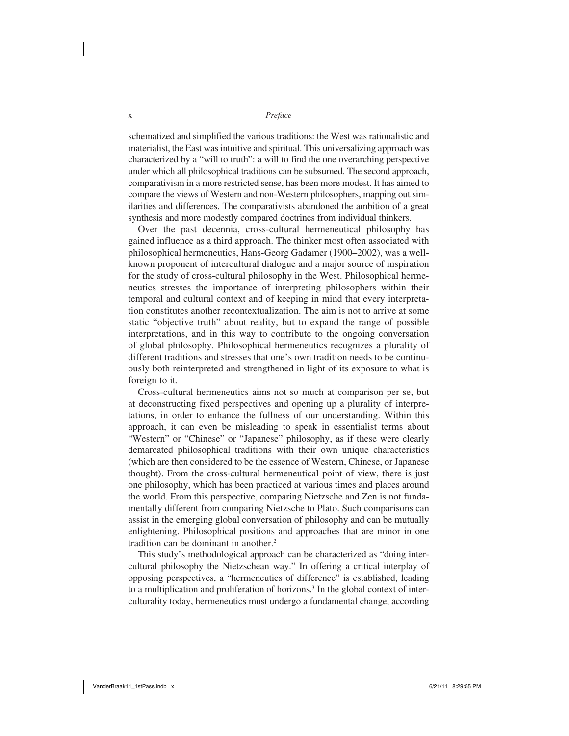schematized and simplified the various traditions: the West was rationalistic and materialist, the East was intuitive and spiritual. This universalizing approach was characterized by a "will to truth": a will to find the one overarching perspective under which all philosophical traditions can be subsumed. The second approach, comparativism in a more restricted sense, has been more modest. It has aimed to compare the views of Western and non-Western philosophers, mapping out similarities and differences. The comparativists abandoned the ambition of a great synthesis and more modestly compared doctrines from individual thinkers.

Over the past decennia, cross-cultural hermeneutical philosophy has gained influence as a third approach. The thinker most often associated with philosophical hermeneutics, Hans-Georg Gadamer (1900–2002), was a well-known proponent of intercultural dialogue and a major source of inspiration for the study of cross-cultural philosophy in the West. Philosophical hermeneutics stresses the importance of interpreting philosophers within their temporal and cultural context and of keeping in mind that every interpretation constitutes another recontextualization. The aim is not to arrive at some static "objective truth" about reality, but to expand the range of possible interpretations, and in this way to contribute to the ongoing conversation of global philosophy. Philosophical hermeneutics recognizes a plurality of different traditions and stresses that one's own tradition needs to be continuously both reinterpreted and strengthened in light of its exposure to what is foreign to it.

Cross-cultural hermeneutics aims not so much at comparison per se, but at deconstructing fixed perspectives and opening up a plurality of interpretations, in order to enhance the fullness of our understanding. Within this approach, it can even be misleading to speak in essentialist terms about "Western" or "Chinese" or "Japanese" philosophy, as if these were clearly demarcated philosophical traditions with their own unique characteristics (which are then considered to be the essence of Western, Chinese, or Japanese thought). From the cross-cultural hermeneutical point of view, there is just one philosophy, which has been practiced at various times and places around the world. From this perspective, comparing Nietzsche and Zen is not fundamentally different from comparing Nietzsche to Plato. Such comparisons can assist in the emerging global conversation of philosophy and can be mutually enlightening. Philosophical positions and approaches that are minor in one tradition can be dominant in another.[2]

This study's methodological approach can be characterized as "doing intercultural philosophy the Nietzschean way." In offering a critical interplay of opposing perspectives, a "hermeneutics of difference" is established, leading to a multiplication and proliferation of horizons.[3] In the global context of interculturality today, hermeneutics must undergo a fundamental change, according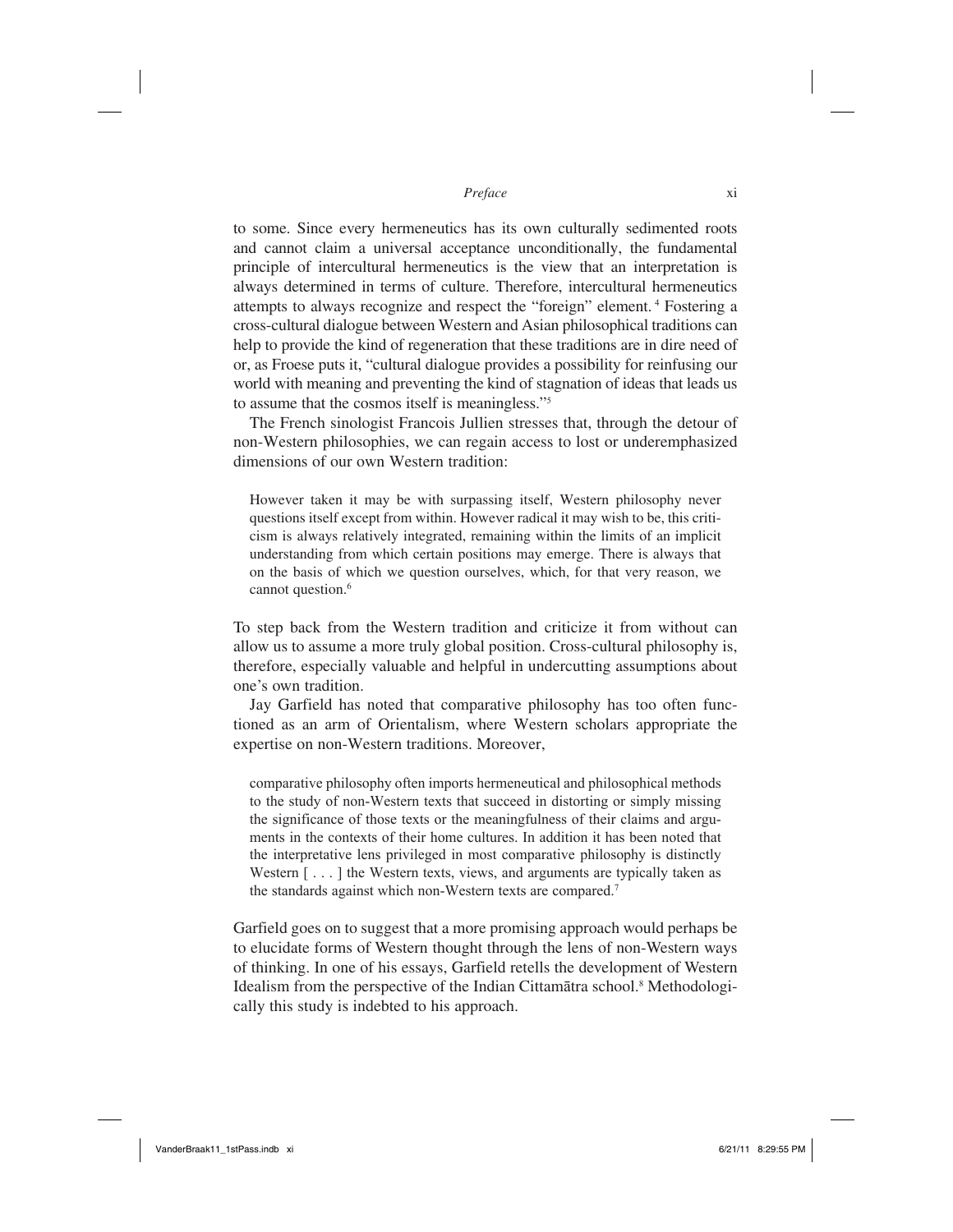to some. Since every hermeneutics has its own culturally sedimented roots and cannot claim a universal acceptance unconditionally, the fundamental principle of intercultural hermeneutics is the view that an interpretation is always determined in terms of culture. Therefore, intercultural hermeneutics attempts to always recognize and respect the "foreign" element.[4] Fostering a cross-cultural dialogue between Western and Asian philosophical traditions can help to provide the kind of regeneration that these traditions are in dire need of or, as Froese puts it, "cultural dialogue provides a possibility for reinfusing our world with meaning and preventing the kind of stagnation of ideas that leads us to assume that the cosmos itself is meaningless."[5]

The French sinologist Francois Jullien stresses that, through the detour of non-Western philosophies, we can regain access to lost or underemphasized dimensions of our own Western tradition:

> However taken it may be with surpassing itself, Western philosophy never questions itself except from within. However radical it may wish to be, this criticism is always relatively integrated, remaining within the limits of an implicit understanding from which certain positions may emerge. There is always that on the basis of which we question ourselves, which, for that very reason, we cannot question.[6]

To step back from the Western tradition and criticize it from without can allow us to assume a more truly global position. Cross-cultural philosophy is, therefore, especially valuable and helpful in undercutting assumptions about one's own tradition.

Jay Garfield has noted that comparative philosophy has too often functioned as an arm of Orientalism, where Western scholars appropriate the expertise on non-Western traditions. Moreover,

> comparative philosophy often imports hermeneutical and philosophical methods to the study of non-Western texts that succeed in distorting or simply missing the significance of those texts or the meaningfulness of their claims and arguments in the contexts of their home cultures. In addition it has been noted that the interpretative lens privileged in most comparative philosophy is distinctly Western [ . . . ] the Western texts, views, and arguments are typically taken as the standards against which non-Western texts are compared.[7]

Garfield goes on to suggest that a more promising approach would perhaps be to elucidate forms of Western thought through the lens of non-Western ways of thinking. In one of his essays, Garfield retells the development of Western Idealism from the perspective of the Indian Cittamātra school.[8] Methodologically this study is indebted to his approach.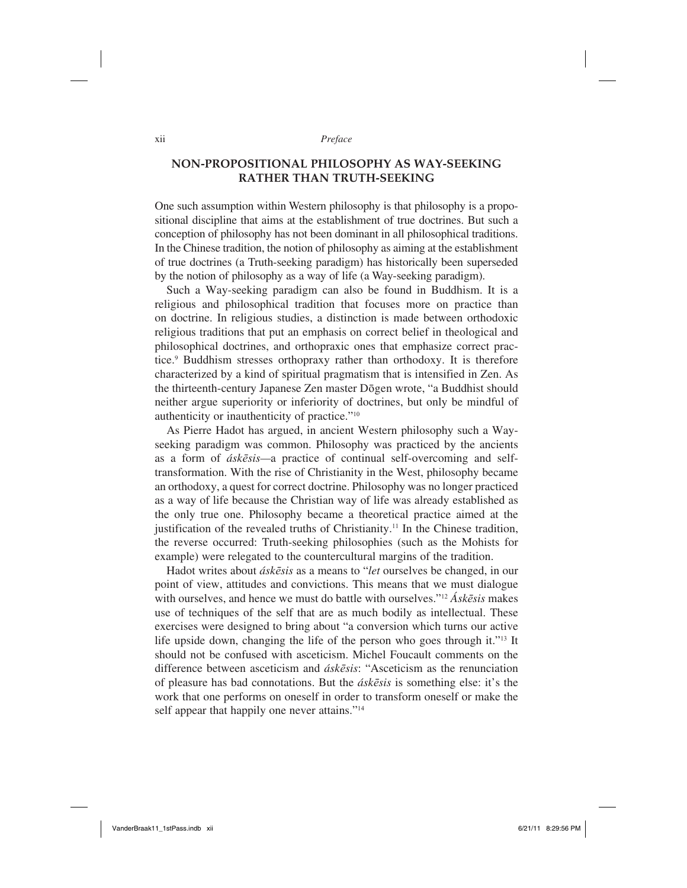## NON-PROPOSITIONAL PHILOSOPHY AS WAY-SEEKING RATHER THAN TRUTH-SEEKING

One such assumption within Western philosophy is that philosophy is a propositional discipline that aims at the establishment of true doctrines. But such a conception of philosophy has not been dominant in all philosophical traditions. In the Chinese tradition, the notion of philosophy as aiming at the establishment of true doctrines (a Truth-seeking paradigm) has historically been superseded by the notion of philosophy as a way of life (a Way-seeking paradigm).

Such a Way-seeking paradigm can also be found in Buddhism. It is a religious and philosophical tradition that focuses more on practice than on doctrine. In religious studies, a distinction is made between orthodoxic religious traditions that put an emphasis on correct belief in theological and philosophical doctrines, and orthopraxic ones that emphasize correct practice.[9] Buddhism stresses orthopraxy rather than orthodoxy. It is therefore characterized by a kind of spiritual pragmatism that is intensified in Zen. As the thirteenth-century Japanese Zen master Dōgen wrote, "a Buddhist should neither argue superiority or inferiority of doctrines, but only be mindful of authenticity or inauthenticity of practice."[10]

As Pierre Hadot has argued, in ancient Western philosophy such a Way-seeking paradigm was common. Philosophy was practiced by the ancients as a form of *áskēsis*—a practice of continual self-overcoming and self-transformation. With the rise of Christianity in the West, philosophy became an orthodoxy, a quest for correct doctrine. Philosophy was no longer practiced as a way of life because the Christian way of life was already established as the only true one. Philosophy became a theoretical practice aimed at the justification of the revealed truths of Christianity.[11] In the Chinese tradition, the reverse occurred: Truth-seeking philosophies (such as the Mohists for example) were relegated to the countercultural margins of the tradition.

Hadot writes about *áskēsis* as a means to "*let* ourselves be changed, in our point of view, attitudes and convictions. This means that we must dialogue with ourselves, and hence we must do battle with ourselves."[12] *Áskēsis* makes use of techniques of the self that are as much bodily as intellectual. These exercises were designed to bring about "a conversion which turns our active life upside down, changing the life of the person who goes through it."[13] It should not be confused with asceticism. Michel Foucault comments on the difference between asceticism and *áskēsis*: "Asceticism as the renunciation of pleasure has bad connotations. But the *áskēsis* is something else: it's the work that one performs on oneself in order to transform oneself or make the self appear that happily one never attains."[14]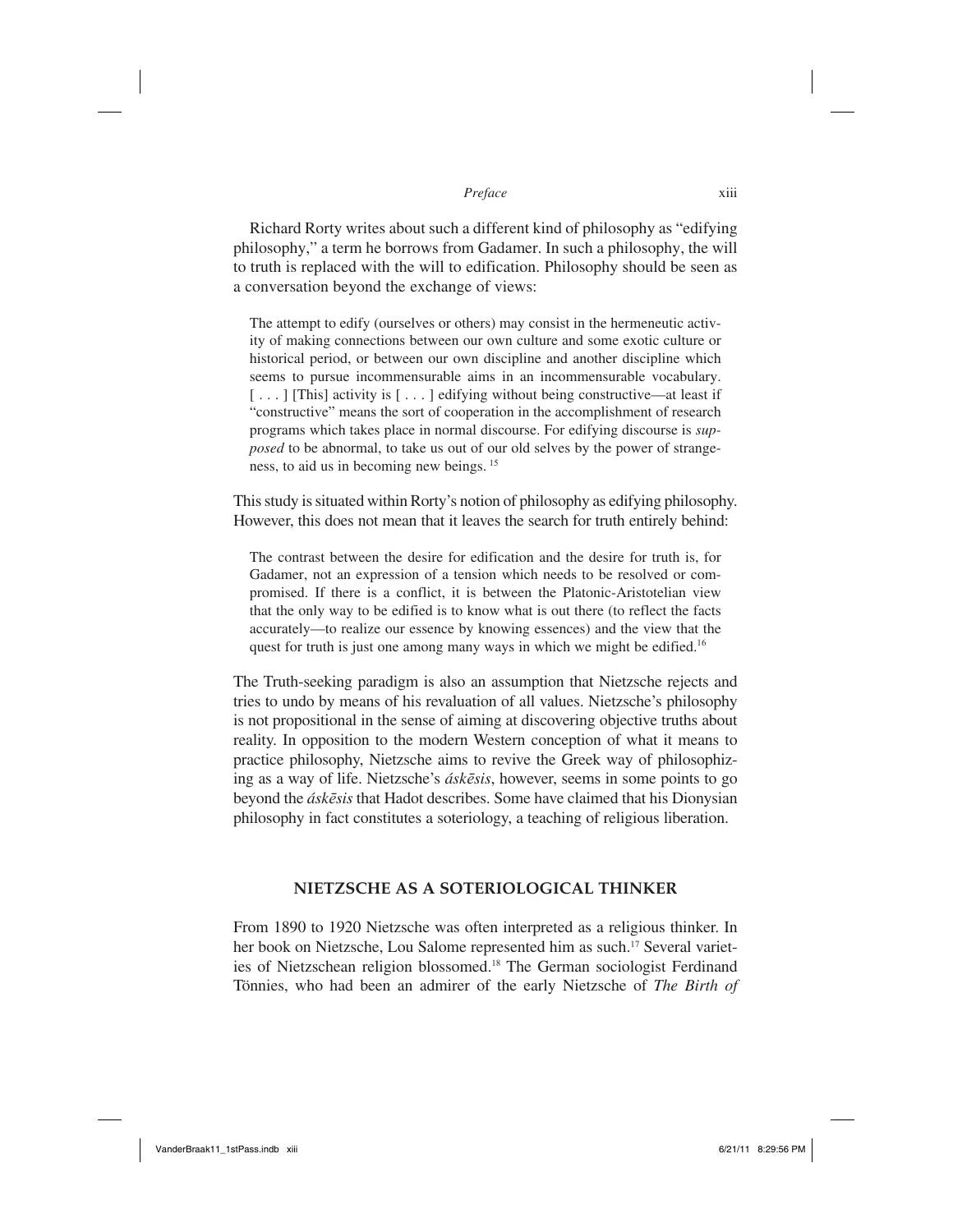Richard Rorty writes about such a different kind of philosophy as "edifying philosophy," a term he borrows from Gadamer. In such a philosophy, the will to truth is replaced with the will to edification. Philosophy should be seen as a conversation beyond the exchange of views:

> The attempt to edify (ourselves or others) may consist in the hermeneutic activity of making connections between our own culture and some exotic culture or historical period, or between our own discipline and another discipline which seems to pursue incommensurable aims in an incommensurable vocabulary. [ . . . ] [This] activity is [ . . . ] edifying without being constructive—at least if "constructive" means the sort of cooperation in the accomplishment of research programs which takes place in normal discourse. For edifying discourse is *supposed* to be abnormal, to take us out of our old selves by the power of strangeness, to aid us in becoming new beings. [15]

This study is situated within Rorty's notion of philosophy as edifying philosophy. However, this does not mean that it leaves the search for truth entirely behind:

> The contrast between the desire for edification and the desire for truth is, for Gadamer, not an expression of a tension which needs to be resolved or compromised. If there is a conflict, it is between the Platonic-Aristotelian view that the only way to be edified is to know what is out there (to reflect the facts accurately—to realize our essence by knowing essences) and the view that the quest for truth is just one among many ways in which we might be edified.[16]

The Truth-seeking paradigm is also an assumption that Nietzsche rejects and tries to undo by means of his revaluation of all values. Nietzsche's philosophy is not propositional in the sense of aiming at discovering objective truths about reality. In opposition to the modern Western conception of what it means to practice philosophy, Nietzsche aims to revive the Greek way of philosophizing as a way of life. Nietzsche's *áskēsis*, however, seems in some points to go beyond the *áskēsis* that Hadot describes. Some have claimed that his Dionysian philosophy in fact constitutes a soteriology, a teaching of religious liberation.

## NIETZSCHE AS A SOTERIOLOGICAL THINKER

From 1890 to 1920 Nietzsche was often interpreted as a religious thinker. In her book on Nietzsche, Lou Salome represented him as such.[17] Several varieties of Nietzschean religion blossomed.[18] The German sociologist Ferdinand Tönnies, who had been an admirer of the early Nietzsche of *The Birth of*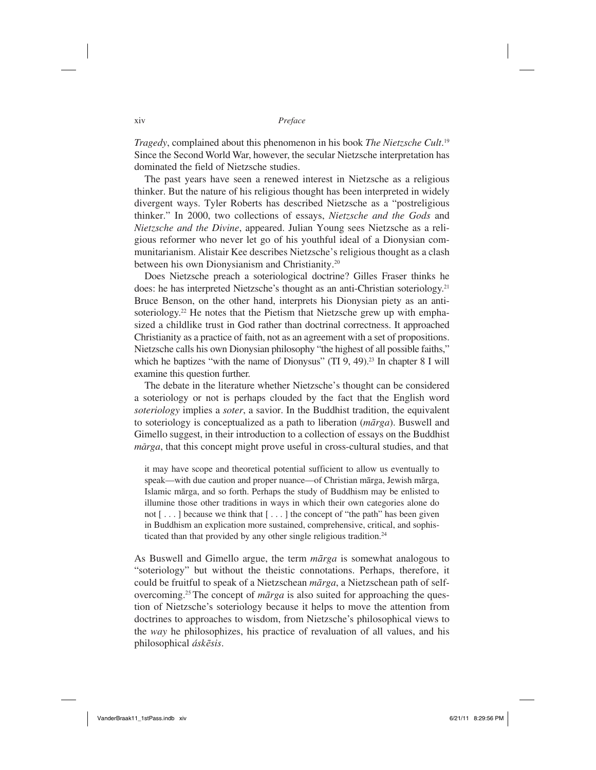*Tragedy*, complained about this phenomenon in his book *The Nietzsche Cult*.[19] Since the Second World War, however, the secular Nietzsche interpretation has dominated the field of Nietzsche studies.

The past years have seen a renewed interest in Nietzsche as a religious thinker. But the nature of his religious thought has been interpreted in widely divergent ways. Tyler Roberts has described Nietzsche as a "postreligious thinker." In 2000, two collections of essays, *Nietzsche and the Gods* and *Nietzsche and the Divine*, appeared. Julian Young sees Nietzsche as a religious reformer who never let go of his youthful ideal of a Dionysian communitarianism. Alistair Kee describes Nietzsche's religious thought as a clash between his own Dionysianism and Christianity.[20]

Does Nietzsche preach a soteriological doctrine? Gilles Fraser thinks he does: he has interpreted Nietzsche's thought as an anti-Christian soteriology.[21] Bruce Benson, on the other hand, interprets his Dionysian piety as an anti-soteriology.[22] He notes that the Pietism that Nietzsche grew up with emphasized a childlike trust in God rather than doctrinal correctness. It approached Christianity as a practice of faith, not as an agreement with a set of propositions. Nietzsche calls his own Dionysian philosophy "the highest of all possible faiths," which he baptizes "with the name of Dionysus" (TI 9, 49).[23] In chapter 8 I will examine this question further.

The debate in the literature whether Nietzsche's thought can be considered a soteriology or not is perhaps clouded by the fact that the English word *soteriology* implies a *soter*, a savior. In the Buddhist tradition, the equivalent to soteriology is conceptualized as a path to liberation (*mārga*). Buswell and Gimello suggest, in their introduction to a collection of essays on the Buddhist *mārga*, that this concept might prove useful in cross-cultural studies, and that

> it may have scope and theoretical potential sufficient to allow us eventually to speak—with due caution and proper nuance—of Christian mārga, Jewish mārga, Islamic mārga, and so forth. Perhaps the study of Buddhism may be enlisted to illumine those other traditions in ways in which their own categories alone do not [ . . . ] because we think that [ . . . ] the concept of "the path" has been given in Buddhism an explication more sustained, comprehensive, critical, and sophisticated than that provided by any other single religious tradition.[24]

As Buswell and Gimello argue, the term *mārga* is somewhat analogous to "soteriology" but without the theistic connotations. Perhaps, therefore, it could be fruitful to speak of a Nietzschean *mārga*, a Nietzschean path of self-overcoming.[25] The concept of *mārga* is also suited for approaching the question of Nietzsche's soteriology because it helps to move the attention from doctrines to approaches to wisdom, from Nietzsche's philosophical views to the *way* he philosophizes, his practice of revaluation of all values, and his philosophical *áskēsis*.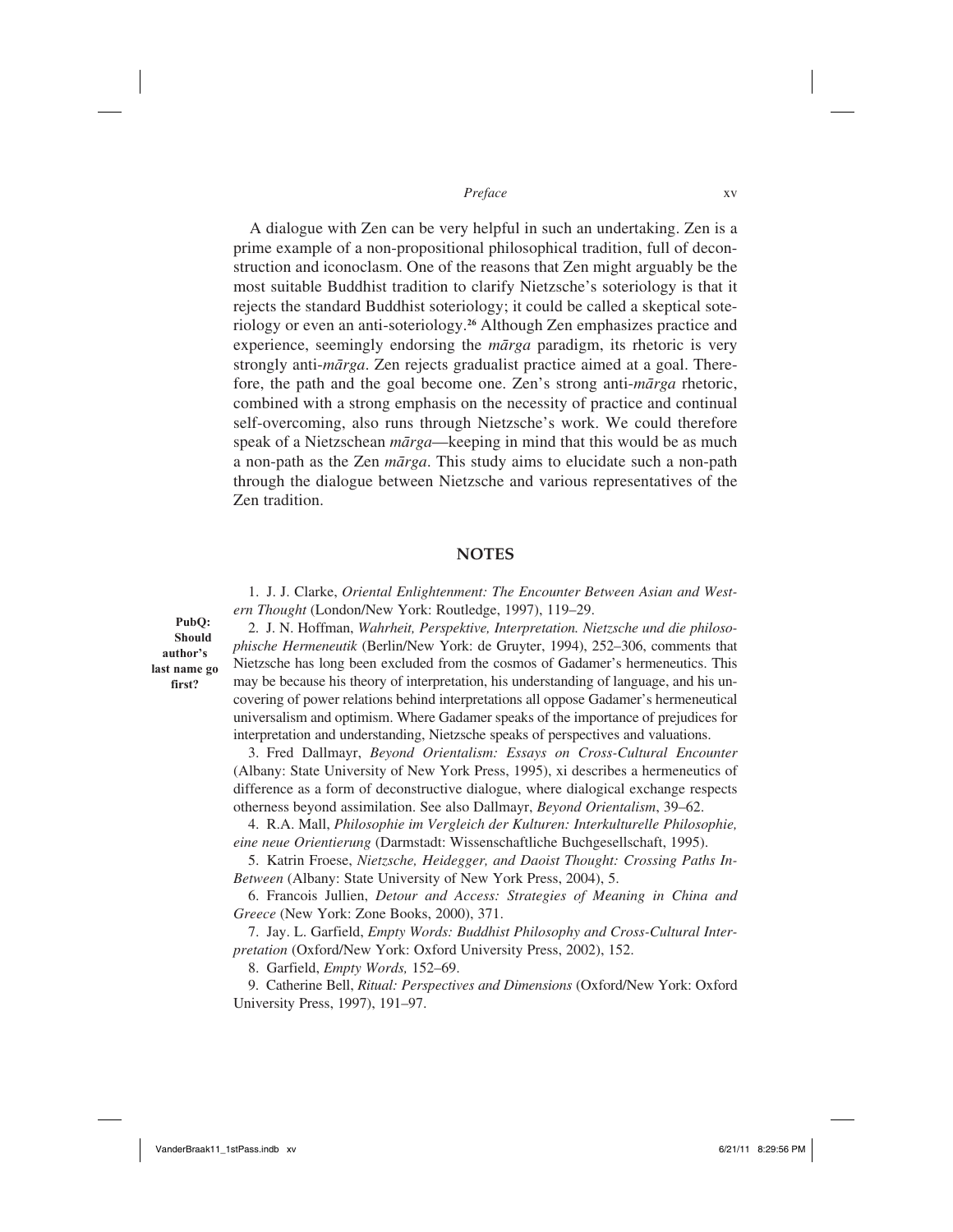A dialogue with Zen can be very helpful in such an undertaking. Zen is a prime example of a non-propositional philosophical tradition, full of deconstruction and iconoclasm. One of the reasons that Zen might arguably be the most suitable Buddhist tradition to clarify Nietzsche's soteriology is that it rejects the standard Buddhist soteriology; it could be called a skeptical soteriology or even an anti-soteriology.[26] Although Zen emphasizes practice and experience, seemingly endorsing the *mārga* paradigm, its rhetoric is very strongly anti-*mārga*. Zen rejects gradualist practice aimed at a goal. Therefore, the path and the goal become one. Zen's strong anti-*mārga* rhetoric, combined with a strong emphasis on the necessity of practice and continual self-overcoming, also runs through Nietzsche's work. We could therefore speak of a Nietzschean *mārga*—keeping in mind that this would be as much a non-path as the Zen *mārga*. This study aims to elucidate such a non-path through the dialogue between Nietzsche and various representatives of the Zen tradition.

## NOTES

1. J. J. Clarke, *Oriental Enlightenment: The Encounter Between Asian and Western Thought* (London/New York: Routledge, 1997), 119–29.

**PubQ: Should author's last name go first?**

2. J. N. Hoffman, *Wahrheit, Perspektive, Interpretation. Nietzsche und die philosophische Hermeneutik* (Berlin/New York: de Gruyter, 1994), 252–306, comments that Nietzsche has long been excluded from the cosmos of Gadamer's hermeneutics. This may be because his theory of interpretation, his understanding of language, and his uncovering of power relations behind interpretations all oppose Gadamer's hermeneutical universalism and optimism. Where Gadamer speaks of the importance of prejudices for interpretation and understanding, Nietzsche speaks of perspectives and valuations.

3. Fred Dallmayr, *Beyond Orientalism: Essays on Cross-Cultural Encounter* (Albany: State University of New York Press, 1995), xi describes a hermeneutics of difference as a form of deconstructive dialogue, where dialogical exchange respects otherness beyond assimilation. See also Dallmayr, *Beyond Orientalism*, 39–62.

4. R.A. Mall, *Philosophie im Vergleich der Kulturen: Interkulturelle Philosophie, eine neue Orientierung* (Darmstadt: Wissenschaftliche Buchgesellschaft, 1995).

5. Katrin Froese, *Nietzsche, Heidegger, and Daoist Thought: Crossing Paths In-Between* (Albany: State University of New York Press, 2004), 5.

6. Francois Jullien, *Detour and Access: Strategies of Meaning in China and Greece* (New York: Zone Books, 2000), 371.

7. Jay. L. Garfield, *Empty Words: Buddhist Philosophy and Cross-Cultural Interpretation* (Oxford/New York: Oxford University Press, 2002), 152.

8. Garfield, *Empty Words,* 152–69.

9. Catherine Bell, *Ritual: Perspectives and Dimensions* (Oxford/New York: Oxford University Press, 1997), 191–97.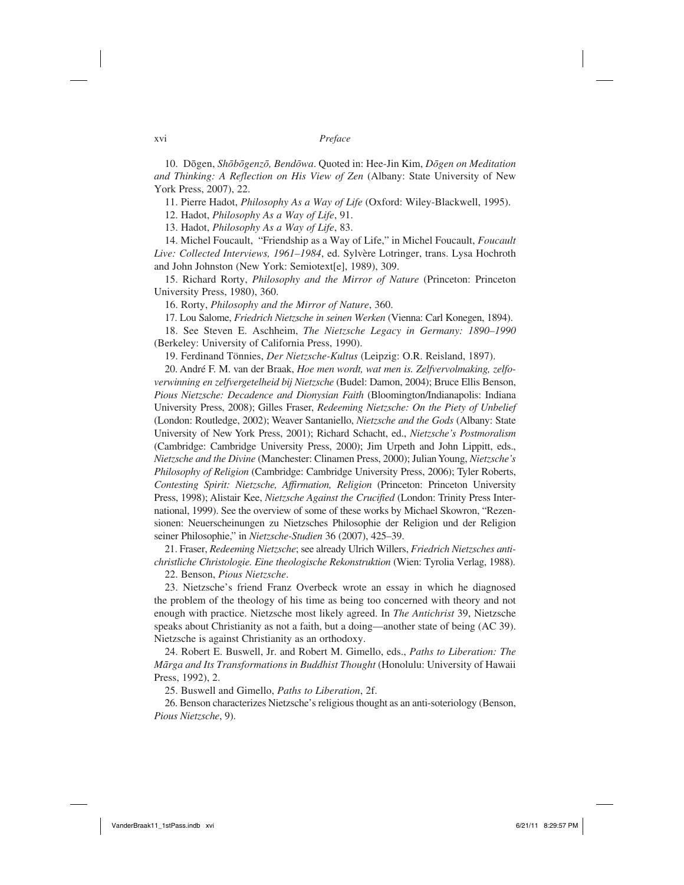10. Dōgen, *Shōbōgenzō, Bendōwa*. Quoted in: Hee-Jin Kim, *Dōgen on Meditation and Thinking: A Reflection on His View of Zen* (Albany: State University of New York Press, 2007), 22.

11. Pierre Hadot, *Philosophy As a Way of Life* (Oxford: Wiley-Blackwell, 1995).

12. Hadot, *Philosophy As a Way of Life*, 91.

13. Hadot, *Philosophy As a Way of Life*, 83.

14. Michel Foucault, "Friendship as a Way of Life," in Michel Foucault, *Foucault Live: Collected Interviews, 1961–1984*, ed. Sylvère Lotringer, trans. Lysa Hochroth and John Johnston (New York: Semiotext[e], 1989), 309.

15. Richard Rorty, *Philosophy and the Mirror of Nature* (Princeton: Princeton University Press, 1980), 360.

16. Rorty, *Philosophy and the Mirror of Nature*, 360.

17. Lou Salome, *Friedrich Nietzsche in seinen Werken* (Vienna: Carl Konegen, 1894).

18. See Steven E. Aschheim, *The Nietzsche Legacy in Germany: 1890–1990* (Berkeley: University of California Press, 1990).

19. Ferdinand Tönnies, *Der Nietzsche-Kultus* (Leipzig: O.R. Reisland, 1897).

20. André F. M. van der Braak, *Hoe men wordt, wat men is. Zelfvervolmaking, zelfoverwinning en zelfvergetelheid bij Nietzsche* (Budel: Damon, 2004); Bruce Ellis Benson, *Pious Nietzsche: Decadence and Dionysian Faith* (Bloomington/Indianapolis: Indiana University Press, 2008); Gilles Fraser, *Redeeming Nietzsche: On the Piety of Unbelief* (London: Routledge, 2002); Weaver Santaniello, *Nietzsche and the Gods* (Albany: State University of New York Press, 2001); Richard Schacht, ed., *Nietzsche's Postmoralism* (Cambridge: Cambridge University Press, 2000); Jim Urpeth and John Lippitt, eds., *Nietzsche and the Divine* (Manchester: Clinamen Press, 2000); Julian Young, *Nietzsche's Philosophy of Religion* (Cambridge: Cambridge University Press, 2006); Tyler Roberts, *Contesting Spirit: Nietzsche, Affirmation, Religion* (Princeton: Princeton University Press, 1998); Alistair Kee, *Nietzsche Against the Crucified* (London: Trinity Press International, 1999). See the overview of some of these works by Michael Skowron, "Rezensionen: Neuerscheinungen zu Nietzsches Philosophie der Religion und der Religion seiner Philosophie," in *Nietzsche-Studien* 36 (2007), 425–39.

21. Fraser, *Redeeming Nietzsche*; see already Ulrich Willers, *Friedrich Nietzsches antichristliche Christologie. Eine theologische Rekonstruktion* (Wien: Tyrolia Verlag, 1988).

22. Benson, *Pious Nietzsche*.

23. Nietzsche's friend Franz Overbeck wrote an essay in which he diagnosed the problem of the theology of his time as being too concerned with theory and not enough with practice. Nietzsche most likely agreed. In *The Antichrist* 39, Nietzsche speaks about Christianity as not a faith, but a doing—another state of being (AC 39). Nietzsche is against Christianity as an orthodoxy.

24. Robert E. Buswell, Jr. and Robert M. Gimello, eds., *Paths to Liberation: The Mārga and Its Transformations in Buddhist Thought* (Honolulu: University of Hawaii Press, 1992), 2.

25. Buswell and Gimello, *Paths to Liberation*, 2f.

26. Benson characterizes Nietzsche's religious thought as an anti-soteriology (Benson, *Pious Nietzsche*, 9).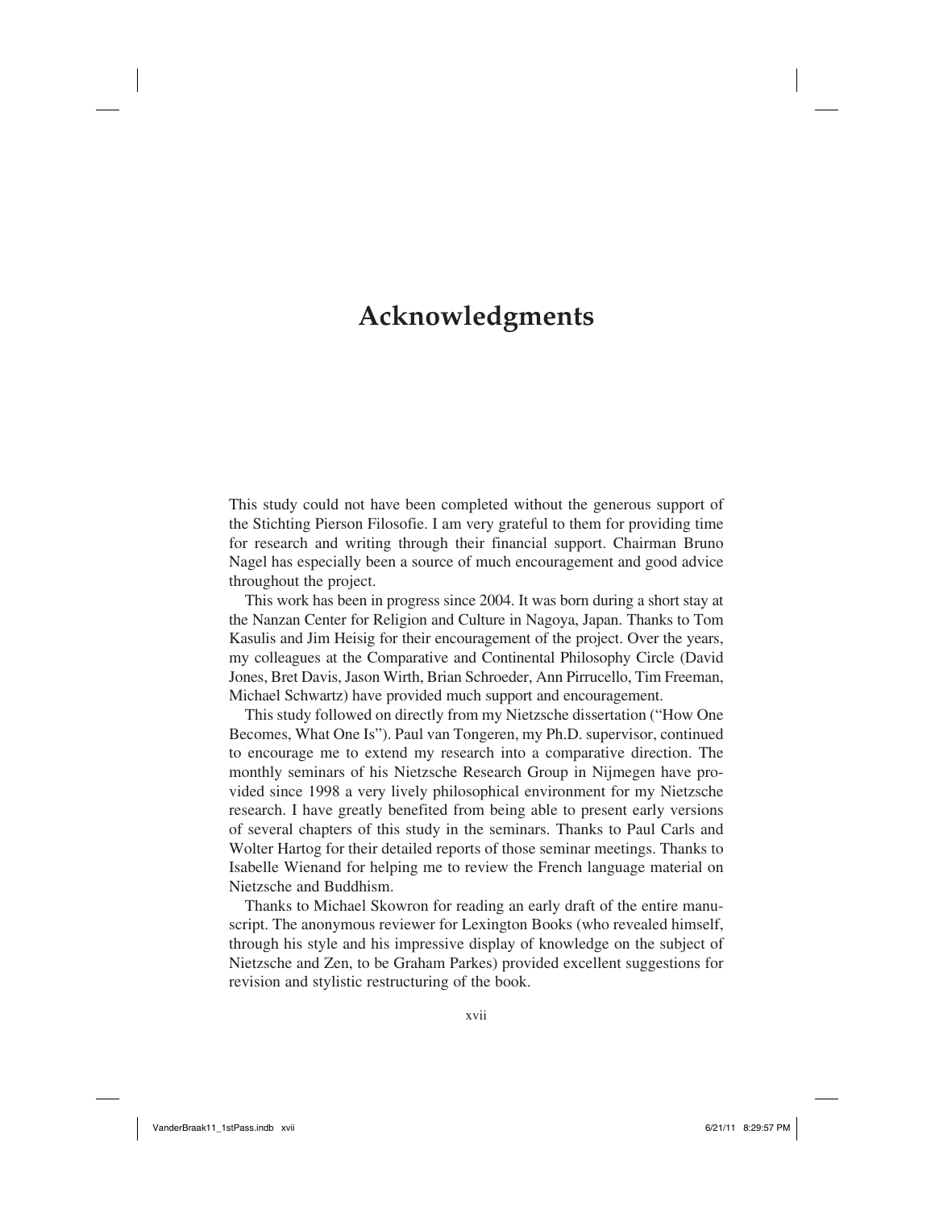# Acknowledgments

This study could not have been completed without the generous support of the Stichting Pierson Filosofie. I am very grateful to them for providing time for research and writing through their financial support. Chairman Bruno Nagel has especially been a source of much encouragement and good advice throughout the project.

This work has been in progress since 2004. It was born during a short stay at the Nanzan Center for Religion and Culture in Nagoya, Japan. Thanks to Tom Kasulis and Jim Heisig for their encouragement of the project. Over the years, my colleagues at the Comparative and Continental Philosophy Circle (David Jones, Bret Davis, Jason Wirth, Brian Schroeder, Ann Pirrucello, Tim Freeman, Michael Schwartz) have provided much support and encouragement.

This study followed on directly from my Nietzsche dissertation ("How One Becomes, What One Is"). Paul van Tongeren, my Ph.D. supervisor, continued to encourage me to extend my research into a comparative direction. The monthly seminars of his Nietzsche Research Group in Nijmegen have provided since 1998 a very lively philosophical environment for my Nietzsche research. I have greatly benefited from being able to present early versions of several chapters of this study in the seminars. Thanks to Paul Carls and Wolter Hartog for their detailed reports of those seminar meetings. Thanks to Isabelle Wienand for helping me to review the French language material on Nietzsche and Buddhism.

Thanks to Michael Skowron for reading an early draft of the entire manuscript. The anonymous reviewer for Lexington Books (who revealed himself, through his style and his impressive display of knowledge on the subject of Nietzsche and Zen, to be Graham Parkes) provided excellent suggestions for revision and stylistic restructuring of the book.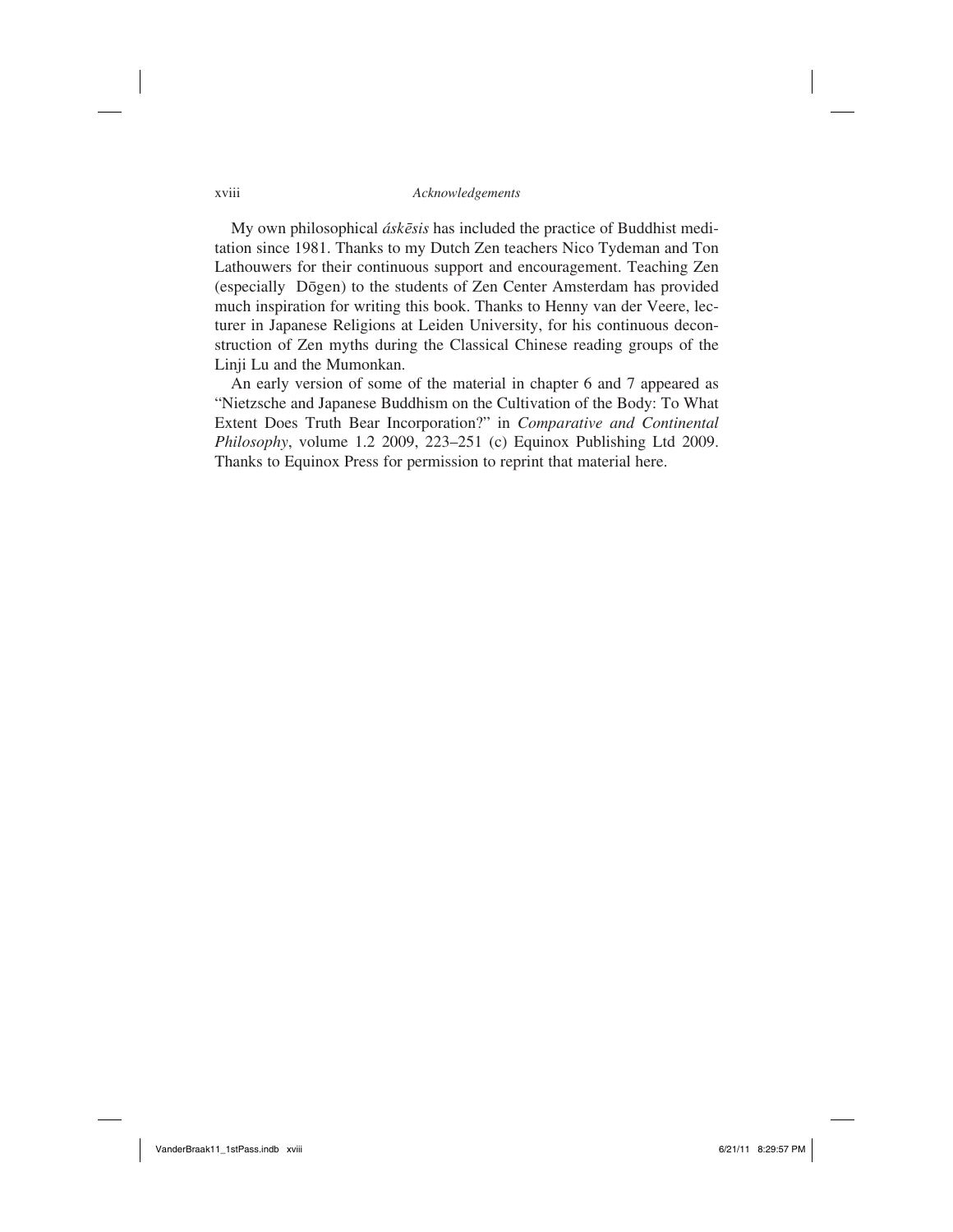My own philosophical *áskēsis* has included the practice of Buddhist meditation since 1981. Thanks to my Dutch Zen teachers Nico Tydeman and Ton Lathouwers for their continuous support and encouragement. Teaching Zen (especially Dōgen) to the students of Zen Center Amsterdam has provided much inspiration for writing this book. Thanks to Henny van der Veere, lecturer in Japanese Religions at Leiden University, for his continuous deconstruction of Zen myths during the Classical Chinese reading groups of the Linji Lu and the Mumonkan.

An early version of some of the material in chapter 6 and 7 appeared as "Nietzsche and Japanese Buddhism on the Cultivation of the Body: To What Extent Does Truth Bear Incorporation?" in *Comparative and Continental Philosophy*, volume 1.2 2009, 223–251 (c) Equinox Publishing Ltd 2009. Thanks to Equinox Press for permission to reprint that material here.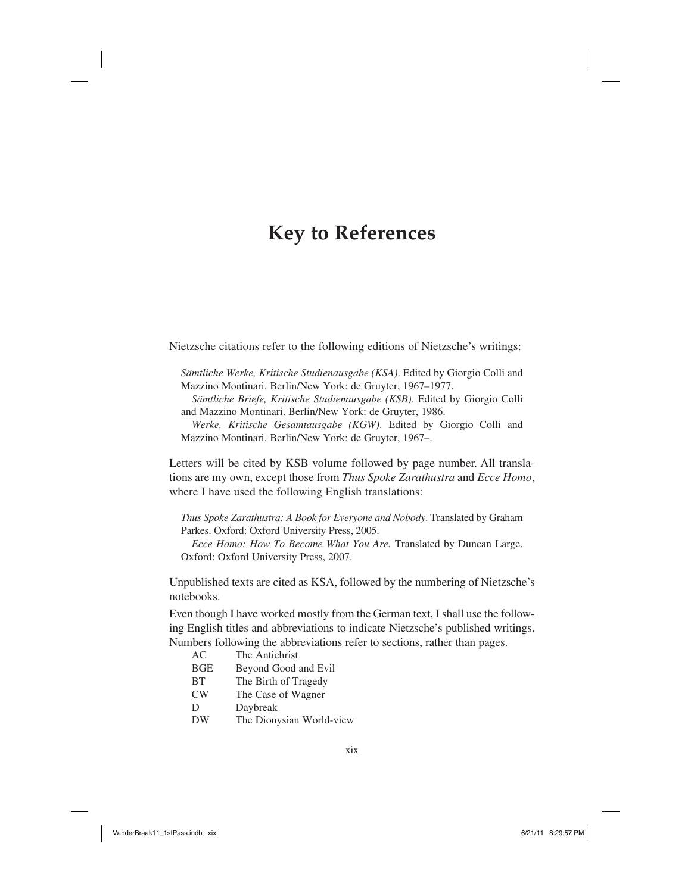# Key to References

Nietzsche citations refer to the following editions of Nietzsche's writings:

*Sämtliche Werke, Kritische Studienausgabe (KSA)*. Edited by Giorgio Colli and Mazzino Montinari. Berlin/New York: de Gruyter, 1967–1977.

*Sämtliche Briefe, Kritische Studienausgabe (KSB)*. Edited by Giorgio Colli and Mazzino Montinari. Berlin/New York: de Gruyter, 1986.

*Werke, Kritische Gesamtausgabe (KGW)*. Edited by Giorgio Colli and Mazzino Montinari. Berlin/New York: de Gruyter, 1967–.

Letters will be cited by KSB volume followed by page number. All translations are my own, except those from *Thus Spoke Zarathustra* and *Ecce Homo*, where I have used the following English translations:

*Thus Spoke Zarathustra: A Book for Everyone and Nobody*. Translated by Graham Parkes. Oxford: Oxford University Press, 2005.

*Ecce Homo: How To Become What You Are.* Translated by Duncan Large. Oxford: Oxford University Press, 2007.

Unpublished texts are cited as KSA, followed by the numbering of Nietzsche's notebooks.

Even though I have worked mostly from the German text, I shall use the following English titles and abbreviations to indicate Nietzsche's published writings. Numbers following the abbreviations refer to sections, rather than pages.

| | |
|---|---|
| AC | The Antichrist |
| BGE | Beyond Good and Evil |
| BT | The Birth of Tragedy |
| CW | The Case of Wagner |
| D | Daybreak |
| DW | The Dionysian World-view |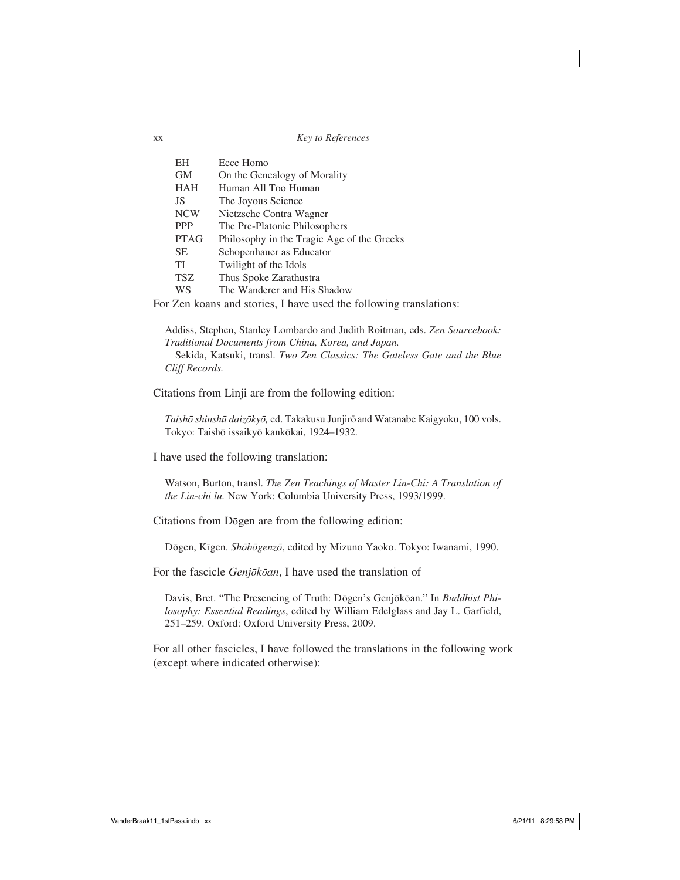| | |
|---|---|
| EH | Ecce Homo |
| GM | On the Genealogy of Morality |
| HAH | Human All Too Human |
| JS | The Joyous Science |
| NCW | Nietzsche Contra Wagner |
| PPP | The Pre-Platonic Philosophers |
| PTAG | Philosophy in the Tragic Age of the Greeks |
| SE | Schopenhauer as Educator |
| TI | Twilight of the Idols |
| TSZ | Thus Spoke Zarathustra |
| WS | The Wanderer and His Shadow |

For Zen koans and stories, I have used the following translations:

> Addiss, Stephen, Stanley Lombardo and Judith Roitman, eds. *Zen Sourcebook: Traditional Documents from China, Korea, and Japan.*
>
> Sekida, Katsuki, transl. *Two Zen Classics: The Gateless Gate and the Blue Cliff Records.*

Citations from Linji are from the following edition:

> *Taishō shinshū daizōkyō,* ed. Takakusu Junjirō and Watanabe Kaigyoku, 100 vols. Tokyo: Taishō issaikyō kankōkai, 1924–1932.

I have used the following translation:

> Watson, Burton, transl. *The Zen Teachings of Master Lin-Chi: A Translation of the Lin-chi lu.* New York: Columbia University Press, 1993/1999.

Citations from Dōgen are from the following edition:

> Dōgen, Kīgen. *Shōbōgenzō*, edited by Mizuno Yaoko. Tokyo: Iwanami, 1990.

For the fascicle *Genjōkōan*, I have used the translation of

> Davis, Bret. "The Presencing of Truth: Dōgen's Genjōkōan." In *Buddhist Philosophy: Essential Readings*, edited by William Edelglass and Jay L. Garfield, 251–259. Oxford: Oxford University Press, 2009.

For all other fascicles, I have followed the translations in the following work (except where indicated otherwise):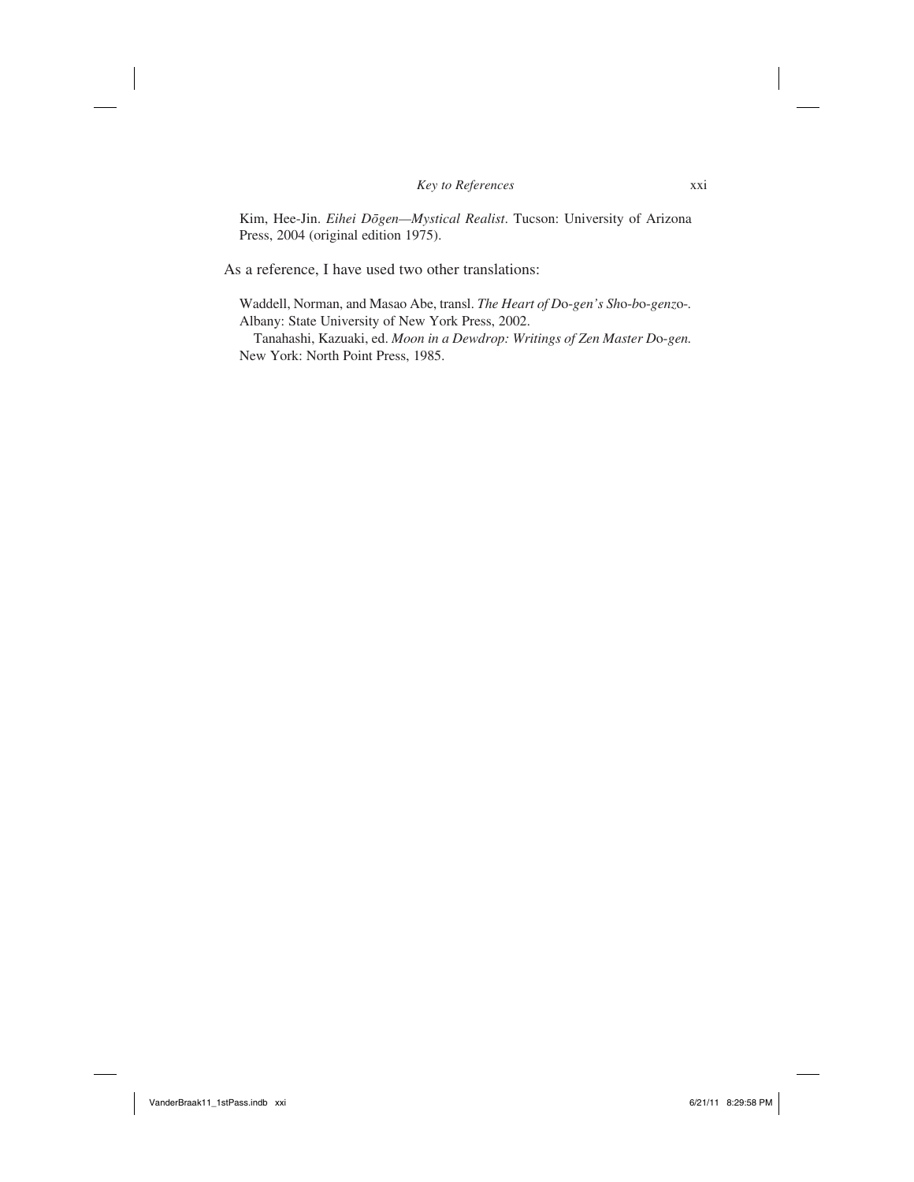Kim, Hee-Jin. *Eihei Dōgen—Mystical Realist*. Tucson: University of Arizona Press, 2004 (original edition 1975).

As a reference, I have used two other translations:

Waddell, Norman, and Masao Abe, transl. *The Heart of Do-gen's Sho-bo-genzo-*. Albany: State University of New York Press, 2002.

Tanahashi, Kazuaki, ed. *Moon in a Dewdrop: Writings of Zen Master Do-gen.* New York: North Point Press, 1985.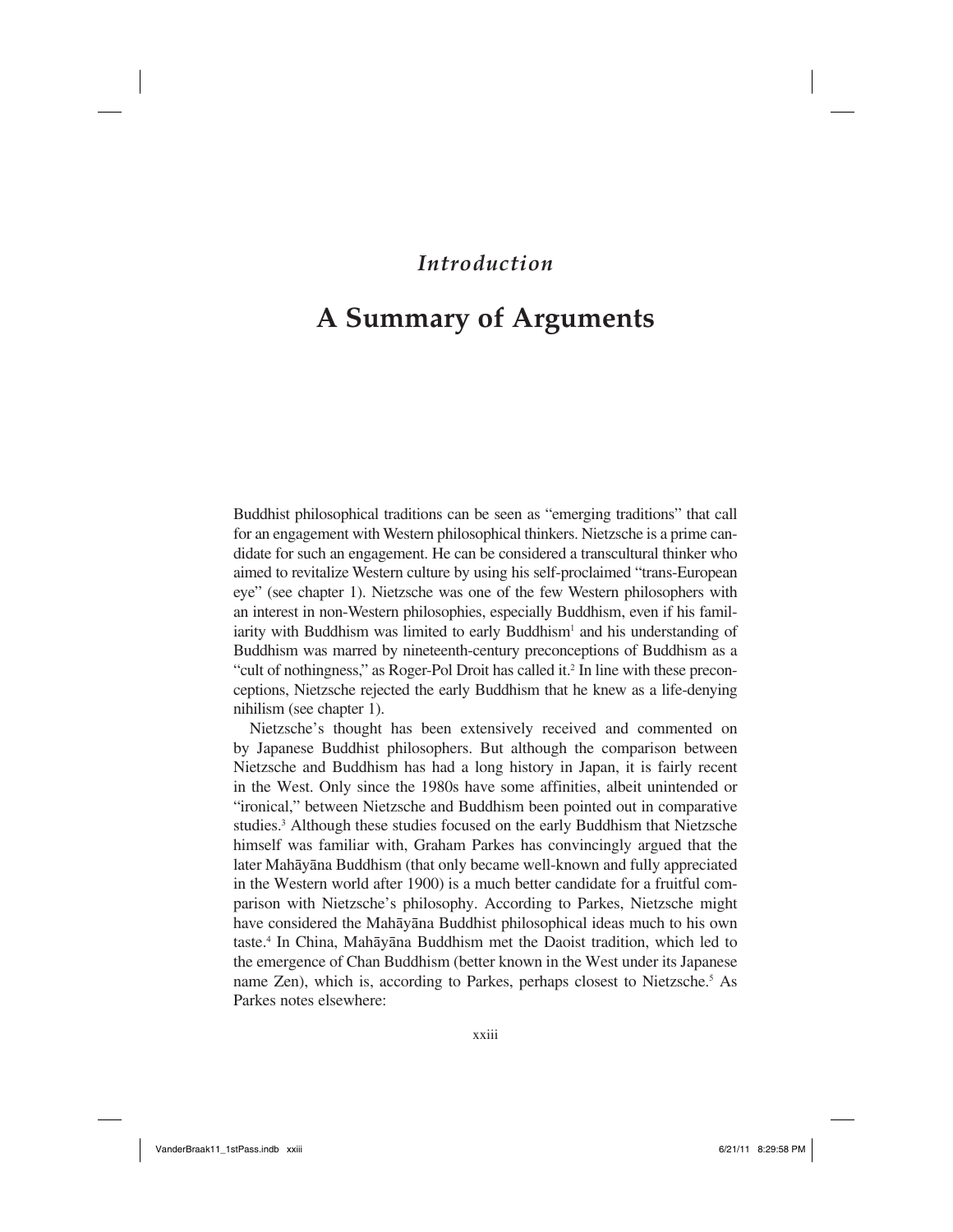# *Introduction*

# A Summary of Arguments

Buddhist philosophical traditions can be seen as "emerging traditions" that call for an engagement with Western philosophical thinkers. Nietzsche is a prime candidate for such an engagement. He can be considered a transcultural thinker who aimed to revitalize Western culture by using his self-proclaimed "trans-European eye" (see chapter 1). Nietzsche was one of the few Western philosophers with an interest in non-Western philosophies, especially Buddhism, even if his familiarity with Buddhism was limited to early Buddhism[1] and his understanding of Buddhism was marred by nineteenth-century preconceptions of Buddhism as a "cult of nothingness," as Roger-Pol Droit has called it.[2] In line with these preconceptions, Nietzsche rejected the early Buddhism that he knew as a life-denying nihilism (see chapter 1).

Nietzsche's thought has been extensively received and commented on by Japanese Buddhist philosophers. But although the comparison between Nietzsche and Buddhism has had a long history in Japan, it is fairly recent in the West. Only since the 1980s have some affinities, albeit unintended or "ironical," between Nietzsche and Buddhism been pointed out in comparative studies.[3] Although these studies focused on the early Buddhism that Nietzsche himself was familiar with, Graham Parkes has convincingly argued that the later Mahāyāna Buddhism (that only became well-known and fully appreciated in the Western world after 1900) is a much better candidate for a fruitful comparison with Nietzsche's philosophy. According to Parkes, Nietzsche might have considered the Mahāyāna Buddhist philosophical ideas much to his own taste.[4] In China, Mahāyāna Buddhism met the Daoist tradition, which led to the emergence of Chan Buddhism (better known in the West under its Japanese name Zen), which is, according to Parkes, perhaps closest to Nietzsche.[5] As Parkes notes elsewhere: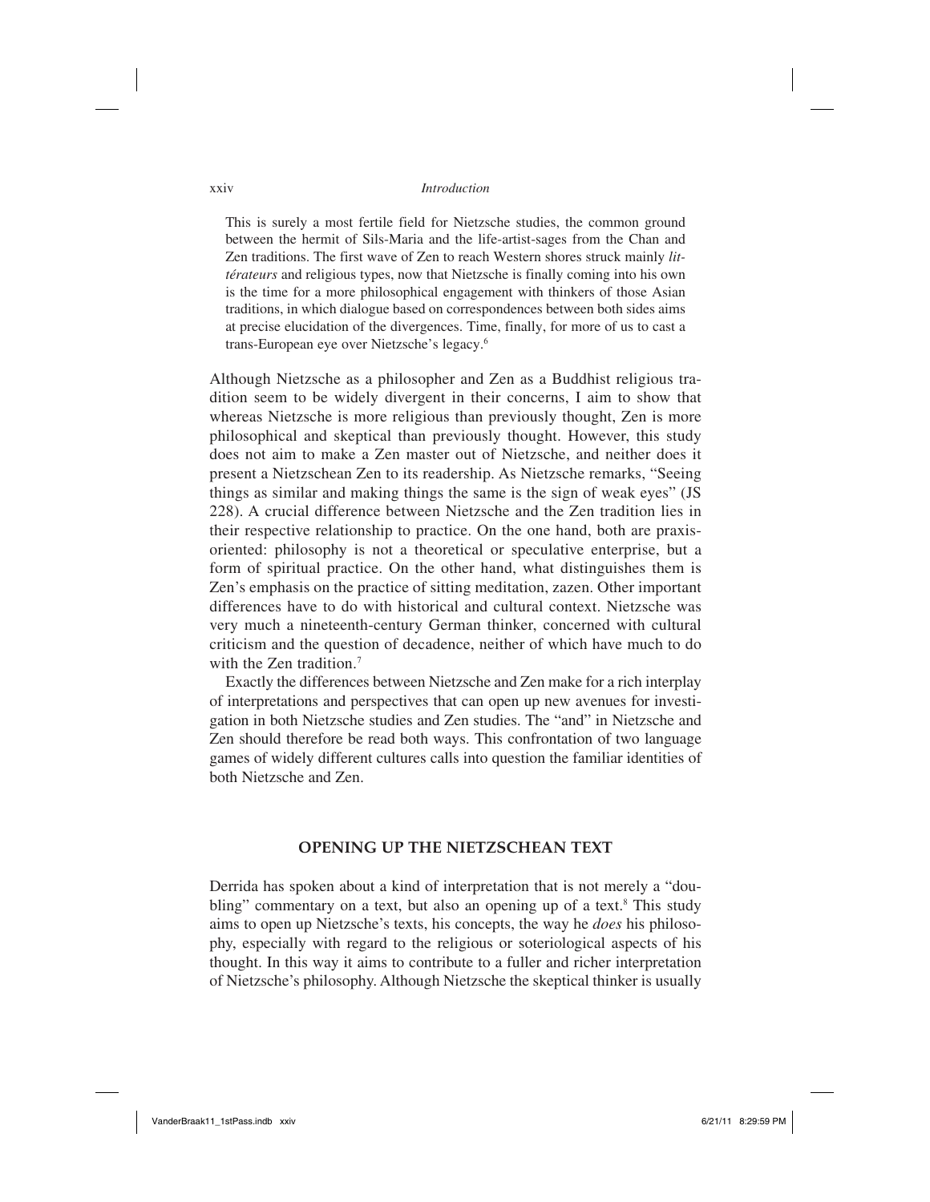> This is surely a most fertile field for Nietzsche studies, the common ground between the hermit of Sils-Maria and the life-artist-sages from the Chan and Zen traditions. The first wave of Zen to reach Western shores struck mainly *littérateurs* and religious types, now that Nietzsche is finally coming into his own is the time for a more philosophical engagement with thinkers of those Asian traditions, in which dialogue based on correspondences between both sides aims at precise elucidation of the divergences. Time, finally, for more of us to cast a trans-European eye over Nietzsche's legacy.[6]

Although Nietzsche as a philosopher and Zen as a Buddhist religious tradition seem to be widely divergent in their concerns, I aim to show that whereas Nietzsche is more religious than previously thought, Zen is more philosophical and skeptical than previously thought. However, this study does not aim to make a Zen master out of Nietzsche, and neither does it present a Nietzschean Zen to its readership. As Nietzsche remarks, "Seeing things as similar and making things the same is the sign of weak eyes" (JS 228). A crucial difference between Nietzsche and the Zen tradition lies in their respective relationship to practice. On the one hand, both are praxis-oriented: philosophy is not a theoretical or speculative enterprise, but a form of spiritual practice. On the other hand, what distinguishes them is Zen's emphasis on the practice of sitting meditation, zazen. Other important differences have to do with historical and cultural context. Nietzsche was very much a nineteenth-century German thinker, concerned with cultural criticism and the question of decadence, neither of which have much to do with the Zen tradition.[7]

Exactly the differences between Nietzsche and Zen make for a rich interplay of interpretations and perspectives that can open up new avenues for investigation in both Nietzsche studies and Zen studies. The "and" in Nietzsche and Zen should therefore be read both ways. This confrontation of two language games of widely different cultures calls into question the familiar identities of both Nietzsche and Zen.

## OPENING UP THE NIETZSCHEAN TEXT

Derrida has spoken about a kind of interpretation that is not merely a "doubling" commentary on a text, but also an opening up of a text.[8] This study aims to open up Nietzsche's texts, his concepts, the way he *does* his philosophy, especially with regard to the religious or soteriological aspects of his thought. In this way it aims to contribute to a fuller and richer interpretation of Nietzsche's philosophy. Although Nietzsche the skeptical thinker is usually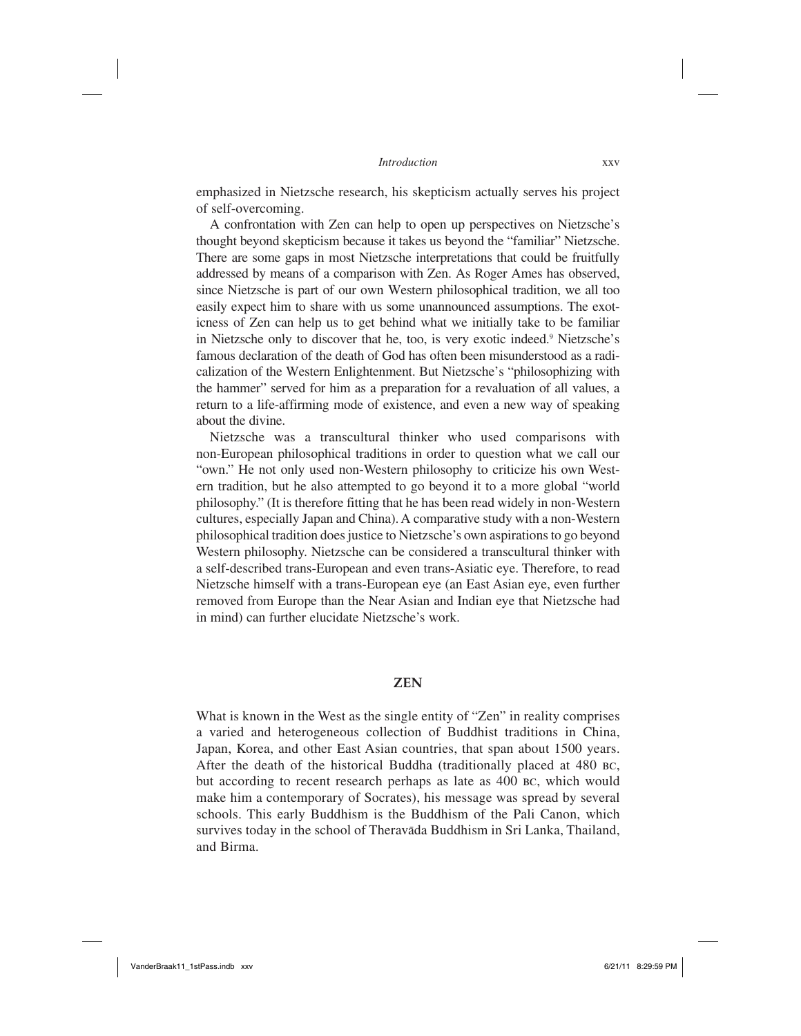emphasized in Nietzsche research, his skepticism actually serves his project of self-overcoming.

A confrontation with Zen can help to open up perspectives on Nietzsche's thought beyond skepticism because it takes us beyond the "familiar" Nietzsche. There are some gaps in most Nietzsche interpretations that could be fruitfully addressed by means of a comparison with Zen. As Roger Ames has observed, since Nietzsche is part of our own Western philosophical tradition, we all too easily expect him to share with us some unannounced assumptions. The exoticness of Zen can help us to get behind what we initially take to be familiar in Nietzsche only to discover that he, too, is very exotic indeed.[9] Nietzsche's famous declaration of the death of God has often been misunderstood as a radicalization of the Western Enlightenment. But Nietzsche's "philosophizing with the hammer" served for him as a preparation for a revaluation of all values, a return to a life-affirming mode of existence, and even a new way of speaking about the divine.

Nietzsche was a transcultural thinker who used comparisons with non-European philosophical traditions in order to question what we call our "own." He not only used non-Western philosophy to criticize his own Western tradition, but he also attempted to go beyond it to a more global "world philosophy." (It is therefore fitting that he has been read widely in non-Western cultures, especially Japan and China). A comparative study with a non-Western philosophical tradition does justice to Nietzsche's own aspirations to go beyond Western philosophy. Nietzsche can be considered a transcultural thinker with a self-described trans-European and even trans-Asiatic eye. Therefore, to read Nietzsche himself with a trans-European eye (an East Asian eye, even further removed from Europe than the Near Asian and Indian eye that Nietzsche had in mind) can further elucidate Nietzsche's work.

## ZEN

What is known in the West as the single entity of "Zen" in reality comprises a varied and heterogeneous collection of Buddhist traditions in China, Japan, Korea, and other East Asian countries, that span about 1500 years. After the death of the historical Buddha (traditionally placed at 480 BC, but according to recent research perhaps as late as 400 BC, which would make him a contemporary of Socrates), his message was spread by several schools. This early Buddhism is the Buddhism of the Pali Canon, which survives today in the school of Theravāda Buddhism in Sri Lanka, Thailand, and Birma.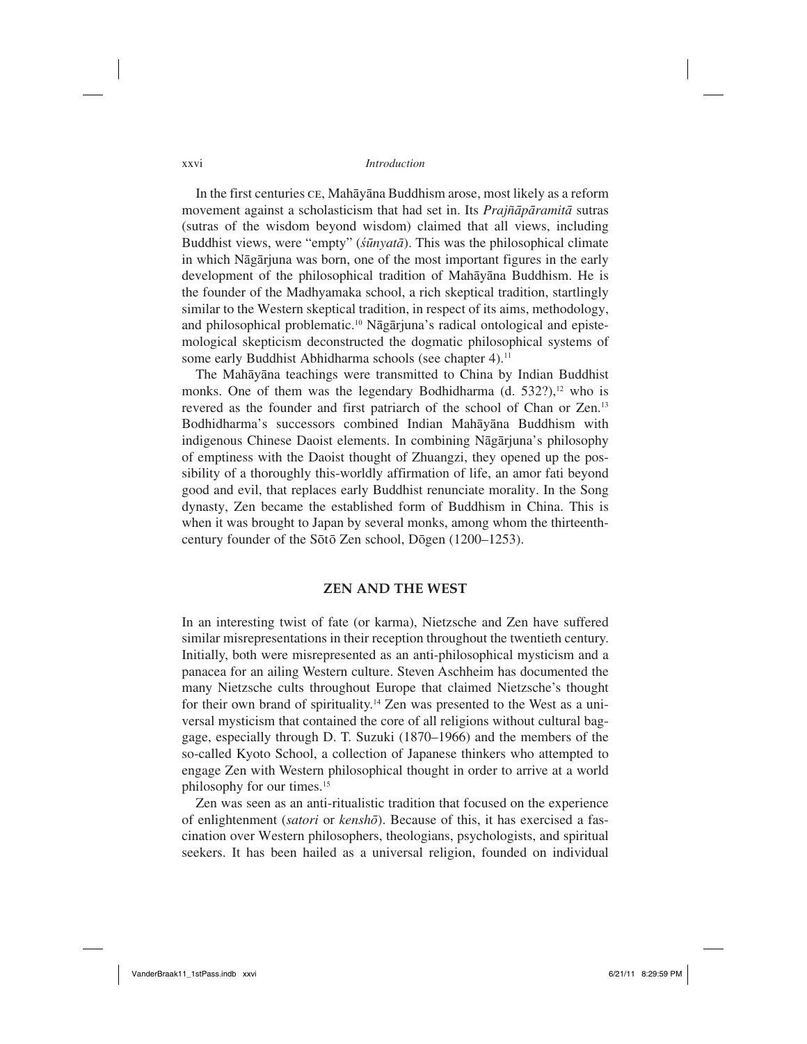In the first centuries CE, Mahāyāna Buddhism arose, most likely as a reform movement against a scholasticism that had set in. Its *Prajñāpāramitā* sutras (sutras of the wisdom beyond wisdom) claimed that all views, including Buddhist views, were "empty" (*śūnyatā*). This was the philosophical climate in which Nāgārjuna was born, one of the most important figures in the early development of the philosophical tradition of Mahāyāna Buddhism. He is the founder of the Madhyamaka school, a rich skeptical tradition, startlingly similar to the Western skeptical tradition, in respect of its aims, methodology, and philosophical problematic.[10] Nāgārjuna's radical ontological and epistemological skepticism deconstructed the dogmatic philosophical systems of some early Buddhist Abhidharma schools (see chapter 4).[11]

The Mahāyāna teachings were transmitted to China by Indian Buddhist monks. One of them was the legendary Bodhidharma (d. 532?),[12] who is revered as the founder and first patriarch of the school of Chan or Zen.[13] Bodhidharma's successors combined Indian Mahāyāna Buddhism with indigenous Chinese Daoist elements. In combining Nāgārjuna's philosophy of emptiness with the Daoist thought of Zhuangzi, they opened up the possibility of a thoroughly this-worldly affirmation of life, an amor fati beyond good and evil, that replaces early Buddhist renunciate morality. In the Song dynasty, Zen became the established form of Buddhism in China. This is when it was brought to Japan by several monks, among whom the thirteenth-century founder of the Sōtō Zen school, Dōgen (1200–1253).

## ZEN AND THE WEST

In an interesting twist of fate (or karma), Nietzsche and Zen have suffered similar misrepresentations in their reception throughout the twentieth century. Initially, both were misrepresented as an anti-philosophical mysticism and a panacea for an ailing Western culture. Steven Aschheim has documented the many Nietzsche cults throughout Europe that claimed Nietzsche's thought for their own brand of spirituality.[14] Zen was presented to the West as a universal mysticism that contained the core of all religions without cultural baggage, especially through D. T. Suzuki (1870–1966) and the members of the so-called Kyoto School, a collection of Japanese thinkers who attempted to engage Zen with Western philosophical thought in order to arrive at a world philosophy for our times.[15]

Zen was seen as an anti-ritualistic tradition that focused on the experience of enlightenment (*satori* or *kenshō*). Because of this, it has exercised a fascination over Western philosophers, theologians, psychologists, and spiritual seekers. It has been hailed as a universal religion, founded on individual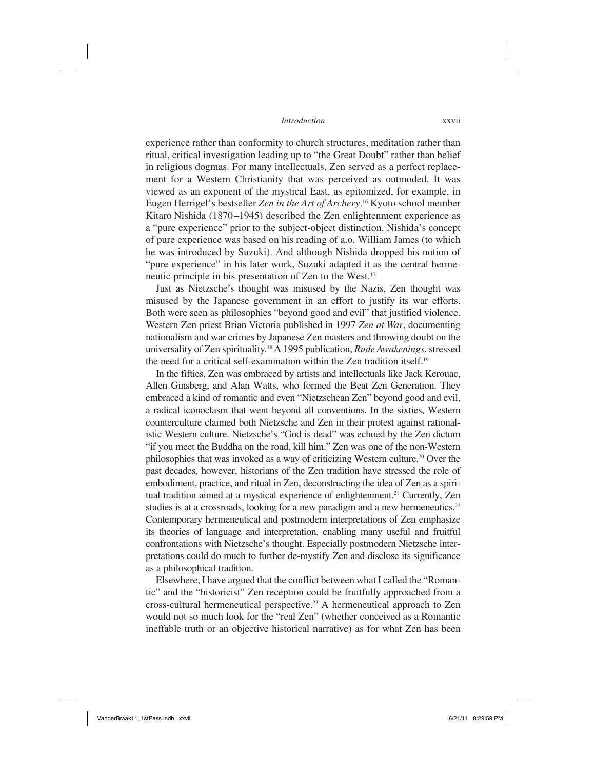experience rather than conformity to church structures, meditation rather than ritual, critical investigation leading up to "the Great Doubt" rather than belief in religious dogmas. For many intellectuals, Zen served as a perfect replacement for a Western Christianity that was perceived as outmoded. It was viewed as an exponent of the mystical East, as epitomized, for example, in Eugen Herrigel's bestseller *Zen in the Art of Archery*.[16] Kyoto school member Kitarō Nishida (1870–1945) described the Zen enlightenment experience as a "pure experience" prior to the subject-object distinction. Nishida's concept of pure experience was based on his reading of a.o. William James (to which he was introduced by Suzuki). And although Nishida dropped his notion of "pure experience" in his later work, Suzuki adapted it as the central hermeneutic principle in his presentation of Zen to the West.[17]

Just as Nietzsche's thought was misused by the Nazis, Zen thought was misused by the Japanese government in an effort to justify its war efforts. Both were seen as philosophies "beyond good and evil" that justified violence. Western Zen priest Brian Victoria published in 1997 *Zen at War*, documenting nationalism and war crimes by Japanese Zen masters and throwing doubt on the universality of Zen spirituality.[18] A 1995 publication, *Rude Awakenings*, stressed the need for a critical self-examination within the Zen tradition itself.[19]

In the fifties, Zen was embraced by artists and intellectuals like Jack Kerouac, Allen Ginsberg, and Alan Watts, who formed the Beat Zen Generation. They embraced a kind of romantic and even "Nietzschean Zen" beyond good and evil, a radical iconoclasm that went beyond all conventions. In the sixties, Western counterculture claimed both Nietzsche and Zen in their protest against rationalistic Western culture. Nietzsche's "God is dead" was echoed by the Zen dictum "if you meet the Buddha on the road, kill him." Zen was one of the non-Western philosophies that was invoked as a way of criticizing Western culture.[20] Over the past decades, however, historians of the Zen tradition have stressed the role of embodiment, practice, and ritual in Zen, deconstructing the idea of Zen as a spiritual tradition aimed at a mystical experience of enlightenment.[21] Currently, Zen studies is at a crossroads, looking for a new paradigm and a new hermeneutics.[22] Contemporary hermeneutical and postmodern interpretations of Zen emphasize its theories of language and interpretation, enabling many useful and fruitful confrontations with Nietzsche's thought. Especially postmodern Nietzsche interpretations could do much to further de-mystify Zen and disclose its significance as a philosophical tradition.

Elsewhere, I have argued that the conflict between what I called the "Romantic" and the "historicist" Zen reception could be fruitfully approached from a cross-cultural hermeneutical perspective.[23] A hermeneutical approach to Zen would not so much look for the "real Zen" (whether conceived as a Romantic ineffable truth or an objective historical narrative) as for what Zen has been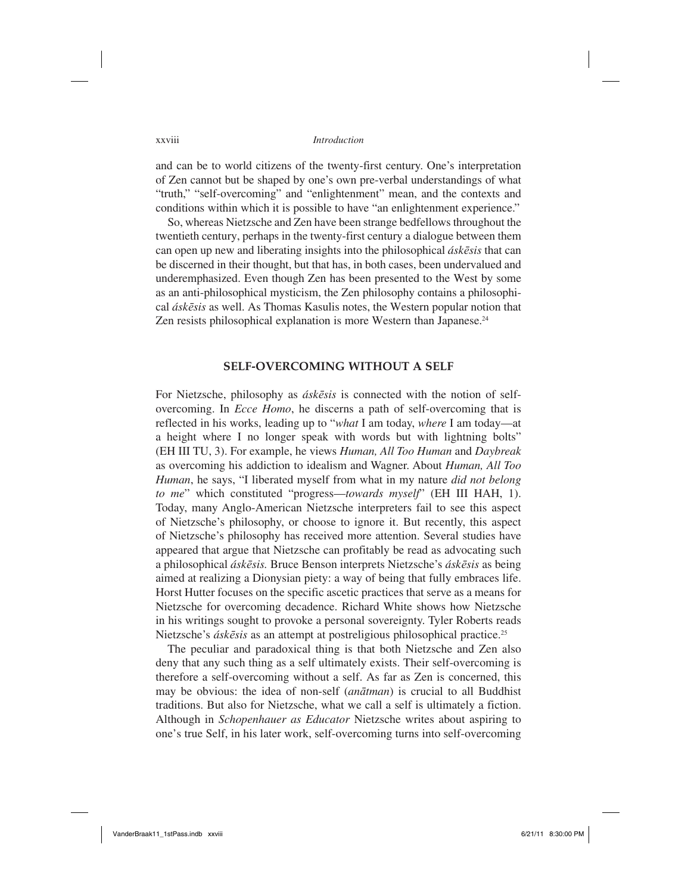and can be to world citizens of the twenty-first century. One's interpretation of Zen cannot but be shaped by one's own pre-verbal understandings of what "truth," "self-overcoming" and "enlightenment" mean, and the contexts and conditions within which it is possible to have "an enlightenment experience."

So, whereas Nietzsche and Zen have been strange bedfellows throughout the twentieth century, perhaps in the twenty-first century a dialogue between them can open up new and liberating insights into the philosophical *áskēsis* that can be discerned in their thought, but that has, in both cases, been undervalued and underemphasized. Even though Zen has been presented to the West by some as an anti-philosophical mysticism, the Zen philosophy contains a philosophical *áskēsis* as well. As Thomas Kasulis notes, the Western popular notion that Zen resists philosophical explanation is more Western than Japanese.[24]

## SELF-OVERCOMING WITHOUT A SELF

For Nietzsche, philosophy as *áskēsis* is connected with the notion of self-overcoming. In *Ecce Homo*, he discerns a path of self-overcoming that is reflected in his works, leading up to "*what* I am today, *where* I am today—at a height where I no longer speak with words but with lightning bolts" (EH III TU, 3). For example, he views *Human, All Too Human* and *Daybreak* as overcoming his addiction to idealism and Wagner. About *Human, All Too Human*, he says, "I liberated myself from what in my nature *did not belong to me*" which constituted "progress—*towards myself*" (EH III HAH, 1). Today, many Anglo-American Nietzsche interpreters fail to see this aspect of Nietzsche's philosophy, or choose to ignore it. But recently, this aspect of Nietzsche's philosophy has received more attention. Several studies have appeared that argue that Nietzsche can profitably be read as advocating such a philosophical *áskēsis.* Bruce Benson interprets Nietzsche's *áskēsis* as being aimed at realizing a Dionysian piety: a way of being that fully embraces life. Horst Hutter focuses on the specific ascetic practices that serve as a means for Nietzsche for overcoming decadence. Richard White shows how Nietzsche in his writings sought to provoke a personal sovereignty. Tyler Roberts reads Nietzsche's *áskēsis* as an attempt at postreligious philosophical practice.[25]

The peculiar and paradoxical thing is that both Nietzsche and Zen also deny that any such thing as a self ultimately exists. Their self-overcoming is therefore a self-overcoming without a self. As far as Zen is concerned, this may be obvious: the idea of non-self (*anātman*) is crucial to all Buddhist traditions. But also for Nietzsche, what we call a self is ultimately a fiction. Although in *Schopenhauer as Educator* Nietzsche writes about aspiring to one's true Self, in his later work, self-overcoming turns into self-overcoming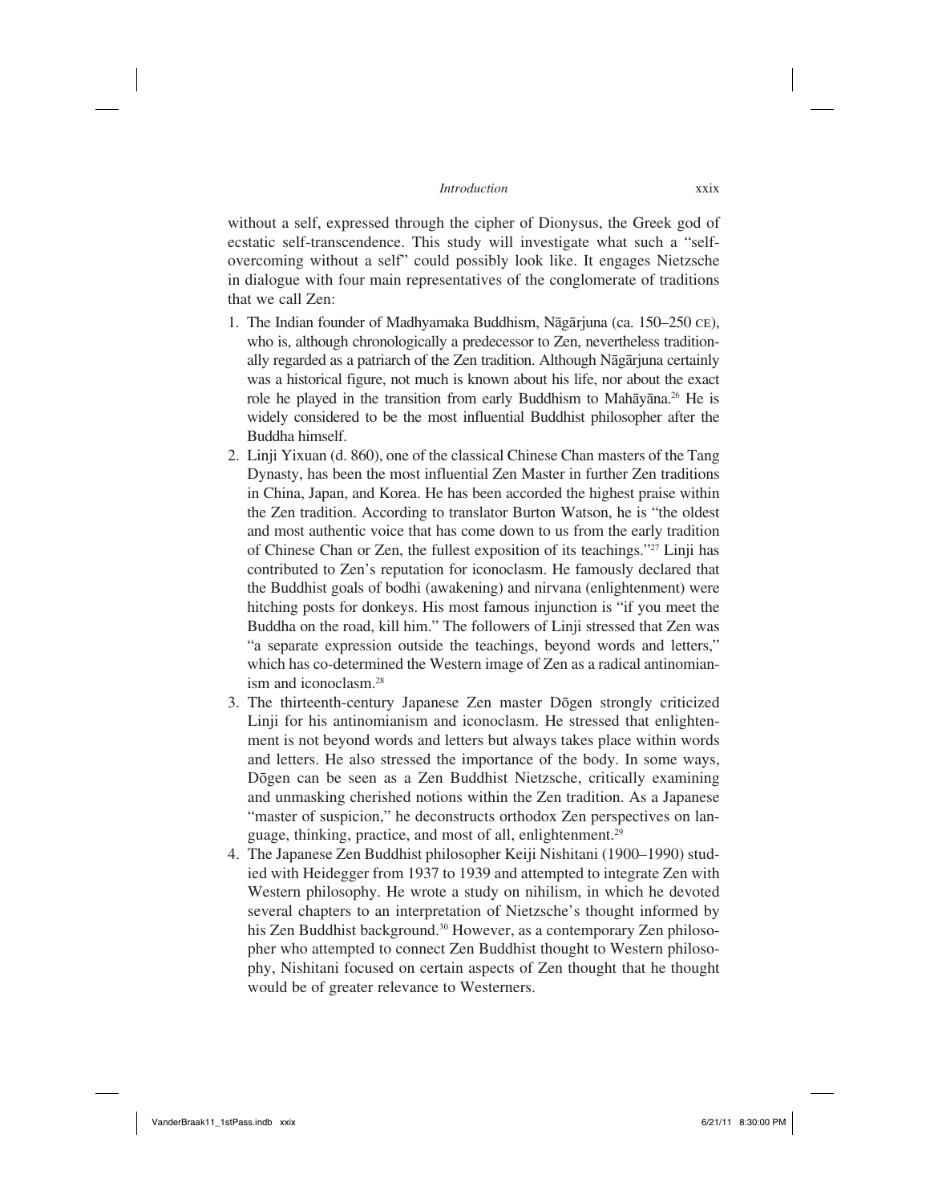without a self, expressed through the cipher of Dionysus, the Greek god of ecstatic self-transcendence. This study will investigate what such a "self-overcoming without a self" could possibly look like. It engages Nietzsche in dialogue with four main representatives of the conglomerate of traditions that we call Zen:

1. The Indian founder of Madhyamaka Buddhism, Nāgārjuna (ca. 150–250 CE), who is, although chronologically a predecessor to Zen, nevertheless traditionally regarded as a patriarch of the Zen tradition. Although Nāgārjuna certainly was a historical figure, not much is known about his life, nor about the exact role he played in the transition from early Buddhism to Mahāyāna.[26] He is widely considered to be the most influential Buddhist philosopher after the Buddha himself.
2. Linji Yixuan (d. 860), one of the classical Chinese Chan masters of the Tang Dynasty, has been the most influential Zen Master in further Zen traditions in China, Japan, and Korea. He has been accorded the highest praise within the Zen tradition. According to translator Burton Watson, he is "the oldest and most authentic voice that has come down to us from the early tradition of Chinese Chan or Zen, the fullest exposition of its teachings."[27] Linji has contributed to Zen's reputation for iconoclasm. He famously declared that the Buddhist goals of bodhi (awakening) and nirvana (enlightenment) were hitching posts for donkeys. His most famous injunction is "if you meet the Buddha on the road, kill him." The followers of Linji stressed that Zen was "a separate expression outside the teachings, beyond words and letters," which has co-determined the Western image of Zen as a radical antinomianism and iconoclasm.[28]
3. The thirteenth-century Japanese Zen master Dōgen strongly criticized Linji for his antinomianism and iconoclasm. He stressed that enlightenment is not beyond words and letters but always takes place within words and letters. He also stressed the importance of the body. In some ways, Dōgen can be seen as a Zen Buddhist Nietzsche, critically examining and unmasking cherished notions within the Zen tradition. As a Japanese "master of suspicion," he deconstructs orthodox Zen perspectives on language, thinking, practice, and most of all, enlightenment.[29]
4. The Japanese Zen Buddhist philosopher Keiji Nishitani (1900–1990) studied with Heidegger from 1937 to 1939 and attempted to integrate Zen with Western philosophy. He wrote a study on nihilism, in which he devoted several chapters to an interpretation of Nietzsche's thought informed by his Zen Buddhist background.[30] However, as a contemporary Zen philosopher who attempted to connect Zen Buddhist thought to Western philosophy, Nishitani focused on certain aspects of Zen thought that he thought would be of greater relevance to Westerners.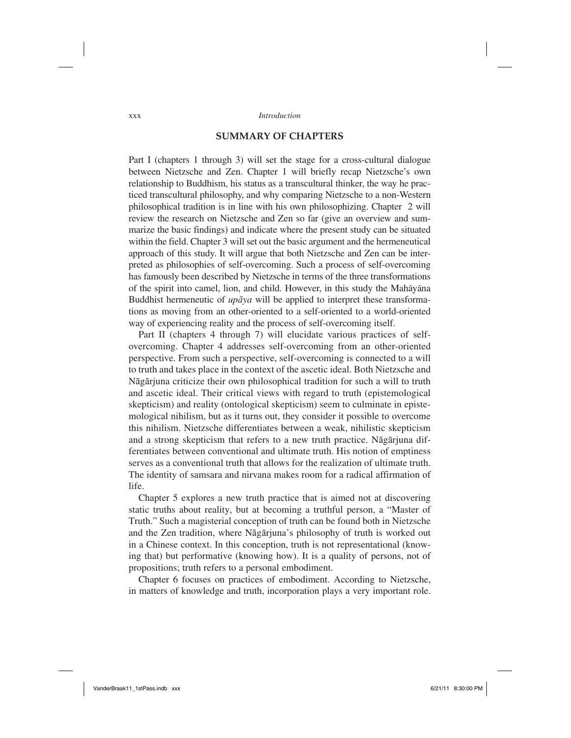## SUMMARY OF CHAPTERS

Part I (chapters 1 through 3) will set the stage for a cross-cultural dialogue between Nietzsche and Zen. Chapter 1 will briefly recap Nietzsche's own relationship to Buddhism, his status as a transcultural thinker, the way he practiced transcultural philosophy, and why comparing Nietzsche to a non-Western philosophical tradition is in line with his own philosophizing. Chapter 2 will review the research on Nietzsche and Zen so far (give an overview and summarize the basic findings) and indicate where the present study can be situated within the field. Chapter 3 will set out the basic argument and the hermeneutical approach of this study. It will argue that both Nietzsche and Zen can be interpreted as philosophies of self-overcoming. Such a process of self-overcoming has famously been described by Nietzsche in terms of the three transformations of the spirit into camel, lion, and child. However, in this study the Mahāyāna Buddhist hermeneutic of *upāya* will be applied to interpret these transformations as moving from an other-oriented to a self-oriented to a world-oriented way of experiencing reality and the process of self-overcoming itself.

Part II (chapters 4 through 7) will elucidate various practices of self-overcoming. Chapter 4 addresses self-overcoming from an other-oriented perspective. From such a perspective, self-overcoming is connected to a will to truth and takes place in the context of the ascetic ideal. Both Nietzsche and Nāgārjuna criticize their own philosophical tradition for such a will to truth and ascetic ideal. Their critical views with regard to truth (epistemological skepticism) and reality (ontological skepticism) seem to culminate in epistemological nihilism, but as it turns out, they consider it possible to overcome this nihilism. Nietzsche differentiates between a weak, nihilistic skepticism and a strong skepticism that refers to a new truth practice. Nāgārjuna differentiates between conventional and ultimate truth. His notion of emptiness serves as a conventional truth that allows for the realization of ultimate truth. The identity of samsara and nirvana makes room for a radical affirmation of life.

Chapter 5 explores a new truth practice that is aimed not at discovering static truths about reality, but at becoming a truthful person, a "Master of Truth." Such a magisterial conception of truth can be found both in Nietzsche and the Zen tradition, where Nāgārjuna's philosophy of truth is worked out in a Chinese context. In this conception, truth is not representational (knowing that) but performative (knowing how). It is a quality of persons, not of propositions; truth refers to a personal embodiment.

Chapter 6 focuses on practices of embodiment. According to Nietzsche, in matters of knowledge and truth, incorporation plays a very important role.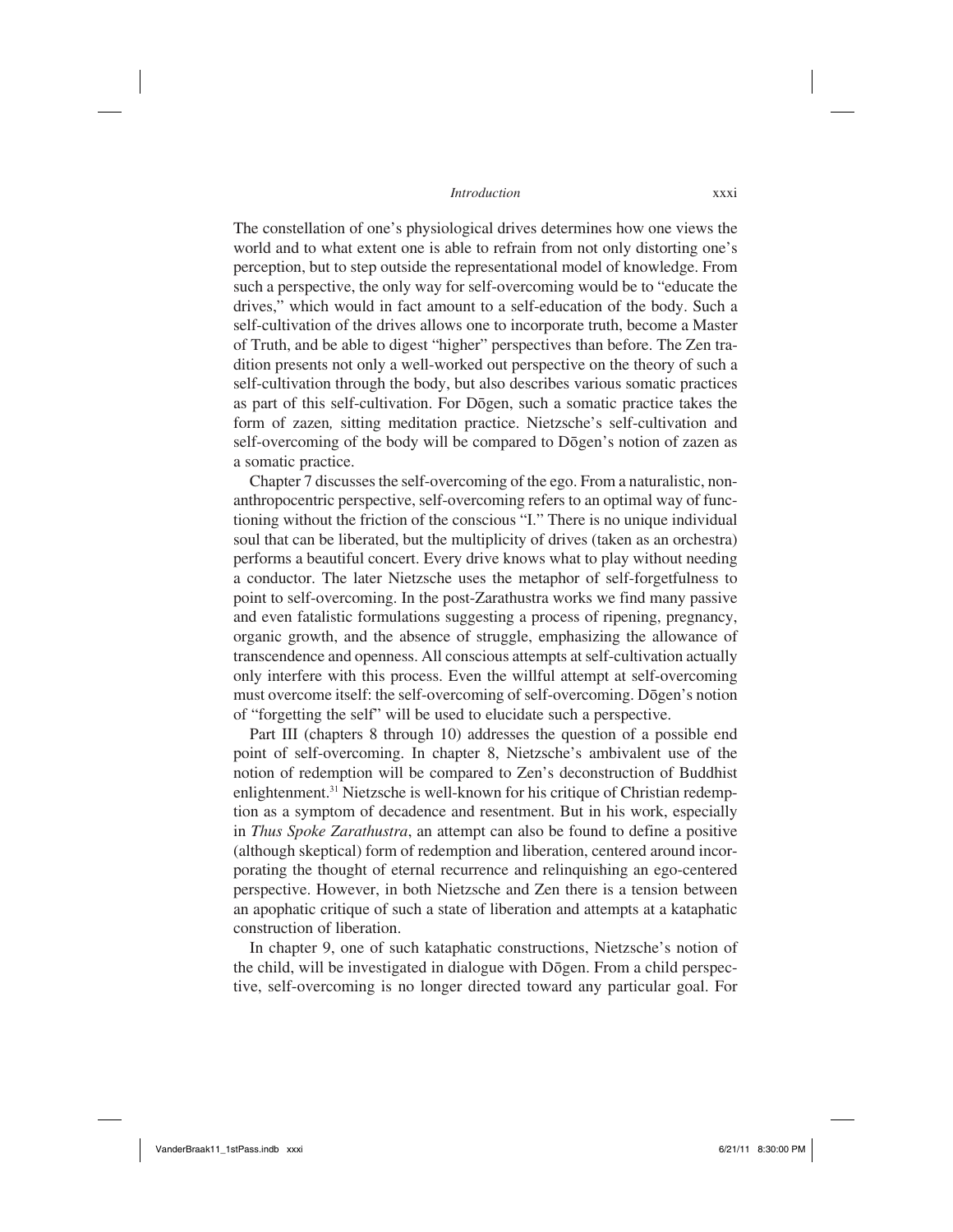The constellation of one's physiological drives determines how one views the world and to what extent one is able to refrain from not only distorting one's perception, but to step outside the representational model of knowledge. From such a perspective, the only way for self-overcoming would be to "educate the drives," which would in fact amount to a self-education of the body. Such a self-cultivation of the drives allows one to incorporate truth, become a Master of Truth, and be able to digest "higher" perspectives than before. The Zen tradition presents not only a well-worked out perspective on the theory of such a self-cultivation through the body, but also describes various somatic practices as part of this self-cultivation. For Dōgen, such a somatic practice takes the form of zazen*,* sitting meditation practice. Nietzsche's self-cultivation and self-overcoming of the body will be compared to Dōgen's notion of zazen as a somatic practice.

Chapter 7 discusses the self-overcoming of the ego. From a naturalistic, non-anthropocentric perspective, self-overcoming refers to an optimal way of functioning without the friction of the conscious "I." There is no unique individual soul that can be liberated, but the multiplicity of drives (taken as an orchestra) performs a beautiful concert. Every drive knows what to play without needing a conductor. The later Nietzsche uses the metaphor of self-forgetfulness to point to self-overcoming. In the post-Zarathustra works we find many passive and even fatalistic formulations suggesting a process of ripening, pregnancy, organic growth, and the absence of struggle, emphasizing the allowance of transcendence and openness. All conscious attempts at self-cultivation actually only interfere with this process. Even the willful attempt at self-overcoming must overcome itself: the self-overcoming of self-overcoming. Dōgen's notion of "forgetting the self" will be used to elucidate such a perspective.

Part III (chapters 8 through 10) addresses the question of a possible end point of self-overcoming. In chapter 8, Nietzsche's ambivalent use of the notion of redemption will be compared to Zen's deconstruction of Buddhist enlightenment.[31] Nietzsche is well-known for his critique of Christian redemption as a symptom of decadence and resentment. But in his work, especially in *Thus Spoke Zarathustra*, an attempt can also be found to define a positive (although skeptical) form of redemption and liberation, centered around incorporating the thought of eternal recurrence and relinquishing an ego-centered perspective. However, in both Nietzsche and Zen there is a tension between an apophatic critique of such a state of liberation and attempts at a kataphatic construction of liberation.

In chapter 9, one of such kataphatic constructions, Nietzsche's notion of the child, will be investigated in dialogue with Dōgen. From a child perspective, self-overcoming is no longer directed toward any particular goal. For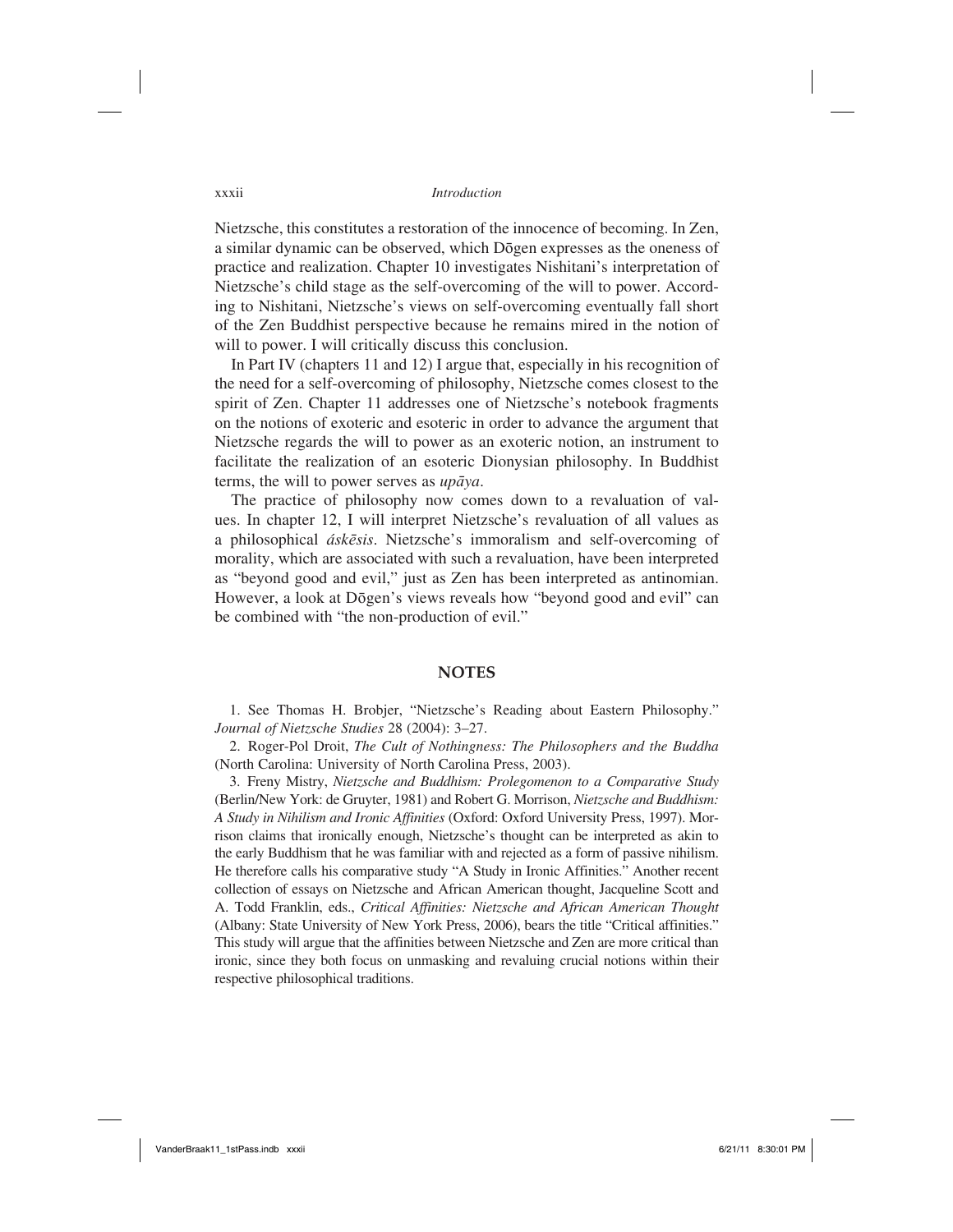Nietzsche, this constitutes a restoration of the innocence of becoming. In Zen, a similar dynamic can be observed, which Dōgen expresses as the oneness of practice and realization. Chapter 10 investigates Nishitani's interpretation of Nietzsche's child stage as the self-overcoming of the will to power. According to Nishitani, Nietzsche's views on self-overcoming eventually fall short of the Zen Buddhist perspective because he remains mired in the notion of will to power. I will critically discuss this conclusion.

In Part IV (chapters 11 and 12) I argue that, especially in his recognition of the need for a self-overcoming of philosophy, Nietzsche comes closest to the spirit of Zen. Chapter 11 addresses one of Nietzsche's notebook fragments on the notions of exoteric and esoteric in order to advance the argument that Nietzsche regards the will to power as an exoteric notion, an instrument to facilitate the realization of an esoteric Dionysian philosophy. In Buddhist terms, the will to power serves as *upāya*.

The practice of philosophy now comes down to a revaluation of values. In chapter 12, I will interpret Nietzsche's revaluation of all values as a philosophical *áskēsis*. Nietzsche's immoralism and self-overcoming of morality, which are associated with such a revaluation, have been interpreted as "beyond good and evil," just as Zen has been interpreted as antinomian. However, a look at Dōgen's views reveals how "beyond good and evil" can be combined with "the non-production of evil."

## NOTES

1. See Thomas H. Brobjer, "Nietzsche's Reading about Eastern Philosophy." *Journal of Nietzsche Studies* 28 (2004): 3–27.

2. Roger-Pol Droit, *The Cult of Nothingness: The Philosophers and the Buddha* (North Carolina: University of North Carolina Press, 2003).

3. Freny Mistry, *Nietzsche and Buddhism: Prolegomenon to a Comparative Study* (Berlin/New York: de Gruyter, 1981) and Robert G. Morrison, *Nietzsche and Buddhism: A Study in Nihilism and Ironic Affinities* (Oxford: Oxford University Press, 1997). Morrison claims that ironically enough, Nietzsche's thought can be interpreted as akin to the early Buddhism that he was familiar with and rejected as a form of passive nihilism. He therefore calls his comparative study "A Study in Ironic Affinities." Another recent collection of essays on Nietzsche and African American thought, Jacqueline Scott and A. Todd Franklin, eds., *Critical Affinities: Nietzsche and African American Thought* (Albany: State University of New York Press, 2006), bears the title "Critical affinities." This study will argue that the affinities between Nietzsche and Zen are more critical than ironic, since they both focus on unmasking and revaluing crucial notions within their respective philosophical traditions.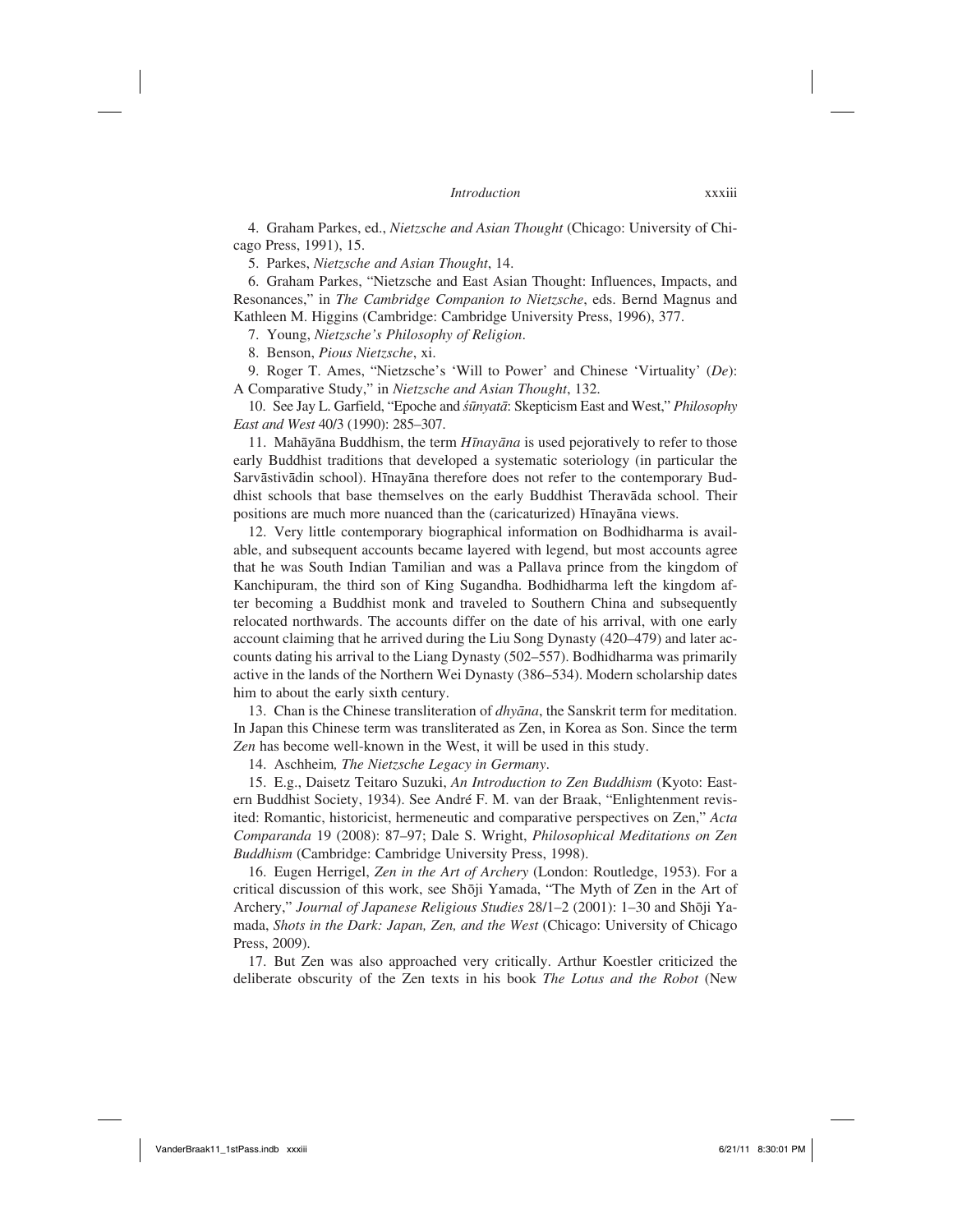4. Graham Parkes, ed., *Nietzsche and Asian Thought* (Chicago: University of Chicago Press, 1991), 15.

5. Parkes, *Nietzsche and Asian Thought*, 14.

6. Graham Parkes, "Nietzsche and East Asian Thought: Influences, Impacts, and Resonances," in *The Cambridge Companion to Nietzsche*, eds. Bernd Magnus and Kathleen M. Higgins (Cambridge: Cambridge University Press, 1996), 377.

7. Young, *Nietzsche's Philosophy of Religion*.

8. Benson, *Pious Nietzsche*, xi.

9. Roger T. Ames, "Nietzsche's 'Will to Power' and Chinese 'Virtuality' (*De*): A Comparative Study," in *Nietzsche and Asian Thought*, 132.

10. See Jay L. Garfield, "Epoche and *śūnyatā*: Skepticism East and West," *Philosophy East and West* 40/3 (1990): 285–307.

11. Mahāyāna Buddhism, the term *Hīnayāna* is used pejoratively to refer to those early Buddhist traditions that developed a systematic soteriology (in particular the Sarvāstivādin school). Hīnayāna therefore does not refer to the contemporary Buddhist schools that base themselves on the early Buddhist Theravāda school. Their positions are much more nuanced than the (caricaturized) Hīnayāna views.

12. Very little contemporary biographical information on Bodhidharma is available, and subsequent accounts became layered with legend, but most accounts agree that he was South Indian Tamilian and was a Pallava prince from the kingdom of Kanchipuram, the third son of King Sugandha. Bodhidharma left the kingdom after becoming a Buddhist monk and traveled to Southern China and subsequently relocated northwards. The accounts differ on the date of his arrival, with one early account claiming that he arrived during the Liu Song Dynasty (420–479) and later accounts dating his arrival to the Liang Dynasty (502–557). Bodhidharma was primarily active in the lands of the Northern Wei Dynasty (386–534). Modern scholarship dates him to about the early sixth century.

13. Chan is the Chinese transliteration of *dhyāna*, the Sanskrit term for meditation. In Japan this Chinese term was transliterated as Zen, in Korea as Son. Since the term *Zen* has become well-known in the West, it will be used in this study.

14. Aschheim*, The Nietzsche Legacy in Germany*.

15. E.g., Daisetz Teitaro Suzuki, *An Introduction to Zen Buddhism* (Kyoto: Eastern Buddhist Society, 1934). See André F. M. van der Braak, "Enlightenment revisited: Romantic, historicist, hermeneutic and comparative perspectives on Zen," *Acta Comparanda* 19 (2008): 87–97; Dale S. Wright, *Philosophical Meditations on Zen Buddhism* (Cambridge: Cambridge University Press, 1998).

16. Eugen Herrigel, *Zen in the Art of Archery* (London: Routledge, 1953). For a critical discussion of this work, see Shōji Yamada, "The Myth of Zen in the Art of Archery," *Journal of Japanese Religious Studies* 28/1–2 (2001): 1–30 and Shōji Yamada, *Shots in the Dark: Japan, Zen, and the West* (Chicago: University of Chicago Press, 2009).

17. But Zen was also approached very critically. Arthur Koestler criticized the deliberate obscurity of the Zen texts in his book *The Lotus and the Robot* (New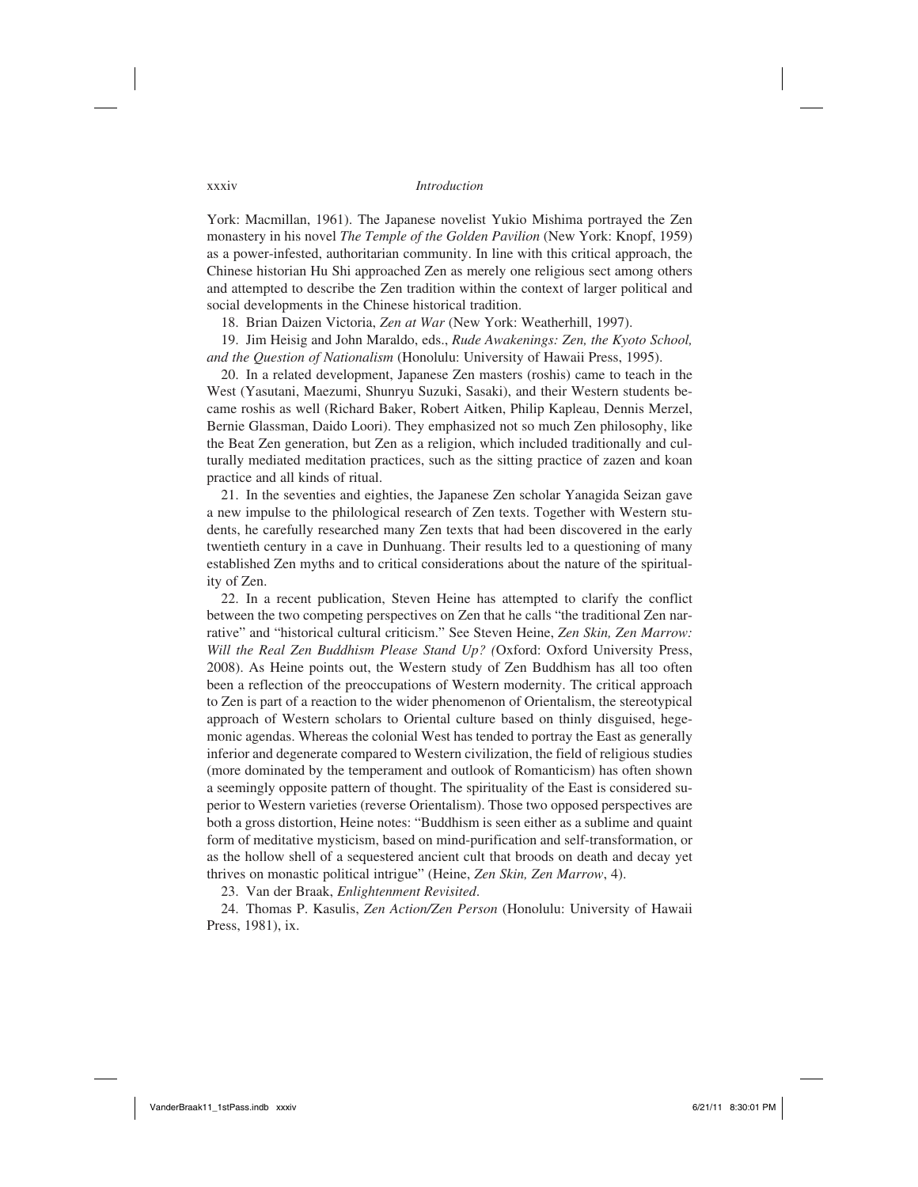York: Macmillan, 1961). The Japanese novelist Yukio Mishima portrayed the Zen monastery in his novel *The Temple of the Golden Pavilion* (New York: Knopf, 1959) as a power-infested, authoritarian community. In line with this critical approach, the Chinese historian Hu Shi approached Zen as merely one religious sect among others and attempted to describe the Zen tradition within the context of larger political and social developments in the Chinese historical tradition.

18. Brian Daizen Victoria, *Zen at War* (New York: Weatherhill, 1997).

19. Jim Heisig and John Maraldo, eds., *Rude Awakenings: Zen, the Kyoto School, and the Question of Nationalism* (Honolulu: University of Hawaii Press, 1995).

20. In a related development, Japanese Zen masters (roshis) came to teach in the West (Yasutani, Maezumi, Shunryu Suzuki, Sasaki), and their Western students became roshis as well (Richard Baker, Robert Aitken, Philip Kapleau, Dennis Merzel, Bernie Glassman, Daido Loori). They emphasized not so much Zen philosophy, like the Beat Zen generation, but Zen as a religion, which included traditionally and culturally mediated meditation practices, such as the sitting practice of zazen and koan practice and all kinds of ritual.

21. In the seventies and eighties, the Japanese Zen scholar Yanagida Seizan gave a new impulse to the philological research of Zen texts. Together with Western students, he carefully researched many Zen texts that had been discovered in the early twentieth century in a cave in Dunhuang. Their results led to a questioning of many established Zen myths and to critical considerations about the nature of the spirituality of Zen.

22. In a recent publication, Steven Heine has attempted to clarify the conflict between the two competing perspectives on Zen that he calls "the traditional Zen narrative" and "historical cultural criticism." See Steven Heine, *Zen Skin, Zen Marrow: Will the Real Zen Buddhism Please Stand Up? (*Oxford: Oxford University Press, 2008). As Heine points out, the Western study of Zen Buddhism has all too often been a reflection of the preoccupations of Western modernity. The critical approach to Zen is part of a reaction to the wider phenomenon of Orientalism, the stereotypical approach of Western scholars to Oriental culture based on thinly disguised, hegemonic agendas. Whereas the colonial West has tended to portray the East as generally inferior and degenerate compared to Western civilization, the field of religious studies (more dominated by the temperament and outlook of Romanticism) has often shown a seemingly opposite pattern of thought. The spirituality of the East is considered superior to Western varieties (reverse Orientalism). Those two opposed perspectives are both a gross distortion, Heine notes: "Buddhism is seen either as a sublime and quaint form of meditative mysticism, based on mind-purification and self-transformation, or as the hollow shell of a sequestered ancient cult that broods on death and decay yet thrives on monastic political intrigue" (Heine, *Zen Skin, Zen Marrow*, 4).

23. Van der Braak, *Enlightenment Revisited*.

24. Thomas P. Kasulis, *Zen Action/Zen Person* (Honolulu: University of Hawaii Press, 1981), ix.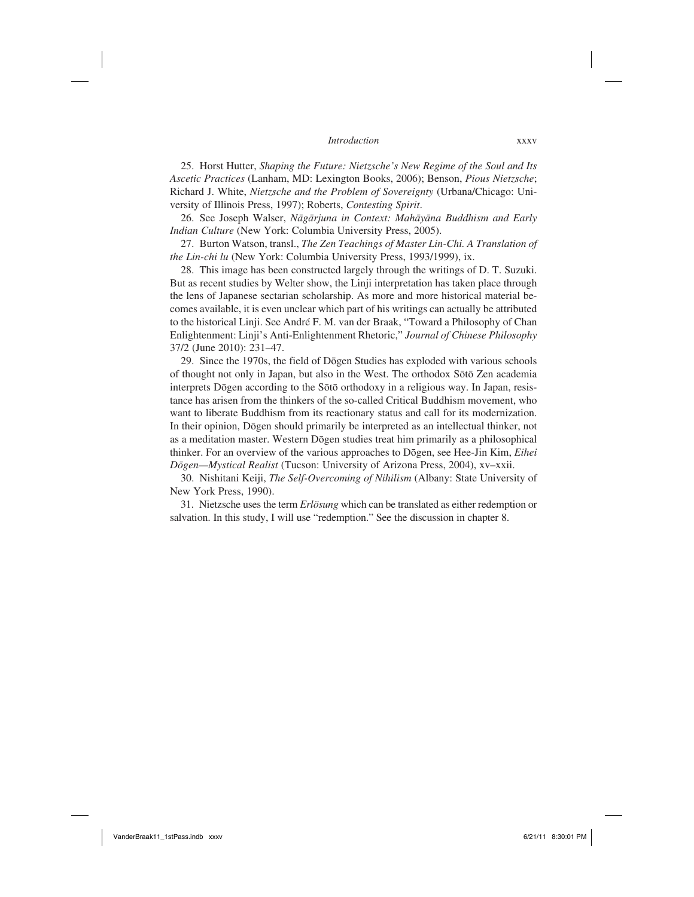25. Horst Hutter, *Shaping the Future: Nietzsche's New Regime of the Soul and Its Ascetic Practices* (Lanham, MD: Lexington Books, 2006); Benson, *Pious Nietzsche*; Richard J. White, *Nietzsche and the Problem of Sovereignty* (Urbana/Chicago: University of Illinois Press, 1997); Roberts, *Contesting Spirit*.

26. See Joseph Walser, *Nāgārjuna in Context: Mahāyāna Buddhism and Early Indian Culture* (New York: Columbia University Press, 2005).

27. Burton Watson, transl., *The Zen Teachings of Master Lin-Chi. A Translation of the Lin-chi lu* (New York: Columbia University Press, 1993/1999), ix.

28. This image has been constructed largely through the writings of D. T. Suzuki. But as recent studies by Welter show, the Linji interpretation has taken place through the lens of Japanese sectarian scholarship. As more and more historical material becomes available, it is even unclear which part of his writings can actually be attributed to the historical Linji. See André F. M. van der Braak, "Toward a Philosophy of Chan Enlightenment: Linji's Anti-Enlightenment Rhetoric," *Journal of Chinese Philosophy* 37/2 (June 2010): 231–47.

29. Since the 1970s, the field of Dōgen Studies has exploded with various schools of thought not only in Japan, but also in the West. The orthodox Sōtō Zen academia interprets Dōgen according to the Sōtō orthodoxy in a religious way. In Japan, resistance has arisen from the thinkers of the so-called Critical Buddhism movement, who want to liberate Buddhism from its reactionary status and call for its modernization. In their opinion, Dōgen should primarily be interpreted as an intellectual thinker, not as a meditation master. Western Dōgen studies treat him primarily as a philosophical thinker. For an overview of the various approaches to Dōgen, see Hee-Jin Kim, *Eihei Dōgen—Mystical Realist* (Tucson: University of Arizona Press, 2004), xv–xxii.

30. Nishitani Keiji, *The Self-Overcoming of Nihilism* (Albany: State University of New York Press, 1990).

31. Nietzsche uses the term *Erlösung* which can be translated as either redemption or salvation. In this study, I will use "redemption." See the discussion in chapter 8.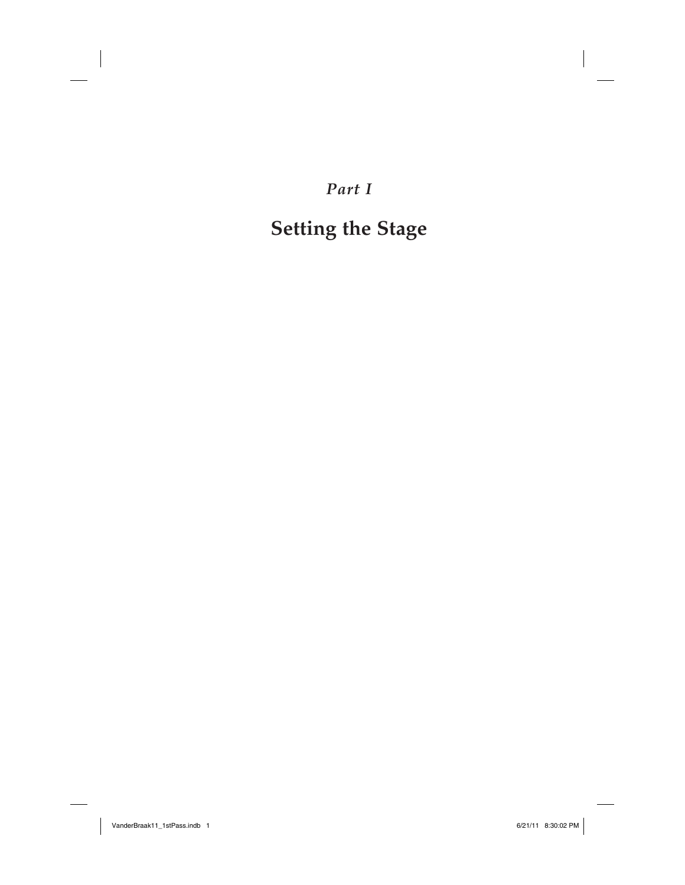*Part I*

# Setting the Stage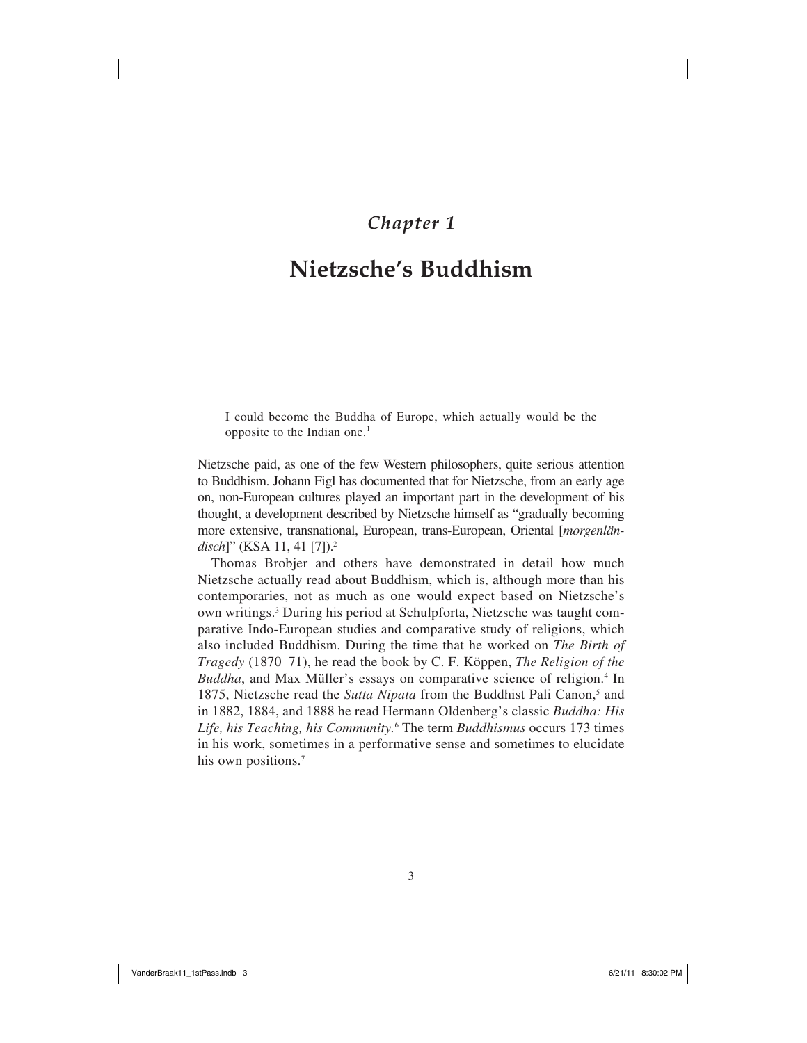*Chapter 1*

# Nietzsche's Buddhism

> I could become the Buddha of Europe, which actually would be the opposite to the Indian one.[1]

Nietzsche paid, as one of the few Western philosophers, quite serious attention to Buddhism. Johann Figl has documented that for Nietzsche, from an early age on, non-European cultures played an important part in the development of his thought, a development described by Nietzsche himself as "gradually becoming more extensive, transnational, European, trans-European, Oriental [*morgenländisch*]" (KSA 11, 41 [7]).[2]

Thomas Brobjer and others have demonstrated in detail how much Nietzsche actually read about Buddhism, which is, although more than his contemporaries, not as much as one would expect based on Nietzsche's own writings.[3] During his period at Schulpforta, Nietzsche was taught comparative Indo-European studies and comparative study of religions, which also included Buddhism. During the time that he worked on *The Birth of Tragedy* (1870–71), he read the book by C. F. Köppen, *The Religion of the Buddha*, and Max Müller's essays on comparative science of religion.[4] In 1875, Nietzsche read the *Sutta Nipata* from the Buddhist Pali Canon,[5] and in 1882, 1884, and 1888 he read Hermann Oldenberg's classic *Buddha: His Life, his Teaching, his Community.*[6] The term *Buddhismus* occurs 173 times in his work, sometimes in a performative sense and sometimes to elucidate his own positions.[7]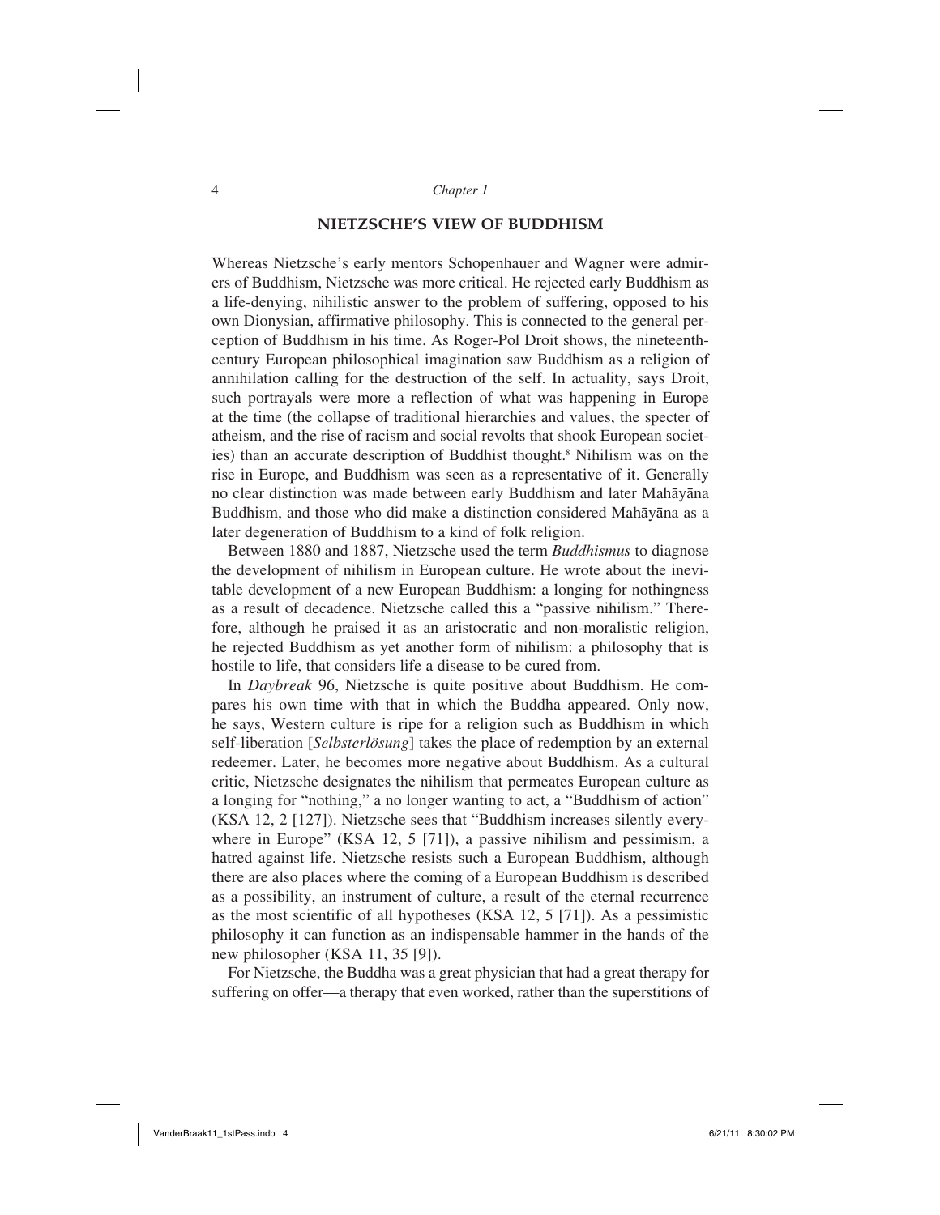## NIETZSCHE'S VIEW OF BUDDHISM

Whereas Nietzsche's early mentors Schopenhauer and Wagner were admirers of Buddhism, Nietzsche was more critical. He rejected early Buddhism as a life-denying, nihilistic answer to the problem of suffering, opposed to his own Dionysian, affirmative philosophy. This is connected to the general perception of Buddhism in his time. As Roger-Pol Droit shows, the nineteenth-century European philosophical imagination saw Buddhism as a religion of annihilation calling for the destruction of the self. In actuality, says Droit, such portrayals were more a reflection of what was happening in Europe at the time (the collapse of traditional hierarchies and values, the specter of atheism, and the rise of racism and social revolts that shook European societies) than an accurate description of Buddhist thought.[8] Nihilism was on the rise in Europe, and Buddhism was seen as a representative of it. Generally no clear distinction was made between early Buddhism and later Mahāyāna Buddhism, and those who did make a distinction considered Mahāyāna as a later degeneration of Buddhism to a kind of folk religion.

Between 1880 and 1887, Nietzsche used the term *Buddhismus* to diagnose the development of nihilism in European culture. He wrote about the inevitable development of a new European Buddhism: a longing for nothingness as a result of decadence. Nietzsche called this a "passive nihilism." Therefore, although he praised it as an aristocratic and non-moralistic religion, he rejected Buddhism as yet another form of nihilism: a philosophy that is hostile to life, that considers life a disease to be cured from.

In *Daybreak* 96, Nietzsche is quite positive about Buddhism. He compares his own time with that in which the Buddha appeared. Only now, he says, Western culture is ripe for a religion such as Buddhism in which self-liberation [*Selbsterlösung*] takes the place of redemption by an external redeemer. Later, he becomes more negative about Buddhism. As a cultural critic, Nietzsche designates the nihilism that permeates European culture as a longing for "nothing," a no longer wanting to act, a "Buddhism of action" (KSA 12, 2 [127]). Nietzsche sees that "Buddhism increases silently everywhere in Europe" (KSA 12, 5 [71]), a passive nihilism and pessimism, a hatred against life. Nietzsche resists such a European Buddhism, although there are also places where the coming of a European Buddhism is described as a possibility, an instrument of culture, a result of the eternal recurrence as the most scientific of all hypotheses (KSA 12, 5 [71]). As a pessimistic philosophy it can function as an indispensable hammer in the hands of the new philosopher (KSA 11, 35 [9]).

For Nietzsche, the Buddha was a great physician that had a great therapy for suffering on offer—a therapy that even worked, rather than the superstitions of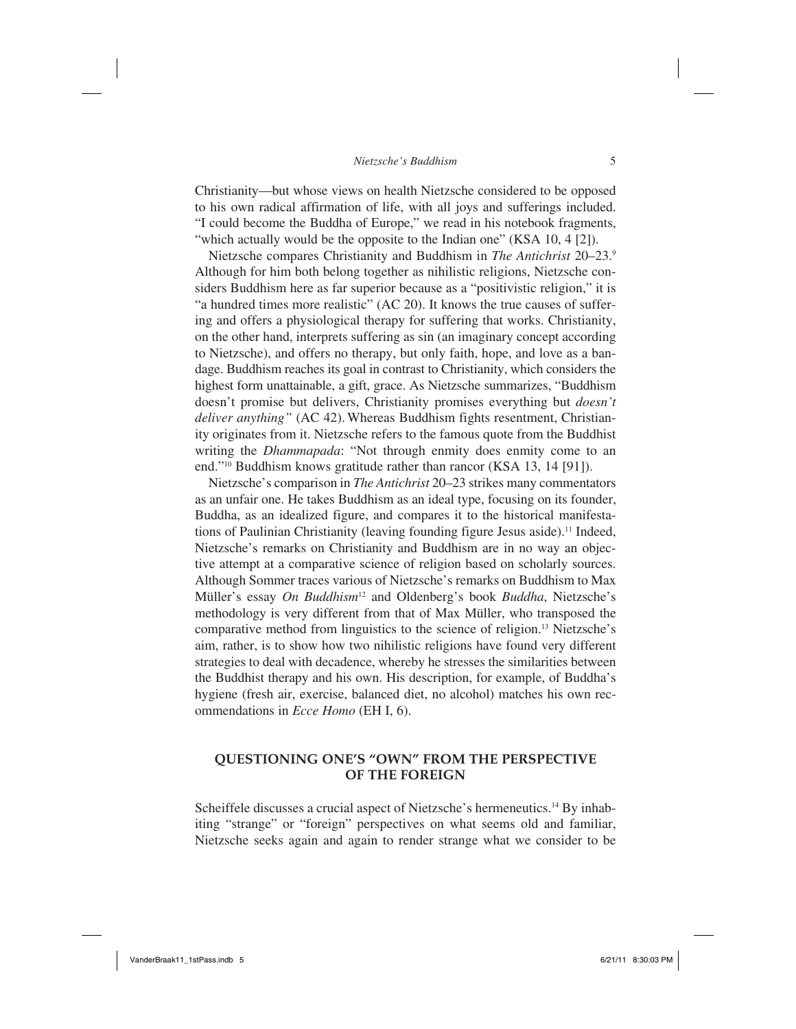Christianity—but whose views on health Nietzsche considered to be opposed to his own radical affirmation of life, with all joys and sufferings included. "I could become the Buddha of Europe," we read in his notebook fragments, "which actually would be the opposite to the Indian one" (KSA 10, 4 [2]).

Nietzsche compares Christianity and Buddhism in *The Antichrist* 20–23.[9] Although for him both belong together as nihilistic religions, Nietzsche considers Buddhism here as far superior because as a "positivistic religion," it is "a hundred times more realistic" (AC 20). It knows the true causes of suffering and offers a physiological therapy for suffering that works. Christianity, on the other hand, interprets suffering as sin (an imaginary concept according to Nietzsche), and offers no therapy, but only faith, hope, and love as a bandage. Buddhism reaches its goal in contrast to Christianity, which considers the highest form unattainable, a gift, grace. As Nietzsche summarizes, "Buddhism doesn't promise but delivers, Christianity promises everything but *doesn't deliver anything"* (AC 42). Whereas Buddhism fights resentment, Christianity originates from it. Nietzsche refers to the famous quote from the Buddhist writing the *Dhammapada*: "Not through enmity does enmity come to an end."[10] Buddhism knows gratitude rather than rancor (KSA 13, 14 [91]).

Nietzsche's comparison in *The Antichrist* 20–23 strikes many commentators as an unfair one. He takes Buddhism as an ideal type, focusing on its founder, Buddha, as an idealized figure, and compares it to the historical manifestations of Paulinian Christianity (leaving founding figure Jesus aside).[11] Indeed, Nietzsche's remarks on Christianity and Buddhism are in no way an objective attempt at a comparative science of religion based on scholarly sources. Although Sommer traces various of Nietzsche's remarks on Buddhism to Max Müller's essay *On Buddhism*[12] and Oldenberg's book *Buddha*, Nietzsche's methodology is very different from that of Max Müller, who transposed the comparative method from linguistics to the science of religion.[13] Nietzsche's aim, rather, is to show how two nihilistic religions have found very different strategies to deal with decadence, whereby he stresses the similarities between the Buddhist therapy and his own. His description, for example, of Buddha's hygiene (fresh air, exercise, balanced diet, no alcohol) matches his own recommendations in *Ecce Homo* (EH I, 6).

## QUESTIONING ONE'S "OWN" FROM THE PERSPECTIVE OF THE FOREIGN

Scheiffele discusses a crucial aspect of Nietzsche's hermeneutics.[14] By inhabiting "strange" or "foreign" perspectives on what seems old and familiar, Nietzsche seeks again and again to render strange what we consider to be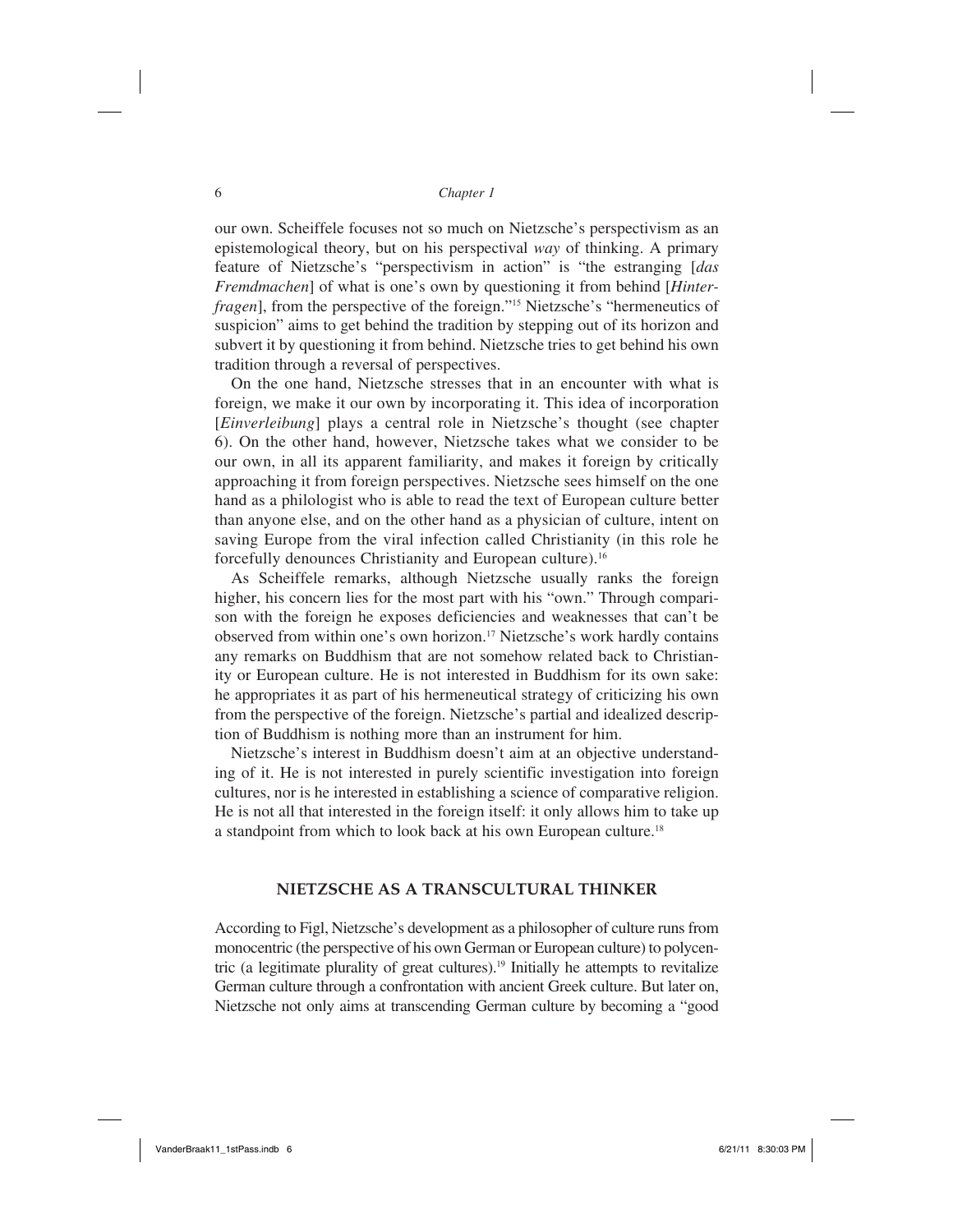our own. Scheiffele focuses not so much on Nietzsche's perspectivism as an epistemological theory, but on his perspectival *way* of thinking. A primary feature of Nietzsche's "perspectivism in action" is "the estranging [*das Fremdmachen*] of what is one's own by questioning it from behind [*Hinterfragen*], from the perspective of the foreign."[15] Nietzsche's "hermeneutics of suspicion" aims to get behind the tradition by stepping out of its horizon and subvert it by questioning it from behind. Nietzsche tries to get behind his own tradition through a reversal of perspectives.

On the one hand, Nietzsche stresses that in an encounter with what is foreign, we make it our own by incorporating it. This idea of incorporation [*Einverleibung*] plays a central role in Nietzsche's thought (see chapter 6). On the other hand, however, Nietzsche takes what we consider to be our own, in all its apparent familiarity, and makes it foreign by critically approaching it from foreign perspectives. Nietzsche sees himself on the one hand as a philologist who is able to read the text of European culture better than anyone else, and on the other hand as a physician of culture, intent on saving Europe from the viral infection called Christianity (in this role he forcefully denounces Christianity and European culture).[16]

As Scheiffele remarks, although Nietzsche usually ranks the foreign higher, his concern lies for the most part with his "own." Through comparison with the foreign he exposes deficiencies and weaknesses that can't be observed from within one's own horizon.[17] Nietzsche's work hardly contains any remarks on Buddhism that are not somehow related back to Christianity or European culture. He is not interested in Buddhism for its own sake: he appropriates it as part of his hermeneutical strategy of criticizing his own from the perspective of the foreign. Nietzsche's partial and idealized description of Buddhism is nothing more than an instrument for him.

Nietzsche's interest in Buddhism doesn't aim at an objective understanding of it. He is not interested in purely scientific investigation into foreign cultures, nor is he interested in establishing a science of comparative religion. He is not all that interested in the foreign itself: it only allows him to take up a standpoint from which to look back at his own European culture.[18]

## NIETZSCHE AS A TRANSCULTURAL THINKER

According to Figl, Nietzsche's development as a philosopher of culture runs from monocentric (the perspective of his own German or European culture) to polycentric (a legitimate plurality of great cultures).[19] Initially he attempts to revitalize German culture through a confrontation with ancient Greek culture. But later on, Nietzsche not only aims at transcending German culture by becoming a "good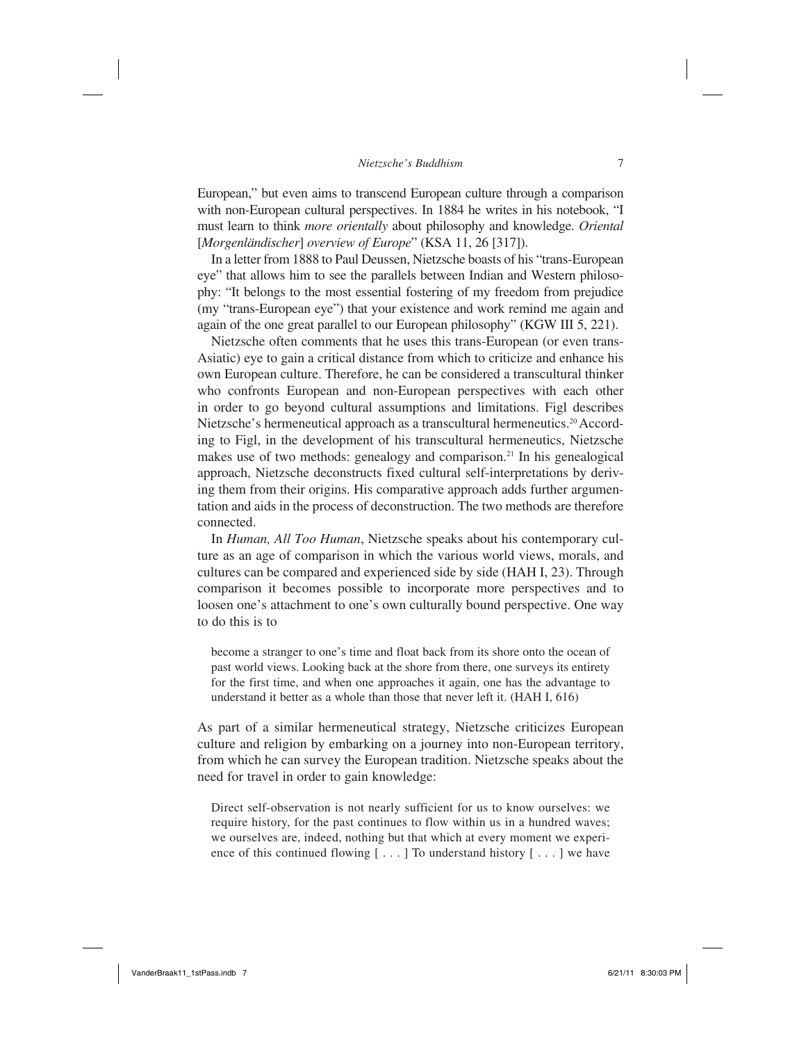European," but even aims to transcend European culture through a comparison with non-European cultural perspectives. In 1884 he writes in his notebook, "I must learn to think *more orientally* about philosophy and knowledge. *Oriental* [*Morgenländischer*] *overview of Europe*" (KSA 11, 26 [317]).

In a letter from 1888 to Paul Deussen, Nietzsche boasts of his "trans-European eye" that allows him to see the parallels between Indian and Western philosophy: "It belongs to the most essential fostering of my freedom from prejudice (my "trans-European eye") that your existence and work remind me again and again of the one great parallel to our European philosophy" (KGW III 5, 221).

Nietzsche often comments that he uses this trans-European (or even trans-Asiatic) eye to gain a critical distance from which to criticize and enhance his own European culture. Therefore, he can be considered a transcultural thinker who confronts European and non-European perspectives with each other in order to go beyond cultural assumptions and limitations. Figl describes Nietzsche's hermeneutical approach as a transcultural hermeneutics.[20] According to Figl, in the development of his transcultural hermeneutics, Nietzsche makes use of two methods: genealogy and comparison.[21] In his genealogical approach, Nietzsche deconstructs fixed cultural self-interpretations by deriving them from their origins. His comparative approach adds further argumentation and aids in the process of deconstruction. The two methods are therefore connected.

In *Human, All Too Human*, Nietzsche speaks about his contemporary culture as an age of comparison in which the various world views, morals, and cultures can be compared and experienced side by side (HAH I, 23). Through comparison it becomes possible to incorporate more perspectives and to loosen one's attachment to one's own culturally bound perspective. One way to do this is to

> become a stranger to one's time and float back from its shore onto the ocean of past world views. Looking back at the shore from there, one surveys its entirety for the first time, and when one approaches it again, one has the advantage to understand it better as a whole than those that never left it. (HAH I, 616)

As part of a similar hermeneutical strategy, Nietzsche criticizes European culture and religion by embarking on a journey into non-European territory, from which he can survey the European tradition. Nietzsche speaks about the need for travel in order to gain knowledge:

> Direct self-observation is not nearly sufficient for us to know ourselves: we require history, for the past continues to flow within us in a hundred waves; we ourselves are, indeed, nothing but that which at every moment we experience of this continued flowing [ . . . ] To understand history [ . . . ] we have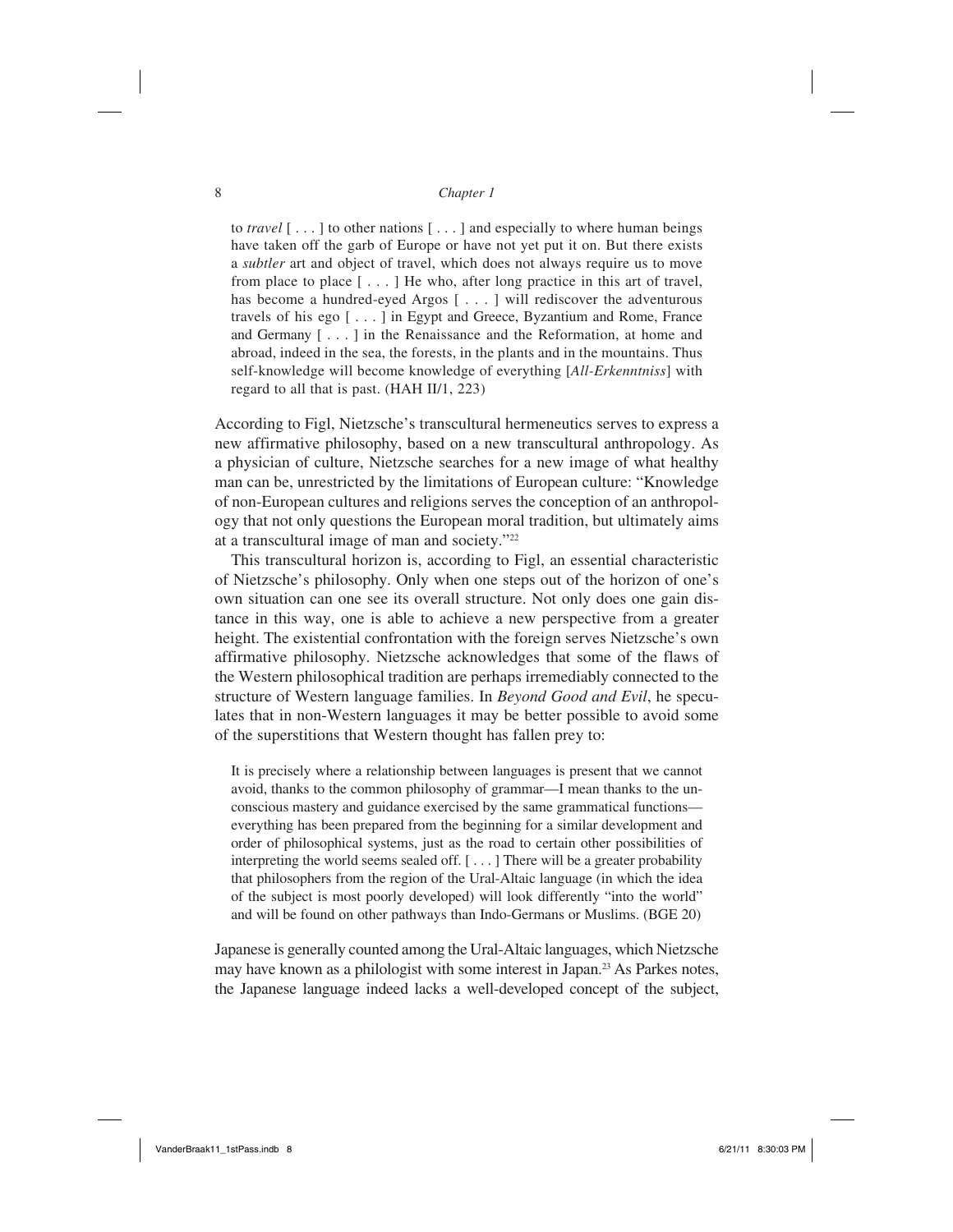> to *travel* [ . . . ] to other nations [ . . . ] and especially to where human beings have taken off the garb of Europe or have not yet put it on. But there exists a *subtler* art and object of travel, which does not always require us to move from place to place [ . . . ] He who, after long practice in this art of travel, has become a hundred-eyed Argos [ . . . ] will rediscover the adventurous travels of his ego [ . . . ] in Egypt and Greece, Byzantium and Rome, France and Germany [ . . . ] in the Renaissance and the Reformation, at home and abroad, indeed in the sea, the forests, in the plants and in the mountains. Thus self-knowledge will become knowledge of everything [*All-Erkenntniss*] with regard to all that is past. (HAH II/1, 223)

According to Figl, Nietzsche's transcultural hermeneutics serves to express a new affirmative philosophy, based on a new transcultural anthropology. As a physician of culture, Nietzsche searches for a new image of what healthy man can be, unrestricted by the limitations of European culture: "Knowledge of non-European cultures and religions serves the conception of an anthropology that not only questions the European moral tradition, but ultimately aims at a transcultural image of man and society."[22]

This transcultural horizon is, according to Figl, an essential characteristic of Nietzsche's philosophy. Only when one steps out of the horizon of one's own situation can one see its overall structure. Not only does one gain distance in this way, one is able to achieve a new perspective from a greater height. The existential confrontation with the foreign serves Nietzsche's own affirmative philosophy. Nietzsche acknowledges that some of the flaws of the Western philosophical tradition are perhaps irremediably connected to the structure of Western language families. In *Beyond Good and Evil*, he speculates that in non-Western languages it may be better possible to avoid some of the superstitions that Western thought has fallen prey to:

> It is precisely where a relationship between languages is present that we cannot avoid, thanks to the common philosophy of grammar—I mean thanks to the unconscious mastery and guidance exercised by the same grammatical functions—everything has been prepared from the beginning for a similar development and order of philosophical systems, just as the road to certain other possibilities of interpreting the world seems sealed off. [ . . . ] There will be a greater probability that philosophers from the region of the Ural-Altaic language (in which the idea of the subject is most poorly developed) will look differently "into the world" and will be found on other pathways than Indo-Germans or Muslims. (BGE 20)

Japanese is generally counted among the Ural-Altaic languages, which Nietzsche may have known as a philologist with some interest in Japan.[23] As Parkes notes, the Japanese language indeed lacks a well-developed concept of the subject,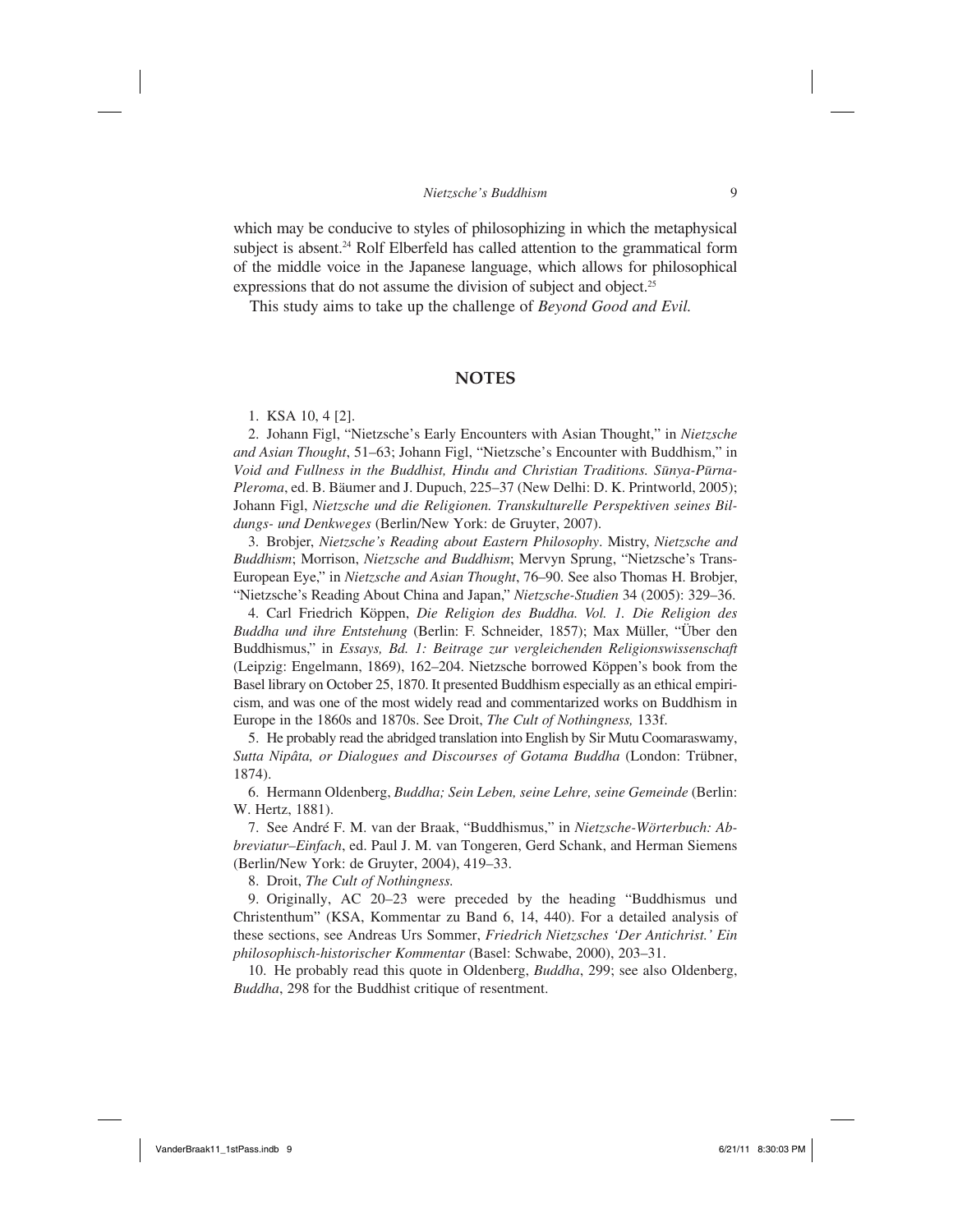which may be conducive to styles of philosophizing in which the metaphysical subject is absent.[24] Rolf Elberfeld has called attention to the grammatical form of the middle voice in the Japanese language, which allows for philosophical expressions that do not assume the division of subject and object.[25]

This study aims to take up the challenge of *Beyond Good and Evil.*

## NOTES

1. KSA 10, 4 [2].

2. Johann Figl, "Nietzsche's Early Encounters with Asian Thought," in *Nietzsche and Asian Thought*, 51–63; Johann Figl, "Nietzsche's Encounter with Buddhism," in *Void and Fullness in the Buddhist, Hindu and Christian Traditions. Sūnya-Pūrna-Pleroma*, ed. B. Bäumer and J. Dupuch, 225–37 (New Delhi: D. K. Printworld, 2005); Johann Figl, *Nietzsche und die Religionen. Transkulturelle Perspektiven seines Bildungs- und Denkweges* (Berlin/New York: de Gruyter, 2007).

3. Brobjer, *Nietzsche's Reading about Eastern Philosophy*. Mistry, *Nietzsche and Buddhism*; Morrison, *Nietzsche and Buddhism*; Mervyn Sprung, "Nietzsche's Trans-European Eye," in *Nietzsche and Asian Thought*, 76–90. See also Thomas H. Brobjer, "Nietzsche's Reading About China and Japan," *Nietzsche-Studien* 34 (2005): 329–36.

4. Carl Friedrich Köppen, *Die Religion des Buddha. Vol. 1. Die Religion des Buddha und ihre Entstehung* (Berlin: F. Schneider, 1857); Max Müller, "Über den Buddhismus," in *Essays, Bd. 1: Beitrage zur vergleichenden Religionswissenschaft* (Leipzig: Engelmann, 1869), 162–204. Nietzsche borrowed Köppen's book from the Basel library on October 25, 1870. It presented Buddhism especially as an ethical empiricism, and was one of the most widely read and commentarized works on Buddhism in Europe in the 1860s and 1870s. See Droit, *The Cult of Nothingness,* 133f.

5. He probably read the abridged translation into English by Sir Mutu Coomaraswamy, *Sutta Nipâta, or Dialogues and Discourses of Gotama Buddha* (London: Trübner, 1874).

6. Hermann Oldenberg, *Buddha; Sein Leben, seine Lehre, seine Gemeinde* (Berlin: W. Hertz, 1881).

7. See André F. M. van der Braak, "Buddhismus," in *Nietzsche-Wörterbuch: Abbreviatur–Einfach*, ed. Paul J. M. van Tongeren, Gerd Schank, and Herman Siemens (Berlin/New York: de Gruyter, 2004), 419–33.

8. Droit, *The Cult of Nothingness.*

9. Originally, AC 20–23 were preceded by the heading "Buddhismus und Christenthum" (KSA, Kommentar zu Band 6, 14, 440). For a detailed analysis of these sections, see Andreas Urs Sommer, *Friedrich Nietzsches 'Der Antichrist.' Ein philosophisch-historischer Kommentar* (Basel: Schwabe, 2000), 203–31.

10. He probably read this quote in Oldenberg, *Buddha*, 299; see also Oldenberg, *Buddha*, 298 for the Buddhist critique of resentment.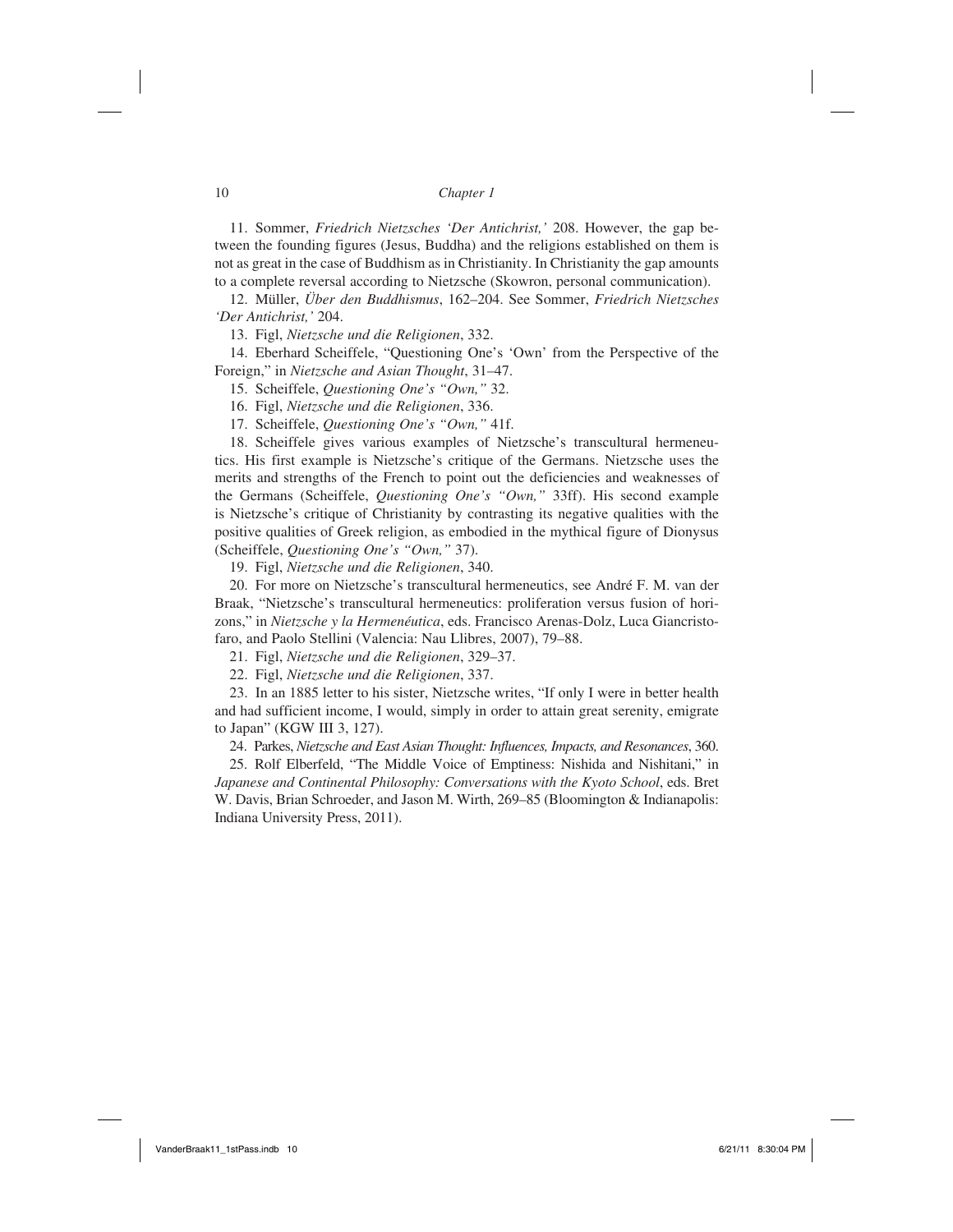11. Sommer, *Friedrich Nietzsches 'Der Antichrist,'* 208. However, the gap between the founding figures (Jesus, Buddha) and the religions established on them is not as great in the case of Buddhism as in Christianity. In Christianity the gap amounts to a complete reversal according to Nietzsche (Skowron, personal communication).

12. Müller, *Über den Buddhismus*, 162–204. See Sommer, *Friedrich Nietzsches 'Der Antichrist,'* 204.

13. Figl, *Nietzsche und die Religionen*, 332.

14. Eberhard Scheiffele, "Questioning One's 'Own' from the Perspective of the Foreign," in *Nietzsche and Asian Thought*, 31–47.

15. Scheiffele, *Questioning One's "Own,"* 32.

16. Figl, *Nietzsche und die Religionen*, 336.

17. Scheiffele, *Questioning One's "Own,"* 41f.

18. Scheiffele gives various examples of Nietzsche's transcultural hermeneutics. His first example is Nietzsche's critique of the Germans. Nietzsche uses the merits and strengths of the French to point out the deficiencies and weaknesses of the Germans (Scheiffele, *Questioning One's "Own,"* 33ff). His second example is Nietzsche's critique of Christianity by contrasting its negative qualities with the positive qualities of Greek religion, as embodied in the mythical figure of Dionysus (Scheiffele, *Questioning One's "Own,"* 37).

19. Figl, *Nietzsche und die Religionen*, 340.

20. For more on Nietzsche's transcultural hermeneutics, see André F. M. van der Braak, "Nietzsche's transcultural hermeneutics: proliferation versus fusion of horizons," in *Nietzsche y la Hermenéutica*, eds. Francisco Arenas-Dolz, Luca Giancristofaro, and Paolo Stellini (Valencia: Nau Llibres, 2007), 79–88.

21. Figl, *Nietzsche und die Religionen*, 329–37.

22. Figl, *Nietzsche und die Religionen*, 337.

23. In an 1885 letter to his sister, Nietzsche writes, "If only I were in better health and had sufficient income, I would, simply in order to attain great serenity, emigrate to Japan" (KGW III 3, 127).

24. Parkes, *Nietzsche and East Asian Thought: Influences, Impacts, and Resonances*, 360.

25. Rolf Elberfeld, "The Middle Voice of Emptiness: Nishida and Nishitani," in *Japanese and Continental Philosophy: Conversations with the Kyoto School*, eds. Bret W. Davis, Brian Schroeder, and Jason M. Wirth, 269–85 (Bloomington & Indianapolis: Indiana University Press, 2011).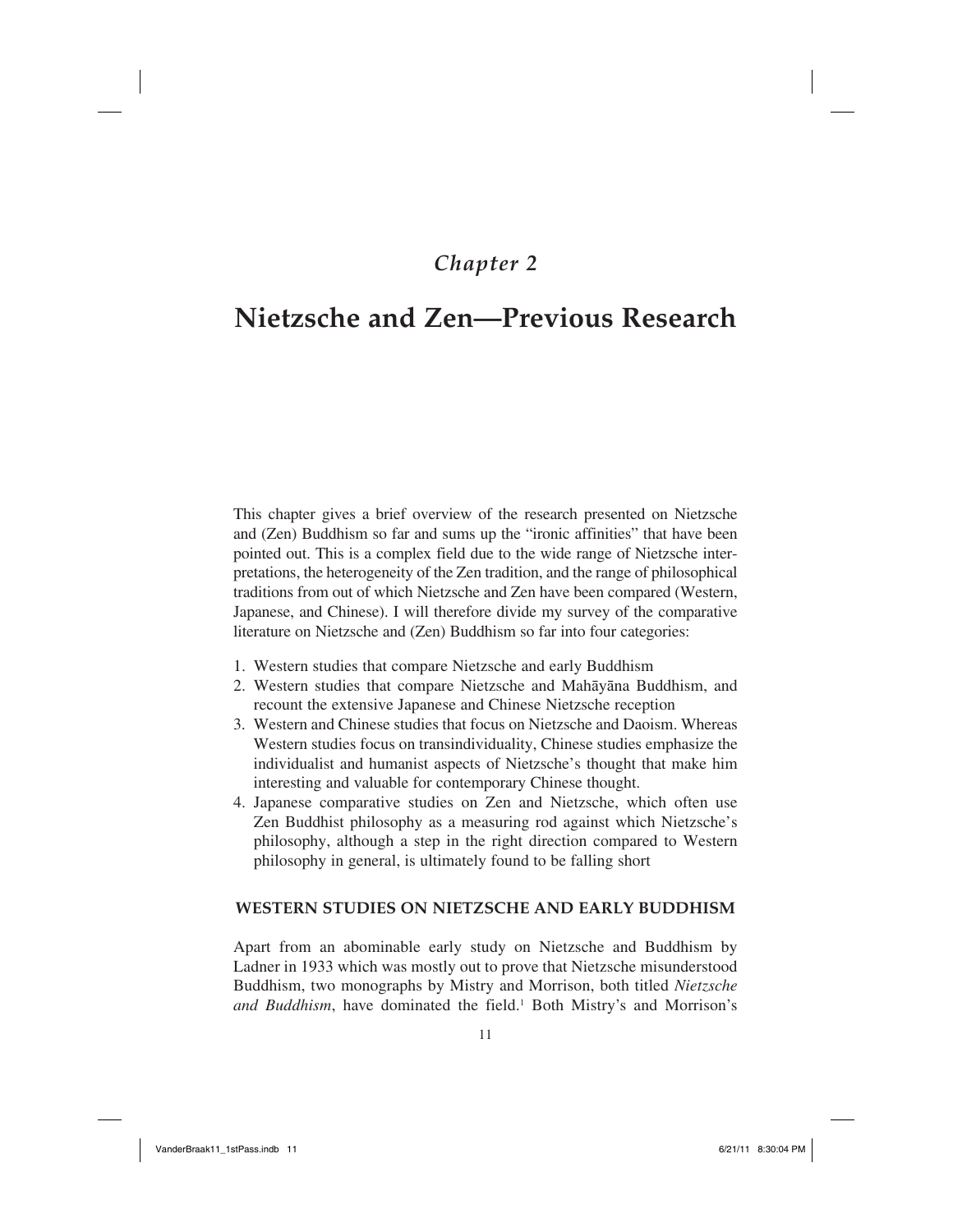# Chapter 2

# Nietzsche and Zen—Previous Research

This chapter gives a brief overview of the research presented on Nietzsche and (Zen) Buddhism so far and sums up the "ironic affinities" that have been pointed out. This is a complex field due to the wide range of Nietzsche interpretations, the heterogeneity of the Zen tradition, and the range of philosophical traditions from out of which Nietzsche and Zen have been compared (Western, Japanese, and Chinese). I will therefore divide my survey of the comparative literature on Nietzsche and (Zen) Buddhism so far into four categories:

1. Western studies that compare Nietzsche and early Buddhism
2. Western studies that compare Nietzsche and Mahāyāna Buddhism, and recount the extensive Japanese and Chinese Nietzsche reception
3. Western and Chinese studies that focus on Nietzsche and Daoism. Whereas Western studies focus on transindividuality, Chinese studies emphasize the individualist and humanist aspects of Nietzsche's thought that make him interesting and valuable for contemporary Chinese thought.
4. Japanese comparative studies on Zen and Nietzsche, which often use Zen Buddhist philosophy as a measuring rod against which Nietzsche's philosophy, although a step in the right direction compared to Western philosophy in general, is ultimately found to be falling short

## WESTERN STUDIES ON NIETZSCHE AND EARLY BUDDHISM

Apart from an abominable early study on Nietzsche and Buddhism by Ladner in 1933 which was mostly out to prove that Nietzsche misunderstood Buddhism, two monographs by Mistry and Morrison, both titled *Nietzsche and Buddhism*, have dominated the field.[1] Both Mistry's and Morrison's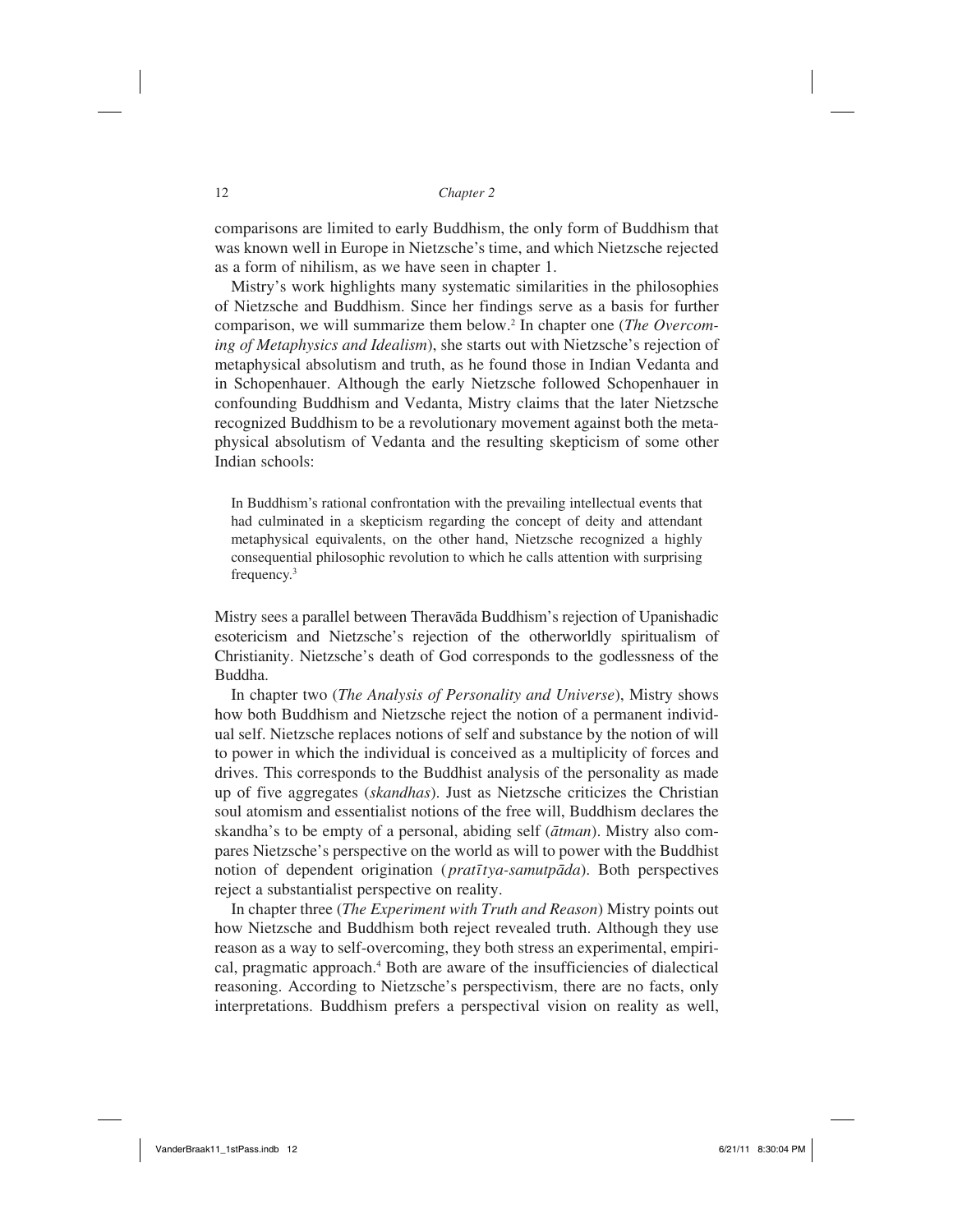comparisons are limited to early Buddhism, the only form of Buddhism that was known well in Europe in Nietzsche's time, and which Nietzsche rejected as a form of nihilism, as we have seen in chapter 1.

Mistry's work highlights many systematic similarities in the philosophies of Nietzsche and Buddhism. Since her findings serve as a basis for further comparison, we will summarize them below.[2] In chapter one (*The Overcoming of Metaphysics and Idealism*), she starts out with Nietzsche's rejection of metaphysical absolutism and truth, as he found those in Indian Vedanta and in Schopenhauer. Although the early Nietzsche followed Schopenhauer in confounding Buddhism and Vedanta, Mistry claims that the later Nietzsche recognized Buddhism to be a revolutionary movement against both the metaphysical absolutism of Vedanta and the resulting skepticism of some other Indian schools:

> In Buddhism's rational confrontation with the prevailing intellectual events that had culminated in a skepticism regarding the concept of deity and attendant metaphysical equivalents, on the other hand, Nietzsche recognized a highly consequential philosophic revolution to which he calls attention with surprising frequency.[3]

Mistry sees a parallel between Theravāda Buddhism's rejection of Upanishadic esotericism and Nietzsche's rejection of the otherworldly spiritualism of Christianity. Nietzsche's death of God corresponds to the godlessness of the Buddha.

In chapter two (*The Analysis of Personality and Universe*), Mistry shows how both Buddhism and Nietzsche reject the notion of a permanent individual self. Nietzsche replaces notions of self and substance by the notion of will to power in which the individual is conceived as a multiplicity of forces and drives. This corresponds to the Buddhist analysis of the personality as made up of five aggregates (*skandhas*). Just as Nietzsche criticizes the Christian soul atomism and essentialist notions of the free will, Buddhism declares the skandha's to be empty of a personal, abiding self (*ātman*). Mistry also compares Nietzsche's perspective on the world as will to power with the Buddhist notion of dependent origination (*pratītya-samutpāda*). Both perspectives reject a substantialist perspective on reality.

In chapter three (*The Experiment with Truth and Reason*) Mistry points out how Nietzsche and Buddhism both reject revealed truth. Although they use reason as a way to self-overcoming, they both stress an experimental, empirical, pragmatic approach.[4] Both are aware of the insufficiencies of dialectical reasoning. According to Nietzsche's perspectivism, there are no facts, only interpretations. Buddhism prefers a perspectival vision on reality as well,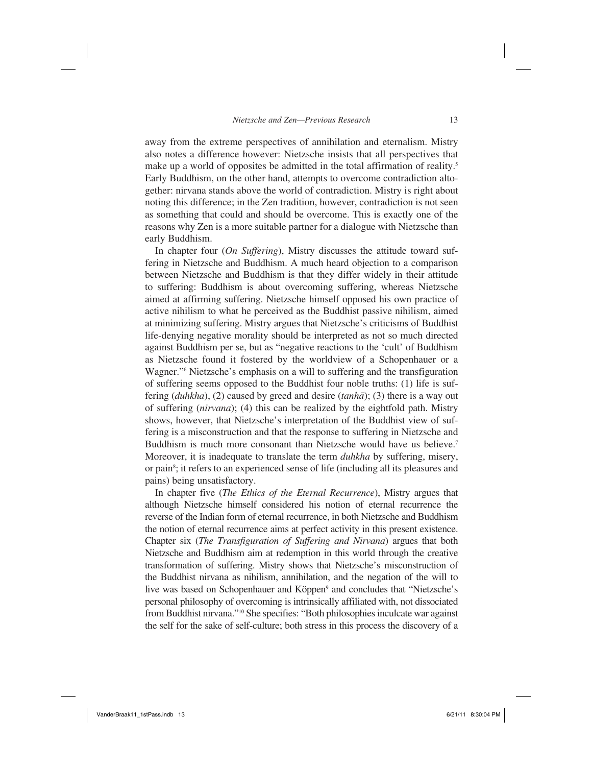away from the extreme perspectives of annihilation and eternalism. Mistry also notes a difference however: Nietzsche insists that all perspectives that make up a world of opposites be admitted in the total affirmation of reality.[5] Early Buddhism, on the other hand, attempts to overcome contradiction altogether: nirvana stands above the world of contradiction. Mistry is right about noting this difference; in the Zen tradition, however, contradiction is not seen as something that could and should be overcome. This is exactly one of the reasons why Zen is a more suitable partner for a dialogue with Nietzsche than early Buddhism.

In chapter four (*On Suffering*), Mistry discusses the attitude toward suffering in Nietzsche and Buddhism. A much heard objection to a comparison between Nietzsche and Buddhism is that they differ widely in their attitude to suffering: Buddhism is about overcoming suffering, whereas Nietzsche aimed at affirming suffering. Nietzsche himself opposed his own practice of active nihilism to what he perceived as the Buddhist passive nihilism, aimed at minimizing suffering. Mistry argues that Nietzsche's criticisms of Buddhist life-denying negative morality should be interpreted as not so much directed against Buddhism per se, but as "negative reactions to the 'cult' of Buddhism as Nietzsche found it fostered by the worldview of a Schopenhauer or a Wagner."[6] Nietzsche's emphasis on a will to suffering and the transfiguration of suffering seems opposed to the Buddhist four noble truths: (1) life is suffering (*duhkha*), (2) caused by greed and desire (*tanhā*); (3) there is a way out of suffering (*nirvana*); (4) this can be realized by the eightfold path. Mistry shows, however, that Nietzsche's interpretation of the Buddhist view of suffering is a misconstruction and that the response to suffering in Nietzsche and Buddhism is much more consonant than Nietzsche would have us believe.[7] Moreover, it is inadequate to translate the term *duhkha* by suffering, misery, or pain[8]; it refers to an experienced sense of life (including all its pleasures and pains) being unsatisfactory.

In chapter five (*The Ethics of the Eternal Recurrence*), Mistry argues that although Nietzsche himself considered his notion of eternal recurrence the reverse of the Indian form of eternal recurrence, in both Nietzsche and Buddhism the notion of eternal recurrence aims at perfect activity in this present existence. Chapter six (*The Transfiguration of Suffering and Nirvana*) argues that both Nietzsche and Buddhism aim at redemption in this world through the creative transformation of suffering. Mistry shows that Nietzsche's misconstruction of the Buddhist nirvana as nihilism, annihilation, and the negation of the will to live was based on Schopenhauer and Köppen[9] and concludes that "Nietzsche's personal philosophy of overcoming is intrinsically affiliated with, not dissociated from Buddhist nirvana."[10] She specifies: "Both philosophies inculcate war against the self for the sake of self-culture; both stress in this process the discovery of a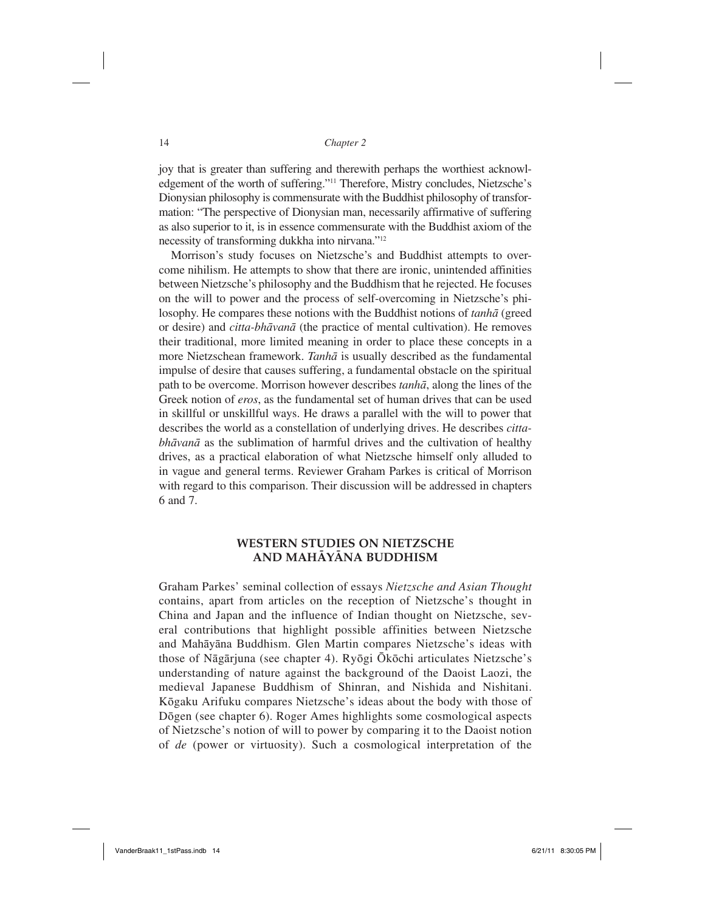joy that is greater than suffering and therewith perhaps the worthiest acknowledgement of the worth of suffering."[11] Therefore, Mistry concludes, Nietzsche's Dionysian philosophy is commensurate with the Buddhist philosophy of transformation: "The perspective of Dionysian man, necessarily affirmative of suffering as also superior to it, is in essence commensurate with the Buddhist axiom of the necessity of transforming dukkha into nirvana."[12]

Morrison's study focuses on Nietzsche's and Buddhist attempts to overcome nihilism. He attempts to show that there are ironic, unintended affinities between Nietzsche's philosophy and the Buddhism that he rejected. He focuses on the will to power and the process of self-overcoming in Nietzsche's philosophy. He compares these notions with the Buddhist notions of *tanhā* (greed or desire) and *citta-bhāvanā* (the practice of mental cultivation). He removes their traditional, more limited meaning in order to place these concepts in a more Nietzschean framework. *Tanhā* is usually described as the fundamental impulse of desire that causes suffering, a fundamental obstacle on the spiritual path to be overcome. Morrison however describes *tanhā*, along the lines of the Greek notion of *eros*, as the fundamental set of human drives that can be used in skillful or unskillful ways. He draws a parallel with the will to power that describes the world as a constellation of underlying drives. He describes *citta-bhāvanā* as the sublimation of harmful drives and the cultivation of healthy drives, as a practical elaboration of what Nietzsche himself only alluded to in vague and general terms. Reviewer Graham Parkes is critical of Morrison with regard to this comparison. Their discussion will be addressed in chapters 6 and 7.

## WESTERN STUDIES ON NIETZSCHE AND MAHĀYĀNA BUDDHISM

Graham Parkes' seminal collection of essays *Nietzsche and Asian Thought* contains, apart from articles on the reception of Nietzsche's thought in China and Japan and the influence of Indian thought on Nietzsche, several contributions that highlight possible affinities between Nietzsche and Mahāyāna Buddhism. Glen Martin compares Nietzsche's ideas with those of Nāgārjuna (see chapter 4). Ryōgi Ōkōchi articulates Nietzsche's understanding of nature against the background of the Daoist Laozi, the medieval Japanese Buddhism of Shinran, and Nishida and Nishitani. Kōgaku Arifuku compares Nietzsche's ideas about the body with those of Dōgen (see chapter 6). Roger Ames highlights some cosmological aspects of Nietzsche's notion of will to power by comparing it to the Daoist notion of *de* (power or virtuosity). Such a cosmological interpretation of the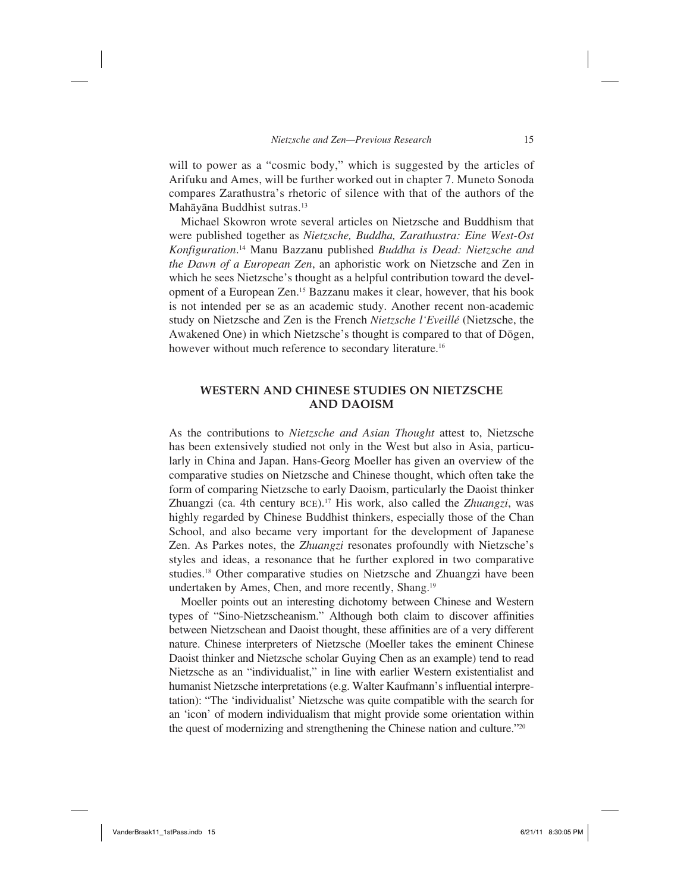will to power as a "cosmic body," which is suggested by the articles of Arifuku and Ames, will be further worked out in chapter 7. Muneto Sonoda compares Zarathustra's rhetoric of silence with that of the authors of the Mahāyāna Buddhist sutras.[13]

Michael Skowron wrote several articles on Nietzsche and Buddhism that were published together as *Nietzsche, Buddha, Zarathustra: Eine West-Ost Konfiguration*.[14] Manu Bazzanu published *Buddha is Dead: Nietzsche and the Dawn of a European Zen*, an aphoristic work on Nietzsche and Zen in which he sees Nietzsche's thought as a helpful contribution toward the development of a European Zen.[15] Bazzanu makes it clear, however, that his book is not intended per se as an academic study. Another recent non-academic study on Nietzsche and Zen is the French *Nietzsche l'Eveillé* (Nietzsche, the Awakened One) in which Nietzsche's thought is compared to that of Dōgen, however without much reference to secondary literature.[16]

## WESTERN AND CHINESE STUDIES ON NIETZSCHE AND DAOISM

As the contributions to *Nietzsche and Asian Thought* attest to, Nietzsche has been extensively studied not only in the West but also in Asia, particularly in China and Japan. Hans-Georg Moeller has given an overview of the comparative studies on Nietzsche and Chinese thought, which often take the form of comparing Nietzsche to early Daoism, particularly the Daoist thinker Zhuangzi (ca. 4th century BCE).[17] His work, also called the *Zhuangzi*, was highly regarded by Chinese Buddhist thinkers, especially those of the Chan School, and also became very important for the development of Japanese Zen. As Parkes notes, the *Zhuangzi* resonates profoundly with Nietzsche's styles and ideas, a resonance that he further explored in two comparative studies.[18] Other comparative studies on Nietzsche and Zhuangzi have been undertaken by Ames, Chen, and more recently, Shang.[19]

Moeller points out an interesting dichotomy between Chinese and Western types of "Sino-Nietzscheanism." Although both claim to discover affinities between Nietzschean and Daoist thought, these affinities are of a very different nature. Chinese interpreters of Nietzsche (Moeller takes the eminent Chinese Daoist thinker and Nietzsche scholar Guying Chen as an example) tend to read Nietzsche as an "individualist," in line with earlier Western existentialist and humanist Nietzsche interpretations (e.g. Walter Kaufmann's influential interpretation): "The 'individualist' Nietzsche was quite compatible with the search for an 'icon' of modern individualism that might provide some orientation within the quest of modernizing and strengthening the Chinese nation and culture."[20]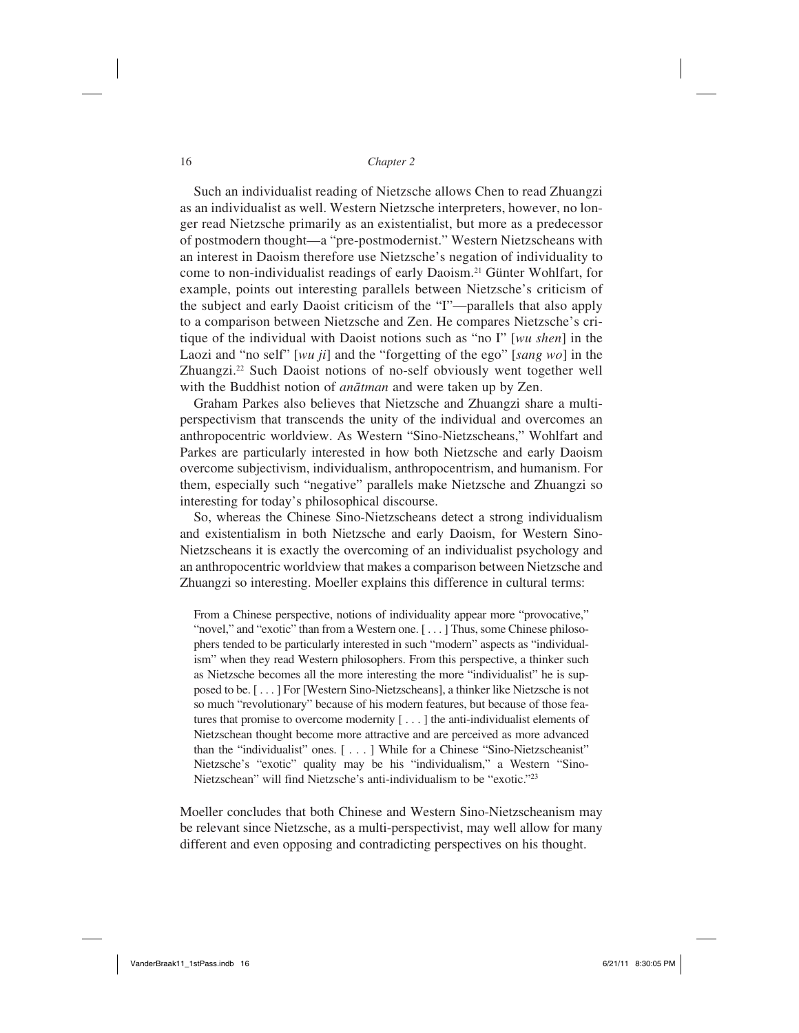Such an individualist reading of Nietzsche allows Chen to read Zhuangzi as an individualist as well. Western Nietzsche interpreters, however, no longer read Nietzsche primarily as an existentialist, but more as a predecessor of postmodern thought—a "pre-postmodernist." Western Nietzscheans with an interest in Daoism therefore use Nietzsche's negation of individuality to come to non-individualist readings of early Daoism.[21] Günter Wohlfart, for example, points out interesting parallels between Nietzsche's criticism of the subject and early Daoist criticism of the "I"—parallels that also apply to a comparison between Nietzsche and Zen. He compares Nietzsche's critique of the individual with Daoist notions such as "no I" [*wu shen*] in the Laozi and "no self" [*wu ji*] and the "forgetting of the ego" [*sang wo*] in the Zhuangzi.[22] Such Daoist notions of no-self obviously went together well with the Buddhist notion of *anātman* and were taken up by Zen.

Graham Parkes also believes that Nietzsche and Zhuangzi share a multi-perspectivism that transcends the unity of the individual and overcomes an anthropocentric worldview. As Western "Sino-Nietzscheans," Wohlfart and Parkes are particularly interested in how both Nietzsche and early Daoism overcome subjectivism, individualism, anthropocentrism, and humanism. For them, especially such "negative" parallels make Nietzsche and Zhuangzi so interesting for today's philosophical discourse.

So, whereas the Chinese Sino-Nietzscheans detect a strong individualism and existentialism in both Nietzsche and early Daoism, for Western Sino-Nietzscheans it is exactly the overcoming of an individualist psychology and an anthropocentric worldview that makes a comparison between Nietzsche and Zhuangzi so interesting. Moeller explains this difference in cultural terms:

> From a Chinese perspective, notions of individuality appear more "provocative," "novel," and "exotic" than from a Western one. [ . . . ] Thus, some Chinese philosophers tended to be particularly interested in such "modern" aspects as "individualism" when they read Western philosophers. From this perspective, a thinker such as Nietzsche becomes all the more interesting the more "individualist" he is supposed to be. [ . . . ] For [Western Sino-Nietzscheans], a thinker like Nietzsche is not so much "revolutionary" because of his modern features, but because of those features that promise to overcome modernity [ . . . ] the anti-individualist elements of Nietzschean thought become more attractive and are perceived as more advanced than the "individualist" ones. [ . . . ] While for a Chinese "Sino-Nietzscheanist" Nietzsche's "exotic" quality may be his "individualism," a Western "Sino-Nietzschean" will find Nietzsche's anti-individualism to be "exotic."[23]

Moeller concludes that both Chinese and Western Sino-Nietzscheanism may be relevant since Nietzsche, as a multi-perspectivist, may well allow for many different and even opposing and contradicting perspectives on his thought.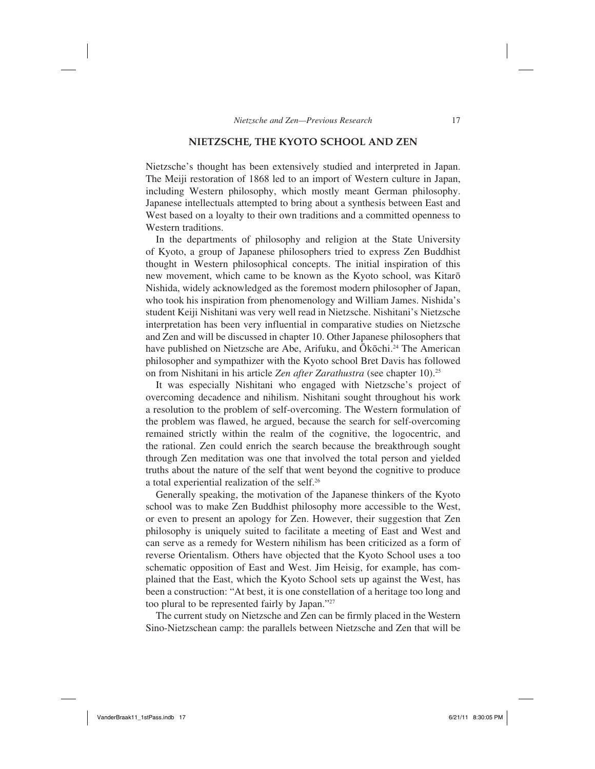## NIETZSCHE, THE KYOTO SCHOOL AND ZEN

Nietzsche's thought has been extensively studied and interpreted in Japan. The Meiji restoration of 1868 led to an import of Western culture in Japan, including Western philosophy, which mostly meant German philosophy. Japanese intellectuals attempted to bring about a synthesis between East and West based on a loyalty to their own traditions and a committed openness to Western traditions.

In the departments of philosophy and religion at the State University of Kyoto, a group of Japanese philosophers tried to express Zen Buddhist thought in Western philosophical concepts. The initial inspiration of this new movement, which came to be known as the Kyoto school, was Kitarō Nishida, widely acknowledged as the foremost modern philosopher of Japan, who took his inspiration from phenomenology and William James. Nishida's student Keiji Nishitani was very well read in Nietzsche. Nishitani's Nietzsche interpretation has been very influential in comparative studies on Nietzsche and Zen and will be discussed in chapter 10. Other Japanese philosophers that have published on Nietzsche are Abe, Arifuku, and Ōkōchi.[24] The American philosopher and sympathizer with the Kyoto school Bret Davis has followed on from Nishitani in his article *Zen after Zarathustra* (see chapter 10).[25]

It was especially Nishitani who engaged with Nietzsche's project of overcoming decadence and nihilism. Nishitani sought throughout his work a resolution to the problem of self-overcoming. The Western formulation of the problem was flawed, he argued, because the search for self-overcoming remained strictly within the realm of the cognitive, the logocentric, and the rational. Zen could enrich the search because the breakthrough sought through Zen meditation was one that involved the total person and yielded truths about the nature of the self that went beyond the cognitive to produce a total experiential realization of the self.[26]

Generally speaking, the motivation of the Japanese thinkers of the Kyoto school was to make Zen Buddhist philosophy more accessible to the West, or even to present an apology for Zen. However, their suggestion that Zen philosophy is uniquely suited to facilitate a meeting of East and West and can serve as a remedy for Western nihilism has been criticized as a form of reverse Orientalism. Others have objected that the Kyoto School uses a too schematic opposition of East and West. Jim Heisig, for example, has complained that the East, which the Kyoto School sets up against the West, has been a construction: "At best, it is one constellation of a heritage too long and too plural to be represented fairly by Japan."[27]

The current study on Nietzsche and Zen can be firmly placed in the Western Sino-Nietzschean camp: the parallels between Nietzsche and Zen that will be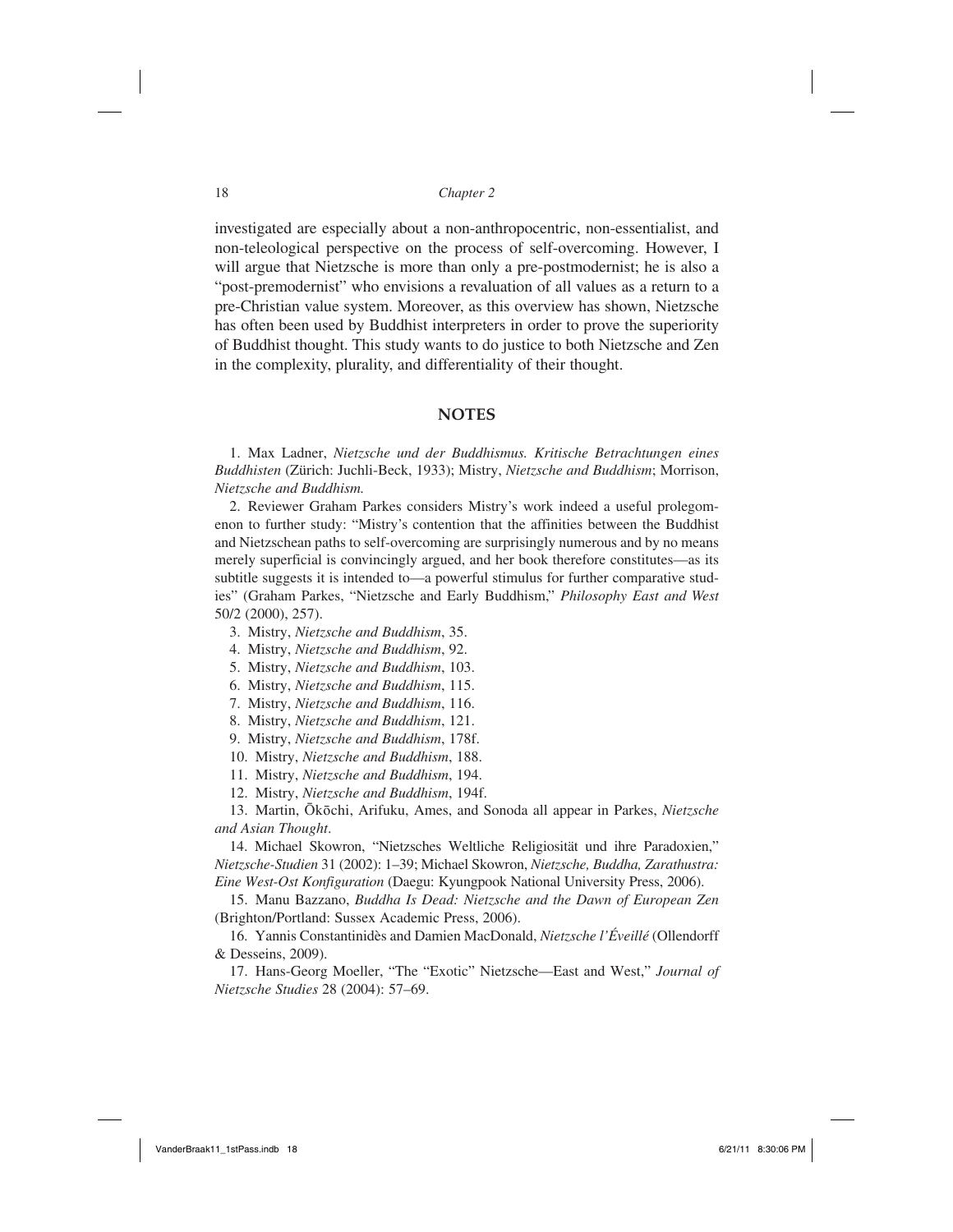investigated are especially about a non-anthropocentric, non-essentialist, and non-teleological perspective on the process of self-overcoming. However, I will argue that Nietzsche is more than only a pre-postmodernist; he is also a "post-premodernist" who envisions a revaluation of all values as a return to a pre-Christian value system. Moreover, as this overview has shown, Nietzsche has often been used by Buddhist interpreters in order to prove the superiority of Buddhist thought. This study wants to do justice to both Nietzsche and Zen in the complexity, plurality, and differentiality of their thought.

## NOTES

1. Max Ladner, *Nietzsche und der Buddhismus. Kritische Betrachtungen eines Buddhisten* (Zürich: Juchli-Beck, 1933); Mistry, *Nietzsche and Buddhism*; Morrison, *Nietzsche and Buddhism.*

2. Reviewer Graham Parkes considers Mistry's work indeed a useful prolegomenon to further study: "Mistry's contention that the affinities between the Buddhist and Nietzschean paths to self-overcoming are surprisingly numerous and by no means merely superficial is convincingly argued, and her book therefore constitutes—as its subtitle suggests it is intended to—a powerful stimulus for further comparative studies" (Graham Parkes, "Nietzsche and Early Buddhism," *Philosophy East and West* 50/2 (2000), 257).

3. Mistry, *Nietzsche and Buddhism*, 35.

4. Mistry, *Nietzsche and Buddhism*, 92.

5. Mistry, *Nietzsche and Buddhism*, 103.

6. Mistry, *Nietzsche and Buddhism*, 115.

7. Mistry, *Nietzsche and Buddhism*, 116.

8. Mistry, *Nietzsche and Buddhism*, 121.

9. Mistry, *Nietzsche and Buddhism*, 178f.

10. Mistry, *Nietzsche and Buddhism*, 188.

11. Mistry, *Nietzsche and Buddhism*, 194.

12. Mistry, *Nietzsche and Buddhism*, 194f.

13. Martin, Ōkōchi, Arifuku, Ames, and Sonoda all appear in Parkes, *Nietzsche and Asian Thought*.

14. Michael Skowron, "Nietzsches Weltliche Religiosität und ihre Paradoxien," *Nietzsche-Studien* 31 (2002): 1–39; Michael Skowron, *Nietzsche, Buddha, Zarathustra: Eine West-Ost Konfiguration* (Daegu: Kyungpook National University Press, 2006).

15. Manu Bazzano, *Buddha Is Dead: Nietzsche and the Dawn of European Zen* (Brighton/Portland: Sussex Academic Press, 2006).

16. Yannis Constantinidès and Damien MacDonald, *Nietzsche l'Éveillé* (Ollendorff & Desseins, 2009).

17. Hans-Georg Moeller, "The "Exotic" Nietzsche—East and West," *Journal of Nietzsche Studies* 28 (2004): 57–69.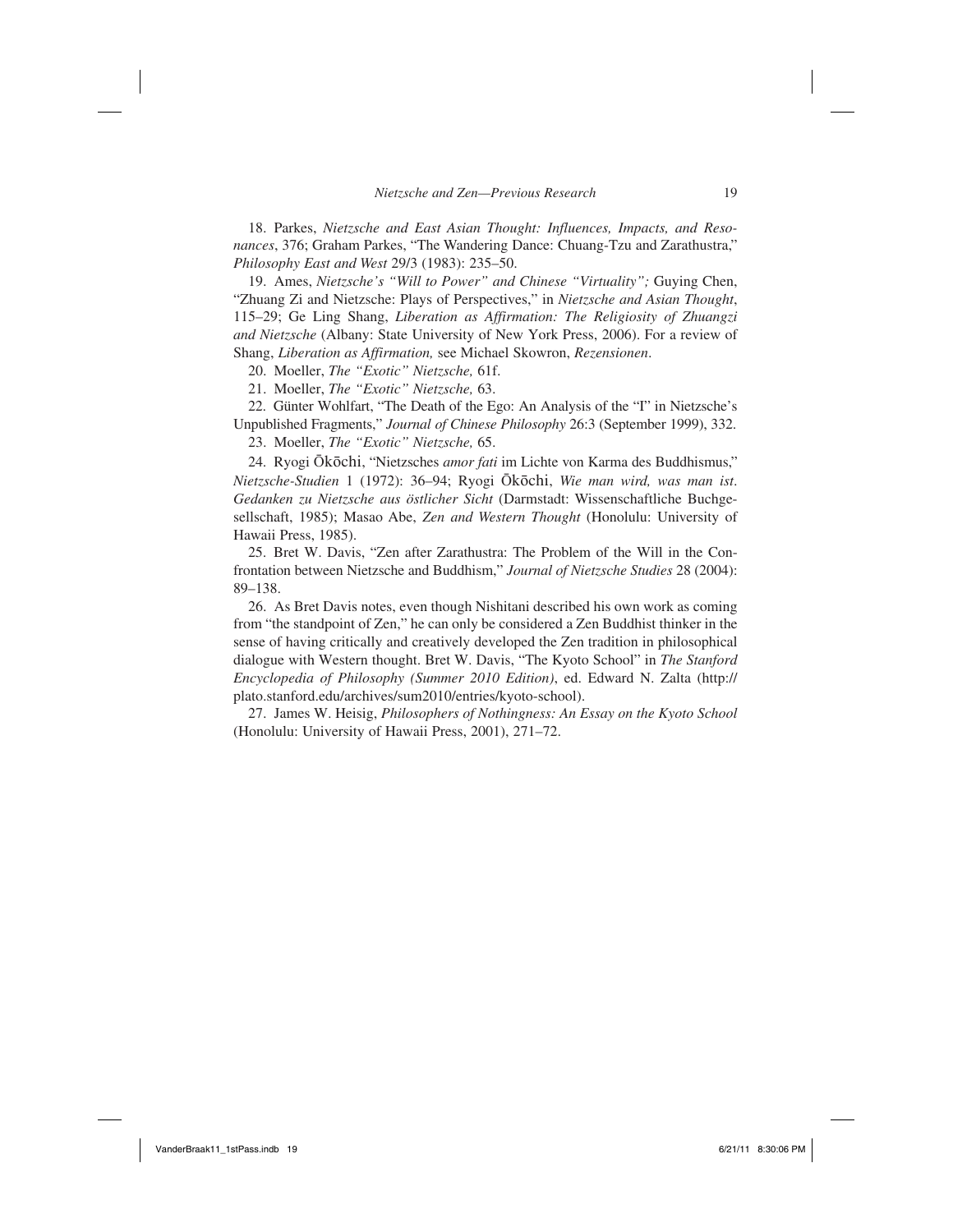18. Parkes, *Nietzsche and East Asian Thought: Influences, Impacts, and Resonances*, 376; Graham Parkes, "The Wandering Dance: Chuang-Tzu and Zarathustra," *Philosophy East and West* 29/3 (1983): 235–50.

19. Ames, *Nietzsche's "Will to Power" and Chinese "Virtuality";* Guying Chen, "Zhuang Zi and Nietzsche: Plays of Perspectives," in *Nietzsche and Asian Thought*, 115–29; Ge Ling Shang, *Liberation as Affirmation: The Religiosity of Zhuangzi and Nietzsche* (Albany: State University of New York Press, 2006). For a review of Shang, *Liberation as Affirmation,* see Michael Skowron, *Rezensionen*.

20. Moeller, *The "Exotic" Nietzsche,* 61f.

21. Moeller, *The "Exotic" Nietzsche,* 63.

22. Günter Wohlfart, "The Death of the Ego: An Analysis of the "I" in Nietzsche's Unpublished Fragments," *Journal of Chinese Philosophy* 26:3 (September 1999), 332.

23. Moeller, *The "Exotic" Nietzsche,* 65.

24. Ryogi Ōkōchi, "Nietzsches *amor fati* im Lichte von Karma des Buddhismus," *Nietzsche-Studien* 1 (1972): 36–94; Ryogi Ōkōchi, *Wie man wird, was man ist. Gedanken zu Nietzsche aus östlicher Sicht* (Darmstadt: Wissenschaftliche Buchgesellschaft, 1985); Masao Abe, *Zen and Western Thought* (Honolulu: University of Hawaii Press, 1985).

25. Bret W. Davis, "Zen after Zarathustra: The Problem of the Will in the Confrontation between Nietzsche and Buddhism," *Journal of Nietzsche Studies* 28 (2004): 89–138.

26. As Bret Davis notes, even though Nishitani described his own work as coming from "the standpoint of Zen," he can only be considered a Zen Buddhist thinker in the sense of having critically and creatively developed the Zen tradition in philosophical dialogue with Western thought. Bret W. Davis, "The Kyoto School" in *The Stanford Encyclopedia of Philosophy (Summer 2010 Edition)*, ed. Edward N. Zalta (http://plato.stanford.edu/archives/sum2010/entries/kyoto-school).

27. James W. Heisig, *Philosophers of Nothingness: An Essay on the Kyoto School* (Honolulu: University of Hawaii Press, 2001), 271–72.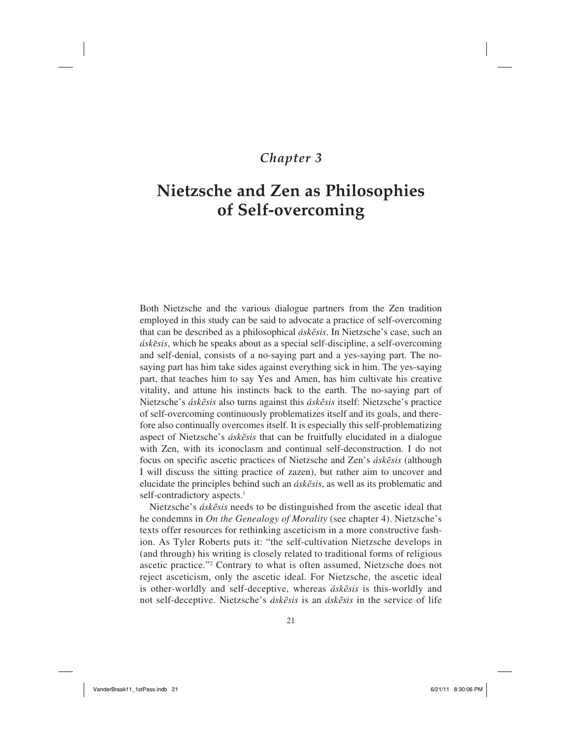*Chapter 3*

# Nietzsche and Zen as Philosophies of Self-overcoming

Both Nietzsche and the various dialogue partners from the Zen tradition employed in this study can be said to advocate a practice of self-overcoming that can be described as a philosophical *áskēsis*. In Nietzsche's case, such an *áskēsis*, which he speaks about as a special self-discipline, a self-overcoming and self-denial, consists of a no-saying part and a yes-saying part. The no-saying part has him take sides against everything sick in him. The yes-saying part, that teaches him to say Yes and Amen, has him cultivate his creative vitality, and attune his instincts back to the earth. The no-saying part of Nietzsche's *áskēsis* also turns against this *áskēsis* itself: Nietzsche's practice of self-overcoming continuously problematizes itself and its goals, and therefore also continually overcomes itself. It is especially this self-problematizing aspect of Nietzsche's *áskēsis* that can be fruitfully elucidated in a dialogue with Zen, with its iconoclasm and continual self-deconstruction. I do not focus on specific ascetic practices of Nietzsche and Zen's *áskēsis* (although I will discuss the sitting practice of zazen), but rather aim to uncover and elucidate the principles behind such an *áskēsis*, as well as its problematic and self-contradictory aspects.[1]

Nietzsche's *áskēsis* needs to be distinguished from the ascetic ideal that he condemns in *On the Genealogy of Morality* (see chapter 4). Nietzsche's texts offer resources for rethinking asceticism in a more constructive fashion. As Tyler Roberts puts it: "the self-cultivation Nietzsche develops in (and through) his writing is closely related to traditional forms of religious ascetic practice."[2] Contrary to what is often assumed, Nietzsche does not reject asceticism, only the ascetic ideal. For Nietzsche, the ascetic ideal is other-worldly and self-deceptive, whereas *áskēsis* is this-worldly and not self-deceptive. Nietzsche's *áskēsis* is an *áskēsis* in the service of life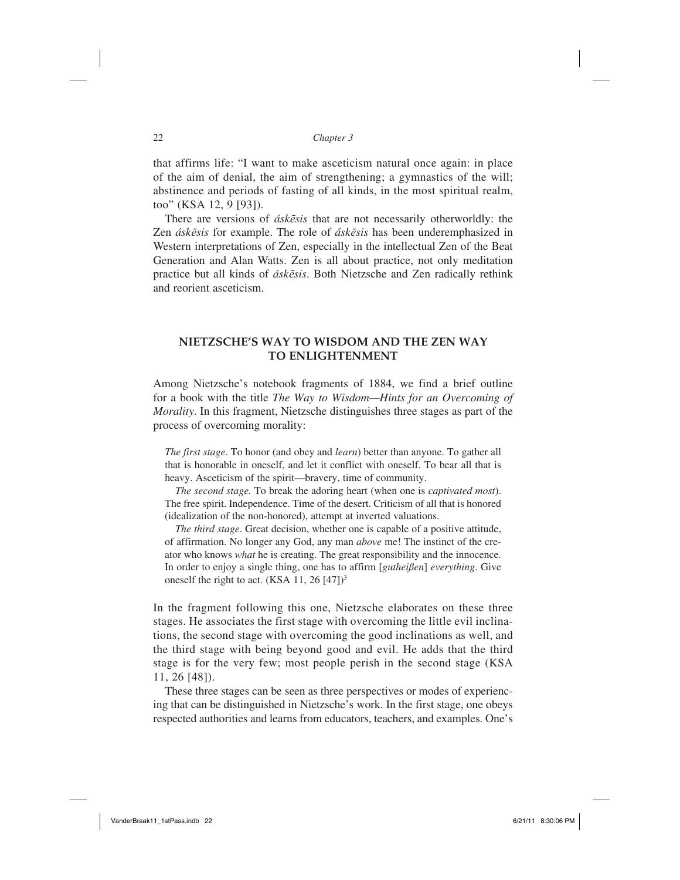that affirms life: "I want to make asceticism natural once again: in place of the aim of denial, the aim of strengthening; a gymnastics of the will; abstinence and periods of fasting of all kinds, in the most spiritual realm, too" (KSA 12, 9 [93]).

There are versions of *áskēsis* that are not necessarily otherworldly: the Zen *áskēsis* for example. The role of *áskēsis* has been underemphasized in Western interpretations of Zen, especially in the intellectual Zen of the Beat Generation and Alan Watts. Zen is all about practice, not only meditation practice but all kinds of *áskēsis*. Both Nietzsche and Zen radically rethink and reorient asceticism.

## NIETZSCHE'S WAY TO WISDOM AND THE ZEN WAY TO ENLIGHTENMENT

Among Nietzsche's notebook fragments of 1884, we find a brief outline for a book with the title *The Way to Wisdom—Hints for an Overcoming of Morality*. In this fragment, Nietzsche distinguishes three stages as part of the process of overcoming morality:

> *The first stage*. To honor (and obey and *learn*) better than anyone. To gather all that is honorable in oneself, and let it conflict with oneself. To bear all that is heavy. Asceticism of the spirit—bravery, time of community.
>
> *The second stage.* To break the adoring heart (when one is *captivated most*). The free spirit. Independence. Time of the desert. Criticism of all that is honored (idealization of the non-honored), attempt at inverted valuations.
>
> *The third stage*. Great decision, whether one is capable of a positive attitude, of affirmation. No longer any God, any man *above* me! The instinct of the creator who knows *what* he is creating. The great responsibility and the innocence. In order to enjoy a single thing, one has to affirm [*gutheißen*] *everything*. Give oneself the right to act. (KSA 11, 26 [47])[3]

In the fragment following this one, Nietzsche elaborates on these three stages. He associates the first stage with overcoming the little evil inclinations, the second stage with overcoming the good inclinations as well, and the third stage with being beyond good and evil. He adds that the third stage is for the very few; most people perish in the second stage (KSA 11, 26 [48]).

These three stages can be seen as three perspectives or modes of experiencing that can be distinguished in Nietzsche's work. In the first stage, one obeys respected authorities and learns from educators, teachers, and examples. One's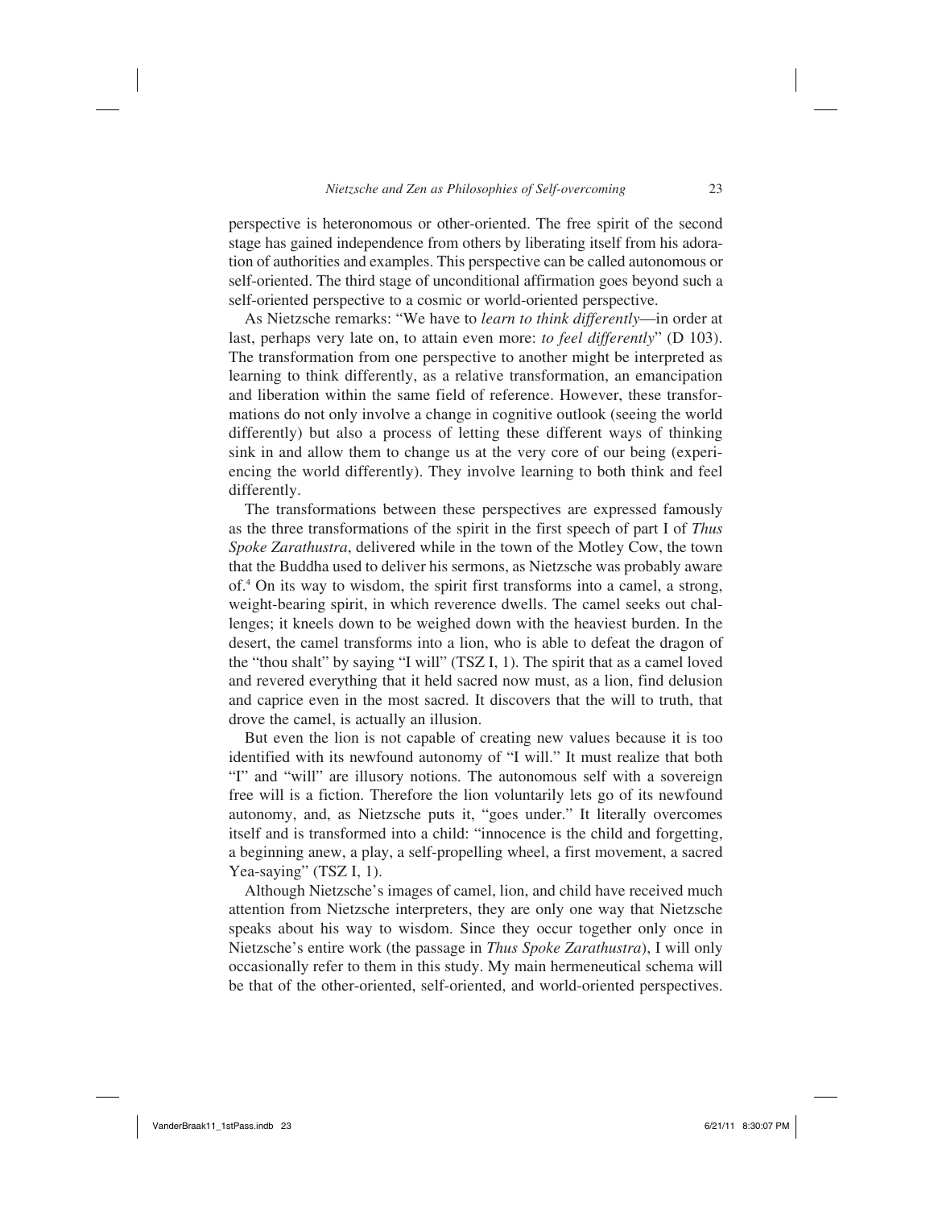perspective is heteronomous or other-oriented. The free spirit of the second stage has gained independence from others by liberating itself from his adoration of authorities and examples. This perspective can be called autonomous or self-oriented. The third stage of unconditional affirmation goes beyond such a self-oriented perspective to a cosmic or world-oriented perspective.

As Nietzsche remarks: "We have to *learn to think differently*—in order at last, perhaps very late on, to attain even more: *to feel differently*" (D 103). The transformation from one perspective to another might be interpreted as learning to think differently, as a relative transformation, an emancipation and liberation within the same field of reference. However, these transformations do not only involve a change in cognitive outlook (seeing the world differently) but also a process of letting these different ways of thinking sink in and allow them to change us at the very core of our being (experiencing the world differently). They involve learning to both think and feel differently.

The transformations between these perspectives are expressed famously as the three transformations of the spirit in the first speech of part I of *Thus Spoke Zarathustra*, delivered while in the town of the Motley Cow, the town that the Buddha used to deliver his sermons, as Nietzsche was probably aware of.[4] On its way to wisdom, the spirit first transforms into a camel, a strong, weight-bearing spirit, in which reverence dwells. The camel seeks out challenges; it kneels down to be weighed down with the heaviest burden. In the desert, the camel transforms into a lion, who is able to defeat the dragon of the "thou shalt" by saying "I will" (TSZ I, 1). The spirit that as a camel loved and revered everything that it held sacred now must, as a lion, find delusion and caprice even in the most sacred. It discovers that the will to truth, that drove the camel, is actually an illusion.

But even the lion is not capable of creating new values because it is too identified with its newfound autonomy of "I will." It must realize that both "I" and "will" are illusory notions. The autonomous self with a sovereign free will is a fiction. Therefore the lion voluntarily lets go of its newfound autonomy, and, as Nietzsche puts it, "goes under." It literally overcomes itself and is transformed into a child: "innocence is the child and forgetting, a beginning anew, a play, a self-propelling wheel, a first movement, a sacred Yea-saying" (TSZ I, 1).

Although Nietzsche's images of camel, lion, and child have received much attention from Nietzsche interpreters, they are only one way that Nietzsche speaks about his way to wisdom. Since they occur together only once in Nietzsche's entire work (the passage in *Thus Spoke Zarathustra*), I will only occasionally refer to them in this study. My main hermeneutical schema will be that of the other-oriented, self-oriented, and world-oriented perspectives.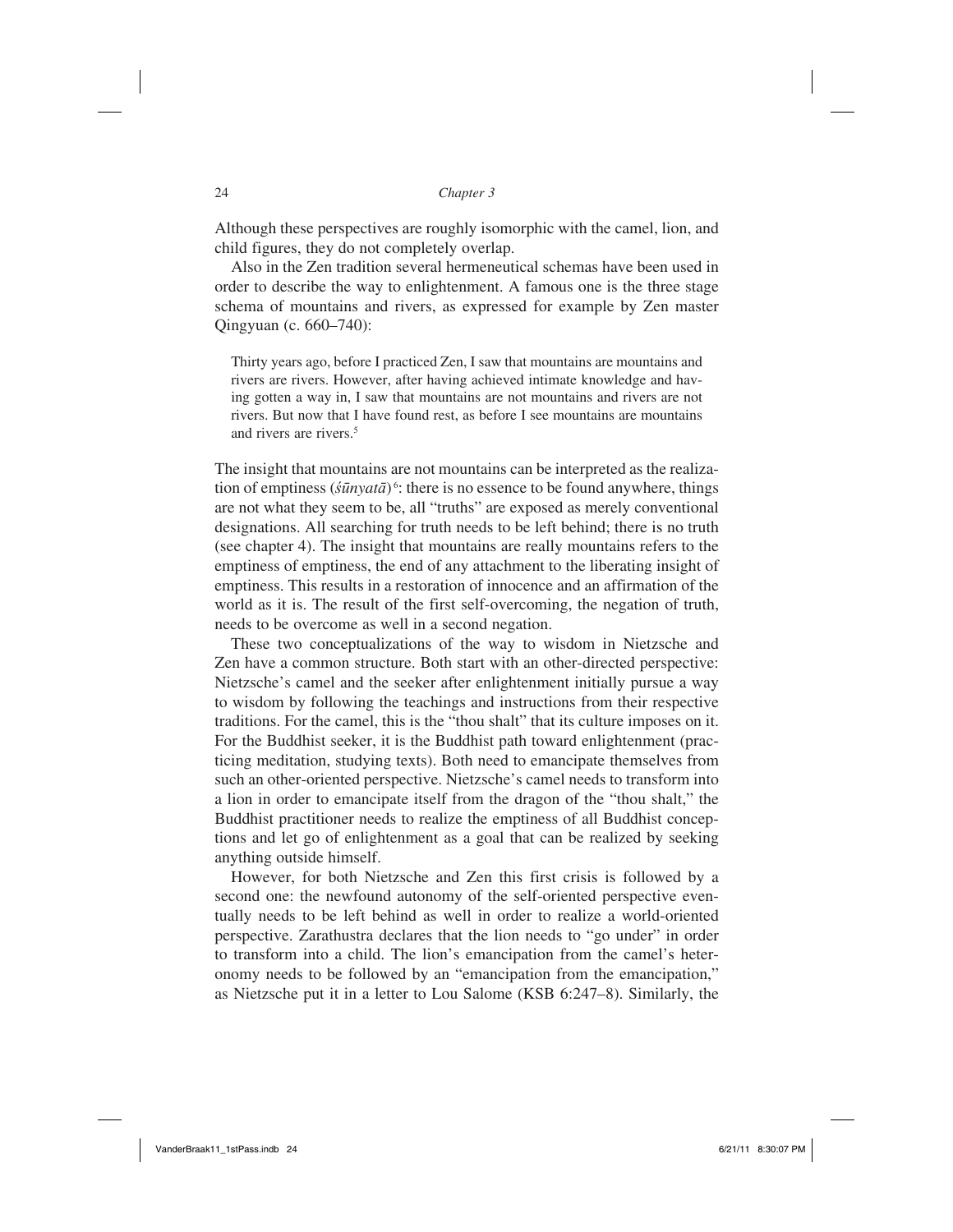Although these perspectives are roughly isomorphic with the camel, lion, and child figures, they do not completely overlap.

Also in the Zen tradition several hermeneutical schemas have been used in order to describe the way to enlightenment. A famous one is the three stage schema of mountains and rivers, as expressed for example by Zen master Qingyuan (c. 660–740):

> Thirty years ago, before I practiced Zen, I saw that mountains are mountains and rivers are rivers. However, after having achieved intimate knowledge and having gotten a way in, I saw that mountains are not mountains and rivers are not rivers. But now that I have found rest, as before I see mountains are mountains and rivers are rivers.[5]

The insight that mountains are not mountains can be interpreted as the realization of emptiness (*śūnyatā*)[6]: there is no essence to be found anywhere, things are not what they seem to be, all "truths" are exposed as merely conventional designations. All searching for truth needs to be left behind; there is no truth (see chapter 4). The insight that mountains are really mountains refers to the emptiness of emptiness, the end of any attachment to the liberating insight of emptiness. This results in a restoration of innocence and an affirmation of the world as it is. The result of the first self-overcoming, the negation of truth, needs to be overcome as well in a second negation.

These two conceptualizations of the way to wisdom in Nietzsche and Zen have a common structure. Both start with an other-directed perspective: Nietzsche's camel and the seeker after enlightenment initially pursue a way to wisdom by following the teachings and instructions from their respective traditions. For the camel, this is the "thou shalt" that its culture imposes on it. For the Buddhist seeker, it is the Buddhist path toward enlightenment (practicing meditation, studying texts). Both need to emancipate themselves from such an other-oriented perspective. Nietzsche's camel needs to transform into a lion in order to emancipate itself from the dragon of the "thou shalt," the Buddhist practitioner needs to realize the emptiness of all Buddhist conceptions and let go of enlightenment as a goal that can be realized by seeking anything outside himself.

However, for both Nietzsche and Zen this first crisis is followed by a second one: the newfound autonomy of the self-oriented perspective eventually needs to be left behind as well in order to realize a world-oriented perspective. Zarathustra declares that the lion needs to "go under" in order to transform into a child. The lion's emancipation from the camel's heteronomy needs to be followed by an "emancipation from the emancipation," as Nietzsche put it in a letter to Lou Salome (KSB 6:247–8). Similarly, the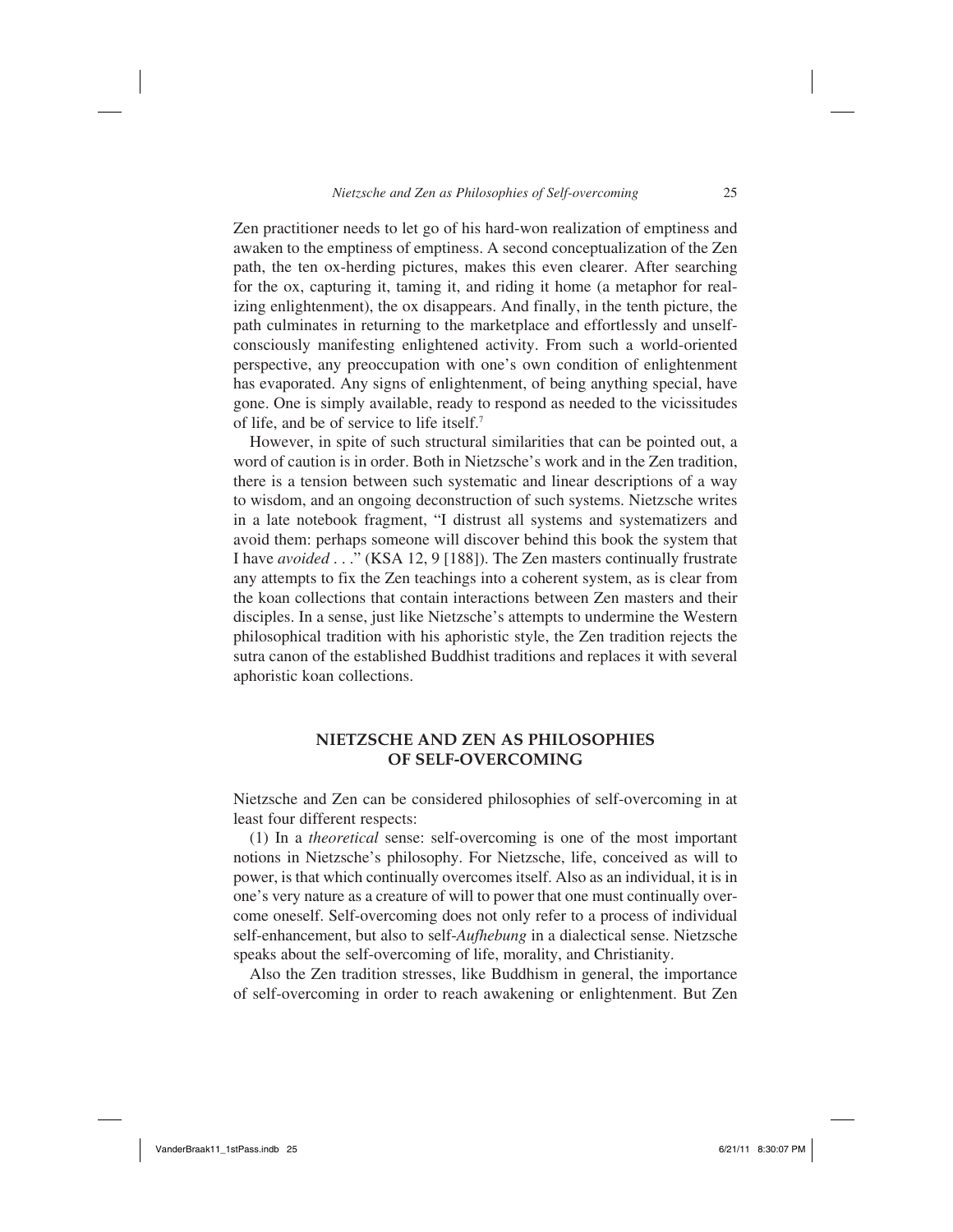Zen practitioner needs to let go of his hard-won realization of emptiness and awaken to the emptiness of emptiness. A second conceptualization of the Zen path, the ten ox-herding pictures, makes this even clearer. After searching for the ox, capturing it, taming it, and riding it home (a metaphor for realizing enlightenment), the ox disappears. And finally, in the tenth picture, the path culminates in returning to the marketplace and effortlessly and unselfconsciously manifesting enlightened activity. From such a world-oriented perspective, any preoccupation with one's own condition of enlightenment has evaporated. Any signs of enlightenment, of being anything special, have gone. One is simply available, ready to respond as needed to the vicissitudes of life, and be of service to life itself.[7]

However, in spite of such structural similarities that can be pointed out, a word of caution is in order. Both in Nietzsche's work and in the Zen tradition, there is a tension between such systematic and linear descriptions of a way to wisdom, and an ongoing deconstruction of such systems. Nietzsche writes in a late notebook fragment, "I distrust all systems and systematizers and avoid them: perhaps someone will discover behind this book the system that I have *avoided* . . ." (KSA 12, 9 [188]). The Zen masters continually frustrate any attempts to fix the Zen teachings into a coherent system, as is clear from the koan collections that contain interactions between Zen masters and their disciples. In a sense, just like Nietzsche's attempts to undermine the Western philosophical tradition with his aphoristic style, the Zen tradition rejects the sutra canon of the established Buddhist traditions and replaces it with several aphoristic koan collections.

## NIETZSCHE AND ZEN AS PHILOSOPHIES OF SELF-OVERCOMING

Nietzsche and Zen can be considered philosophies of self-overcoming in at least four different respects:

(1) In a *theoretical* sense: self-overcoming is one of the most important notions in Nietzsche's philosophy. For Nietzsche, life, conceived as will to power, is that which continually overcomes itself. Also as an individual, it is in one's very nature as a creature of will to power that one must continually overcome oneself. Self-overcoming does not only refer to a process of individual self-enhancement, but also to self-*Aufhebung* in a dialectical sense. Nietzsche speaks about the self-overcoming of life, morality, and Christianity.

Also the Zen tradition stresses, like Buddhism in general, the importance of self-overcoming in order to reach awakening or enlightenment. But Zen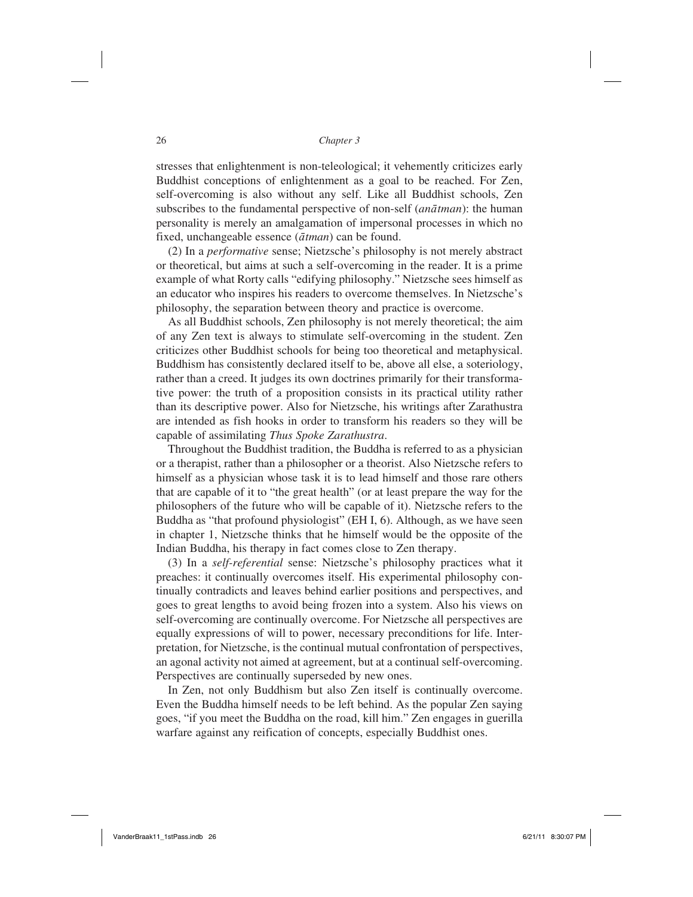stresses that enlightenment is non-teleological; it vehemently criticizes early Buddhist conceptions of enlightenment as a goal to be reached. For Zen, self-overcoming is also without any self. Like all Buddhist schools, Zen subscribes to the fundamental perspective of non-self (*anātman*): the human personality is merely an amalgamation of impersonal processes in which no fixed, unchangeable essence (*ātman*) can be found.

(2) In a *performative* sense; Nietzsche's philosophy is not merely abstract or theoretical, but aims at such a self-overcoming in the reader. It is a prime example of what Rorty calls "edifying philosophy." Nietzsche sees himself as an educator who inspires his readers to overcome themselves. In Nietzsche's philosophy, the separation between theory and practice is overcome.

As all Buddhist schools, Zen philosophy is not merely theoretical; the aim of any Zen text is always to stimulate self-overcoming in the student. Zen criticizes other Buddhist schools for being too theoretical and metaphysical. Buddhism has consistently declared itself to be, above all else, a soteriology, rather than a creed. It judges its own doctrines primarily for their transformative power: the truth of a proposition consists in its practical utility rather than its descriptive power. Also for Nietzsche, his writings after Zarathustra are intended as fish hooks in order to transform his readers so they will be capable of assimilating *Thus Spoke Zarathustra*.

Throughout the Buddhist tradition, the Buddha is referred to as a physician or a therapist, rather than a philosopher or a theorist. Also Nietzsche refers to himself as a physician whose task it is to lead himself and those rare others that are capable of it to "the great health" (or at least prepare the way for the philosophers of the future who will be capable of it). Nietzsche refers to the Buddha as "that profound physiologist" (EH I, 6). Although, as we have seen in chapter 1, Nietzsche thinks that he himself would be the opposite of the Indian Buddha, his therapy in fact comes close to Zen therapy.

(3) In a *self-referential* sense: Nietzsche's philosophy practices what it preaches: it continually overcomes itself. His experimental philosophy continually contradicts and leaves behind earlier positions and perspectives, and goes to great lengths to avoid being frozen into a system. Also his views on self-overcoming are continually overcome. For Nietzsche all perspectives are equally expressions of will to power, necessary preconditions for life. Interpretation, for Nietzsche, is the continual mutual confrontation of perspectives, an agonal activity not aimed at agreement, but at a continual self-overcoming. Perspectives are continually superseded by new ones.

In Zen, not only Buddhism but also Zen itself is continually overcome. Even the Buddha himself needs to be left behind. As the popular Zen saying goes, "if you meet the Buddha on the road, kill him." Zen engages in guerilla warfare against any reification of concepts, especially Buddhist ones.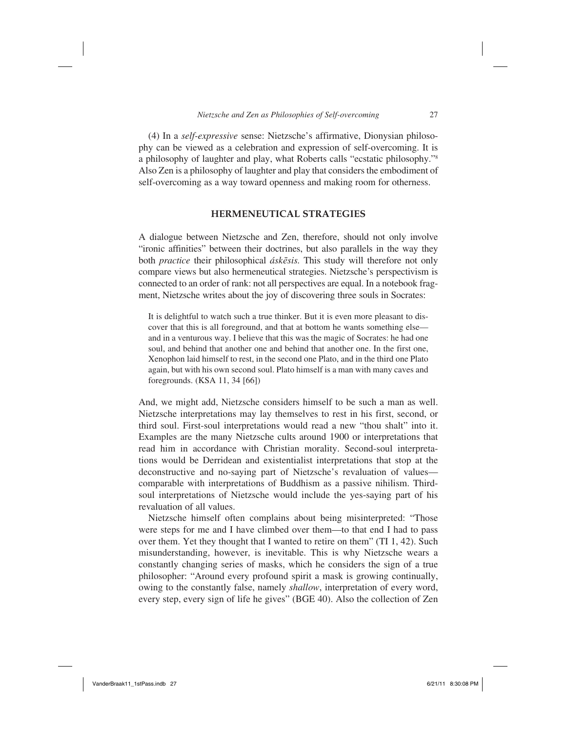(4) In a *self-expressive* sense: Nietzsche's affirmative, Dionysian philosophy can be viewed as a celebration and expression of self-overcoming. It is a philosophy of laughter and play, what Roberts calls "ecstatic philosophy."[8] Also Zen is a philosophy of laughter and play that considers the embodiment of self-overcoming as a way toward openness and making room for otherness.

## HERMENEUTICAL STRATEGIES

A dialogue between Nietzsche and Zen, therefore, should not only involve "ironic affinities" between their doctrines, but also parallels in the way they both *practice* their philosophical *áskēsis.* This study will therefore not only compare views but also hermeneutical strategies. Nietzsche's perspectivism is connected to an order of rank: not all perspectives are equal. In a notebook fragment, Nietzsche writes about the joy of discovering three souls in Socrates:

> It is delightful to watch such a true thinker. But it is even more pleasant to discover that this is all foreground, and that at bottom he wants something else—and in a venturous way. I believe that this was the magic of Socrates: he had one soul, and behind that another one and behind that another one. In the first one, Xenophon laid himself to rest, in the second one Plato, and in the third one Plato again, but with his own second soul. Plato himself is a man with many caves and foregrounds. (KSA 11, 34 [66])

And, we might add, Nietzsche considers himself to be such a man as well. Nietzsche interpretations may lay themselves to rest in his first, second, or third soul. First-soul interpretations would read a new "thou shalt" into it. Examples are the many Nietzsche cults around 1900 or interpretations that read him in accordance with Christian morality. Second-soul interpretations would be Derridean and existentialist interpretations that stop at the deconstructive and no-saying part of Nietzsche's revaluation of values—comparable with interpretations of Buddhism as a passive nihilism. Third-soul interpretations of Nietzsche would include the yes-saying part of his revaluation of all values.

Nietzsche himself often complains about being misinterpreted: "Those were steps for me and I have climbed over them—to that end I had to pass over them. Yet they thought that I wanted to retire on them" (TI 1, 42). Such misunderstanding, however, is inevitable. This is why Nietzsche wears a constantly changing series of masks, which he considers the sign of a true philosopher: "Around every profound spirit a mask is growing continually, owing to the constantly false, namely *shallow*, interpretation of every word, every step, every sign of life he gives" (BGE 40). Also the collection of Zen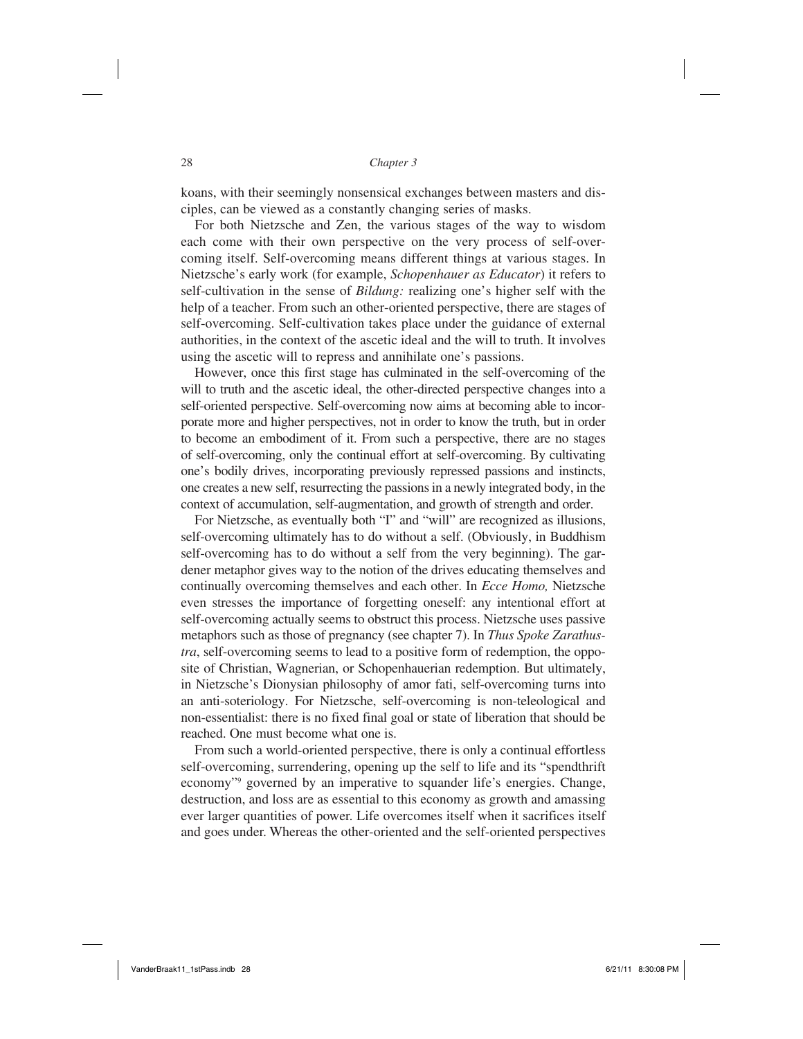koans, with their seemingly nonsensical exchanges between masters and disciples, can be viewed as a constantly changing series of masks.

For both Nietzsche and Zen, the various stages of the way to wisdom each come with their own perspective on the very process of self-overcoming itself. Self-overcoming means different things at various stages. In Nietzsche's early work (for example, *Schopenhauer as Educator*) it refers to self-cultivation in the sense of *Bildung:* realizing one's higher self with the help of a teacher. From such an other-oriented perspective, there are stages of self-overcoming. Self-cultivation takes place under the guidance of external authorities, in the context of the ascetic ideal and the will to truth. It involves using the ascetic will to repress and annihilate one's passions.

However, once this first stage has culminated in the self-overcoming of the will to truth and the ascetic ideal, the other-directed perspective changes into a self-oriented perspective. Self-overcoming now aims at becoming able to incorporate more and higher perspectives, not in order to know the truth, but in order to become an embodiment of it. From such a perspective, there are no stages of self-overcoming, only the continual effort at self-overcoming. By cultivating one's bodily drives, incorporating previously repressed passions and instincts, one creates a new self, resurrecting the passions in a newly integrated body, in the context of accumulation, self-augmentation, and growth of strength and order.

For Nietzsche, as eventually both "I" and "will" are recognized as illusions, self-overcoming ultimately has to do without a self. (Obviously, in Buddhism self-overcoming has to do without a self from the very beginning). The gardener metaphor gives way to the notion of the drives educating themselves and continually overcoming themselves and each other. In *Ecce Homo,* Nietzsche even stresses the importance of forgetting oneself: any intentional effort at self-overcoming actually seems to obstruct this process. Nietzsche uses passive metaphors such as those of pregnancy (see chapter 7). In *Thus Spoke Zarathustra*, self-overcoming seems to lead to a positive form of redemption, the opposite of Christian, Wagnerian, or Schopenhauerian redemption. But ultimately, in Nietzsche's Dionysian philosophy of amor fati, self-overcoming turns into an anti-soteriology. For Nietzsche, self-overcoming is non-teleological and non-essentialist: there is no fixed final goal or state of liberation that should be reached. One must become what one is.

From such a world-oriented perspective, there is only a continual effortless self-overcoming, surrendering, opening up the self to life and its "spendthrift economy"[9] governed by an imperative to squander life's energies. Change, destruction, and loss are as essential to this economy as growth and amassing ever larger quantities of power. Life overcomes itself when it sacrifices itself and goes under. Whereas the other-oriented and the self-oriented perspectives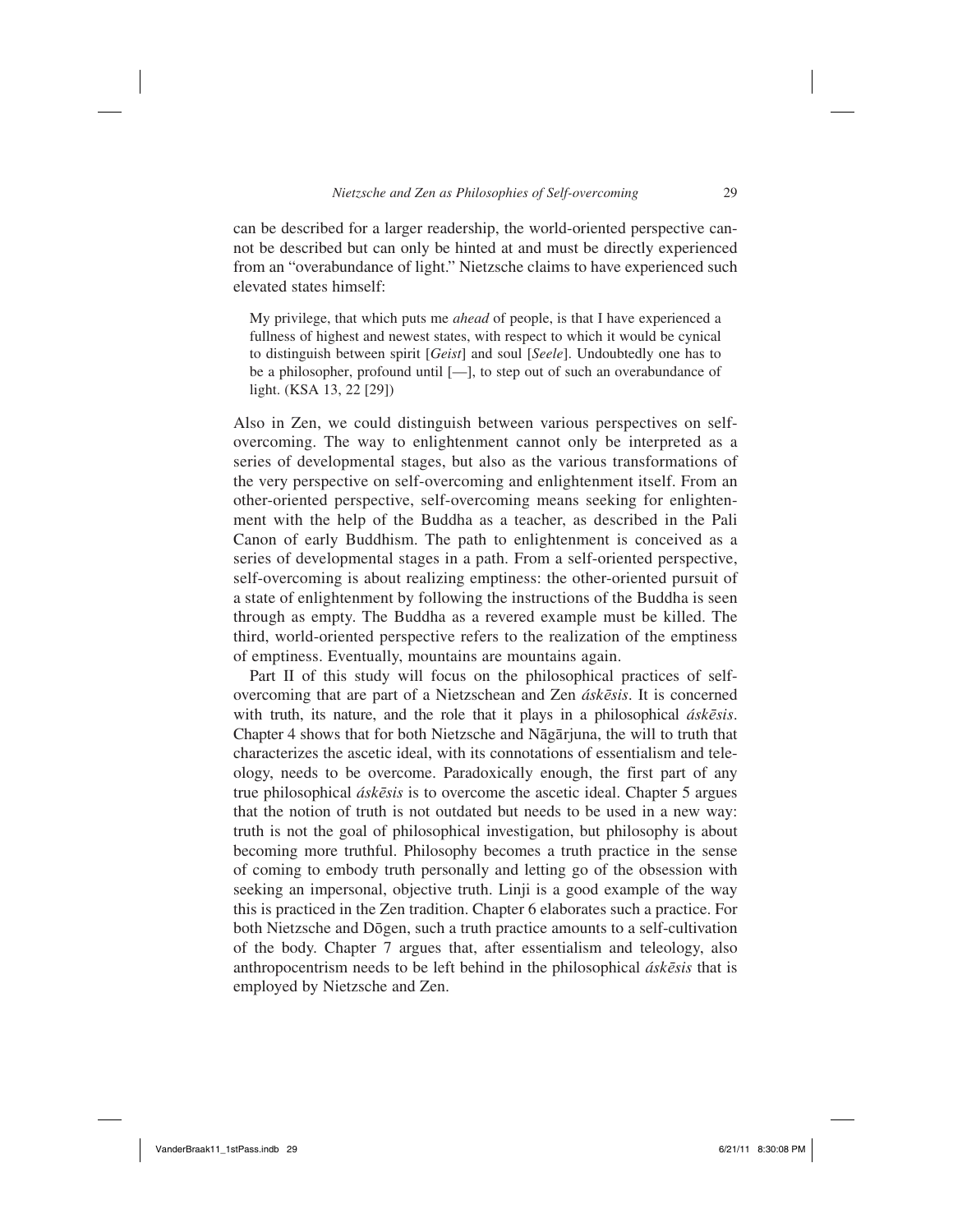can be described for a larger readership, the world-oriented perspective cannot be described but can only be hinted at and must be directly experienced from an "overabundance of light." Nietzsche claims to have experienced such elevated states himself:

> My privilege, that which puts me *ahead* of people, is that I have experienced a fullness of highest and newest states, with respect to which it would be cynical to distinguish between spirit [*Geist*] and soul [*Seele*]. Undoubtedly one has to be a philosopher, profound until [—], to step out of such an overabundance of light. (KSA 13, 22 [29])

Also in Zen, we could distinguish between various perspectives on self-overcoming. The way to enlightenment cannot only be interpreted as a series of developmental stages, but also as the various transformations of the very perspective on self-overcoming and enlightenment itself. From an other-oriented perspective, self-overcoming means seeking for enlightenment with the help of the Buddha as a teacher, as described in the Pali Canon of early Buddhism. The path to enlightenment is conceived as a series of developmental stages in a path. From a self-oriented perspective, self-overcoming is about realizing emptiness: the other-oriented pursuit of a state of enlightenment by following the instructions of the Buddha is seen through as empty. The Buddha as a revered example must be killed. The third, world-oriented perspective refers to the realization of the emptiness of emptiness. Eventually, mountains are mountains again.

Part II of this study will focus on the philosophical practices of self-overcoming that are part of a Nietzschean and Zen *áskēsis*. It is concerned with truth, its nature, and the role that it plays in a philosophical *áskēsis*. Chapter 4 shows that for both Nietzsche and Nāgārjuna, the will to truth that characterizes the ascetic ideal, with its connotations of essentialism and teleology, needs to be overcome. Paradoxically enough, the first part of any true philosophical *áskēsis* is to overcome the ascetic ideal. Chapter 5 argues that the notion of truth is not outdated but needs to be used in a new way: truth is not the goal of philosophical investigation, but philosophy is about becoming more truthful. Philosophy becomes a truth practice in the sense of coming to embody truth personally and letting go of the obsession with seeking an impersonal, objective truth. Linji is a good example of the way this is practiced in the Zen tradition. Chapter 6 elaborates such a practice. For both Nietzsche and Dōgen, such a truth practice amounts to a self-cultivation of the body. Chapter 7 argues that, after essentialism and teleology, also anthropocentrism needs to be left behind in the philosophical *áskēsis* that is employed by Nietzsche and Zen.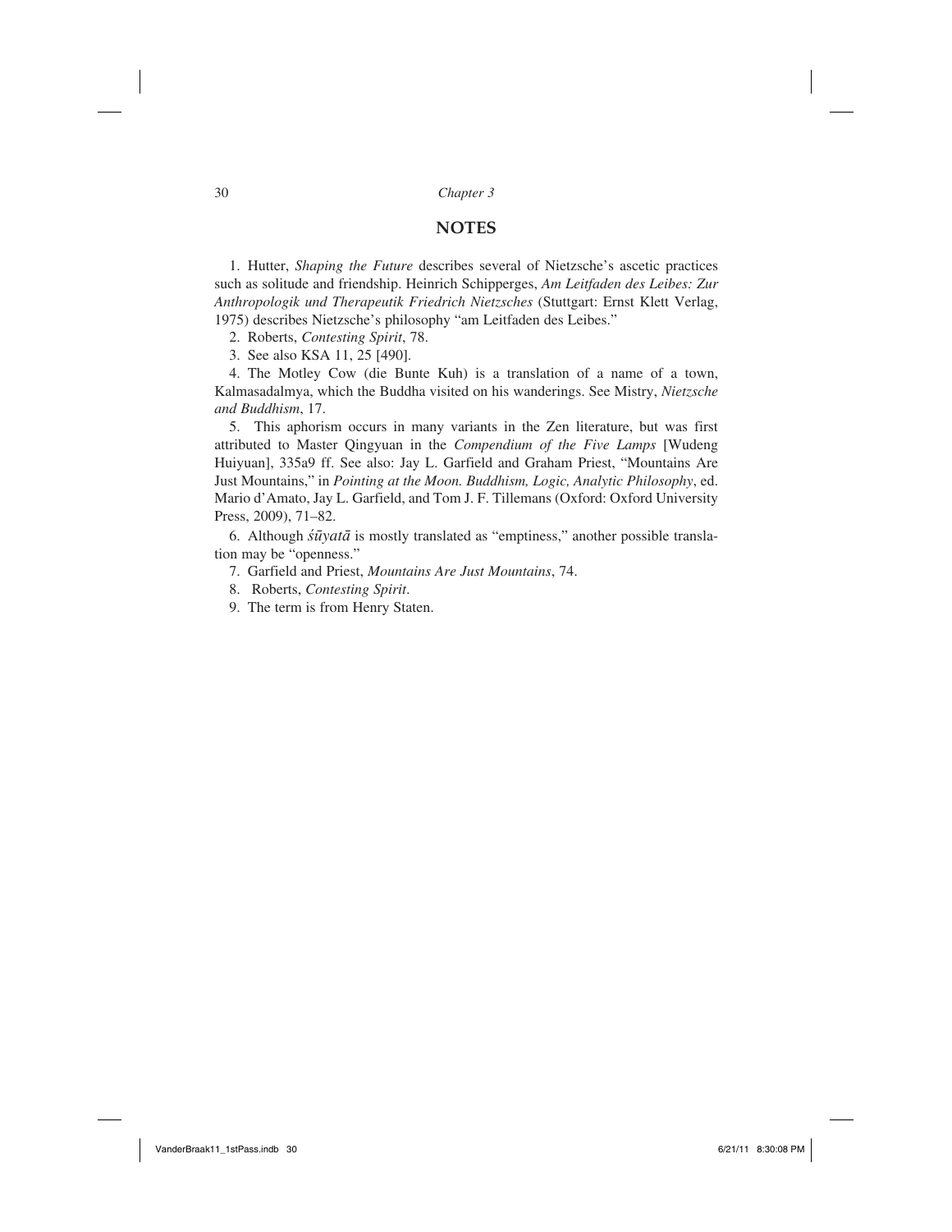## NOTES

1. Hutter, *Shaping the Future* describes several of Nietzsche's ascetic practices such as solitude and friendship. Heinrich Schipperges, *Am Leitfaden des Leibes: Zur Anthropologik und Therapeutik Friedrich Nietzsches* (Stuttgart: Ernst Klett Verlag, 1975) describes Nietzsche's philosophy "am Leitfaden des Leibes."

2. Roberts, *Contesting Spirit*, 78.

3. See also KSA 11, 25 [490].

4. The Motley Cow (die Bunte Kuh) is a translation of a name of a town, Kalmasadalmya, which the Buddha visited on his wanderings. See Mistry, *Nietzsche and Buddhism*, 17.

5. This aphorism occurs in many variants in the Zen literature, but was first attributed to Master Qingyuan in the *Compendium of the Five Lamps* [Wudeng Huiyuan], 335a9 ff. See also: Jay L. Garfield and Graham Priest, "Mountains Are Just Mountains," in *Pointing at the Moon. Buddhism, Logic, Analytic Philosophy*, ed. Mario d'Amato, Jay L. Garfield, and Tom J. F. Tillemans (Oxford: Oxford University Press, 2009), 71–82.

6. Although *śūyatā* is mostly translated as "emptiness," another possible translation may be "openness."

7. Garfield and Priest, *Mountains Are Just Mountains*, 74.

8. Roberts, *Contesting Spirit*.

9. The term is from Henry Staten.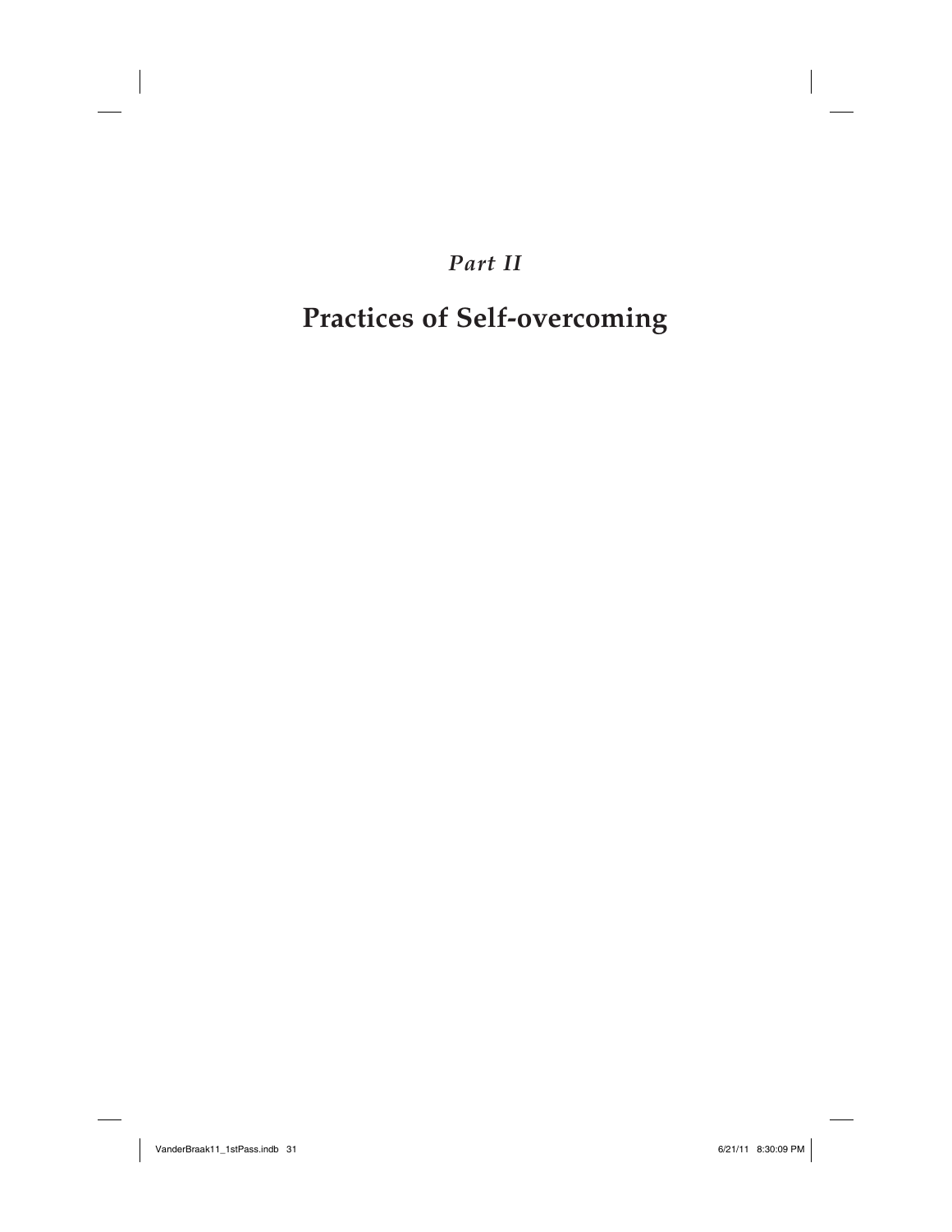*Part II*

# Practices of Self-overcoming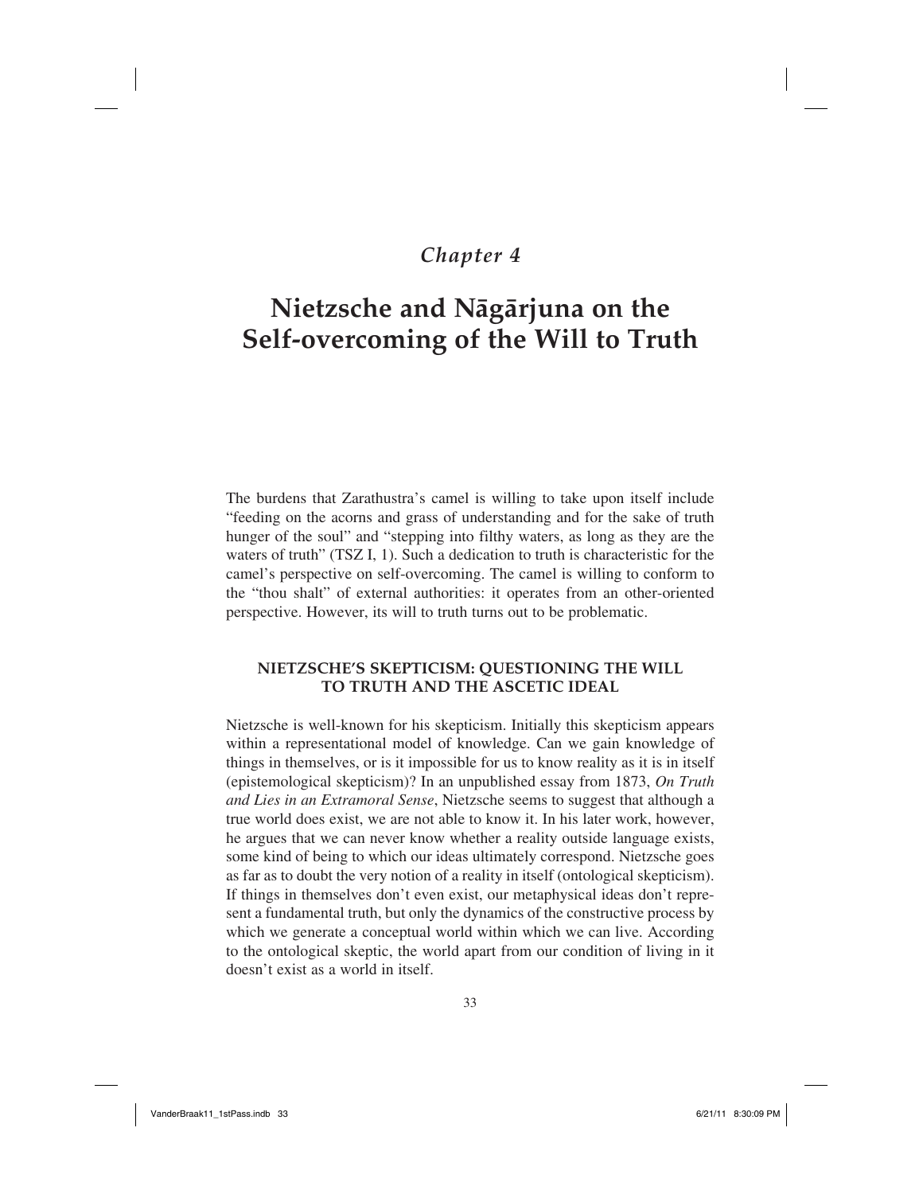# Chapter 4

# Nietzsche and Nāgārjuna on the Self-overcoming of the Will to Truth

The burdens that Zarathustra's camel is willing to take upon itself include "feeding on the acorns and grass of understanding and for the sake of truth hunger of the soul" and "stepping into filthy waters, as long as they are the waters of truth" (TSZ I, 1). Such a dedication to truth is characteristic for the camel's perspective on self-overcoming. The camel is willing to conform to the "thou shalt" of external authorities: it operates from an other-oriented perspective. However, its will to truth turns out to be problematic.

## NIETZSCHE'S SKEPTICISM: QUESTIONING THE WILL TO TRUTH AND THE ASCETIC IDEAL

Nietzsche is well-known for his skepticism. Initially this skepticism appears within a representational model of knowledge. Can we gain knowledge of things in themselves, or is it impossible for us to know reality as it is in itself (epistemological skepticism)? In an unpublished essay from 1873, *On Truth and Lies in an Extramoral Sense*, Nietzsche seems to suggest that although a true world does exist, we are not able to know it. In his later work, however, he argues that we can never know whether a reality outside language exists, some kind of being to which our ideas ultimately correspond. Nietzsche goes as far as to doubt the very notion of a reality in itself (ontological skepticism). If things in themselves don't even exist, our metaphysical ideas don't represent a fundamental truth, but only the dynamics of the constructive process by which we generate a conceptual world within which we can live. According to the ontological skeptic, the world apart from our condition of living in it doesn't exist as a world in itself.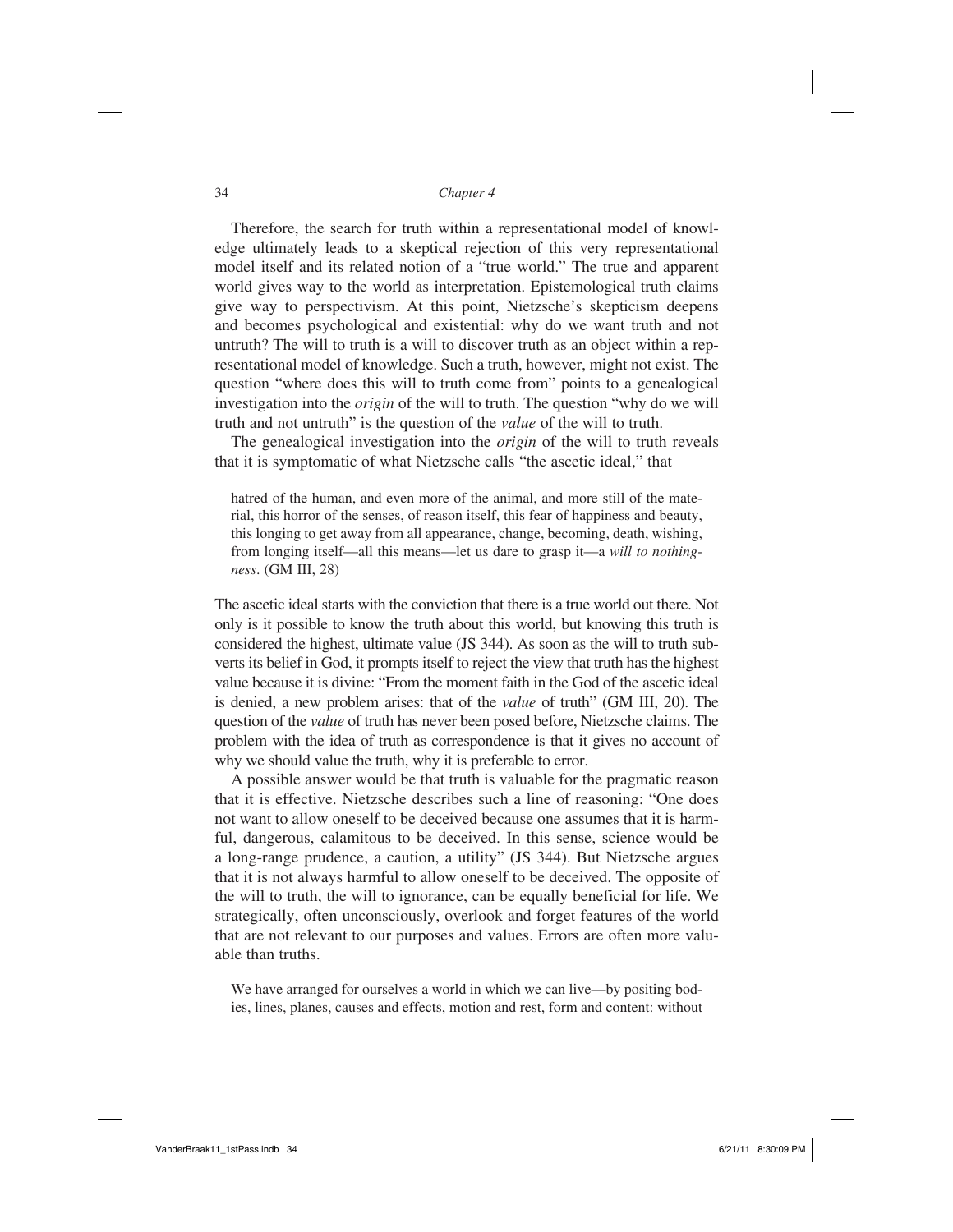Therefore, the search for truth within a representational model of knowledge ultimately leads to a skeptical rejection of this very representational model itself and its related notion of a "true world." The true and apparent world gives way to the world as interpretation. Epistemological truth claims give way to perspectivism. At this point, Nietzsche's skepticism deepens and becomes psychological and existential: why do we want truth and not untruth? The will to truth is a will to discover truth as an object within a representational model of knowledge. Such a truth, however, might not exist. The question "where does this will to truth come from" points to a genealogical investigation into the *origin* of the will to truth. The question "why do we will truth and not untruth" is the question of the *value* of the will to truth.

The genealogical investigation into the *origin* of the will to truth reveals that it is symptomatic of what Nietzsche calls "the ascetic ideal," that

> hatred of the human, and even more of the animal, and more still of the material, this horror of the senses, of reason itself, this fear of happiness and beauty, this longing to get away from all appearance, change, becoming, death, wishing, from longing itself—all this means—let us dare to grasp it—a *will to nothingness*. (GM III, 28)

The ascetic ideal starts with the conviction that there is a true world out there. Not only is it possible to know the truth about this world, but knowing this truth is considered the highest, ultimate value (JS 344). As soon as the will to truth subverts its belief in God, it prompts itself to reject the view that truth has the highest value because it is divine: "From the moment faith in the God of the ascetic ideal is denied, a new problem arises: that of the *value* of truth" (GM III, 20). The question of the *value* of truth has never been posed before, Nietzsche claims. The problem with the idea of truth as correspondence is that it gives no account of why we should value the truth, why it is preferable to error.

A possible answer would be that truth is valuable for the pragmatic reason that it is effective. Nietzsche describes such a line of reasoning: "One does not want to allow oneself to be deceived because one assumes that it is harmful, dangerous, calamitous to be deceived. In this sense, science would be a long-range prudence, a caution, a utility" (JS 344). But Nietzsche argues that it is not always harmful to allow oneself to be deceived. The opposite of the will to truth, the will to ignorance, can be equally beneficial for life. We strategically, often unconsciously, overlook and forget features of the world that are not relevant to our purposes and values. Errors are often more valuable than truths.

> We have arranged for ourselves a world in which we can live—by positing bodies, lines, planes, causes and effects, motion and rest, form and content: without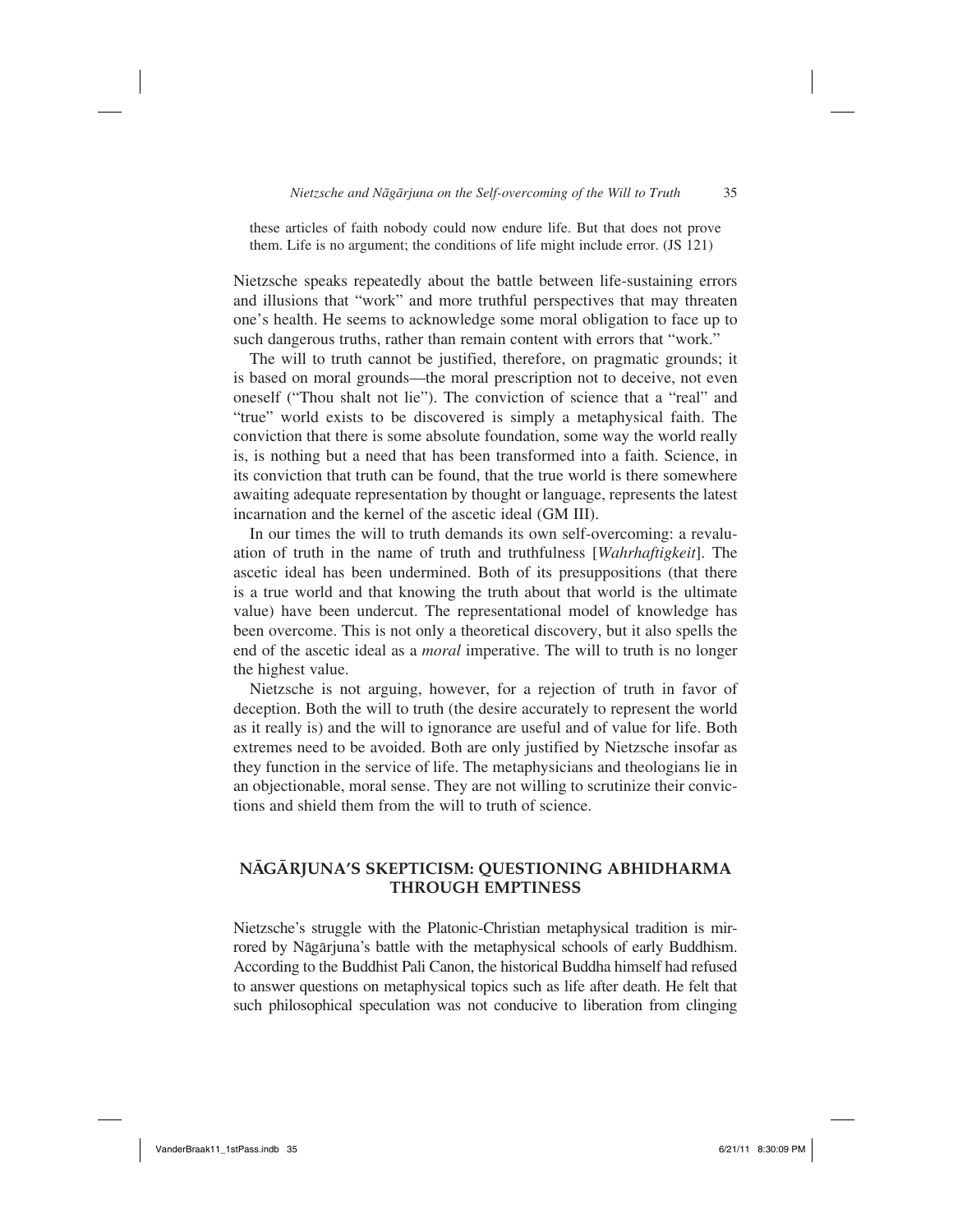these articles of faith nobody could now endure life. But that does not prove them. Life is no argument; the conditions of life might include error. (JS 121)

Nietzsche speaks repeatedly about the battle between life-sustaining errors and illusions that "work" and more truthful perspectives that may threaten one's health. He seems to acknowledge some moral obligation to face up to such dangerous truths, rather than remain content with errors that "work."

The will to truth cannot be justified, therefore, on pragmatic grounds; it is based on moral grounds—the moral prescription not to deceive, not even oneself ("Thou shalt not lie"). The conviction of science that a "real" and "true" world exists to be discovered is simply a metaphysical faith. The conviction that there is some absolute foundation, some way the world really is, is nothing but a need that has been transformed into a faith. Science, in its conviction that truth can be found, that the true world is there somewhere awaiting adequate representation by thought or language, represents the latest incarnation and the kernel of the ascetic ideal (GM III).

In our times the will to truth demands its own self-overcoming: a revaluation of truth in the name of truth and truthfulness [*Wahrhaftigkeit*]. The ascetic ideal has been undermined. Both of its presuppositions (that there is a true world and that knowing the truth about that world is the ultimate value) have been undercut. The representational model of knowledge has been overcome. This is not only a theoretical discovery, but it also spells the end of the ascetic ideal as a *moral* imperative. The will to truth is no longer the highest value.

Nietzsche is not arguing, however, for a rejection of truth in favor of deception. Both the will to truth (the desire accurately to represent the world as it really is) and the will to ignorance are useful and of value for life. Both extremes need to be avoided. Both are only justified by Nietzsche insofar as they function in the service of life. The metaphysicians and theologians lie in an objectionable, moral sense. They are not willing to scrutinize their convictions and shield them from the will to truth of science.

## NĀGĀRJUNA'S SKEPTICISM: QUESTIONING ABHIDHARMA THROUGH EMPTINESS

Nietzsche's struggle with the Platonic-Christian metaphysical tradition is mirrored by Nāgārjuna's battle with the metaphysical schools of early Buddhism. According to the Buddhist Pali Canon, the historical Buddha himself had refused to answer questions on metaphysical topics such as life after death. He felt that such philosophical speculation was not conducive to liberation from clinging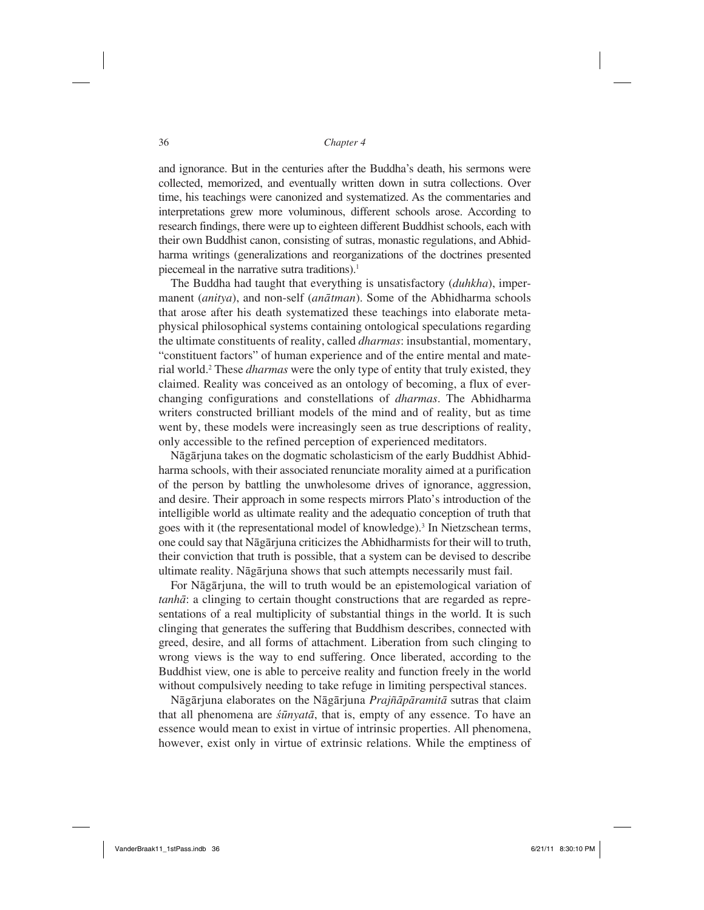and ignorance. But in the centuries after the Buddha's death, his sermons were collected, memorized, and eventually written down in sutra collections. Over time, his teachings were canonized and systematized. As the commentaries and interpretations grew more voluminous, different schools arose. According to research findings, there were up to eighteen different Buddhist schools, each with their own Buddhist canon, consisting of sutras, monastic regulations, and Abhidharma writings (generalizations and reorganizations of the doctrines presented piecemeal in the narrative sutra traditions).[1]

The Buddha had taught that everything is unsatisfactory (*duhkha*), impermanent (*anitya*), and non-self (*anātman*). Some of the Abhidharma schools that arose after his death systematized these teachings into elaborate metaphysical philosophical systems containing ontological speculations regarding the ultimate constituents of reality, called *dharmas*: insubstantial, momentary, "constituent factors" of human experience and of the entire mental and material world.[2] These *dharmas* were the only type of entity that truly existed, they claimed. Reality was conceived as an ontology of becoming, a flux of ever-changing configurations and constellations of *dharmas*. The Abhidharma writers constructed brilliant models of the mind and of reality, but as time went by, these models were increasingly seen as true descriptions of reality, only accessible to the refined perception of experienced meditators.

Nāgārjuna takes on the dogmatic scholasticism of the early Buddhist Abhidharma schools, with their associated renunciate morality aimed at a purification of the person by battling the unwholesome drives of ignorance, aggression, and desire. Their approach in some respects mirrors Plato's introduction of the intelligible world as ultimate reality and the adequatio conception of truth that goes with it (the representational model of knowledge).[3] In Nietzschean terms, one could say that Nāgārjuna criticizes the Abhidharmists for their will to truth, their conviction that truth is possible, that a system can be devised to describe ultimate reality. Nāgārjuna shows that such attempts necessarily must fail.

For Nāgārjuna, the will to truth would be an epistemological variation of *tanhā*: a clinging to certain thought constructions that are regarded as representations of a real multiplicity of substantial things in the world. It is such clinging that generates the suffering that Buddhism describes, connected with greed, desire, and all forms of attachment. Liberation from such clinging to wrong views is the way to end suffering. Once liberated, according to the Buddhist view, one is able to perceive reality and function freely in the world without compulsively needing to take refuge in limiting perspectival stances.

Nāgārjuna elaborates on the Nāgārjuna *Prajñāpāramitā* sutras that claim that all phenomena are *śūnyatā*, that is, empty of any essence. To have an essence would mean to exist in virtue of intrinsic properties. All phenomena, however, exist only in virtue of extrinsic relations. While the emptiness of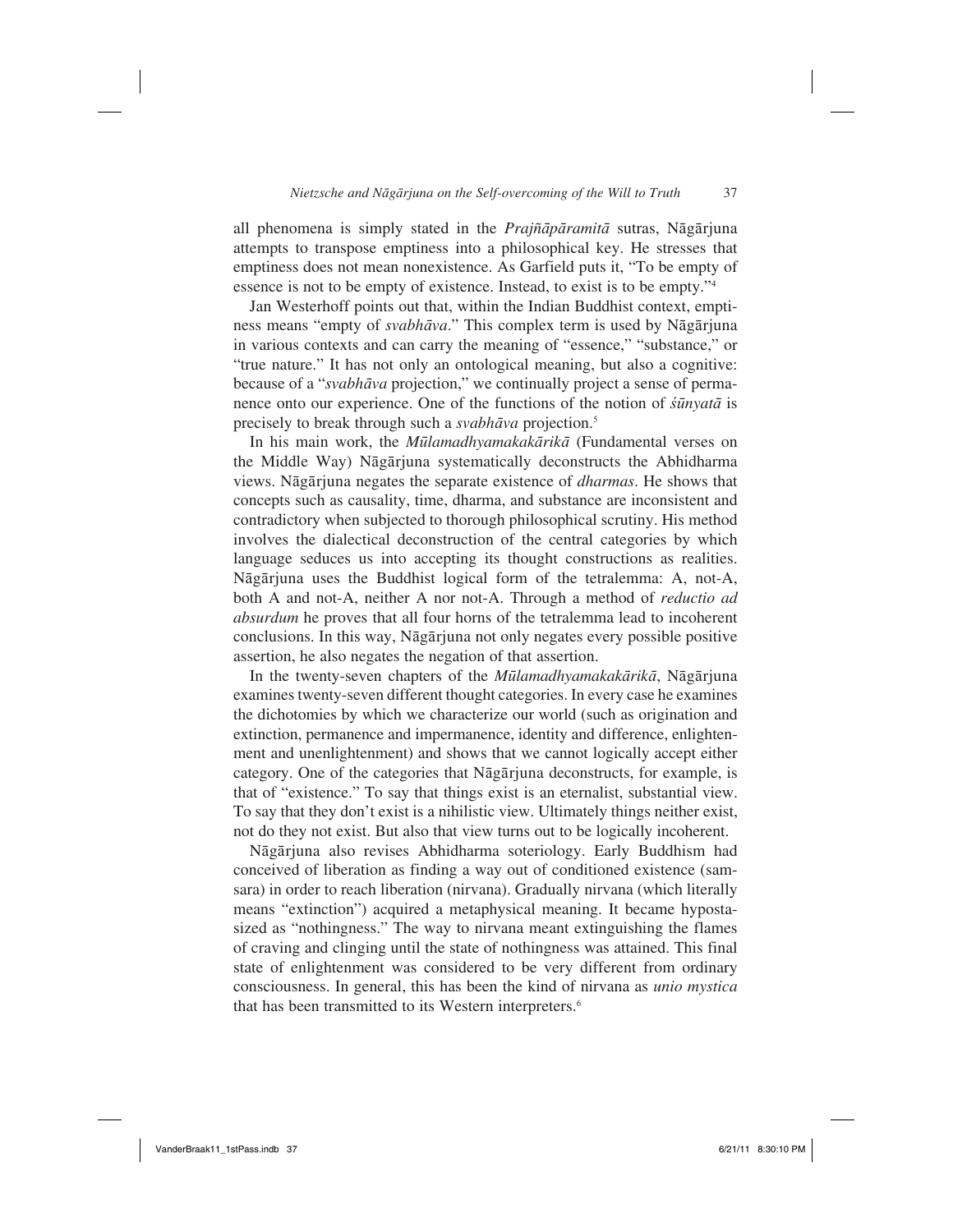all phenomena is simply stated in the *Prajñāpāramitā* sutras, Nāgārjuna attempts to transpose emptiness into a philosophical key. He stresses that emptiness does not mean nonexistence. As Garfield puts it, "To be empty of essence is not to be empty of existence. Instead, to exist is to be empty."[4]

Jan Westerhoff points out that, within the Indian Buddhist context, emptiness means "empty of *svabhāva*." This complex term is used by Nāgārjuna in various contexts and can carry the meaning of "essence," "substance," or "true nature." It has not only an ontological meaning, but also a cognitive: because of a "*svabhāva* projection," we continually project a sense of permanence onto our experience. One of the functions of the notion of *śūnyatā* is precisely to break through such a *svabhāva* projection.[5]

In his main work, the *Mūlamadhyamakakārikā* (Fundamental verses on the Middle Way) Nāgārjuna systematically deconstructs the Abhidharma views. Nāgārjuna negates the separate existence of *dharmas*. He shows that concepts such as causality, time, dharma, and substance are inconsistent and contradictory when subjected to thorough philosophical scrutiny. His method involves the dialectical deconstruction of the central categories by which language seduces us into accepting its thought constructions as realities. Nāgārjuna uses the Buddhist logical form of the tetralemma: A, not-A, both A and not-A, neither A nor not-A. Through a method of *reductio ad absurdum* he proves that all four horns of the tetralemma lead to incoherent conclusions. In this way, Nāgārjuna not only negates every possible positive assertion, he also negates the negation of that assertion.

In the twenty-seven chapters of the *Mūlamadhyamakakārikā*, Nāgārjuna examines twenty-seven different thought categories. In every case he examines the dichotomies by which we characterize our world (such as origination and extinction, permanence and impermanence, identity and difference, enlightenment and unenlightenment) and shows that we cannot logically accept either category. One of the categories that Nāgārjuna deconstructs, for example, is that of "existence." To say that things exist is an eternalist, substantial view. To say that they don't exist is a nihilistic view. Ultimately things neither exist, not do they not exist. But also that view turns out to be logically incoherent.

Nāgārjuna also revises Abhidharma soteriology. Early Buddhism had conceived of liberation as finding a way out of conditioned existence (samsara) in order to reach liberation (nirvana). Gradually nirvana (which literally means "extinction") acquired a metaphysical meaning. It became hypostasized as "nothingness." The way to nirvana meant extinguishing the flames of craving and clinging until the state of nothingness was attained. This final state of enlightenment was considered to be very different from ordinary consciousness. In general, this has been the kind of nirvana as *unio mystica* that has been transmitted to its Western interpreters.[6]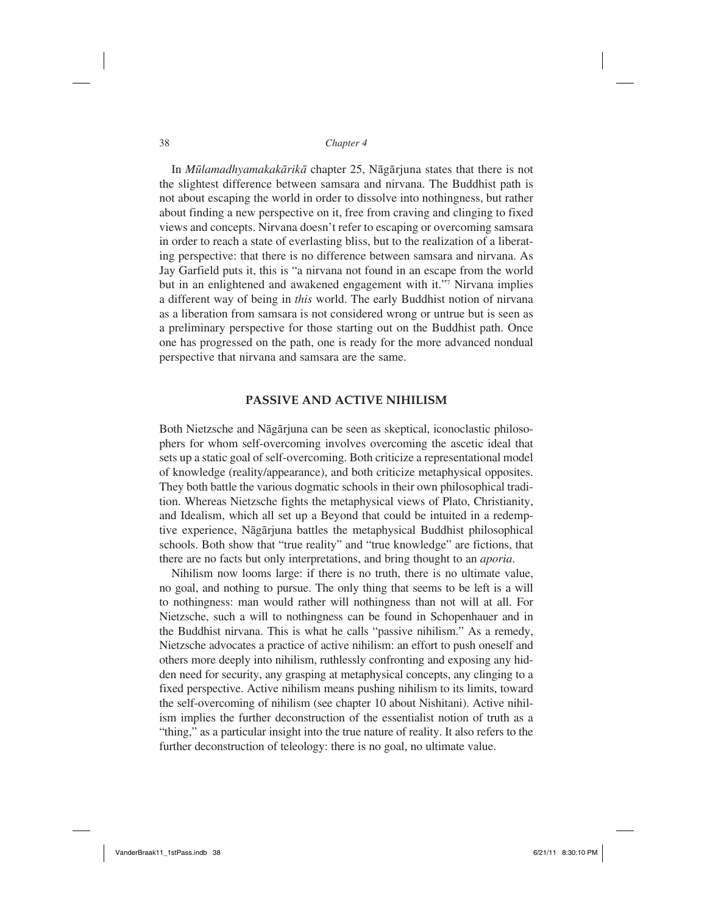In *Mūlamadhyamakakārikā* chapter 25, Nāgārjuna states that there is not the slightest difference between samsara and nirvana. The Buddhist path is not about escaping the world in order to dissolve into nothingness, but rather about finding a new perspective on it, free from craving and clinging to fixed views and concepts. Nirvana doesn't refer to escaping or overcoming samsara in order to reach a state of everlasting bliss, but to the realization of a liberating perspective: that there is no difference between samsara and nirvana. As Jay Garfield puts it, this is "a nirvana not found in an escape from the world but in an enlightened and awakened engagement with it."[7] Nirvana implies a different way of being in *this* world. The early Buddhist notion of nirvana as a liberation from samsara is not considered wrong or untrue but is seen as a preliminary perspective for those starting out on the Buddhist path. Once one has progressed on the path, one is ready for the more advanced nondual perspective that nirvana and samsara are the same.

## PASSIVE AND ACTIVE NIHILISM

Both Nietzsche and Nāgārjuna can be seen as skeptical, iconoclastic philosophers for whom self-overcoming involves overcoming the ascetic ideal that sets up a static goal of self-overcoming. Both criticize a representational model of knowledge (reality/appearance), and both criticize metaphysical opposites. They both battle the various dogmatic schools in their own philosophical tradition. Whereas Nietzsche fights the metaphysical views of Plato, Christianity, and Idealism, which all set up a Beyond that could be intuited in a redemptive experience, Nāgārjuna battles the metaphysical Buddhist philosophical schools. Both show that "true reality" and "true knowledge" are fictions, that there are no facts but only interpretations, and bring thought to an *aporia*.

Nihilism now looms large: if there is no truth, there is no ultimate value, no goal, and nothing to pursue. The only thing that seems to be left is a will to nothingness: man would rather will nothingness than not will at all. For Nietzsche, such a will to nothingness can be found in Schopenhauer and in the Buddhist nirvana. This is what he calls "passive nihilism." As a remedy, Nietzsche advocates a practice of active nihilism: an effort to push oneself and others more deeply into nihilism, ruthlessly confronting and exposing any hidden need for security, any grasping at metaphysical concepts, any clinging to a fixed perspective. Active nihilism means pushing nihilism to its limits, toward the self-overcoming of nihilism (see chapter 10 about Nishitani). Active nihilism implies the further deconstruction of the essentialist notion of truth as a "thing," as a particular insight into the true nature of reality. It also refers to the further deconstruction of teleology: there is no goal, no ultimate value.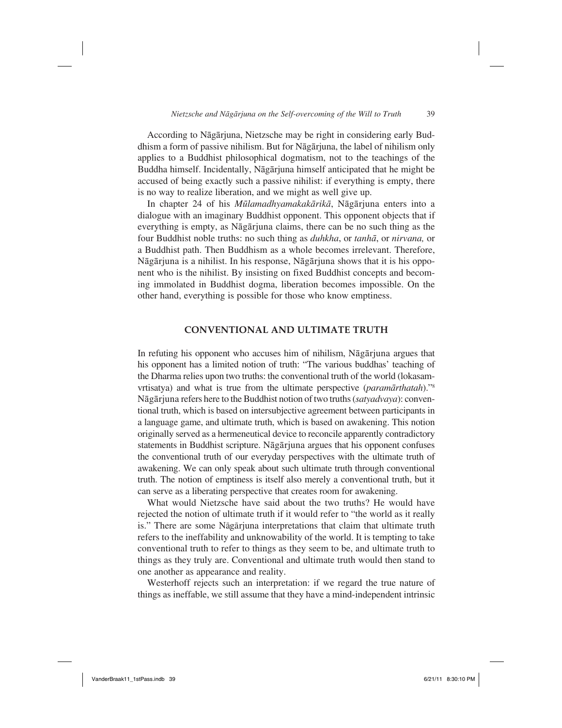According to Nāgārjuna, Nietzsche may be right in considering early Buddhism a form of passive nihilism. But for Nāgārjuna, the label of nihilism only applies to a Buddhist philosophical dogmatism, not to the teachings of the Buddha himself. Incidentally, Nāgārjuna himself anticipated that he might be accused of being exactly such a passive nihilist: if everything is empty, there is no way to realize liberation, and we might as well give up.

In chapter 24 of his *Mūlamadhyamakakārikā*, Nāgārjuna enters into a dialogue with an imaginary Buddhist opponent. This opponent objects that if everything is empty, as Nāgārjuna claims, there can be no such thing as the four Buddhist noble truths: no such thing as *duhkha*, or *tanhā*, or *nirvana,* or a Buddhist path. Then Buddhism as a whole becomes irrelevant. Therefore, Nāgārjuna is a nihilist. In his response, Nāgārjuna shows that it is his opponent who is the nihilist. By insisting on fixed Buddhist concepts and becoming immolated in Buddhist dogma, liberation becomes impossible. On the other hand, everything is possible for those who know emptiness.

## CONVENTIONAL AND ULTIMATE TRUTH

In refuting his opponent who accuses him of nihilism, Nāgārjuna argues that his opponent has a limited notion of truth: "The various buddhas' teaching of the Dharma relies upon two truths: the conventional truth of the world (lokasamvrtisatya) and what is true from the ultimate perspective (*paramārthatah*)."[8] Nāgārjuna refers here to the Buddhist notion of two truths (*satyadvaya*): conventional truth, which is based on intersubjective agreement between participants in a language game, and ultimate truth, which is based on awakening. This notion originally served as a hermeneutical device to reconcile apparently contradictory statements in Buddhist scripture. Nāgārjuna argues that his opponent confuses the conventional truth of our everyday perspectives with the ultimate truth of awakening. We can only speak about such ultimate truth through conventional truth. The notion of emptiness is itself also merely a conventional truth, but it can serve as a liberating perspective that creates room for awakening.

What would Nietzsche have said about the two truths? He would have rejected the notion of ultimate truth if it would refer to "the world as it really is." There are some Nāgārjuna interpretations that claim that ultimate truth refers to the ineffability and unknowability of the world. It is tempting to take conventional truth to refer to things as they seem to be, and ultimate truth to things as they truly are. Conventional and ultimate truth would then stand to one another as appearance and reality.

Westerhoff rejects such an interpretation: if we regard the true nature of things as ineffable, we still assume that they have a mind-independent intrinsic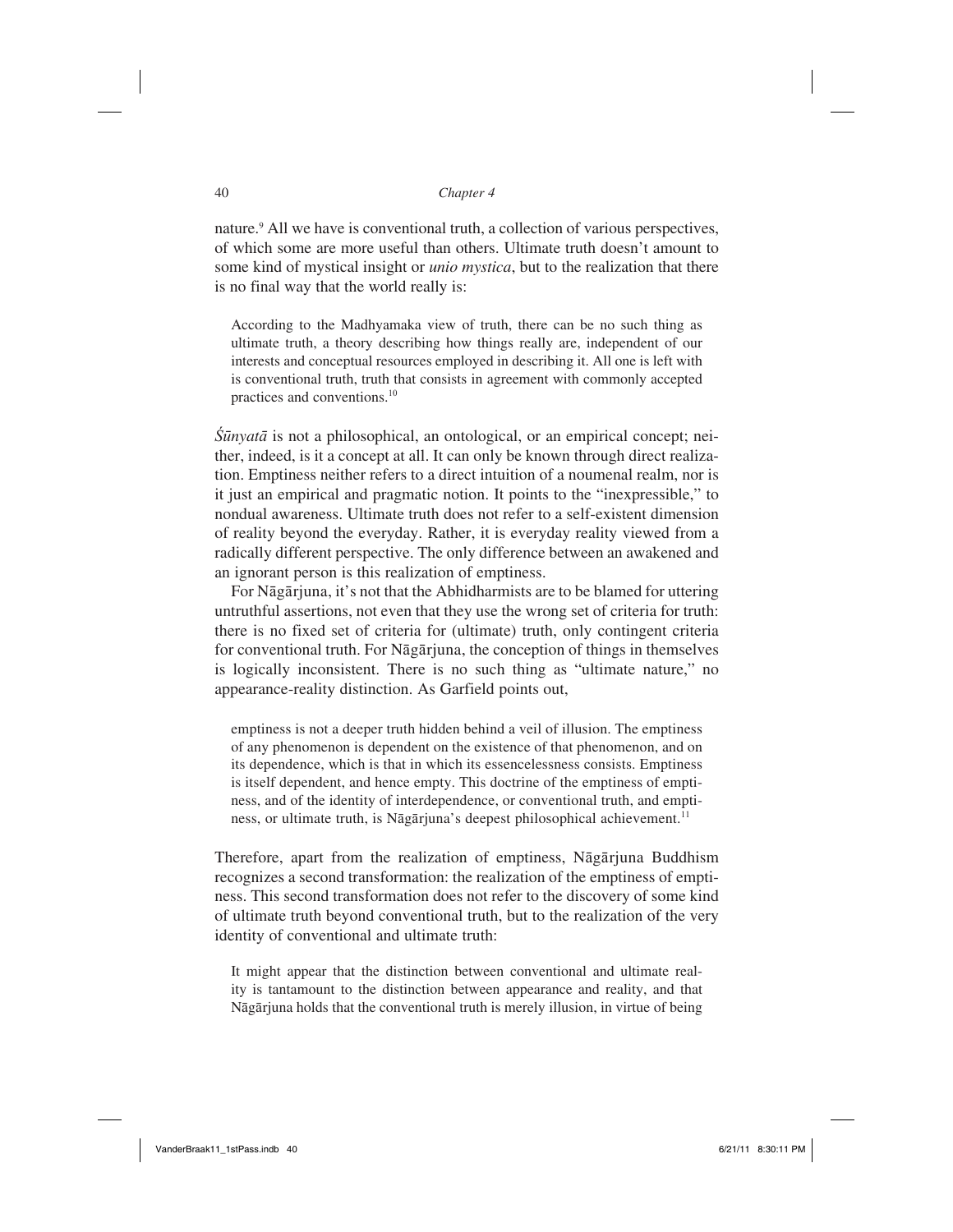nature.[9] All we have is conventional truth, a collection of various perspectives, of which some are more useful than others. Ultimate truth doesn't amount to some kind of mystical insight or *unio mystica*, but to the realization that there is no final way that the world really is:

> According to the Madhyamaka view of truth, there can be no such thing as ultimate truth, a theory describing how things really are, independent of our interests and conceptual resources employed in describing it. All one is left with is conventional truth, truth that consists in agreement with commonly accepted practices and conventions.[10]

*Śūnyatā* is not a philosophical, an ontological, or an empirical concept; neither, indeed, is it a concept at all. It can only be known through direct realization. Emptiness neither refers to a direct intuition of a noumenal realm, nor is it just an empirical and pragmatic notion. It points to the "inexpressible," to nondual awareness. Ultimate truth does not refer to a self-existent dimension of reality beyond the everyday. Rather, it is everyday reality viewed from a radically different perspective. The only difference between an awakened and an ignorant person is this realization of emptiness.

For Nāgārjuna, it's not that the Abhidharmists are to be blamed for uttering untruthful assertions, not even that they use the wrong set of criteria for truth: there is no fixed set of criteria for (ultimate) truth, only contingent criteria for conventional truth. For Nāgārjuna, the conception of things in themselves is logically inconsistent. There is no such thing as "ultimate nature," no appearance-reality distinction. As Garfield points out,

> emptiness is not a deeper truth hidden behind a veil of illusion. The emptiness of any phenomenon is dependent on the existence of that phenomenon, and on its dependence, which is that in which its essencelessness consists. Emptiness is itself dependent, and hence empty. This doctrine of the emptiness of emptiness, and of the identity of interdependence, or conventional truth, and emptiness, or ultimate truth, is Nāgārjuna's deepest philosophical achievement.[11]

Therefore, apart from the realization of emptiness, Nāgārjuna Buddhism recognizes a second transformation: the realization of the emptiness of emptiness. This second transformation does not refer to the discovery of some kind of ultimate truth beyond conventional truth, but to the realization of the very identity of conventional and ultimate truth:

> It might appear that the distinction between conventional and ultimate reality is tantamount to the distinction between appearance and reality, and that Nāgārjuna holds that the conventional truth is merely illusion, in virtue of being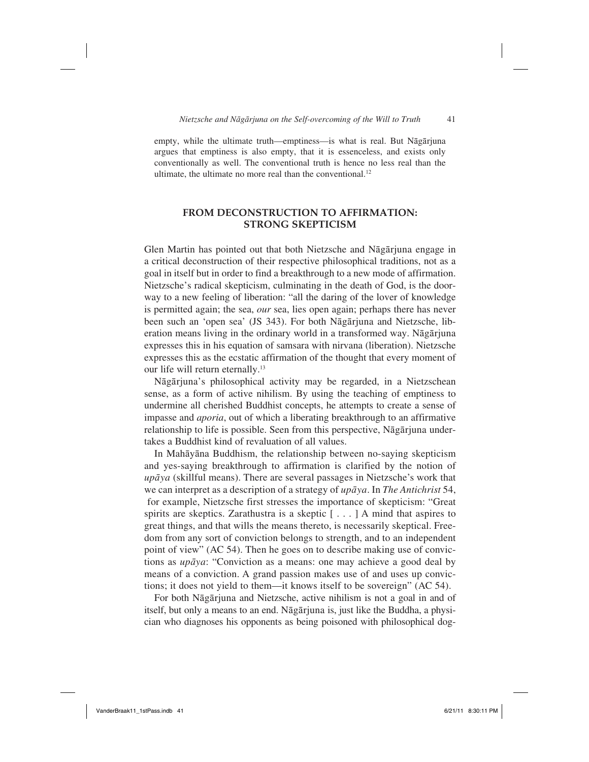empty, while the ultimate truth—emptiness—is what is real. But Nāgārjuna argues that emptiness is also empty, that it is essenceless, and exists only conventionally as well. The conventional truth is hence no less real than the ultimate, the ultimate no more real than the conventional.[12]

## FROM DECONSTRUCTION TO AFFIRMATION: STRONG SKEPTICISM

Glen Martin has pointed out that both Nietzsche and Nāgārjuna engage in a critical deconstruction of their respective philosophical traditions, not as a goal in itself but in order to find a breakthrough to a new mode of affirmation. Nietzsche's radical skepticism, culminating in the death of God, is the doorway to a new feeling of liberation: "all the daring of the lover of knowledge is permitted again; the sea, *our* sea, lies open again; perhaps there has never been such an 'open sea' (JS 343). For both Nāgārjuna and Nietzsche, liberation means living in the ordinary world in a transformed way. Nāgārjuna expresses this in his equation of samsara with nirvana (liberation). Nietzsche expresses this as the ecstatic affirmation of the thought that every moment of our life will return eternally.[13]

Nāgārjuna's philosophical activity may be regarded, in a Nietzschean sense, as a form of active nihilism. By using the teaching of emptiness to undermine all cherished Buddhist concepts, he attempts to create a sense of impasse and *aporia*, out of which a liberating breakthrough to an affirmative relationship to life is possible. Seen from this perspective, Nāgārjuna undertakes a Buddhist kind of revaluation of all values.

In Mahāyāna Buddhism, the relationship between no-saying skepticism and yes-saying breakthrough to affirmation is clarified by the notion of *upāya* (skillful means). There are several passages in Nietzsche's work that we can interpret as a description of a strategy of *upāya*. In *The Antichrist* 54, for example, Nietzsche first stresses the importance of skepticism: "Great spirits are skeptics. Zarathustra is a skeptic [ . . . ] A mind that aspires to great things, and that wills the means thereto, is necessarily skeptical. Freedom from any sort of conviction belongs to strength, and to an independent point of view" (AC 54). Then he goes on to describe making use of convictions as *upāya*: "Conviction as a means: one may achieve a good deal by means of a conviction. A grand passion makes use of and uses up convictions; it does not yield to them—it knows itself to be sovereign" (AC 54).

For both Nāgārjuna and Nietzsche, active nihilism is not a goal in and of itself, but only a means to an end. Nāgārjuna is, just like the Buddha, a physician who diagnoses his opponents as being poisoned with philosophical dog-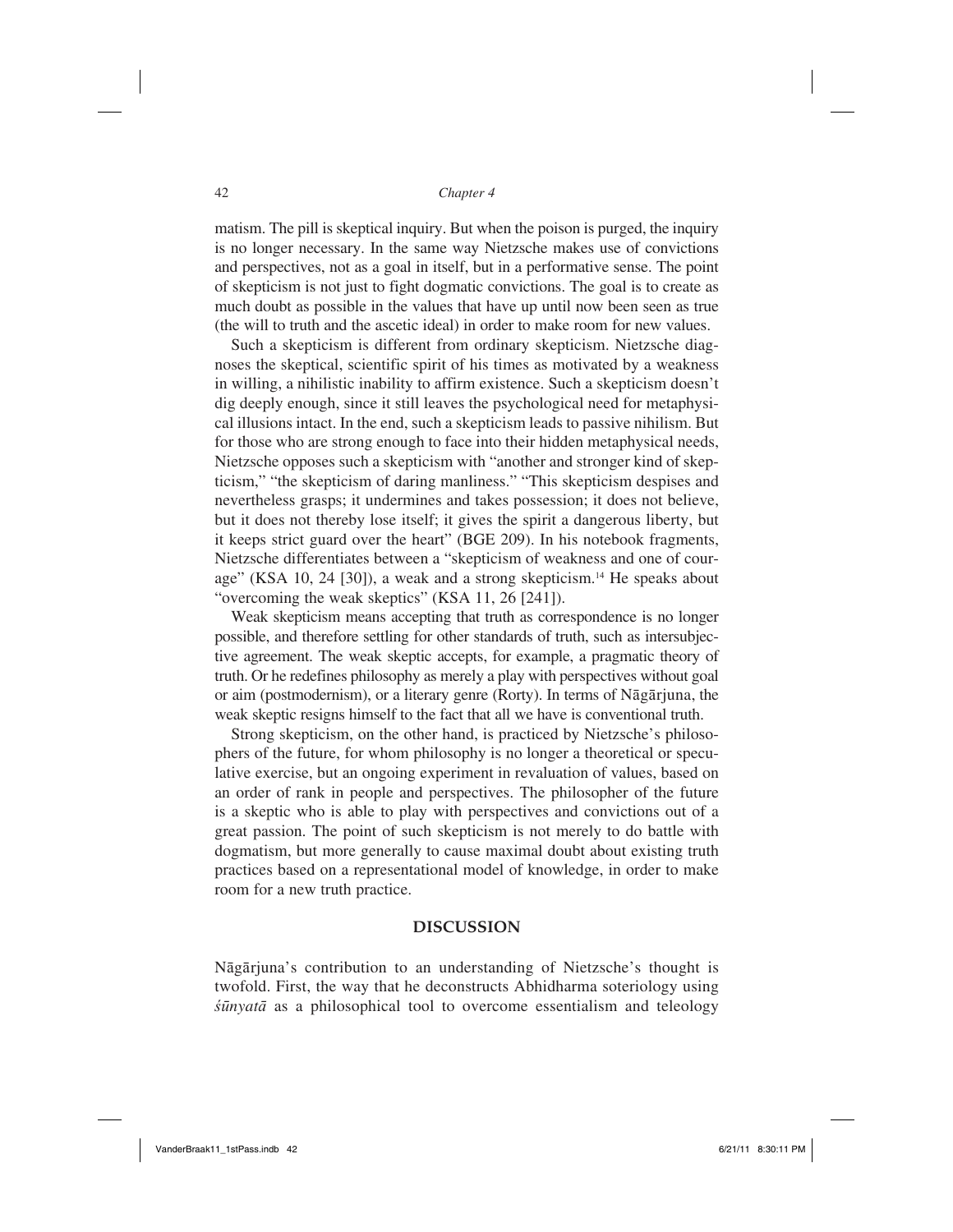matism. The pill is skeptical inquiry. But when the poison is purged, the inquiry is no longer necessary. In the same way Nietzsche makes use of convictions and perspectives, not as a goal in itself, but in a performative sense. The point of skepticism is not just to fight dogmatic convictions. The goal is to create as much doubt as possible in the values that have up until now been seen as true (the will to truth and the ascetic ideal) in order to make room for new values.

Such a skepticism is different from ordinary skepticism. Nietzsche diagnoses the skeptical, scientific spirit of his times as motivated by a weakness in willing, a nihilistic inability to affirm existence. Such a skepticism doesn't dig deeply enough, since it still leaves the psychological need for metaphysical illusions intact. In the end, such a skepticism leads to passive nihilism. But for those who are strong enough to face into their hidden metaphysical needs, Nietzsche opposes such a skepticism with "another and stronger kind of skepticism," "the skepticism of daring manliness." "This skepticism despises and nevertheless grasps; it undermines and takes possession; it does not believe, but it does not thereby lose itself; it gives the spirit a dangerous liberty, but it keeps strict guard over the heart" (BGE 209). In his notebook fragments, Nietzsche differentiates between a "skepticism of weakness and one of courage" (KSA 10, 24 [30]), a weak and a strong skepticism.[14] He speaks about "overcoming the weak skeptics" (KSA 11, 26 [241]).

Weak skepticism means accepting that truth as correspondence is no longer possible, and therefore settling for other standards of truth, such as intersubjective agreement. The weak skeptic accepts, for example, a pragmatic theory of truth. Or he redefines philosophy as merely a play with perspectives without goal or aim (postmodernism), or a literary genre (Rorty). In terms of Nāgārjuna, the weak skeptic resigns himself to the fact that all we have is conventional truth.

Strong skepticism, on the other hand, is practiced by Nietzsche's philosophers of the future, for whom philosophy is no longer a theoretical or speculative exercise, but an ongoing experiment in revaluation of values, based on an order of rank in people and perspectives. The philosopher of the future is a skeptic who is able to play with perspectives and convictions out of a great passion. The point of such skepticism is not merely to do battle with dogmatism, but more generally to cause maximal doubt about existing truth practices based on a representational model of knowledge, in order to make room for a new truth practice.

## DISCUSSION

Nāgārjuna's contribution to an understanding of Nietzsche's thought is twofold. First, the way that he deconstructs Abhidharma soteriology using *śūnyatā* as a philosophical tool to overcome essentialism and teleology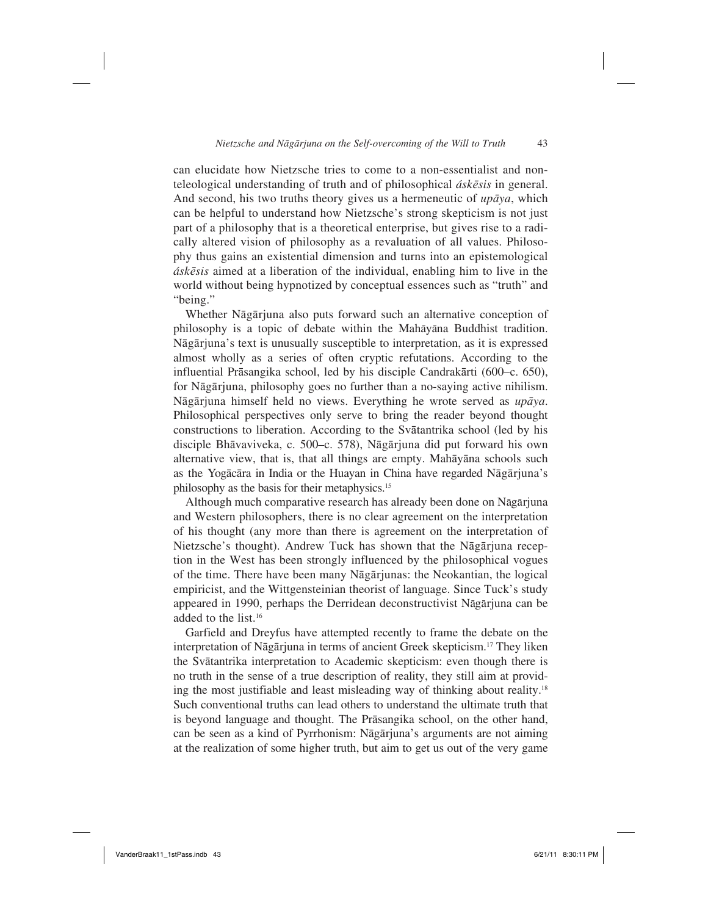can elucidate how Nietzsche tries to come to a non-essentialist and non-teleological understanding of truth and of philosophical *áskēsis* in general. And second, his two truths theory gives us a hermeneutic of *upāya*, which can be helpful to understand how Nietzsche's strong skepticism is not just part of a philosophy that is a theoretical enterprise, but gives rise to a radically altered vision of philosophy as a revaluation of all values. Philosophy thus gains an existential dimension and turns into an epistemological *áskēsis* aimed at a liberation of the individual, enabling him to live in the world without being hypnotized by conceptual essences such as "truth" and "being."

Whether Nāgārjuna also puts forward such an alternative conception of philosophy is a topic of debate within the Mahāyāna Buddhist tradition. Nāgārjuna's text is unusually susceptible to interpretation, as it is expressed almost wholly as a series of often cryptic refutations. According to the influential Prāsangika school, led by his disciple Candrakārti (600–c. 650), for Nāgārjuna, philosophy goes no further than a no-saying active nihilism. Nāgārjuna himself held no views. Everything he wrote served as *upāya*. Philosophical perspectives only serve to bring the reader beyond thought constructions to liberation. According to the Svātantrika school (led by his disciple Bhāvaviveka, c. 500–c. 578), Nāgārjuna did put forward his own alternative view, that is, that all things are empty. Mahāyāna schools such as the Yogācāra in India or the Huayan in China have regarded Nāgārjuna's philosophy as the basis for their metaphysics.[15]

Although much comparative research has already been done on Nāgārjuna and Western philosophers, there is no clear agreement on the interpretation of his thought (any more than there is agreement on the interpretation of Nietzsche's thought). Andrew Tuck has shown that the Nāgārjuna reception in the West has been strongly influenced by the philosophical vogues of the time. There have been many Nāgārjunas: the Neokantian, the logical empiricist, and the Wittgensteinian theorist of language. Since Tuck's study appeared in 1990, perhaps the Derridean deconstructivist Nāgārjuna can be added to the list.[16]

Garfield and Dreyfus have attempted recently to frame the debate on the interpretation of Nāgārjuna in terms of ancient Greek skepticism.[17] They liken the Svātantrika interpretation to Academic skepticism: even though there is no truth in the sense of a true description of reality, they still aim at providing the most justifiable and least misleading way of thinking about reality.[18] Such conventional truths can lead others to understand the ultimate truth that is beyond language and thought. The Prāsangika school, on the other hand, can be seen as a kind of Pyrrhonism: Nāgārjuna's arguments are not aiming at the realization of some higher truth, but aim to get us out of the very game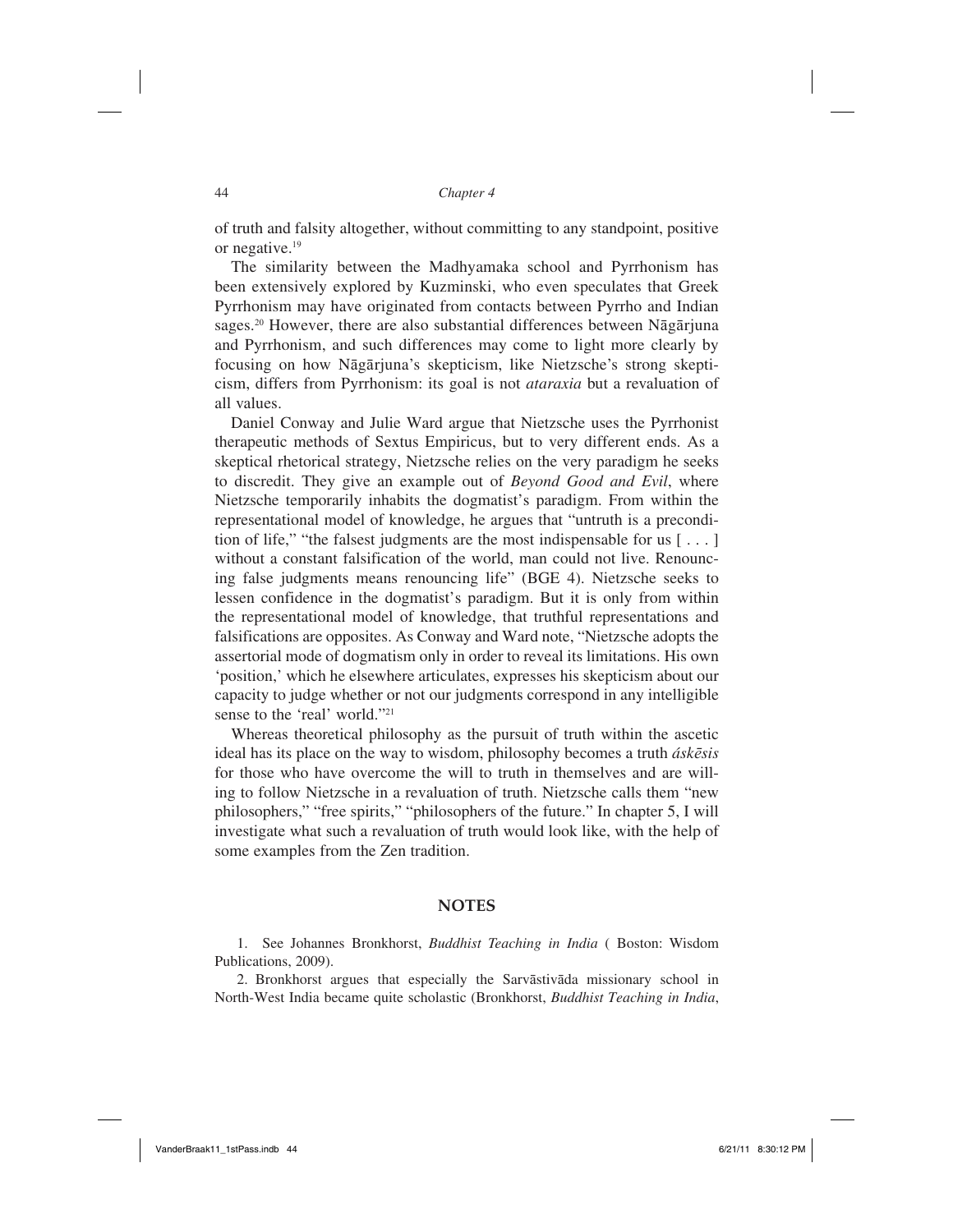of truth and falsity altogether, without committing to any standpoint, positive or negative.[19]

The similarity between the Madhyamaka school and Pyrrhonism has been extensively explored by Kuzminski, who even speculates that Greek Pyrrhonism may have originated from contacts between Pyrrho and Indian sages.[20] However, there are also substantial differences between Nāgārjuna and Pyrrhonism, and such differences may come to light more clearly by focusing on how Nāgārjuna's skepticism, like Nietzsche's strong skepticism, differs from Pyrrhonism: its goal is not *ataraxia* but a revaluation of all values.

Daniel Conway and Julie Ward argue that Nietzsche uses the Pyrrhonist therapeutic methods of Sextus Empiricus, but to very different ends. As a skeptical rhetorical strategy, Nietzsche relies on the very paradigm he seeks to discredit. They give an example out of *Beyond Good and Evil*, where Nietzsche temporarily inhabits the dogmatist's paradigm. From within the representational model of knowledge, he argues that "untruth is a precondition of life," "the falsest judgments are the most indispensable for us [ . . . ] without a constant falsification of the world, man could not live. Renouncing false judgments means renouncing life" (BGE 4). Nietzsche seeks to lessen confidence in the dogmatist's paradigm. But it is only from within the representational model of knowledge, that truthful representations and falsifications are opposites. As Conway and Ward note, "Nietzsche adopts the assertorial mode of dogmatism only in order to reveal its limitations. His own 'position,' which he elsewhere articulates, expresses his skepticism about our capacity to judge whether or not our judgments correspond in any intelligible sense to the 'real' world."[21]

Whereas theoretical philosophy as the pursuit of truth within the ascetic ideal has its place on the way to wisdom, philosophy becomes a truth *áskēsis* for those who have overcome the will to truth in themselves and are willing to follow Nietzsche in a revaluation of truth. Nietzsche calls them "new philosophers," "free spirits," "philosophers of the future." In chapter 5, I will investigate what such a revaluation of truth would look like, with the help of some examples from the Zen tradition.

## NOTES

1. See Johannes Bronkhorst, *Buddhist Teaching in India* ( Boston: Wisdom Publications, 2009).

2. Bronkhorst argues that especially the Sarvāstivāda missionary school in North-West India became quite scholastic (Bronkhorst, *Buddhist Teaching in India*,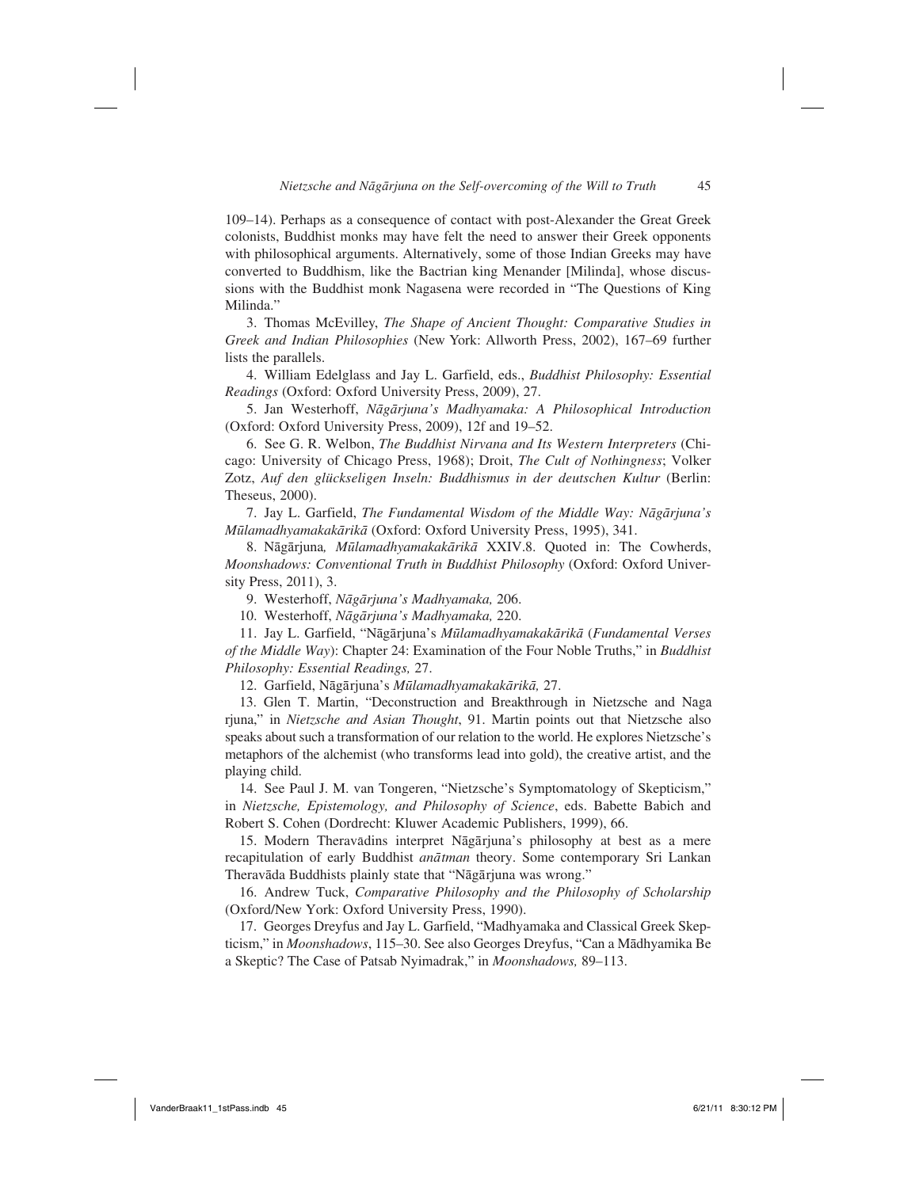109–14). Perhaps as a consequence of contact with post-Alexander the Great Greek colonists, Buddhist monks may have felt the need to answer their Greek opponents with philosophical arguments. Alternatively, some of those Indian Greeks may have converted to Buddhism, like the Bactrian king Menander [Milinda], whose discussions with the Buddhist monk Nagasena were recorded in "The Questions of King Milinda."

3. Thomas McEvilley, *The Shape of Ancient Thought: Comparative Studies in Greek and Indian Philosophies* (New York: Allworth Press, 2002), 167–69 further lists the parallels.

4. William Edelglass and Jay L. Garfield, eds., *Buddhist Philosophy: Essential Readings* (Oxford: Oxford University Press, 2009), 27.

5. Jan Westerhoff, *Nāgārjuna's Madhyamaka: A Philosophical Introduction* (Oxford: Oxford University Press, 2009), 12f and 19–52.

6. See G. R. Welbon, *The Buddhist Nirvana and Its Western Interpreters* (Chicago: University of Chicago Press, 1968); Droit, *The Cult of Nothingness*; Volker Zotz, *Auf den glückseligen Inseln: Buddhismus in der deutschen Kultur* (Berlin: Theseus, 2000).

7. Jay L. Garfield, *The Fundamental Wisdom of the Middle Way: Nāgārjuna's Mūlamadhyamakakārikā* (Oxford: Oxford University Press, 1995), 341.

8. Nāgārjuna*, Mūlamadhyamakakārikā* XXIV.8. Quoted in: The Cowherds, *Moonshadows: Conventional Truth in Buddhist Philosophy* (Oxford: Oxford University Press, 2011), 3.

9. Westerhoff, *Nāgārjuna's Madhyamaka,* 206.

10. Westerhoff, *Nāgārjuna's Madhyamaka,* 220.

11. Jay L. Garfield, "Nāgārjuna's *Mūlamadhyamakakārikā* (*Fundamental Verses of the Middle Way*): Chapter 24: Examination of the Four Noble Truths," in *Buddhist Philosophy: Essential Readings,* 27.

12. Garfield, Nāgārjuna's *Mūlamadhyamakakārikā,* 27.

13. Glen T. Martin, "Deconstruction and Breakthrough in Nietzsche and Naga rjuna," in *Nietzsche and Asian Thought*, 91. Martin points out that Nietzsche also speaks about such a transformation of our relation to the world. He explores Nietzsche's metaphors of the alchemist (who transforms lead into gold), the creative artist, and the playing child.

14. See Paul J. M. van Tongeren, "Nietzsche's Symptomatology of Skepticism," in *Nietzsche, Epistemology, and Philosophy of Science*, eds. Babette Babich and Robert S. Cohen (Dordrecht: Kluwer Academic Publishers, 1999), 66.

15. Modern Theravādins interpret Nāgārjuna's philosophy at best as a mere recapitulation of early Buddhist *anātman* theory. Some contemporary Sri Lankan Theravāda Buddhists plainly state that "Nāgārjuna was wrong."

16. Andrew Tuck, *Comparative Philosophy and the Philosophy of Scholarship* (Oxford/New York: Oxford University Press, 1990).

17. Georges Dreyfus and Jay L. Garfield, "Madhyamaka and Classical Greek Skepticism," in *Moonshadows*, 115–30. See also Georges Dreyfus, "Can a Mādhyamika Be a Skeptic? The Case of Patsab Nyimadrak," in *Moonshadows,* 89–113.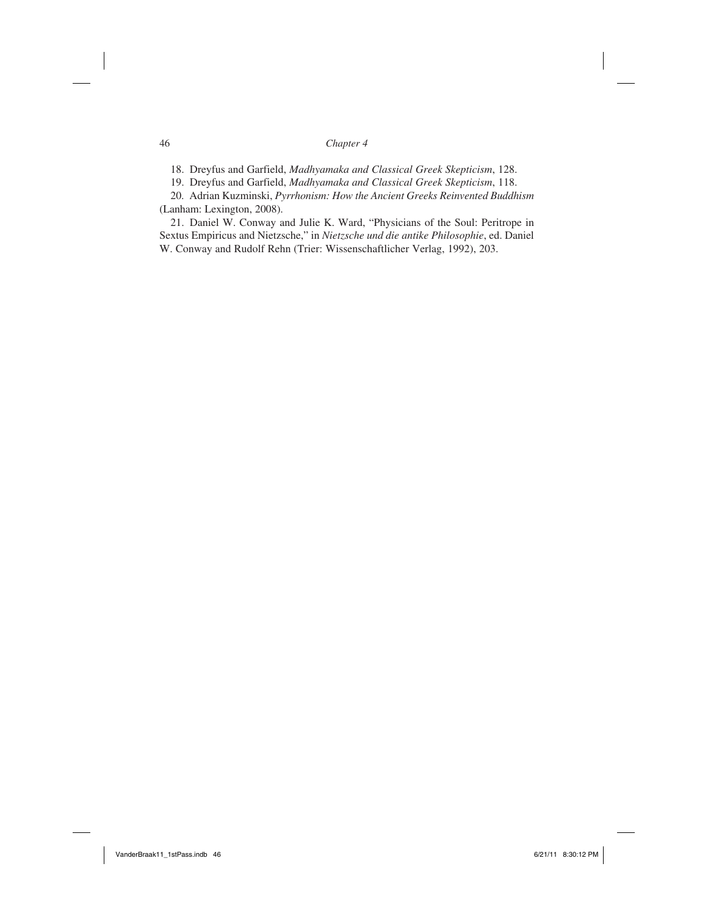18. Dreyfus and Garfield, *Madhyamaka and Classical Greek Skepticism*, 128.

19. Dreyfus and Garfield, *Madhyamaka and Classical Greek Skepticism*, 118.

20. Adrian Kuzminski, *Pyrrhonism: How the Ancient Greeks Reinvented Buddhism* (Lanham: Lexington, 2008).

21. Daniel W. Conway and Julie K. Ward, "Physicians of the Soul: Peritrope in Sextus Empiricus and Nietzsche," in *Nietzsche und die antike Philosophie*, ed. Daniel W. Conway and Rudolf Rehn (Trier: Wissenschaftlicher Verlag, 1992), 203.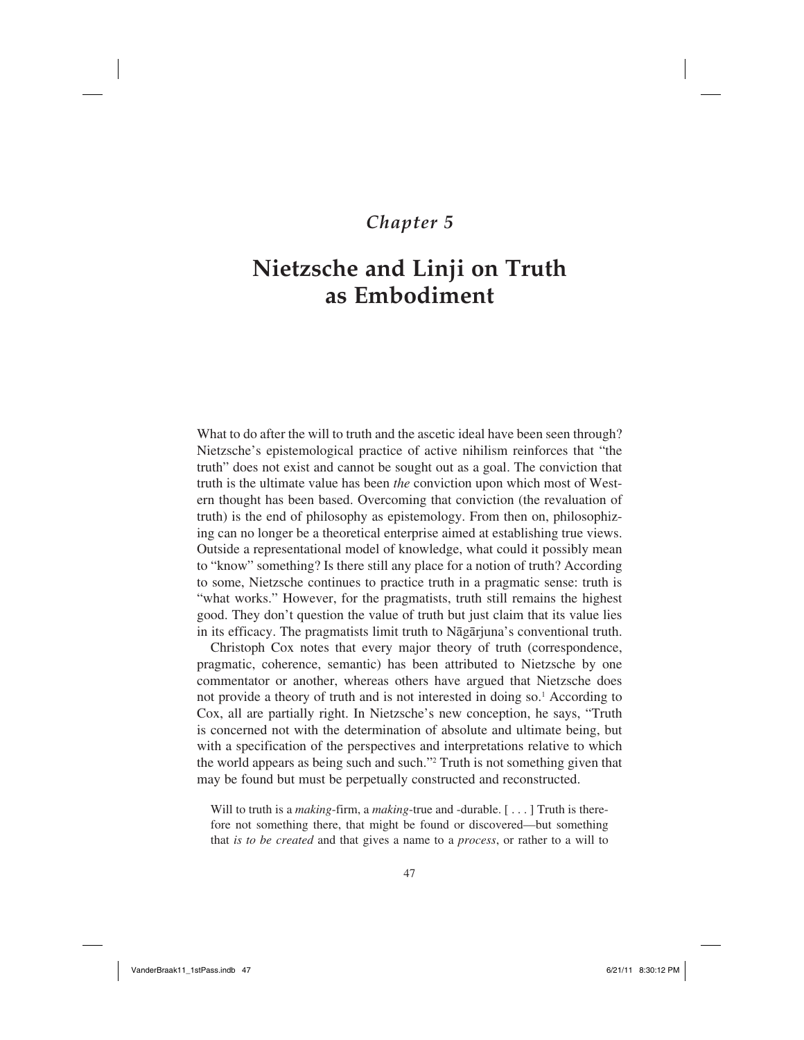## *Chapter 5*

# Nietzsche and Linji on Truth as Embodiment

What to do after the will to truth and the ascetic ideal have been seen through? Nietzsche's epistemological practice of active nihilism reinforces that "the truth" does not exist and cannot be sought out as a goal. The conviction that truth is the ultimate value has been *the* conviction upon which most of Western thought has been based. Overcoming that conviction (the revaluation of truth) is the end of philosophy as epistemology. From then on, philosophizing can no longer be a theoretical enterprise aimed at establishing true views. Outside a representational model of knowledge, what could it possibly mean to "know" something? Is there still any place for a notion of truth? According to some, Nietzsche continues to practice truth in a pragmatic sense: truth is "what works." However, for the pragmatists, truth still remains the highest good. They don't question the value of truth but just claim that its value lies in its efficacy. The pragmatists limit truth to Nāgārjuna's conventional truth.

Christoph Cox notes that every major theory of truth (correspondence, pragmatic, coherence, semantic) has been attributed to Nietzsche by one commentator or another, whereas others have argued that Nietzsche does not provide a theory of truth and is not interested in doing so.[1] According to Cox, all are partially right. In Nietzsche's new conception, he says, "Truth is concerned not with the determination of absolute and ultimate being, but with a specification of the perspectives and interpretations relative to which the world appears as being such and such."[2] Truth is not something given that may be found but must be perpetually constructed and reconstructed.

> Will to truth is a *making*-firm, a *making*-true and -durable. [ . . . ] Truth is therefore not something there, that might be found or discovered—but something that *is to be created* and that gives a name to a *process*, or rather to a will to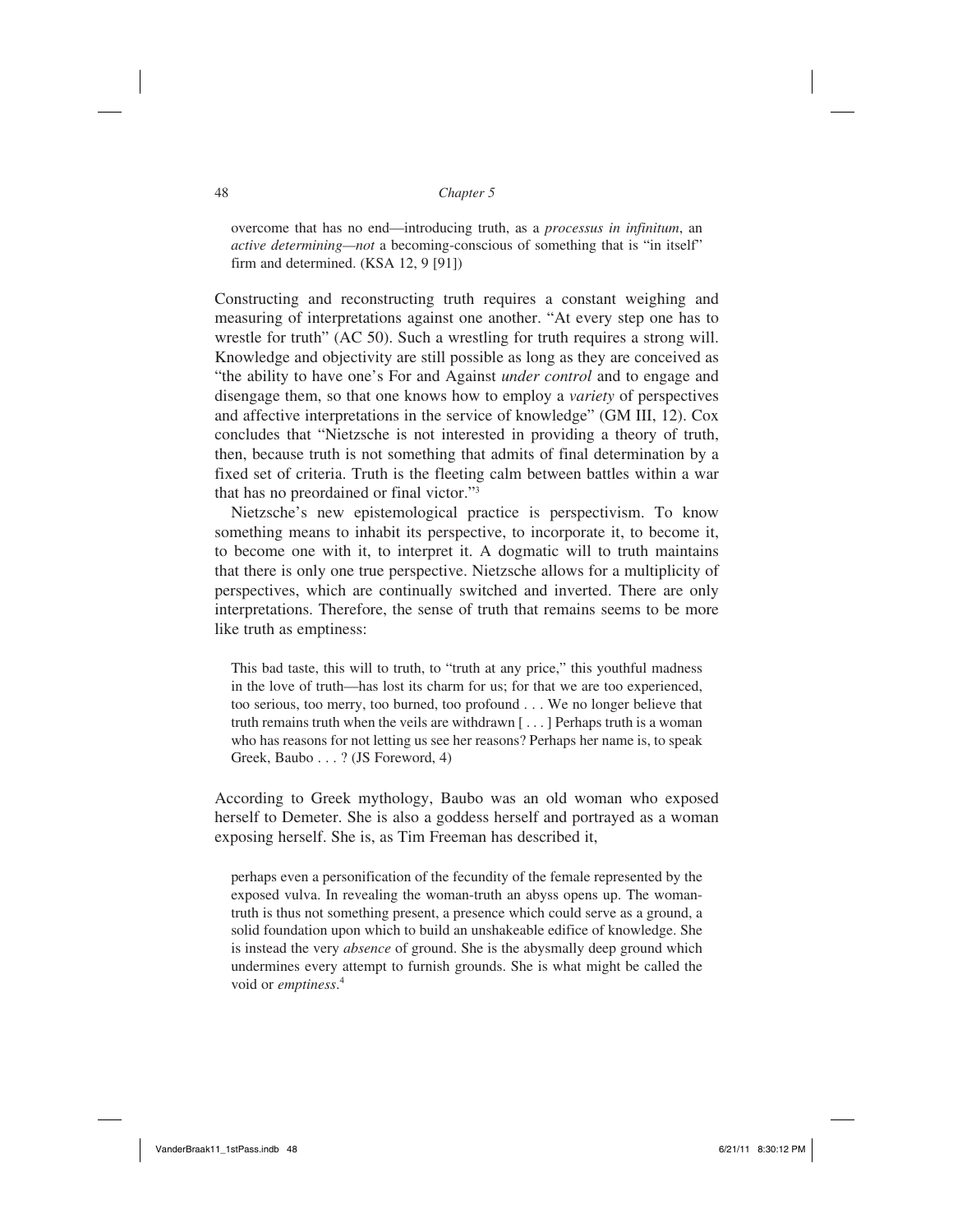> overcome that has no end—introducing truth, as a *processus in infinitum*, an *active determining—not* a becoming-conscious of something that is "in itself" firm and determined. (KSA 12, 9 [91])

Constructing and reconstructing truth requires a constant weighing and measuring of interpretations against one another. "At every step one has to wrestle for truth" (AC 50). Such a wrestling for truth requires a strong will. Knowledge and objectivity are still possible as long as they are conceived as "the ability to have one's For and Against *under control* and to engage and disengage them, so that one knows how to employ a *variety* of perspectives and affective interpretations in the service of knowledge" (GM III, 12). Cox concludes that "Nietzsche is not interested in providing a theory of truth, then, because truth is not something that admits of final determination by a fixed set of criteria. Truth is the fleeting calm between battles within a war that has no preordained or final victor."[3]

Nietzsche's new epistemological practice is perspectivism. To know something means to inhabit its perspective, to incorporate it, to become it, to become one with it, to interpret it. A dogmatic will to truth maintains that there is only one true perspective. Nietzsche allows for a multiplicity of perspectives, which are continually switched and inverted. There are only interpretations. Therefore, the sense of truth that remains seems to be more like truth as emptiness:

> This bad taste, this will to truth, to "truth at any price," this youthful madness in the love of truth—has lost its charm for us; for that we are too experienced, too serious, too merry, too burned, too profound . . . We no longer believe that truth remains truth when the veils are withdrawn [ . . . ] Perhaps truth is a woman who has reasons for not letting us see her reasons? Perhaps her name is, to speak Greek, Baubo . . . ? (JS Foreword, 4)

According to Greek mythology, Baubo was an old woman who exposed herself to Demeter. She is also a goddess herself and portrayed as a woman exposing herself. She is, as Tim Freeman has described it,

> perhaps even a personification of the fecundity of the female represented by the exposed vulva. In revealing the woman-truth an abyss opens up. The woman-truth is thus not something present, a presence which could serve as a ground, a solid foundation upon which to build an unshakeable edifice of knowledge. She is instead the very *absence* of ground. She is the abysmally deep ground which undermines every attempt to furnish grounds. She is what might be called the void or *emptiness*.[4]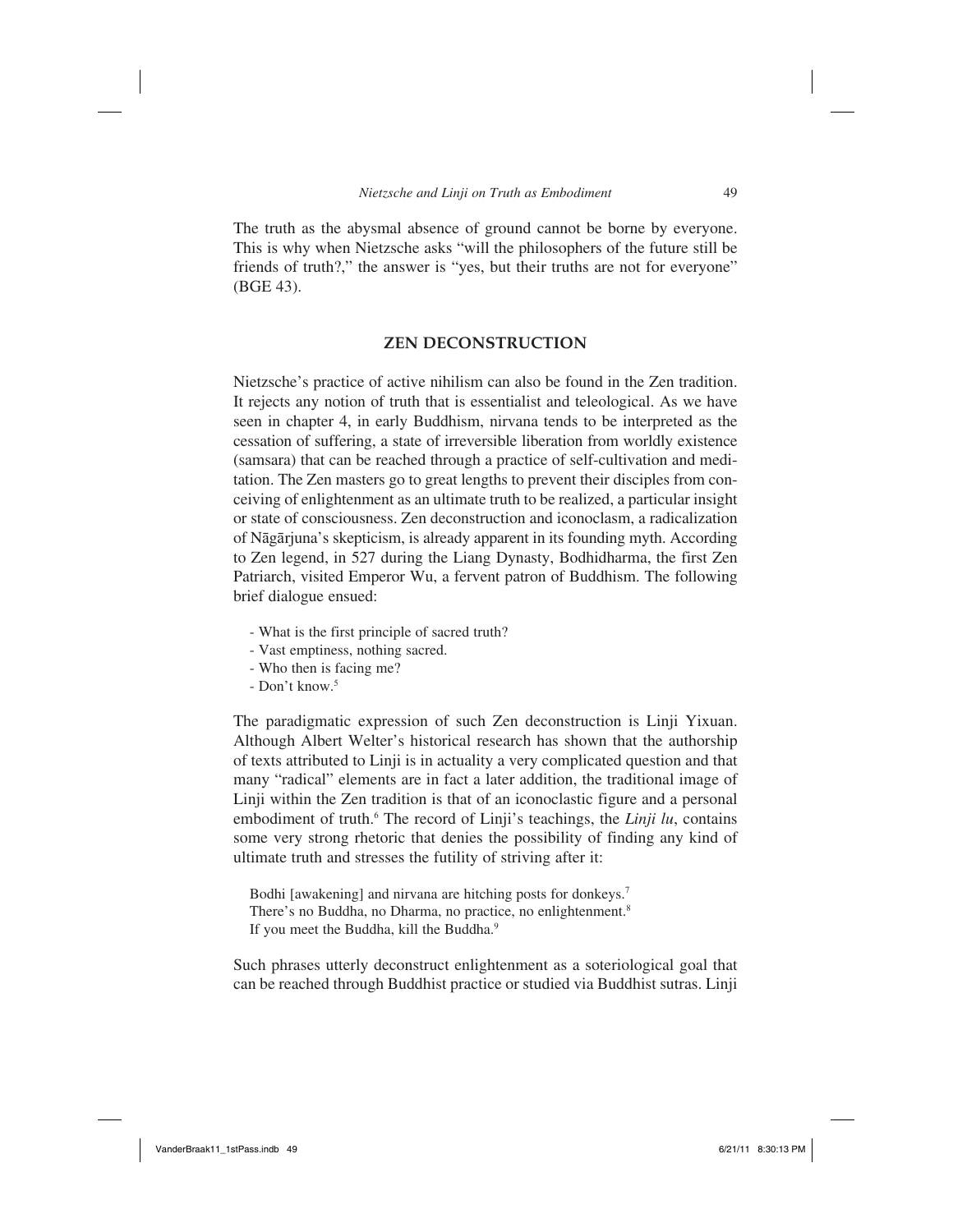The truth as the abysmal absence of ground cannot be borne by everyone. This is why when Nietzsche asks "will the philosophers of the future still be friends of truth?," the answer is "yes, but their truths are not for everyone" (BGE 43).

## ZEN DECONSTRUCTION

Nietzsche's practice of active nihilism can also be found in the Zen tradition. It rejects any notion of truth that is essentialist and teleological. As we have seen in chapter 4, in early Buddhism, nirvana tends to be interpreted as the cessation of suffering, a state of irreversible liberation from worldly existence (samsara) that can be reached through a practice of self-cultivation and meditation. The Zen masters go to great lengths to prevent their disciples from conceiving of enlightenment as an ultimate truth to be realized, a particular insight or state of consciousness. Zen deconstruction and iconoclasm, a radicalization of Nāgārjuna's skepticism, is already apparent in its founding myth. According to Zen legend, in 527 during the Liang Dynasty, Bodhidharma, the first Zen Patriarch, visited Emperor Wu, a fervent patron of Buddhism. The following brief dialogue ensued:

- What is the first principle of sacred truth?
- Vast emptiness, nothing sacred.
- Who then is facing me?
- Don't know.[5]

The paradigmatic expression of such Zen deconstruction is Linji Yixuan. Although Albert Welter's historical research has shown that the authorship of texts attributed to Linji is in actuality a very complicated question and that many "radical" elements are in fact a later addition, the traditional image of Linji within the Zen tradition is that of an iconoclastic figure and a personal embodiment of truth.[6] The record of Linji's teachings, the *Linji lu*, contains some very strong rhetoric that denies the possibility of finding any kind of ultimate truth and stresses the futility of striving after it:

> Bodhi [awakening] and nirvana are hitching posts for donkeys.[7]
> There's no Buddha, no Dharma, no practice, no enlightenment.[8]
> If you meet the Buddha, kill the Buddha.[9]

Such phrases utterly deconstruct enlightenment as a soteriological goal that can be reached through Buddhist practice or studied via Buddhist sutras. Linji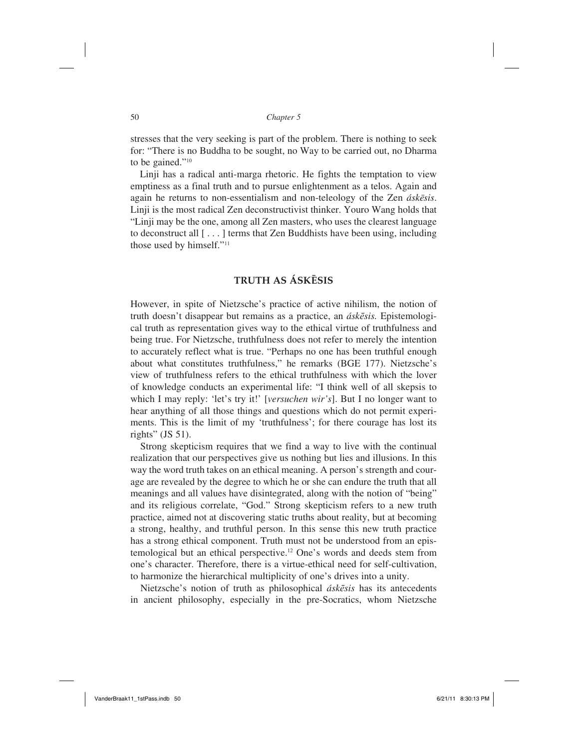stresses that the very seeking is part of the problem. There is nothing to seek for: "There is no Buddha to be sought, no Way to be carried out, no Dharma to be gained."[10]

Linji has a radical anti-marga rhetoric. He fights the temptation to view emptiness as a final truth and to pursue enlightenment as a telos. Again and again he returns to non-essentialism and non-teleology of the Zen *áskēsis*. Linji is the most radical Zen deconstructivist thinker. Youro Wang holds that "Linji may be the one, among all Zen masters, who uses the clearest language to deconstruct all [ . . . ] terms that Zen Buddhists have been using, including those used by himself."[11]

## TRUTH AS ÁSKĒSIS

However, in spite of Nietzsche's practice of active nihilism, the notion of truth doesn't disappear but remains as a practice, an *áskēsis.* Epistemological truth as representation gives way to the ethical virtue of truthfulness and being true. For Nietzsche, truthfulness does not refer to merely the intention to accurately reflect what is true. "Perhaps no one has been truthful enough about what constitutes truthfulness," he remarks (BGE 177). Nietzsche's view of truthfulness refers to the ethical truthfulness with which the lover of knowledge conducts an experimental life: "I think well of all skepsis to which I may reply: 'let's try it!' [*versuchen wir's*]. But I no longer want to hear anything of all those things and questions which do not permit experiments. This is the limit of my 'truthfulness'; for there courage has lost its rights" (JS 51).

Strong skepticism requires that we find a way to live with the continual realization that our perspectives give us nothing but lies and illusions. In this way the word truth takes on an ethical meaning. A person's strength and courage are revealed by the degree to which he or she can endure the truth that all meanings and all values have disintegrated, along with the notion of "being" and its religious correlate, "God." Strong skepticism refers to a new truth practice, aimed not at discovering static truths about reality, but at becoming a strong, healthy, and truthful person. In this sense this new truth practice has a strong ethical component. Truth must not be understood from an epistemological but an ethical perspective.[12] One's words and deeds stem from one's character. Therefore, there is a virtue-ethical need for self-cultivation, to harmonize the hierarchical multiplicity of one's drives into a unity.

Nietzsche's notion of truth as philosophical *áskēsis* has its antecedents in ancient philosophy, especially in the pre-Socratics, whom Nietzsche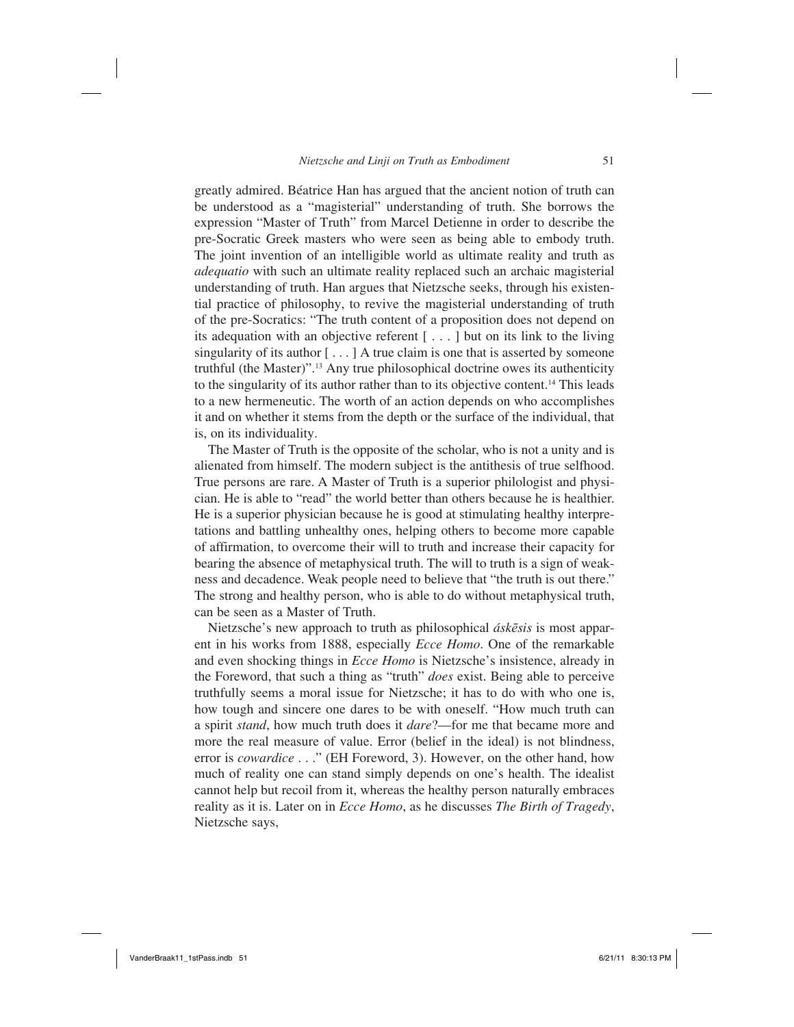greatly admired. Béatrice Han has argued that the ancient notion of truth can be understood as a "magisterial" understanding of truth. She borrows the expression "Master of Truth" from Marcel Detienne in order to describe the pre-Socratic Greek masters who were seen as being able to embody truth. The joint invention of an intelligible world as ultimate reality and truth as *adequatio* with such an ultimate reality replaced such an archaic magisterial understanding of truth. Han argues that Nietzsche seeks, through his existential practice of philosophy, to revive the magisterial understanding of truth of the pre-Socratics: "The truth content of a proposition does not depend on its adequation with an objective referent [ . . . ] but on its link to the living singularity of its author [ . . . ] A true claim is one that is asserted by someone truthful (the Master)".[13] Any true philosophical doctrine owes its authenticity to the singularity of its author rather than to its objective content.[14] This leads to a new hermeneutic. The worth of an action depends on who accomplishes it and on whether it stems from the depth or the surface of the individual, that is, on its individuality.

The Master of Truth is the opposite of the scholar, who is not a unity and is alienated from himself. The modern subject is the antithesis of true selfhood. True persons are rare. A Master of Truth is a superior philologist and physician. He is able to "read" the world better than others because he is healthier. He is a superior physician because he is good at stimulating healthy interpretations and battling unhealthy ones, helping others to become more capable of affirmation, to overcome their will to truth and increase their capacity for bearing the absence of metaphysical truth. The will to truth is a sign of weakness and decadence. Weak people need to believe that "the truth is out there." The strong and healthy person, who is able to do without metaphysical truth, can be seen as a Master of Truth.

Nietzsche's new approach to truth as philosophical *áskēsis* is most apparent in his works from 1888, especially *Ecce Homo*. One of the remarkable and even shocking things in *Ecce Homo* is Nietzsche's insistence, already in the Foreword, that such a thing as "truth" *does* exist. Being able to perceive truthfully seems a moral issue for Nietzsche; it has to do with who one is, how tough and sincere one dares to be with oneself. "How much truth can a spirit *stand*, how much truth does it *dare*?—for me that became more and more the real measure of value. Error (belief in the ideal) is not blindness, error is *cowardice* . . ." (EH Foreword, 3). However, on the other hand, how much of reality one can stand simply depends on one's health. The idealist cannot help but recoil from it, whereas the healthy person naturally embraces reality as it is. Later on in *Ecce Homo*, as he discusses *The Birth of Tragedy*, Nietzsche says,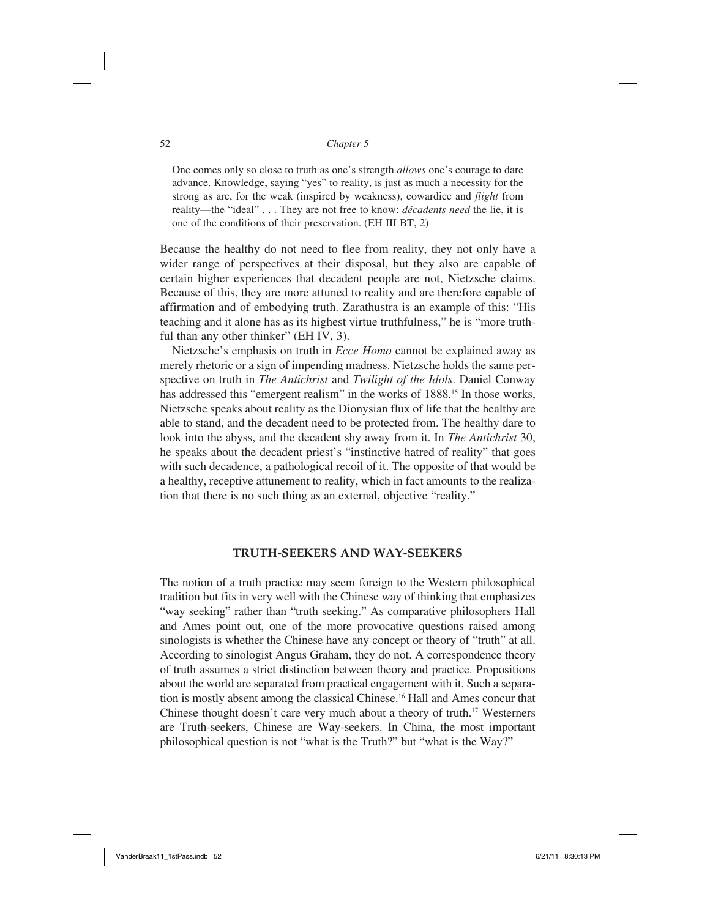> One comes only so close to truth as one's strength *allows* one's courage to dare advance. Knowledge, saying "yes" to reality, is just as much a necessity for the strong as are, for the weak (inspired by weakness), cowardice and *flight* from reality—the "ideal" . . . They are not free to know: *décadents need* the lie, it is one of the conditions of their preservation. (EH III BT, 2)

Because the healthy do not need to flee from reality, they not only have a wider range of perspectives at their disposal, but they also are capable of certain higher experiences that decadent people are not, Nietzsche claims. Because of this, they are more attuned to reality and are therefore capable of affirmation and of embodying truth. Zarathustra is an example of this: "His teaching and it alone has as its highest virtue truthfulness," he is "more truthful than any other thinker" (EH IV, 3).

Nietzsche's emphasis on truth in *Ecce Homo* cannot be explained away as merely rhetoric or a sign of impending madness. Nietzsche holds the same perspective on truth in *The Antichrist* and *Twilight of the Idols*. Daniel Conway has addressed this "emergent realism" in the works of 1888.[15] In those works, Nietzsche speaks about reality as the Dionysian flux of life that the healthy are able to stand, and the decadent need to be protected from. The healthy dare to look into the abyss, and the decadent shy away from it. In *The Antichrist* 30, he speaks about the decadent priest's "instinctive hatred of reality" that goes with such decadence, a pathological recoil of it. The opposite of that would be a healthy, receptive attunement to reality, which in fact amounts to the realization that there is no such thing as an external, objective "reality."

## TRUTH-SEEKERS AND WAY-SEEKERS

The notion of a truth practice may seem foreign to the Western philosophical tradition but fits in very well with the Chinese way of thinking that emphasizes "way seeking" rather than "truth seeking." As comparative philosophers Hall and Ames point out, one of the more provocative questions raised among sinologists is whether the Chinese have any concept or theory of "truth" at all. According to sinologist Angus Graham, they do not. A correspondence theory of truth assumes a strict distinction between theory and practice. Propositions about the world are separated from practical engagement with it. Such a separation is mostly absent among the classical Chinese.[16] Hall and Ames concur that Chinese thought doesn't care very much about a theory of truth.[17] Westerners are Truth-seekers, Chinese are Way-seekers. In China, the most important philosophical question is not "what is the Truth?" but "what is the Way?"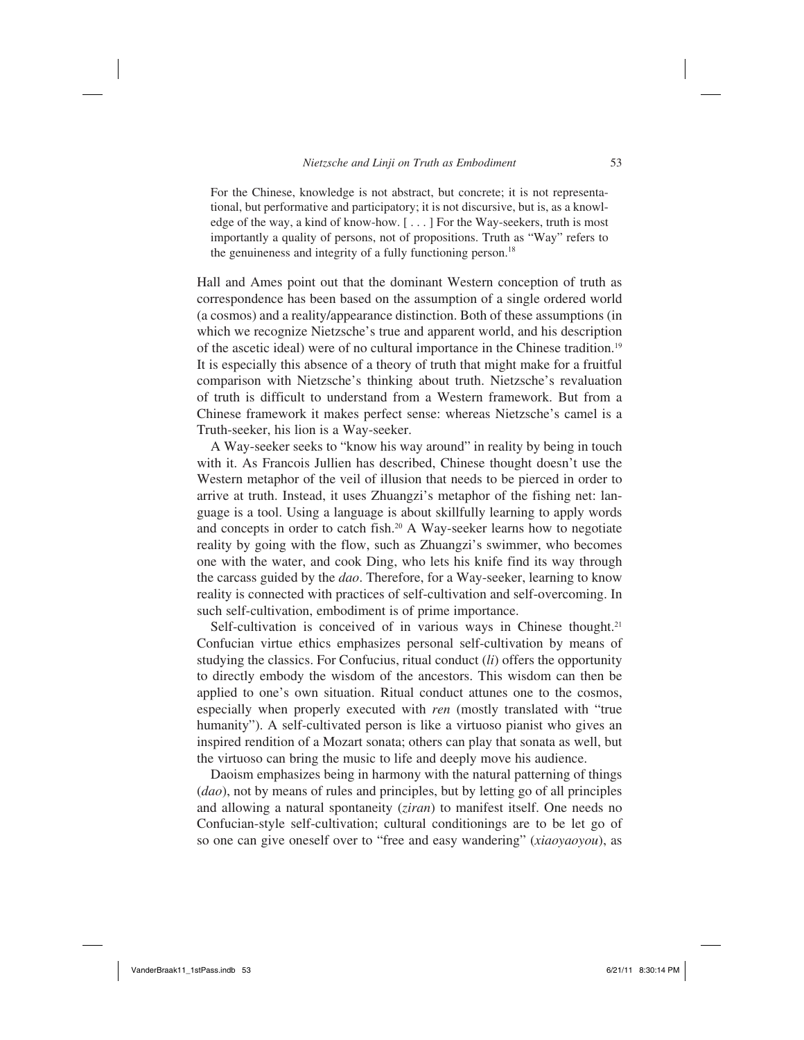> For the Chinese, knowledge is not abstract, but concrete; it is not representational, but performative and participatory; it is not discursive, but is, as a knowledge of the way, a kind of know-how. [ . . . ] For the Way-seekers, truth is most importantly a quality of persons, not of propositions. Truth as "Way" refers to the genuineness and integrity of a fully functioning person.[18]

Hall and Ames point out that the dominant Western conception of truth as correspondence has been based on the assumption of a single ordered world (a cosmos) and a reality/appearance distinction. Both of these assumptions (in which we recognize Nietzsche's true and apparent world, and his description of the ascetic ideal) were of no cultural importance in the Chinese tradition.[19] It is especially this absence of a theory of truth that might make for a fruitful comparison with Nietzsche's thinking about truth. Nietzsche's revaluation of truth is difficult to understand from a Western framework. But from a Chinese framework it makes perfect sense: whereas Nietzsche's camel is a Truth-seeker, his lion is a Way-seeker.

A Way-seeker seeks to "know his way around" in reality by being in touch with it. As Francois Jullien has described, Chinese thought doesn't use the Western metaphor of the veil of illusion that needs to be pierced in order to arrive at truth. Instead, it uses Zhuangzi's metaphor of the fishing net: language is a tool. Using a language is about skillfully learning to apply words and concepts in order to catch fish.[20] A Way-seeker learns how to negotiate reality by going with the flow, such as Zhuangzi's swimmer, who becomes one with the water, and cook Ding, who lets his knife find its way through the carcass guided by the *dao*. Therefore, for a Way-seeker, learning to know reality is connected with practices of self-cultivation and self-overcoming. In such self-cultivation, embodiment is of prime importance.

Self-cultivation is conceived of in various ways in Chinese thought.[21] Confucian virtue ethics emphasizes personal self-cultivation by means of studying the classics. For Confucius, ritual conduct (*li*) offers the opportunity to directly embody the wisdom of the ancestors. This wisdom can then be applied to one's own situation. Ritual conduct attunes one to the cosmos, especially when properly executed with *ren* (mostly translated with "true humanity"). A self-cultivated person is like a virtuoso pianist who gives an inspired rendition of a Mozart sonata; others can play that sonata as well, but the virtuoso can bring the music to life and deeply move his audience.

Daoism emphasizes being in harmony with the natural patterning of things (*dao*), not by means of rules and principles, but by letting go of all principles and allowing a natural spontaneity (*ziran*) to manifest itself. One needs no Confucian-style self-cultivation; cultural conditionings are to be let go of so one can give oneself over to "free and easy wandering" (*xiaoyaoyou*), as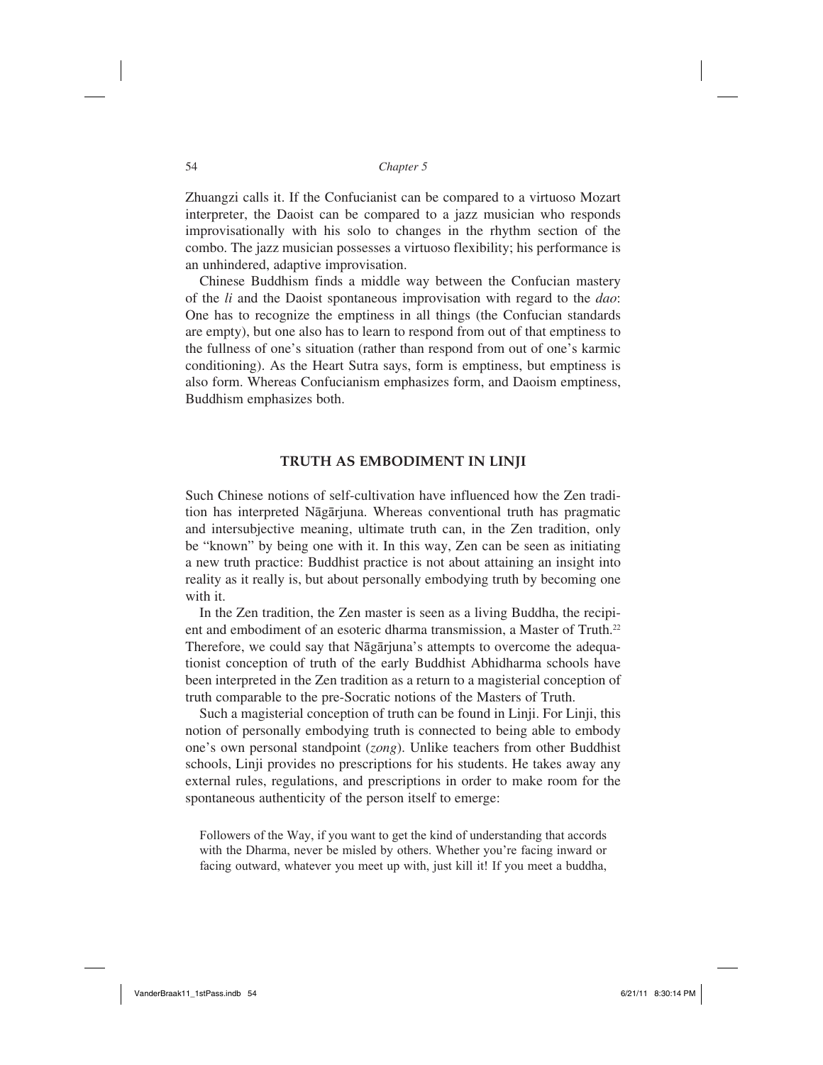Zhuangzi calls it. If the Confucianist can be compared to a virtuoso Mozart interpreter, the Daoist can be compared to a jazz musician who responds improvisationally with his solo to changes in the rhythm section of the combo. The jazz musician possesses a virtuoso flexibility; his performance is an unhindered, adaptive improvisation.

Chinese Buddhism finds a middle way between the Confucian mastery of the *li* and the Daoist spontaneous improvisation with regard to the *dao*: One has to recognize the emptiness in all things (the Confucian standards are empty), but one also has to learn to respond from out of that emptiness to the fullness of one's situation (rather than respond from out of one's karmic conditioning). As the Heart Sutra says, form is emptiness, but emptiness is also form. Whereas Confucianism emphasizes form, and Daoism emptiness, Buddhism emphasizes both.

## TRUTH AS EMBODIMENT IN LINJI

Such Chinese notions of self-cultivation have influenced how the Zen tradition has interpreted Nāgārjuna. Whereas conventional truth has pragmatic and intersubjective meaning, ultimate truth can, in the Zen tradition, only be "known" by being one with it. In this way, Zen can be seen as initiating a new truth practice: Buddhist practice is not about attaining an insight into reality as it really is, but about personally embodying truth by becoming one with it.

In the Zen tradition, the Zen master is seen as a living Buddha, the recipient and embodiment of an esoteric dharma transmission, a Master of Truth.[22] Therefore, we could say that Nāgārjuna's attempts to overcome the adequationist conception of truth of the early Buddhist Abhidharma schools have been interpreted in the Zen tradition as a return to a magisterial conception of truth comparable to the pre-Socratic notions of the Masters of Truth.

Such a magisterial conception of truth can be found in Linji. For Linji, this notion of personally embodying truth is connected to being able to embody one's own personal standpoint (*zong*). Unlike teachers from other Buddhist schools, Linji provides no prescriptions for his students. He takes away any external rules, regulations, and prescriptions in order to make room for the spontaneous authenticity of the person itself to emerge:

> Followers of the Way, if you want to get the kind of understanding that accords with the Dharma, never be misled by others. Whether you're facing inward or facing outward, whatever you meet up with, just kill it! If you meet a buddha,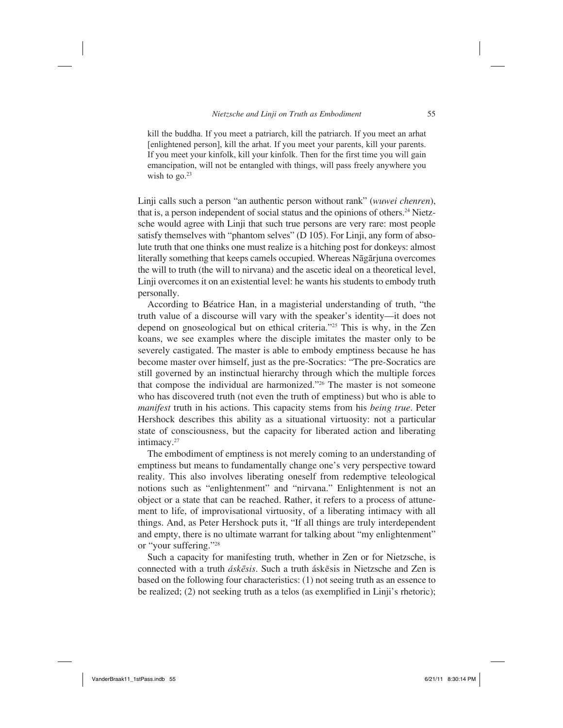> kill the buddha. If you meet a patriarch, kill the patriarch. If you meet an arhat [enlightened person], kill the arhat. If you meet your parents, kill your parents. If you meet your kinfolk, kill your kinfolk. Then for the first time you will gain emancipation, will not be entangled with things, will pass freely anywhere you wish to go.[23]

Linji calls such a person "an authentic person without rank" (*wuwei chenren*), that is, a person independent of social status and the opinions of others.[24] Nietzsche would agree with Linji that such true persons are very rare: most people satisfy themselves with "phantom selves" (D 105). For Linji, any form of absolute truth that one thinks one must realize is a hitching post for donkeys: almost literally something that keeps camels occupied. Whereas Nāgārjuna overcomes the will to truth (the will to nirvana) and the ascetic ideal on a theoretical level, Linji overcomes it on an existential level: he wants his students to embody truth personally.

According to Béatrice Han, in a magisterial understanding of truth, "the truth value of a discourse will vary with the speaker's identity—it does not depend on gnoseological but on ethical criteria."[25] This is why, in the Zen koans, we see examples where the disciple imitates the master only to be severely castigated. The master is able to embody emptiness because he has become master over himself, just as the pre-Socratics: "The pre-Socratics are still governed by an instinctual hierarchy through which the multiple forces that compose the individual are harmonized."[26] The master is not someone who has discovered truth (not even the truth of emptiness) but who is able to *manifest* truth in his actions. This capacity stems from his *being true*. Peter Hershock describes this ability as a situational virtuosity: not a particular state of consciousness, but the capacity for liberated action and liberating intimacy.[27]

The embodiment of emptiness is not merely coming to an understanding of emptiness but means to fundamentally change one's very perspective toward reality. This also involves liberating oneself from redemptive teleological notions such as "enlightenment" and "nirvana." Enlightenment is not an object or a state that can be reached. Rather, it refers to a process of attunement to life, of improvisational virtuosity, of a liberating intimacy with all things. And, as Peter Hershock puts it, "If all things are truly interdependent and empty, there is no ultimate warrant for talking about "my enlightenment" or "your suffering."[28]

Such a capacity for manifesting truth, whether in Zen or for Nietzsche, is connected with a truth *áskēsis*. Such a truth áskēsis in Nietzsche and Zen is based on the following four characteristics: (1) not seeing truth as an essence to be realized; (2) not seeking truth as a telos (as exemplified in Linji's rhetoric);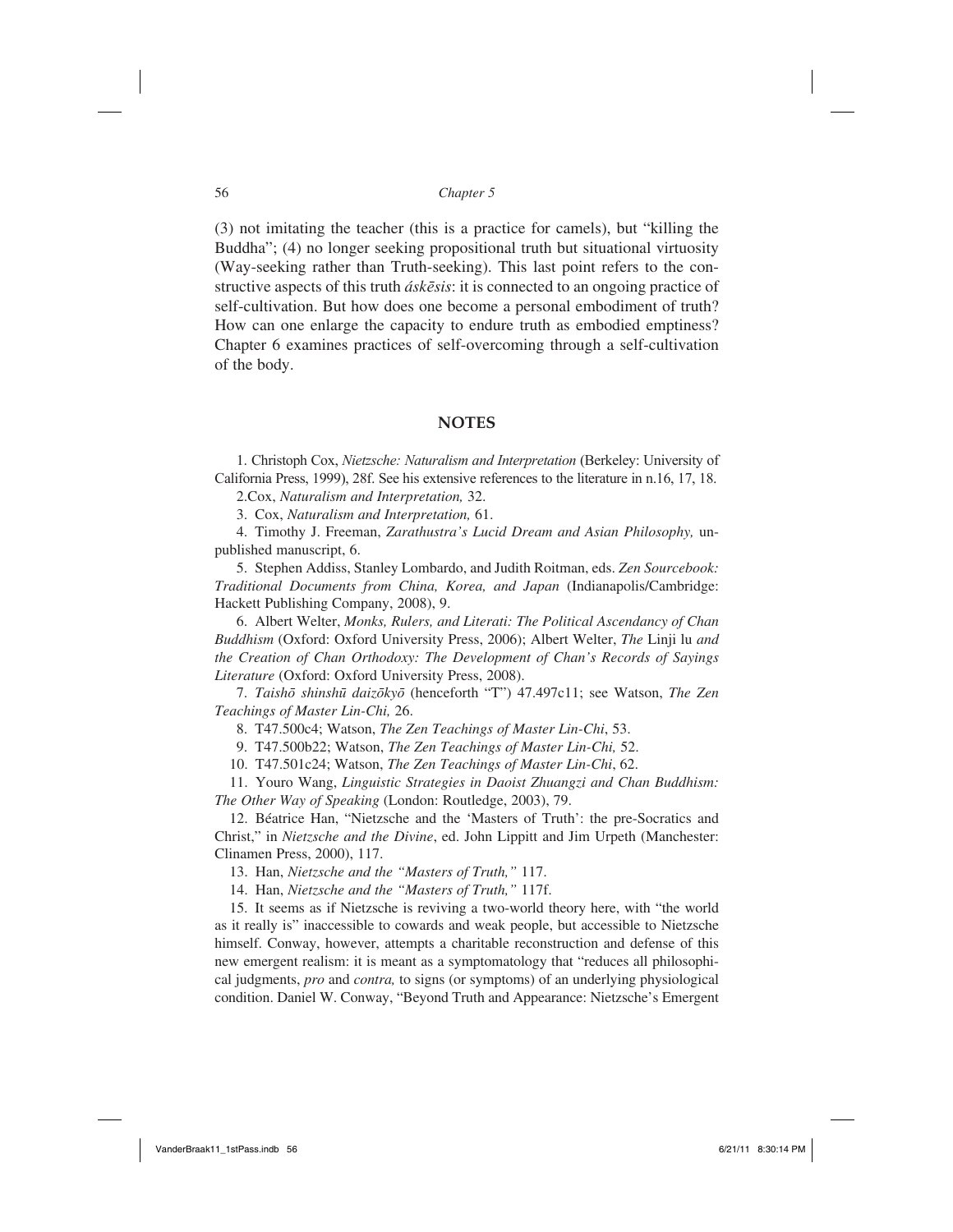(3) not imitating the teacher (this is a practice for camels), but "killing the Buddha"; (4) no longer seeking propositional truth but situational virtuosity (Way-seeking rather than Truth-seeking). This last point refers to the constructive aspects of this truth *áskēsis*: it is connected to an ongoing practice of self-cultivation. But how does one become a personal embodiment of truth? How can one enlarge the capacity to endure truth as embodied emptiness? Chapter 6 examines practices of self-overcoming through a self-cultivation of the body.

## NOTES

1. Christoph Cox, *Nietzsche: Naturalism and Interpretation* (Berkeley: University of California Press, 1999), 28f. See his extensive references to the literature in n.16, 17, 18.

2. Cox, *Naturalism and Interpretation,* 32.

3. Cox, *Naturalism and Interpretation,* 61.

4. Timothy J. Freeman, *Zarathustra's Lucid Dream and Asian Philosophy,* unpublished manuscript, 6.

5. Stephen Addiss, Stanley Lombardo, and Judith Roitman, eds. *Zen Sourcebook: Traditional Documents from China, Korea, and Japan* (Indianapolis/Cambridge: Hackett Publishing Company, 2008), 9.

6. Albert Welter, *Monks, Rulers, and Literati: The Political Ascendancy of Chan Buddhism* (Oxford: Oxford University Press, 2006); Albert Welter, *The* Linji lu *and the Creation of Chan Orthodoxy: The Development of Chan's Records of Sayings Literature* (Oxford: Oxford University Press, 2008).

7. *Taishō shinshū daizōkyō* (henceforth "T") 47.497c11; see Watson, *The Zen Teachings of Master Lin-Chi,* 26.

8. T47.500c4; Watson, *The Zen Teachings of Master Lin-Chi*, 53.

9. T47.500b22; Watson, *The Zen Teachings of Master Lin-Chi,* 52.

10. T47.501c24; Watson, *The Zen Teachings of Master Lin-Chi*, 62.

11. Youro Wang, *Linguistic Strategies in Daoist Zhuangzi and Chan Buddhism: The Other Way of Speaking* (London: Routledge, 2003), 79.

12. Béatrice Han, "Nietzsche and the 'Masters of Truth': the pre-Socratics and Christ," in *Nietzsche and the Divine*, ed. John Lippitt and Jim Urpeth (Manchester: Clinamen Press, 2000), 117.

13. Han, *Nietzsche and the "Masters of Truth,"* 117.

14. Han, *Nietzsche and the "Masters of Truth,"* 117f.

15. It seems as if Nietzsche is reviving a two-world theory here, with "the world as it really is" inaccessible to cowards and weak people, but accessible to Nietzsche himself. Conway, however, attempts a charitable reconstruction and defense of this new emergent realism: it is meant as a symptomatology that "reduces all philosophical judgments, *pro* and *contra,* to signs (or symptoms) of an underlying physiological condition. Daniel W. Conway, "Beyond Truth and Appearance: Nietzsche's Emergent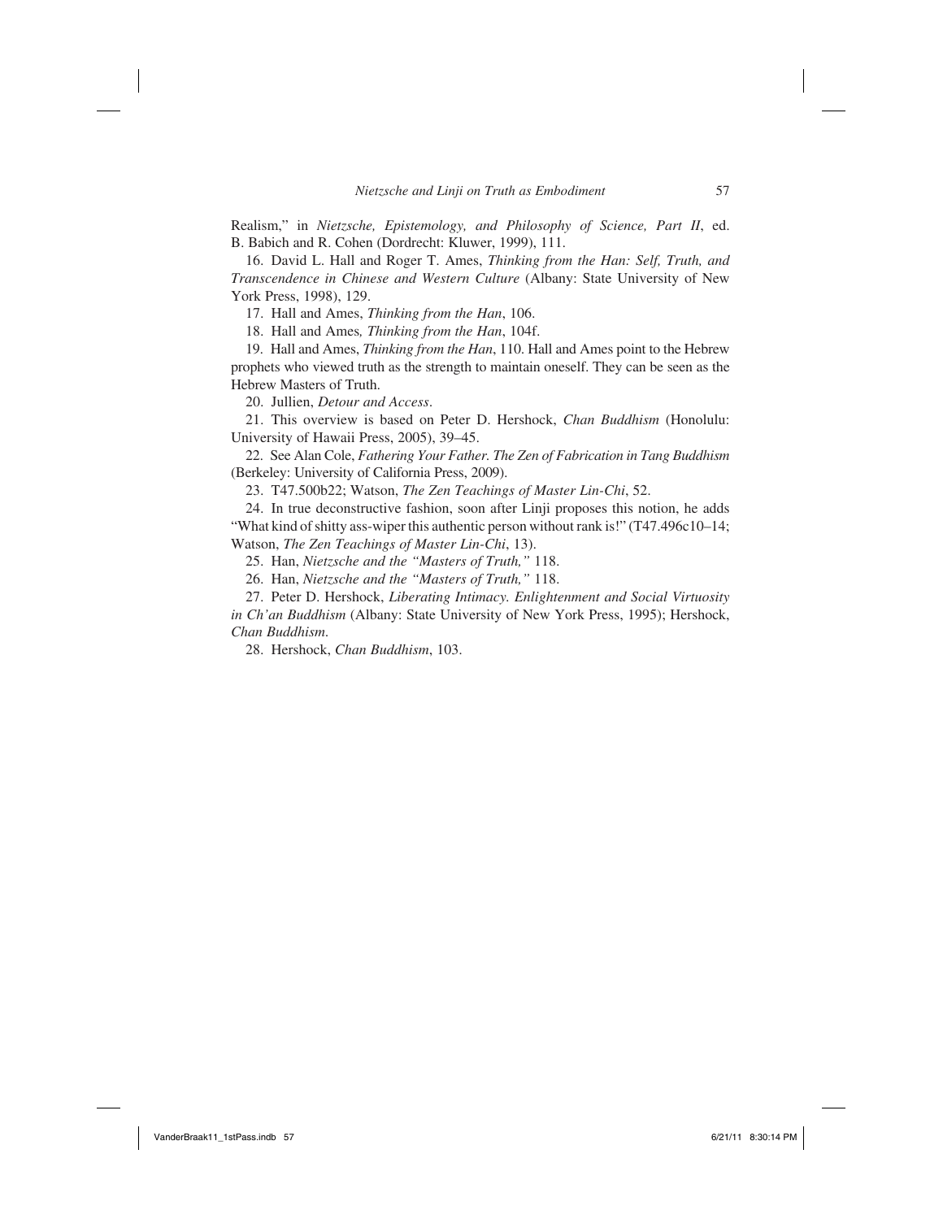Realism," in *Nietzsche, Epistemology, and Philosophy of Science, Part II*, ed. B. Babich and R. Cohen (Dordrecht: Kluwer, 1999), 111.

16. David L. Hall and Roger T. Ames, *Thinking from the Han: Self, Truth, and Transcendence in Chinese and Western Culture* (Albany: State University of New York Press, 1998), 129.

17. Hall and Ames, *Thinking from the Han*, 106.

18. Hall and Ames*, Thinking from the Han*, 104f.

19. Hall and Ames, *Thinking from the Han*, 110. Hall and Ames point to the Hebrew prophets who viewed truth as the strength to maintain oneself. They can be seen as the Hebrew Masters of Truth.

20. Jullien, *Detour and Access*.

21. This overview is based on Peter D. Hershock, *Chan Buddhism* (Honolulu: University of Hawaii Press, 2005), 39–45.

22. See Alan Cole, *Fathering Your Father. The Zen of Fabrication in Tang Buddhism* (Berkeley: University of California Press, 2009).

23. T47.500b22; Watson, *The Zen Teachings of Master Lin-Chi*, 52.

24. In true deconstructive fashion, soon after Linji proposes this notion, he adds "What kind of shitty ass-wiper this authentic person without rank is!" (T47.496c10–14; Watson, *The Zen Teachings of Master Lin-Chi*, 13).

25. Han, *Nietzsche and the "Masters of Truth,"* 118.

26. Han, *Nietzsche and the "Masters of Truth,"* 118.

27. Peter D. Hershock, *Liberating Intimacy. Enlightenment and Social Virtuosity in Ch'an Buddhism* (Albany: State University of New York Press, 1995); Hershock, *Chan Buddhism*.

28. Hershock, *Chan Buddhism*, 103.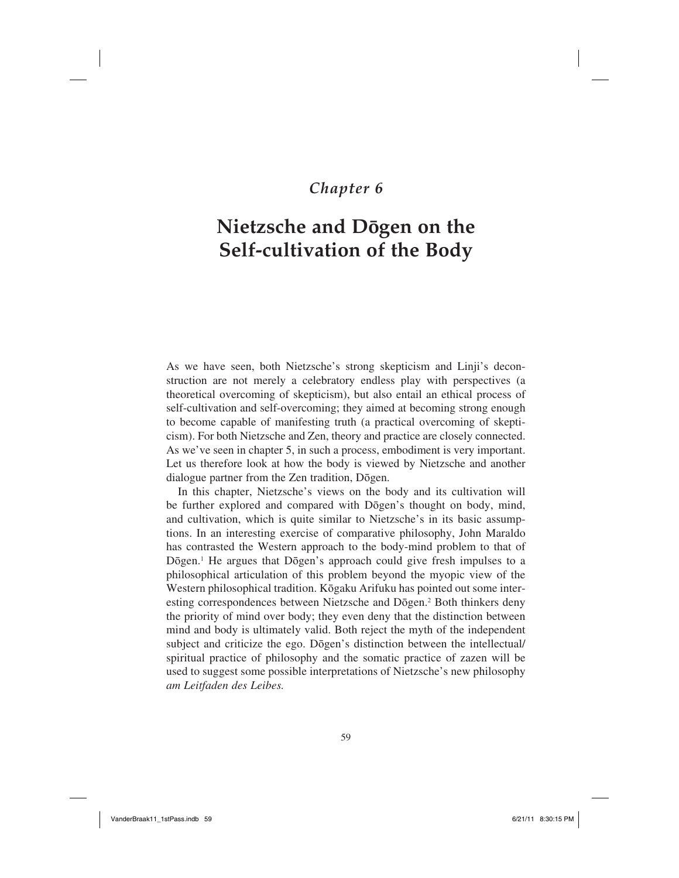*Chapter 6*

# Nietzsche and Dōgen on the Self-cultivation of the Body

As we have seen, both Nietzsche's strong skepticism and Linji's deconstruction are not merely a celebratory endless play with perspectives (a theoretical overcoming of skepticism), but also entail an ethical process of self-cultivation and self-overcoming; they aimed at becoming strong enough to become capable of manifesting truth (a practical overcoming of skepticism). For both Nietzsche and Zen, theory and practice are closely connected. As we've seen in chapter 5, in such a process, embodiment is very important. Let us therefore look at how the body is viewed by Nietzsche and another dialogue partner from the Zen tradition, Dōgen.

In this chapter, Nietzsche's views on the body and its cultivation will be further explored and compared with Dōgen's thought on body, mind, and cultivation, which is quite similar to Nietzsche's in its basic assumptions. In an interesting exercise of comparative philosophy, John Maraldo has contrasted the Western approach to the body-mind problem to that of Dōgen.[1] He argues that Dōgen's approach could give fresh impulses to a philosophical articulation of this problem beyond the myopic view of the Western philosophical tradition. Kōgaku Arifuku has pointed out some interesting correspondences between Nietzsche and Dōgen.[2] Both thinkers deny the priority of mind over body; they even deny that the distinction between mind and body is ultimately valid. Both reject the myth of the independent subject and criticize the ego. Dōgen's distinction between the intellectual/spiritual practice of philosophy and the somatic practice of zazen will be used to suggest some possible interpretations of Nietzsche's new philosophy *am Leitfaden des Leibes.*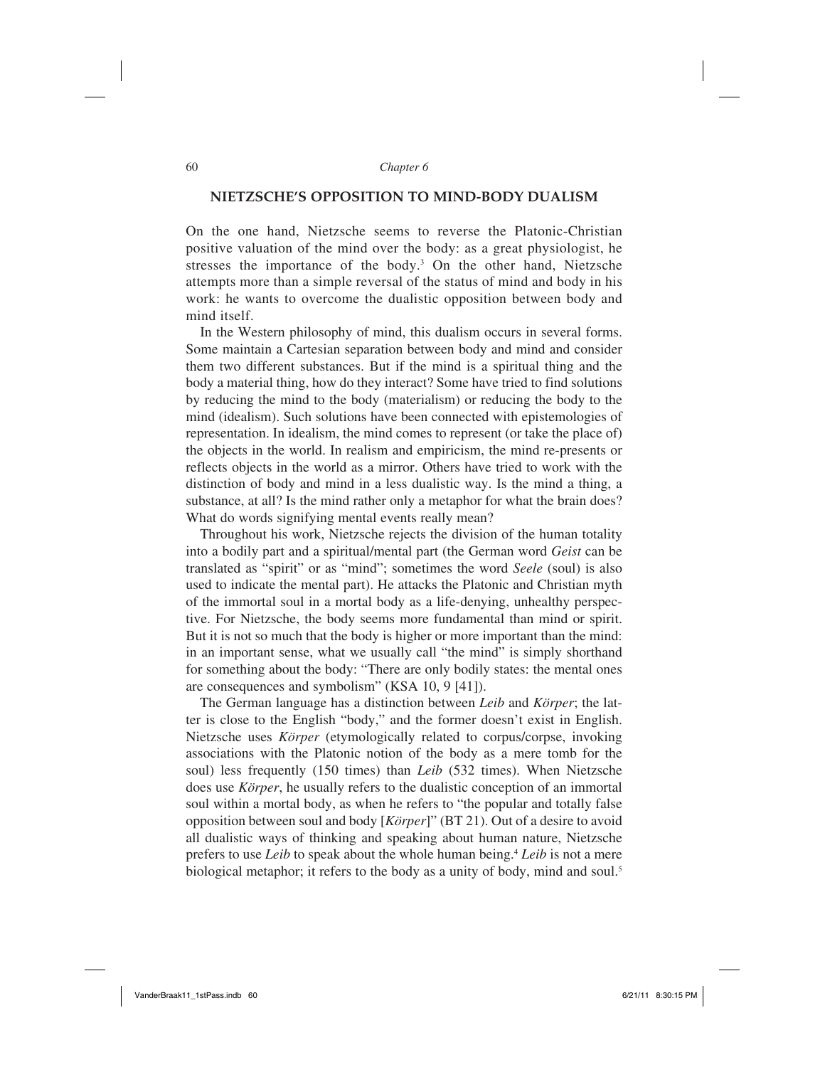## NIETZSCHE'S OPPOSITION TO MIND-BODY DUALISM

On the one hand, Nietzsche seems to reverse the Platonic-Christian positive valuation of the mind over the body: as a great physiologist, he stresses the importance of the body.[3] On the other hand, Nietzsche attempts more than a simple reversal of the status of mind and body in his work: he wants to overcome the dualistic opposition between body and mind itself.

In the Western philosophy of mind, this dualism occurs in several forms. Some maintain a Cartesian separation between body and mind and consider them two different substances. But if the mind is a spiritual thing and the body a material thing, how do they interact? Some have tried to find solutions by reducing the mind to the body (materialism) or reducing the body to the mind (idealism). Such solutions have been connected with epistemologies of representation. In idealism, the mind comes to represent (or take the place of) the objects in the world. In realism and empiricism, the mind re-presents or reflects objects in the world as a mirror. Others have tried to work with the distinction of body and mind in a less dualistic way. Is the mind a thing, a substance, at all? Is the mind rather only a metaphor for what the brain does? What do words signifying mental events really mean?

Throughout his work, Nietzsche rejects the division of the human totality into a bodily part and a spiritual/mental part (the German word *Geist* can be translated as "spirit" or as "mind"; sometimes the word *Seele* (soul) is also used to indicate the mental part). He attacks the Platonic and Christian myth of the immortal soul in a mortal body as a life-denying, unhealthy perspective. For Nietzsche, the body seems more fundamental than mind or spirit. But it is not so much that the body is higher or more important than the mind: in an important sense, what we usually call "the mind" is simply shorthand for something about the body: "There are only bodily states: the mental ones are consequences and symbolism" (KSA 10, 9 [41]).

The German language has a distinction between *Leib* and *Körper*; the latter is close to the English "body," and the former doesn't exist in English. Nietzsche uses *Körper* (etymologically related to corpus/corpse, invoking associations with the Platonic notion of the body as a mere tomb for the soul) less frequently (150 times) than *Leib* (532 times). When Nietzsche does use *Körper*, he usually refers to the dualistic conception of an immortal soul within a mortal body, as when he refers to "the popular and totally false opposition between soul and body [*Körper*]" (BT 21). Out of a desire to avoid all dualistic ways of thinking and speaking about human nature, Nietzsche prefers to use *Leib* to speak about the whole human being.[4] *Leib* is not a mere biological metaphor; it refers to the body as a unity of body, mind and soul.[5]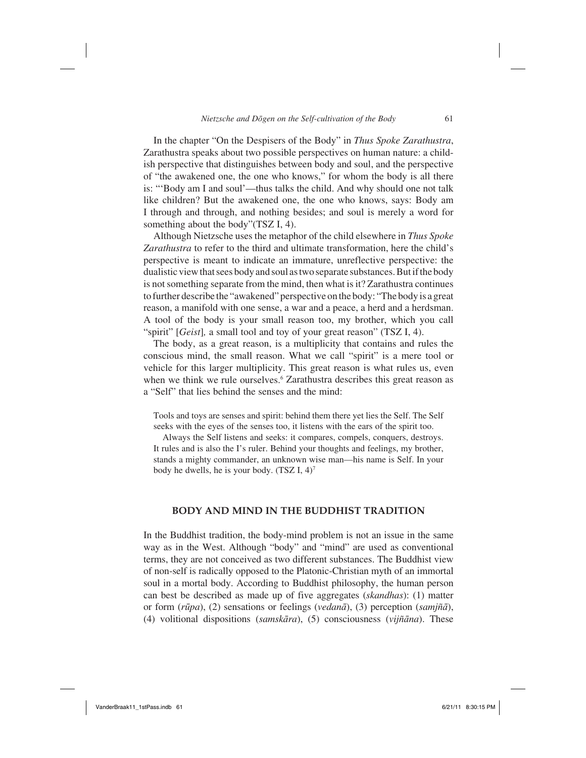In the chapter "On the Despisers of the Body" in *Thus Spoke Zarathustra*, Zarathustra speaks about two possible perspectives on human nature: a childish perspective that distinguishes between body and soul, and the perspective of "the awakened one, the one who knows," for whom the body is all there is: "'Body am I and soul'—thus talks the child. And why should one not talk like children? But the awakened one, the one who knows, says: Body am I through and through, and nothing besides; and soul is merely a word for something about the body"(TSZ I, 4).

Although Nietzsche uses the metaphor of the child elsewhere in *Thus Spoke Zarathustra* to refer to the third and ultimate transformation, here the child's perspective is meant to indicate an immature, unreflective perspective: the dualistic view that sees body and soul as two separate substances. But if the body is not something separate from the mind, then what is it? Zarathustra continues to further describe the "awakened" perspective on the body: "The body is a great reason, a manifold with one sense, a war and a peace, a herd and a herdsman. A tool of the body is your small reason too, my brother, which you call "spirit" [*Geist*]*,* a small tool and toy of your great reason" (TSZ I, 4).

The body, as a great reason, is a multiplicity that contains and rules the conscious mind, the small reason. What we call "spirit" is a mere tool or vehicle for this larger multiplicity. This great reason is what rules us, even when we think we rule ourselves.[6] Zarathustra describes this great reason as a "Self" that lies behind the senses and the mind:

> Tools and toys are senses and spirit: behind them there yet lies the Self. The Self seeks with the eyes of the senses too, it listens with the ears of the spirit too.
>
> Always the Self listens and seeks: it compares, compels, conquers, destroys. It rules and is also the I's ruler. Behind your thoughts and feelings, my brother, stands a mighty commander, an unknown wise man—his name is Self. In your body he dwells, he is your body. (TSZ I, 4)[7]

## BODY AND MIND IN THE BUDDHIST TRADITION

In the Buddhist tradition, the body-mind problem is not an issue in the same way as in the West. Although "body" and "mind" are used as conventional terms, they are not conceived as two different substances. The Buddhist view of non-self is radically opposed to the Platonic-Christian myth of an immortal soul in a mortal body. According to Buddhist philosophy, the human person can best be described as made up of five aggregates (*skandhas*): (1) matter or form (*rūpa*), (2) sensations or feelings (*vedanā*), (3) perception (*samjñā*), (4) volitional dispositions (*samskāra*), (5) consciousness (*vijñāna*). These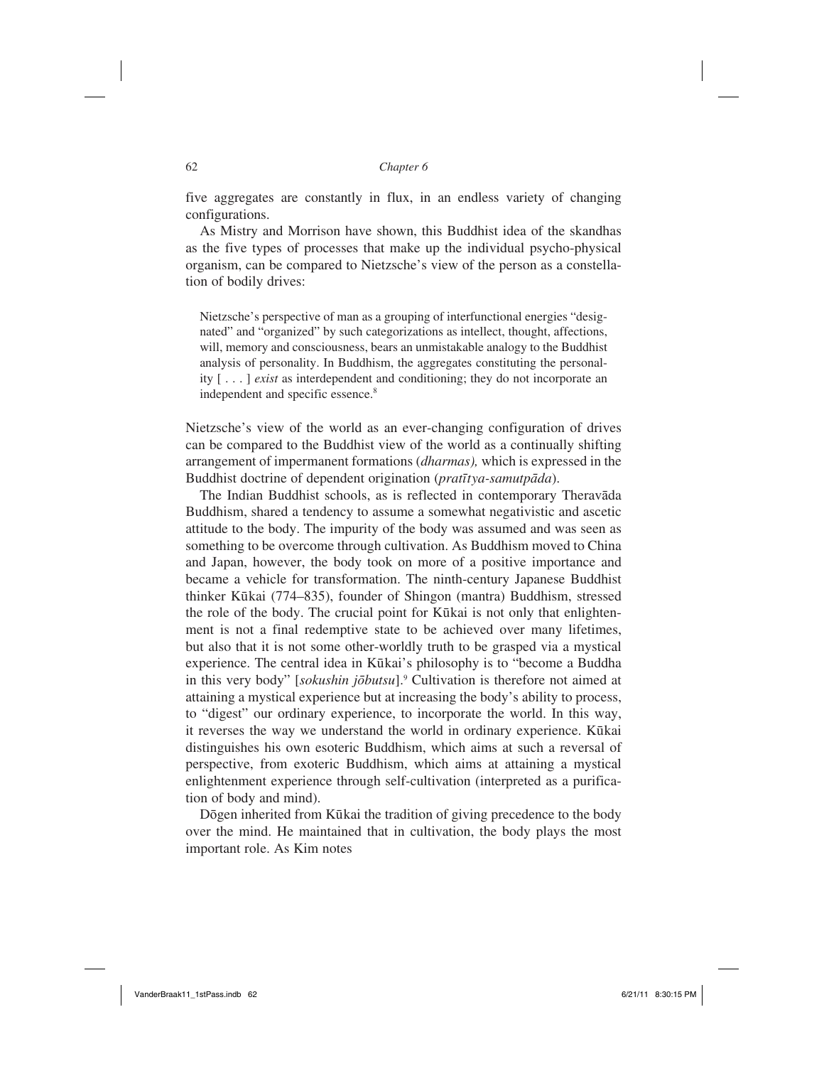five aggregates are constantly in flux, in an endless variety of changing configurations.

As Mistry and Morrison have shown, this Buddhist idea of the skandhas as the five types of processes that make up the individual psycho-physical organism, can be compared to Nietzsche's view of the person as a constellation of bodily drives:

> Nietzsche's perspective of man as a grouping of interfunctional energies "designated" and "organized" by such categorizations as intellect, thought, affections, will, memory and consciousness, bears an unmistakable analogy to the Buddhist analysis of personality. In Buddhism, the aggregates constituting the personality [ . . . ] *exist* as interdependent and conditioning; they do not incorporate an independent and specific essence.[8]

Nietzsche's view of the world as an ever-changing configuration of drives can be compared to the Buddhist view of the world as a continually shifting arrangement of impermanent formations (*dharmas),* which is expressed in the Buddhist doctrine of dependent origination (*pratītya-samutpāda*).

The Indian Buddhist schools, as is reflected in contemporary Theravāda Buddhism, shared a tendency to assume a somewhat negativistic and ascetic attitude to the body. The impurity of the body was assumed and was seen as something to be overcome through cultivation. As Buddhism moved to China and Japan, however, the body took on more of a positive importance and became a vehicle for transformation. The ninth-century Japanese Buddhist thinker Kūkai (774–835), founder of Shingon (mantra) Buddhism, stressed the role of the body. The crucial point for Kūkai is not only that enlightenment is not a final redemptive state to be achieved over many lifetimes, but also that it is not some other-worldly truth to be grasped via a mystical experience. The central idea in Kūkai's philosophy is to "become a Buddha in this very body" [*sokushin jōbutsu*].[9] Cultivation is therefore not aimed at attaining a mystical experience but at increasing the body's ability to process, to "digest" our ordinary experience, to incorporate the world. In this way, it reverses the way we understand the world in ordinary experience. Kūkai distinguishes his own esoteric Buddhism, which aims at such a reversal of perspective, from exoteric Buddhism, which aims at attaining a mystical enlightenment experience through self-cultivation (interpreted as a purification of body and mind).

Dōgen inherited from Kūkai the tradition of giving precedence to the body over the mind. He maintained that in cultivation, the body plays the most important role. As Kim notes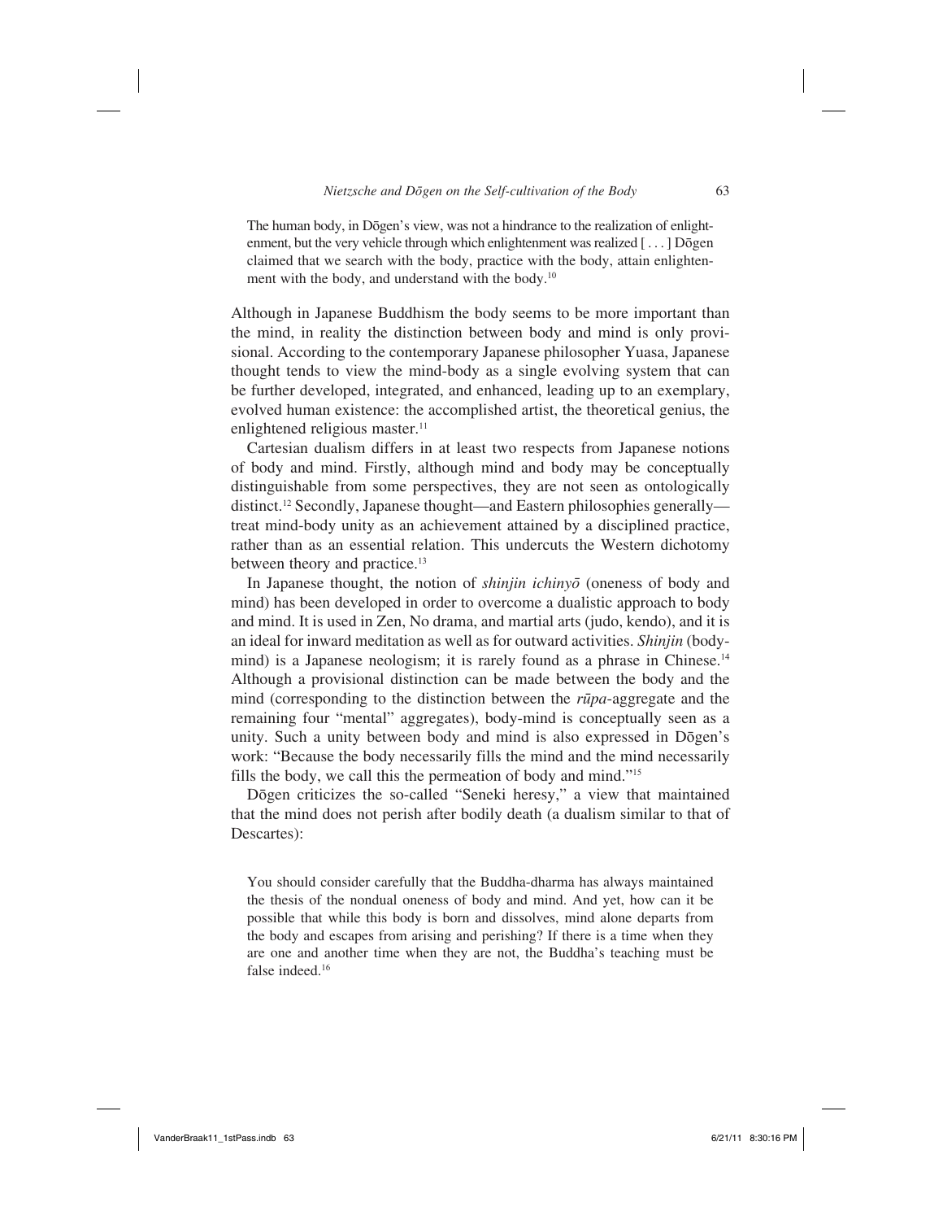> The human body, in Dōgen's view, was not a hindrance to the realization of enlightenment, but the very vehicle through which enlightenment was realized [ . . . ] Dōgen claimed that we search with the body, practice with the body, attain enlightenment with the body, and understand with the body.[10]

Although in Japanese Buddhism the body seems to be more important than the mind, in reality the distinction between body and mind is only provisional. According to the contemporary Japanese philosopher Yuasa, Japanese thought tends to view the mind-body as a single evolving system that can be further developed, integrated, and enhanced, leading up to an exemplary, evolved human existence: the accomplished artist, the theoretical genius, the enlightened religious master.[11]

Cartesian dualism differs in at least two respects from Japanese notions of body and mind. Firstly, although mind and body may be conceptually distinguishable from some perspectives, they are not seen as ontologically distinct.[12] Secondly, Japanese thought—and Eastern philosophies generally—treat mind-body unity as an achievement attained by a disciplined practice, rather than as an essential relation. This undercuts the Western dichotomy between theory and practice.[13]

In Japanese thought, the notion of *shinjin ichinyō* (oneness of body and mind) has been developed in order to overcome a dualistic approach to body and mind. It is used in Zen, No drama, and martial arts (judo, kendo), and it is an ideal for inward meditation as well as for outward activities. *Shinjin* (body-mind) is a Japanese neologism; it is rarely found as a phrase in Chinese.[14] Although a provisional distinction can be made between the body and the mind (corresponding to the distinction between the *rūpa*-aggregate and the remaining four "mental" aggregates), body-mind is conceptually seen as a unity. Such a unity between body and mind is also expressed in Dōgen's work: "Because the body necessarily fills the mind and the mind necessarily fills the body, we call this the permeation of body and mind."[15]

Dōgen criticizes the so-called "Seneki heresy," a view that maintained that the mind does not perish after bodily death (a dualism similar to that of Descartes):

> You should consider carefully that the Buddha-dharma has always maintained the thesis of the nondual oneness of body and mind. And yet, how can it be possible that while this body is born and dissolves, mind alone departs from the body and escapes from arising and perishing? If there is a time when they are one and another time when they are not, the Buddha's teaching must be false indeed.[16]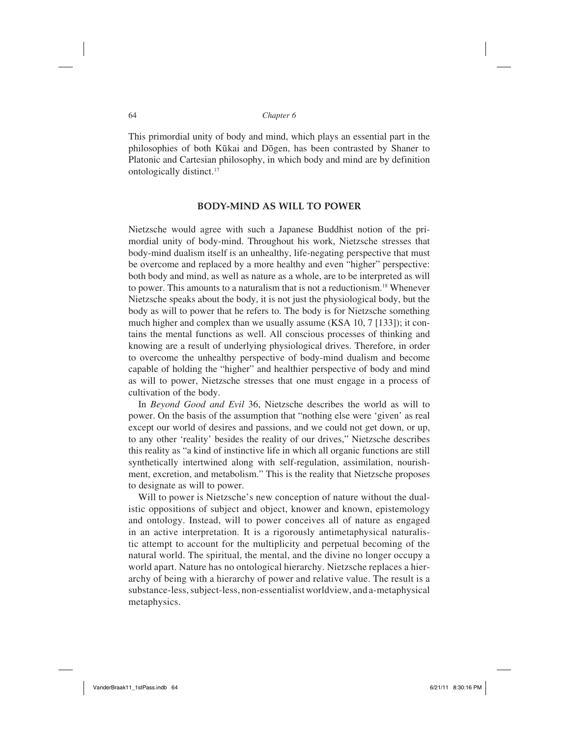This primordial unity of body and mind, which plays an essential part in the philosophies of both Kūkai and Dōgen, has been contrasted by Shaner to Platonic and Cartesian philosophy, in which body and mind are by definition ontologically distinct.[17]

## BODY-MIND AS WILL TO POWER

Nietzsche would agree with such a Japanese Buddhist notion of the primordial unity of body-mind. Throughout his work, Nietzsche stresses that body-mind dualism itself is an unhealthy, life-negating perspective that must be overcome and replaced by a more healthy and even "higher" perspective: both body and mind, as well as nature as a whole, are to be interpreted as will to power. This amounts to a naturalism that is not a reductionism.[18] Whenever Nietzsche speaks about the body, it is not just the physiological body, but the body as will to power that he refers to. The body is for Nietzsche something much higher and complex than we usually assume (KSA 10, 7 [133]); it contains the mental functions as well. All conscious processes of thinking and knowing are a result of underlying physiological drives. Therefore, in order to overcome the unhealthy perspective of body-mind dualism and become capable of holding the "higher" and healthier perspective of body and mind as will to power, Nietzsche stresses that one must engage in a process of cultivation of the body.

In *Beyond Good and Evil* 36, Nietzsche describes the world as will to power. On the basis of the assumption that "nothing else were 'given' as real except our world of desires and passions, and we could not get down, or up, to any other 'reality' besides the reality of our drives," Nietzsche describes this reality as "a kind of instinctive life in which all organic functions are still synthetically intertwined along with self-regulation, assimilation, nourishment, excretion, and metabolism." This is the reality that Nietzsche proposes to designate as will to power.

Will to power is Nietzsche's new conception of nature without the dualistic oppositions of subject and object, knower and known, epistemology and ontology. Instead, will to power conceives all of nature as engaged in an active interpretation. It is a rigorously antimetaphysical naturalistic attempt to account for the multiplicity and perpetual becoming of the natural world. The spiritual, the mental, and the divine no longer occupy a world apart. Nature has no ontological hierarchy. Nietzsche replaces a hierarchy of being with a hierarchy of power and relative value. The result is a substance-less, subject-less, non-essentialist worldview, and a-metaphysical metaphysics.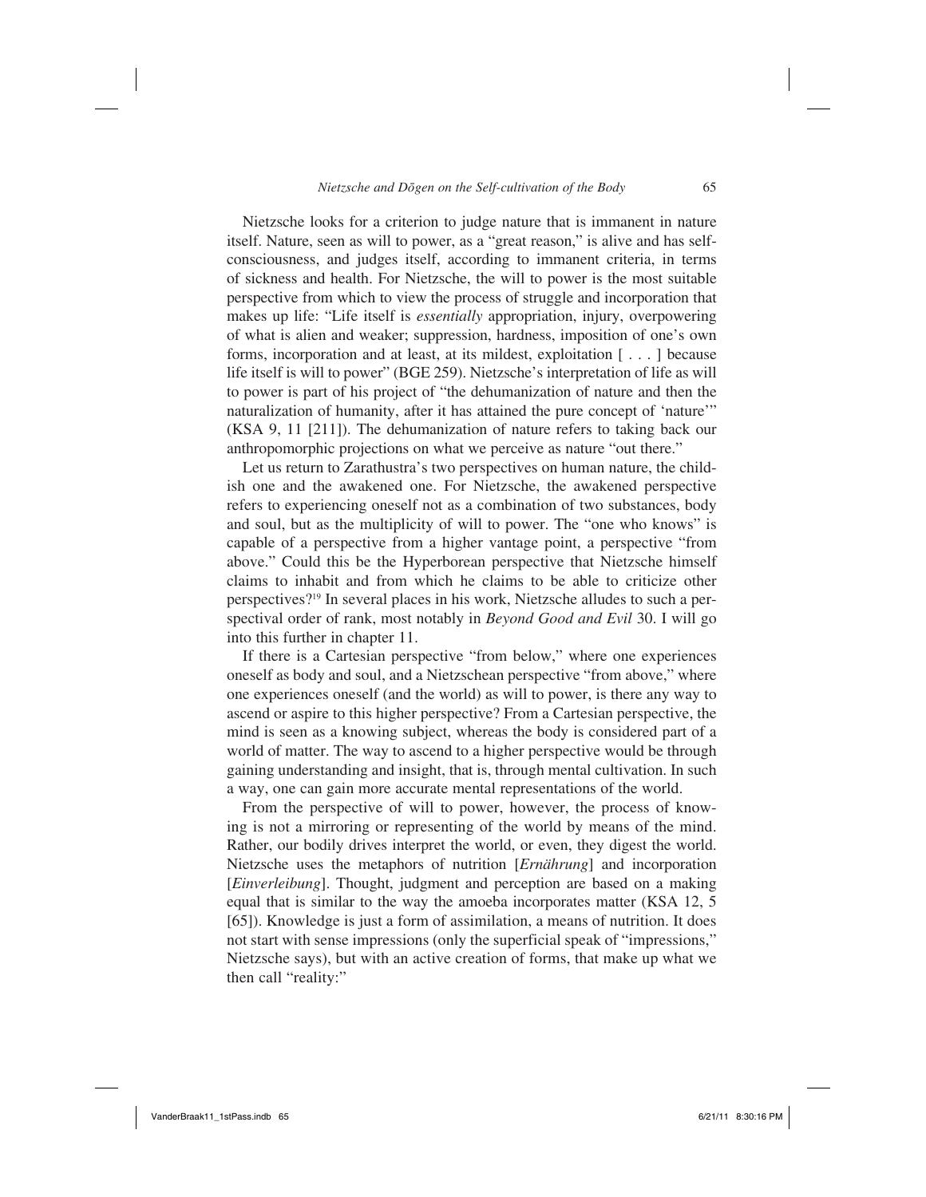Nietzsche looks for a criterion to judge nature that is immanent in nature itself. Nature, seen as will to power, as a "great reason," is alive and has self-consciousness, and judges itself, according to immanent criteria, in terms of sickness and health. For Nietzsche, the will to power is the most suitable perspective from which to view the process of struggle and incorporation that makes up life: "Life itself is *essentially* appropriation, injury, overpowering of what is alien and weaker; suppression, hardness, imposition of one's own forms, incorporation and at least, at its mildest, exploitation [ . . . ] because life itself is will to power" (BGE 259). Nietzsche's interpretation of life as will to power is part of his project of "the dehumanization of nature and then the naturalization of humanity, after it has attained the pure concept of 'nature'" (KSA 9, 11 [211]). The dehumanization of nature refers to taking back our anthropomorphic projections on what we perceive as nature "out there."

Let us return to Zarathustra's two perspectives on human nature, the childish one and the awakened one. For Nietzsche, the awakened perspective refers to experiencing oneself not as a combination of two substances, body and soul, but as the multiplicity of will to power. The "one who knows" is capable of a perspective from a higher vantage point, a perspective "from above." Could this be the Hyperborean perspective that Nietzsche himself claims to inhabit and from which he claims to be able to criticize other perspectives?[19] In several places in his work, Nietzsche alludes to such a perspectival order of rank, most notably in *Beyond Good and Evil* 30. I will go into this further in chapter 11.

If there is a Cartesian perspective "from below," where one experiences oneself as body and soul, and a Nietzschean perspective "from above," where one experiences oneself (and the world) as will to power, is there any way to ascend or aspire to this higher perspective? From a Cartesian perspective, the mind is seen as a knowing subject, whereas the body is considered part of a world of matter. The way to ascend to a higher perspective would be through gaining understanding and insight, that is, through mental cultivation. In such a way, one can gain more accurate mental representations of the world.

From the perspective of will to power, however, the process of knowing is not a mirroring or representing of the world by means of the mind. Rather, our bodily drives interpret the world, or even, they digest the world. Nietzsche uses the metaphors of nutrition [*Ernährung*] and incorporation [*Einverleibung*]. Thought, judgment and perception are based on a making equal that is similar to the way the amoeba incorporates matter (KSA 12, 5 [65]). Knowledge is just a form of assimilation, a means of nutrition. It does not start with sense impressions (only the superficial speak of "impressions," Nietzsche says), but with an active creation of forms, that make up what we then call "reality:"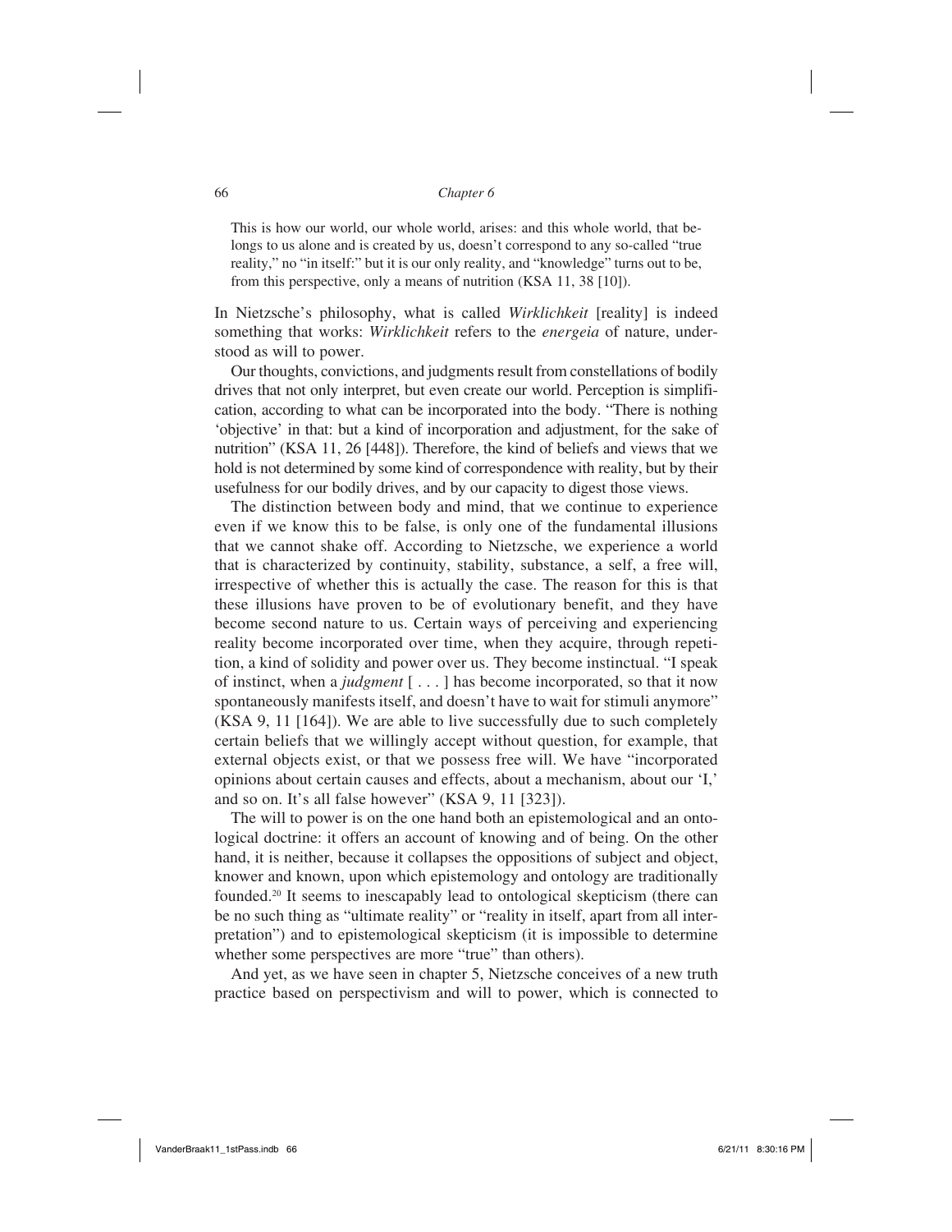> This is how our world, our whole world, arises: and this whole world, that belongs to us alone and is created by us, doesn't correspond to any so-called "true reality," no "in itself:" but it is our only reality, and "knowledge" turns out to be, from this perspective, only a means of nutrition (KSA 11, 38 [10]).

In Nietzsche's philosophy, what is called *Wirklichkeit* [reality] is indeed something that works: *Wirklichkeit* refers to the *energeia* of nature, understood as will to power.

Our thoughts, convictions, and judgments result from constellations of bodily drives that not only interpret, but even create our world. Perception is simplification, according to what can be incorporated into the body. "There is nothing 'objective' in that: but a kind of incorporation and adjustment, for the sake of nutrition" (KSA 11, 26 [448]). Therefore, the kind of beliefs and views that we hold is not determined by some kind of correspondence with reality, but by their usefulness for our bodily drives, and by our capacity to digest those views.

The distinction between body and mind, that we continue to experience even if we know this to be false, is only one of the fundamental illusions that we cannot shake off. According to Nietzsche, we experience a world that is characterized by continuity, stability, substance, a self, a free will, irrespective of whether this is actually the case. The reason for this is that these illusions have proven to be of evolutionary benefit, and they have become second nature to us. Certain ways of perceiving and experiencing reality become incorporated over time, when they acquire, through repetition, a kind of solidity and power over us. They become instinctual. "I speak of instinct, when a *judgment* [ . . . ] has become incorporated, so that it now spontaneously manifests itself, and doesn't have to wait for stimuli anymore" (KSA 9, 11 [164]). We are able to live successfully due to such completely certain beliefs that we willingly accept without question, for example, that external objects exist, or that we possess free will. We have "incorporated opinions about certain causes and effects, about a mechanism, about our 'I,' and so on. It's all false however" (KSA 9, 11 [323]).

The will to power is on the one hand both an epistemological and an ontological doctrine: it offers an account of knowing and of being. On the other hand, it is neither, because it collapses the oppositions of subject and object, knower and known, upon which epistemology and ontology are traditionally founded.[20] It seems to inescapably lead to ontological skepticism (there can be no such thing as "ultimate reality" or "reality in itself, apart from all interpretation") and to epistemological skepticism (it is impossible to determine whether some perspectives are more "true" than others).

And yet, as we have seen in chapter 5, Nietzsche conceives of a new truth practice based on perspectivism and will to power, which is connected to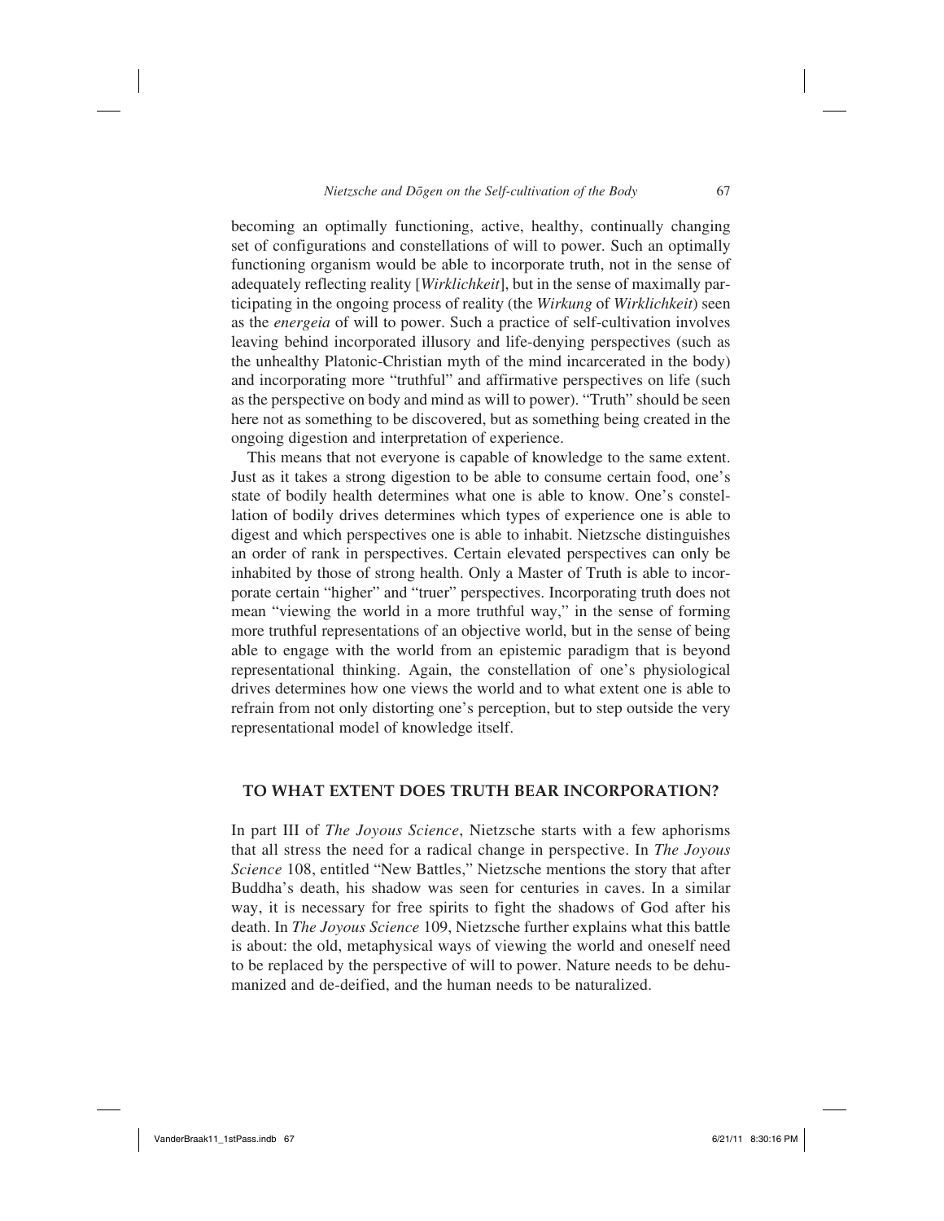becoming an optimally functioning, active, healthy, continually changing set of configurations and constellations of will to power. Such an optimally functioning organism would be able to incorporate truth, not in the sense of adequately reflecting reality [*Wirklichkeit*], but in the sense of maximally participating in the ongoing process of reality (the *Wirkung* of *Wirklichkeit*) seen as the *energeia* of will to power. Such a practice of self-cultivation involves leaving behind incorporated illusory and life-denying perspectives (such as the unhealthy Platonic-Christian myth of the mind incarcerated in the body) and incorporating more "truthful" and affirmative perspectives on life (such as the perspective on body and mind as will to power). "Truth" should be seen here not as something to be discovered, but as something being created in the ongoing digestion and interpretation of experience.

This means that not everyone is capable of knowledge to the same extent. Just as it takes a strong digestion to be able to consume certain food, one's state of bodily health determines what one is able to know. One's constellation of bodily drives determines which types of experience one is able to digest and which perspectives one is able to inhabit. Nietzsche distinguishes an order of rank in perspectives. Certain elevated perspectives can only be inhabited by those of strong health. Only a Master of Truth is able to incorporate certain "higher" and "truer" perspectives. Incorporating truth does not mean "viewing the world in a more truthful way," in the sense of forming more truthful representations of an objective world, but in the sense of being able to engage with the world from an epistemic paradigm that is beyond representational thinking. Again, the constellation of one's physiological drives determines how one views the world and to what extent one is able to refrain from not only distorting one's perception, but to step outside the very representational model of knowledge itself.

## TO WHAT EXTENT DOES TRUTH BEAR INCORPORATION?

In part III of *The Joyous Science*, Nietzsche starts with a few aphorisms that all stress the need for a radical change in perspective. In *The Joyous Science* 108, entitled "New Battles," Nietzsche mentions the story that after Buddha's death, his shadow was seen for centuries in caves. In a similar way, it is necessary for free spirits to fight the shadows of God after his death. In *The Joyous Science* 109, Nietzsche further explains what this battle is about: the old, metaphysical ways of viewing the world and oneself need to be replaced by the perspective of will to power. Nature needs to be dehumanized and de-deified, and the human needs to be naturalized.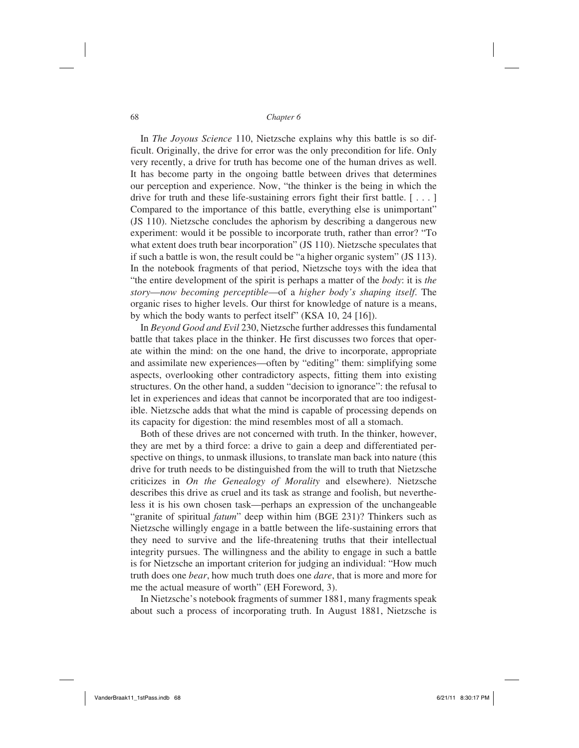In *The Joyous Science* 110, Nietzsche explains why this battle is so difficult. Originally, the drive for error was the only precondition for life. Only very recently, a drive for truth has become one of the human drives as well. It has become party in the ongoing battle between drives that determines our perception and experience. Now, "the thinker is the being in which the drive for truth and these life-sustaining errors fight their first battle. [ . . . ] Compared to the importance of this battle, everything else is unimportant" (JS 110). Nietzsche concludes the aphorism by describing a dangerous new experiment: would it be possible to incorporate truth, rather than error? "To what extent does truth bear incorporation" (JS 110). Nietzsche speculates that if such a battle is won, the result could be "a higher organic system" (JS 113). In the notebook fragments of that period, Nietzsche toys with the idea that "the entire development of the spirit is perhaps a matter of the *body*: it is *the story—now becoming perceptible*—of a *higher body's shaping itself*. The organic rises to higher levels. Our thirst for knowledge of nature is a means, by which the body wants to perfect itself" (KSA 10, 24 [16]).

In *Beyond Good and Evil* 230, Nietzsche further addresses this fundamental battle that takes place in the thinker. He first discusses two forces that operate within the mind: on the one hand, the drive to incorporate, appropriate and assimilate new experiences—often by "editing" them: simplifying some aspects, overlooking other contradictory aspects, fitting them into existing structures. On the other hand, a sudden "decision to ignorance": the refusal to let in experiences and ideas that cannot be incorporated that are too indigestible. Nietzsche adds that what the mind is capable of processing depends on its capacity for digestion: the mind resembles most of all a stomach.

Both of these drives are not concerned with truth. In the thinker, however, they are met by a third force: a drive to gain a deep and differentiated perspective on things, to unmask illusions, to translate man back into nature (this drive for truth needs to be distinguished from the will to truth that Nietzsche criticizes in *On the Genealogy of Morality* and elsewhere). Nietzsche describes this drive as cruel and its task as strange and foolish, but nevertheless it is his own chosen task—perhaps an expression of the unchangeable "granite of spiritual *fatum*" deep within him (BGE 231)? Thinkers such as Nietzsche willingly engage in a battle between the life-sustaining errors that they need to survive and the life-threatening truths that their intellectual integrity pursues. The willingness and the ability to engage in such a battle is for Nietzsche an important criterion for judging an individual: "How much truth does one *bear*, how much truth does one *dare*, that is more and more for me the actual measure of worth" (EH Foreword, 3).

In Nietzsche's notebook fragments of summer 1881, many fragments speak about such a process of incorporating truth. In August 1881, Nietzsche is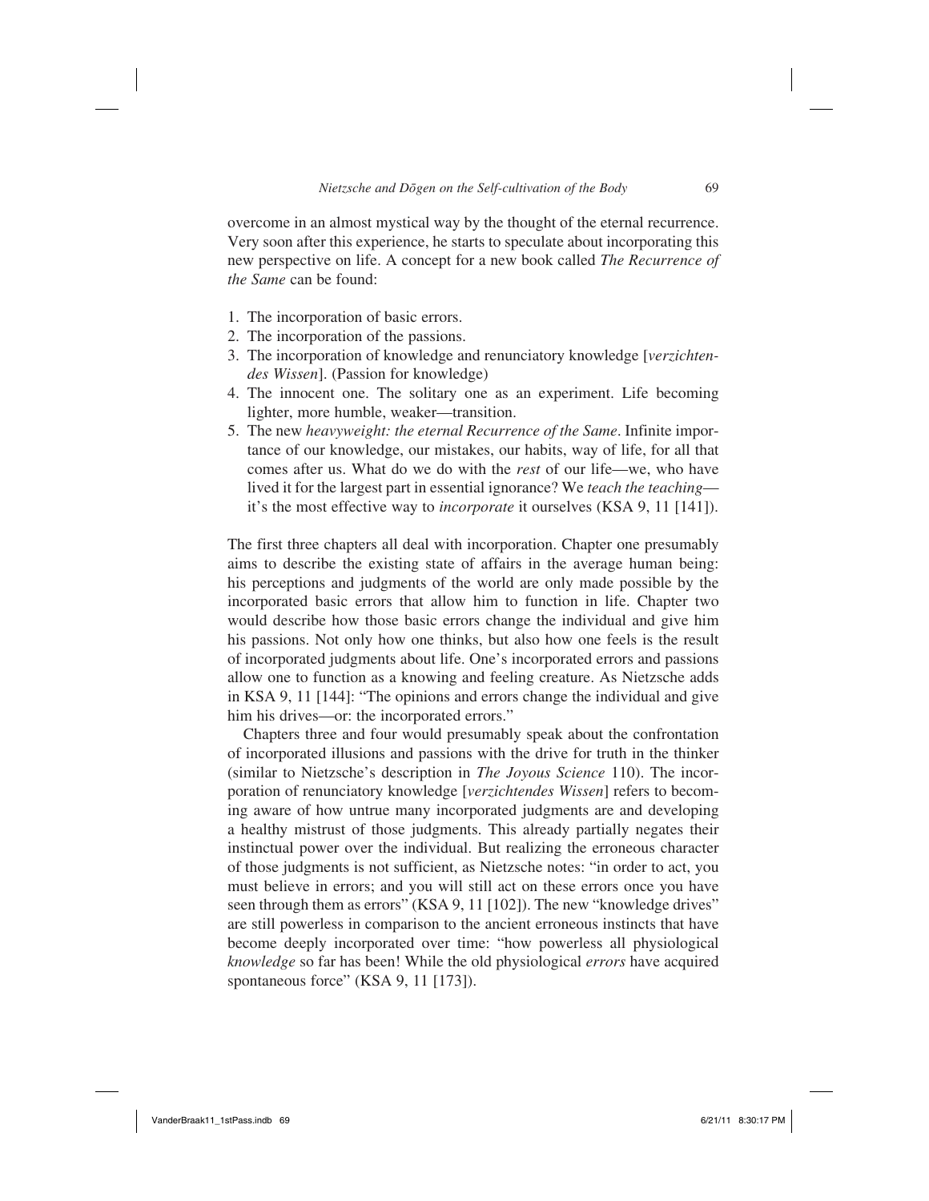overcome in an almost mystical way by the thought of the eternal recurrence. Very soon after this experience, he starts to speculate about incorporating this new perspective on life. A concept for a new book called *The Recurrence of the Same* can be found:

1. The incorporation of basic errors.
2. The incorporation of the passions.
3. The incorporation of knowledge and renunciatory knowledge [*verzichtendes Wissen*]. (Passion for knowledge)
4. The innocent one. The solitary one as an experiment. Life becoming lighter, more humble, weaker—transition.
5. The new *heavyweight: the eternal Recurrence of the Same*. Infinite importance of our knowledge, our mistakes, our habits, way of life, for all that comes after us. What do we do with the *rest* of our life—we, who have lived it for the largest part in essential ignorance? We *teach the teaching*—it's the most effective way to *incorporate* it ourselves (KSA 9, 11 [141]).

The first three chapters all deal with incorporation. Chapter one presumably aims to describe the existing state of affairs in the average human being: his perceptions and judgments of the world are only made possible by the incorporated basic errors that allow him to function in life. Chapter two would describe how those basic errors change the individual and give him his passions. Not only how one thinks, but also how one feels is the result of incorporated judgments about life. One's incorporated errors and passions allow one to function as a knowing and feeling creature. As Nietzsche adds in KSA 9, 11 [144]: "The opinions and errors change the individual and give him his drives—or: the incorporated errors."

Chapters three and four would presumably speak about the confrontation of incorporated illusions and passions with the drive for truth in the thinker (similar to Nietzsche's description in *The Joyous Science* 110). The incorporation of renunciatory knowledge [*verzichtendes Wissen*] refers to becoming aware of how untrue many incorporated judgments are and developing a healthy mistrust of those judgments. This already partially negates their instinctual power over the individual. But realizing the erroneous character of those judgments is not sufficient, as Nietzsche notes: "in order to act, you must believe in errors; and you will still act on these errors once you have seen through them as errors" (KSA 9, 11 [102]). The new "knowledge drives" are still powerless in comparison to the ancient erroneous instincts that have become deeply incorporated over time: "how powerless all physiological *knowledge* so far has been! While the old physiological *errors* have acquired spontaneous force" (KSA 9, 11 [173]).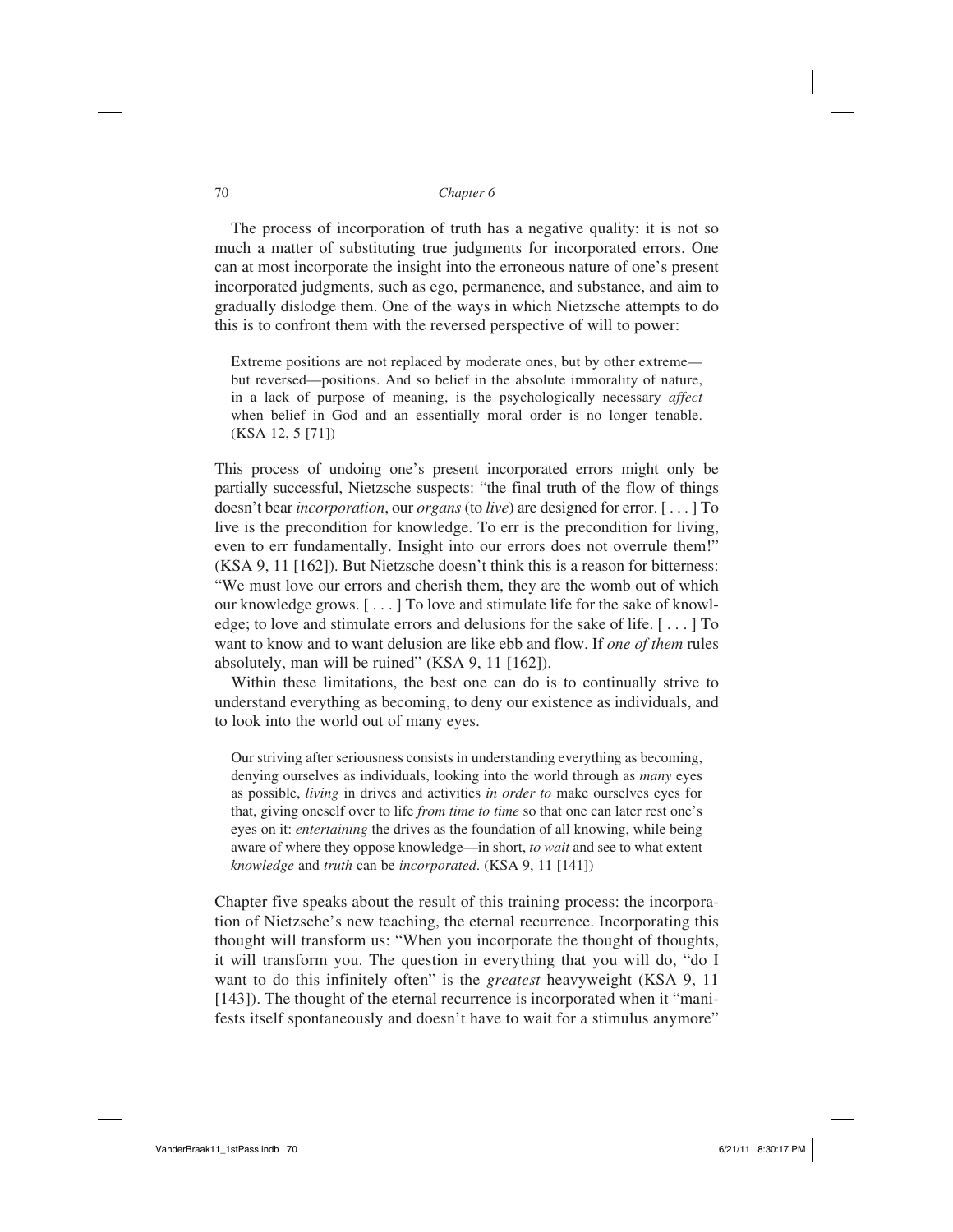The process of incorporation of truth has a negative quality: it is not so much a matter of substituting true judgments for incorporated errors. One can at most incorporate the insight into the erroneous nature of one's present incorporated judgments, such as ego, permanence, and substance, and aim to gradually dislodge them. One of the ways in which Nietzsche attempts to do this is to confront them with the reversed perspective of will to power:

> Extreme positions are not replaced by moderate ones, but by other extreme—but reversed—positions. And so belief in the absolute immorality of nature, in a lack of purpose of meaning, is the psychologically necessary *affect* when belief in God and an essentially moral order is no longer tenable. (KSA 12, 5 [71])

This process of undoing one's present incorporated errors might only be partially successful, Nietzsche suspects: "the final truth of the flow of things doesn't bear *incorporation*, our *organs* (to *live*) are designed for error. [ . . . ] To live is the precondition for knowledge. To err is the precondition for living, even to err fundamentally. Insight into our errors does not overrule them!" (KSA 9, 11 [162]). But Nietzsche doesn't think this is a reason for bitterness: "We must love our errors and cherish them, they are the womb out of which our knowledge grows. [ . . . ] To love and stimulate life for the sake of knowledge; to love and stimulate errors and delusions for the sake of life. [ . . . ] To want to know and to want delusion are like ebb and flow. If *one of them* rules absolutely, man will be ruined" (KSA 9, 11 [162]).

Within these limitations, the best one can do is to continually strive to understand everything as becoming, to deny our existence as individuals, and to look into the world out of many eyes.

> Our striving after seriousness consists in understanding everything as becoming, denying ourselves as individuals, looking into the world through as *many* eyes as possible, *living* in drives and activities *in order to* make ourselves eyes for that, giving oneself over to life *from time to time* so that one can later rest one's eyes on it: *entertaining* the drives as the foundation of all knowing, while being aware of where they oppose knowledge—in short, *to wait* and see to what extent *knowledge* and *truth* can be *incorporated*. (KSA 9, 11 [141])

Chapter five speaks about the result of this training process: the incorporation of Nietzsche's new teaching, the eternal recurrence. Incorporating this thought will transform us: "When you incorporate the thought of thoughts, it will transform you. The question in everything that you will do, "do I want to do this infinitely often" is the *greatest* heavyweight (KSA 9, 11 [143]). The thought of the eternal recurrence is incorporated when it "manifests itself spontaneously and doesn't have to wait for a stimulus anymore"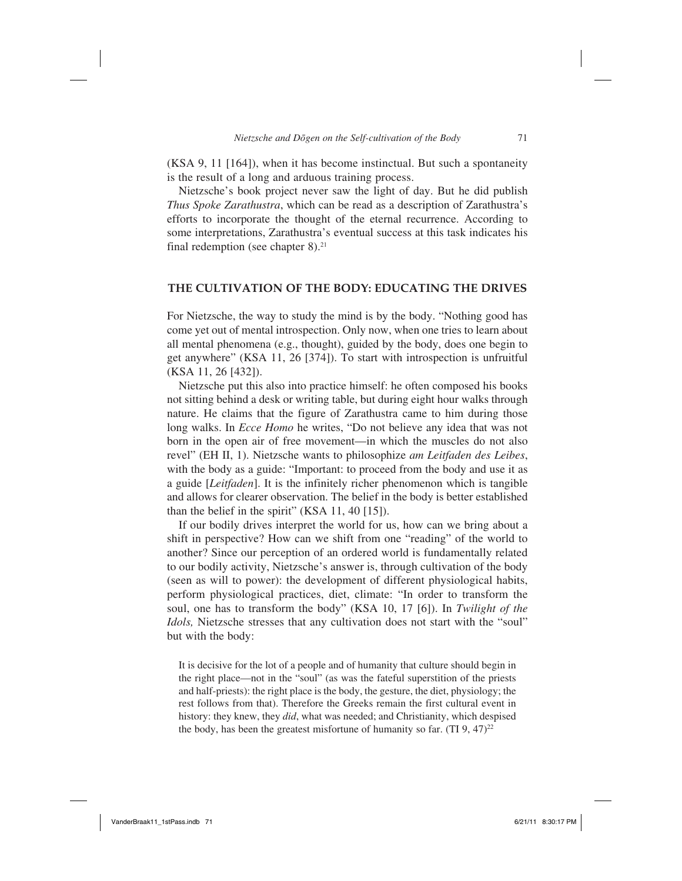(KSA 9, 11 [164]), when it has become instinctual. But such a spontaneity is the result of a long and arduous training process.

Nietzsche's book project never saw the light of day. But he did publish *Thus Spoke Zarathustra*, which can be read as a description of Zarathustra's efforts to incorporate the thought of the eternal recurrence. According to some interpretations, Zarathustra's eventual success at this task indicates his final redemption (see chapter 8).[21]

## THE CULTIVATION OF THE BODY: EDUCATING THE DRIVES

For Nietzsche, the way to study the mind is by the body. "Nothing good has come yet out of mental introspection. Only now, when one tries to learn about all mental phenomena (e.g., thought), guided by the body, does one begin to get anywhere" (KSA 11, 26 [374]). To start with introspection is unfruitful (KSA 11, 26 [432]).

Nietzsche put this also into practice himself: he often composed his books not sitting behind a desk or writing table, but during eight hour walks through nature. He claims that the figure of Zarathustra came to him during those long walks. In *Ecce Homo* he writes, "Do not believe any idea that was not born in the open air of free movement—in which the muscles do not also revel" (EH II, 1). Nietzsche wants to philosophize *am Leitfaden des Leibes*, with the body as a guide: "Important: to proceed from the body and use it as a guide [*Leitfaden*]. It is the infinitely richer phenomenon which is tangible and allows for clearer observation. The belief in the body is better established than the belief in the spirit" (KSA 11, 40 [15]).

If our bodily drives interpret the world for us, how can we bring about a shift in perspective? How can we shift from one "reading" of the world to another? Since our perception of an ordered world is fundamentally related to our bodily activity, Nietzsche's answer is, through cultivation of the body (seen as will to power): the development of different physiological habits, perform physiological practices, diet, climate: "In order to transform the soul, one has to transform the body" (KSA 10, 17 [6]). In *Twilight of the Idols,* Nietzsche stresses that any cultivation does not start with the "soul" but with the body:

> It is decisive for the lot of a people and of humanity that culture should begin in the right place—not in the "soul" (as was the fateful superstition of the priests and half-priests): the right place is the body, the gesture, the diet, physiology; the rest follows from that). Therefore the Greeks remain the first cultural event in history: they knew, they *did*, what was needed; and Christianity, which despised the body, has been the greatest misfortune of humanity so far. (TI 9, 47)[22]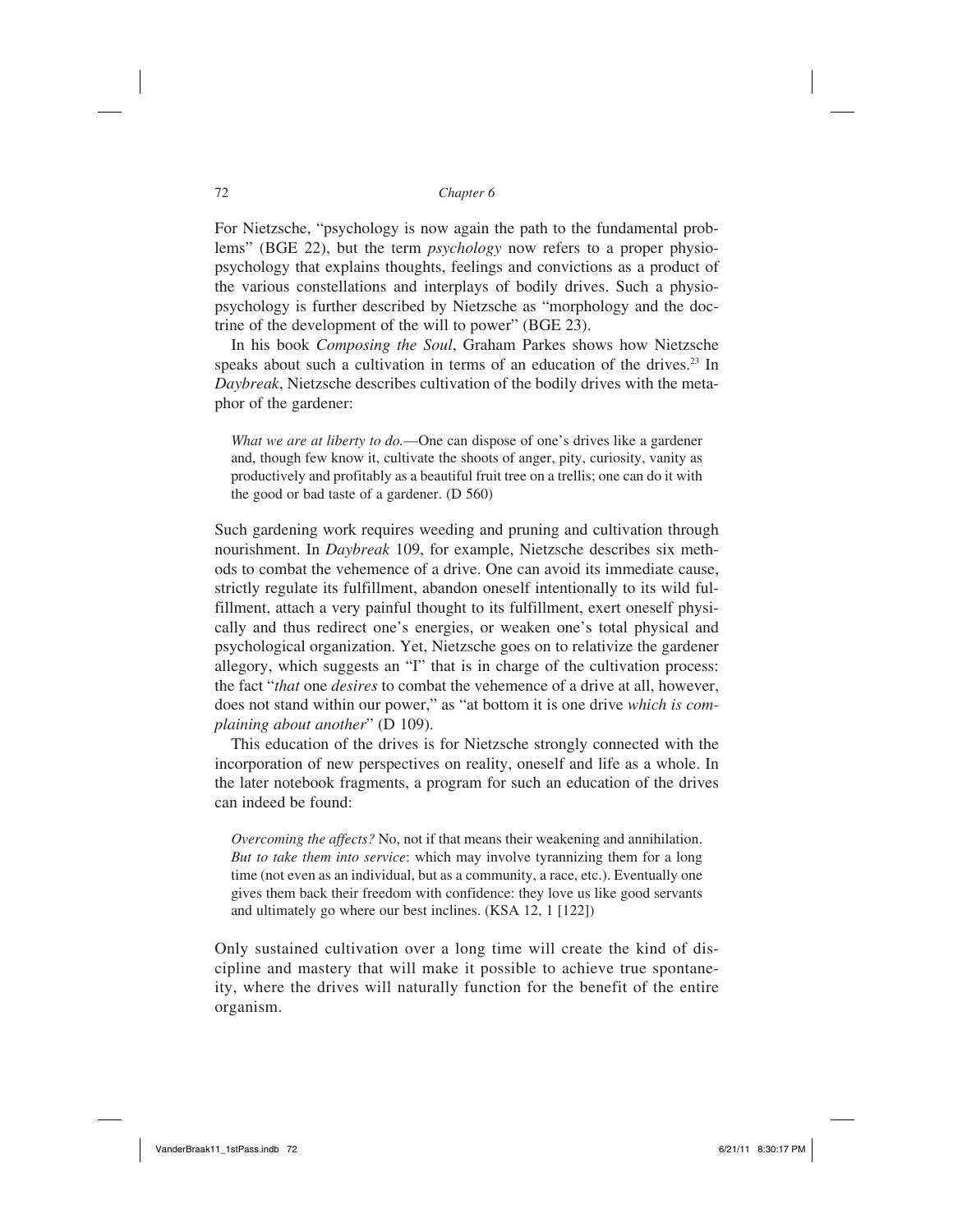For Nietzsche, "psychology is now again the path to the fundamental problems" (BGE 22), but the term *psychology* now refers to a proper physio-psychology that explains thoughts, feelings and convictions as a product of the various constellations and interplays of bodily drives. Such a physio-psychology is further described by Nietzsche as "morphology and the doctrine of the development of the will to power" (BGE 23).

In his book *Composing the Soul*, Graham Parkes shows how Nietzsche speaks about such a cultivation in terms of an education of the drives.[23] In *Daybreak*, Nietzsche describes cultivation of the bodily drives with the metaphor of the gardener:

> *What we are at liberty to do.*—One can dispose of one's drives like a gardener and, though few know it, cultivate the shoots of anger, pity, curiosity, vanity as productively and profitably as a beautiful fruit tree on a trellis; one can do it with the good or bad taste of a gardener. (D 560)

Such gardening work requires weeding and pruning and cultivation through nourishment. In *Daybreak* 109, for example, Nietzsche describes six methods to combat the vehemence of a drive. One can avoid its immediate cause, strictly regulate its fulfillment, abandon oneself intentionally to its wild fulfillment, attach a very painful thought to its fulfillment, exert oneself physically and thus redirect one's energies, or weaken one's total physical and psychological organization. Yet, Nietzsche goes on to relativize the gardener allegory, which suggests an "I" that is in charge of the cultivation process: the fact "*that* one *desires* to combat the vehemence of a drive at all, however, does not stand within our power," as "at bottom it is one drive *which is complaining about another*" (D 109).

This education of the drives is for Nietzsche strongly connected with the incorporation of new perspectives on reality, oneself and life as a whole. In the later notebook fragments, a program for such an education of the drives can indeed be found:

> *Overcoming the affects?* No, not if that means their weakening and annihilation. *But to take them into service*: which may involve tyrannizing them for a long time (not even as an individual, but as a community, a race, etc.). Eventually one gives them back their freedom with confidence: they love us like good servants and ultimately go where our best inclines. (KSA 12, 1 [122])

Only sustained cultivation over a long time will create the kind of discipline and mastery that will make it possible to achieve true spontaneity, where the drives will naturally function for the benefit of the entire organism.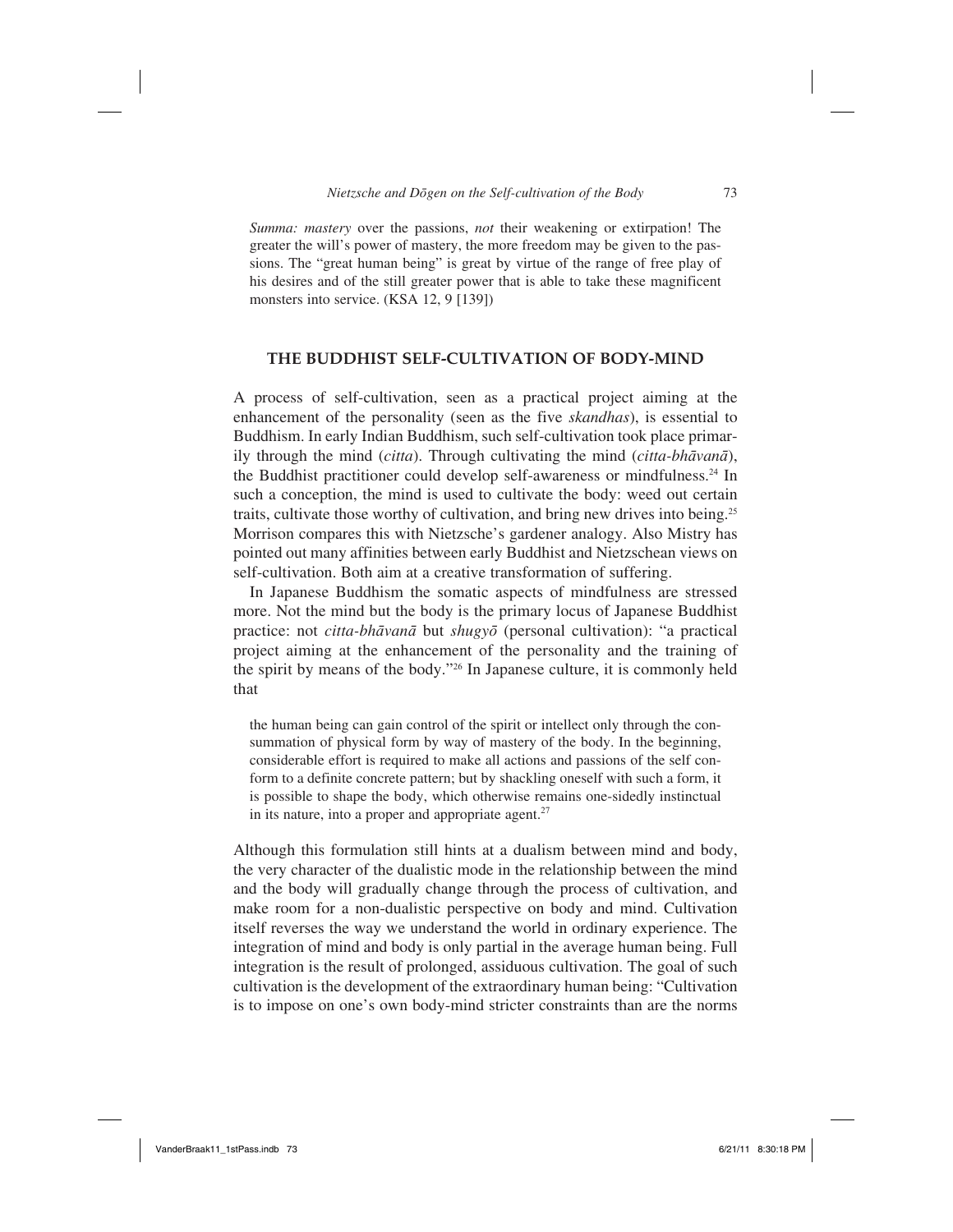*Summa: mastery* over the passions, *not* their weakening or extirpation! The greater the will's power of mastery, the more freedom may be given to the passions. The "great human being" is great by virtue of the range of free play of his desires and of the still greater power that is able to take these magnificent monsters into service. (KSA 12, 9 [139])

## THE BUDDHIST SELF-CULTIVATION OF BODY-MIND

A process of self-cultivation, seen as a practical project aiming at the enhancement of the personality (seen as the five *skandhas*), is essential to Buddhism. In early Indian Buddhism, such self-cultivation took place primarily through the mind (*citta*). Through cultivating the mind (*citta-bhāvanā*), the Buddhist practitioner could develop self-awareness or mindfulness.[24] In such a conception, the mind is used to cultivate the body: weed out certain traits, cultivate those worthy of cultivation, and bring new drives into being.[25] Morrison compares this with Nietzsche's gardener analogy. Also Mistry has pointed out many affinities between early Buddhist and Nietzschean views on self-cultivation. Both aim at a creative transformation of suffering.

In Japanese Buddhism the somatic aspects of mindfulness are stressed more. Not the mind but the body is the primary locus of Japanese Buddhist practice: not *citta-bhāvanā* but *shugyō* (personal cultivation): "a practical project aiming at the enhancement of the personality and the training of the spirit by means of the body."[26] In Japanese culture, it is commonly held that

> the human being can gain control of the spirit or intellect only through the consummation of physical form by way of mastery of the body. In the beginning, considerable effort is required to make all actions and passions of the self conform to a definite concrete pattern; but by shackling oneself with such a form, it is possible to shape the body, which otherwise remains one-sidedly instinctual in its nature, into a proper and appropriate agent.[27]

Although this formulation still hints at a dualism between mind and body, the very character of the dualistic mode in the relationship between the mind and the body will gradually change through the process of cultivation, and make room for a non-dualistic perspective on body and mind. Cultivation itself reverses the way we understand the world in ordinary experience. The integration of mind and body is only partial in the average human being. Full integration is the result of prolonged, assiduous cultivation. The goal of such cultivation is the development of the extraordinary human being: "Cultivation is to impose on one's own body-mind stricter constraints than are the norms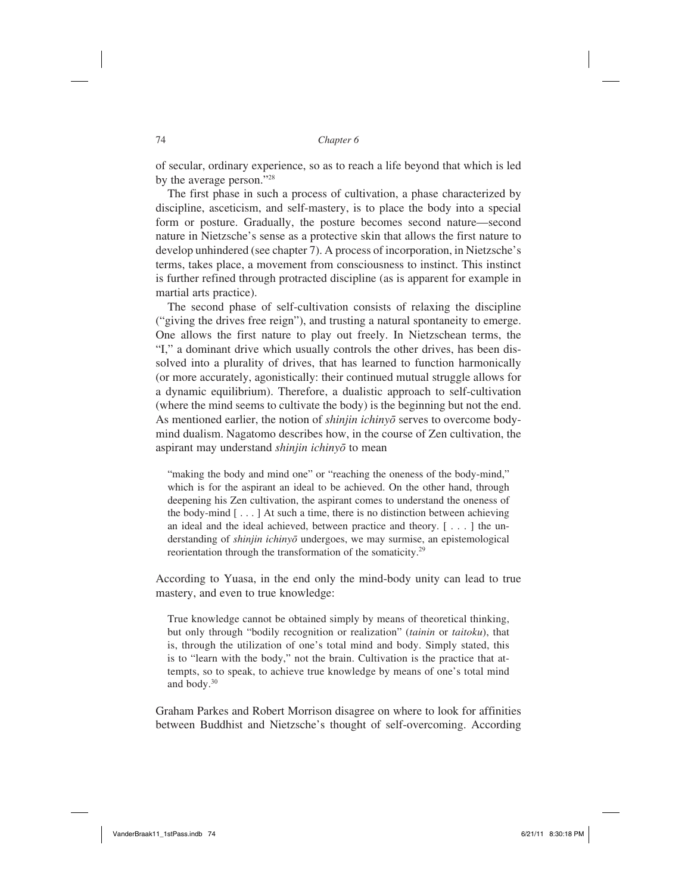of secular, ordinary experience, so as to reach a life beyond that which is led by the average person."[28]

The first phase in such a process of cultivation, a phase characterized by discipline, asceticism, and self-mastery, is to place the body into a special form or posture. Gradually, the posture becomes second nature—second nature in Nietzsche's sense as a protective skin that allows the first nature to develop unhindered (see chapter 7). A process of incorporation, in Nietzsche's terms, takes place, a movement from consciousness to instinct. This instinct is further refined through protracted discipline (as is apparent for example in martial arts practice).

The second phase of self-cultivation consists of relaxing the discipline ("giving the drives free reign"), and trusting a natural spontaneity to emerge. One allows the first nature to play out freely. In Nietzschean terms, the "I," a dominant drive which usually controls the other drives, has been dissolved into a plurality of drives, that has learned to function harmonically (or more accurately, agonistically: their continued mutual struggle allows for a dynamic equilibrium). Therefore, a dualistic approach to self-cultivation (where the mind seems to cultivate the body) is the beginning but not the end. As mentioned earlier, the notion of *shinjin ichinyō* serves to overcome body-mind dualism. Nagatomo describes how, in the course of Zen cultivation, the aspirant may understand *shinjin ichinyō* to mean

> "making the body and mind one" or "reaching the oneness of the body-mind," which is for the aspirant an ideal to be achieved. On the other hand, through deepening his Zen cultivation, the aspirant comes to understand the oneness of the body-mind [ . . . ] At such a time, there is no distinction between achieving an ideal and the ideal achieved, between practice and theory. [ . . . ] the understanding of *shinjin ichinyō* undergoes, we may surmise, an epistemological reorientation through the transformation of the somaticity.[29]

According to Yuasa, in the end only the mind-body unity can lead to true mastery, and even to true knowledge:

> True knowledge cannot be obtained simply by means of theoretical thinking, but only through "bodily recognition or realization" (*tainin* or *taitoku*), that is, through the utilization of one's total mind and body. Simply stated, this is to "learn with the body," not the brain. Cultivation is the practice that attempts, so to speak, to achieve true knowledge by means of one's total mind and body.[30]

Graham Parkes and Robert Morrison disagree on where to look for affinities between Buddhist and Nietzsche's thought of self-overcoming. According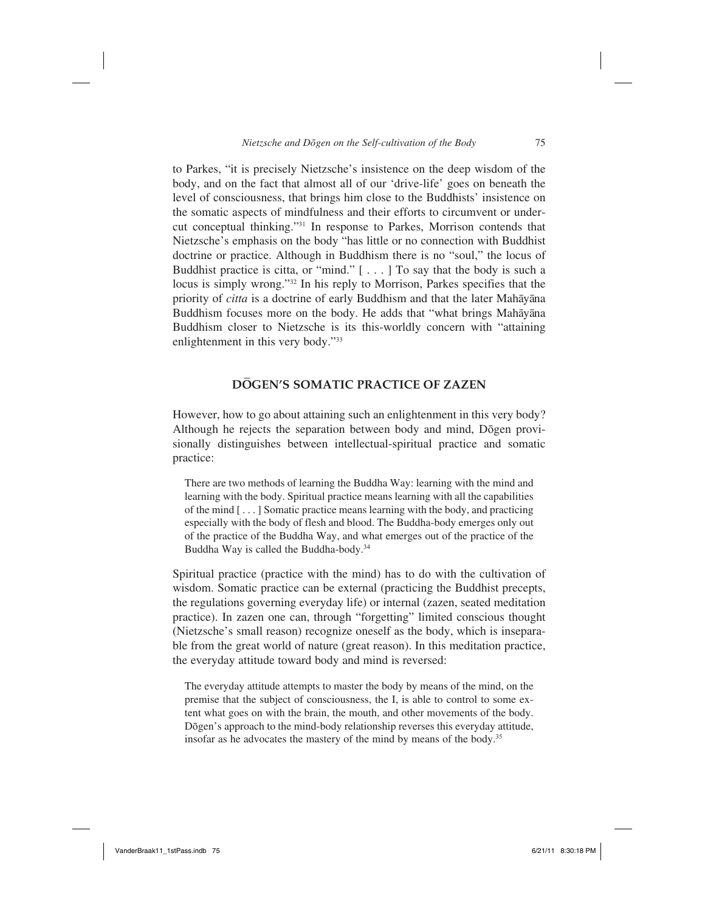to Parkes, "it is precisely Nietzsche's insistence on the deep wisdom of the body, and on the fact that almost all of our 'drive-life' goes on beneath the level of consciousness, that brings him close to the Buddhists' insistence on the somatic aspects of mindfulness and their efforts to circumvent or undercut conceptual thinking."[31] In response to Parkes, Morrison contends that Nietzsche's emphasis on the body "has little or no connection with Buddhist doctrine or practice. Although in Buddhism there is no "soul," the locus of Buddhist practice is citta, or "mind." [ . . . ] To say that the body is such a locus is simply wrong."[32] In his reply to Morrison, Parkes specifies that the priority of *citta* is a doctrine of early Buddhism and that the later Mahāyāna Buddhism focuses more on the body. He adds that "what brings Mahāyāna Buddhism closer to Nietzsche is its this-worldly concern with "attaining enlightenment in this very body."[33]

## DŌGEN'S SOMATIC PRACTICE OF ZAZEN

However, how to go about attaining such an enlightenment in this very body? Although he rejects the separation between body and mind, Dōgen provisionally distinguishes between intellectual-spiritual practice and somatic practice:

> There are two methods of learning the Buddha Way: learning with the mind and learning with the body. Spiritual practice means learning with all the capabilities of the mind [ . . . ] Somatic practice means learning with the body, and practicing especially with the body of flesh and blood. The Buddha-body emerges only out of the practice of the Buddha Way, and what emerges out of the practice of the Buddha Way is called the Buddha-body.[34]

Spiritual practice (practice with the mind) has to do with the cultivation of wisdom. Somatic practice can be external (practicing the Buddhist precepts, the regulations governing everyday life) or internal (zazen, seated meditation practice). In zazen one can, through "forgetting" limited conscious thought (Nietzsche's small reason) recognize oneself as the body, which is inseparable from the great world of nature (great reason). In this meditation practice, the everyday attitude toward body and mind is reversed:

> The everyday attitude attempts to master the body by means of the mind, on the premise that the subject of consciousness, the I, is able to control to some extent what goes on with the brain, the mouth, and other movements of the body. Dōgen's approach to the mind-body relationship reverses this everyday attitude, insofar as he advocates the mastery of the mind by means of the body.[35]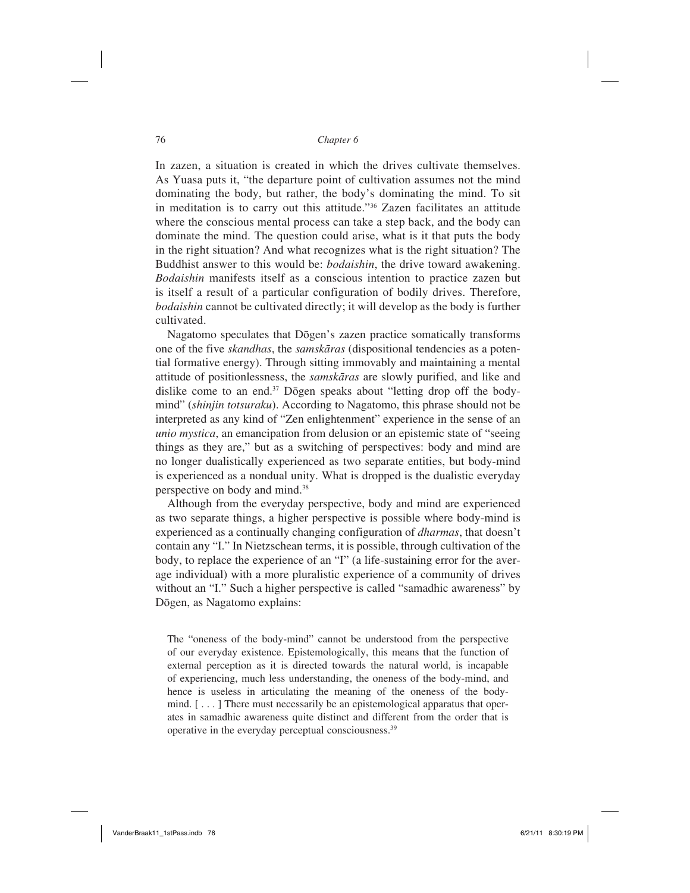In zazen, a situation is created in which the drives cultivate themselves. As Yuasa puts it, "the departure point of cultivation assumes not the mind dominating the body, but rather, the body's dominating the mind. To sit in meditation is to carry out this attitude."[36] Zazen facilitates an attitude where the conscious mental process can take a step back, and the body can dominate the mind. The question could arise, what is it that puts the body in the right situation? And what recognizes what is the right situation? The Buddhist answer to this would be: *bodaishin*, the drive toward awakening. *Bodaishin* manifests itself as a conscious intention to practice zazen but is itself a result of a particular configuration of bodily drives. Therefore, *bodaishin* cannot be cultivated directly; it will develop as the body is further cultivated.

Nagatomo speculates that Dōgen's zazen practice somatically transforms one of the five *skandhas*, the *samskāras* (dispositional tendencies as a potential formative energy). Through sitting immovably and maintaining a mental attitude of positionlessness, the *samskāras* are slowly purified, and like and dislike come to an end.[37] Dōgen speaks about "letting drop off the body-mind" (*shinjin totsuraku*). According to Nagatomo, this phrase should not be interpreted as any kind of "Zen enlightenment" experience in the sense of an *unio mystica*, an emancipation from delusion or an epistemic state of "seeing things as they are," but as a switching of perspectives: body and mind are no longer dualistically experienced as two separate entities, but body-mind is experienced as a nondual unity. What is dropped is the dualistic everyday perspective on body and mind.[38]

Although from the everyday perspective, body and mind are experienced as two separate things, a higher perspective is possible where body-mind is experienced as a continually changing configuration of *dharmas*, that doesn't contain any "I." In Nietzschean terms, it is possible, through cultivation of the body, to replace the experience of an "I" (a life-sustaining error for the average individual) with a more pluralistic experience of a community of drives without an "I." Such a higher perspective is called "samadhic awareness" by Dōgen, as Nagatomo explains:

> The "oneness of the body-mind" cannot be understood from the perspective of our everyday existence. Epistemologically, this means that the function of external perception as it is directed towards the natural world, is incapable of experiencing, much less understanding, the oneness of the body-mind, and hence is useless in articulating the meaning of the oneness of the body-mind. [ . . . ] There must necessarily be an epistemological apparatus that operates in samadhic awareness quite distinct and different from the order that is operative in the everyday perceptual consciousness.[39]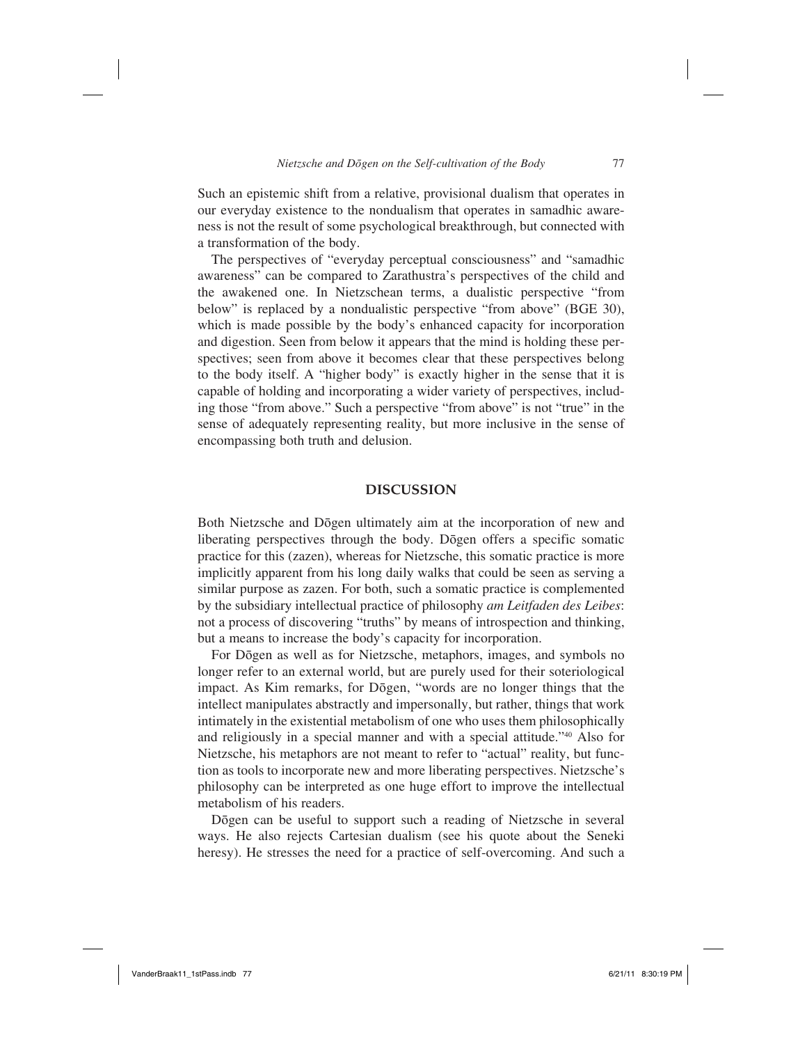Such an epistemic shift from a relative, provisional dualism that operates in our everyday existence to the nondualism that operates in samadhic awareness is not the result of some psychological breakthrough, but connected with a transformation of the body.

The perspectives of "everyday perceptual consciousness" and "samadhic awareness" can be compared to Zarathustra's perspectives of the child and the awakened one. In Nietzschean terms, a dualistic perspective "from below" is replaced by a nondualistic perspective "from above" (BGE 30), which is made possible by the body's enhanced capacity for incorporation and digestion. Seen from below it appears that the mind is holding these perspectives; seen from above it becomes clear that these perspectives belong to the body itself. A "higher body" is exactly higher in the sense that it is capable of holding and incorporating a wider variety of perspectives, including those "from above." Such a perspective "from above" is not "true" in the sense of adequately representing reality, but more inclusive in the sense of encompassing both truth and delusion.

## DISCUSSION

Both Nietzsche and Dōgen ultimately aim at the incorporation of new and liberating perspectives through the body. Dōgen offers a specific somatic practice for this (zazen), whereas for Nietzsche, this somatic practice is more implicitly apparent from his long daily walks that could be seen as serving a similar purpose as zazen. For both, such a somatic practice is complemented by the subsidiary intellectual practice of philosophy *am Leitfaden des Leibes*: not a process of discovering "truths" by means of introspection and thinking, but a means to increase the body's capacity for incorporation.

For Dōgen as well as for Nietzsche, metaphors, images, and symbols no longer refer to an external world, but are purely used for their soteriological impact. As Kim remarks, for Dōgen, "words are no longer things that the intellect manipulates abstractly and impersonally, but rather, things that work intimately in the existential metabolism of one who uses them philosophically and religiously in a special manner and with a special attitude."[40] Also for Nietzsche, his metaphors are not meant to refer to "actual" reality, but function as tools to incorporate new and more liberating perspectives. Nietzsche's philosophy can be interpreted as one huge effort to improve the intellectual metabolism of his readers.

Dōgen can be useful to support such a reading of Nietzsche in several ways. He also rejects Cartesian dualism (see his quote about the Seneki heresy). He stresses the need for a practice of self-overcoming. And such a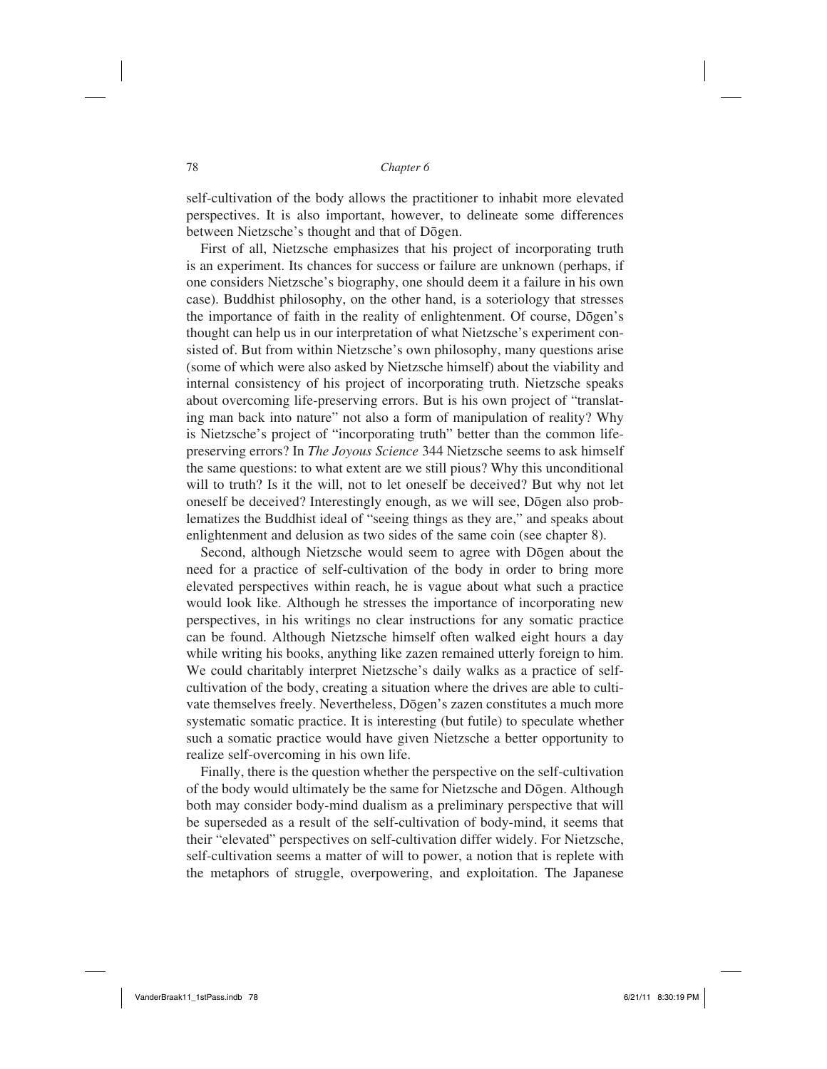self-cultivation of the body allows the practitioner to inhabit more elevated perspectives. It is also important, however, to delineate some differences between Nietzsche's thought and that of Dōgen.

First of all, Nietzsche emphasizes that his project of incorporating truth is an experiment. Its chances for success or failure are unknown (perhaps, if one considers Nietzsche's biography, one should deem it a failure in his own case). Buddhist philosophy, on the other hand, is a soteriology that stresses the importance of faith in the reality of enlightenment. Of course, Dōgen's thought can help us in our interpretation of what Nietzsche's experiment consisted of. But from within Nietzsche's own philosophy, many questions arise (some of which were also asked by Nietzsche himself) about the viability and internal consistency of his project of incorporating truth. Nietzsche speaks about overcoming life-preserving errors. But is his own project of "translating man back into nature" not also a form of manipulation of reality? Why is Nietzsche's project of "incorporating truth" better than the common life-preserving errors? In *The Joyous Science* 344 Nietzsche seems to ask himself the same questions: to what extent are we still pious? Why this unconditional will to truth? Is it the will, not to let oneself be deceived? But why not let oneself be deceived? Interestingly enough, as we will see, Dōgen also problematizes the Buddhist ideal of "seeing things as they are," and speaks about enlightenment and delusion as two sides of the same coin (see chapter 8).

Second, although Nietzsche would seem to agree with Dōgen about the need for a practice of self-cultivation of the body in order to bring more elevated perspectives within reach, he is vague about what such a practice would look like. Although he stresses the importance of incorporating new perspectives, in his writings no clear instructions for any somatic practice can be found. Although Nietzsche himself often walked eight hours a day while writing his books, anything like zazen remained utterly foreign to him. We could charitably interpret Nietzsche's daily walks as a practice of self-cultivation of the body, creating a situation where the drives are able to cultivate themselves freely. Nevertheless, Dōgen's zazen constitutes a much more systematic somatic practice. It is interesting (but futile) to speculate whether such a somatic practice would have given Nietzsche a better opportunity to realize self-overcoming in his own life.

Finally, there is the question whether the perspective on the self-cultivation of the body would ultimately be the same for Nietzsche and Dōgen. Although both may consider body-mind dualism as a preliminary perspective that will be superseded as a result of the self-cultivation of body-mind, it seems that their "elevated" perspectives on self-cultivation differ widely. For Nietzsche, self-cultivation seems a matter of will to power, a notion that is replete with the metaphors of struggle, overpowering, and exploitation. The Japanese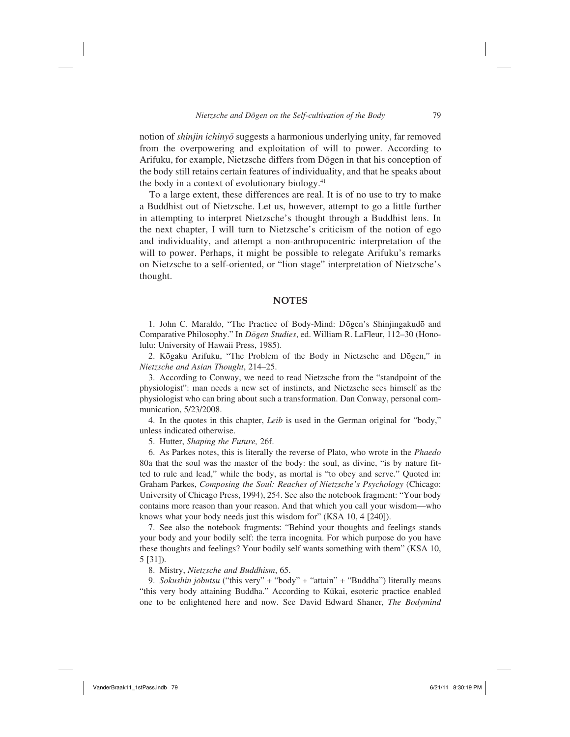notion of *shinjin ichinyō* suggests a harmonious underlying unity, far removed from the overpowering and exploitation of will to power. According to Arifuku, for example, Nietzsche differs from Dōgen in that his conception of the body still retains certain features of individuality, and that he speaks about the body in a context of evolutionary biology.[41]

To a large extent, these differences are real. It is of no use to try to make a Buddhist out of Nietzsche. Let us, however, attempt to go a little further in attempting to interpret Nietzsche's thought through a Buddhist lens. In the next chapter, I will turn to Nietzsche's criticism of the notion of ego and individuality, and attempt a non-anthropocentric interpretation of the will to power. Perhaps, it might be possible to relegate Arifuku's remarks on Nietzsche to a self-oriented, or "lion stage" interpretation of Nietzsche's thought.

## NOTES

1. John C. Maraldo, "The Practice of Body-Mind: Dōgen's Shinjingakudō and Comparative Philosophy." In *Dōgen Studies*, ed. William R. LaFleur, 112–30 (Honolulu: University of Hawaii Press, 1985).

2. Kōgaku Arifuku, "The Problem of the Body in Nietzsche and Dōgen," in *Nietzsche and Asian Thought*, 214–25.

3. According to Conway, we need to read Nietzsche from the "standpoint of the physiologist": man needs a new set of instincts, and Nietzsche sees himself as the physiologist who can bring about such a transformation. Dan Conway, personal communication, 5/23/2008.

4. In the quotes in this chapter, *Leib* is used in the German original for "body," unless indicated otherwise.

5. Hutter, *Shaping the Future,* 26f.

6. As Parkes notes, this is literally the reverse of Plato, who wrote in the *Phaedo* 80a that the soul was the master of the body: the soul, as divine, "is by nature fitted to rule and lead," while the body, as mortal is "to obey and serve." Quoted in: Graham Parkes, *Composing the Soul: Reaches of Nietzsche's Psychology* (Chicago: University of Chicago Press, 1994), 254. See also the notebook fragment: "Your body contains more reason than your reason. And that which you call your wisdom—who knows what your body needs just this wisdom for" (KSA 10, 4 [240]).

7. See also the notebook fragments: "Behind your thoughts and feelings stands your body and your bodily self: the terra incognita. For which purpose do you have these thoughts and feelings? Your bodily self wants something with them" (KSA 10, 5 [31]).

8. Mistry, *Nietzsche and Buddhism*, 65.

9. *Sokushin jōbutsu* ("this very" + "body" + "attain" + "Buddha") literally means "this very body attaining Buddha." According to Kūkai, esoteric practice enabled one to be enlightened here and now. See David Edward Shaner, *The Bodymind*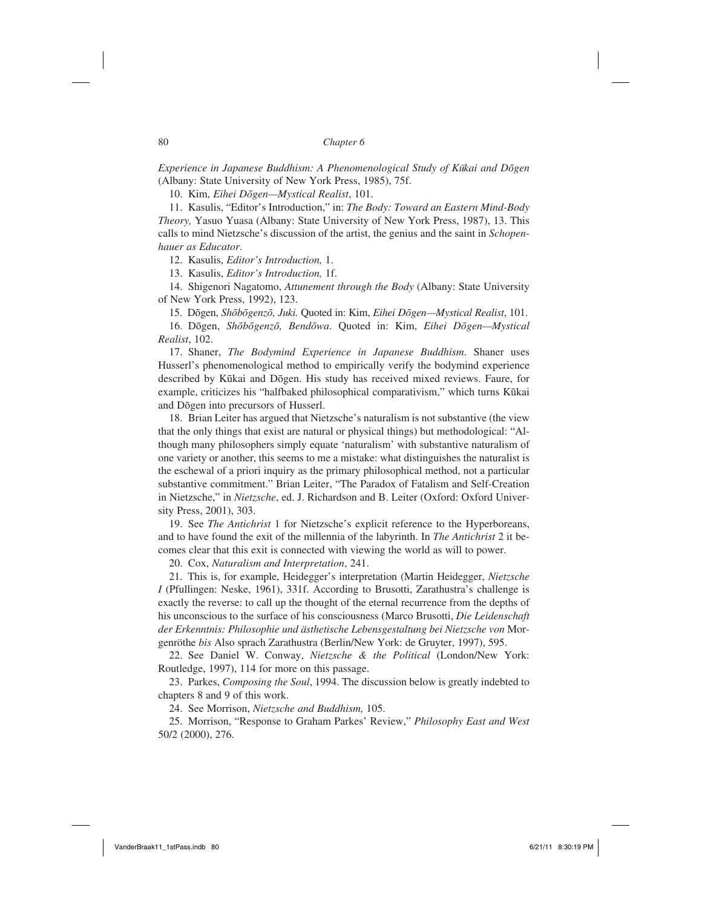*Experience in Japanese Buddhism: A Phenomenological Study of Kūkai and Dōgen* (Albany: State University of New York Press, 1985), 75f.

10. Kim, *Eihei Dōgen—Mystical Realist*, 101.

11. Kasulis, "Editor's Introduction," in: *The Body: Toward an Eastern Mind-Body Theory,* Yasuo Yuasa (Albany: State University of New York Press, 1987), 13. This calls to mind Nietzsche's discussion of the artist, the genius and the saint in *Schopenhauer as Educator*.

12. Kasulis, *Editor's Introduction,* 1.

13. Kasulis, *Editor's Introduction,* 1f.

14. Shigenori Nagatomo, *Attunement through the Body* (Albany: State University of New York Press, 1992), 123.

15. Dōgen, *Shōbōgenzō, Juki.* Quoted in: Kim, *Eihei Dōgen—Mystical Realist*, 101.

16. Dōgen, *Shōbōgenzō, Bendōwa*. Quoted in: Kim, *Eihei Dōgen—Mystical Realist*, 102.

17. Shaner, *The Bodymind Experience in Japanese Buddhism*. Shaner uses Husserl's phenomenological method to empirically verify the bodymind experience described by Kūkai and Dōgen. His study has received mixed reviews. Faure, for example, criticizes his "halfbaked philosophical comparativism," which turns Kūkai and Dōgen into precursors of Husserl.

18. Brian Leiter has argued that Nietzsche's naturalism is not substantive (the view that the only things that exist are natural or physical things) but methodological: "Although many philosophers simply equate 'naturalism' with substantive naturalism of one variety or another, this seems to me a mistake: what distinguishes the naturalist is the eschewal of a priori inquiry as the primary philosophical method, not a particular substantive commitment." Brian Leiter, "The Paradox of Fatalism and Self-Creation in Nietzsche," in *Nietzsche*, ed. J. Richardson and B. Leiter (Oxford: Oxford University Press, 2001), 303.

19. See *The Antichrist* 1 for Nietzsche's explicit reference to the Hyperboreans, and to have found the exit of the millennia of the labyrinth. In *The Antichrist* 2 it becomes clear that this exit is connected with viewing the world as will to power.

20. Cox, *Naturalism and Interpretation*, 241.

21. This is, for example, Heidegger's interpretation (Martin Heidegger, *Nietzsche I* (Pfullingen: Neske, 1961), 331f. According to Brusotti, Zarathustra's challenge is exactly the reverse: to call up the thought of the eternal recurrence from the depths of his unconscious to the surface of his consciousness (Marco Brusotti, *Die Leidenschaft der Erkenntnis: Philosophie und ästhetische Lebensgestaltung bei Nietzsche von* Morgenröthe *bis* Also sprach Zarathustra (Berlin/New York: de Gruyter, 1997), 595.

22. See Daniel W. Conway, *Nietzsche & the Political* (London/New York: Routledge, 1997), 114 for more on this passage.

23. Parkes, *Composing the Soul*, 1994. The discussion below is greatly indebted to chapters 8 and 9 of this work.

24. See Morrison, *Nietzsche and Buddhism,* 105.

25. Morrison, "Response to Graham Parkes' Review," *Philosophy East and West* 50/2 (2000), 276.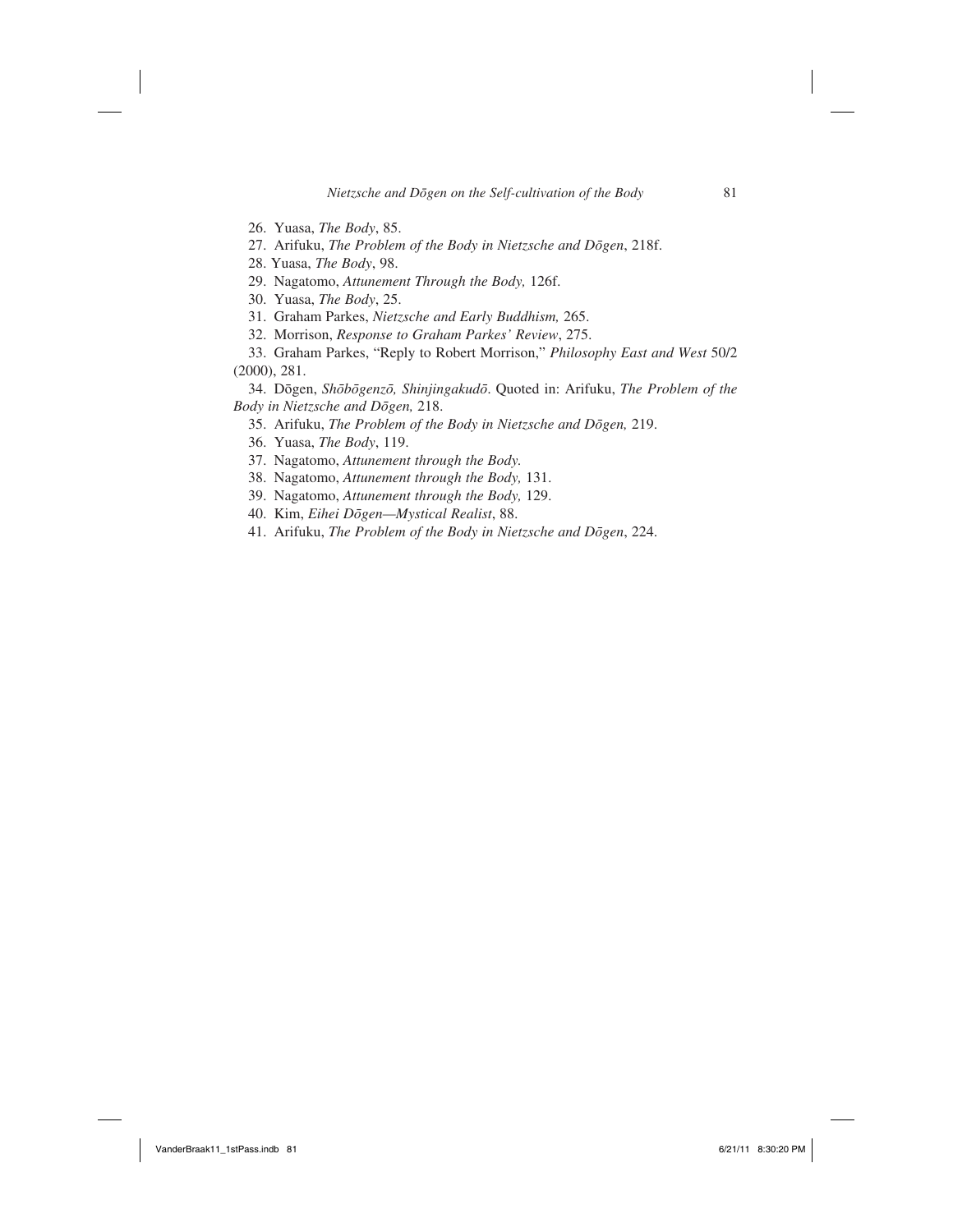26. Yuasa, *The Body*, 85.
27. Arifuku, *The Problem of the Body in Nietzsche and Dōgen*, 218f.
28. Yuasa, *The Body*, 98.
29. Nagatomo, *Attunement Through the Body,* 126f.
30. Yuasa, *The Body*, 25.
31. Graham Parkes, *Nietzsche and Early Buddhism,* 265.
32. Morrison, *Response to Graham Parkes' Review*, 275.
33. Graham Parkes, "Reply to Robert Morrison," *Philosophy East and West* 50/2 (2000), 281.
34. Dōgen, *Shōbōgenzō, Shinjingakudō*. Quoted in: Arifuku, *The Problem of the Body in Nietzsche and Dōgen,* 218.
35. Arifuku, *The Problem of the Body in Nietzsche and Dōgen,* 219.
36. Yuasa, *The Body*, 119.
37. Nagatomo, *Attunement through the Body.*
38. Nagatomo, *Attunement through the Body,* 131.
39. Nagatomo, *Attunement through the Body,* 129.
40. Kim, *Eihei Dōgen—Mystical Realist*, 88.
41. Arifuku, *The Problem of the Body in Nietzsche and Dōgen*, 224.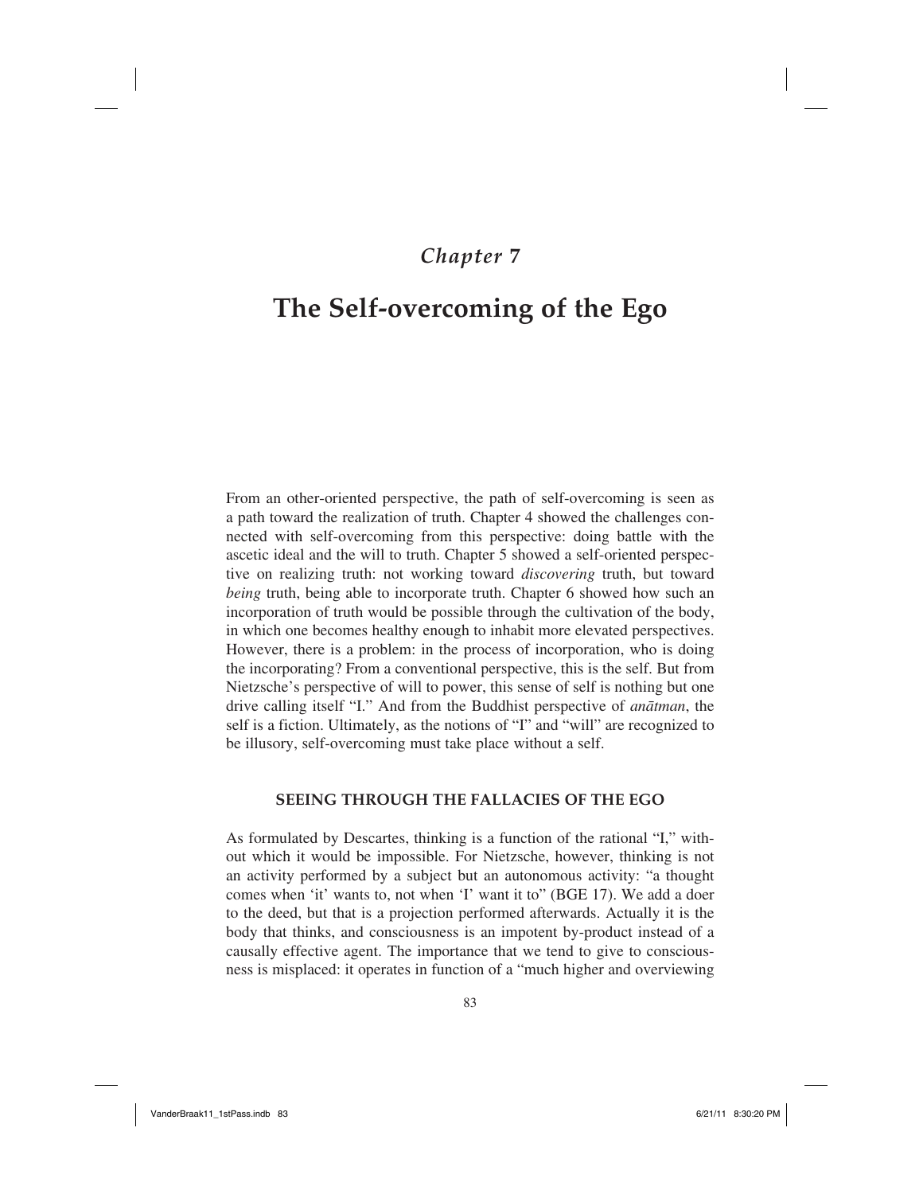# *Chapter 7*

# The Self-overcoming of the Ego

From an other-oriented perspective, the path of self-overcoming is seen as a path toward the realization of truth. Chapter 4 showed the challenges connected with self-overcoming from this perspective: doing battle with the ascetic ideal and the will to truth. Chapter 5 showed a self-oriented perspective on realizing truth: not working toward *discovering* truth, but toward *being* truth, being able to incorporate truth. Chapter 6 showed how such an incorporation of truth would be possible through the cultivation of the body, in which one becomes healthy enough to inhabit more elevated perspectives. However, there is a problem: in the process of incorporation, who is doing the incorporating? From a conventional perspective, this is the self. But from Nietzsche's perspective of will to power, this sense of self is nothing but one drive calling itself "I." And from the Buddhist perspective of *anātman*, the self is a fiction. Ultimately, as the notions of "I" and "will" are recognized to be illusory, self-overcoming must take place without a self.

## SEEING THROUGH THE FALLACIES OF THE EGO

As formulated by Descartes, thinking is a function of the rational "I," without which it would be impossible. For Nietzsche, however, thinking is not an activity performed by a subject but an autonomous activity: "a thought comes when 'it' wants to, not when 'I' want it to" (BGE 17). We add a doer to the deed, but that is a projection performed afterwards. Actually it is the body that thinks, and consciousness is an impotent by-product instead of a causally effective agent. The importance that we tend to give to consciousness is misplaced: it operates in function of a "much higher and overviewing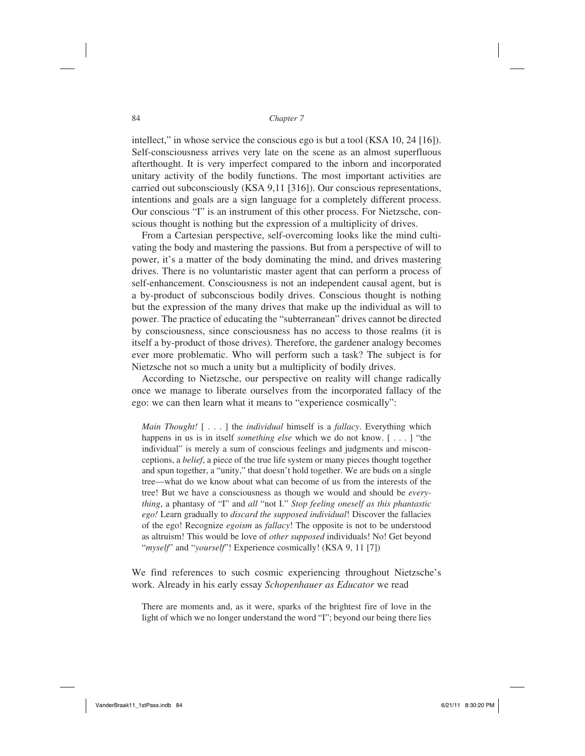intellect," in whose service the conscious ego is but a tool (KSA 10, 24 [16]). Self-consciousness arrives very late on the scene as an almost superfluous afterthought. It is very imperfect compared to the inborn and incorporated unitary activity of the bodily functions. The most important activities are carried out subconsciously (KSA 9,11 [316]). Our conscious representations, intentions and goals are a sign language for a completely different process. Our conscious "I" is an instrument of this other process. For Nietzsche, conscious thought is nothing but the expression of a multiplicity of drives.

From a Cartesian perspective, self-overcoming looks like the mind cultivating the body and mastering the passions. But from a perspective of will to power, it's a matter of the body dominating the mind, and drives mastering drives. There is no voluntaristic master agent that can perform a process of self-enhancement. Consciousness is not an independent causal agent, but is a by-product of subconscious bodily drives. Conscious thought is nothing but the expression of the many drives that make up the individual as will to power. The practice of educating the "subterranean" drives cannot be directed by consciousness, since consciousness has no access to those realms (it is itself a by-product of those drives). Therefore, the gardener analogy becomes ever more problematic. Who will perform such a task? The subject is for Nietzsche not so much a unity but a multiplicity of bodily drives.

According to Nietzsche, our perspective on reality will change radically once we manage to liberate ourselves from the incorporated fallacy of the ego: we can then learn what it means to "experience cosmically":

> *Main Thought!* [ . . . ] the *individual* himself is a *fallacy*. Everything which happens in us is in itself *something else* which we do not know. [ . . . ] "the individual" is merely a sum of conscious feelings and judgments and misconceptions, a *belief*, a piece of the true life system or many pieces thought together and spun together, a "unity," that doesn't hold together. We are buds on a single tree—what do we know about what can become of us from the interests of the tree! But we have a consciousness as though we would and should be *everything*, a phantasy of "I" and *all* "not I." *Stop feeling oneself as this phantastic ego!* Learn gradually to *discard the supposed individual*! Discover the fallacies of the ego! Recognize *egoism* as *fallacy*! The opposite is not to be understood as altruism! This would be love of *other supposed* individuals! No! Get beyond "*myself*" and "*yourself*"! Experience cosmically! (KSA 9, 11 [7])

We find references to such cosmic experiencing throughout Nietzsche's work. Already in his early essay *Schopenhauer as Educator* we read

> There are moments and, as it were, sparks of the brightest fire of love in the light of which we no longer understand the word "I"; beyond our being there lies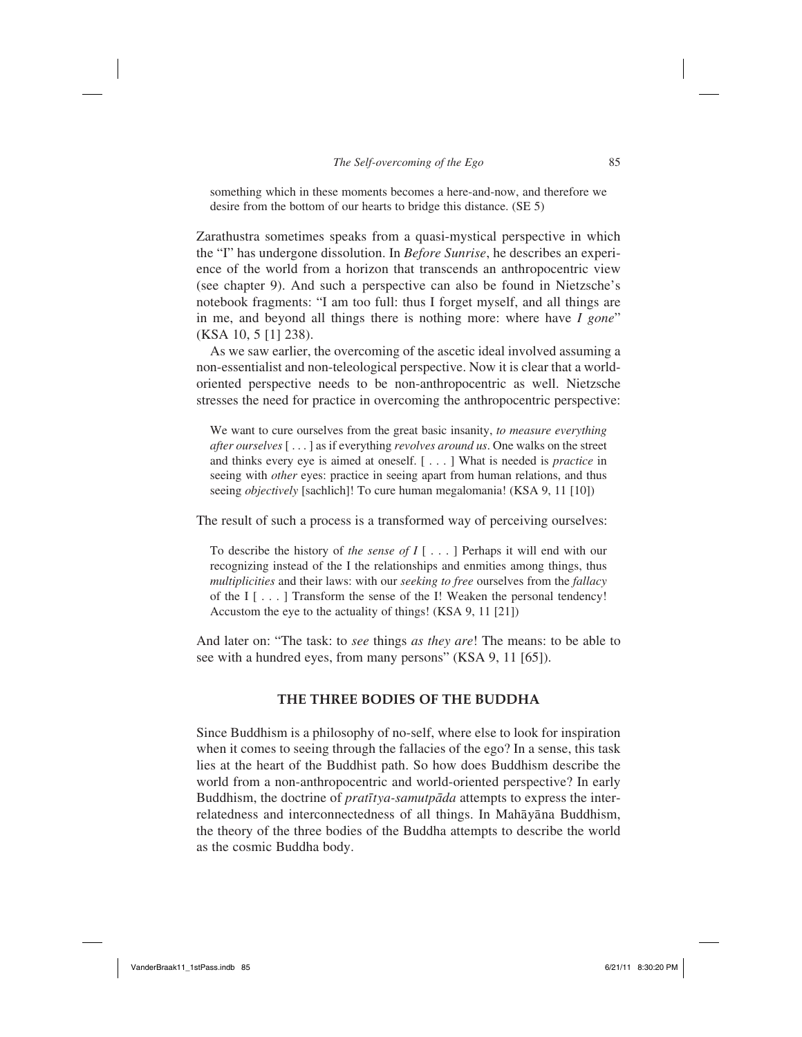something which in these moments becomes a here-and-now, and therefore we desire from the bottom of our hearts to bridge this distance. (SE 5)

Zarathustra sometimes speaks from a quasi-mystical perspective in which the "I" has undergone dissolution. In *Before Sunrise*, he describes an experience of the world from a horizon that transcends an anthropocentric view (see chapter 9). And such a perspective can also be found in Nietzsche's notebook fragments: "I am too full: thus I forget myself, and all things are in me, and beyond all things there is nothing more: where have *I gone*" (KSA 10, 5 [1] 238).

As we saw earlier, the overcoming of the ascetic ideal involved assuming a non-essentialist and non-teleological perspective. Now it is clear that a world-oriented perspective needs to be non-anthropocentric as well. Nietzsche stresses the need for practice in overcoming the anthropocentric perspective:

> We want to cure ourselves from the great basic insanity, *to measure everything after ourselves* [ . . . ] as if everything *revolves around us*. One walks on the street and thinks every eye is aimed at oneself. [ . . . ] What is needed is *practice* in seeing with *other* eyes: practice in seeing apart from human relations, and thus seeing *objectively* [sachlich]! To cure human megalomania! (KSA 9, 11 [10])

The result of such a process is a transformed way of perceiving ourselves:

> To describe the history of *the sense of I* [ . . . ] Perhaps it will end with our recognizing instead of the I the relationships and enmities among things, thus *multiplicities* and their laws: with our *seeking to free* ourselves from the *fallacy* of the I [ . . . ] Transform the sense of the I! Weaken the personal tendency! Accustom the eye to the actuality of things! (KSA 9, 11 [21])

And later on: "The task: to *see* things *as they are*! The means: to be able to see with a hundred eyes, from many persons" (KSA 9, 11 [65]).

## THE THREE BODIES OF THE BUDDHA

Since Buddhism is a philosophy of no-self, where else to look for inspiration when it comes to seeing through the fallacies of the ego? In a sense, this task lies at the heart of the Buddhist path. So how does Buddhism describe the world from a non-anthropocentric and world-oriented perspective? In early Buddhism, the doctrine of *pratītya-samutpāda* attempts to express the interrelatedness and interconnectedness of all things. In Mahāyāna Buddhism, the theory of the three bodies of the Buddha attempts to describe the world as the cosmic Buddha body.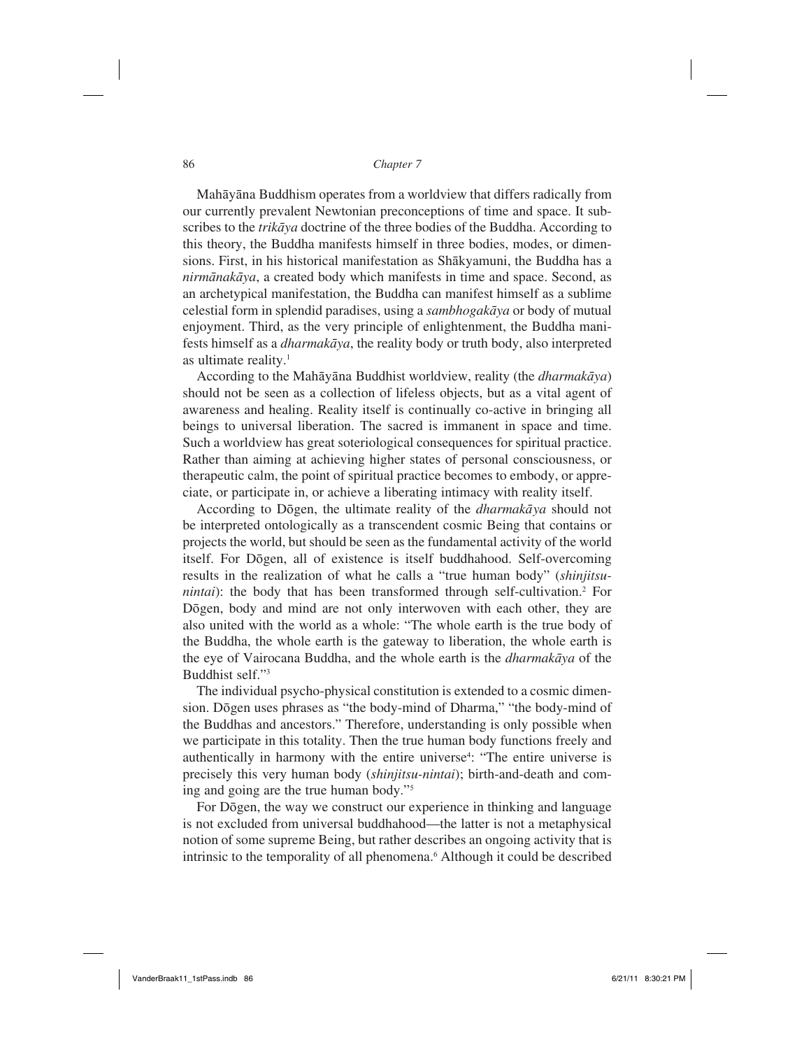Mahāyāna Buddhism operates from a worldview that differs radically from our currently prevalent Newtonian preconceptions of time and space. It subscribes to the *trikāya* doctrine of the three bodies of the Buddha. According to this theory, the Buddha manifests himself in three bodies, modes, or dimensions. First, in his historical manifestation as Shākyamuni, the Buddha has a *nirmānakāya*, a created body which manifests in time and space. Second, as an archetypical manifestation, the Buddha can manifest himself as a sublime celestial form in splendid paradises, using a *sambhogakāya* or body of mutual enjoyment. Third, as the very principle of enlightenment, the Buddha manifests himself as a *dharmakāya*, the reality body or truth body, also interpreted as ultimate reality.[1]

According to the Mahāyāna Buddhist worldview, reality (the *dharmakāya*) should not be seen as a collection of lifeless objects, but as a vital agent of awareness and healing. Reality itself is continually co-active in bringing all beings to universal liberation. The sacred is immanent in space and time. Such a worldview has great soteriological consequences for spiritual practice. Rather than aiming at achieving higher states of personal consciousness, or therapeutic calm, the point of spiritual practice becomes to embody, or appreciate, or participate in, or achieve a liberating intimacy with reality itself.

According to Dōgen, the ultimate reality of the *dharmakāya* should not be interpreted ontologically as a transcendent cosmic Being that contains or projects the world, but should be seen as the fundamental activity of the world itself. For Dōgen, all of existence is itself buddhahood. Self-overcoming results in the realization of what he calls a "true human body" (*shinjitsu-nintai*): the body that has been transformed through self-cultivation.[2] For Dōgen, body and mind are not only interwoven with each other, they are also united with the world as a whole: "The whole earth is the true body of the Buddha, the whole earth is the gateway to liberation, the whole earth is the eye of Vairocana Buddha, and the whole earth is the *dharmakāya* of the Buddhist self."[3]

The individual psycho-physical constitution is extended to a cosmic dimension. Dōgen uses phrases as "the body-mind of Dharma," "the body-mind of the Buddhas and ancestors." Therefore, understanding is only possible when we participate in this totality. Then the true human body functions freely and authentically in harmony with the entire universe[4]: "The entire universe is precisely this very human body (*shinjitsu-nintai*); birth-and-death and coming and going are the true human body."[5]

For Dōgen, the way we construct our experience in thinking and language is not excluded from universal buddhahood—the latter is not a metaphysical notion of some supreme Being, but rather describes an ongoing activity that is intrinsic to the temporality of all phenomena.[6] Although it could be described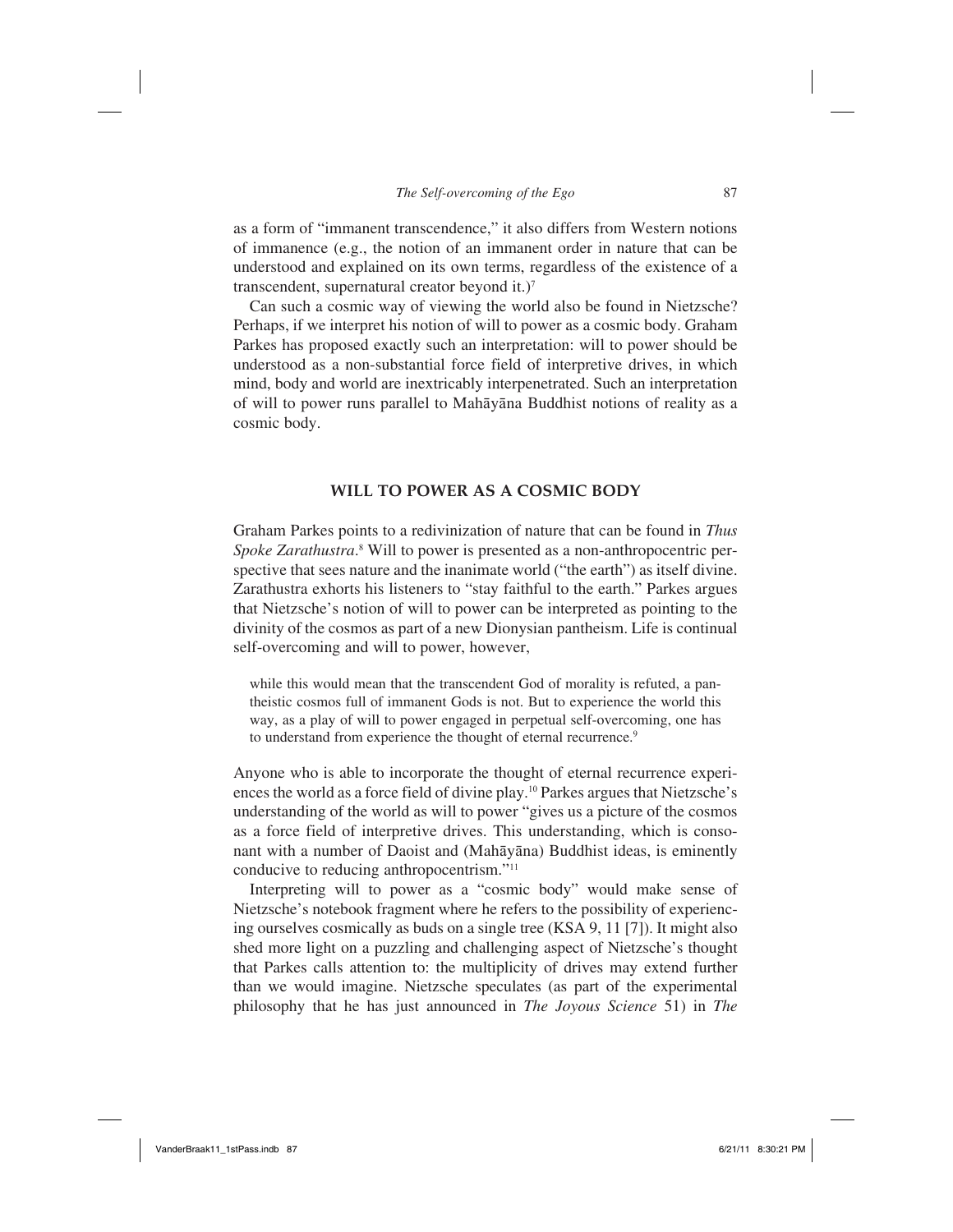as a form of "immanent transcendence," it also differs from Western notions of immanence (e.g., the notion of an immanent order in nature that can be understood and explained on its own terms, regardless of the existence of a transcendent, supernatural creator beyond it.)[7]

Can such a cosmic way of viewing the world also be found in Nietzsche? Perhaps, if we interpret his notion of will to power as a cosmic body. Graham Parkes has proposed exactly such an interpretation: will to power should be understood as a non-substantial force field of interpretive drives, in which mind, body and world are inextricably interpenetrated. Such an interpretation of will to power runs parallel to Mahāyāna Buddhist notions of reality as a cosmic body.

## WILL TO POWER AS A COSMIC BODY

Graham Parkes points to a redivinization of nature that can be found in *Thus Spoke Zarathustra*.[8] Will to power is presented as a non-anthropocentric perspective that sees nature and the inanimate world ("the earth") as itself divine. Zarathustra exhorts his listeners to "stay faithful to the earth." Parkes argues that Nietzsche's notion of will to power can be interpreted as pointing to the divinity of the cosmos as part of a new Dionysian pantheism. Life is continual self-overcoming and will to power, however,

> while this would mean that the transcendent God of morality is refuted, a pantheistic cosmos full of immanent Gods is not. But to experience the world this way, as a play of will to power engaged in perpetual self-overcoming, one has to understand from experience the thought of eternal recurrence.[9]

Anyone who is able to incorporate the thought of eternal recurrence experiences the world as a force field of divine play.[10] Parkes argues that Nietzsche's understanding of the world as will to power "gives us a picture of the cosmos as a force field of interpretive drives. This understanding, which is consonant with a number of Daoist and (Mahāyāna) Buddhist ideas, is eminently conducive to reducing anthropocentrism."[11]

Interpreting will to power as a "cosmic body" would make sense of Nietzsche's notebook fragment where he refers to the possibility of experiencing ourselves cosmically as buds on a single tree (KSA 9, 11 [7]). It might also shed more light on a puzzling and challenging aspect of Nietzsche's thought that Parkes calls attention to: the multiplicity of drives may extend further than we would imagine. Nietzsche speculates (as part of the experimental philosophy that he has just announced in *The Joyous Science* 51) in *The*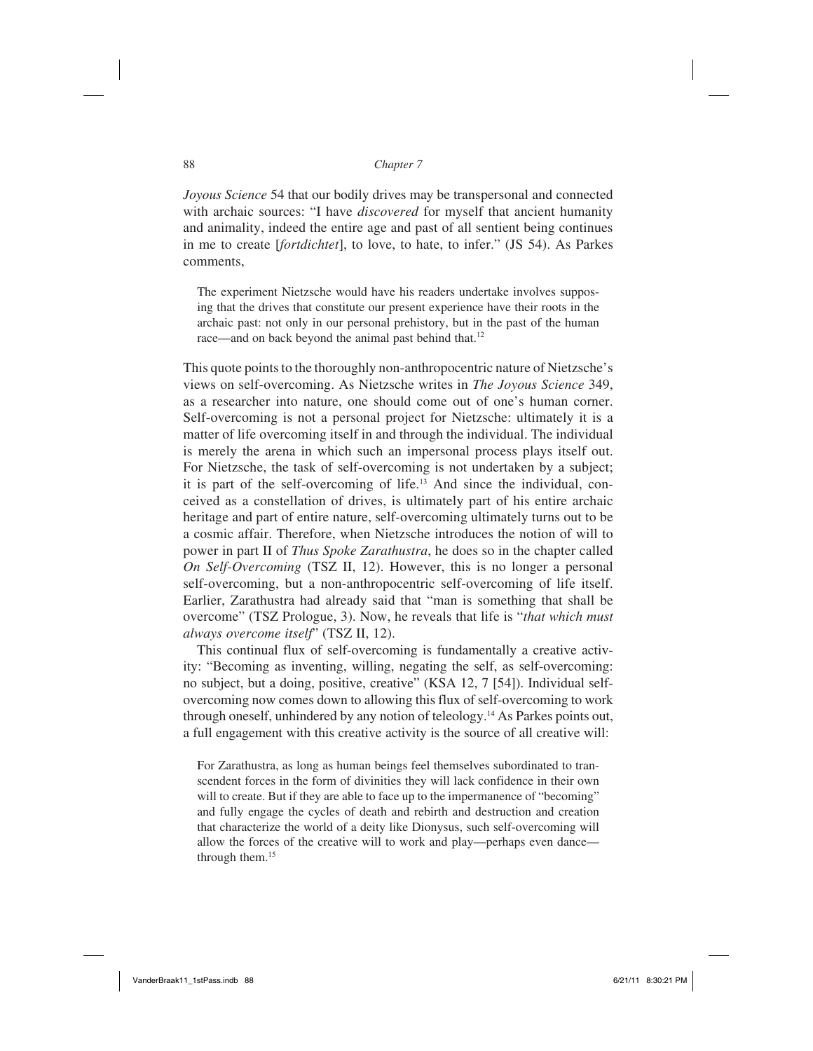*Joyous Science* 54 that our bodily drives may be transpersonal and connected with archaic sources: "I have *discovered* for myself that ancient humanity and animality, indeed the entire age and past of all sentient being continues in me to create [*fortdichtet*], to love, to hate, to infer." (JS 54). As Parkes comments,

> The experiment Nietzsche would have his readers undertake involves supposing that the drives that constitute our present experience have their roots in the archaic past: not only in our personal prehistory, but in the past of the human race—and on back beyond the animal past behind that.[12]

This quote points to the thoroughly non-anthropocentric nature of Nietzsche's views on self-overcoming. As Nietzsche writes in *The Joyous Science* 349, as a researcher into nature, one should come out of one's human corner. Self-overcoming is not a personal project for Nietzsche: ultimately it is a matter of life overcoming itself in and through the individual. The individual is merely the arena in which such an impersonal process plays itself out. For Nietzsche, the task of self-overcoming is not undertaken by a subject; it is part of the self-overcoming of life.[13] And since the individual, conceived as a constellation of drives, is ultimately part of his entire archaic heritage and part of entire nature, self-overcoming ultimately turns out to be a cosmic affair. Therefore, when Nietzsche introduces the notion of will to power in part II of *Thus Spoke Zarathustra*, he does so in the chapter called *On Self-Overcoming* (TSZ II, 12). However, this is no longer a personal self-overcoming, but a non-anthropocentric self-overcoming of life itself. Earlier, Zarathustra had already said that "man is something that shall be overcome" (TSZ Prologue, 3). Now, he reveals that life is "*that which must always overcome itself*" (TSZ II, 12).

This continual flux of self-overcoming is fundamentally a creative activity: "Becoming as inventing, willing, negating the self, as self-overcoming: no subject, but a doing, positive, creative" (KSA 12, 7 [54]). Individual self-overcoming now comes down to allowing this flux of self-overcoming to work through oneself, unhindered by any notion of teleology.[14] As Parkes points out, a full engagement with this creative activity is the source of all creative will:

> For Zarathustra, as long as human beings feel themselves subordinated to transcendent forces in the form of divinities they will lack confidence in their own will to create. But if they are able to face up to the impermanence of "becoming" and fully engage the cycles of death and rebirth and destruction and creation that characterize the world of a deity like Dionysus, such self-overcoming will allow the forces of the creative will to work and play—perhaps even dance—through them.[15]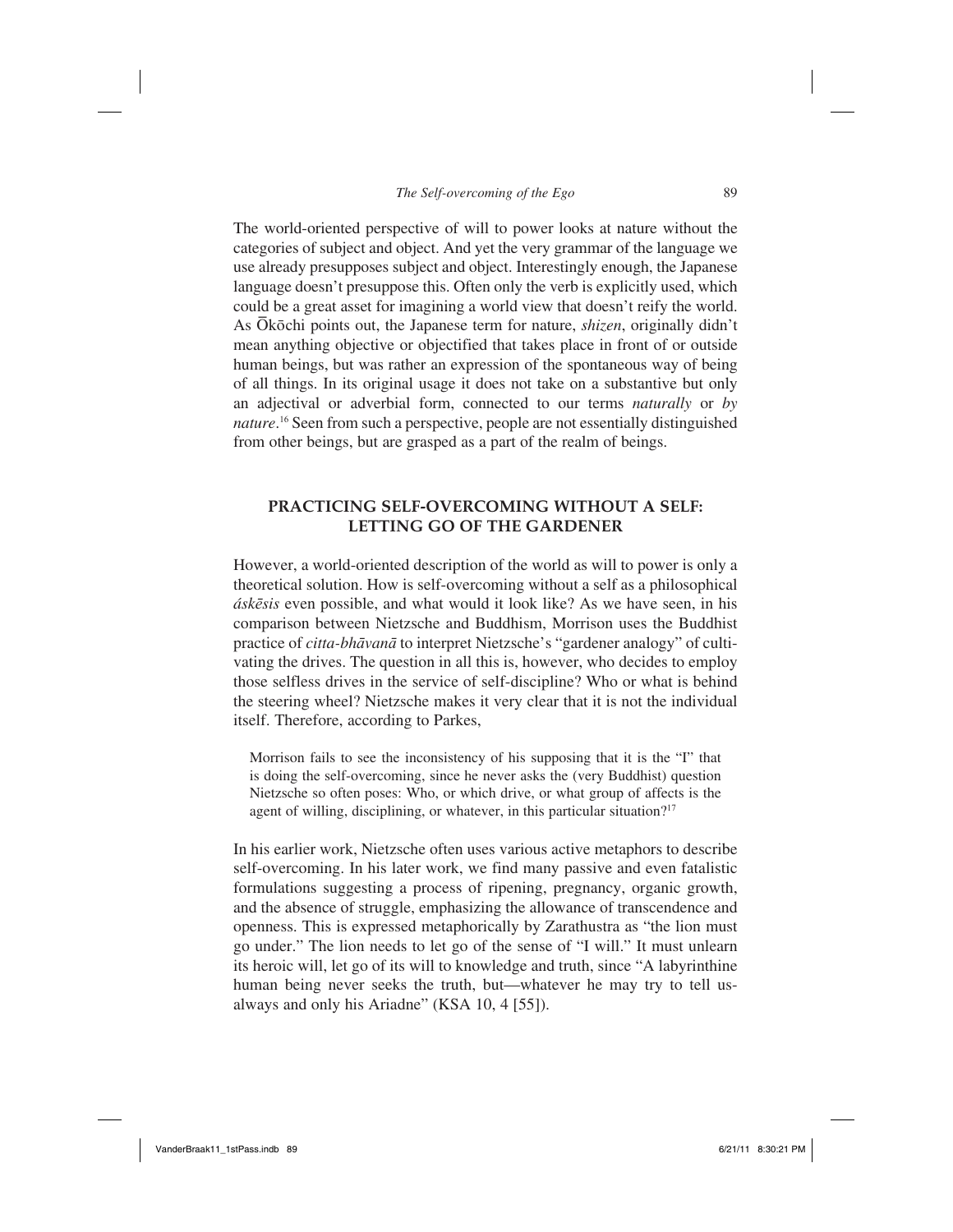The world-oriented perspective of will to power looks at nature without the categories of subject and object. And yet the very grammar of the language we use already presupposes subject and object. Interestingly enough, the Japanese language doesn't presuppose this. Often only the verb is explicitly used, which could be a great asset for imagining a world view that doesn't reify the world. As Ōkōchi points out, the Japanese term for nature, *shizen*, originally didn't mean anything objective or objectified that takes place in front of or outside human beings, but was rather an expression of the spontaneous way of being of all things. In its original usage it does not take on a substantive but only an adjectival or adverbial form, connected to our terms *naturally* or *by nature*.[16] Seen from such a perspective, people are not essentially distinguished from other beings, but are grasped as a part of the realm of beings.

## PRACTICING SELF-OVERCOMING WITHOUT A SELF: LETTING GO OF THE GARDENER

However, a world-oriented description of the world as will to power is only a theoretical solution. How is self-overcoming without a self as a philosophical *áskēsis* even possible, and what would it look like? As we have seen, in his comparison between Nietzsche and Buddhism, Morrison uses the Buddhist practice of *citta-bhāvanā* to interpret Nietzsche's "gardener analogy" of cultivating the drives. The question in all this is, however, who decides to employ those selfless drives in the service of self-discipline? Who or what is behind the steering wheel? Nietzsche makes it very clear that it is not the individual itself. Therefore, according to Parkes,

> Morrison fails to see the inconsistency of his supposing that it is the "I" that is doing the self-overcoming, since he never asks the (very Buddhist) question Nietzsche so often poses: Who, or which drive, or what group of affects is the agent of willing, disciplining, or whatever, in this particular situation?[17]

In his earlier work, Nietzsche often uses various active metaphors to describe self-overcoming. In his later work, we find many passive and even fatalistic formulations suggesting a process of ripening, pregnancy, organic growth, and the absence of struggle, emphasizing the allowance of transcendence and openness. This is expressed metaphorically by Zarathustra as "the lion must go under." The lion needs to let go of the sense of "I will." It must unlearn its heroic will, let go of its will to knowledge and truth, since "A labyrinthine human being never seeks the truth, but—whatever he may try to tell us-always and only his Ariadne" (KSA 10, 4 [55]).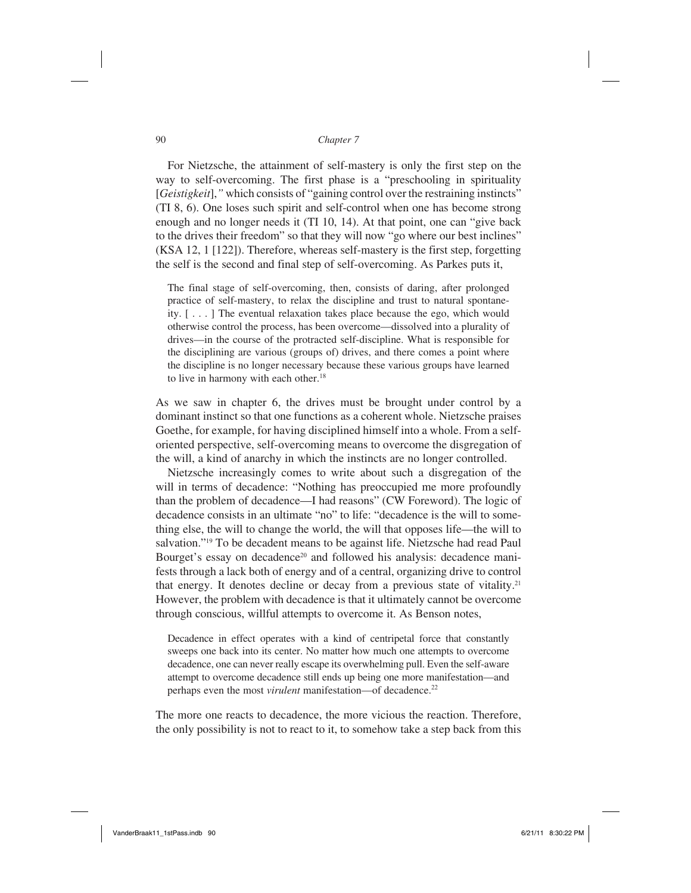For Nietzsche, the attainment of self-mastery is only the first step on the way to self-overcoming. The first phase is a "preschooling in spirituality [*Geistigkeit*]," which consists of "gaining control over the restraining instincts" (TI 8, 6). One loses such spirit and self-control when one has become strong enough and no longer needs it (TI 10, 14). At that point, one can "give back to the drives their freedom" so that they will now "go where our best inclines" (KSA 12, 1 [122]). Therefore, whereas self-mastery is the first step, forgetting the self is the second and final step of self-overcoming. As Parkes puts it,

> The final stage of self-overcoming, then, consists of daring, after prolonged practice of self-mastery, to relax the discipline and trust to natural spontaneity. [ . . . ] The eventual relaxation takes place because the ego, which would otherwise control the process, has been overcome—dissolved into a plurality of drives—in the course of the protracted self-discipline. What is responsible for the disciplining are various (groups of) drives, and there comes a point where the discipline is no longer necessary because these various groups have learned to live in harmony with each other.[18]

As we saw in chapter 6, the drives must be brought under control by a dominant instinct so that one functions as a coherent whole. Nietzsche praises Goethe, for example, for having disciplined himself into a whole. From a self-oriented perspective, self-overcoming means to overcome the disgregation of the will, a kind of anarchy in which the instincts are no longer controlled.

Nietzsche increasingly comes to write about such a disgregation of the will in terms of decadence: "Nothing has preoccupied me more profoundly than the problem of decadence—I had reasons" (CW Foreword). The logic of decadence consists in an ultimate "no" to life: "decadence is the will to something else, the will to change the world, the will that opposes life—the will to salvation."[19] To be decadent means to be against life. Nietzsche had read Paul Bourget's essay on decadence[20] and followed his analysis: decadence manifests through a lack both of energy and of a central, organizing drive to control that energy. It denotes decline or decay from a previous state of vitality.[21] However, the problem with decadence is that it ultimately cannot be overcome through conscious, willful attempts to overcome it. As Benson notes,

> Decadence in effect operates with a kind of centripetal force that constantly sweeps one back into its center. No matter how much one attempts to overcome decadence, one can never really escape its overwhelming pull. Even the self-aware attempt to overcome decadence still ends up being one more manifestation—and perhaps even the most *virulent* manifestation—of decadence.[22]

The more one reacts to decadence, the more vicious the reaction. Therefore, the only possibility is not to react to it, to somehow take a step back from this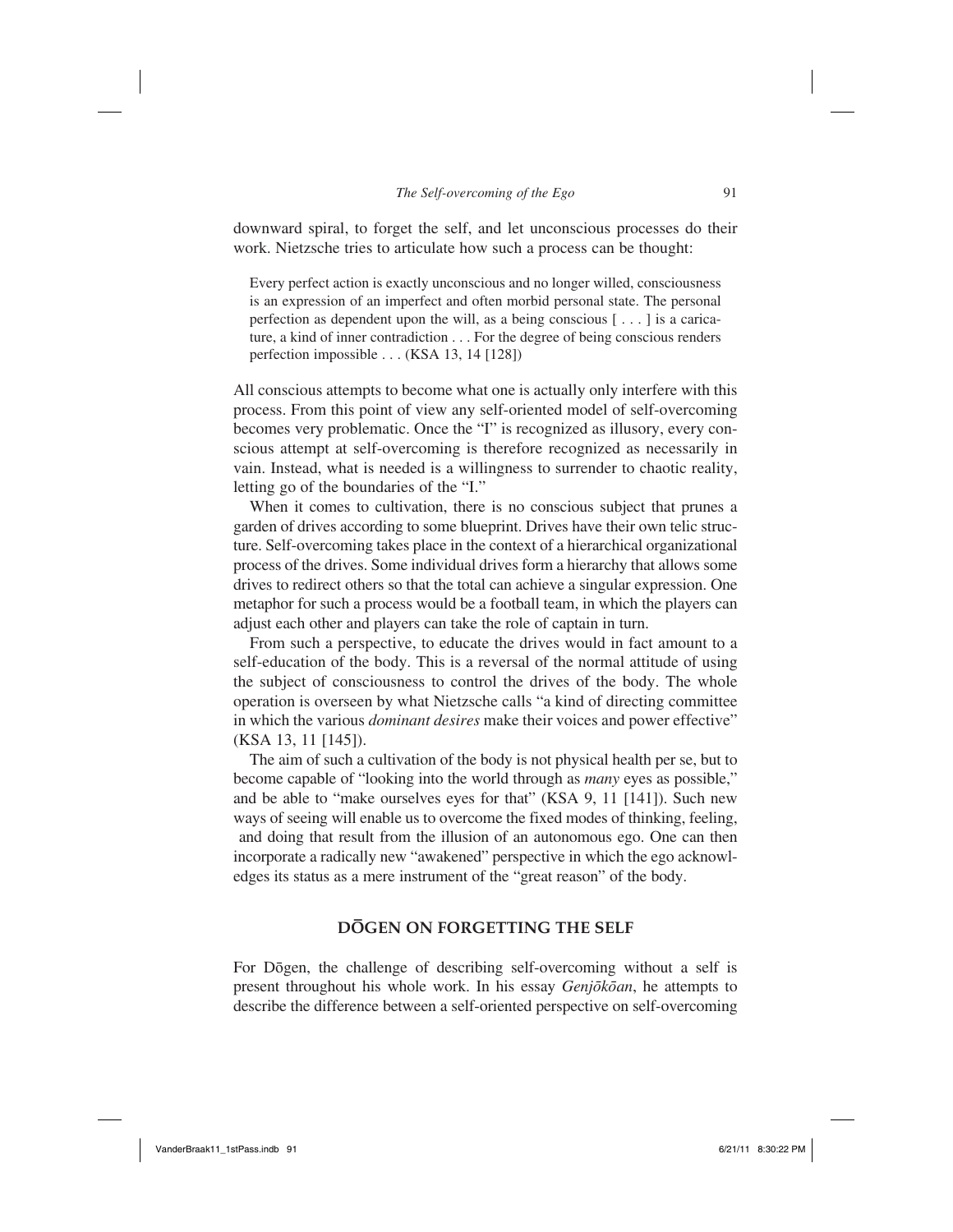downward spiral, to forget the self, and let unconscious processes do their work. Nietzsche tries to articulate how such a process can be thought:

> Every perfect action is exactly unconscious and no longer willed, consciousness is an expression of an imperfect and often morbid personal state. The personal perfection as dependent upon the will, as a being conscious [ . . . ] is a caricature, a kind of inner contradiction . . . For the degree of being conscious renders perfection impossible . . . (KSA 13, 14 [128])

All conscious attempts to become what one is actually only interfere with this process. From this point of view any self-oriented model of self-overcoming becomes very problematic. Once the "I" is recognized as illusory, every conscious attempt at self-overcoming is therefore recognized as necessarily in vain. Instead, what is needed is a willingness to surrender to chaotic reality, letting go of the boundaries of the "I."

When it comes to cultivation, there is no conscious subject that prunes a garden of drives according to some blueprint. Drives have their own telic structure. Self-overcoming takes place in the context of a hierarchical organizational process of the drives. Some individual drives form a hierarchy that allows some drives to redirect others so that the total can achieve a singular expression. One metaphor for such a process would be a football team, in which the players can adjust each other and players can take the role of captain in turn.

From such a perspective, to educate the drives would in fact amount to a self-education of the body. This is a reversal of the normal attitude of using the subject of consciousness to control the drives of the body. The whole operation is overseen by what Nietzsche calls "a kind of directing committee in which the various *dominant desires* make their voices and power effective" (KSA 13, 11 [145]).

The aim of such a cultivation of the body is not physical health per se, but to become capable of "looking into the world through as *many* eyes as possible," and be able to "make ourselves eyes for that" (KSA 9, 11 [141]). Such new ways of seeing will enable us to overcome the fixed modes of thinking, feeling, and doing that result from the illusion of an autonomous ego. One can then incorporate a radically new "awakened" perspective in which the ego acknowledges its status as a mere instrument of the "great reason" of the body.

## DŌGEN ON FORGETTING THE SELF

For Dōgen, the challenge of describing self-overcoming without a self is present throughout his whole work. In his essay *Genjōkōan*, he attempts to describe the difference between a self-oriented perspective on self-overcoming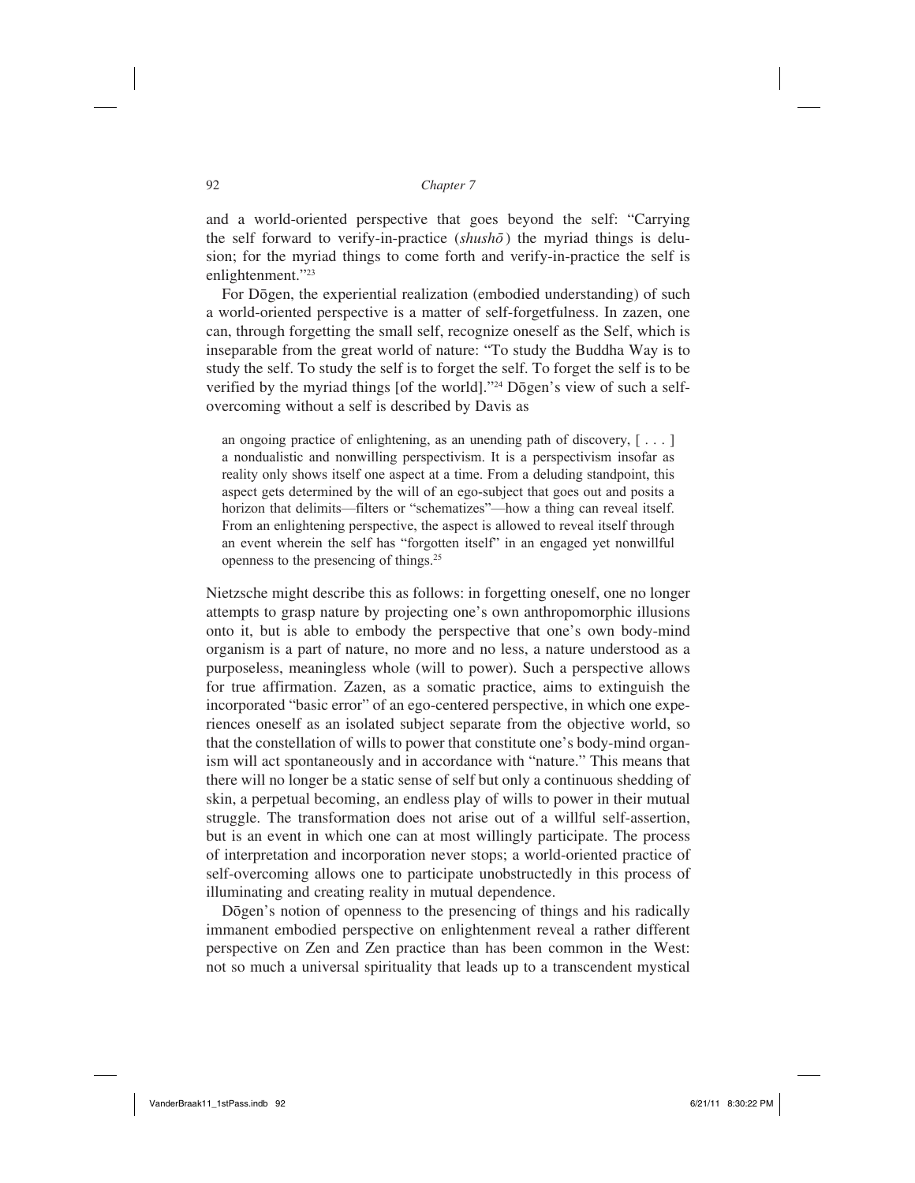and a world-oriented perspective that goes beyond the self: "Carrying the self forward to verify-in-practice (*shushō*) the myriad things is delusion; for the myriad things to come forth and verify-in-practice the self is enlightenment."[23]

For Dōgen, the experiential realization (embodied understanding) of such a world-oriented perspective is a matter of self-forgetfulness. In zazen, one can, through forgetting the small self, recognize oneself as the Self, which is inseparable from the great world of nature: "To study the Buddha Way is to study the self. To study the self is to forget the self. To forget the self is to be verified by the myriad things [of the world]."[24] Dōgen's view of such a self-overcoming without a self is described by Davis as

> an ongoing practice of enlightening, as an unending path of discovery, [ . . . ] a nondualistic and nonwilling perspectivism. It is a perspectivism insofar as reality only shows itself one aspect at a time. From a deluding standpoint, this aspect gets determined by the will of an ego-subject that goes out and posits a horizon that delimits—filters or "schematizes"—how a thing can reveal itself. From an enlightening perspective, the aspect is allowed to reveal itself through an event wherein the self has "forgotten itself" in an engaged yet nonwillful openness to the presencing of things.[25]

Nietzsche might describe this as follows: in forgetting oneself, one no longer attempts to grasp nature by projecting one's own anthropomorphic illusions onto it, but is able to embody the perspective that one's own body-mind organism is a part of nature, no more and no less, a nature understood as a purposeless, meaningless whole (will to power). Such a perspective allows for true affirmation. Zazen, as a somatic practice, aims to extinguish the incorporated "basic error" of an ego-centered perspective, in which one experiences oneself as an isolated subject separate from the objective world, so that the constellation of wills to power that constitute one's body-mind organism will act spontaneously and in accordance with "nature." This means that there will no longer be a static sense of self but only a continuous shedding of skin, a perpetual becoming, an endless play of wills to power in their mutual struggle. The transformation does not arise out of a willful self-assertion, but is an event in which one can at most willingly participate. The process of interpretation and incorporation never stops; a world-oriented practice of self-overcoming allows one to participate unobstructedly in this process of illuminating and creating reality in mutual dependence.

Dōgen's notion of openness to the presencing of things and his radically immanent embodied perspective on enlightenment reveal a rather different perspective on Zen and Zen practice than has been common in the West: not so much a universal spirituality that leads up to a transcendent mystical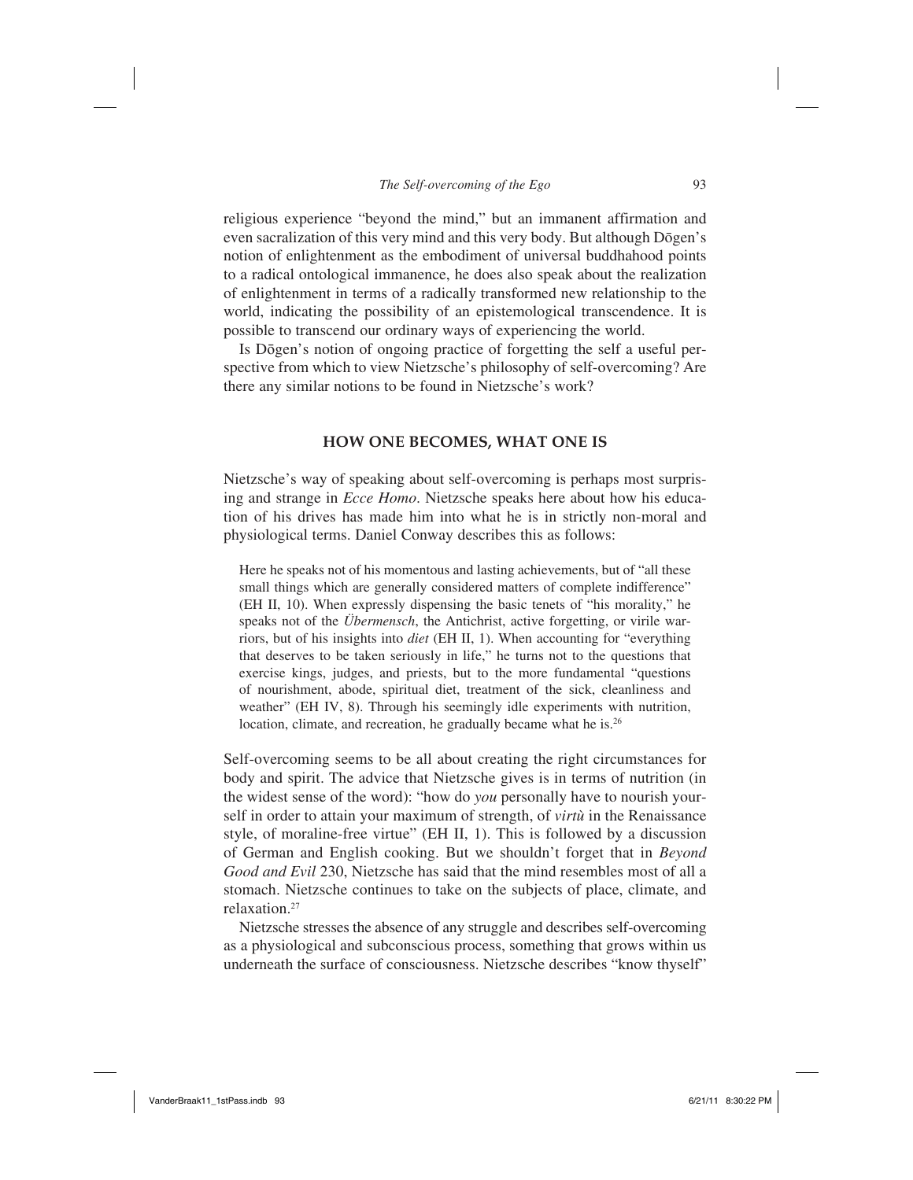religious experience "beyond the mind," but an immanent affirmation and even sacralization of this very mind and this very body. But although Dōgen's notion of enlightenment as the embodiment of universal buddhahood points to a radical ontological immanence, he does also speak about the realization of enlightenment in terms of a radically transformed new relationship to the world, indicating the possibility of an epistemological transcendence. It is possible to transcend our ordinary ways of experiencing the world.

Is Dōgen's notion of ongoing practice of forgetting the self a useful perspective from which to view Nietzsche's philosophy of self-overcoming? Are there any similar notions to be found in Nietzsche's work?

## HOW ONE BECOMES, WHAT ONE IS

Nietzsche's way of speaking about self-overcoming is perhaps most surprising and strange in *Ecce Homo*. Nietzsche speaks here about how his education of his drives has made him into what he is in strictly non-moral and physiological terms. Daniel Conway describes this as follows:

> Here he speaks not of his momentous and lasting achievements, but of "all these small things which are generally considered matters of complete indifference" (EH II, 10). When expressly dispensing the basic tenets of "his morality," he speaks not of the *Übermensch*, the Antichrist, active forgetting, or virile warriors, but of his insights into *diet* (EH II, 1). When accounting for "everything that deserves to be taken seriously in life," he turns not to the questions that exercise kings, judges, and priests, but to the more fundamental "questions of nourishment, abode, spiritual diet, treatment of the sick, cleanliness and weather" (EH IV, 8). Through his seemingly idle experiments with nutrition, location, climate, and recreation, he gradually became what he is.[26]

Self-overcoming seems to be all about creating the right circumstances for body and spirit. The advice that Nietzsche gives is in terms of nutrition (in the widest sense of the word): "how do *you* personally have to nourish yourself in order to attain your maximum of strength, of *virtù* in the Renaissance style, of moraline-free virtue" (EH II, 1). This is followed by a discussion of German and English cooking. But we shouldn't forget that in *Beyond Good and Evil* 230, Nietzsche has said that the mind resembles most of all a stomach. Nietzsche continues to take on the subjects of place, climate, and relaxation.[27]

Nietzsche stresses the absence of any struggle and describes self-overcoming as a physiological and subconscious process, something that grows within us underneath the surface of consciousness. Nietzsche describes "know thyself"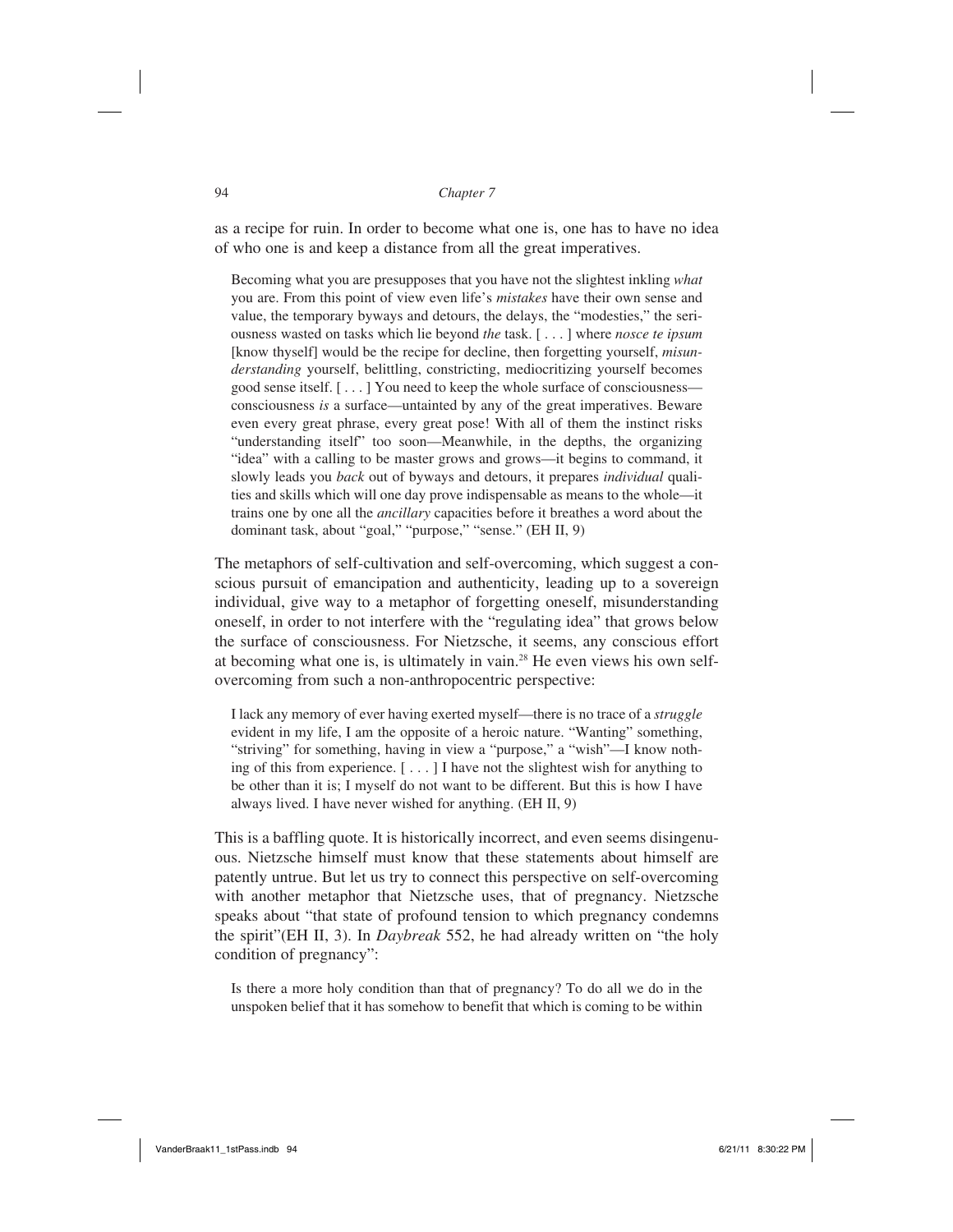as a recipe for ruin. In order to become what one is, one has to have no idea of who one is and keep a distance from all the great imperatives.

> Becoming what you are presupposes that you have not the slightest inkling *what* you are. From this point of view even life's *mistakes* have their own sense and value, the temporary byways and detours, the delays, the "modesties," the seriousness wasted on tasks which lie beyond *the* task. [ . . . ] where *nosce te ipsum* [know thyself] would be the recipe for decline, then forgetting yourself, *misunderstanding* yourself, belittling, constricting, mediocritizing yourself becomes good sense itself. [ . . . ] You need to keep the whole surface of consciousness—consciousness *is* a surface—untainted by any of the great imperatives. Beware even every great phrase, every great pose! With all of them the instinct risks "understanding itself" too soon—Meanwhile, in the depths, the organizing "idea" with a calling to be master grows and grows—it begins to command, it slowly leads you *back* out of byways and detours, it prepares *individual* qualities and skills which will one day prove indispensable as means to the whole—it trains one by one all the *ancillary* capacities before it breathes a word about the dominant task, about "goal," "purpose," "sense." (EH II, 9)

The metaphors of self-cultivation and self-overcoming, which suggest a conscious pursuit of emancipation and authenticity, leading up to a sovereign individual, give way to a metaphor of forgetting oneself, misunderstanding oneself, in order to not interfere with the "regulating idea" that grows below the surface of consciousness. For Nietzsche, it seems, any conscious effort at becoming what one is, is ultimately in vain.[28] He even views his own self-overcoming from such a non-anthropocentric perspective:

> I lack any memory of ever having exerted myself—there is no trace of a *struggle* evident in my life, I am the opposite of a heroic nature. "Wanting" something, "striving" for something, having in view a "purpose," a "wish"—I know nothing of this from experience. [ . . . ] I have not the slightest wish for anything to be other than it is; I myself do not want to be different. But this is how I have always lived. I have never wished for anything. (EH II, 9)

This is a baffling quote. It is historically incorrect, and even seems disingenuous. Nietzsche himself must know that these statements about himself are patently untrue. But let us try to connect this perspective on self-overcoming with another metaphor that Nietzsche uses, that of pregnancy. Nietzsche speaks about "that state of profound tension to which pregnancy condemns the spirit"(EH II, 3). In *Daybreak* 552, he had already written on "the holy condition of pregnancy":

> Is there a more holy condition than that of pregnancy? To do all we do in the unspoken belief that it has somehow to benefit that which is coming to be within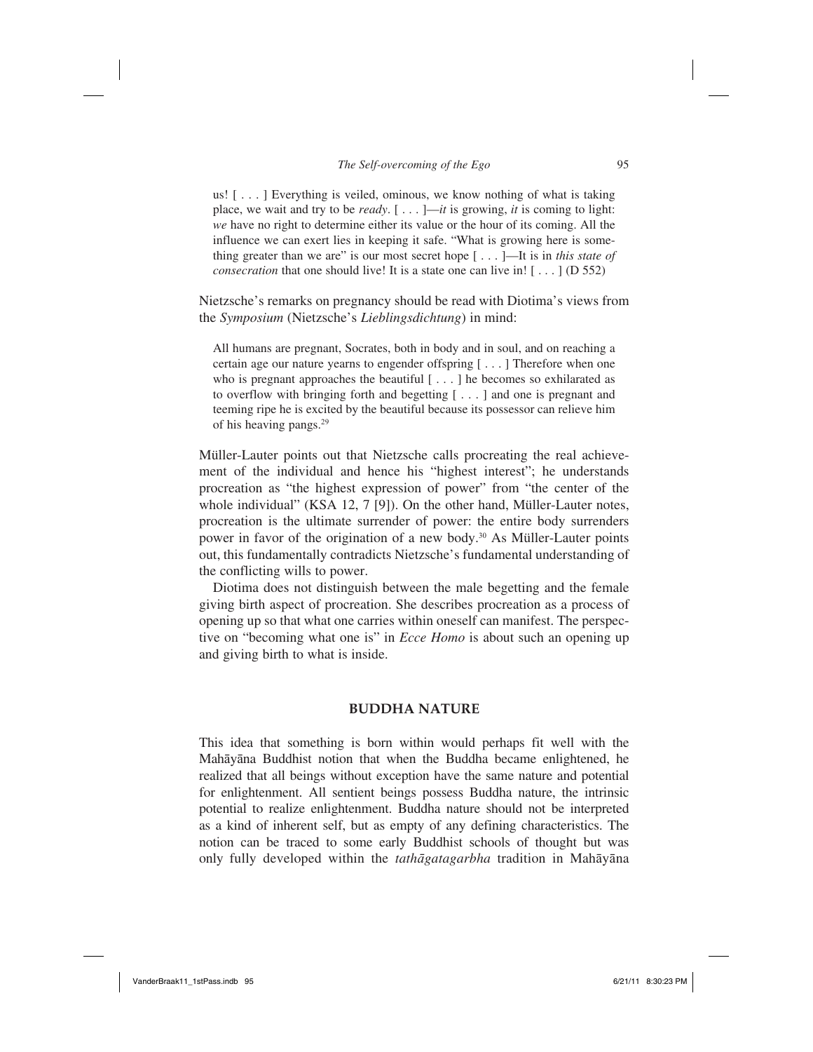> us! [ . . . ] Everything is veiled, ominous, we know nothing of what is taking place, we wait and try to be *ready*. [ . . . ]—*it* is growing, *it* is coming to light: *we* have no right to determine either its value or the hour of its coming. All the influence we can exert lies in keeping it safe. "What is growing here is something greater than we are" is our most secret hope [ . . . ]—It is in *this state of consecration* that one should live! It is a state one can live in! [ . . . ] (D 552)

Nietzsche's remarks on pregnancy should be read with Diotima's views from the *Symposium* (Nietzsche's *Lieblingsdichtung*) in mind:

> All humans are pregnant, Socrates, both in body and in soul, and on reaching a certain age our nature yearns to engender offspring [ . . . ] Therefore when one who is pregnant approaches the beautiful [ . . . ] he becomes so exhilarated as to overflow with bringing forth and begetting [ . . . ] and one is pregnant and teeming ripe he is excited by the beautiful because its possessor can relieve him of his heaving pangs.[29]

Müller-Lauter points out that Nietzsche calls procreating the real achievement of the individual and hence his "highest interest"; he understands procreation as "the highest expression of power" from "the center of the whole individual" (KSA 12, 7 [9]). On the other hand, Müller-Lauter notes, procreation is the ultimate surrender of power: the entire body surrenders power in favor of the origination of a new body.[30] As Müller-Lauter points out, this fundamentally contradicts Nietzsche's fundamental understanding of the conflicting wills to power.

Diotima does not distinguish between the male begetting and the female giving birth aspect of procreation. She describes procreation as a process of opening up so that what one carries within oneself can manifest. The perspective on "becoming what one is" in *Ecce Homo* is about such an opening up and giving birth to what is inside.

## BUDDHA NATURE

This idea that something is born within would perhaps fit well with the Mahāyāna Buddhist notion that when the Buddha became enlightened, he realized that all beings without exception have the same nature and potential for enlightenment. All sentient beings possess Buddha nature, the intrinsic potential to realize enlightenment. Buddha nature should not be interpreted as a kind of inherent self, but as empty of any defining characteristics. The notion can be traced to some early Buddhist schools of thought but was only fully developed within the *tathāgatagarbha* tradition in Mahāyāna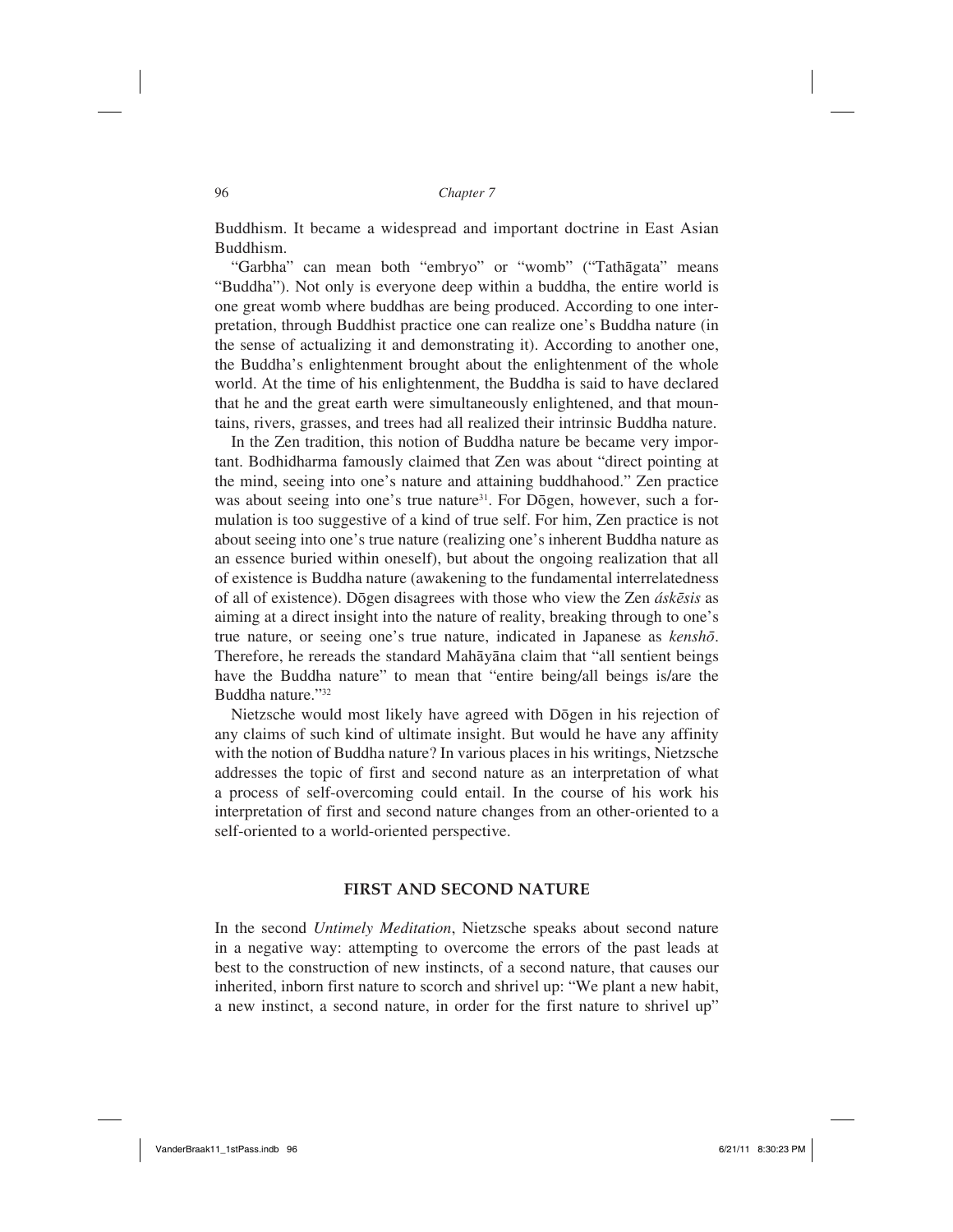Buddhism. It became a widespread and important doctrine in East Asian Buddhism.

"Garbha" can mean both "embryo" or "womb" ("Tathāgata" means "Buddha"). Not only is everyone deep within a buddha, the entire world is one great womb where buddhas are being produced. According to one interpretation, through Buddhist practice one can realize one's Buddha nature (in the sense of actualizing it and demonstrating it). According to another one, the Buddha's enlightenment brought about the enlightenment of the whole world. At the time of his enlightenment, the Buddha is said to have declared that he and the great earth were simultaneously enlightened, and that mountains, rivers, grasses, and trees had all realized their intrinsic Buddha nature.

In the Zen tradition, this notion of Buddha nature be became very important. Bodhidharma famously claimed that Zen was about "direct pointing at the mind, seeing into one's nature and attaining buddhahood." Zen practice was about seeing into one's true nature[31]. For Dōgen, however, such a formulation is too suggestive of a kind of true self. For him, Zen practice is not about seeing into one's true nature (realizing one's inherent Buddha nature as an essence buried within oneself), but about the ongoing realization that all of existence is Buddha nature (awakening to the fundamental interrelatedness of all of existence). Dōgen disagrees with those who view the Zen *áskēsis* as aiming at a direct insight into the nature of reality, breaking through to one's true nature, or seeing one's true nature, indicated in Japanese as *kenshō*. Therefore, he rereads the standard Mahāyāna claim that "all sentient beings have the Buddha nature" to mean that "entire being/all beings is/are the Buddha nature."[32]

Nietzsche would most likely have agreed with Dōgen in his rejection of any claims of such kind of ultimate insight. But would he have any affinity with the notion of Buddha nature? In various places in his writings, Nietzsche addresses the topic of first and second nature as an interpretation of what a process of self-overcoming could entail. In the course of his work his interpretation of first and second nature changes from an other-oriented to a self-oriented to a world-oriented perspective.

## FIRST AND SECOND NATURE

In the second *Untimely Meditation*, Nietzsche speaks about second nature in a negative way: attempting to overcome the errors of the past leads at best to the construction of new instincts, of a second nature, that causes our inherited, inborn first nature to scorch and shrivel up: "We plant a new habit, a new instinct, a second nature, in order for the first nature to shrivel up"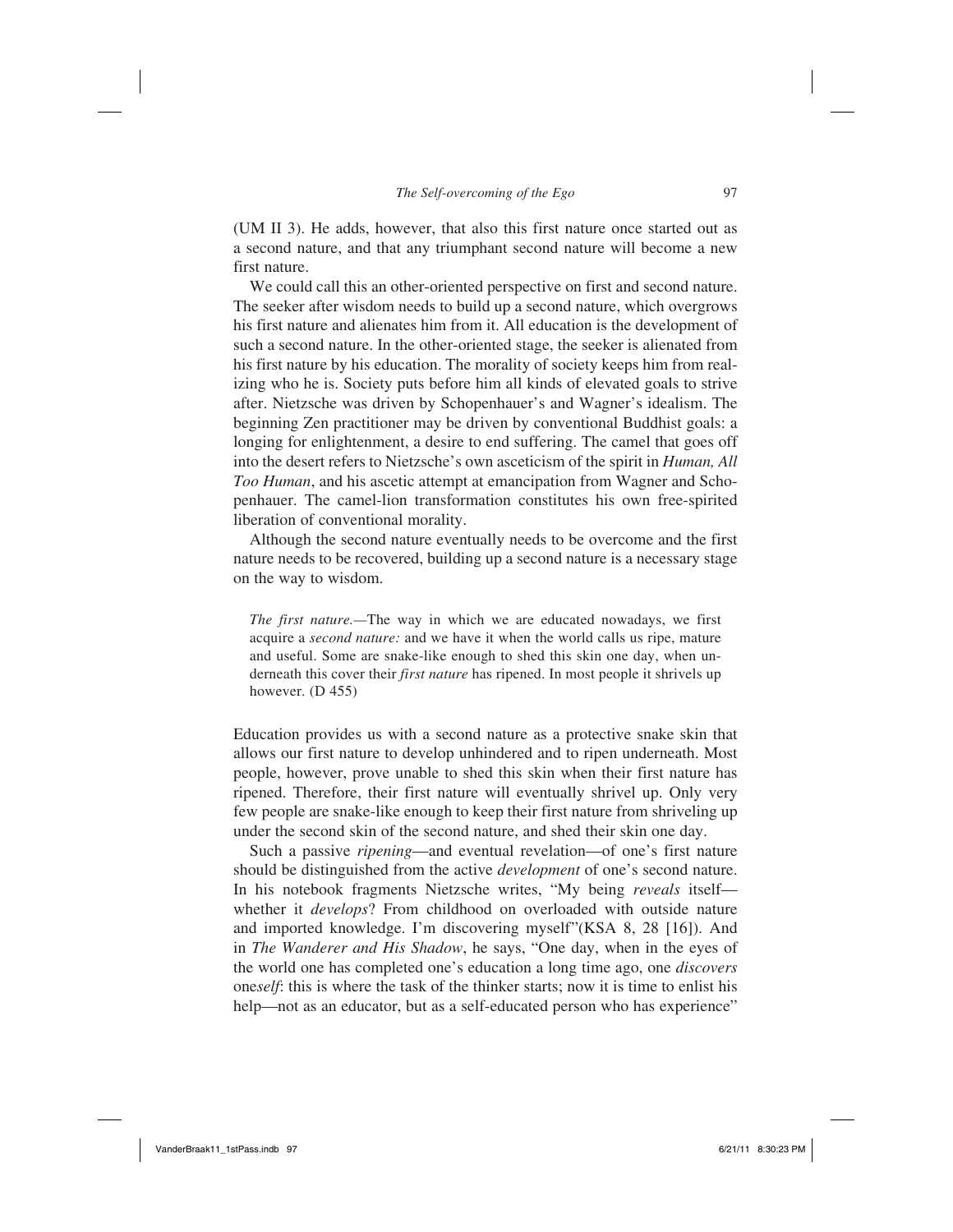(UM II 3). He adds, however, that also this first nature once started out as a second nature, and that any triumphant second nature will become a new first nature.

We could call this an other-oriented perspective on first and second nature. The seeker after wisdom needs to build up a second nature, which overgrows his first nature and alienates him from it. All education is the development of such a second nature. In the other-oriented stage, the seeker is alienated from his first nature by his education. The morality of society keeps him from realizing who he is. Society puts before him all kinds of elevated goals to strive after. Nietzsche was driven by Schopenhauer's and Wagner's idealism. The beginning Zen practitioner may be driven by conventional Buddhist goals: a longing for enlightenment, a desire to end suffering. The camel that goes off into the desert refers to Nietzsche's own asceticism of the spirit in *Human, All Too Human*, and his ascetic attempt at emancipation from Wagner and Schopenhauer. The camel-lion transformation constitutes his own free-spirited liberation of conventional morality.

Although the second nature eventually needs to be overcome and the first nature needs to be recovered, building up a second nature is a necessary stage on the way to wisdom.

> *The first nature.*—The way in which we are educated nowadays, we first acquire a *second nature:* and we have it when the world calls us ripe, mature and useful. Some are snake-like enough to shed this skin one day, when underneath this cover their *first nature* has ripened. In most people it shrivels up however. (D 455)

Education provides us with a second nature as a protective snake skin that allows our first nature to develop unhindered and to ripen underneath. Most people, however, prove unable to shed this skin when their first nature has ripened. Therefore, their first nature will eventually shrivel up. Only very few people are snake-like enough to keep their first nature from shriveling up under the second skin of the second nature, and shed their skin one day.

Such a passive *ripening*—and eventual revelation—of one's first nature should be distinguished from the active *development* of one's second nature. In his notebook fragments Nietzsche writes, "My being *reveals* itself—whether it *develops*? From childhood on overloaded with outside nature and imported knowledge. I'm discovering myself"(KSA 8, 28 [16]). And in *The Wanderer and His Shadow*, he says, "One day, when in the eyes of the world one has completed one's education a long time ago, one *discovers* one*self*: this is where the task of the thinker starts; now it is time to enlist his help—not as an educator, but as a self-educated person who has experience"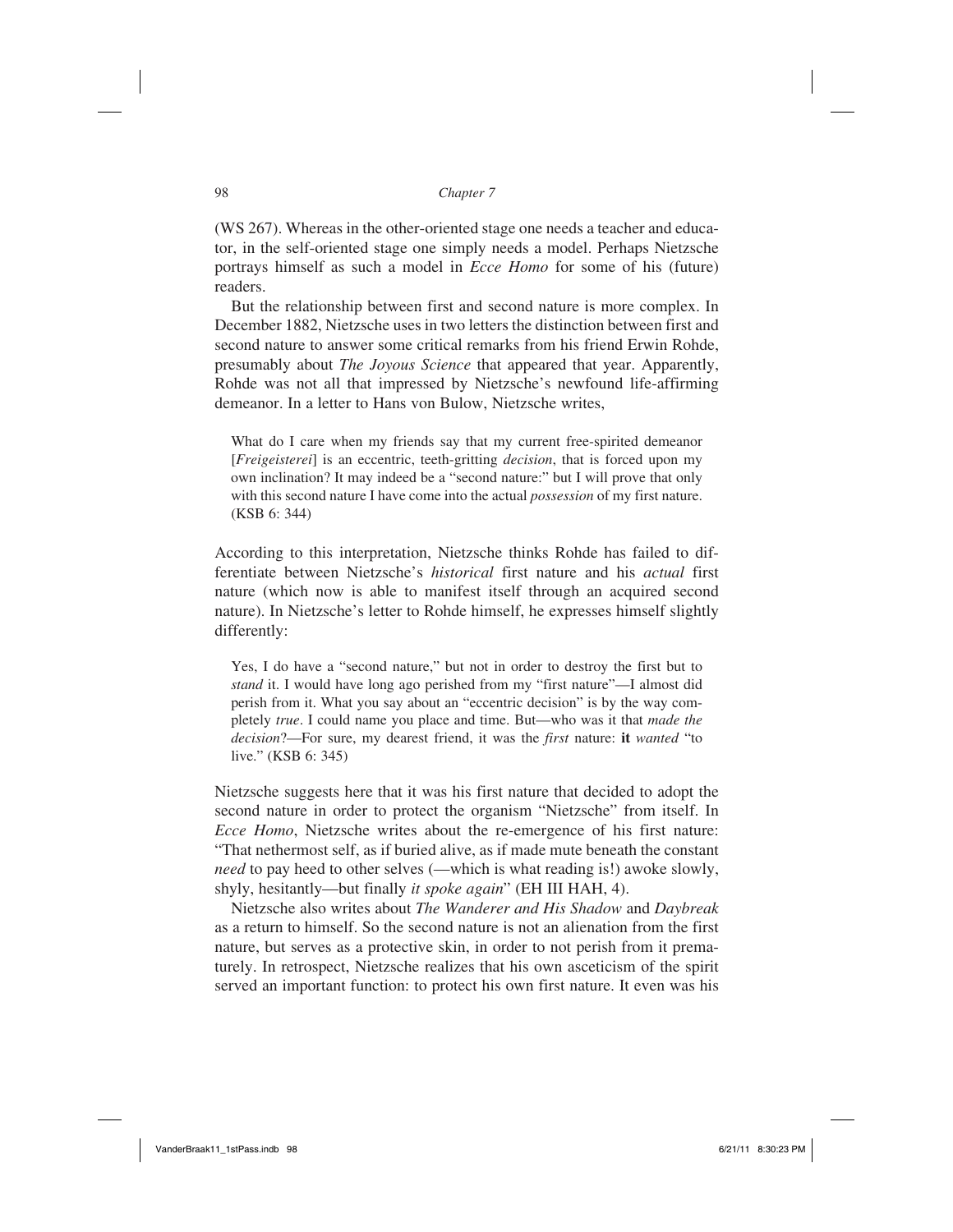(WS 267). Whereas in the other-oriented stage one needs a teacher and educator, in the self-oriented stage one simply needs a model. Perhaps Nietzsche portrays himself as such a model in *Ecce Homo* for some of his (future) readers.

But the relationship between first and second nature is more complex. In December 1882, Nietzsche uses in two letters the distinction between first and second nature to answer some critical remarks from his friend Erwin Rohde, presumably about *The Joyous Science* that appeared that year. Apparently, Rohde was not all that impressed by Nietzsche's newfound life-affirming demeanor. In a letter to Hans von Bulow, Nietzsche writes,

> What do I care when my friends say that my current free-spirited demeanor [*Freigeisterei*] is an eccentric, teeth-gritting *decision*, that is forced upon my own inclination? It may indeed be a "second nature:" but I will prove that only with this second nature I have come into the actual *possession* of my first nature. (KSB 6: 344)

According to this interpretation, Nietzsche thinks Rohde has failed to differentiate between Nietzsche's *historical* first nature and his *actual* first nature (which now is able to manifest itself through an acquired second nature). In Nietzsche's letter to Rohde himself, he expresses himself slightly differently:

> Yes, I do have a "second nature," but not in order to destroy the first but to *stand* it. I would have long ago perished from my "first nature"—I almost did perish from it. What you say about an "eccentric decision" is by the way completely *true*. I could name you place and time. But—who was it that *made the decision*?—For sure, my dearest friend, it was the *first* nature: **it** *wanted* "to live." (KSB 6: 345)

Nietzsche suggests here that it was his first nature that decided to adopt the second nature in order to protect the organism "Nietzsche" from itself. In *Ecce Homo*, Nietzsche writes about the re-emergence of his first nature: "That nethermost self, as if buried alive, as if made mute beneath the constant *need* to pay heed to other selves (—which is what reading is!) awoke slowly, shyly, hesitantly—but finally *it spoke again*" (EH III HAH, 4).

Nietzsche also writes about *The Wanderer and His Shadow* and *Daybreak* as a return to himself. So the second nature is not an alienation from the first nature, but serves as a protective skin, in order to not perish from it prematurely. In retrospect, Nietzsche realizes that his own asceticism of the spirit served an important function: to protect his own first nature. It even was his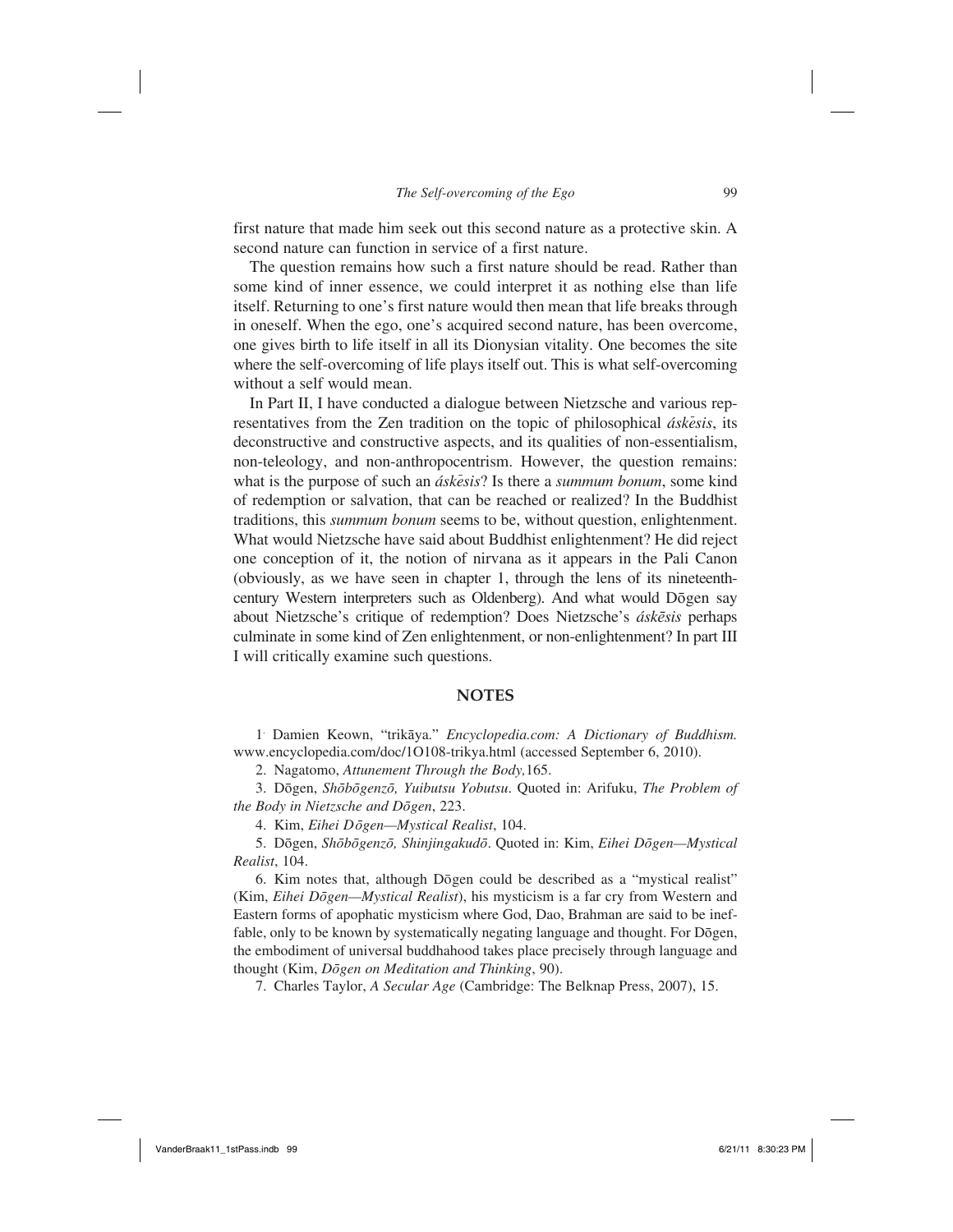first nature that made him seek out this second nature as a protective skin. A second nature can function in service of a first nature.

The question remains how such a first nature should be read. Rather than some kind of inner essence, we could interpret it as nothing else than life itself. Returning to one's first nature would then mean that life breaks through in oneself. When the ego, one's acquired second nature, has been overcome, one gives birth to life itself in all its Dionysian vitality. One becomes the site where the self-overcoming of life plays itself out. This is what self-overcoming without a self would mean.

In Part II, I have conducted a dialogue between Nietzsche and various representatives from the Zen tradition on the topic of philosophical *áskēsis*, its deconstructive and constructive aspects, and its qualities of non-essentialism, non-teleology, and non-anthropocentrism. However, the question remains: what is the purpose of such an *áskēsis*? Is there a *summum bonum*, some kind of redemption or salvation, that can be reached or realized? In the Buddhist traditions, this *summum bonum* seems to be, without question, enlightenment. What would Nietzsche have said about Buddhist enlightenment? He did reject one conception of it, the notion of nirvana as it appears in the Pali Canon (obviously, as we have seen in chapter 1, through the lens of its nineteenth-century Western interpreters such as Oldenberg). And what would Dōgen say about Nietzsche's critique of redemption? Does Nietzsche's *áskēsis* perhaps culminate in some kind of Zen enlightenment, or non-enlightenment? In part III I will critically examine such questions.

## NOTES

1. Damien Keown, "trikāya." *Encyclopedia.com: A Dictionary of Buddhism.* www.encyclopedia.com/doc/1O108-trikya.html (accessed September 6, 2010).

2. Nagatomo, *Attunement Through the Body,*165.

3. Dōgen, *Shōbōgenzō, Yuibutsu Yobutsu*. Quoted in: Arifuku, *The Problem of the Body in Nietzsche and Dōgen*, 223.

4. Kim, *Eihei Dōgen—Mystical Realist*, 104.

5. Dōgen, *Shōbōgenzō, Shinjingakudō*. Quoted in: Kim, *Eihei Dōgen—Mystical Realist*, 104.

6. Kim notes that, although Dōgen could be described as a "mystical realist" (Kim, *Eihei Dōgen—Mystical Realist*), his mysticism is a far cry from Western and Eastern forms of apophatic mysticism where God, Dao, Brahman are said to be ineffable, only to be known by systematically negating language and thought. For Dōgen, the embodiment of universal buddhahood takes place precisely through language and thought (Kim, *Dōgen on Meditation and Thinking*, 90).

7. Charles Taylor, *A Secular Age* (Cambridge: The Belknap Press, 2007), 15.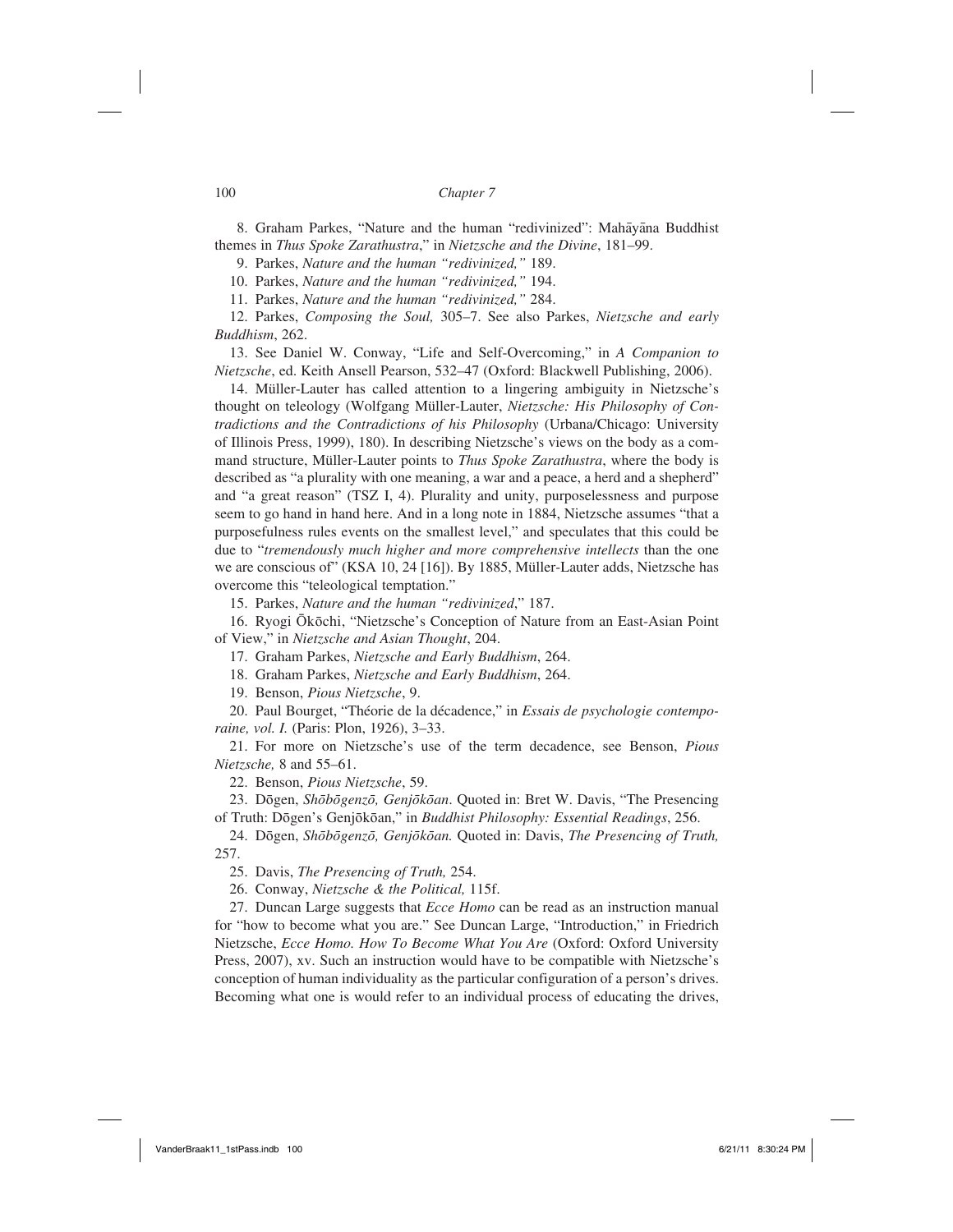8. Graham Parkes, "Nature and the human "redivinized": Mahāyāna Buddhist themes in *Thus Spoke Zarathustra*," in *Nietzsche and the Divine*, 181–99.

9. Parkes, *Nature and the human "redivinized,"* 189.

10. Parkes, *Nature and the human "redivinized,"* 194.

11. Parkes, *Nature and the human "redivinized,"* 284.

12. Parkes, *Composing the Soul,* 305–7. See also Parkes, *Nietzsche and early Buddhism*, 262.

13. See Daniel W. Conway, "Life and Self-Overcoming," in *A Companion to Nietzsche*, ed. Keith Ansell Pearson, 532–47 (Oxford: Blackwell Publishing, 2006).

14. Müller-Lauter has called attention to a lingering ambiguity in Nietzsche's thought on teleology (Wolfgang Müller-Lauter, *Nietzsche: His Philosophy of Contradictions and the Contradictions of his Philosophy* (Urbana/Chicago: University of Illinois Press, 1999), 180). In describing Nietzsche's views on the body as a command structure, Müller-Lauter points to *Thus Spoke Zarathustra*, where the body is described as "a plurality with one meaning, a war and a peace, a herd and a shepherd" and "a great reason" (TSZ I, 4). Plurality and unity, purposelessness and purpose seem to go hand in hand here. And in a long note in 1884, Nietzsche assumes "that a purposefulness rules events on the smallest level," and speculates that this could be due to "*tremendously much higher and more comprehensive intellects* than the one we are conscious of" (KSA 10, 24 [16]). By 1885, Müller-Lauter adds, Nietzsche has overcome this "teleological temptation."

15. Parkes, *Nature and the human "redivinized*," 187.

16. Ryogi Ōkōchi, "Nietzsche's Conception of Nature from an East-Asian Point of View," in *Nietzsche and Asian Thought*, 204.

17. Graham Parkes, *Nietzsche and Early Buddhism*, 264.

18. Graham Parkes, *Nietzsche and Early Buddhism*, 264.

19. Benson, *Pious Nietzsche*, 9.

20. Paul Bourget, "Théorie de la décadence," in *Essais de psychologie contemporaine, vol. I.* (Paris: Plon, 1926), 3–33.

21. For more on Nietzsche's use of the term decadence, see Benson, *Pious Nietzsche,* 8 and 55–61.

22. Benson, *Pious Nietzsche*, 59.

23. Dōgen, *Shōbōgenzō, Genjōkōan*. Quoted in: Bret W. Davis, "The Presencing of Truth: Dōgen's Genjōkōan," in *Buddhist Philosophy: Essential Readings*, 256.

24. Dōgen, *Shōbōgenzō, Genjōkōan.* Quoted in: Davis, *The Presencing of Truth,* 257.

25. Davis, *The Presencing of Truth,* 254.

26. Conway, *Nietzsche & the Political,* 115f.

27. Duncan Large suggests that *Ecce Homo* can be read as an instruction manual for "how to become what you are." See Duncan Large, "Introduction," in Friedrich Nietzsche, *Ecce Homo. How To Become What You Are* (Oxford: Oxford University Press, 2007), xv. Such an instruction would have to be compatible with Nietzsche's conception of human individuality as the particular configuration of a person's drives. Becoming what one is would refer to an individual process of educating the drives,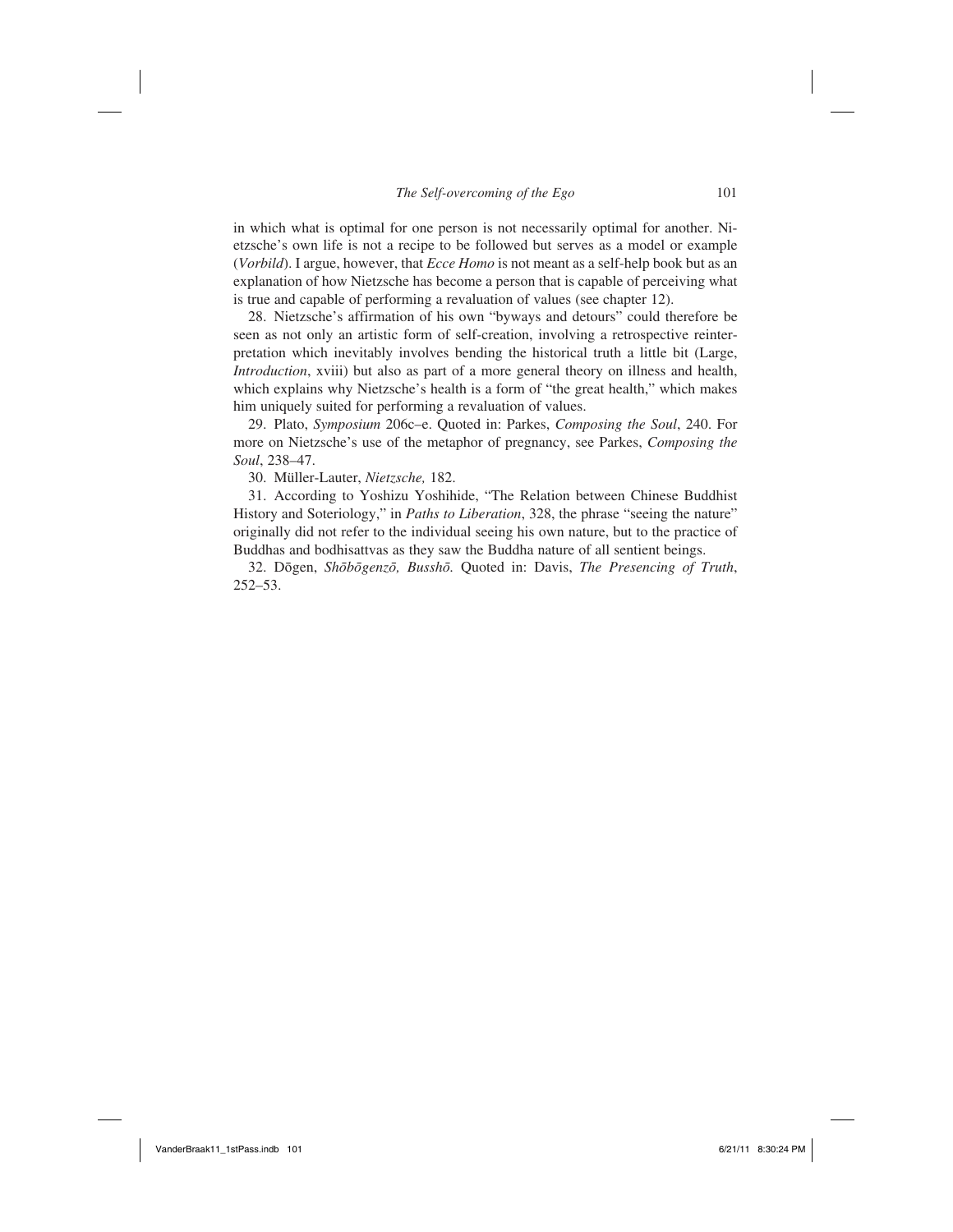in which what is optimal for one person is not necessarily optimal for another. Nietzsche's own life is not a recipe to be followed but serves as a model or example (*Vorbild*). I argue, however, that *Ecce Homo* is not meant as a self-help book but as an explanation of how Nietzsche has become a person that is capable of perceiving what is true and capable of performing a revaluation of values (see chapter 12).

28. Nietzsche's affirmation of his own "byways and detours" could therefore be seen as not only an artistic form of self-creation, involving a retrospective reinterpretation which inevitably involves bending the historical truth a little bit (Large, *Introduction*, xviii) but also as part of a more general theory on illness and health, which explains why Nietzsche's health is a form of "the great health," which makes him uniquely suited for performing a revaluation of values.

29. Plato, *Symposium* 206c–e. Quoted in: Parkes, *Composing the Soul*, 240. For more on Nietzsche's use of the metaphor of pregnancy, see Parkes, *Composing the Soul*, 238–47.

30. Müller-Lauter, *Nietzsche,* 182.

31. According to Yoshizu Yoshihide, "The Relation between Chinese Buddhist History and Soteriology," in *Paths to Liberation*, 328, the phrase "seeing the nature" originally did not refer to the individual seeing his own nature, but to the practice of Buddhas and bodhisattvas as they saw the Buddha nature of all sentient beings.

32. Dōgen, *Shōbōgenzō, Busshō.* Quoted in: Davis, *The Presencing of Truth*, 252–53.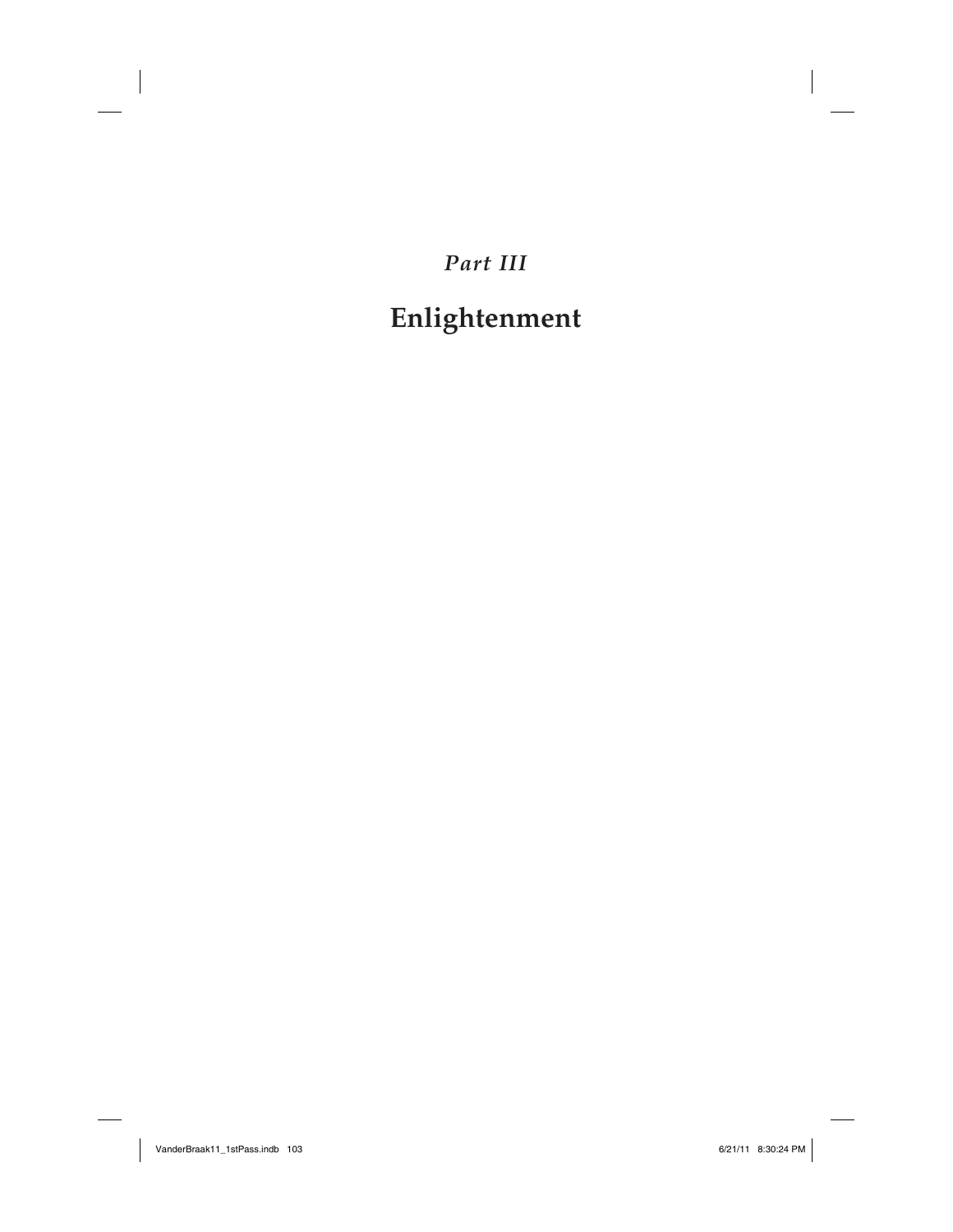*Part III*

# Enlightenment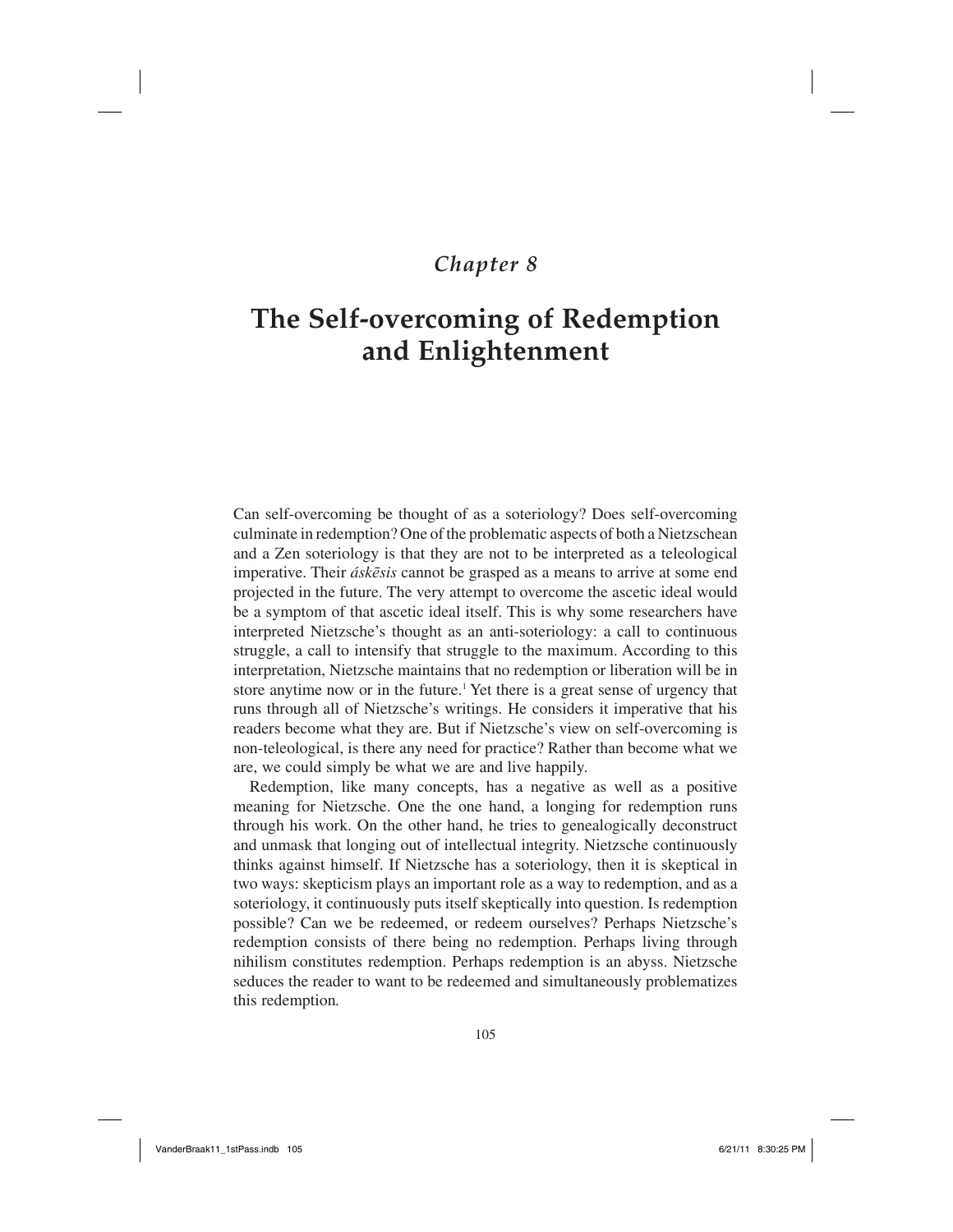## *Chapter 8*

# The Self-overcoming of Redemption and Enlightenment

Can self-overcoming be thought of as a soteriology? Does self-overcoming culminate in redemption? One of the problematic aspects of both a Nietzschean and a Zen soteriology is that they are not to be interpreted as a teleological imperative. Their *áskēsis* cannot be grasped as a means to arrive at some end projected in the future. The very attempt to overcome the ascetic ideal would be a symptom of that ascetic ideal itself. This is why some researchers have interpreted Nietzsche's thought as an anti-soteriology: a call to continuous struggle, a call to intensify that struggle to the maximum. According to this interpretation, Nietzsche maintains that no redemption or liberation will be in store anytime now or in the future.[1] Yet there is a great sense of urgency that runs through all of Nietzsche's writings. He considers it imperative that his readers become what they are. But if Nietzsche's view on self-overcoming is non-teleological, is there any need for practice? Rather than become what we are, we could simply be what we are and live happily.

Redemption, like many concepts, has a negative as well as a positive meaning for Nietzsche. One the one hand, a longing for redemption runs through his work. On the other hand, he tries to genealogically deconstruct and unmask that longing out of intellectual integrity. Nietzsche continuously thinks against himself. If Nietzsche has a soteriology, then it is skeptical in two ways: skepticism plays an important role as a way to redemption, and as a soteriology, it continuously puts itself skeptically into question. Is redemption possible? Can we be redeemed, or redeem ourselves? Perhaps Nietzsche's redemption consists of there being no redemption. Perhaps living through nihilism constitutes redemption. Perhaps redemption is an abyss. Nietzsche seduces the reader to want to be redeemed and simultaneously problematizes this redemption.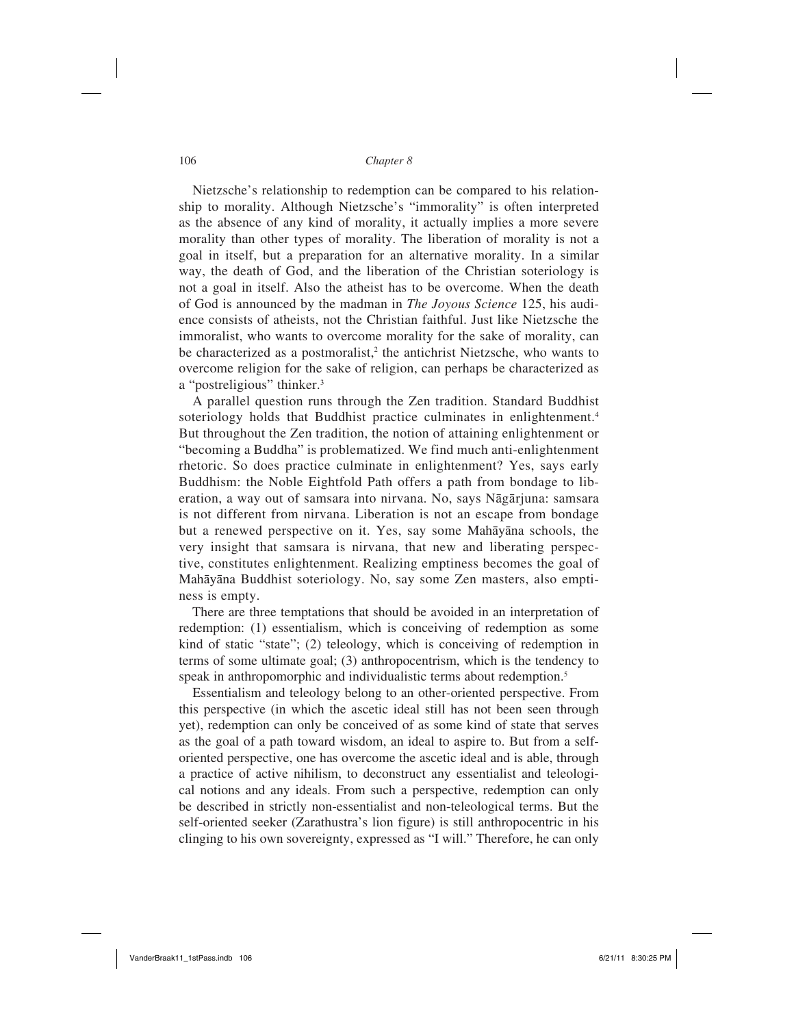Nietzsche's relationship to redemption can be compared to his relationship to morality. Although Nietzsche's "immorality" is often interpreted as the absence of any kind of morality, it actually implies a more severe morality than other types of morality. The liberation of morality is not a goal in itself, but a preparation for an alternative morality. In a similar way, the death of God, and the liberation of the Christian soteriology is not a goal in itself. Also the atheist has to be overcome. When the death of God is announced by the madman in *The Joyous Science* 125, his audience consists of atheists, not the Christian faithful. Just like Nietzsche the immoralist, who wants to overcome morality for the sake of morality, can be characterized as a postmoralist,[2] the antichrist Nietzsche, who wants to overcome religion for the sake of religion, can perhaps be characterized as a "postreligious" thinker.[3]

A parallel question runs through the Zen tradition. Standard Buddhist soteriology holds that Buddhist practice culminates in enlightenment.[4] But throughout the Zen tradition, the notion of attaining enlightenment or "becoming a Buddha" is problematized. We find much anti-enlightenment rhetoric. So does practice culminate in enlightenment? Yes, says early Buddhism: the Noble Eightfold Path offers a path from bondage to liberation, a way out of samsara into nirvana. No, says Nāgārjuna: samsara is not different from nirvana. Liberation is not an escape from bondage but a renewed perspective on it. Yes, say some Mahāyāna schools, the very insight that samsara is nirvana, that new and liberating perspective, constitutes enlightenment. Realizing emptiness becomes the goal of Mahāyāna Buddhist soteriology. No, say some Zen masters, also emptiness is empty.

There are three temptations that should be avoided in an interpretation of redemption: (1) essentialism, which is conceiving of redemption as some kind of static "state"; (2) teleology, which is conceiving of redemption in terms of some ultimate goal; (3) anthropocentrism, which is the tendency to speak in anthropomorphic and individualistic terms about redemption.[5]

Essentialism and teleology belong to an other-oriented perspective. From this perspective (in which the ascetic ideal still has not been seen through yet), redemption can only be conceived of as some kind of state that serves as the goal of a path toward wisdom, an ideal to aspire to. But from a self-oriented perspective, one has overcome the ascetic ideal and is able, through a practice of active nihilism, to deconstruct any essentialist and teleological notions and any ideals. From such a perspective, redemption can only be described in strictly non-essentialist and non-teleological terms. But the self-oriented seeker (Zarathustra's lion figure) is still anthropocentric in his clinging to his own sovereignty, expressed as "I will." Therefore, he can only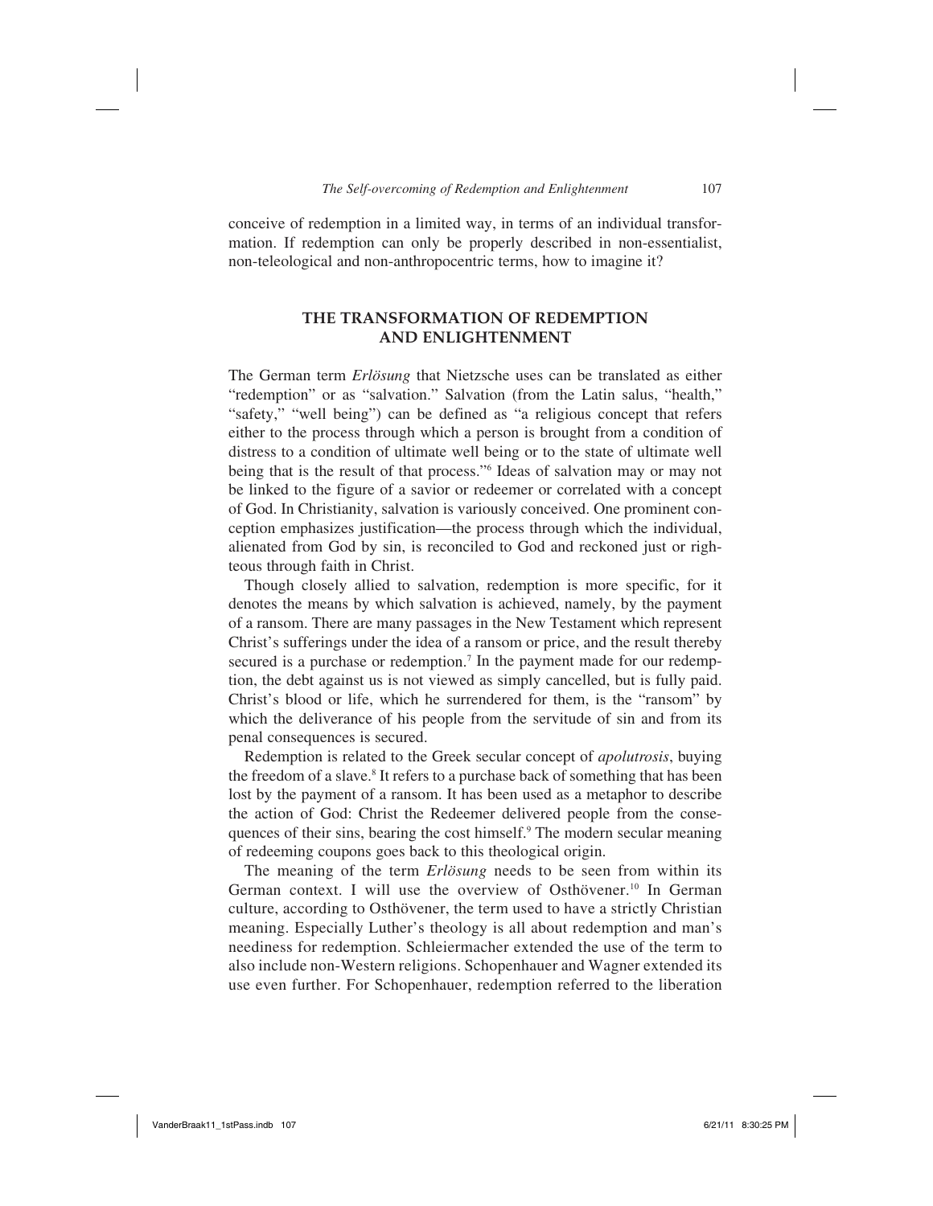conceive of redemption in a limited way, in terms of an individual transformation. If redemption can only be properly described in non-essentialist, non-teleological and non-anthropocentric terms, how to imagine it?

## THE TRANSFORMATION OF REDEMPTION AND ENLIGHTENMENT

The German term *Erlösung* that Nietzsche uses can be translated as either "redemption" or as "salvation." Salvation (from the Latin salus, "health," "safety," "well being") can be defined as "a religious concept that refers either to the process through which a person is brought from a condition of distress to a condition of ultimate well being or to the state of ultimate well being that is the result of that process."[6] Ideas of salvation may or may not be linked to the figure of a savior or redeemer or correlated with a concept of God. In Christianity, salvation is variously conceived. One prominent conception emphasizes justification—the process through which the individual, alienated from God by sin, is reconciled to God and reckoned just or righteous through faith in Christ.

Though closely allied to salvation, redemption is more specific, for it denotes the means by which salvation is achieved, namely, by the payment of a ransom. There are many passages in the New Testament which represent Christ's sufferings under the idea of a ransom or price, and the result thereby secured is a purchase or redemption.[7] In the payment made for our redemption, the debt against us is not viewed as simply cancelled, but is fully paid. Christ's blood or life, which he surrendered for them, is the "ransom" by which the deliverance of his people from the servitude of sin and from its penal consequences is secured.

Redemption is related to the Greek secular concept of *apolutrosis*, buying the freedom of a slave.[8] It refers to a purchase back of something that has been lost by the payment of a ransom. It has been used as a metaphor to describe the action of God: Christ the Redeemer delivered people from the consequences of their sins, bearing the cost himself.[9] The modern secular meaning of redeeming coupons goes back to this theological origin.

The meaning of the term *Erlösung* needs to be seen from within its German context. I will use the overview of Osthövener.[10] In German culture, according to Osthövener, the term used to have a strictly Christian meaning. Especially Luther's theology is all about redemption and man's neediness for redemption. Schleiermacher extended the use of the term to also include non-Western religions. Schopenhauer and Wagner extended its use even further. For Schopenhauer, redemption referred to the liberation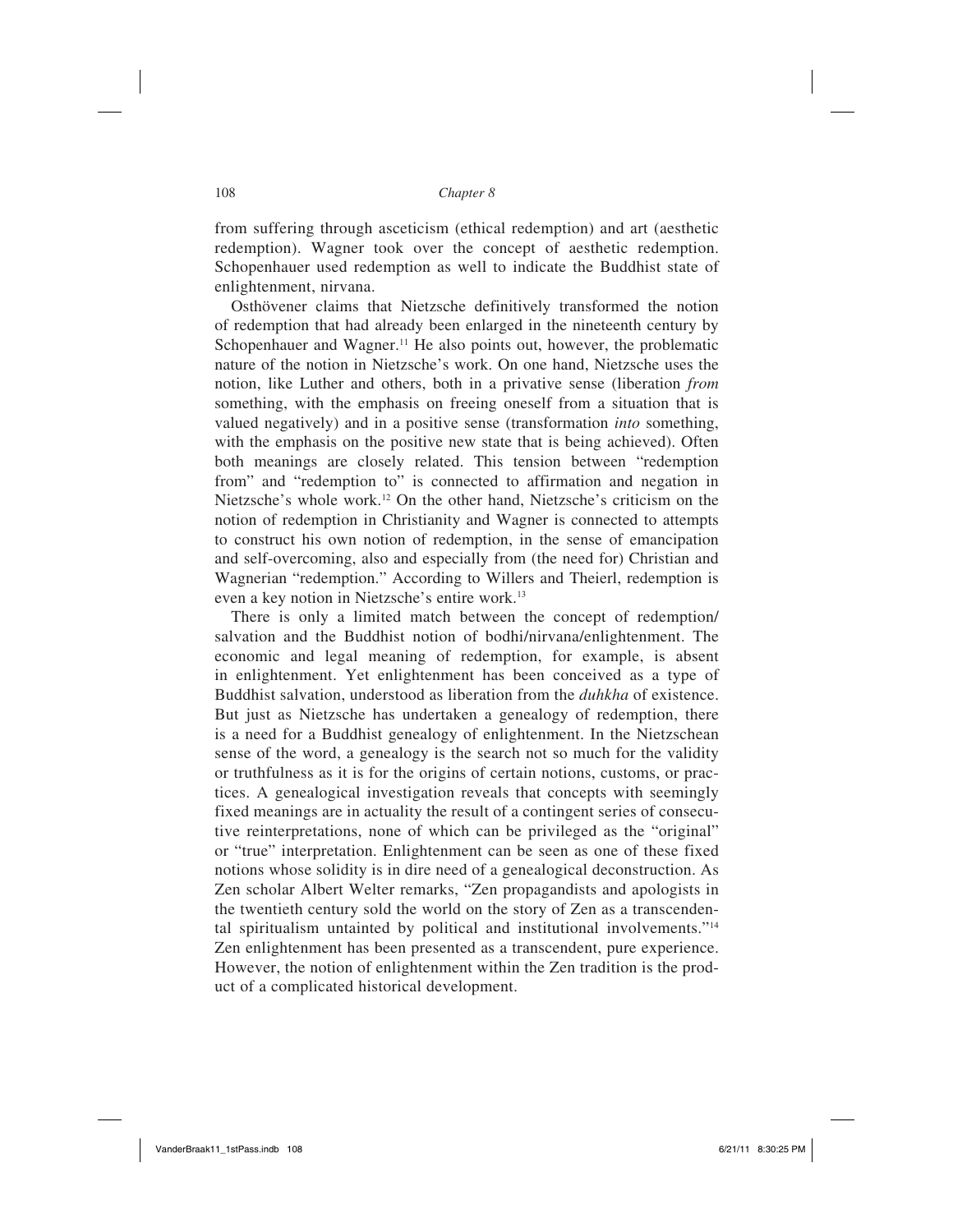from suffering through asceticism (ethical redemption) and art (aesthetic redemption). Wagner took over the concept of aesthetic redemption. Schopenhauer used redemption as well to indicate the Buddhist state of enlightenment, nirvana.

Osthövener claims that Nietzsche definitively transformed the notion of redemption that had already been enlarged in the nineteenth century by Schopenhauer and Wagner.[11] He also points out, however, the problematic nature of the notion in Nietzsche's work. On one hand, Nietzsche uses the notion, like Luther and others, both in a privative sense (liberation *from* something, with the emphasis on freeing oneself from a situation that is valued negatively) and in a positive sense (transformation *into* something, with the emphasis on the positive new state that is being achieved). Often both meanings are closely related. This tension between "redemption from" and "redemption to" is connected to affirmation and negation in Nietzsche's whole work.[12] On the other hand, Nietzsche's criticism on the notion of redemption in Christianity and Wagner is connected to attempts to construct his own notion of redemption, in the sense of emancipation and self-overcoming, also and especially from (the need for) Christian and Wagnerian "redemption." According to Willers and Theierl, redemption is even a key notion in Nietzsche's entire work.[13]

There is only a limited match between the concept of redemption/salvation and the Buddhist notion of bodhi/nirvana/enlightenment. The economic and legal meaning of redemption, for example, is absent in enlightenment. Yet enlightenment has been conceived as a type of Buddhist salvation, understood as liberation from the *duhkha* of existence. But just as Nietzsche has undertaken a genealogy of redemption, there is a need for a Buddhist genealogy of enlightenment. In the Nietzschean sense of the word, a genealogy is the search not so much for the validity or truthfulness as it is for the origins of certain notions, customs, or practices. A genealogical investigation reveals that concepts with seemingly fixed meanings are in actuality the result of a contingent series of consecutive reinterpretations, none of which can be privileged as the "original" or "true" interpretation. Enlightenment can be seen as one of these fixed notions whose solidity is in dire need of a genealogical deconstruction. As Zen scholar Albert Welter remarks, "Zen propagandists and apologists in the twentieth century sold the world on the story of Zen as a transcendental spiritualism untainted by political and institutional involvements."[14] Zen enlightenment has been presented as a transcendent, pure experience. However, the notion of enlightenment within the Zen tradition is the product of a complicated historical development.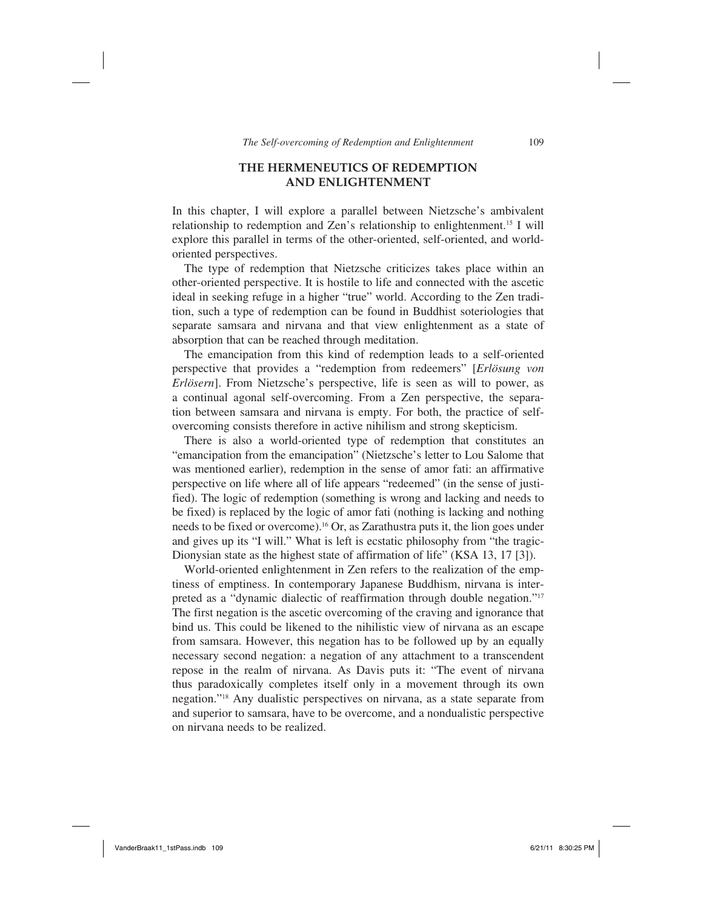## THE HERMENEUTICS OF REDEMPTION AND ENLIGHTENMENT

In this chapter, I will explore a parallel between Nietzsche's ambivalent relationship to redemption and Zen's relationship to enlightenment.[15] I will explore this parallel in terms of the other-oriented, self-oriented, and world-oriented perspectives.

The type of redemption that Nietzsche criticizes takes place within an other-oriented perspective. It is hostile to life and connected with the ascetic ideal in seeking refuge in a higher "true" world. According to the Zen tradition, such a type of redemption can be found in Buddhist soteriologies that separate samsara and nirvana and that view enlightenment as a state of absorption that can be reached through meditation.

The emancipation from this kind of redemption leads to a self-oriented perspective that provides a "redemption from redeemers" [*Erlösung von Erlösern*]. From Nietzsche's perspective, life is seen as will to power, as a continual agonal self-overcoming. From a Zen perspective, the separation between samsara and nirvana is empty. For both, the practice of self-overcoming consists therefore in active nihilism and strong skepticism.

There is also a world-oriented type of redemption that constitutes an "emancipation from the emancipation" (Nietzsche's letter to Lou Salome that was mentioned earlier), redemption in the sense of amor fati: an affirmative perspective on life where all of life appears "redeemed" (in the sense of justified). The logic of redemption (something is wrong and lacking and needs to be fixed) is replaced by the logic of amor fati (nothing is lacking and nothing needs to be fixed or overcome).[16] Or, as Zarathustra puts it, the lion goes under and gives up its "I will." What is left is ecstatic philosophy from "the tragic-Dionysian state as the highest state of affirmation of life" (KSA 13, 17 [3]).

World-oriented enlightenment in Zen refers to the realization of the emptiness of emptiness. In contemporary Japanese Buddhism, nirvana is interpreted as a "dynamic dialectic of reaffirmation through double negation."[17] The first negation is the ascetic overcoming of the craving and ignorance that bind us. This could be likened to the nihilistic view of nirvana as an escape from samsara. However, this negation has to be followed up by an equally necessary second negation: a negation of any attachment to a transcendent repose in the realm of nirvana. As Davis puts it: "The event of nirvana thus paradoxically completes itself only in a movement through its own negation."[18] Any dualistic perspectives on nirvana, as a state separate from and superior to samsara, have to be overcome, and a nondualistic perspective on nirvana needs to be realized.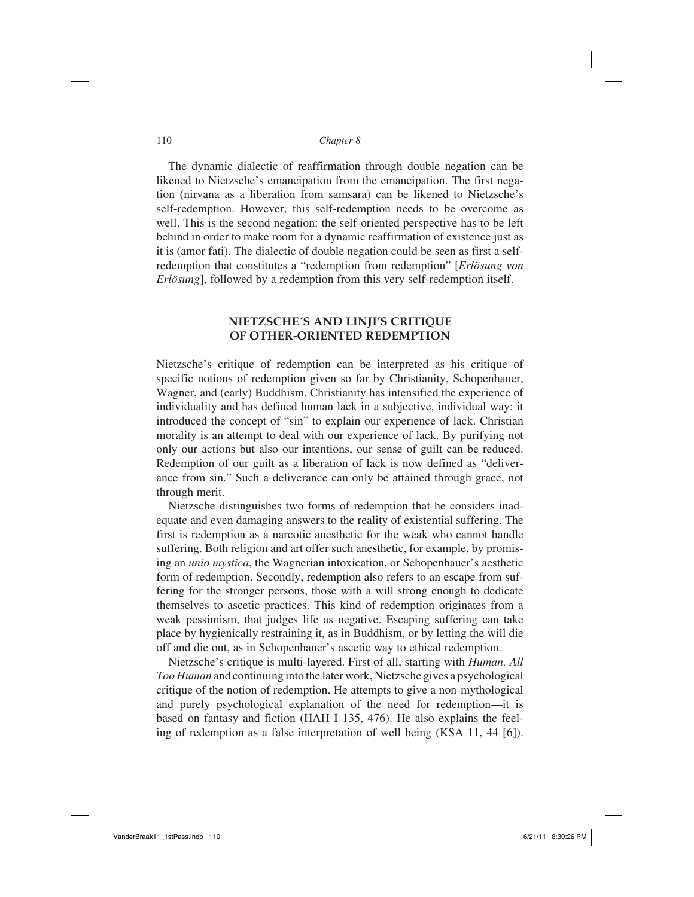The dynamic dialectic of reaffirmation through double negation can be likened to Nietzsche's emancipation from the emancipation. The first negation (nirvana as a liberation from samsara) can be likened to Nietzsche's self-redemption. However, this self-redemption needs to be overcome as well. This is the second negation: the self-oriented perspective has to be left behind in order to make room for a dynamic reaffirmation of existence just as it is (amor fati). The dialectic of double negation could be seen as first a self-redemption that constitutes a "redemption from redemption" [*Erlösung von Erlösung*], followed by a redemption from this very self-redemption itself.

## NIETZSCHE´S AND LINJI'S CRITIQUE OF OTHER-ORIENTED REDEMPTION

Nietzsche's critique of redemption can be interpreted as his critique of specific notions of redemption given so far by Christianity, Schopenhauer, Wagner, and (early) Buddhism. Christianity has intensified the experience of individuality and has defined human lack in a subjective, individual way: it introduced the concept of "sin" to explain our experience of lack. Christian morality is an attempt to deal with our experience of lack. By purifying not only our actions but also our intentions, our sense of guilt can be reduced. Redemption of our guilt as a liberation of lack is now defined as "deliverance from sin." Such a deliverance can only be attained through grace, not through merit.

Nietzsche distinguishes two forms of redemption that he considers inadequate and even damaging answers to the reality of existential suffering. The first is redemption as a narcotic anesthetic for the weak who cannot handle suffering. Both religion and art offer such anesthetic, for example, by promising an *unio mystica*, the Wagnerian intoxication, or Schopenhauer's aesthetic form of redemption. Secondly, redemption also refers to an escape from suffering for the stronger persons, those with a will strong enough to dedicate themselves to ascetic practices. This kind of redemption originates from a weak pessimism, that judges life as negative. Escaping suffering can take place by hygienically restraining it, as in Buddhism, or by letting the will die off and die out, as in Schopenhauer's ascetic way to ethical redemption.

Nietzsche's critique is multi-layered. First of all, starting with *Human, All Too Human* and continuing into the later work, Nietzsche gives a psychological critique of the notion of redemption. He attempts to give a non-mythological and purely psychological explanation of the need for redemption—it is based on fantasy and fiction (HAH I 135, 476). He also explains the feeling of redemption as a false interpretation of well being (KSA 11, 44 [6]).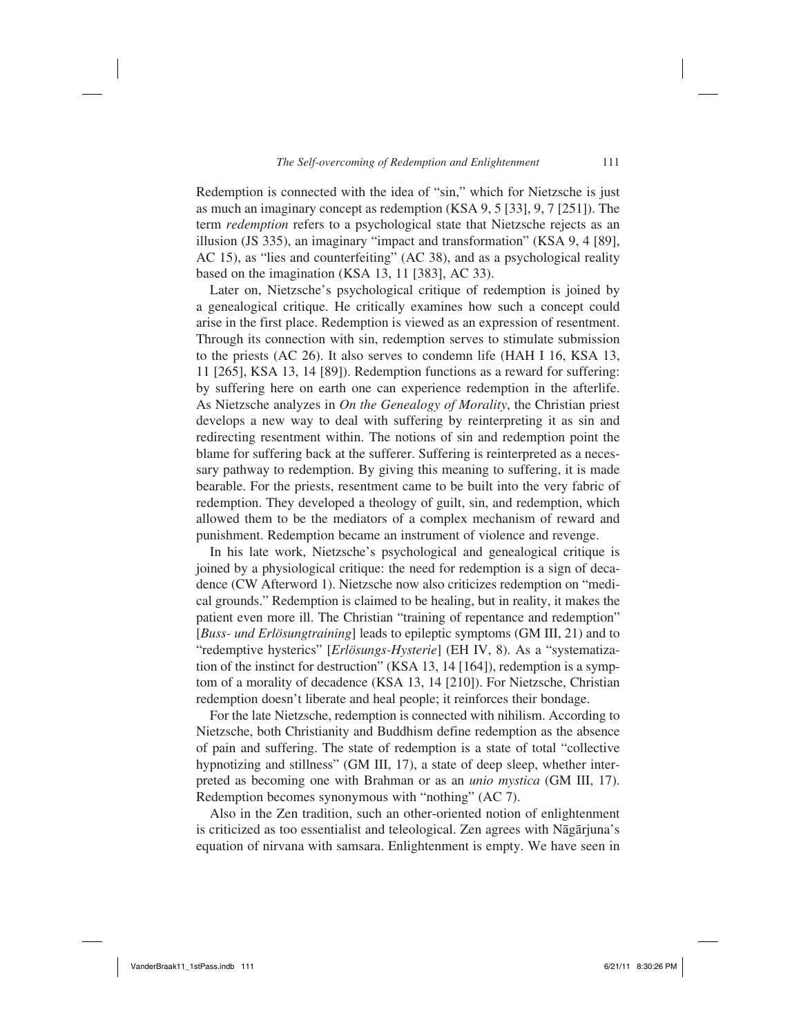Redemption is connected with the idea of "sin," which for Nietzsche is just as much an imaginary concept as redemption (KSA 9, 5 [33], 9, 7 [251]). The term *redemption* refers to a psychological state that Nietzsche rejects as an illusion (JS 335), an imaginary "impact and transformation" (KSA 9, 4 [89], AC 15), as "lies and counterfeiting" (AC 38), and as a psychological reality based on the imagination (KSA 13, 11 [383], AC 33).

Later on, Nietzsche's psychological critique of redemption is joined by a genealogical critique. He critically examines how such a concept could arise in the first place. Redemption is viewed as an expression of resentment. Through its connection with sin, redemption serves to stimulate submission to the priests (AC 26). It also serves to condemn life (HAH I 16, KSA 13, 11 [265], KSA 13, 14 [89]). Redemption functions as a reward for suffering: by suffering here on earth one can experience redemption in the afterlife. As Nietzsche analyzes in *On the Genealogy of Morality*, the Christian priest develops a new way to deal with suffering by reinterpreting it as sin and redirecting resentment within. The notions of sin and redemption point the blame for suffering back at the sufferer. Suffering is reinterpreted as a necessary pathway to redemption. By giving this meaning to suffering, it is made bearable. For the priests, resentment came to be built into the very fabric of redemption. They developed a theology of guilt, sin, and redemption, which allowed them to be the mediators of a complex mechanism of reward and punishment. Redemption became an instrument of violence and revenge.

In his late work, Nietzsche's psychological and genealogical critique is joined by a physiological critique: the need for redemption is a sign of decadence (CW Afterword 1). Nietzsche now also criticizes redemption on "medical grounds." Redemption is claimed to be healing, but in reality, it makes the patient even more ill. The Christian "training of repentance and redemption" [*Buss- und Erlösungtraining*] leads to epileptic symptoms (GM III, 21) and to "redemptive hysterics" [*Erlösungs-Hysterie*] (EH IV, 8). As a "systematization of the instinct for destruction" (KSA 13, 14 [164]), redemption is a symptom of a morality of decadence (KSA 13, 14 [210]). For Nietzsche, Christian redemption doesn't liberate and heal people; it reinforces their bondage.

For the late Nietzsche, redemption is connected with nihilism. According to Nietzsche, both Christianity and Buddhism define redemption as the absence of pain and suffering. The state of redemption is a state of total "collective hypnotizing and stillness" (GM III, 17), a state of deep sleep, whether interpreted as becoming one with Brahman or as an *unio mystica* (GM III, 17). Redemption becomes synonymous with "nothing" (AC 7).

Also in the Zen tradition, such an other-oriented notion of enlightenment is criticized as too essentialist and teleological. Zen agrees with Nāgārjuna's equation of nirvana with samsara. Enlightenment is empty. We have seen in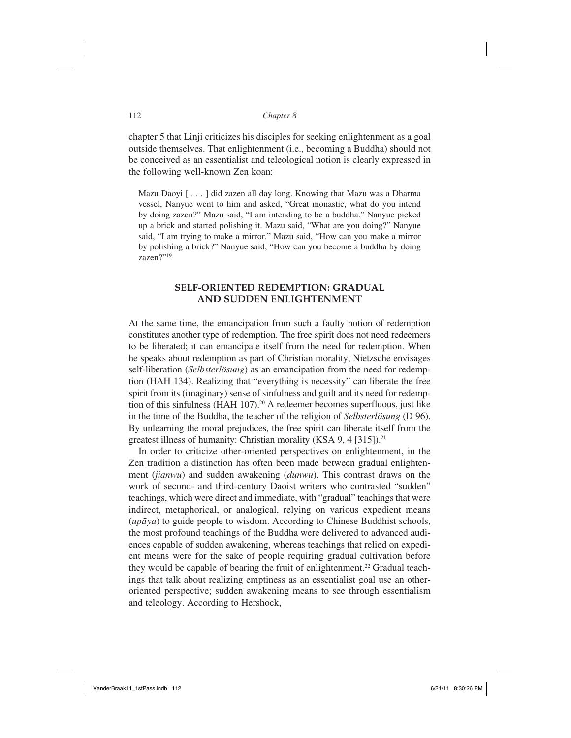chapter 5 that Linji criticizes his disciples for seeking enlightenment as a goal outside themselves. That enlightenment (i.e., becoming a Buddha) should not be conceived as an essentialist and teleological notion is clearly expressed in the following well-known Zen koan:

> Mazu Daoyi [ . . . ] did zazen all day long. Knowing that Mazu was a Dharma vessel, Nanyue went to him and asked, "Great monastic, what do you intend by doing zazen?" Mazu said, "I am intending to be a buddha." Nanyue picked up a brick and started polishing it. Mazu said, "What are you doing?" Nanyue said, "I am trying to make a mirror." Mazu said, "How can you make a mirror by polishing a brick?" Nanyue said, "How can you become a buddha by doing zazen?"[19]

## SELF-ORIENTED REDEMPTION: GRADUAL AND SUDDEN ENLIGHTENMENT

At the same time, the emancipation from such a faulty notion of redemption constitutes another type of redemption. The free spirit does not need redeemers to be liberated; it can emancipate itself from the need for redemption. When he speaks about redemption as part of Christian morality, Nietzsche envisages self-liberation (*Selbsterlösung*) as an emancipation from the need for redemption (HAH 134). Realizing that "everything is necessity" can liberate the free spirit from its (imaginary) sense of sinfulness and guilt and its need for redemption of this sinfulness (HAH 107).[20] A redeemer becomes superfluous, just like in the time of the Buddha, the teacher of the religion of *Selbsterlösung* (D 96). By unlearning the moral prejudices, the free spirit can liberate itself from the greatest illness of humanity: Christian morality (KSA 9, 4 [315]).[21]

In order to criticize other-oriented perspectives on enlightenment, in the Zen tradition a distinction has often been made between gradual enlightenment (*jianwu*) and sudden awakening (*dunwu*). This contrast draws on the work of second- and third-century Daoist writers who contrasted "sudden" teachings, which were direct and immediate, with "gradual" teachings that were indirect, metaphorical, or analogical, relying on various expedient means (*upāya*) to guide people to wisdom. According to Chinese Buddhist schools, the most profound teachings of the Buddha were delivered to advanced audiences capable of sudden awakening, whereas teachings that relied on expedient means were for the sake of people requiring gradual cultivation before they would be capable of bearing the fruit of enlightenment.[22] Gradual teachings that talk about realizing emptiness as an essentialist goal use an other-oriented perspective; sudden awakening means to see through essentialism and teleology. According to Hershock,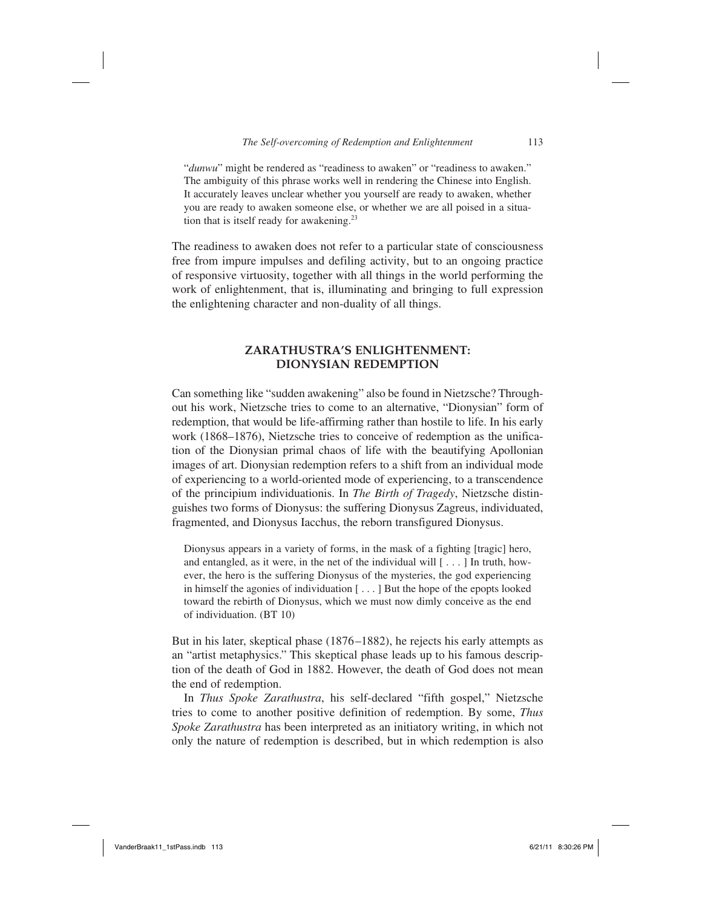"*dunwu*" might be rendered as "readiness to awaken" or "readiness to awaken." The ambiguity of this phrase works well in rendering the Chinese into English. It accurately leaves unclear whether you yourself are ready to awaken, whether you are ready to awaken someone else, or whether we are all poised in a situation that is itself ready for awakening.[23]

The readiness to awaken does not refer to a particular state of consciousness free from impure impulses and defiling activity, but to an ongoing practice of responsive virtuosity, together with all things in the world performing the work of enlightenment, that is, illuminating and bringing to full expression the enlightening character and non-duality of all things.

## ZARATHUSTRA'S ENLIGHTENMENT: DIONYSIAN REDEMPTION

Can something like "sudden awakening" also be found in Nietzsche? Throughout his work, Nietzsche tries to come to an alternative, "Dionysian" form of redemption, that would be life-affirming rather than hostile to life. In his early work (1868–1876), Nietzsche tries to conceive of redemption as the unification of the Dionysian primal chaos of life with the beautifying Apollonian images of art. Dionysian redemption refers to a shift from an individual mode of experiencing to a world-oriented mode of experiencing, to a transcendence of the principium individuationis. In *The Birth of Tragedy*, Nietzsche distinguishes two forms of Dionysus: the suffering Dionysus Zagreus, individuated, fragmented, and Dionysus Iacchus, the reborn transfigured Dionysus.

> Dionysus appears in a variety of forms, in the mask of a fighting [tragic] hero, and entangled, as it were, in the net of the individual will [ . . . ] In truth, however, the hero is the suffering Dionysus of the mysteries, the god experiencing in himself the agonies of individuation [ . . . ] But the hope of the epopts looked toward the rebirth of Dionysus, which we must now dimly conceive as the end of individuation. (BT 10)

But in his later, skeptical phase (1876–1882), he rejects his early attempts as an "artist metaphysics." This skeptical phase leads up to his famous description of the death of God in 1882. However, the death of God does not mean the end of redemption.

In *Thus Spoke Zarathustra*, his self-declared "fifth gospel," Nietzsche tries to come to another positive definition of redemption. By some, *Thus Spoke Zarathustra* has been interpreted as an initiatory writing, in which not only the nature of redemption is described, but in which redemption is also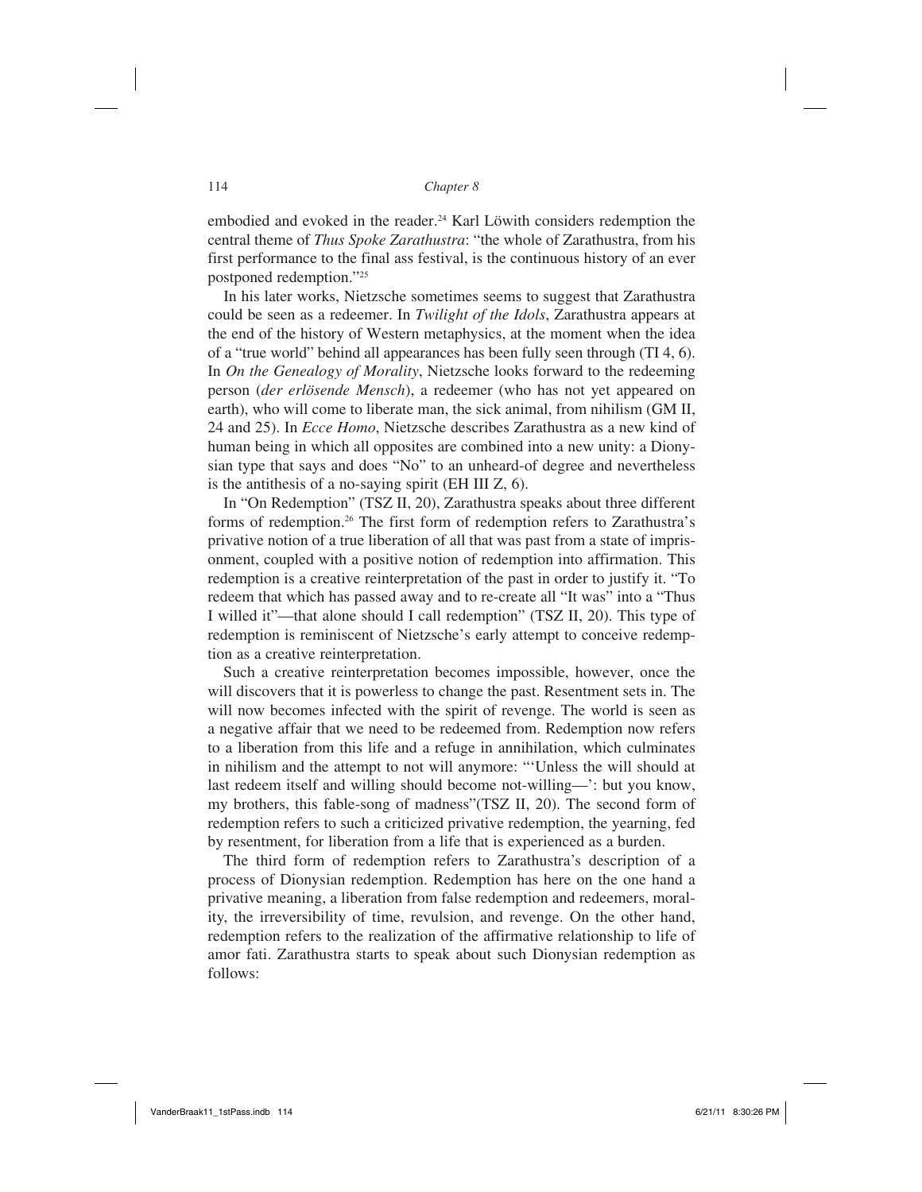embodied and evoked in the reader.[24] Karl Löwith considers redemption the central theme of *Thus Spoke Zarathustra*: "the whole of Zarathustra, from his first performance to the final ass festival, is the continuous history of an ever postponed redemption."[25]

In his later works, Nietzsche sometimes seems to suggest that Zarathustra could be seen as a redeemer. In *Twilight of the Idols*, Zarathustra appears at the end of the history of Western metaphysics, at the moment when the idea of a "true world" behind all appearances has been fully seen through (TI 4, 6). In *On the Genealogy of Morality*, Nietzsche looks forward to the redeeming person (*der erlösende Mensch*), a redeemer (who has not yet appeared on earth), who will come to liberate man, the sick animal, from nihilism (GM II, 24 and 25). In *Ecce Homo*, Nietzsche describes Zarathustra as a new kind of human being in which all opposites are combined into a new unity: a Dionysian type that says and does "No" to an unheard-of degree and nevertheless is the antithesis of a no-saying spirit (EH III Z, 6).

In "On Redemption" (TSZ II, 20), Zarathustra speaks about three different forms of redemption.[26] The first form of redemption refers to Zarathustra's privative notion of a true liberation of all that was past from a state of imprisonment, coupled with a positive notion of redemption into affirmation. This redemption is a creative reinterpretation of the past in order to justify it. "To redeem that which has passed away and to re-create all "It was" into a "Thus I willed it"—that alone should I call redemption" (TSZ II, 20). This type of redemption is reminiscent of Nietzsche's early attempt to conceive redemption as a creative reinterpretation.

Such a creative reinterpretation becomes impossible, however, once the will discovers that it is powerless to change the past. Resentment sets in. The will now becomes infected with the spirit of revenge. The world is seen as a negative affair that we need to be redeemed from. Redemption now refers to a liberation from this life and a refuge in annihilation, which culminates in nihilism and the attempt to not will anymore: "'Unless the will should at last redeem itself and willing should become not-willing—': but you know, my brothers, this fable-song of madness"(TSZ II, 20). The second form of redemption refers to such a criticized privative redemption, the yearning, fed by resentment, for liberation from a life that is experienced as a burden.

The third form of redemption refers to Zarathustra's description of a process of Dionysian redemption. Redemption has here on the one hand a privative meaning, a liberation from false redemption and redeemers, morality, the irreversibility of time, revulsion, and revenge. On the other hand, redemption refers to the realization of the affirmative relationship to life of amor fati. Zarathustra starts to speak about such Dionysian redemption as follows: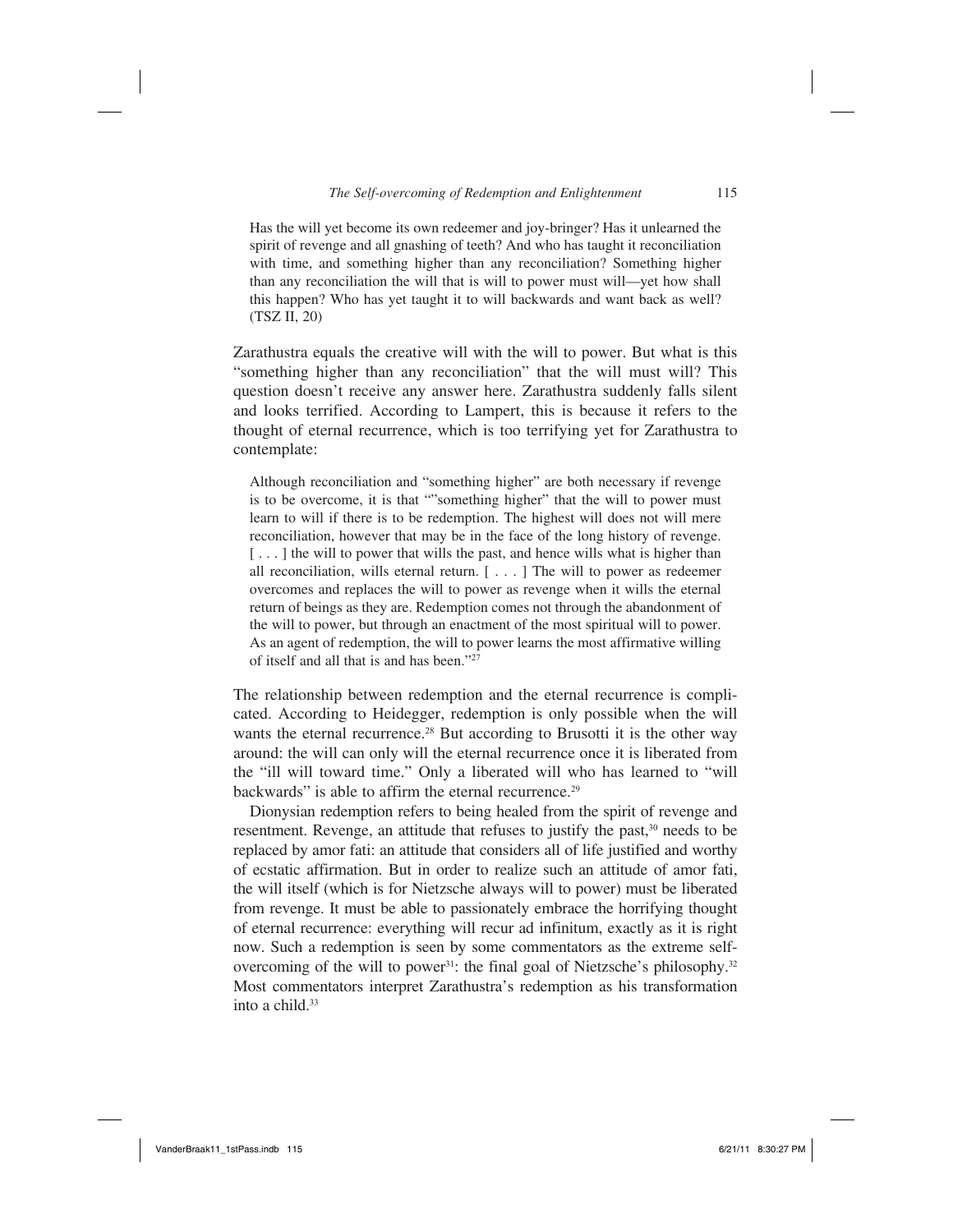> Has the will yet become its own redeemer and joy-bringer? Has it unlearned the spirit of revenge and all gnashing of teeth? And who has taught it reconciliation with time, and something higher than any reconciliation? Something higher than any reconciliation the will that is will to power must will—yet how shall this happen? Who has yet taught it to will backwards and want back as well? (TSZ II, 20)

Zarathustra equals the creative will with the will to power. But what is this "something higher than any reconciliation" that the will must will? This question doesn't receive any answer here. Zarathustra suddenly falls silent and looks terrified. According to Lampert, this is because it refers to the thought of eternal recurrence, which is too terrifying yet for Zarathustra to contemplate:

> Although reconciliation and "something higher" are both necessary if revenge is to be overcome, it is that ""something higher" that the will to power must learn to will if there is to be redemption. The highest will does not will mere reconciliation, however that may be in the face of the long history of revenge. [ . . . ] the will to power that wills the past, and hence wills what is higher than all reconciliation, wills eternal return. [ . . . ] The will to power as redeemer overcomes and replaces the will to power as revenge when it wills the eternal return of beings as they are. Redemption comes not through the abandonment of the will to power, but through an enactment of the most spiritual will to power. As an agent of redemption, the will to power learns the most affirmative willing of itself and all that is and has been."[27]

The relationship between redemption and the eternal recurrence is complicated. According to Heidegger, redemption is only possible when the will wants the eternal recurrence.[28] But according to Brusotti it is the other way around: the will can only will the eternal recurrence once it is liberated from the "ill will toward time." Only a liberated will who has learned to "will backwards" is able to affirm the eternal recurrence.[29]

Dionysian redemption refers to being healed from the spirit of revenge and resentment. Revenge, an attitude that refuses to justify the past,[30] needs to be replaced by amor fati: an attitude that considers all of life justified and worthy of ecstatic affirmation. But in order to realize such an attitude of amor fati, the will itself (which is for Nietzsche always will to power) must be liberated from revenge. It must be able to passionately embrace the horrifying thought of eternal recurrence: everything will recur ad infinitum, exactly as it is right now. Such a redemption is seen by some commentators as the extreme self-overcoming of the will to power[31]: the final goal of Nietzsche's philosophy.[32] Most commentators interpret Zarathustra's redemption as his transformation into a child.[33]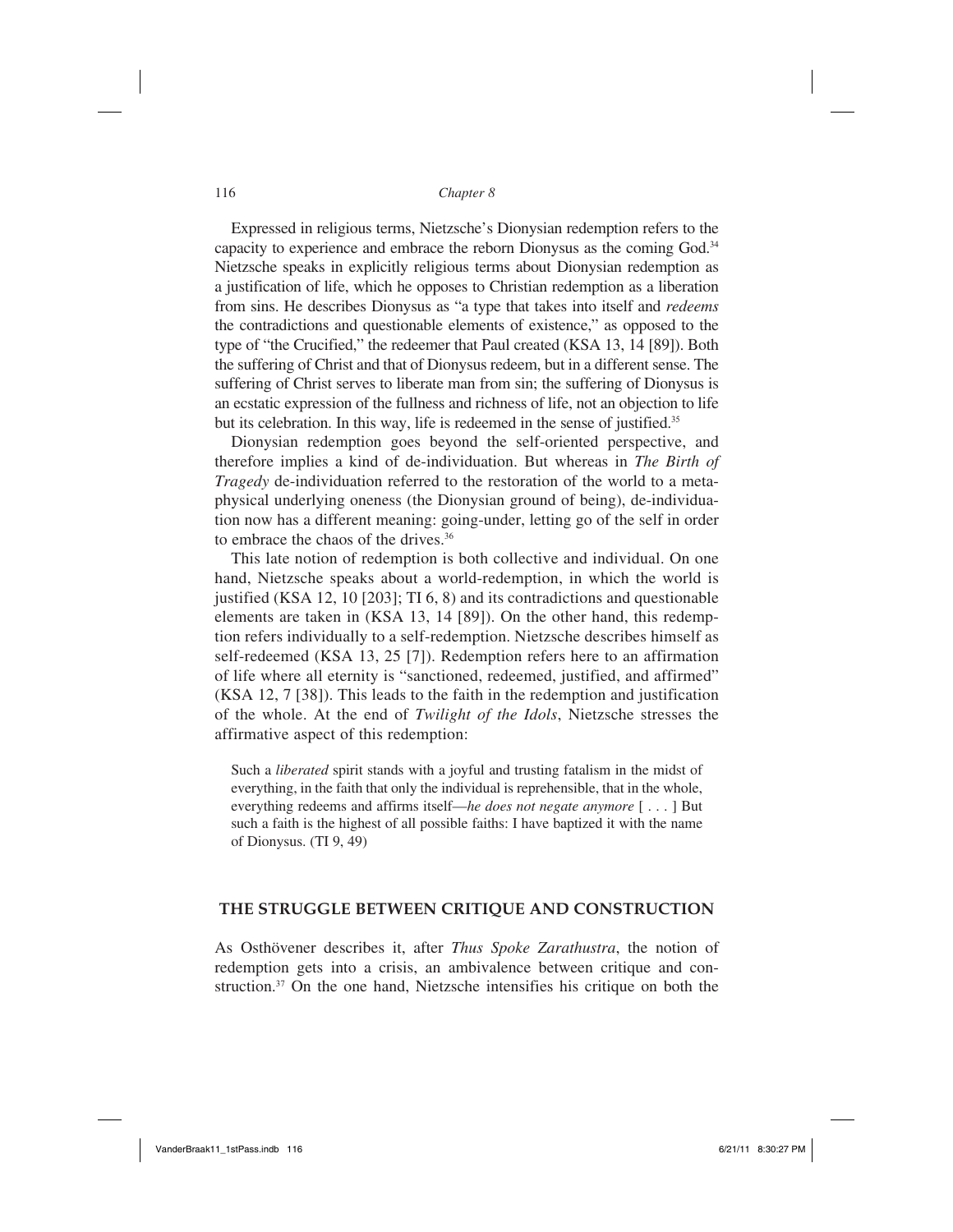Expressed in religious terms, Nietzsche's Dionysian redemption refers to the capacity to experience and embrace the reborn Dionysus as the coming God.[34] Nietzsche speaks in explicitly religious terms about Dionysian redemption as a justification of life, which he opposes to Christian redemption as a liberation from sins. He describes Dionysus as "a type that takes into itself and *redeems* the contradictions and questionable elements of existence," as opposed to the type of "the Crucified," the redeemer that Paul created (KSA 13, 14 [89]). Both the suffering of Christ and that of Dionysus redeem, but in a different sense. The suffering of Christ serves to liberate man from sin; the suffering of Dionysus is an ecstatic expression of the fullness and richness of life, not an objection to life but its celebration. In this way, life is redeemed in the sense of justified.[35]

Dionysian redemption goes beyond the self-oriented perspective, and therefore implies a kind of de-individuation. But whereas in *The Birth of Tragedy* de-individuation referred to the restoration of the world to a metaphysical underlying oneness (the Dionysian ground of being), de-individuation now has a different meaning: going-under, letting go of the self in order to embrace the chaos of the drives.[36]

This late notion of redemption is both collective and individual. On one hand, Nietzsche speaks about a world-redemption, in which the world is justified (KSA 12, 10 [203]; TI 6, 8) and its contradictions and questionable elements are taken in (KSA 13, 14 [89]). On the other hand, this redemption refers individually to a self-redemption. Nietzsche describes himself as self-redeemed (KSA 13, 25 [7]). Redemption refers here to an affirmation of life where all eternity is "sanctioned, redeemed, justified, and affirmed" (KSA 12, 7 [38]). This leads to the faith in the redemption and justification of the whole. At the end of *Twilight of the Idols*, Nietzsche stresses the affirmative aspect of this redemption:

> Such a *liberated* spirit stands with a joyful and trusting fatalism in the midst of everything, in the faith that only the individual is reprehensible, that in the whole, everything redeems and affirms itself—*he does not negate anymore* [ . . . ] But such a faith is the highest of all possible faiths: I have baptized it with the name of Dionysus. (TI 9, 49)

## THE STRUGGLE BETWEEN CRITIQUE AND CONSTRUCTION

As Osthövener describes it, after *Thus Spoke Zarathustra*, the notion of redemption gets into a crisis, an ambivalence between critique and construction.[37] On the one hand, Nietzsche intensifies his critique on both the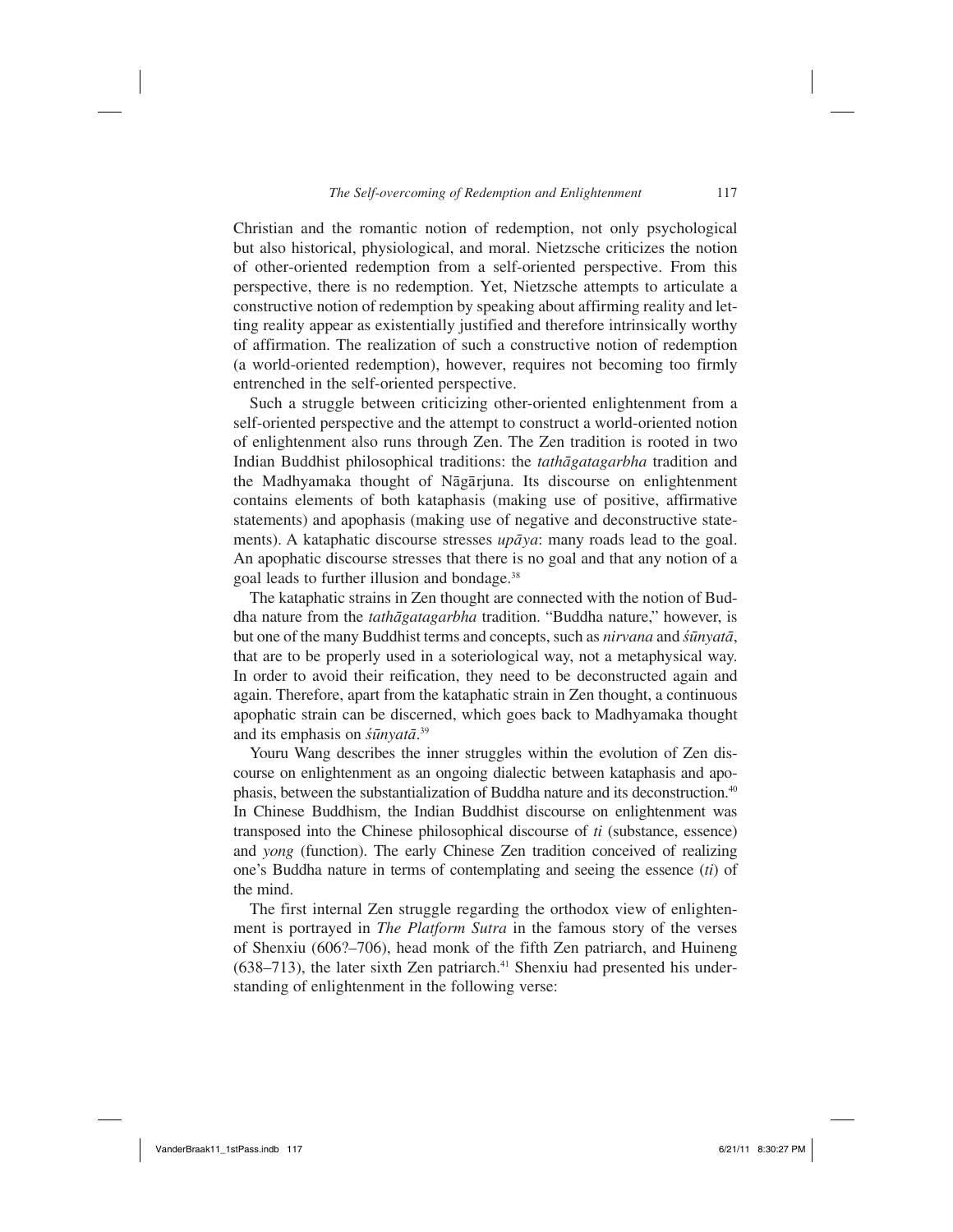Christian and the romantic notion of redemption, not only psychological but also historical, physiological, and moral. Nietzsche criticizes the notion of other-oriented redemption from a self-oriented perspective. From this perspective, there is no redemption. Yet, Nietzsche attempts to articulate a constructive notion of redemption by speaking about affirming reality and letting reality appear as existentially justified and therefore intrinsically worthy of affirmation. The realization of such a constructive notion of redemption (a world-oriented redemption), however, requires not becoming too firmly entrenched in the self-oriented perspective.

Such a struggle between criticizing other-oriented enlightenment from a self-oriented perspective and the attempt to construct a world-oriented notion of enlightenment also runs through Zen. The Zen tradition is rooted in two Indian Buddhist philosophical traditions: the *tathāgatagarbha* tradition and the Madhyamaka thought of Nāgārjuna. Its discourse on enlightenment contains elements of both kataphasis (making use of positive, affirmative statements) and apophasis (making use of negative and deconstructive statements). A kataphatic discourse stresses *upāya*: many roads lead to the goal. An apophatic discourse stresses that there is no goal and that any notion of a goal leads to further illusion and bondage.[38]

The kataphatic strains in Zen thought are connected with the notion of Buddha nature from the *tathāgatagarbha* tradition. "Buddha nature," however, is but one of the many Buddhist terms and concepts, such as *nirvana* and *śūnyatā*, that are to be properly used in a soteriological way, not a metaphysical way. In order to avoid their reification, they need to be deconstructed again and again. Therefore, apart from the kataphatic strain in Zen thought, a continuous apophatic strain can be discerned, which goes back to Madhyamaka thought and its emphasis on *śūnyatā*.[39]

Youru Wang describes the inner struggles within the evolution of Zen discourse on enlightenment as an ongoing dialectic between kataphasis and apophasis, between the substantialization of Buddha nature and its deconstruction.[40] In Chinese Buddhism, the Indian Buddhist discourse on enlightenment was transposed into the Chinese philosophical discourse of *ti* (substance, essence) and *yong* (function). The early Chinese Zen tradition conceived of realizing one's Buddha nature in terms of contemplating and seeing the essence (*ti*) of the mind.

The first internal Zen struggle regarding the orthodox view of enlightenment is portrayed in *The Platform Sutra* in the famous story of the verses of Shenxiu (606?–706), head monk of the fifth Zen patriarch, and Huineng (638–713), the later sixth Zen patriarch.[41] Shenxiu had presented his understanding of enlightenment in the following verse: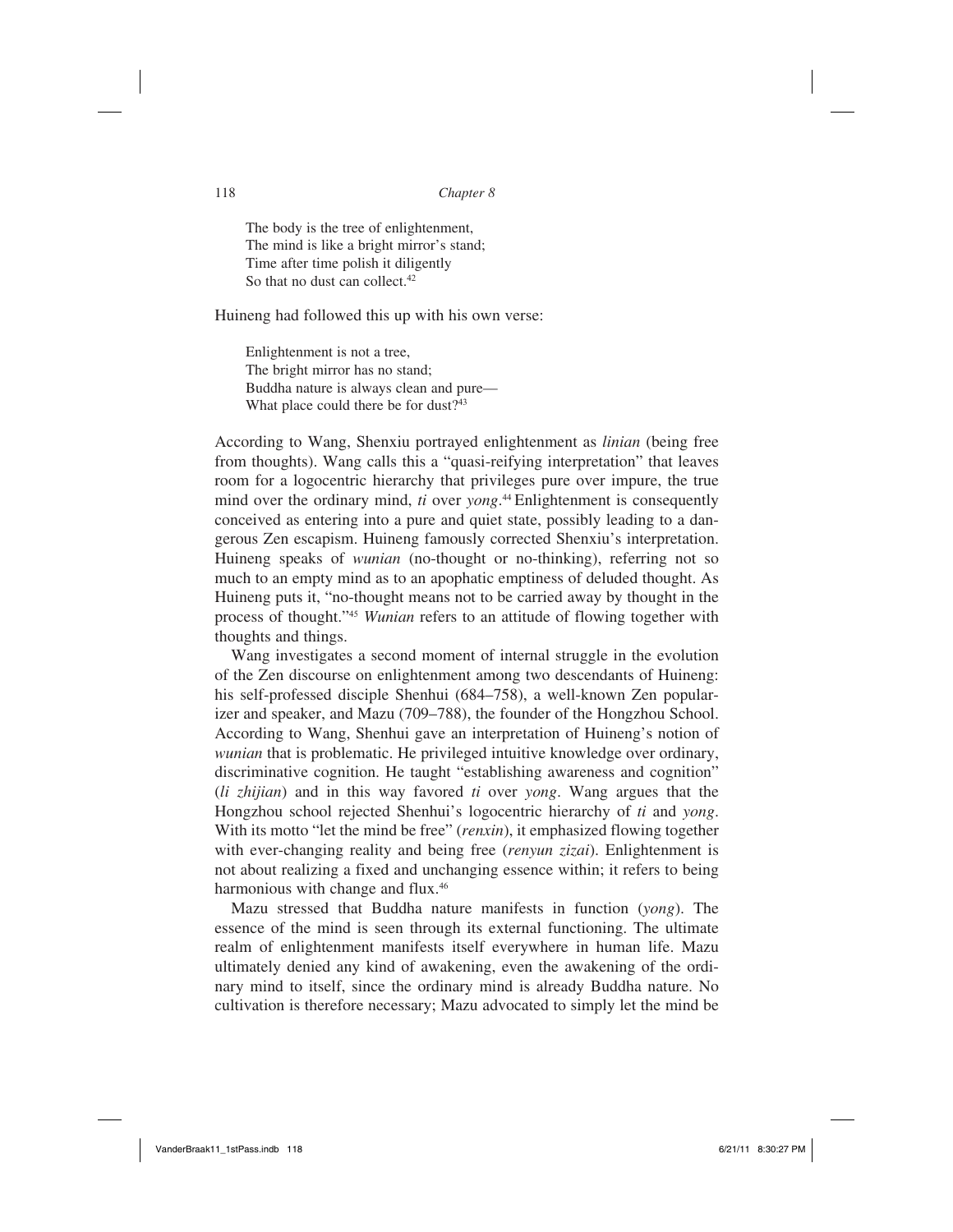> The body is the tree of enlightenment,
> The mind is like a bright mirror's stand;
> Time after time polish it diligently
> So that no dust can collect.[42]

Huineng had followed this up with his own verse:

> Enlightenment is not a tree,
> The bright mirror has no stand;
> Buddha nature is always clean and pure—
> What place could there be for dust?[43]

According to Wang, Shenxiu portrayed enlightenment as *linian* (being free from thoughts). Wang calls this a "quasi-reifying interpretation" that leaves room for a logocentric hierarchy that privileges pure over impure, the true mind over the ordinary mind, *ti* over *yong*.[44] Enlightenment is consequently conceived as entering into a pure and quiet state, possibly leading to a dangerous Zen escapism. Huineng famously corrected Shenxiu's interpretation. Huineng speaks of *wunian* (no-thought or no-thinking), referring not so much to an empty mind as to an apophatic emptiness of deluded thought. As Huineng puts it, "no-thought means not to be carried away by thought in the process of thought."[45] *Wunian* refers to an attitude of flowing together with thoughts and things.

Wang investigates a second moment of internal struggle in the evolution of the Zen discourse on enlightenment among two descendants of Huineng: his self-professed disciple Shenhui (684–758), a well-known Zen popularizer and speaker, and Mazu (709–788), the founder of the Hongzhou School. According to Wang, Shenhui gave an interpretation of Huineng's notion of *wunian* that is problematic. He privileged intuitive knowledge over ordinary, discriminative cognition. He taught "establishing awareness and cognition" (*li zhijian*) and in this way favored *ti* over *yong*. Wang argues that the Hongzhou school rejected Shenhui's logocentric hierarchy of *ti* and *yong*. With its motto "let the mind be free" (*renxin*), it emphasized flowing together with ever-changing reality and being free (*renyun zizai*). Enlightenment is not about realizing a fixed and unchanging essence within; it refers to being harmonious with change and flux.[46]

Mazu stressed that Buddha nature manifests in function (*yong*). The essence of the mind is seen through its external functioning. The ultimate realm of enlightenment manifests itself everywhere in human life. Mazu ultimately denied any kind of awakening, even the awakening of the ordinary mind to itself, since the ordinary mind is already Buddha nature. No cultivation is therefore necessary; Mazu advocated to simply let the mind be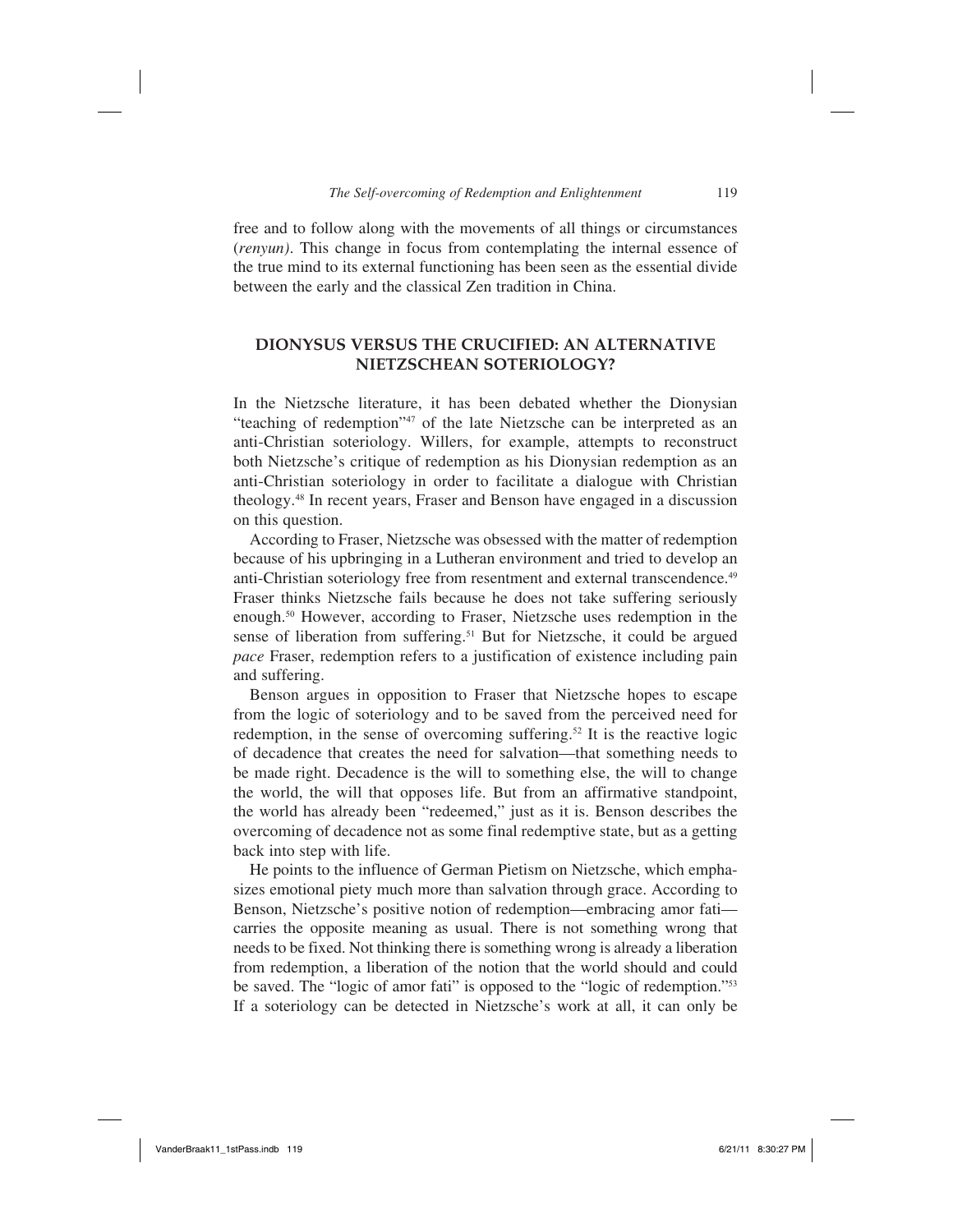free and to follow along with the movements of all things or circumstances (*renyun*). This change in focus from contemplating the internal essence of the true mind to its external functioning has been seen as the essential divide between the early and the classical Zen tradition in China.

## DIONYSUS VERSUS THE CRUCIFIED: AN ALTERNATIVE NIETZSCHEAN SOTERIOLOGY?

In the Nietzsche literature, it has been debated whether the Dionysian "teaching of redemption"[47] of the late Nietzsche can be interpreted as an anti-Christian soteriology. Willers, for example, attempts to reconstruct both Nietzsche's critique of redemption as his Dionysian redemption as an anti-Christian soteriology in order to facilitate a dialogue with Christian theology.[48] In recent years, Fraser and Benson have engaged in a discussion on this question.

According to Fraser, Nietzsche was obsessed with the matter of redemption because of his upbringing in a Lutheran environment and tried to develop an anti-Christian soteriology free from resentment and external transcendence.[49] Fraser thinks Nietzsche fails because he does not take suffering seriously enough.[50] However, according to Fraser, Nietzsche uses redemption in the sense of liberation from suffering.[51] But for Nietzsche, it could be argued *pace* Fraser, redemption refers to a justification of existence including pain and suffering.

Benson argues in opposition to Fraser that Nietzsche hopes to escape from the logic of soteriology and to be saved from the perceived need for redemption, in the sense of overcoming suffering.[52] It is the reactive logic of decadence that creates the need for salvation—that something needs to be made right. Decadence is the will to something else, the will to change the world, the will that opposes life. But from an affirmative standpoint, the world has already been "redeemed," just as it is. Benson describes the overcoming of decadence not as some final redemptive state, but as a getting back into step with life.

He points to the influence of German Pietism on Nietzsche, which emphasizes emotional piety much more than salvation through grace. According to Benson, Nietzsche's positive notion of redemption—embracing amor fati—carries the opposite meaning as usual. There is not something wrong that needs to be fixed. Not thinking there is something wrong is already a liberation from redemption, a liberation of the notion that the world should and could be saved. The "logic of amor fati" is opposed to the "logic of redemption."[53] If a soteriology can be detected in Nietzsche's work at all, it can only be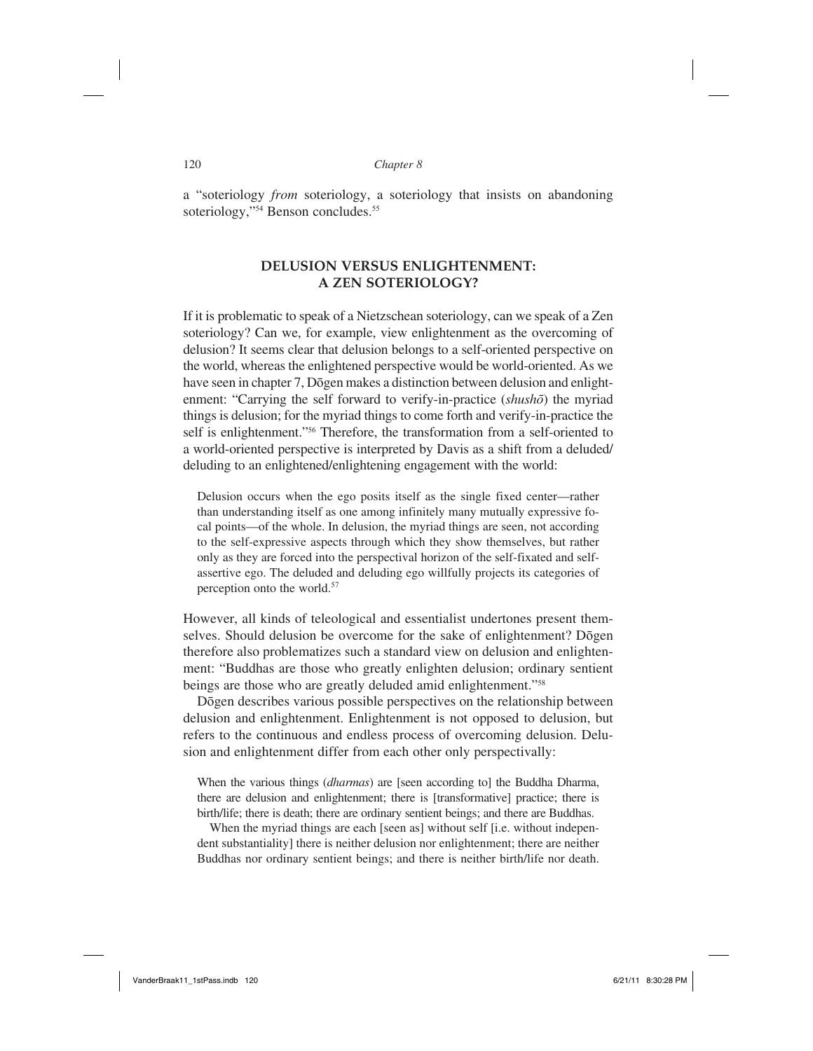a "soteriology *from* soteriology, a soteriology that insists on abandoning soteriology,"[54] Benson concludes.[55]

## DELUSION VERSUS ENLIGHTENMENT: A ZEN SOTERIOLOGY?

If it is problematic to speak of a Nietzschean soteriology, can we speak of a Zen soteriology? Can we, for example, view enlightenment as the overcoming of delusion? It seems clear that delusion belongs to a self-oriented perspective on the world, whereas the enlightened perspective would be world-oriented. As we have seen in chapter 7, Dōgen makes a distinction between delusion and enlightenment: "Carrying the self forward to verify-in-practice (*shushō*) the myriad things is delusion; for the myriad things to come forth and verify-in-practice the self is enlightenment."[56] Therefore, the transformation from a self-oriented to a world-oriented perspective is interpreted by Davis as a shift from a deluded/deluding to an enlightened/enlightening engagement with the world:

> Delusion occurs when the ego posits itself as the single fixed center—rather than understanding itself as one among infinitely many mutually expressive focal points—of the whole. In delusion, the myriad things are seen, not according to the self-expressive aspects through which they show themselves, but rather only as they are forced into the perspectival horizon of the self-fixated and self-assertive ego. The deluded and deluding ego willfully projects its categories of perception onto the world.[57]

However, all kinds of teleological and essentialist undertones present themselves. Should delusion be overcome for the sake of enlightenment? Dōgen therefore also problematizes such a standard view on delusion and enlightenment: "Buddhas are those who greatly enlighten delusion; ordinary sentient beings are those who are greatly deluded amid enlightenment."[58]

Dōgen describes various possible perspectives on the relationship between delusion and enlightenment. Enlightenment is not opposed to delusion, but refers to the continuous and endless process of overcoming delusion. Delusion and enlightenment differ from each other only perspectivally:

> When the various things (*dharmas*) are [seen according to] the Buddha Dharma, there are delusion and enlightenment; there is [transformative] practice; there is birth/life; there is death; there are ordinary sentient beings; and there are Buddhas.
>
> When the myriad things are each [seen as] without self [i.e. without independent substantiality] there is neither delusion nor enlightenment; there are neither Buddhas nor ordinary sentient beings; and there is neither birth/life nor death.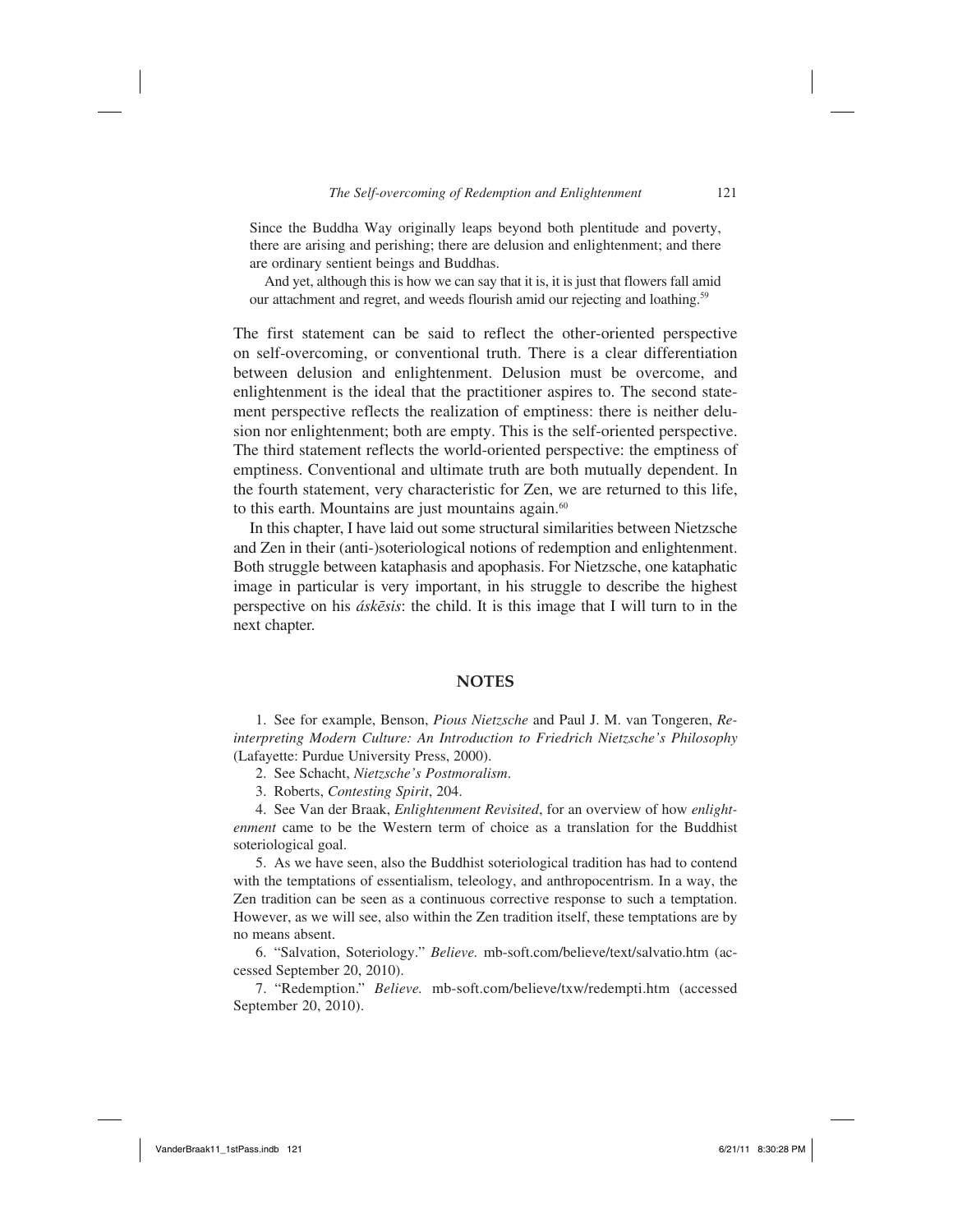> Since the Buddha Way originally leaps beyond both plentitude and poverty, there are arising and perishing; there are delusion and enlightenment; and there are ordinary sentient beings and Buddhas.
>
> And yet, although this is how we can say that it is, it is just that flowers fall amid our attachment and regret, and weeds flourish amid our rejecting and loathing.[59]

The first statement can be said to reflect the other-oriented perspective on self-overcoming, or conventional truth. There is a clear differentiation between delusion and enlightenment. Delusion must be overcome, and enlightenment is the ideal that the practitioner aspires to. The second statement perspective reflects the realization of emptiness: there is neither delusion nor enlightenment; both are empty. This is the self-oriented perspective. The third statement reflects the world-oriented perspective: the emptiness of emptiness. Conventional and ultimate truth are both mutually dependent. In the fourth statement, very characteristic for Zen, we are returned to this life, to this earth. Mountains are just mountains again.[60]

In this chapter, I have laid out some structural similarities between Nietzsche and Zen in their (anti-)soteriological notions of redemption and enlightenment. Both struggle between kataphasis and apophasis. For Nietzsche, one kataphatic image in particular is very important, in his struggle to describe the highest perspective on his *áskēsis*: the child. It is this image that I will turn to in the next chapter.

## NOTES

1. See for example, Benson, *Pious Nietzsche* and Paul J. M. van Tongeren, *Reinterpreting Modern Culture: An Introduction to Friedrich Nietzsche's Philosophy* (Lafayette: Purdue University Press, 2000).

2. See Schacht, *Nietzsche's Postmoralism*.

3. Roberts, *Contesting Spirit*, 204.

4. See Van der Braak, *Enlightenment Revisited*, for an overview of how *enlightenment* came to be the Western term of choice as a translation for the Buddhist soteriological goal.

5. As we have seen, also the Buddhist soteriological tradition has had to contend with the temptations of essentialism, teleology, and anthropocentrism. In a way, the Zen tradition can be seen as a continuous corrective response to such a temptation. However, as we will see, also within the Zen tradition itself, these temptations are by no means absent.

6. "Salvation, Soteriology." *Believe.* mb-soft.com/believe/text/salvatio.htm (accessed September 20, 2010).

7. "Redemption." *Believe.* mb-soft.com/believe/txw/redempti.htm (accessed September 20, 2010).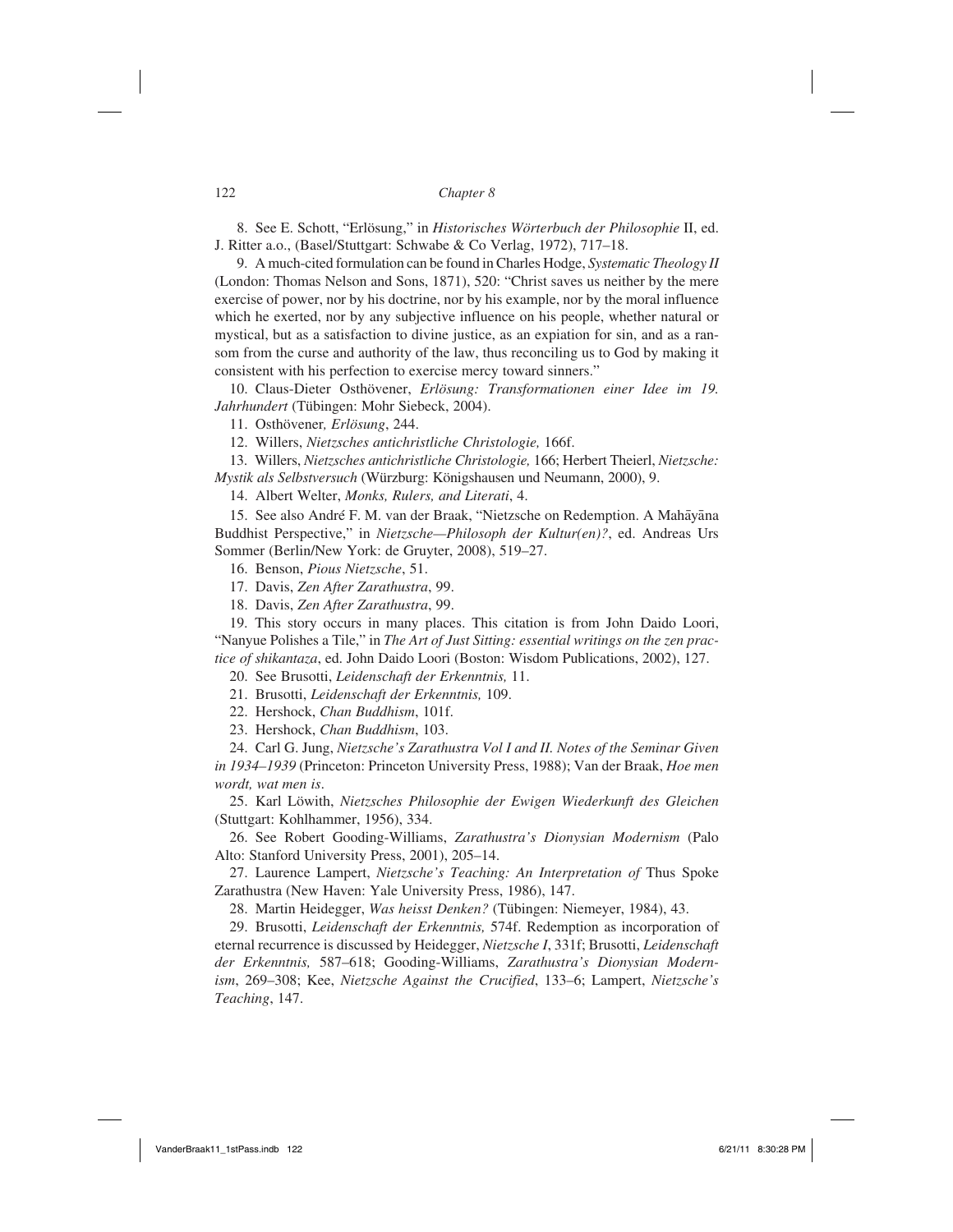8. See E. Schott, "Erlösung," in *Historisches Wörterbuch der Philosophie* II, ed. J. Ritter a.o., (Basel/Stuttgart: Schwabe & Co Verlag, 1972), 717–18.

9. A much-cited formulation can be found in Charles Hodge, *Systematic Theology II* (London: Thomas Nelson and Sons, 1871), 520: "Christ saves us neither by the mere exercise of power, nor by his doctrine, nor by his example, nor by the moral influence which he exerted, nor by any subjective influence on his people, whether natural or mystical, but as a satisfaction to divine justice, as an expiation for sin, and as a ransom from the curse and authority of the law, thus reconciling us to God by making it consistent with his perfection to exercise mercy toward sinners."

10. Claus-Dieter Osthövener, *Erlösung: Transformationen einer Idee im 19. Jahrhundert* (Tübingen: Mohr Siebeck, 2004).

11. Osthövener*, Erlösung*, 244.

12. Willers, *Nietzsches antichristliche Christologie,* 166f.

13. Willers, *Nietzsches antichristliche Christologie,* 166; Herbert Theierl, *Nietzsche: Mystik als Selbstversuch* (Würzburg: Königshausen und Neumann, 2000), 9.

14. Albert Welter, *Monks, Rulers, and Literati*, 4.

15. See also André F. M. van der Braak, "Nietzsche on Redemption. A Mahāyāna Buddhist Perspective," in *Nietzsche—Philosoph der Kultur(en)?*, ed. Andreas Urs Sommer (Berlin/New York: de Gruyter, 2008), 519–27.

16. Benson, *Pious Nietzsche*, 51.

17. Davis, *Zen After Zarathustra*, 99.

18. Davis, *Zen After Zarathustra*, 99.

19. This story occurs in many places. This citation is from John Daido Loori, "Nanyue Polishes a Tile," in *The Art of Just Sitting: essential writings on the zen practice of shikantaza*, ed. John Daido Loori (Boston: Wisdom Publications, 2002), 127.

20. See Brusotti, *Leidenschaft der Erkenntnis,* 11.

21. Brusotti, *Leidenschaft der Erkenntnis,* 109.

22. Hershock, *Chan Buddhism*, 101f.

23. Hershock, *Chan Buddhism*, 103.

24. Carl G. Jung, *Nietzsche's Zarathustra Vol I and II. Notes of the Seminar Given in 1934–1939* (Princeton: Princeton University Press, 1988); Van der Braak, *Hoe men wordt, wat men is*.

25. Karl Löwith, *Nietzsches Philosophie der Ewigen Wiederkunft des Gleichen* (Stuttgart: Kohlhammer, 1956), 334.

26. See Robert Gooding-Williams, *Zarathustra's Dionysian Modernism* (Palo Alto: Stanford University Press, 2001), 205–14.

27. Laurence Lampert, *Nietzsche's Teaching: An Interpretation of* Thus Spoke Zarathustra (New Haven: Yale University Press, 1986), 147.

28. Martin Heidegger, *Was heisst Denken?* (Tübingen: Niemeyer, 1984), 43.

29. Brusotti, *Leidenschaft der Erkenntnis,* 574f. Redemption as incorporation of eternal recurrence is discussed by Heidegger, *Nietzsche I*, 331f; Brusotti, *Leidenschaft der Erkenntnis,* 587–618; Gooding-Williams, *Zarathustra's Dionysian Modernism*, 269–308; Kee, *Nietzsche Against the Crucified*, 133–6; Lampert, *Nietzsche's Teaching*, 147.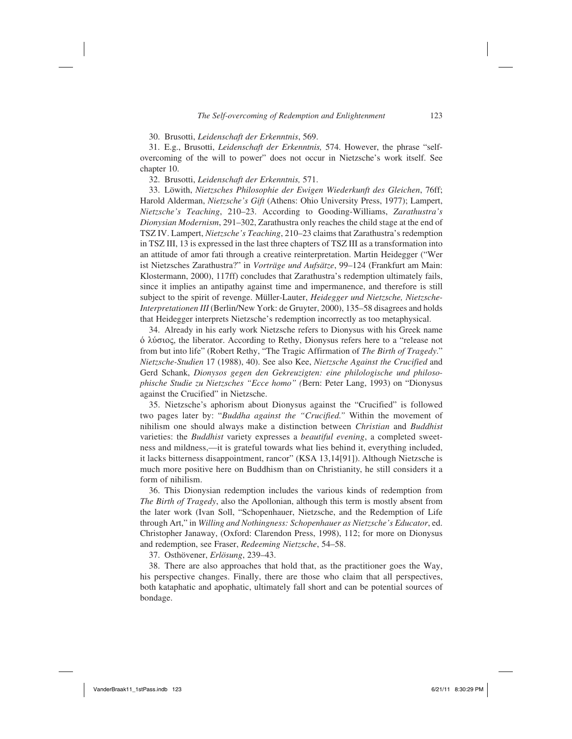30. Brusotti, *Leidenschaft der Erkenntnis*, 569.

31. E.g., Brusotti, *Leidenschaft der Erkenntnis,* 574. However, the phrase "self-overcoming of the will to power" does not occur in Nietzsche's work itself. See chapter 10.

32. Brusotti, *Leidenschaft der Erkenntnis,* 571.

33. Löwith, *Nietzsches Philosophie der Ewigen Wiederkunft des Gleichen*, 76ff; Harold Alderman, *Nietzsche's Gift* (Athens: Ohio University Press, 1977); Lampert, *Nietzsche's Teaching*, 210–23. According to Gooding-Williams, *Zarathustra's Dionysian Modernism*, 291–302, Zarathustra only reaches the child stage at the end of TSZ IV. Lampert, *Nietzsche's Teaching*, 210–23 claims that Zarathustra's redemption in TSZ III, 13 is expressed in the last three chapters of TSZ III as a transformation into an attitude of amor fati through a creative reinterpretation. Martin Heidegger ("Wer ist Nietzsches Zarathustra?" in *Vorträge und Aufsätze*, 99–124 (Frankfurt am Main: Klostermann, 2000), 117ff) concludes that Zarathustra's redemption ultimately fails, since it implies an antipathy against time and impermanence, and therefore is still subject to the spirit of revenge. Müller-Lauter, *Heidegger und Nietzsche, Nietzsche-Interpretationen III* (Berlin/New York: de Gruyter, 2000), 135–58 disagrees and holds that Heidegger interprets Nietzsche's redemption incorrectly as too metaphysical.

34. Already in his early work Nietzsche refers to Dionysus with his Greek name ὁ λύσιος, the liberator. According to Rethy, Dionysus refers here to a "release not from but into life" (Robert Rethy, "The Tragic Affirmation of *The Birth of Tragedy*." *Nietzsche-Studien* 17 (1988), 40). See also Kee, *Nietzsche Against the Crucified* and Gerd Schank, *Dionysos gegen den Gekreuzigten: eine philologische und philosophische Studie zu Nietzsches "Ecce homo"* (Bern: Peter Lang, 1993) on "Dionysus against the Crucified" in Nietzsche.

35. Nietzsche's aphorism about Dionysus against the "Crucified" is followed two pages later by: "*Buddha against the "Crucified."* Within the movement of nihilism one should always make a distinction between *Christian* and *Buddhist* varieties: the *Buddhist* variety expresses a *beautiful evening*, a completed sweetness and mildness,—it is grateful towards what lies behind it, everything included, it lacks bitterness disappointment, rancor" (KSA 13,14[91]). Although Nietzsche is much more positive here on Buddhism than on Christianity, he still considers it a form of nihilism.

36. This Dionysian redemption includes the various kinds of redemption from *The Birth of Tragedy*, also the Apollonian, although this term is mostly absent from the later work (Ivan Soll, "Schopenhauer, Nietzsche, and the Redemption of Life through Art," in *Willing and Nothingness: Schopenhauer as Nietzsche's Educator*, ed. Christopher Janaway, (Oxford: Clarendon Press, 1998), 112; for more on Dionysus and redemption, see Fraser, *Redeeming Nietzsche*, 54–58.

37. Osthövener, *Erlösung*, 239–43.

38. There are also approaches that hold that, as the practitioner goes the Way, his perspective changes. Finally, there are those who claim that all perspectives, both kataphatic and apophatic, ultimately fall short and can be potential sources of bondage.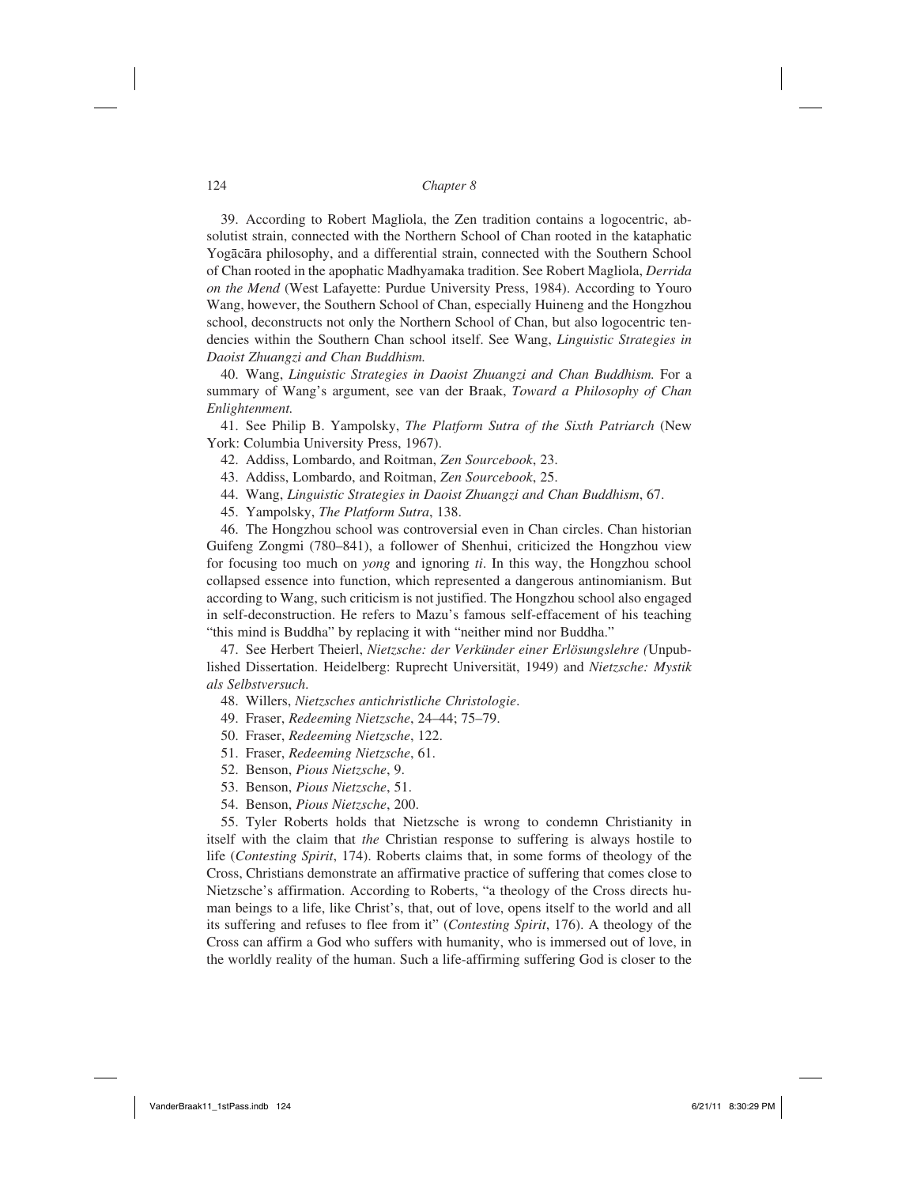39. According to Robert Magliola, the Zen tradition contains a logocentric, absolutist strain, connected with the Northern School of Chan rooted in the kataphatic Yogācāra philosophy, and a differential strain, connected with the Southern School of Chan rooted in the apophatic Madhyamaka tradition. See Robert Magliola, *Derrida on the Mend* (West Lafayette: Purdue University Press, 1984). According to Youro Wang, however, the Southern School of Chan, especially Huineng and the Hongzhou school, deconstructs not only the Northern School of Chan, but also logocentric tendencies within the Southern Chan school itself. See Wang, *Linguistic Strategies in Daoist Zhuangzi and Chan Buddhism.*

40. Wang, *Linguistic Strategies in Daoist Zhuangzi and Chan Buddhism.* For a summary of Wang's argument, see van der Braak, *Toward a Philosophy of Chan Enlightenment.*

41. See Philip B. Yampolsky, *The Platform Sutra of the Sixth Patriarch* (New York: Columbia University Press, 1967).

42. Addiss, Lombardo, and Roitman, *Zen Sourcebook*, 23.

43. Addiss, Lombardo, and Roitman, *Zen Sourcebook*, 25.

44. Wang, *Linguistic Strategies in Daoist Zhuangzi and Chan Buddhism*, 67.

45. Yampolsky, *The Platform Sutra*, 138.

46. The Hongzhou school was controversial even in Chan circles. Chan historian Guifeng Zongmi (780–841), a follower of Shenhui, criticized the Hongzhou view for focusing too much on *yong* and ignoring *ti*. In this way, the Hongzhou school collapsed essence into function, which represented a dangerous antinomianism. But according to Wang, such criticism is not justified. The Hongzhou school also engaged in self-deconstruction. He refers to Mazu's famous self-effacement of his teaching "this mind is Buddha" by replacing it with "neither mind nor Buddha."

47. See Herbert Theierl, *Nietzsche: der Verkünder einer Erlösungslehre (*Unpublished Dissertation. Heidelberg: Ruprecht Universität, 1949) and *Nietzsche: Mystik als Selbstversuch.*

48. Willers, *Nietzsches antichristliche Christologie*.

49. Fraser, *Redeeming Nietzsche*, 24–44; 75–79.

50. Fraser, *Redeeming Nietzsche*, 122.

51. Fraser, *Redeeming Nietzsche*, 61.

52. Benson, *Pious Nietzsche*, 9.

53. Benson, *Pious Nietzsche*, 51.

54. Benson, *Pious Nietzsche*, 200.

55. Tyler Roberts holds that Nietzsche is wrong to condemn Christianity in itself with the claim that *the* Christian response to suffering is always hostile to life (*Contesting Spirit*, 174). Roberts claims that, in some forms of theology of the Cross, Christians demonstrate an affirmative practice of suffering that comes close to Nietzsche's affirmation. According to Roberts, "a theology of the Cross directs human beings to a life, like Christ's, that, out of love, opens itself to the world and all its suffering and refuses to flee from it" (*Contesting Spirit*, 176). A theology of the Cross can affirm a God who suffers with humanity, who is immersed out of love, in the worldly reality of the human. Such a life-affirming suffering God is closer to the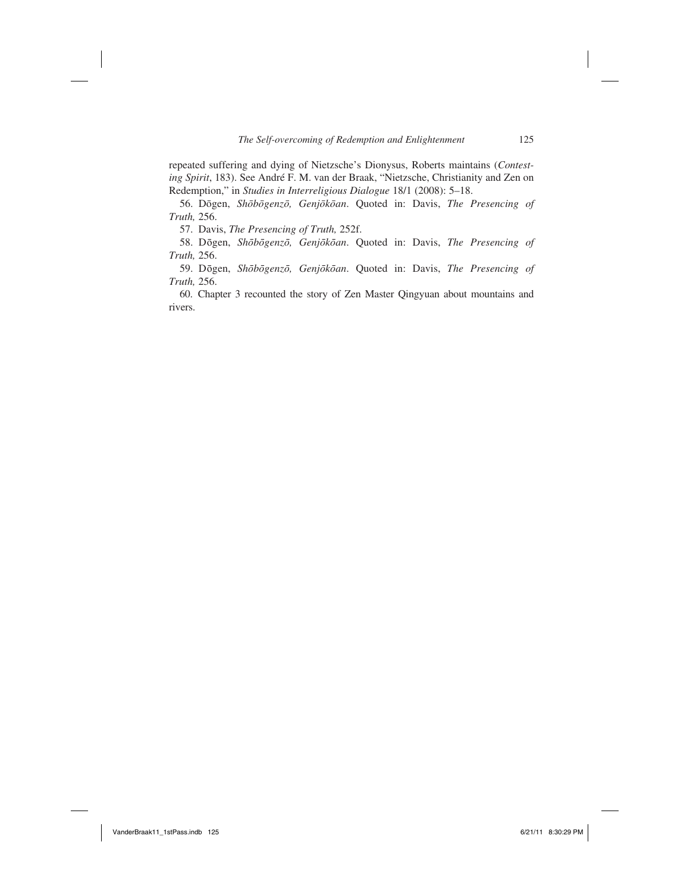repeated suffering and dying of Nietzsche's Dionysus, Roberts maintains (*Contesting Spirit*, 183). See André F. M. van der Braak, "Nietzsche, Christianity and Zen on Redemption," in *Studies in Interreligious Dialogue* 18/1 (2008): 5–18.

56. Dōgen, *Shōbōgenzō, Genjōkōan*. Quoted in: Davis, *The Presencing of Truth,* 256.

57. Davis, *The Presencing of Truth,* 252f.

58. Dōgen, *Shōbōgenzō, Genjōkōan*. Quoted in: Davis, *The Presencing of Truth,* 256.

59. Dōgen, *Shōbōgenzō, Genjōkōan*. Quoted in: Davis, *The Presencing of Truth,* 256.

60. Chapter 3 recounted the story of Zen Master Qingyuan about mountains and rivers.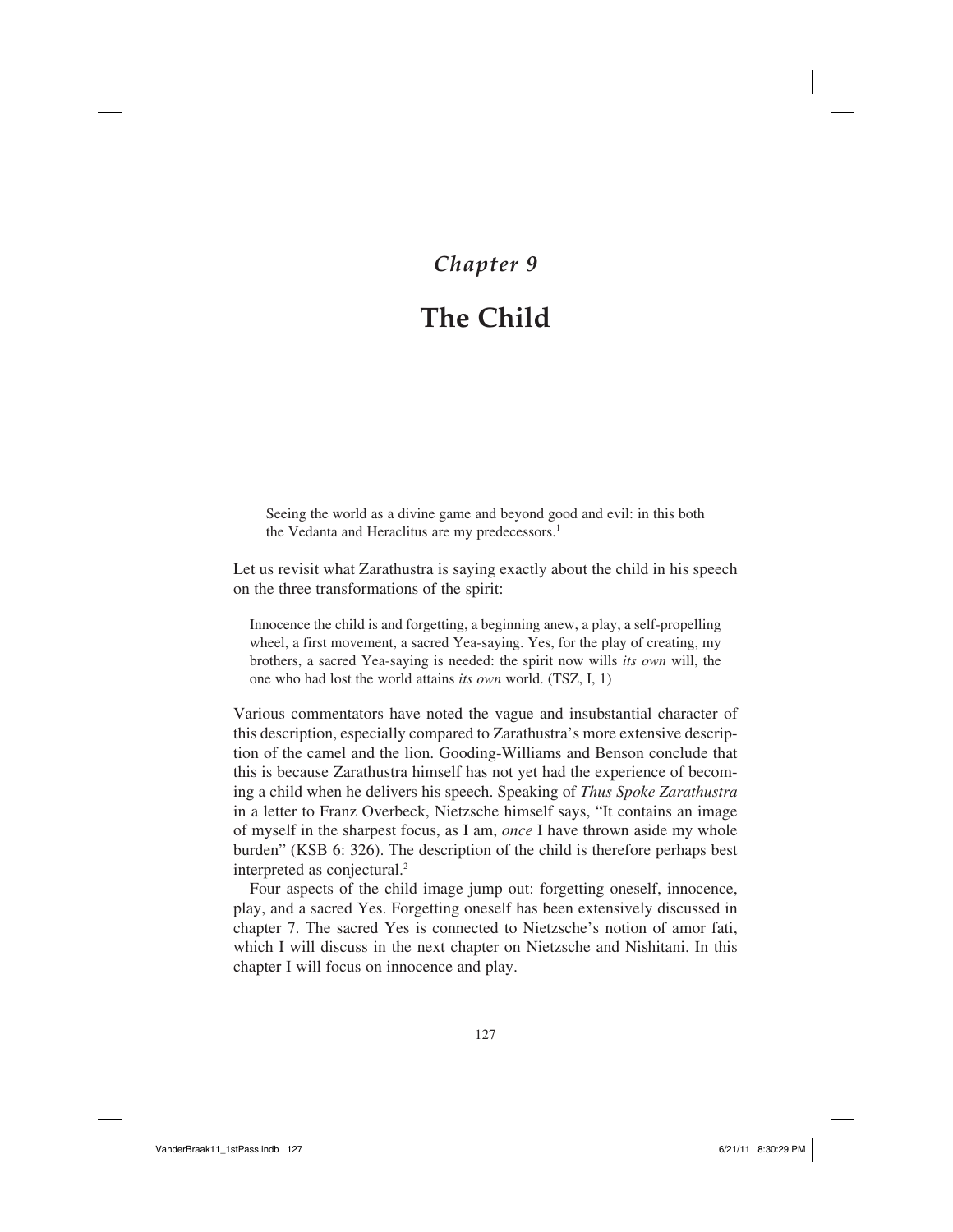# Chapter 9

# The Child

> Seeing the world as a divine game and beyond good and evil: in this both the Vedanta and Heraclitus are my predecessors.[1]

Let us revisit what Zarathustra is saying exactly about the child in his speech on the three transformations of the spirit:

> Innocence the child is and forgetting, a beginning anew, a play, a self-propelling wheel, a first movement, a sacred Yea-saying. Yes, for the play of creating, my brothers, a sacred Yea-saying is needed: the spirit now wills *its own* will, the one who had lost the world attains *its own* world. (TSZ, I, 1)

Various commentators have noted the vague and insubstantial character of this description, especially compared to Zarathustra's more extensive description of the camel and the lion. Gooding-Williams and Benson conclude that this is because Zarathustra himself has not yet had the experience of becoming a child when he delivers his speech. Speaking of *Thus Spoke Zarathustra* in a letter to Franz Overbeck, Nietzsche himself says, "It contains an image of myself in the sharpest focus, as I am, *once* I have thrown aside my whole burden" (KSB 6: 326). The description of the child is therefore perhaps best interpreted as conjectural.[2]

Four aspects of the child image jump out: forgetting oneself, innocence, play, and a sacred Yes. Forgetting oneself has been extensively discussed in chapter 7. The sacred Yes is connected to Nietzsche's notion of amor fati, which I will discuss in the next chapter on Nietzsche and Nishitani. In this chapter I will focus on innocence and play.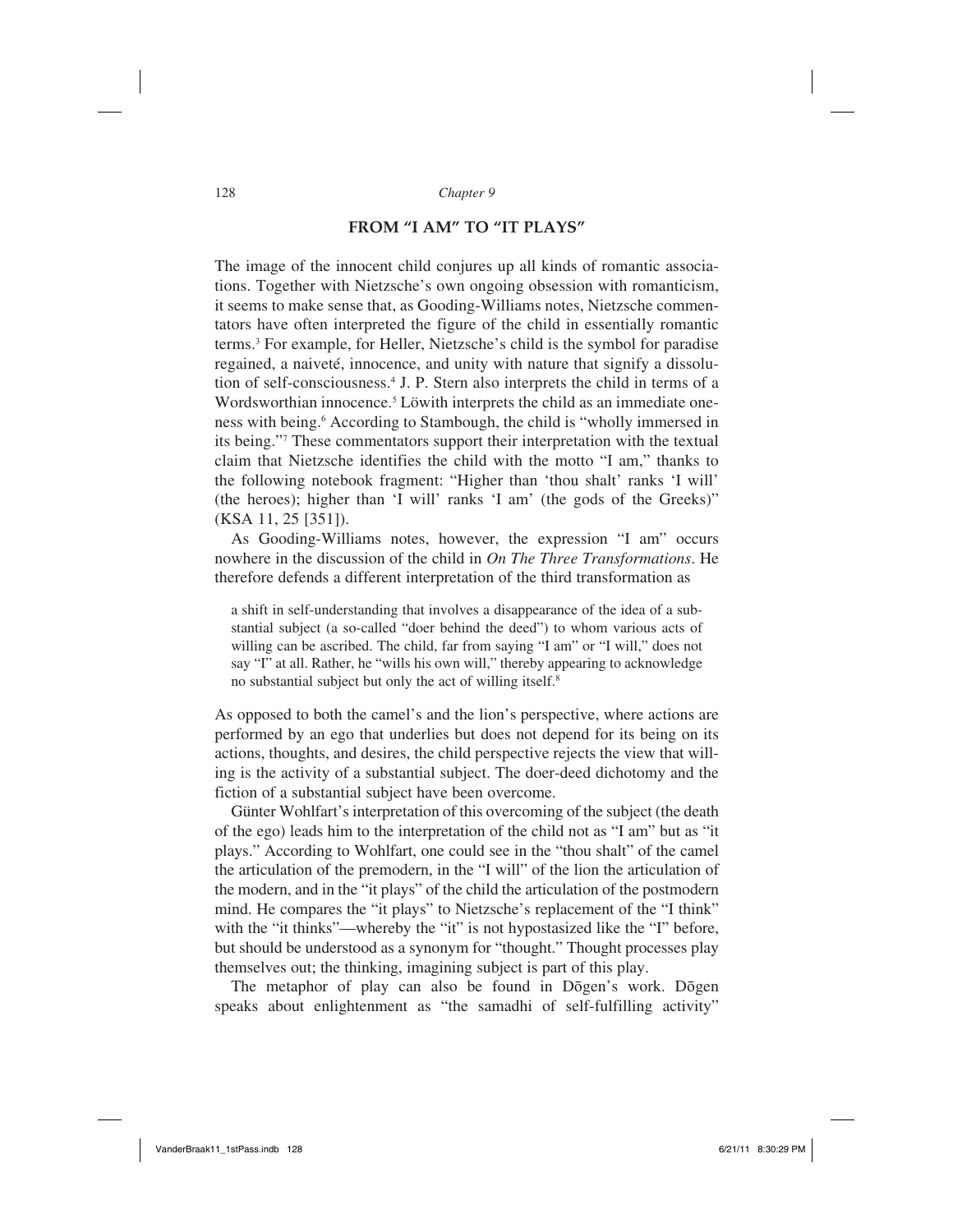## FROM "I AM" TO "IT PLAYS"

The image of the innocent child conjures up all kinds of romantic associations. Together with Nietzsche's own ongoing obsession with romanticism, it seems to make sense that, as Gooding-Williams notes, Nietzsche commentators have often interpreted the figure of the child in essentially romantic terms.[3] For example, for Heller, Nietzsche's child is the symbol for paradise regained, a naiveté, innocence, and unity with nature that signify a dissolution of self-consciousness.[4] J. P. Stern also interprets the child in terms of a Wordsworthian innocence.[5] Löwith interprets the child as an immediate oneness with being.[6] According to Stambough, the child is "wholly immersed in its being."[7] These commentators support their interpretation with the textual claim that Nietzsche identifies the child with the motto "I am," thanks to the following notebook fragment: "Higher than 'thou shalt' ranks 'I will' (the heroes); higher than 'I will' ranks 'I am' (the gods of the Greeks)" (KSA 11, 25 [351]).

As Gooding-Williams notes, however, the expression "I am" occurs nowhere in the discussion of the child in *On The Three Transformations*. He therefore defends a different interpretation of the third transformation as

> a shift in self-understanding that involves a disappearance of the idea of a substantial subject (a so-called "doer behind the deed") to whom various acts of willing can be ascribed. The child, far from saying "I am" or "I will," does not say "I" at all. Rather, he "wills his own will," thereby appearing to acknowledge no substantial subject but only the act of willing itself.[8]

As opposed to both the camel's and the lion's perspective, where actions are performed by an ego that underlies but does not depend for its being on its actions, thoughts, and desires, the child perspective rejects the view that willing is the activity of a substantial subject. The doer-deed dichotomy and the fiction of a substantial subject have been overcome.

Günter Wohlfart's interpretation of this overcoming of the subject (the death of the ego) leads him to the interpretation of the child not as "I am" but as "it plays." According to Wohlfart, one could see in the "thou shalt" of the camel the articulation of the premodern, in the "I will" of the lion the articulation of the modern, and in the "it plays" of the child the articulation of the postmodern mind. He compares the "it plays" to Nietzsche's replacement of the "I think" with the "it thinks"—whereby the "it" is not hypostasized like the "I" before, but should be understood as a synonym for "thought." Thought processes play themselves out; the thinking, imagining subject is part of this play.

The metaphor of play can also be found in Dōgen's work. Dōgen speaks about enlightenment as "the samadhi of self-fulfilling activity"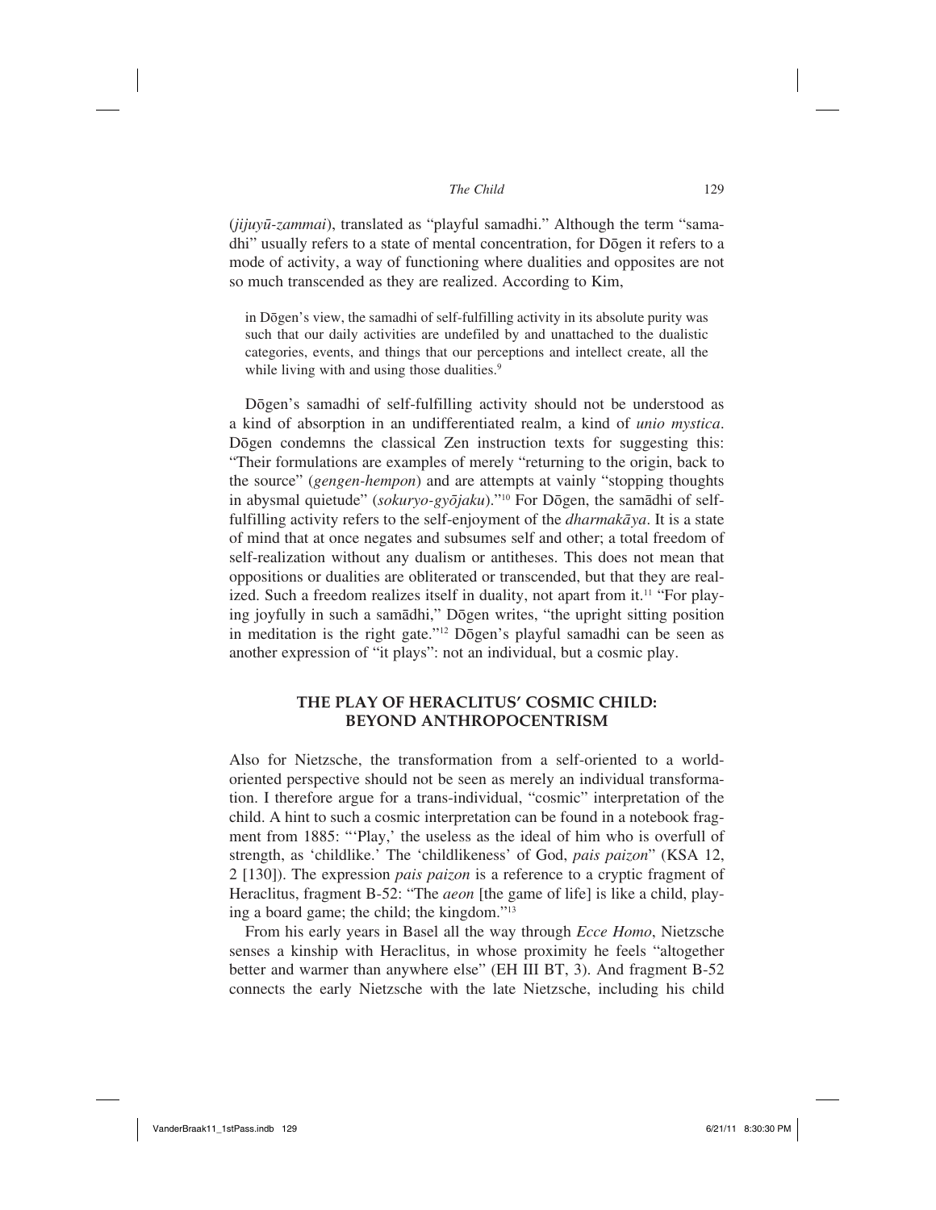(*jijuyū-zammai*), translated as "playful samadhi." Although the term "samadhi" usually refers to a state of mental concentration, for Dōgen it refers to a mode of activity, a way of functioning where dualities and opposites are not so much transcended as they are realized. According to Kim,

> in Dōgen's view, the samadhi of self-fulfilling activity in its absolute purity was such that our daily activities are undefiled by and unattached to the dualistic categories, events, and things that our perceptions and intellect create, all the while living with and using those dualities.[9]

Dōgen's samadhi of self-fulfilling activity should not be understood as a kind of absorption in an undifferentiated realm, a kind of *unio mystica*. Dōgen condemns the classical Zen instruction texts for suggesting this: "Their formulations are examples of merely "returning to the origin, back to the source" (*gengen-hempon*) and are attempts at vainly "stopping thoughts in abysmal quietude" (*sokuryo-gyōjaku*)."[10] For Dōgen, the samādhi of self-fulfilling activity refers to the self-enjoyment of the *dharmakāya*. It is a state of mind that at once negates and subsumes self and other; a total freedom of self-realization without any dualism or antitheses. This does not mean that oppositions or dualities are obliterated or transcended, but that they are realized. Such a freedom realizes itself in duality, not apart from it.[11] "For playing joyfully in such a samādhi," Dōgen writes, "the upright sitting position in meditation is the right gate."[12] Dōgen's playful samadhi can be seen as another expression of "it plays": not an individual, but a cosmic play.

## THE PLAY OF HERACLITUS' COSMIC CHILD: BEYOND ANTHROPOCENTRISM

Also for Nietzsche, the transformation from a self-oriented to a world-oriented perspective should not be seen as merely an individual transformation. I therefore argue for a trans-individual, "cosmic" interpretation of the child. A hint to such a cosmic interpretation can be found in a notebook fragment from 1885: "'Play,' the useless as the ideal of him who is overfull of strength, as 'childlike.' The 'childlikeness' of God, *pais paizon*" (KSA 12, 2 [130]). The expression *pais paizon* is a reference to a cryptic fragment of Heraclitus, fragment B-52: "The *aeon* [the game of life] is like a child, playing a board game; the child; the kingdom."[13]

From his early years in Basel all the way through *Ecce Homo*, Nietzsche senses a kinship with Heraclitus, in whose proximity he feels "altogether better and warmer than anywhere else" (EH III BT, 3). And fragment B-52 connects the early Nietzsche with the late Nietzsche, including his child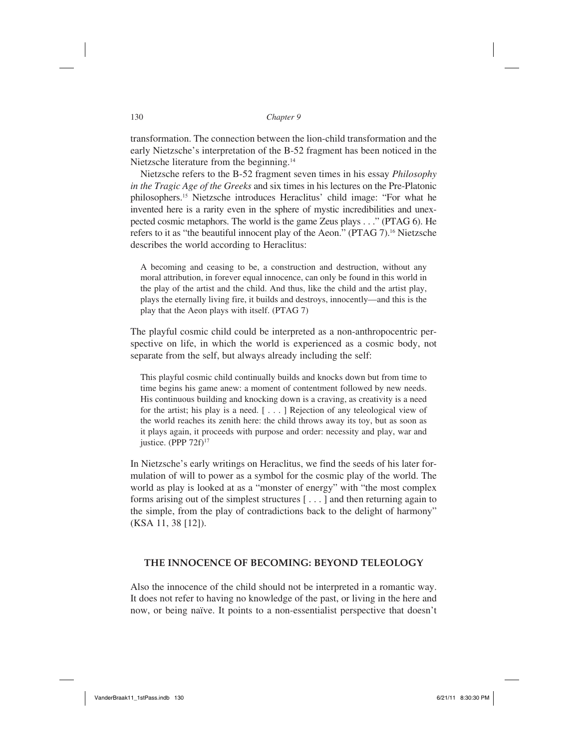transformation. The connection between the lion-child transformation and the early Nietzsche's interpretation of the B-52 fragment has been noticed in the Nietzsche literature from the beginning.[14]

Nietzsche refers to the B-52 fragment seven times in his essay *Philosophy in the Tragic Age of the Greeks* and six times in his lectures on the Pre-Platonic philosophers.[15] Nietzsche introduces Heraclitus' child image: "For what he invented here is a rarity even in the sphere of mystic incredibilities and unexpected cosmic metaphors. The world is the game Zeus plays . . ." (PTAG 6). He refers to it as "the beautiful innocent play of the Aeon." (PTAG 7).[16] Nietzsche describes the world according to Heraclitus:

> A becoming and ceasing to be, a construction and destruction, without any moral attribution, in forever equal innocence, can only be found in this world in the play of the artist and the child. And thus, like the child and the artist play, plays the eternally living fire, it builds and destroys, innocently—and this is the play that the Aeon plays with itself. (PTAG 7)

The playful cosmic child could be interpreted as a non-anthropocentric perspective on life, in which the world is experienced as a cosmic body, not separate from the self, but always already including the self:

> This playful cosmic child continually builds and knocks down but from time to time begins his game anew: a moment of contentment followed by new needs. His continuous building and knocking down is a craving, as creativity is a need for the artist; his play is a need. [ . . . ] Rejection of any teleological view of the world reaches its zenith here: the child throws away its toy, but as soon as it plays again, it proceeds with purpose and order: necessity and play, war and justice. (PPP 72f)[17]

In Nietzsche's early writings on Heraclitus, we find the seeds of his later formulation of will to power as a symbol for the cosmic play of the world. The world as play is looked at as a "monster of energy" with "the most complex forms arising out of the simplest structures [ . . . ] and then returning again to the simple, from the play of contradictions back to the delight of harmony" (KSA 11, 38 [12]).

## THE INNOCENCE OF BECOMING: BEYOND TELEOLOGY

Also the innocence of the child should not be interpreted in a romantic way. It does not refer to having no knowledge of the past, or living in the here and now, or being naïve. It points to a non-essentialist perspective that doesn't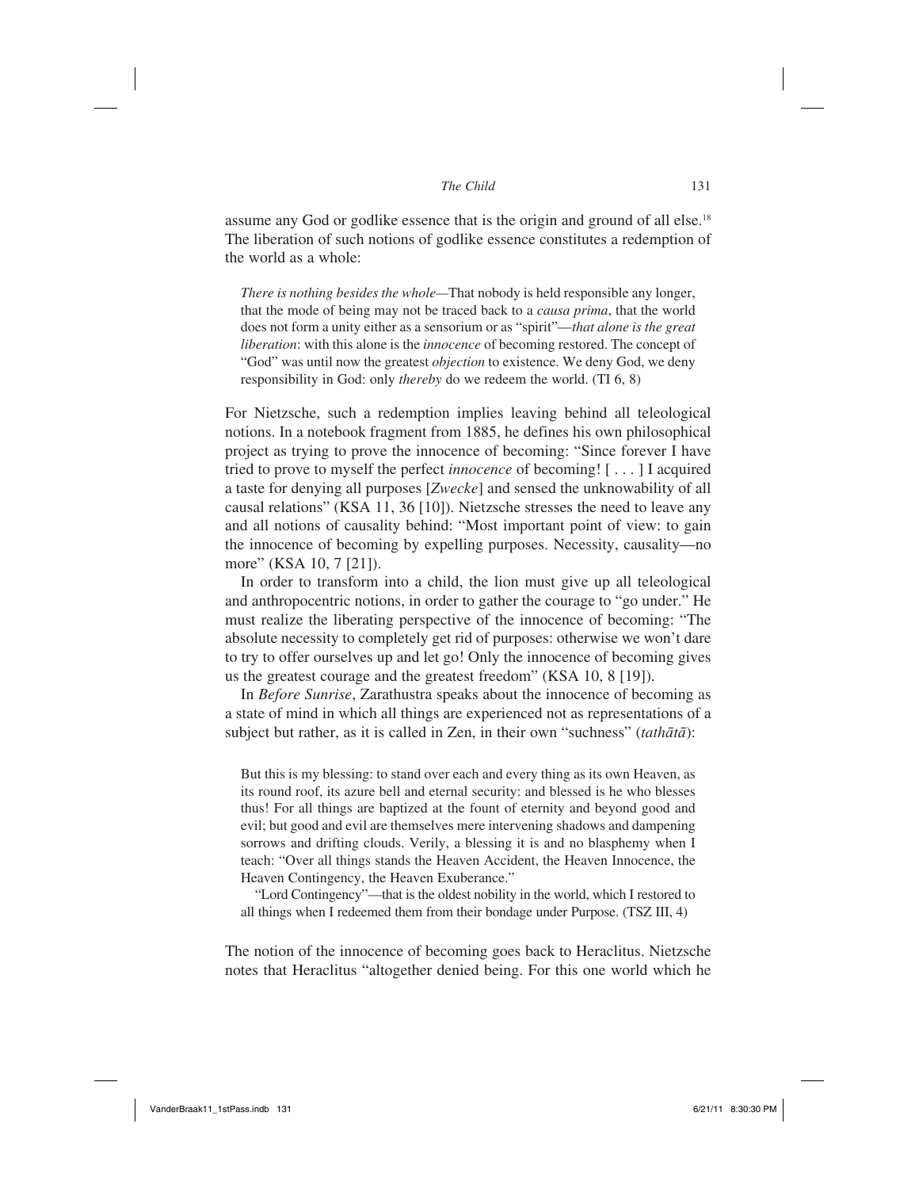assume any God or godlike essence that is the origin and ground of all else.[18] The liberation of such notions of godlike essence constitutes a redemption of the world as a whole:

> *There is nothing besides the whole*—That nobody is held responsible any longer, that the mode of being may not be traced back to a *causa prima*, that the world does not form a unity either as a sensorium or as "spirit"—*that alone is the great liberation*: with this alone is the *innocence* of becoming restored. The concept of "God" was until now the greatest *objection* to existence. We deny God, we deny responsibility in God: only *thereby* do we redeem the world. (TI 6, 8)

For Nietzsche, such a redemption implies leaving behind all teleological notions. In a notebook fragment from 1885, he defines his own philosophical project as trying to prove the innocence of becoming: "Since forever I have tried to prove to myself the perfect *innocence* of becoming! [ . . . ] I acquired a taste for denying all purposes [*Zwecke*] and sensed the unknowability of all causal relations" (KSA 11, 36 [10]). Nietzsche stresses the need to leave any and all notions of causality behind: "Most important point of view: to gain the innocence of becoming by expelling purposes. Necessity, causality—no more" (KSA 10, 7 [21]).

In order to transform into a child, the lion must give up all teleological and anthropocentric notions, in order to gather the courage to "go under." He must realize the liberating perspective of the innocence of becoming: "The absolute necessity to completely get rid of purposes: otherwise we won't dare to try to offer ourselves up and let go! Only the innocence of becoming gives us the greatest courage and the greatest freedom" (KSA 10, 8 [19]).

In *Before Sunrise*, Zarathustra speaks about the innocence of becoming as a state of mind in which all things are experienced not as representations of a subject but rather, as it is called in Zen, in their own "suchness" (*tathātā*):

> But this is my blessing: to stand over each and every thing as its own Heaven, as its round roof, its azure bell and eternal security: and blessed is he who blesses thus! For all things are baptized at the fount of eternity and beyond good and evil; but good and evil are themselves mere intervening shadows and dampening sorrows and drifting clouds. Verily, a blessing it is and no blasphemy when I teach: "Over all things stands the Heaven Accident, the Heaven Innocence, the Heaven Contingency, the Heaven Exuberance."
>
> "Lord Contingency"—that is the oldest nobility in the world, which I restored to all things when I redeemed them from their bondage under Purpose. (TSZ III, 4)

The notion of the innocence of becoming goes back to Heraclitus. Nietzsche notes that Heraclitus "altogether denied being. For this one world which he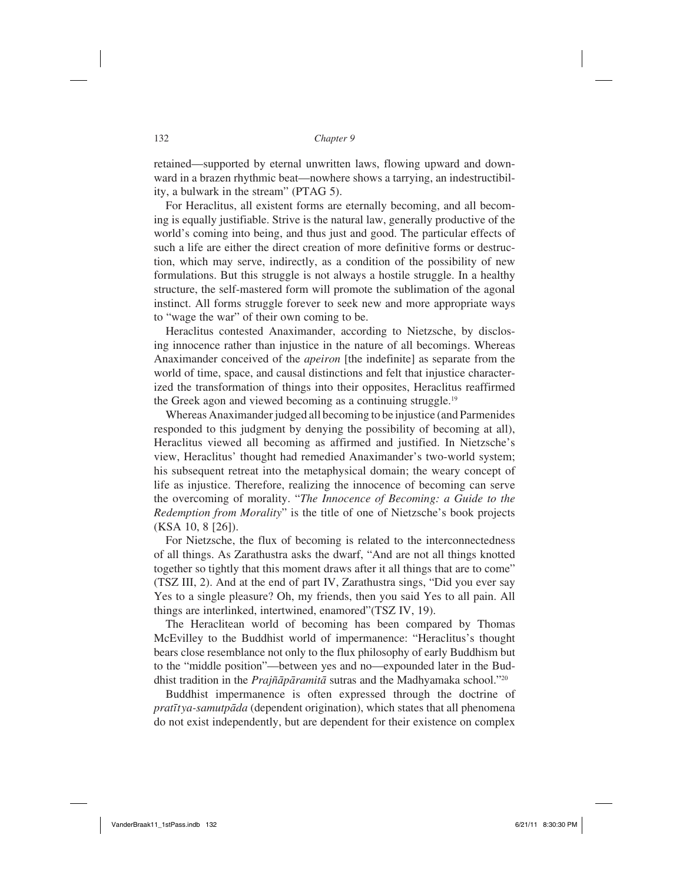retained—supported by eternal unwritten laws, flowing upward and downward in a brazen rhythmic beat—nowhere shows a tarrying, an indestructibility, a bulwark in the stream" (PTAG 5).

For Heraclitus, all existent forms are eternally becoming, and all becoming is equally justifiable. Strive is the natural law, generally productive of the world's coming into being, and thus just and good. The particular effects of such a life are either the direct creation of more definitive forms or destruction, which may serve, indirectly, as a condition of the possibility of new formulations. But this struggle is not always a hostile struggle. In a healthy structure, the self-mastered form will promote the sublimation of the agonal instinct. All forms struggle forever to seek new and more appropriate ways to "wage the war" of their own coming to be.

Heraclitus contested Anaximander, according to Nietzsche, by disclosing innocence rather than injustice in the nature of all becomings. Whereas Anaximander conceived of the *apeiron* [the indefinite] as separate from the world of time, space, and causal distinctions and felt that injustice characterized the transformation of things into their opposites, Heraclitus reaffirmed the Greek agon and viewed becoming as a continuing struggle.[19]

Whereas Anaximander judged all becoming to be injustice (and Parmenides responded to this judgment by denying the possibility of becoming at all), Heraclitus viewed all becoming as affirmed and justified. In Nietzsche's view, Heraclitus' thought had remedied Anaximander's two-world system; his subsequent retreat into the metaphysical domain; the weary concept of life as injustice. Therefore, realizing the innocence of becoming can serve the overcoming of morality. "*The Innocence of Becoming: a Guide to the Redemption from Morality*" is the title of one of Nietzsche's book projects (KSA 10, 8 [26]).

For Nietzsche, the flux of becoming is related to the interconnectedness of all things. As Zarathustra asks the dwarf, "And are not all things knotted together so tightly that this moment draws after it all things that are to come" (TSZ III, 2). And at the end of part IV, Zarathustra sings, "Did you ever say Yes to a single pleasure? Oh, my friends, then you said Yes to all pain. All things are interlinked, intertwined, enamored"(TSZ IV, 19).

The Heraclitean world of becoming has been compared by Thomas McEvilley to the Buddhist world of impermanence: "Heraclitus's thought bears close resemblance not only to the flux philosophy of early Buddhism but to the "middle position"—between yes and no—expounded later in the Buddhist tradition in the *Prajñāpāramitā* sutras and the Madhyamaka school."[20]

Buddhist impermanence is often expressed through the doctrine of *pratītya-samutpāda* (dependent origination), which states that all phenomena do not exist independently, but are dependent for their existence on complex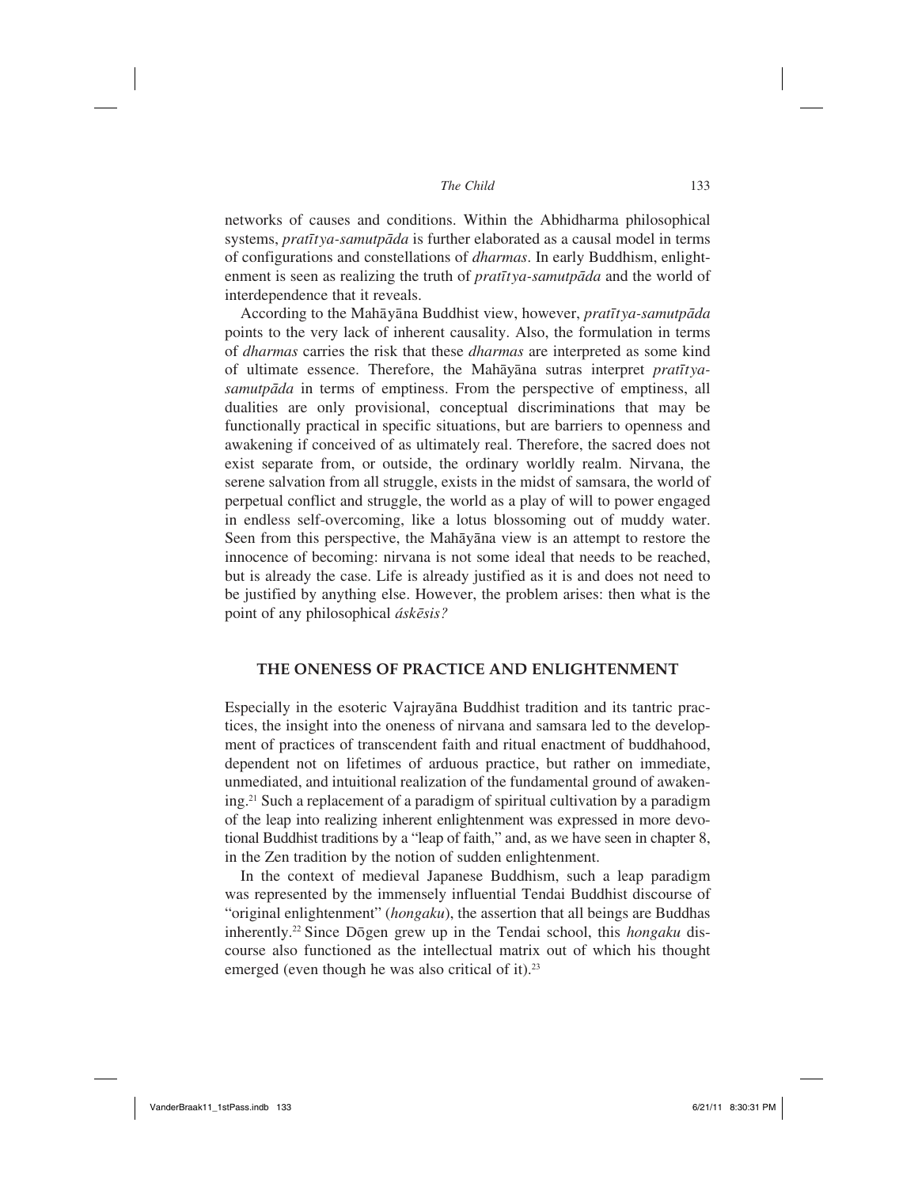networks of causes and conditions. Within the Abhidharma philosophical systems, *pratītya-samutpāda* is further elaborated as a causal model in terms of configurations and constellations of *dharmas*. In early Buddhism, enlightenment is seen as realizing the truth of *pratītya-samutpāda* and the world of interdependence that it reveals.

According to the Mahāyāna Buddhist view, however, *pratītya-samutpāda* points to the very lack of inherent causality. Also, the formulation in terms of *dharmas* carries the risk that these *dharmas* are interpreted as some kind of ultimate essence. Therefore, the Mahāyāna sutras interpret *pratītya-samutpāda* in terms of emptiness. From the perspective of emptiness, all dualities are only provisional, conceptual discriminations that may be functionally practical in specific situations, but are barriers to openness and awakening if conceived of as ultimately real. Therefore, the sacred does not exist separate from, or outside, the ordinary worldly realm. Nirvana, the serene salvation from all struggle, exists in the midst of samsara, the world of perpetual conflict and struggle, the world as a play of will to power engaged in endless self-overcoming, like a lotus blossoming out of muddy water. Seen from this perspective, the Mahāyāna view is an attempt to restore the innocence of becoming: nirvana is not some ideal that needs to be reached, but is already the case. Life is already justified as it is and does not need to be justified by anything else. However, the problem arises: then what is the point of any philosophical *áskēsis?*

## THE ONENESS OF PRACTICE AND ENLIGHTENMENT

Especially in the esoteric Vajrayāna Buddhist tradition and its tantric practices, the insight into the oneness of nirvana and samsara led to the development of practices of transcendent faith and ritual enactment of buddhahood, dependent not on lifetimes of arduous practice, but rather on immediate, unmediated, and intuitional realization of the fundamental ground of awakening.[21] Such a replacement of a paradigm of spiritual cultivation by a paradigm of the leap into realizing inherent enlightenment was expressed in more devotional Buddhist traditions by a "leap of faith," and, as we have seen in chapter 8, in the Zen tradition by the notion of sudden enlightenment.

In the context of medieval Japanese Buddhism, such a leap paradigm was represented by the immensely influential Tendai Buddhist discourse of "original enlightenment" (*hongaku*), the assertion that all beings are Buddhas inherently.[22] Since Dōgen grew up in the Tendai school, this *hongaku* discourse also functioned as the intellectual matrix out of which his thought emerged (even though he was also critical of it).[23]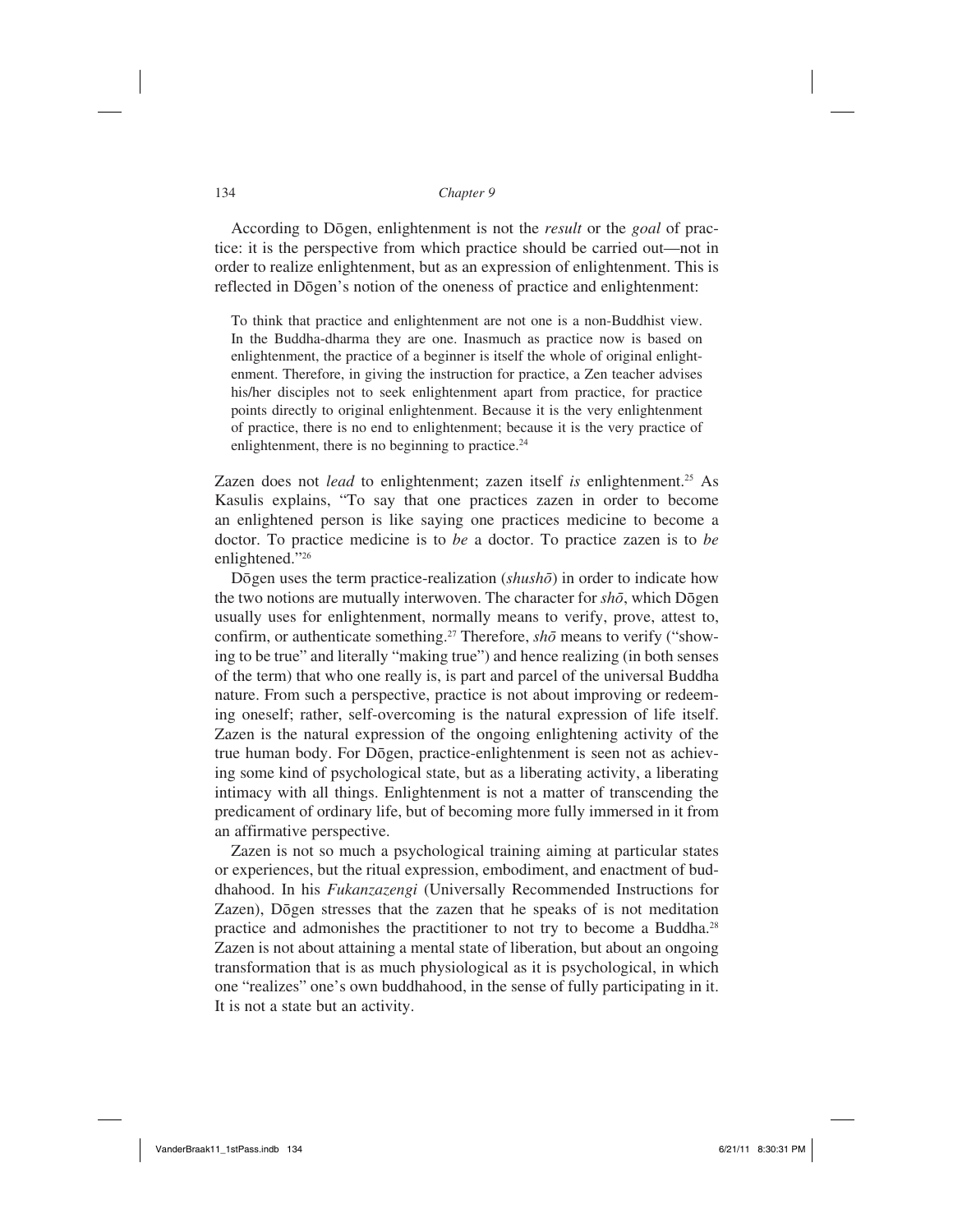According to Dōgen, enlightenment is not the *result* or the *goal* of practice: it is the perspective from which practice should be carried out—not in order to realize enlightenment, but as an expression of enlightenment. This is reflected in Dōgen's notion of the oneness of practice and enlightenment:

> To think that practice and enlightenment are not one is a non-Buddhist view. In the Buddha-dharma they are one. Inasmuch as practice now is based on enlightenment, the practice of a beginner is itself the whole of original enlightenment. Therefore, in giving the instruction for practice, a Zen teacher advises his/her disciples not to seek enlightenment apart from practice, for practice points directly to original enlightenment. Because it is the very enlightenment of practice, there is no end to enlightenment; because it is the very practice of enlightenment, there is no beginning to practice.[24]

Zazen does not *lead* to enlightenment; zazen itself *is* enlightenment.[25] As Kasulis explains, "To say that one practices zazen in order to become an enlightened person is like saying one practices medicine to become a doctor. To practice medicine is to *be* a doctor. To practice zazen is to *be* enlightened."[26]

Dōgen uses the term practice-realization (*shushō*) in order to indicate how the two notions are mutually interwoven. The character for *shō*, which Dōgen usually uses for enlightenment, normally means to verify, prove, attest to, confirm, or authenticate something.[27] Therefore, *shō* means to verify ("showing to be true" and literally "making true") and hence realizing (in both senses of the term) that who one really is, is part and parcel of the universal Buddha nature. From such a perspective, practice is not about improving or redeeming oneself; rather, self-overcoming is the natural expression of life itself. Zazen is the natural expression of the ongoing enlightening activity of the true human body. For Dōgen, practice-enlightenment is seen not as achieving some kind of psychological state, but as a liberating activity, a liberating intimacy with all things. Enlightenment is not a matter of transcending the predicament of ordinary life, but of becoming more fully immersed in it from an affirmative perspective.

Zazen is not so much a psychological training aiming at particular states or experiences, but the ritual expression, embodiment, and enactment of buddhahood. In his *Fukanzazengi* (Universally Recommended Instructions for Zazen), Dōgen stresses that the zazen that he speaks of is not meditation practice and admonishes the practitioner to not try to become a Buddha.[28] Zazen is not about attaining a mental state of liberation, but about an ongoing transformation that is as much physiological as it is psychological, in which one "realizes" one's own buddhahood, in the sense of fully participating in it. It is not a state but an activity.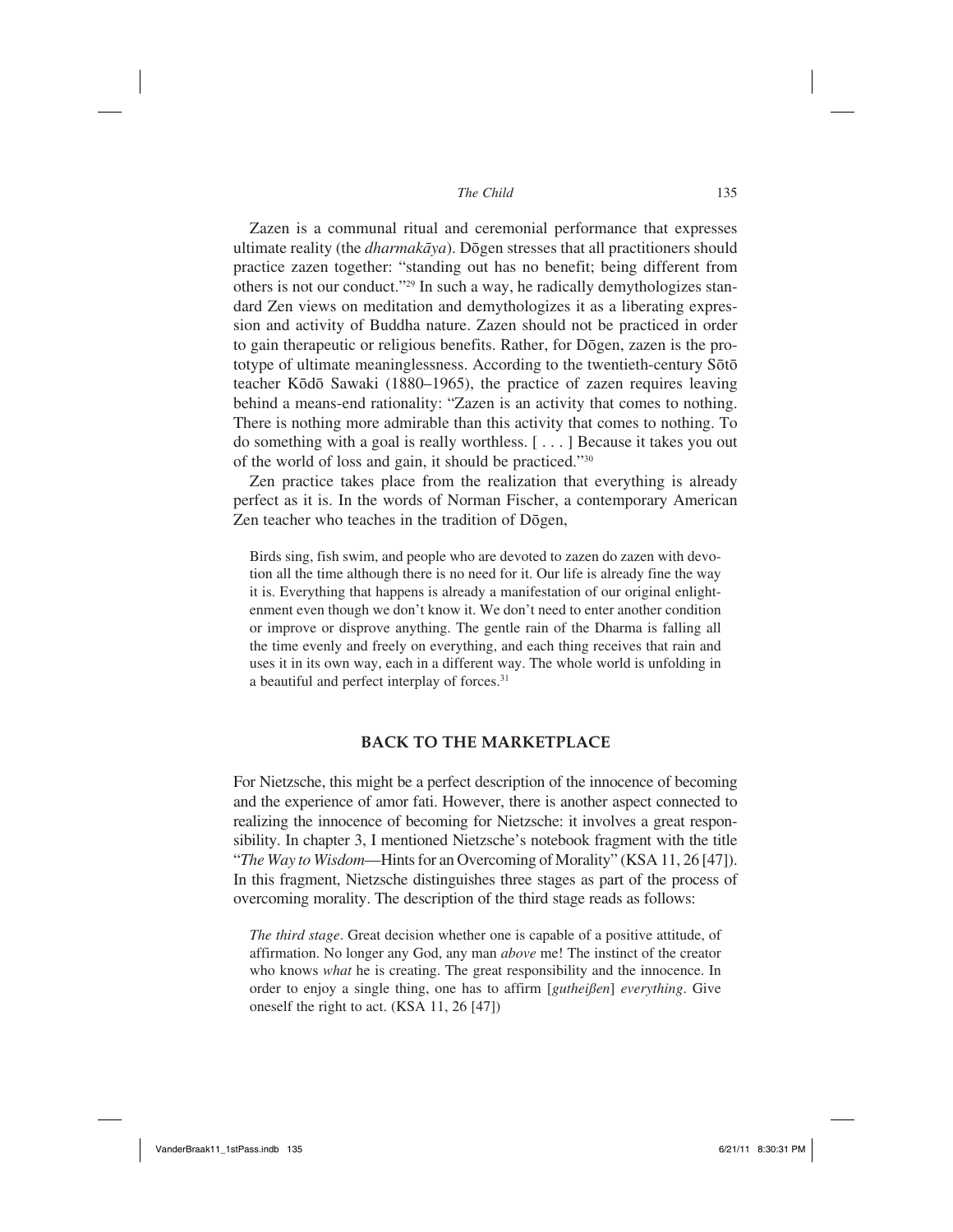Zazen is a communal ritual and ceremonial performance that expresses ultimate reality (the *dharmakāya*). Dōgen stresses that all practitioners should practice zazen together: "standing out has no benefit; being different from others is not our conduct."[29] In such a way, he radically demythologizes standard Zen views on meditation and demythologizes it as a liberating expression and activity of Buddha nature. Zazen should not be practiced in order to gain therapeutic or religious benefits. Rather, for Dōgen, zazen is the prototype of ultimate meaninglessness. According to the twentieth-century Sōtō teacher Kōdō Sawaki (1880–1965), the practice of zazen requires leaving behind a means-end rationality: "Zazen is an activity that comes to nothing. There is nothing more admirable than this activity that comes to nothing. To do something with a goal is really worthless. [ . . . ] Because it takes you out of the world of loss and gain, it should be practiced."[30]

Zen practice takes place from the realization that everything is already perfect as it is. In the words of Norman Fischer, a contemporary American Zen teacher who teaches in the tradition of Dōgen,

> Birds sing, fish swim, and people who are devoted to zazen do zazen with devotion all the time although there is no need for it. Our life is already fine the way it is. Everything that happens is already a manifestation of our original enlightenment even though we don't know it. We don't need to enter another condition or improve or disprove anything. The gentle rain of the Dharma is falling all the time evenly and freely on everything, and each thing receives that rain and uses it in its own way, each in a different way. The whole world is unfolding in a beautiful and perfect interplay of forces.[31]

## BACK TO THE MARKETPLACE

For Nietzsche, this might be a perfect description of the innocence of becoming and the experience of amor fati. However, there is another aspect connected to realizing the innocence of becoming for Nietzsche: it involves a great responsibility. In chapter 3, I mentioned Nietzsche's notebook fragment with the title "*The Way to Wisdom*—Hints for an Overcoming of Morality" (KSA 11, 26 [47]). In this fragment, Nietzsche distinguishes three stages as part of the process of overcoming morality. The description of the third stage reads as follows:

> *The third stage*. Great decision whether one is capable of a positive attitude, of affirmation. No longer any God, any man *above* me! The instinct of the creator who knows *what* he is creating. The great responsibility and the innocence. In order to enjoy a single thing, one has to affirm [*gutheißen*] *everything*. Give oneself the right to act. (KSA 11, 26 [47])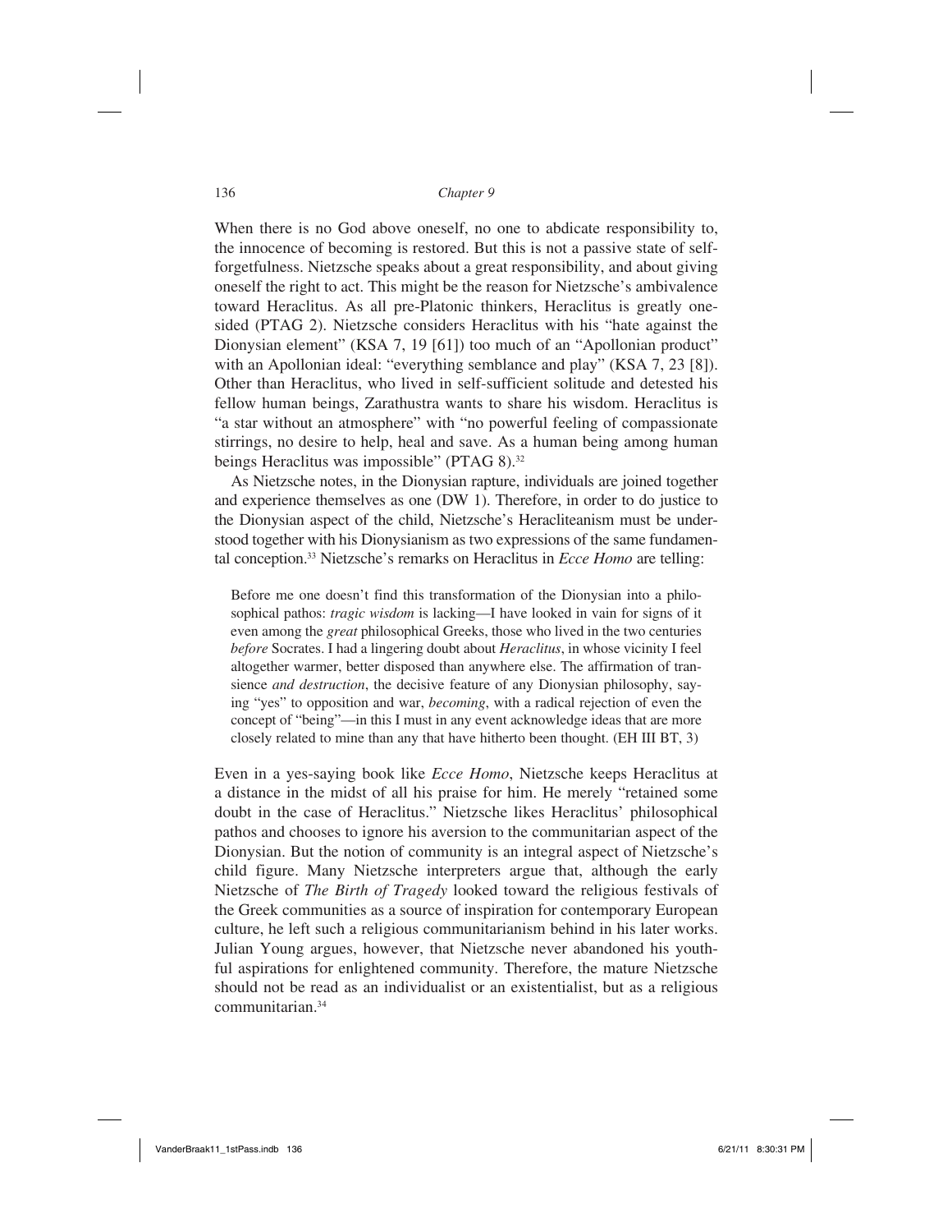When there is no God above oneself, no one to abdicate responsibility to, the innocence of becoming is restored. But this is not a passive state of self-forgetfulness. Nietzsche speaks about a great responsibility, and about giving oneself the right to act. This might be the reason for Nietzsche's ambivalence toward Heraclitus. As all pre-Platonic thinkers, Heraclitus is greatly one-sided (PTAG 2). Nietzsche considers Heraclitus with his "hate against the Dionysian element" (KSA 7, 19 [61]) too much of an "Apollonian product" with an Apollonian ideal: "everything semblance and play" (KSA 7, 23 [8]). Other than Heraclitus, who lived in self-sufficient solitude and detested his fellow human beings, Zarathustra wants to share his wisdom. Heraclitus is "a star without an atmosphere" with "no powerful feeling of compassionate stirrings, no desire to help, heal and save. As a human being among human beings Heraclitus was impossible" (PTAG 8).[32]

As Nietzsche notes, in the Dionysian rapture, individuals are joined together and experience themselves as one (DW 1). Therefore, in order to do justice to the Dionysian aspect of the child, Nietzsche's Heracliteanism must be understood together with his Dionysianism as two expressions of the same fundamental conception.[33] Nietzsche's remarks on Heraclitus in *Ecce Homo* are telling:

> Before me one doesn't find this transformation of the Dionysian into a philosophical pathos: *tragic wisdom* is lacking—I have looked in vain for signs of it even among the *great* philosophical Greeks, those who lived in the two centuries *before* Socrates. I had a lingering doubt about *Heraclitus*, in whose vicinity I feel altogether warmer, better disposed than anywhere else. The affirmation of transience *and destruction*, the decisive feature of any Dionysian philosophy, saying "yes" to opposition and war, *becoming*, with a radical rejection of even the concept of "being"—in this I must in any event acknowledge ideas that are more closely related to mine than any that have hitherto been thought. (EH III BT, 3)

Even in a yes-saying book like *Ecce Homo*, Nietzsche keeps Heraclitus at a distance in the midst of all his praise for him. He merely "retained some doubt in the case of Heraclitus." Nietzsche likes Heraclitus' philosophical pathos and chooses to ignore his aversion to the communitarian aspect of the Dionysian. But the notion of community is an integral aspect of Nietzsche's child figure. Many Nietzsche interpreters argue that, although the early Nietzsche of *The Birth of Tragedy* looked toward the religious festivals of the Greek communities as a source of inspiration for contemporary European culture, he left such a religious communitarianism behind in his later works. Julian Young argues, however, that Nietzsche never abandoned his youthful aspirations for enlightened community. Therefore, the mature Nietzsche should not be read as an individualist or an existentialist, but as a religious communitarian.[34]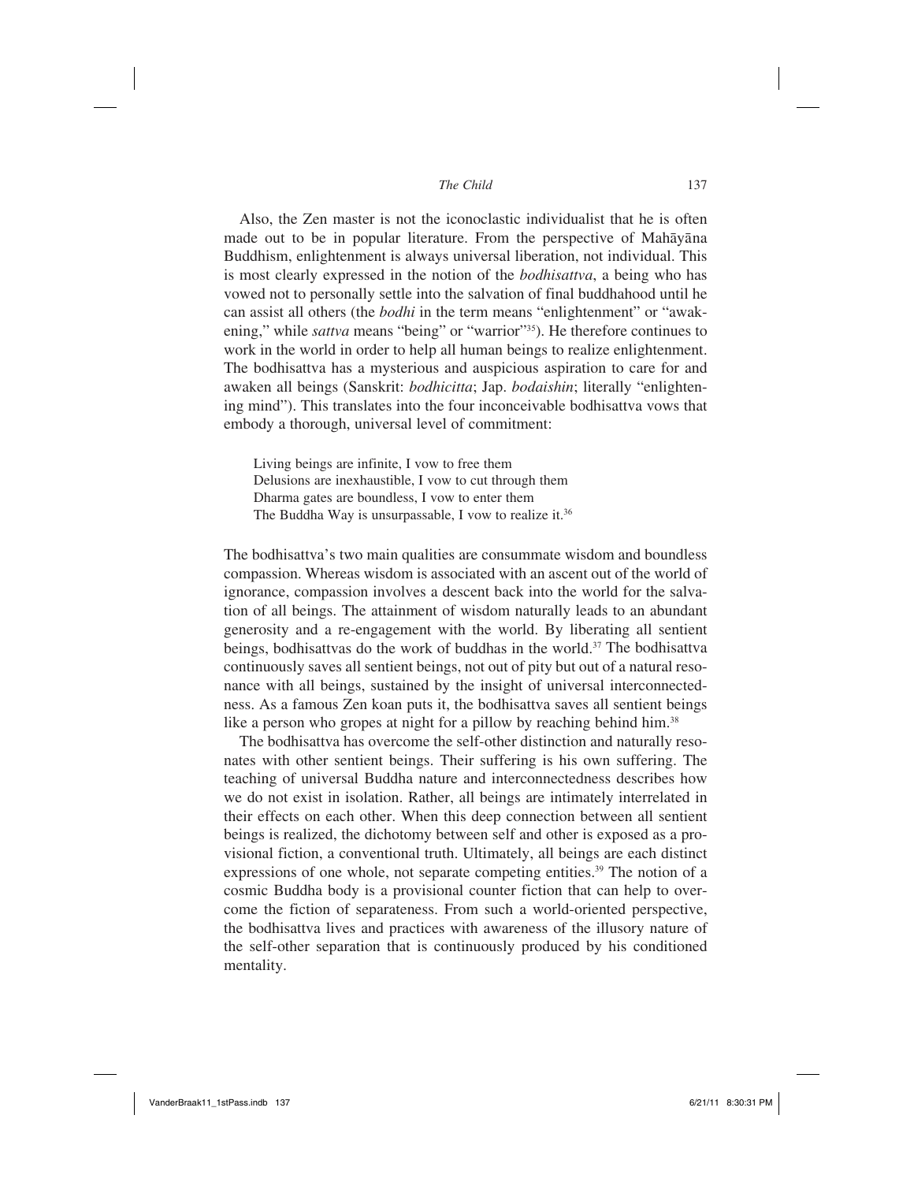Also, the Zen master is not the iconoclastic individualist that he is often made out to be in popular literature. From the perspective of Mahāyāna Buddhism, enlightenment is always universal liberation, not individual. This is most clearly expressed in the notion of the *bodhisattva*, a being who has vowed not to personally settle into the salvation of final buddhahood until he can assist all others (the *bodhi* in the term means "enlightenment" or "awakening," while *sattva* means "being" or "warrior"[35]). He therefore continues to work in the world in order to help all human beings to realize enlightenment. The bodhisattva has a mysterious and auspicious aspiration to care for and awaken all beings (Sanskrit: *bodhicitta*; Jap. *bodaishin*; literally "enlightening mind"). This translates into the four inconceivable bodhisattva vows that embody a thorough, universal level of commitment:

> Living beings are infinite, I vow to free them
> Delusions are inexhaustible, I vow to cut through them
> Dharma gates are boundless, I vow to enter them
> The Buddha Way is unsurpassable, I vow to realize it.[36]

The bodhisattva's two main qualities are consummate wisdom and boundless compassion. Whereas wisdom is associated with an ascent out of the world of ignorance, compassion involves a descent back into the world for the salvation of all beings. The attainment of wisdom naturally leads to an abundant generosity and a re-engagement with the world. By liberating all sentient beings, bodhisattvas do the work of buddhas in the world.[37] The bodhisattva continuously saves all sentient beings, not out of pity but out of a natural resonance with all beings, sustained by the insight of universal interconnectedness. As a famous Zen koan puts it, the bodhisattva saves all sentient beings like a person who gropes at night for a pillow by reaching behind him.[38]

The bodhisattva has overcome the self-other distinction and naturally resonates with other sentient beings. Their suffering is his own suffering. The teaching of universal Buddha nature and interconnectedness describes how we do not exist in isolation. Rather, all beings are intimately interrelated in their effects on each other. When this deep connection between all sentient beings is realized, the dichotomy between self and other is exposed as a provisional fiction, a conventional truth. Ultimately, all beings are each distinct expressions of one whole, not separate competing entities.[39] The notion of a cosmic Buddha body is a provisional counter fiction that can help to overcome the fiction of separateness. From such a world-oriented perspective, the bodhisattva lives and practices with awareness of the illusory nature of the self-other separation that is continuously produced by his conditioned mentality.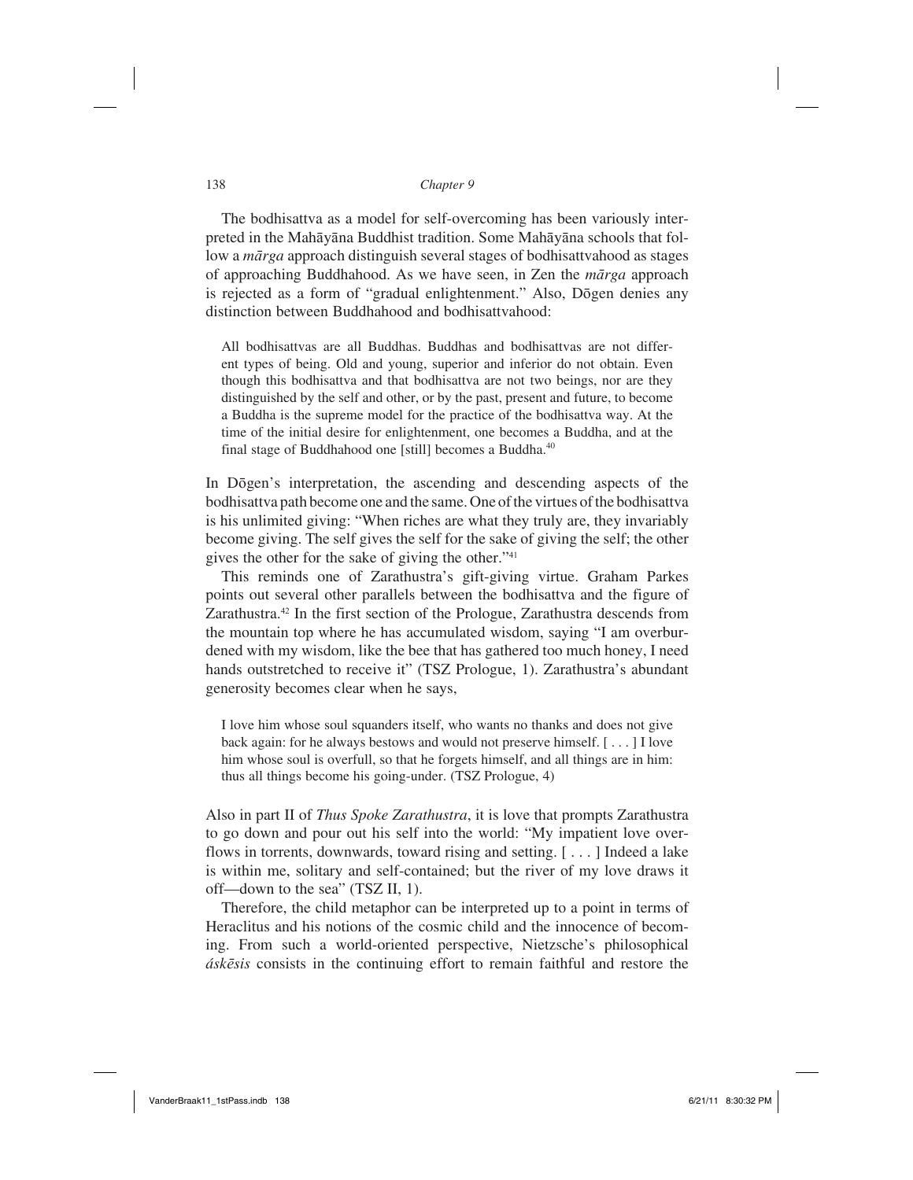The bodhisattva as a model for self-overcoming has been variously interpreted in the Mahāyāna Buddhist tradition. Some Mahāyāna schools that follow a *mārga* approach distinguish several stages of bodhisattvahood as stages of approaching Buddhahood. As we have seen, in Zen the *mārga* approach is rejected as a form of "gradual enlightenment." Also, Dōgen denies any distinction between Buddhahood and bodhisattvahood:

> All bodhisattvas are all Buddhas. Buddhas and bodhisattvas are not different types of being. Old and young, superior and inferior do not obtain. Even though this bodhisattva and that bodhisattva are not two beings, nor are they distinguished by the self and other, or by the past, present and future, to become a Buddha is the supreme model for the practice of the bodhisattva way. At the time of the initial desire for enlightenment, one becomes a Buddha, and at the final stage of Buddhahood one [still] becomes a Buddha.[40]

In Dōgen's interpretation, the ascending and descending aspects of the bodhisattva path become one and the same. One of the virtues of the bodhisattva is his unlimited giving: "When riches are what they truly are, they invariably become giving. The self gives the self for the sake of giving the self; the other gives the other for the sake of giving the other."[41]

This reminds one of Zarathustra's gift-giving virtue. Graham Parkes points out several other parallels between the bodhisattva and the figure of Zarathustra.[42] In the first section of the Prologue, Zarathustra descends from the mountain top where he has accumulated wisdom, saying "I am overburdened with my wisdom, like the bee that has gathered too much honey, I need hands outstretched to receive it" (TSZ Prologue, 1). Zarathustra's abundant generosity becomes clear when he says,

> I love him whose soul squanders itself, who wants no thanks and does not give back again: for he always bestows and would not preserve himself. [ . . . ] I love him whose soul is overfull, so that he forgets himself, and all things are in him: thus all things become his going-under. (TSZ Prologue, 4)

Also in part II of *Thus Spoke Zarathustra*, it is love that prompts Zarathustra to go down and pour out his self into the world: "My impatient love overflows in torrents, downwards, toward rising and setting. [ . . . ] Indeed a lake is within me, solitary and self-contained; but the river of my love draws it off—down to the sea" (TSZ II, 1).

Therefore, the child metaphor can be interpreted up to a point in terms of Heraclitus and his notions of the cosmic child and the innocence of becoming. From such a world-oriented perspective, Nietzsche's philosophical *áskēsis* consists in the continuing effort to remain faithful and restore the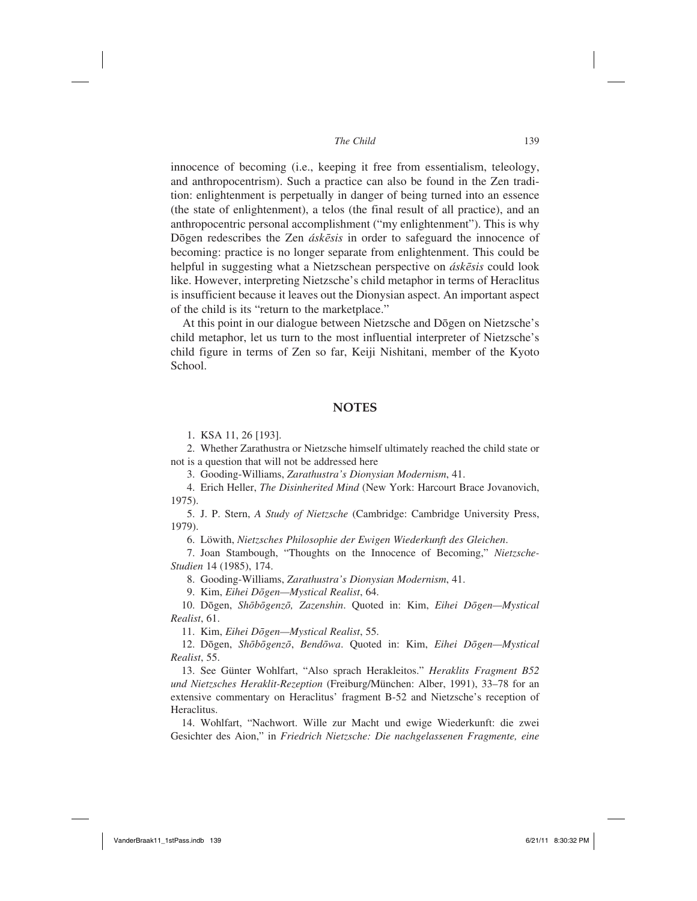innocence of becoming (i.e., keeping it free from essentialism, teleology, and anthropocentrism). Such a practice can also be found in the Zen tradition: enlightenment is perpetually in danger of being turned into an essence (the state of enlightenment), a telos (the final result of all practice), and an anthropocentric personal accomplishment ("my enlightenment"). This is why Dōgen redescribes the Zen *áskēsis* in order to safeguard the innocence of becoming: practice is no longer separate from enlightenment. This could be helpful in suggesting what a Nietzschean perspective on *áskēsis* could look like. However, interpreting Nietzsche's child metaphor in terms of Heraclitus is insufficient because it leaves out the Dionysian aspect. An important aspect of the child is its "return to the marketplace."

At this point in our dialogue between Nietzsche and Dōgen on Nietzsche's child metaphor, let us turn to the most influential interpreter of Nietzsche's child figure in terms of Zen so far, Keiji Nishitani, member of the Kyoto School.

## NOTES

1. KSA 11, 26 [193].
2. Whether Zarathustra or Nietzsche himself ultimately reached the child state or not is a question that will not be addressed here
3. Gooding-Williams, *Zarathustra's Dionysian Modernism*, 41.
4. Erich Heller, *The Disinherited Mind* (New York: Harcourt Brace Jovanovich, 1975).
5. J. P. Stern, *A Study of Nietzsche* (Cambridge: Cambridge University Press, 1979).
6. Löwith, *Nietzsches Philosophie der Ewigen Wiederkunft des Gleichen*.
7. Joan Stambough, "Thoughts on the Innocence of Becoming," *Nietzsche-Studien* 14 (1985), 174.
8. Gooding-Williams, *Zarathustra's Dionysian Modernism*, 41.
9. Kim, *Eihei Dōgen—Mystical Realist*, 64.
10. Dōgen, *Shōbōgenzō, Zazenshin*. Quoted in: Kim, *Eihei Dōgen—Mystical Realist*, 61.
11. Kim, *Eihei Dōgen—Mystical Realist*, 55.
12. Dōgen, *Shōbōgenzō*, *Bendōwa*. Quoted in: Kim, *Eihei Dōgen—Mystical Realist*, 55.
13. See Günter Wohlfart, "Also sprach Herakleitos." *Heraklits Fragment B52 und Nietzsches Heraklit-Rezeption* (Freiburg/München: Alber, 1991), 33–78 for an extensive commentary on Heraclitus' fragment B-52 and Nietzsche's reception of Heraclitus.
14. Wohlfart, "Nachwort. Wille zur Macht und ewige Wiederkunft: die zwei Gesichter des Aion," in *Friedrich Nietzsche: Die nachgelassenen Fragmente, eine*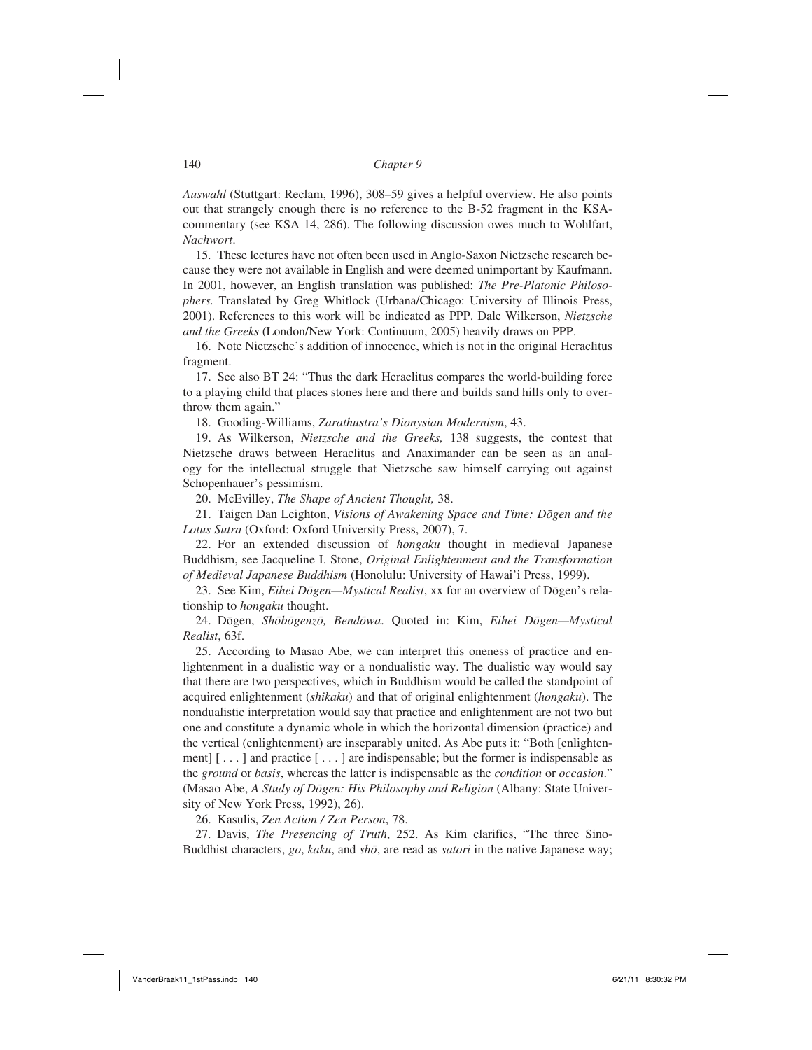*Auswahl* (Stuttgart: Reclam, 1996), 308–59 gives a helpful overview. He also points out that strangely enough there is no reference to the B-52 fragment in the KSA-commentary (see KSA 14, 286). The following discussion owes much to Wohlfart, *Nachwort*.

15. These lectures have not often been used in Anglo-Saxon Nietzsche research because they were not available in English and were deemed unimportant by Kaufmann. In 2001, however, an English translation was published: *The Pre-Platonic Philosophers.* Translated by Greg Whitlock (Urbana/Chicago: University of Illinois Press, 2001). References to this work will be indicated as PPP. Dale Wilkerson, *Nietzsche and the Greeks* (London/New York: Continuum, 2005) heavily draws on PPP.

16. Note Nietzsche's addition of innocence, which is not in the original Heraclitus fragment.

17. See also BT 24: "Thus the dark Heraclitus compares the world-building force to a playing child that places stones here and there and builds sand hills only to overthrow them again."

18. Gooding-Williams, *Zarathustra's Dionysian Modernism*, 43.

19. As Wilkerson, *Nietzsche and the Greeks,* 138 suggests, the contest that Nietzsche draws between Heraclitus and Anaximander can be seen as an analogy for the intellectual struggle that Nietzsche saw himself carrying out against Schopenhauer's pessimism.

20. McEvilley, *The Shape of Ancient Thought,* 38.

21. Taigen Dan Leighton, *Visions of Awakening Space and Time: Dōgen and the Lotus Sutra* (Oxford: Oxford University Press, 2007), 7.

22. For an extended discussion of *hongaku* thought in medieval Japanese Buddhism, see Jacqueline I. Stone, *Original Enlightenment and the Transformation of Medieval Japanese Buddhism* (Honolulu: University of Hawai'i Press, 1999).

23. See Kim, *Eihei Dōgen—Mystical Realist*, xx for an overview of Dōgen's relationship to *hongaku* thought.

24. Dōgen, *Shōbōgenzō, Bendōwa*. Quoted in: Kim, *Eihei Dōgen—Mystical Realist*, 63f.

25. According to Masao Abe, we can interpret this oneness of practice and enlightenment in a dualistic way or a nondualistic way. The dualistic way would say that there are two perspectives, which in Buddhism would be called the standpoint of acquired enlightenment (*shikaku*) and that of original enlightenment (*hongaku*). The nondualistic interpretation would say that practice and enlightenment are not two but one and constitute a dynamic whole in which the horizontal dimension (practice) and the vertical (enlightenment) are inseparably united. As Abe puts it: "Both [enlightenment] [ . . . ] and practice [ . . . ] are indispensable; but the former is indispensable as the *ground* or *basis*, whereas the latter is indispensable as the *condition* or *occasion*." (Masao Abe, *A Study of Dōgen: His Philosophy and Religion* (Albany: State University of New York Press, 1992), 26).

26. Kasulis, *Zen Action / Zen Person*, 78.

27. Davis, *The Presencing of Truth*, 252. As Kim clarifies, "The three Sino-Buddhist characters, *go*, *kaku*, and *shō*, are read as *satori* in the native Japanese way;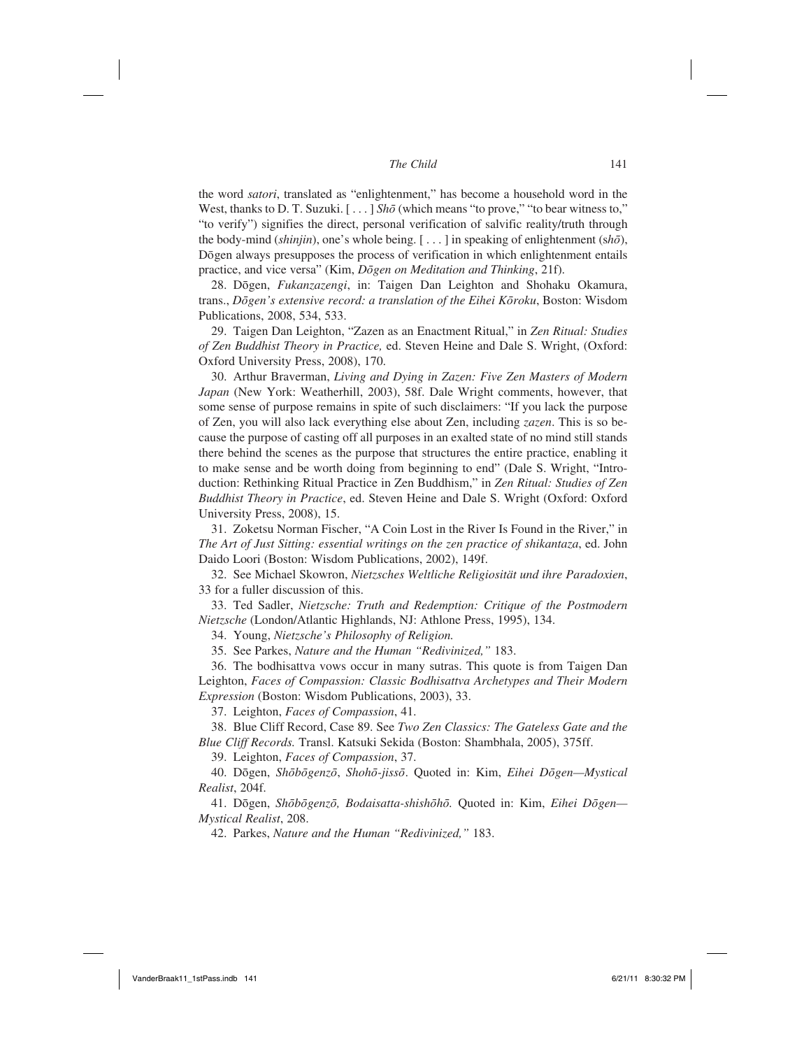the word *satori*, translated as "enlightenment," has become a household word in the West, thanks to D. T. Suzuki. [ . . . ] *Shō* (which means "to prove," "to bear witness to," "to verify") signifies the direct, personal verification of salvific reality/truth through the body-mind (*shinjin*), one's whole being. [ . . . ] in speaking of enlightenment (*shō*), Dōgen always presupposes the process of verification in which enlightenment entails practice, and vice versa" (Kim, *Dōgen on Meditation and Thinking*, 21f).

28. Dōgen, *Fukanzazengi*, in: Taigen Dan Leighton and Shohaku Okamura, trans., *Dōgen's extensive record: a translation of the Eihei Kōroku*, Boston: Wisdom Publications, 2008, 534, 533.

29. Taigen Dan Leighton, "Zazen as an Enactment Ritual," in *Zen Ritual: Studies of Zen Buddhist Theory in Practice,* ed. Steven Heine and Dale S. Wright, (Oxford: Oxford University Press, 2008), 170.

30. Arthur Braverman, *Living and Dying in Zazen: Five Zen Masters of Modern Japan* (New York: Weatherhill, 2003), 58f. Dale Wright comments, however, that some sense of purpose remains in spite of such disclaimers: "If you lack the purpose of Zen, you will also lack everything else about Zen, including *zazen*. This is so because the purpose of casting off all purposes in an exalted state of no mind still stands there behind the scenes as the purpose that structures the entire practice, enabling it to make sense and be worth doing from beginning to end" (Dale S. Wright, "Introduction: Rethinking Ritual Practice in Zen Buddhism," in *Zen Ritual: Studies of Zen Buddhist Theory in Practice*, ed. Steven Heine and Dale S. Wright (Oxford: Oxford University Press, 2008), 15.

31. Zoketsu Norman Fischer, "A Coin Lost in the River Is Found in the River," in *The Art of Just Sitting: essential writings on the zen practice of shikantaza*, ed. John Daido Loori (Boston: Wisdom Publications, 2002), 149f.

32. See Michael Skowron, *Nietzsches Weltliche Religiosität und ihre Paradoxien*, 33 for a fuller discussion of this.

33. Ted Sadler, *Nietzsche: Truth and Redemption: Critique of the Postmodern Nietzsche* (London/Atlantic Highlands, NJ: Athlone Press, 1995), 134.

34. Young, *Nietzsche's Philosophy of Religion.*

35. See Parkes, *Nature and the Human "Redivinized,"* 183.

36. The bodhisattva vows occur in many sutras. This quote is from Taigen Dan Leighton, *Faces of Compassion: Classic Bodhisattva Archetypes and Their Modern Expression* (Boston: Wisdom Publications, 2003), 33.

37. Leighton, *Faces of Compassion*, 41.

38. Blue Cliff Record, Case 89. See *Two Zen Classics: The Gateless Gate and the Blue Cliff Records.* Transl. Katsuki Sekida (Boston: Shambhala, 2005), 375ff.

39. Leighton, *Faces of Compassion*, 37.

40. Dōgen, *Shōbōgenzō*, *Shohō-jissō*. Quoted in: Kim, *Eihei Dōgen—Mystical Realist*, 204f.

41. Dōgen, *Shōbōgenzō, Bodaisatta-shishōhō.* Quoted in: Kim, *Eihei Dōgen—Mystical Realist*, 208.

42. Parkes, *Nature and the Human "Redivinized,"* 183.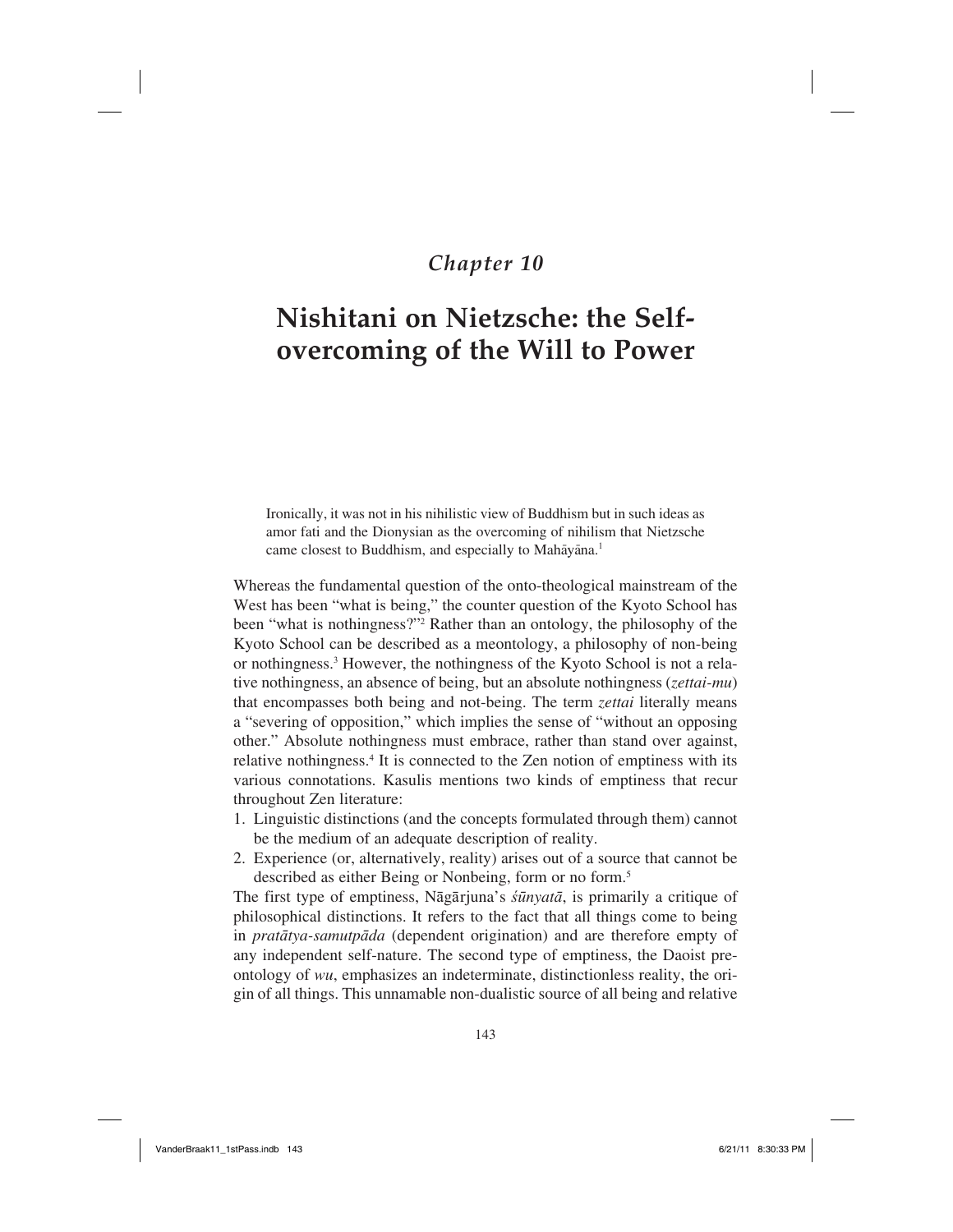# Chapter 10

# Nishitani on Nietzsche: the Self-overcoming of the Will to Power

> Ironically, it was not in his nihilistic view of Buddhism but in such ideas as amor fati and the Dionysian as the overcoming of nihilism that Nietzsche came closest to Buddhism, and especially to Mahāyāna.[1]

Whereas the fundamental question of the onto-theological mainstream of the West has been "what is being," the counter question of the Kyoto School has been "what is nothingness?"[2] Rather than an ontology, the philosophy of the Kyoto School can be described as a meontology, a philosophy of non-being or nothingness.[3] However, the nothingness of the Kyoto School is not a relative nothingness, an absence of being, but an absolute nothingness (*zettai-mu*) that encompasses both being and not-being. The term *zettai* literally means a "severing of opposition," which implies the sense of "without an opposing other." Absolute nothingness must embrace, rather than stand over against, relative nothingness.[4] It is connected to the Zen notion of emptiness with its various connotations. Kasulis mentions two kinds of emptiness that recur throughout Zen literature:

1. Linguistic distinctions (and the concepts formulated through them) cannot be the medium of an adequate description of reality.
2. Experience (or, alternatively, reality) arises out of a source that cannot be described as either Being or Nonbeing, form or no form.[5]

The first type of emptiness, Nāgārjuna's *śūnyatā*, is primarily a critique of philosophical distinctions. It refers to the fact that all things come to being in *pratātya-samutpāda* (dependent origination) and are therefore empty of any independent self-nature. The second type of emptiness, the Daoist pre-ontology of *wu*, emphasizes an indeterminate, distinctionless reality, the origin of all things. This unnamable non-dualistic source of all being and relative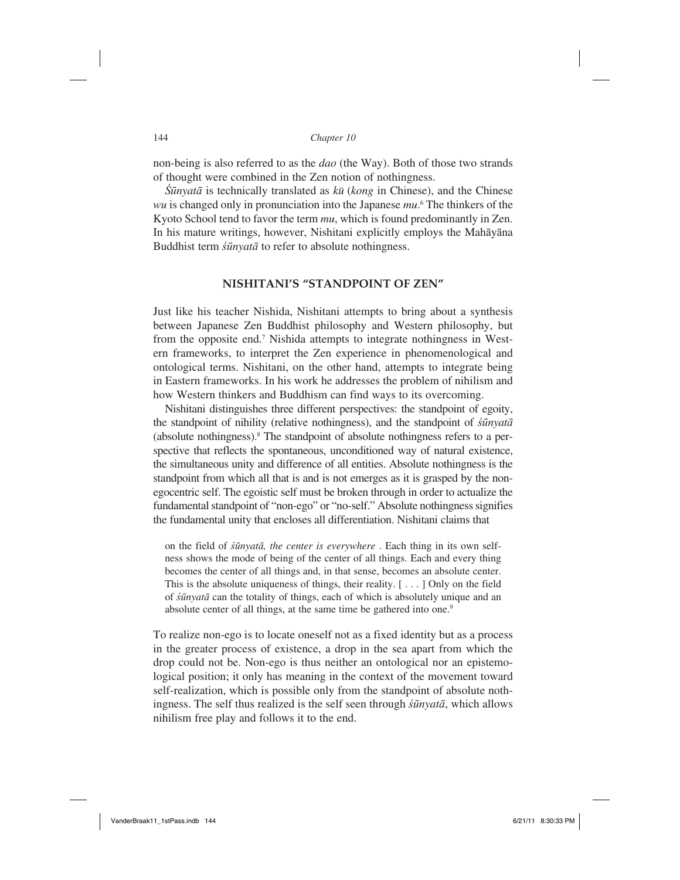non-being is also referred to as the *dao* (the Way). Both of those two strands of thought were combined in the Zen notion of nothingness.

*Śūnyatā* is technically translated as *kū* (*kong* in Chinese), and the Chinese *wu* is changed only in pronunciation into the Japanese *mu*.[6] The thinkers of the Kyoto School tend to favor the term *mu*, which is found predominantly in Zen. In his mature writings, however, Nishitani explicitly employs the Mahāyāna Buddhist term *śūnyatā* to refer to absolute nothingness.

## NISHITANI'S "STANDPOINT OF ZEN"

Just like his teacher Nishida, Nishitani attempts to bring about a synthesis between Japanese Zen Buddhist philosophy and Western philosophy, but from the opposite end.[7] Nishida attempts to integrate nothingness in Western frameworks, to interpret the Zen experience in phenomenological and ontological terms. Nishitani, on the other hand, attempts to integrate being in Eastern frameworks. In his work he addresses the problem of nihilism and how Western thinkers and Buddhism can find ways to its overcoming.

Nishitani distinguishes three different perspectives: the standpoint of egoity, the standpoint of nihility (relative nothingness), and the standpoint of *śūnyatā* (absolute nothingness).[8] The standpoint of absolute nothingness refers to a perspective that reflects the spontaneous, unconditioned way of natural existence, the simultaneous unity and difference of all entities. Absolute nothingness is the standpoint from which all that is and is not emerges as it is grasped by the non-egocentric self. The egoistic self must be broken through in order to actualize the fundamental standpoint of "non-ego" or "no-self." Absolute nothingness signifies the fundamental unity that encloses all differentiation. Nishitani claims that

> on the field of *śūnyatā, the center is everywhere* . Each thing in its own selfness shows the mode of being of the center of all things. Each and every thing becomes the center of all things and, in that sense, becomes an absolute center. This is the absolute uniqueness of things, their reality. [ . . . ] Only on the field of *śūnyatā* can the totality of things, each of which is absolutely unique and an absolute center of all things, at the same time be gathered into one.[9]

To realize non-ego is to locate oneself not as a fixed identity but as a process in the greater process of existence, a drop in the sea apart from which the drop could not be. Non-ego is thus neither an ontological nor an epistemological position; it only has meaning in the context of the movement toward self-realization, which is possible only from the standpoint of absolute nothingness. The self thus realized is the self seen through *śūnyatā*, which allows nihilism free play and follows it to the end.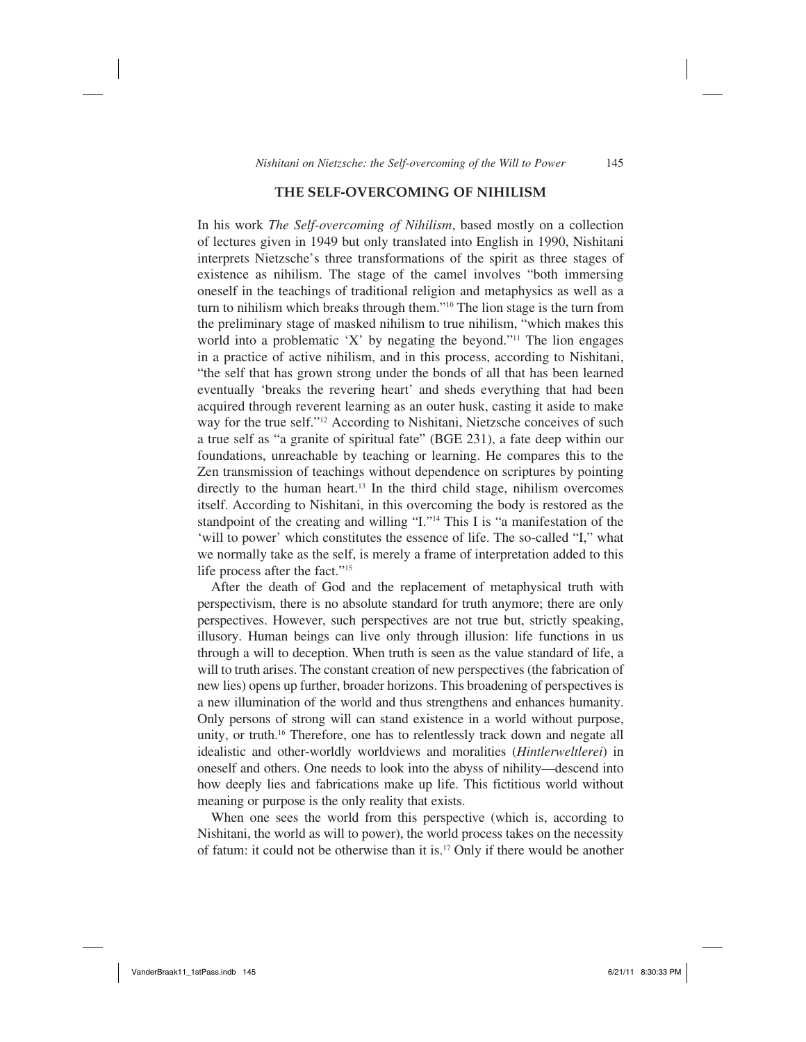## THE SELF-OVERCOMING OF NIHILISM

In his work *The Self-overcoming of Nihilism*, based mostly on a collection of lectures given in 1949 but only translated into English in 1990, Nishitani interprets Nietzsche's three transformations of the spirit as three stages of existence as nihilism. The stage of the camel involves "both immersing oneself in the teachings of traditional religion and metaphysics as well as a turn to nihilism which breaks through them."[10] The lion stage is the turn from the preliminary stage of masked nihilism to true nihilism, "which makes this world into a problematic 'X' by negating the beyond."[11] The lion engages in a practice of active nihilism, and in this process, according to Nishitani, "the self that has grown strong under the bonds of all that has been learned eventually 'breaks the revering heart' and sheds everything that had been acquired through reverent learning as an outer husk, casting it aside to make way for the true self."[12] According to Nishitani, Nietzsche conceives of such a true self as "a granite of spiritual fate" (BGE 231), a fate deep within our foundations, unreachable by teaching or learning. He compares this to the Zen transmission of teachings without dependence on scriptures by pointing directly to the human heart.[13] In the third child stage, nihilism overcomes itself. According to Nishitani, in this overcoming the body is restored as the standpoint of the creating and willing "I."[14] This I is "a manifestation of the 'will to power' which constitutes the essence of life. The so-called "I," what we normally take as the self, is merely a frame of interpretation added to this life process after the fact."[15]

After the death of God and the replacement of metaphysical truth with perspectivism, there is no absolute standard for truth anymore; there are only perspectives. However, such perspectives are not true but, strictly speaking, illusory. Human beings can live only through illusion: life functions in us through a will to deception. When truth is seen as the value standard of life, a will to truth arises. The constant creation of new perspectives (the fabrication of new lies) opens up further, broader horizons. This broadening of perspectives is a new illumination of the world and thus strengthens and enhances humanity. Only persons of strong will can stand existence in a world without purpose, unity, or truth.[16] Therefore, one has to relentlessly track down and negate all idealistic and other-worldly worldviews and moralities (*Hintlerweltlerei*) in oneself and others. One needs to look into the abyss of nihility—descend into how deeply lies and fabrications make up life. This fictitious world without meaning or purpose is the only reality that exists.

When one sees the world from this perspective (which is, according to Nishitani, the world as will to power), the world process takes on the necessity of fatum: it could not be otherwise than it is.[17] Only if there would be another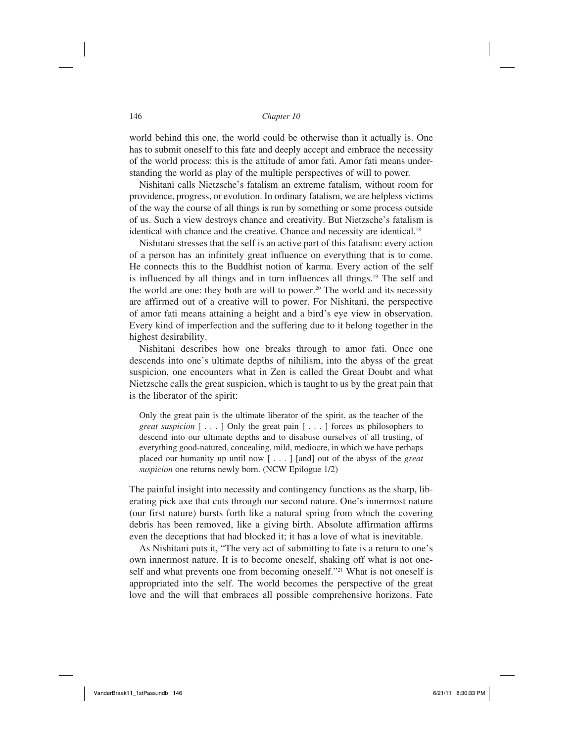world behind this one, the world could be otherwise than it actually is. One has to submit oneself to this fate and deeply accept and embrace the necessity of the world process: this is the attitude of amor fati. Amor fati means understanding the world as play of the multiple perspectives of will to power.

Nishitani calls Nietzsche's fatalism an extreme fatalism, without room for providence, progress, or evolution. In ordinary fatalism, we are helpless victims of the way the course of all things is run by something or some process outside of us. Such a view destroys chance and creativity. But Nietzsche's fatalism is identical with chance and the creative. Chance and necessity are identical.[18]

Nishitani stresses that the self is an active part of this fatalism: every action of a person has an infinitely great influence on everything that is to come. He connects this to the Buddhist notion of karma. Every action of the self is influenced by all things and in turn influences all things.[19] The self and the world are one: they both are will to power.[20] The world and its necessity are affirmed out of a creative will to power. For Nishitani, the perspective of amor fati means attaining a height and a bird's eye view in observation. Every kind of imperfection and the suffering due to it belong together in the highest desirability.

Nishitani describes how one breaks through to amor fati. Once one descends into one's ultimate depths of nihilism, into the abyss of the great suspicion, one encounters what in Zen is called the Great Doubt and what Nietzsche calls the great suspicion, which is taught to us by the great pain that is the liberator of the spirit:

> Only the great pain is the ultimate liberator of the spirit, as the teacher of the *great suspicion* [ . . . ] Only the great pain [ . . . ] forces us philosophers to descend into our ultimate depths and to disabuse ourselves of all trusting, of everything good-natured, concealing, mild, mediocre, in which we have perhaps placed our humanity up until now [ . . . ] [and] out of the abyss of the *great suspicion* one returns newly born. (NCW Epilogue 1/2)

The painful insight into necessity and contingency functions as the sharp, liberating pick axe that cuts through our second nature. One's innermost nature (our first nature) bursts forth like a natural spring from which the covering debris has been removed, like a giving birth. Absolute affirmation affirms even the deceptions that had blocked it; it has a love of what is inevitable.

As Nishitani puts it, "The very act of submitting to fate is a return to one's own innermost nature. It is to become oneself, shaking off what is not oneself and what prevents one from becoming oneself."[21] What is not oneself is appropriated into the self. The world becomes the perspective of the great love and the will that embraces all possible comprehensive horizons. Fate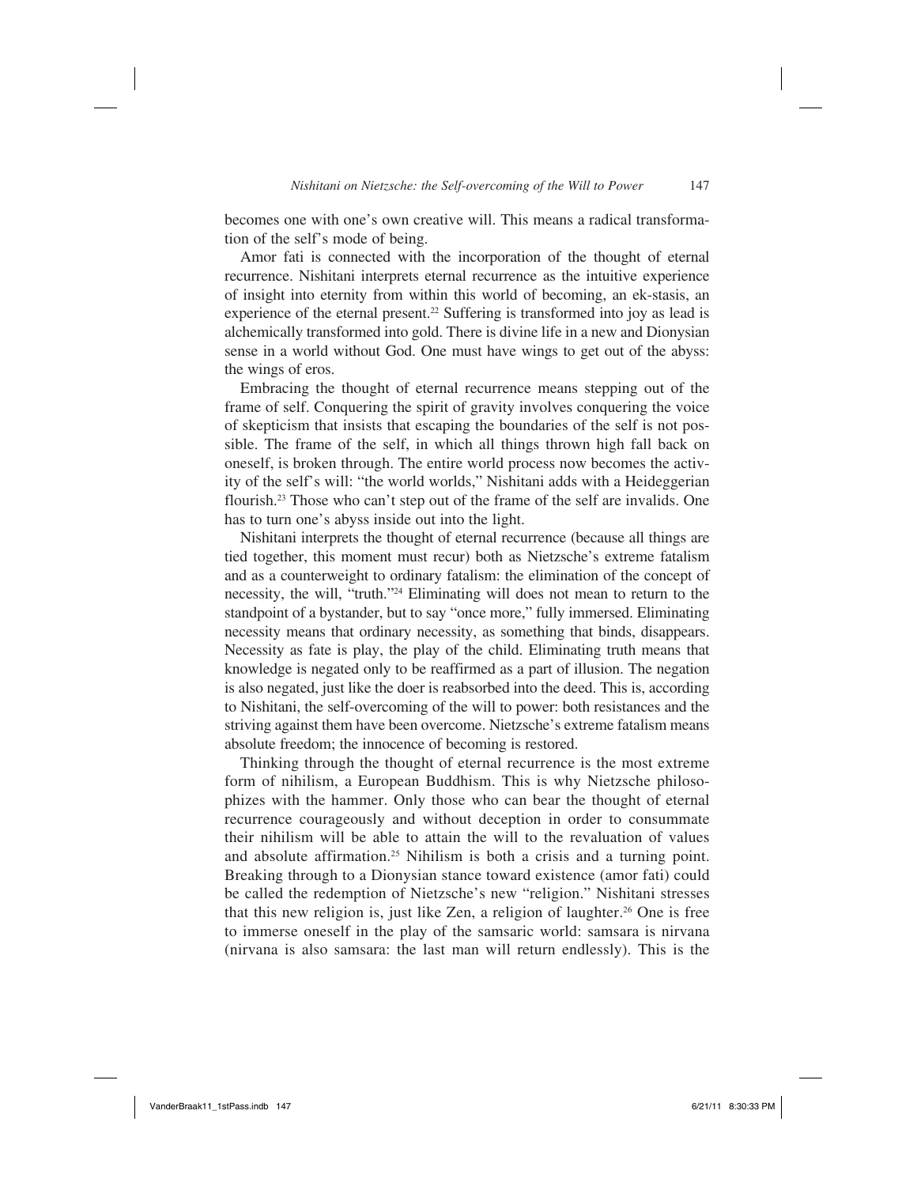becomes one with one's own creative will. This means a radical transformation of the self's mode of being.

Amor fati is connected with the incorporation of the thought of eternal recurrence. Nishitani interprets eternal recurrence as the intuitive experience of insight into eternity from within this world of becoming, an ek-stasis, an experience of the eternal present.[22] Suffering is transformed into joy as lead is alchemically transformed into gold. There is divine life in a new and Dionysian sense in a world without God. One must have wings to get out of the abyss: the wings of eros.

Embracing the thought of eternal recurrence means stepping out of the frame of self. Conquering the spirit of gravity involves conquering the voice of skepticism that insists that escaping the boundaries of the self is not possible. The frame of the self, in which all things thrown high fall back on oneself, is broken through. The entire world process now becomes the activity of the self's will: "the world worlds," Nishitani adds with a Heideggerian flourish.[23] Those who can't step out of the frame of the self are invalids. One has to turn one's abyss inside out into the light.

Nishitani interprets the thought of eternal recurrence (because all things are tied together, this moment must recur) both as Nietzsche's extreme fatalism and as a counterweight to ordinary fatalism: the elimination of the concept of necessity, the will, "truth."[24] Eliminating will does not mean to return to the standpoint of a bystander, but to say "once more," fully immersed. Eliminating necessity means that ordinary necessity, as something that binds, disappears. Necessity as fate is play, the play of the child. Eliminating truth means that knowledge is negated only to be reaffirmed as a part of illusion. The negation is also negated, just like the doer is reabsorbed into the deed. This is, according to Nishitani, the self-overcoming of the will to power: both resistances and the striving against them have been overcome. Nietzsche's extreme fatalism means absolute freedom; the innocence of becoming is restored.

Thinking through the thought of eternal recurrence is the most extreme form of nihilism, a European Buddhism. This is why Nietzsche philosophizes with the hammer. Only those who can bear the thought of eternal recurrence courageously and without deception in order to consummate their nihilism will be able to attain the will to the revaluation of values and absolute affirmation.[25] Nihilism is both a crisis and a turning point. Breaking through to a Dionysian stance toward existence (amor fati) could be called the redemption of Nietzsche's new "religion." Nishitani stresses that this new religion is, just like Zen, a religion of laughter.[26] One is free to immerse oneself in the play of the samsaric world: samsara is nirvana (nirvana is also samsara: the last man will return endlessly). This is the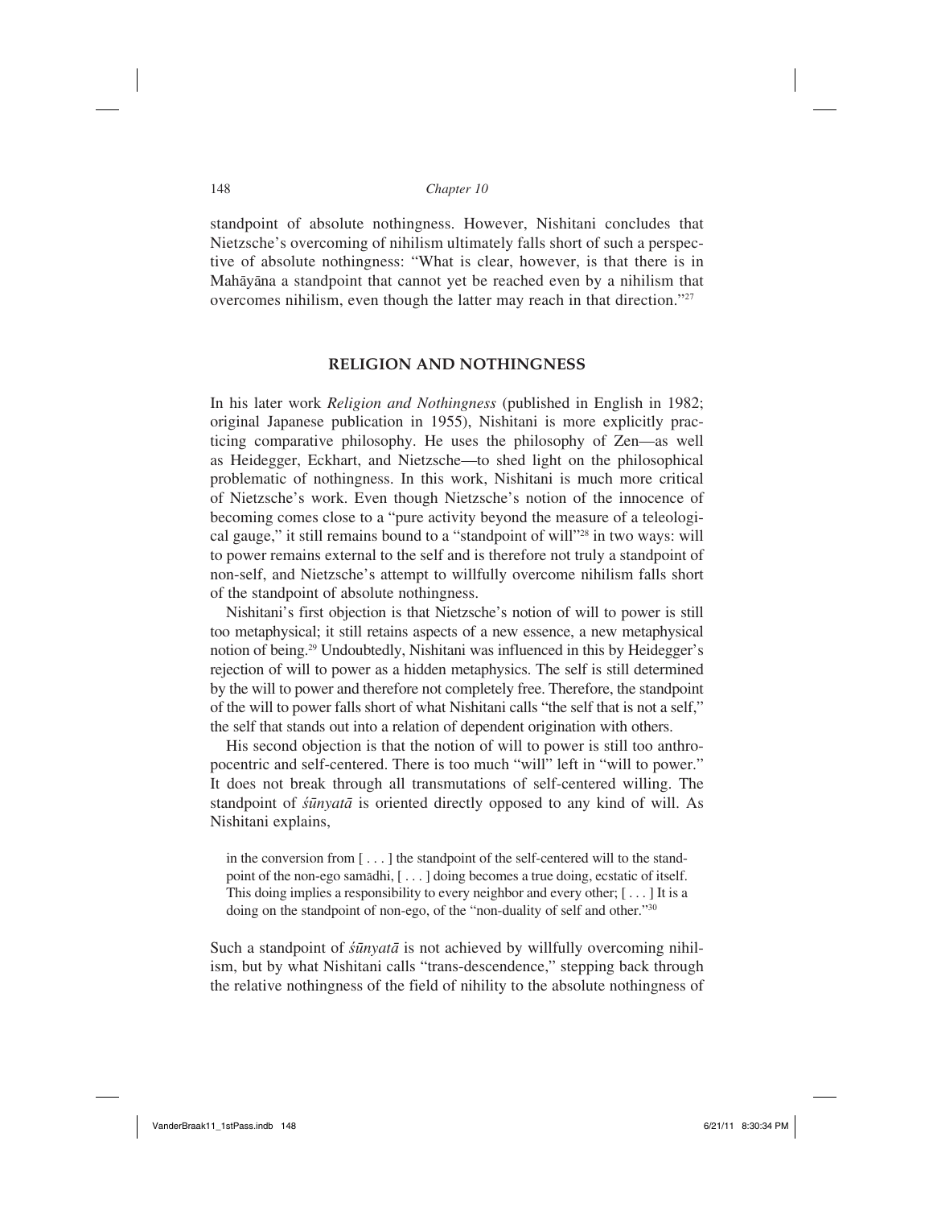standpoint of absolute nothingness. However, Nishitani concludes that Nietzsche's overcoming of nihilism ultimately falls short of such a perspective of absolute nothingness: "What is clear, however, is that there is in Mahāyāna a standpoint that cannot yet be reached even by a nihilism that overcomes nihilism, even though the latter may reach in that direction."[27]

## RELIGION AND NOTHINGNESS

In his later work *Religion and Nothingness* (published in English in 1982; original Japanese publication in 1955), Nishitani is more explicitly practicing comparative philosophy. He uses the philosophy of Zen—as well as Heidegger, Eckhart, and Nietzsche—to shed light on the philosophical problematic of nothingness. In this work, Nishitani is much more critical of Nietzsche's work. Even though Nietzsche's notion of the innocence of becoming comes close to a "pure activity beyond the measure of a teleological gauge," it still remains bound to a "standpoint of will"[28] in two ways: will to power remains external to the self and is therefore not truly a standpoint of non-self, and Nietzsche's attempt to willfully overcome nihilism falls short of the standpoint of absolute nothingness.

Nishitani's first objection is that Nietzsche's notion of will to power is still too metaphysical; it still retains aspects of a new essence, a new metaphysical notion of being.[29] Undoubtedly, Nishitani was influenced in this by Heidegger's rejection of will to power as a hidden metaphysics. The self is still determined by the will to power and therefore not completely free. Therefore, the standpoint of the will to power falls short of what Nishitani calls "the self that is not a self," the self that stands out into a relation of dependent origination with others.

His second objection is that the notion of will to power is still too anthropocentric and self-centered. There is too much "will" left in "will to power." It does not break through all transmutations of self-centered willing. The standpoint of *śūnyatā* is oriented directly opposed to any kind of will. As Nishitani explains,

> in the conversion from [ . . . ] the standpoint of the self-centered will to the standpoint of the non-ego samādhi, [ . . . ] doing becomes a true doing, ecstatic of itself. This doing implies a responsibility to every neighbor and every other; [ . . . ] It is a doing on the standpoint of non-ego, of the "non-duality of self and other."[30]

Such a standpoint of *śūnyatā* is not achieved by willfully overcoming nihilism, but by what Nishitani calls "trans-descendence," stepping back through the relative nothingness of the field of nihility to the absolute nothingness of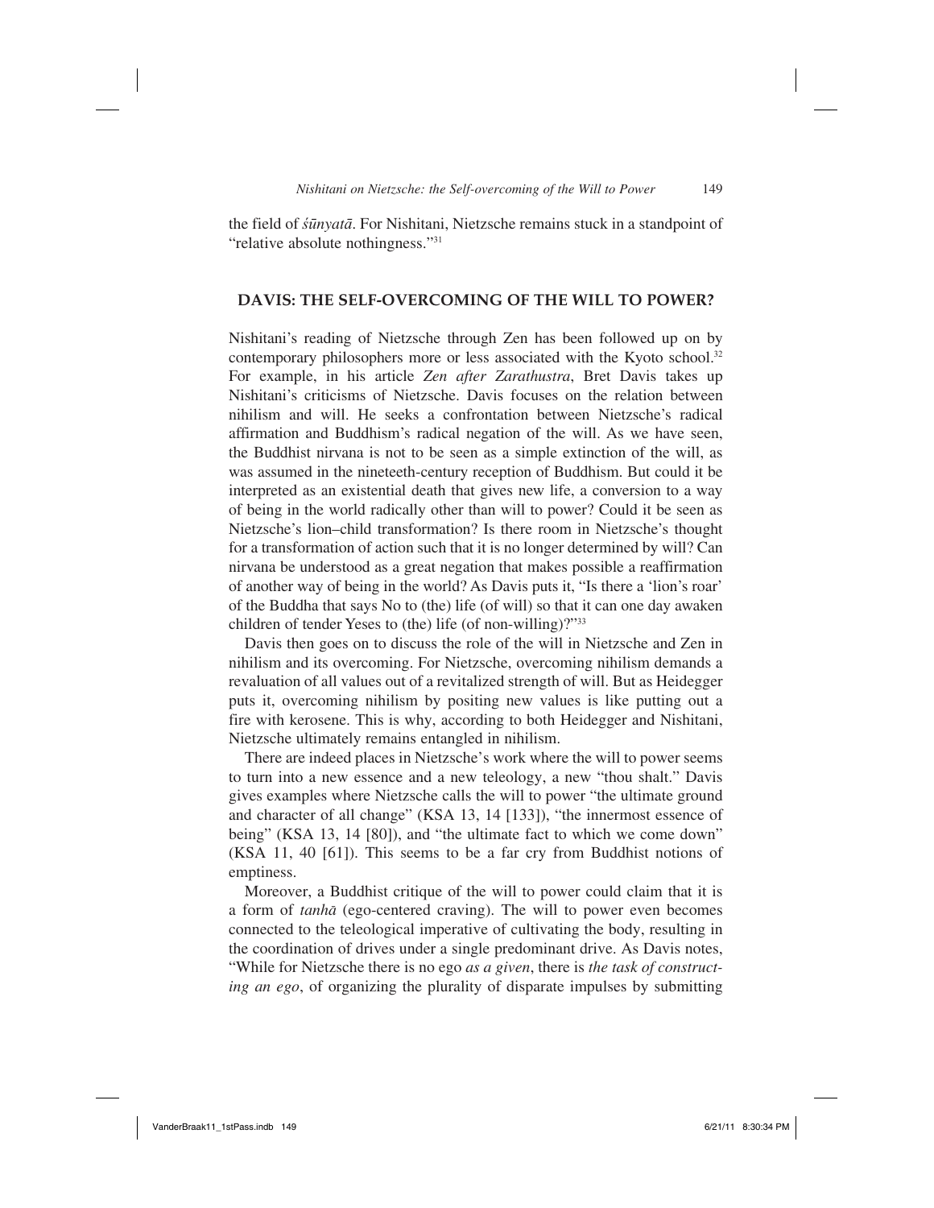the field of *śūnyatā*. For Nishitani, Nietzsche remains stuck in a standpoint of "relative absolute nothingness."[31]

## DAVIS: THE SELF-OVERCOMING OF THE WILL TO POWER?

Nishitani's reading of Nietzsche through Zen has been followed up on by contemporary philosophers more or less associated with the Kyoto school.[32] For example, in his article *Zen after Zarathustra*, Bret Davis takes up Nishitani's criticisms of Nietzsche. Davis focuses on the relation between nihilism and will. He seeks a confrontation between Nietzsche's radical affirmation and Buddhism's radical negation of the will. As we have seen, the Buddhist nirvana is not to be seen as a simple extinction of the will, as was assumed in the nineteeth-century reception of Buddhism. But could it be interpreted as an existential death that gives new life, a conversion to a way of being in the world radically other than will to power? Could it be seen as Nietzsche's lion–child transformation? Is there room in Nietzsche's thought for a transformation of action such that it is no longer determined by will? Can nirvana be understood as a great negation that makes possible a reaffirmation of another way of being in the world? As Davis puts it, "Is there a 'lion's roar' of the Buddha that says No to (the) life (of will) so that it can one day awaken children of tender Yeses to (the) life (of non-willing)?"[33]

Davis then goes on to discuss the role of the will in Nietzsche and Zen in nihilism and its overcoming. For Nietzsche, overcoming nihilism demands a revaluation of all values out of a revitalized strength of will. But as Heidegger puts it, overcoming nihilism by positing new values is like putting out a fire with kerosene. This is why, according to both Heidegger and Nishitani, Nietzsche ultimately remains entangled in nihilism.

There are indeed places in Nietzsche's work where the will to power seems to turn into a new essence and a new teleology, a new "thou shalt." Davis gives examples where Nietzsche calls the will to power "the ultimate ground and character of all change" (KSA 13, 14 [133]), "the innermost essence of being" (KSA 13, 14 [80]), and "the ultimate fact to which we come down" (KSA 11, 40 [61]). This seems to be a far cry from Buddhist notions of emptiness.

Moreover, a Buddhist critique of the will to power could claim that it is a form of *tanhā* (ego-centered craving). The will to power even becomes connected to the teleological imperative of cultivating the body, resulting in the coordination of drives under a single predominant drive. As Davis notes, "While for Nietzsche there is no ego *as a given*, there is *the task of constructing an ego*, of organizing the plurality of disparate impulses by submitting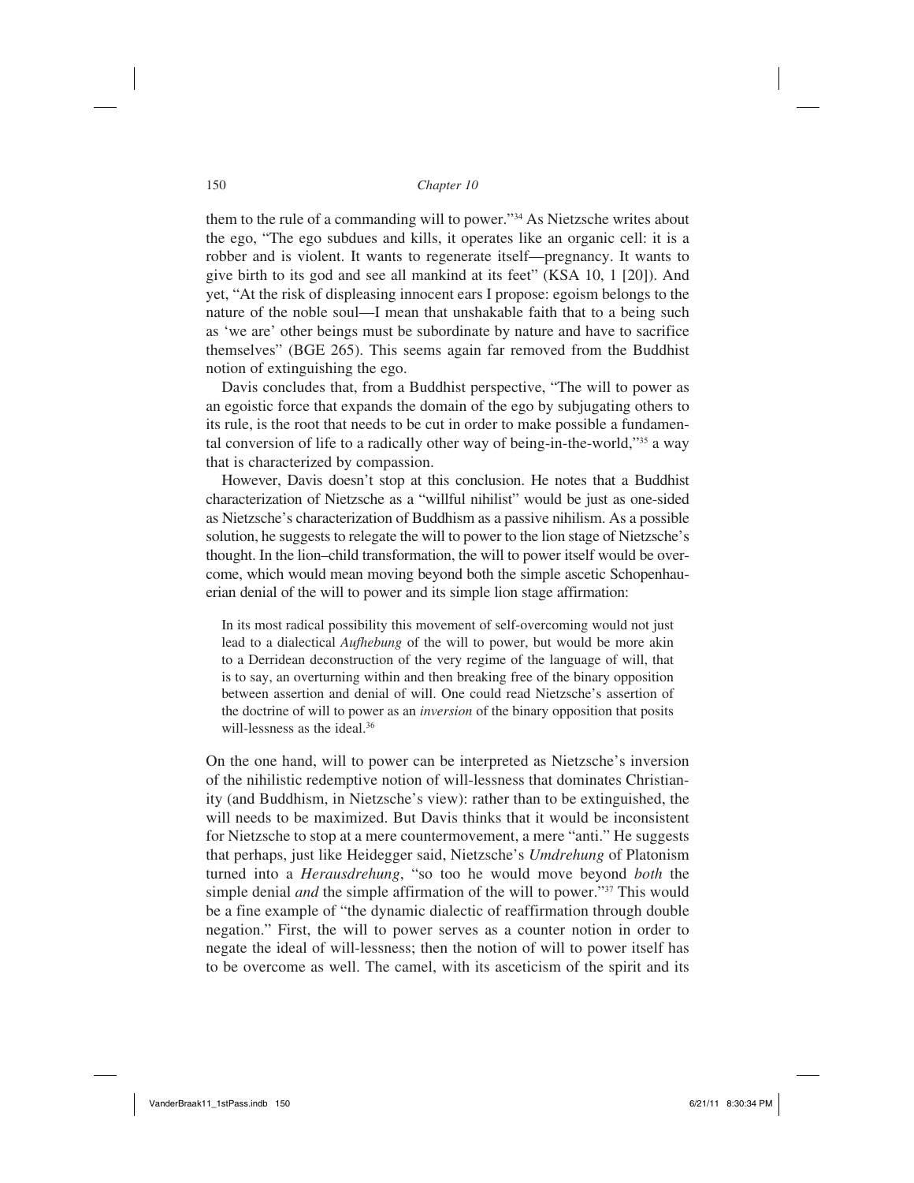them to the rule of a commanding will to power."[34] As Nietzsche writes about the ego, "The ego subdues and kills, it operates like an organic cell: it is a robber and is violent. It wants to regenerate itself—pregnancy. It wants to give birth to its god and see all mankind at its feet" (KSA 10, 1 [20]). And yet, "At the risk of displeasing innocent ears I propose: egoism belongs to the nature of the noble soul—I mean that unshakable faith that to a being such as 'we are' other beings must be subordinate by nature and have to sacrifice themselves" (BGE 265). This seems again far removed from the Buddhist notion of extinguishing the ego.

Davis concludes that, from a Buddhist perspective, "The will to power as an egoistic force that expands the domain of the ego by subjugating others to its rule, is the root that needs to be cut in order to make possible a fundamental conversion of life to a radically other way of being-in-the-world,"[35] a way that is characterized by compassion.

However, Davis doesn't stop at this conclusion. He notes that a Buddhist characterization of Nietzsche as a "willful nihilist" would be just as one-sided as Nietzsche's characterization of Buddhism as a passive nihilism. As a possible solution, he suggests to relegate the will to power to the lion stage of Nietzsche's thought. In the lion–child transformation, the will to power itself would be overcome, which would mean moving beyond both the simple ascetic Schopenhauerian denial of the will to power and its simple lion stage affirmation:

> In its most radical possibility this movement of self-overcoming would not just lead to a dialectical *Aufhebung* of the will to power, but would be more akin to a Derridean deconstruction of the very regime of the language of will, that is to say, an overturning within and then breaking free of the binary opposition between assertion and denial of will. One could read Nietzsche's assertion of the doctrine of will to power as an *inversion* of the binary opposition that posits will-lessness as the ideal.[36]

On the one hand, will to power can be interpreted as Nietzsche's inversion of the nihilistic redemptive notion of will-lessness that dominates Christianity (and Buddhism, in Nietzsche's view): rather than to be extinguished, the will needs to be maximized. But Davis thinks that it would be inconsistent for Nietzsche to stop at a mere countermovement, a mere "anti." He suggests that perhaps, just like Heidegger said, Nietzsche's *Umdrehung* of Platonism turned into a *Herausdrehung*, "so too he would move beyond *both* the simple denial *and* the simple affirmation of the will to power."[37] This would be a fine example of "the dynamic dialectic of reaffirmation through double negation." First, the will to power serves as a counter notion in order to negate the ideal of will-lessness; then the notion of will to power itself has to be overcome as well. The camel, with its asceticism of the spirit and its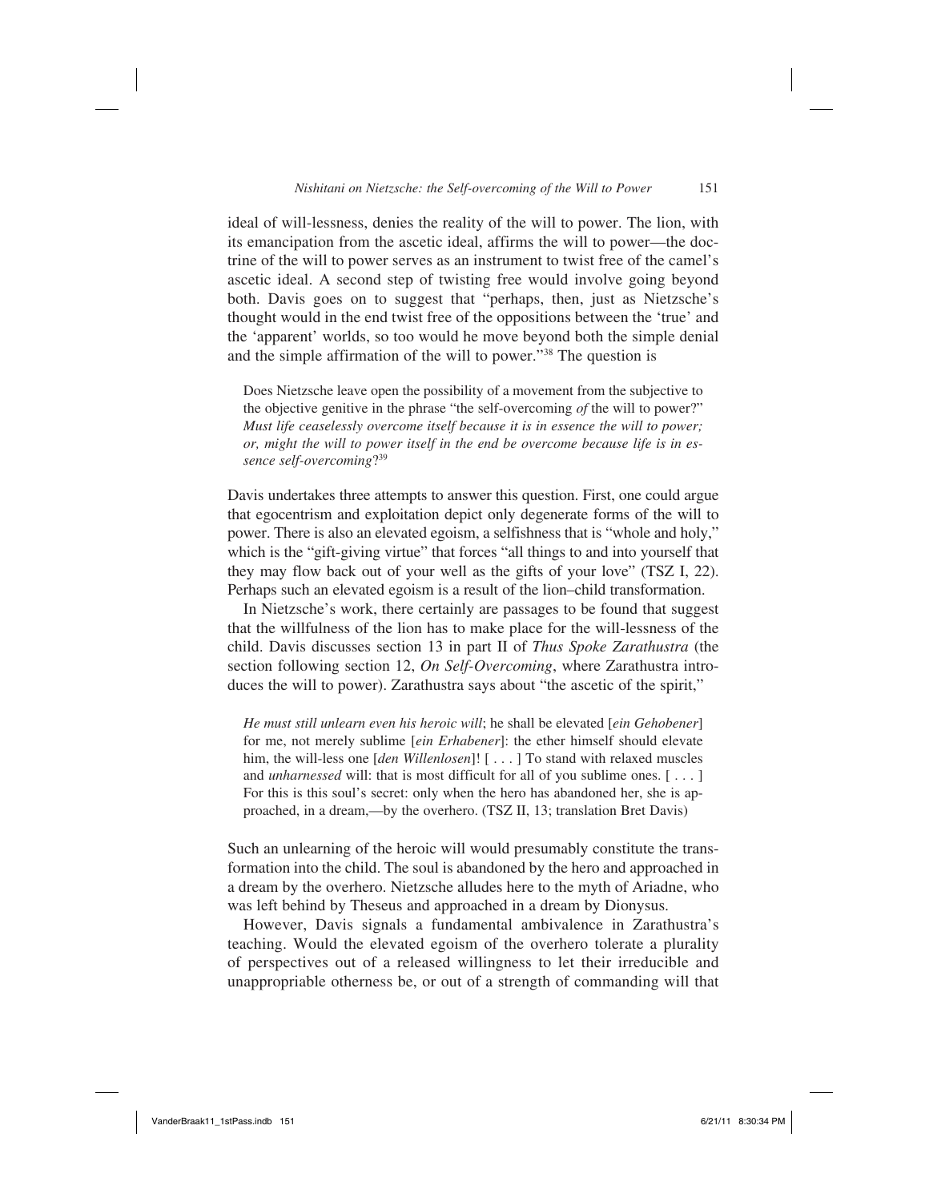ideal of will-lessness, denies the reality of the will to power. The lion, with its emancipation from the ascetic ideal, affirms the will to power—the doctrine of the will to power serves as an instrument to twist free of the camel's ascetic ideal. A second step of twisting free would involve going beyond both. Davis goes on to suggest that "perhaps, then, just as Nietzsche's thought would in the end twist free of the oppositions between the 'true' and the 'apparent' worlds, so too would he move beyond both the simple denial and the simple affirmation of the will to power."[38] The question is

> Does Nietzsche leave open the possibility of a movement from the subjective to the objective genitive in the phrase "the self-overcoming *of* the will to power?" *Must life ceaselessly overcome itself because it is in essence the will to power; or, might the will to power itself in the end be overcome because life is in essence self-overcoming*?[39]

Davis undertakes three attempts to answer this question. First, one could argue that egocentrism and exploitation depict only degenerate forms of the will to power. There is also an elevated egoism, a selfishness that is "whole and holy," which is the "gift-giving virtue" that forces "all things to and into yourself that they may flow back out of your well as the gifts of your love" (TSZ I, 22). Perhaps such an elevated egoism is a result of the lion–child transformation.

In Nietzsche's work, there certainly are passages to be found that suggest that the willfulness of the lion has to make place for the will-lessness of the child. Davis discusses section 13 in part II of *Thus Spoke Zarathustra* (the section following section 12, *On Self-Overcoming*, where Zarathustra introduces the will to power). Zarathustra says about "the ascetic of the spirit,"

> *He must still unlearn even his heroic will*; he shall be elevated [*ein Gehobener*] for me, not merely sublime [*ein Erhabener*]: the ether himself should elevate him, the will-less one [*den Willenlosen*]! [ . . . ] To stand with relaxed muscles and *unharnessed* will: that is most difficult for all of you sublime ones. [ . . . ] For this is this soul's secret: only when the hero has abandoned her, she is approached, in a dream,—by the overhero. (TSZ II, 13; translation Bret Davis)

Such an unlearning of the heroic will would presumably constitute the transformation into the child. The soul is abandoned by the hero and approached in a dream by the overhero. Nietzsche alludes here to the myth of Ariadne, who was left behind by Theseus and approached in a dream by Dionysus.

However, Davis signals a fundamental ambivalence in Zarathustra's teaching. Would the elevated egoism of the overhero tolerate a plurality of perspectives out of a released willingness to let their irreducible and unappropriable otherness be, or out of a strength of commanding will that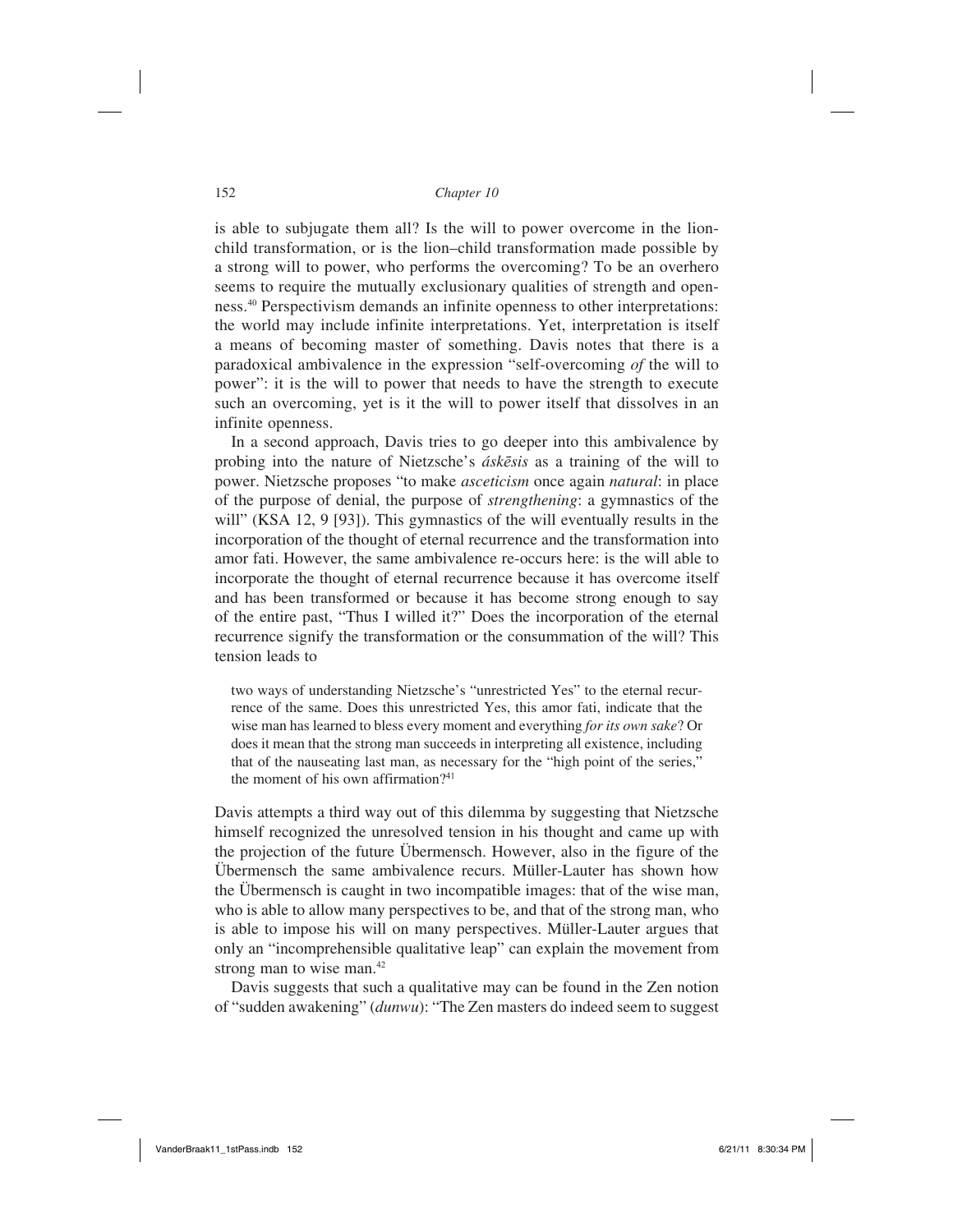is able to subjugate them all? Is the will to power overcome in the lion-child transformation, or is the lion–child transformation made possible by a strong will to power, who performs the overcoming? To be an overhero seems to require the mutually exclusionary qualities of strength and openness.[40] Perspectivism demands an infinite openness to other interpretations: the world may include infinite interpretations. Yet, interpretation is itself a means of becoming master of something. Davis notes that there is a paradoxical ambivalence in the expression "self-overcoming *of* the will to power": it is the will to power that needs to have the strength to execute such an overcoming, yet is it the will to power itself that dissolves in an infinite openness.

In a second approach, Davis tries to go deeper into this ambivalence by probing into the nature of Nietzsche's *áskēsis* as a training of the will to power. Nietzsche proposes "to make *asceticism* once again *natural*: in place of the purpose of denial, the purpose of *strengthening*: a gymnastics of the will" (KSA 12, 9 [93]). This gymnastics of the will eventually results in the incorporation of the thought of eternal recurrence and the transformation into amor fati. However, the same ambivalence re-occurs here: is the will able to incorporate the thought of eternal recurrence because it has overcome itself and has been transformed or because it has become strong enough to say of the entire past, "Thus I willed it?" Does the incorporation of the eternal recurrence signify the transformation or the consummation of the will? This tension leads to

> two ways of understanding Nietzsche's "unrestricted Yes" to the eternal recurrence of the same. Does this unrestricted Yes, this amor fati, indicate that the wise man has learned to bless every moment and everything *for its own sake*? Or does it mean that the strong man succeeds in interpreting all existence, including that of the nauseating last man, as necessary for the "high point of the series," the moment of his own affirmation?[41]

Davis attempts a third way out of this dilemma by suggesting that Nietzsche himself recognized the unresolved tension in his thought and came up with the projection of the future Übermensch. However, also in the figure of the Übermensch the same ambivalence recurs. Müller-Lauter has shown how the Übermensch is caught in two incompatible images: that of the wise man, who is able to allow many perspectives to be, and that of the strong man, who is able to impose his will on many perspectives. Müller-Lauter argues that only an "incomprehensible qualitative leap" can explain the movement from strong man to wise man.[42]

Davis suggests that such a qualitative may can be found in the Zen notion of "sudden awakening" (*dunwu*): "The Zen masters do indeed seem to suggest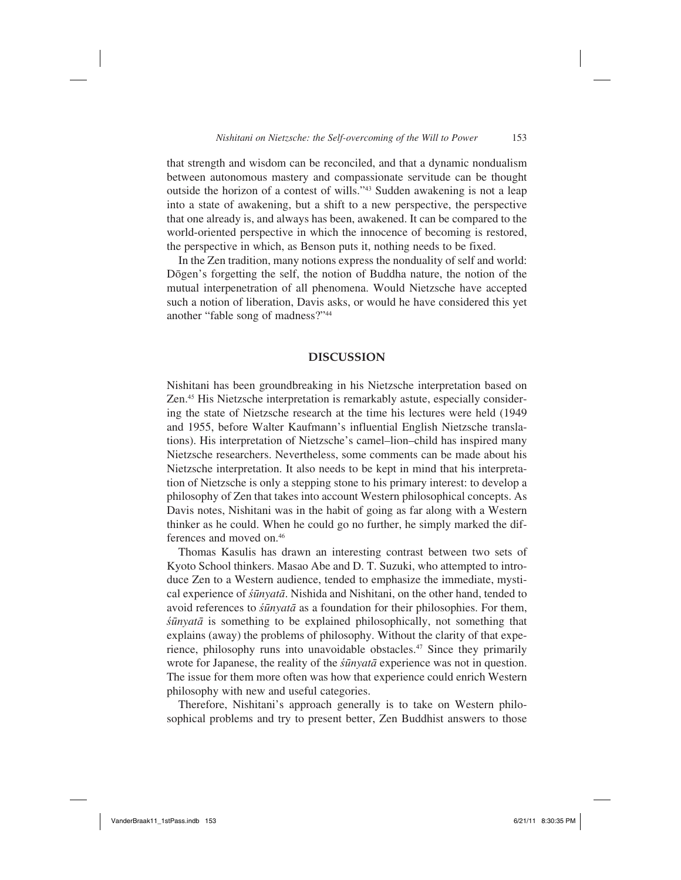that strength and wisdom can be reconciled, and that a dynamic nondualism between autonomous mastery and compassionate servitude can be thought outside the horizon of a contest of wills."[43] Sudden awakening is not a leap into a state of awakening, but a shift to a new perspective, the perspective that one already is, and always has been, awakened. It can be compared to the world-oriented perspective in which the innocence of becoming is restored, the perspective in which, as Benson puts it, nothing needs to be fixed.

In the Zen tradition, many notions express the nonduality of self and world: Dōgen's forgetting the self, the notion of Buddha nature, the notion of the mutual interpenetration of all phenomena. Would Nietzsche have accepted such a notion of liberation, Davis asks, or would he have considered this yet another "fable song of madness?"[44]

## DISCUSSION

Nishitani has been groundbreaking in his Nietzsche interpretation based on Zen.[45] His Nietzsche interpretation is remarkably astute, especially considering the state of Nietzsche research at the time his lectures were held (1949 and 1955, before Walter Kaufmann's influential English Nietzsche translations). His interpretation of Nietzsche's camel–lion–child has inspired many Nietzsche researchers. Nevertheless, some comments can be made about his Nietzsche interpretation. It also needs to be kept in mind that his interpretation of Nietzsche is only a stepping stone to his primary interest: to develop a philosophy of Zen that takes into account Western philosophical concepts. As Davis notes, Nishitani was in the habit of going as far along with a Western thinker as he could. When he could go no further, he simply marked the differences and moved on.[46]

Thomas Kasulis has drawn an interesting contrast between two sets of Kyoto School thinkers. Masao Abe and D. T. Suzuki, who attempted to introduce Zen to a Western audience, tended to emphasize the immediate, mystical experience of *śūnyatā*. Nishida and Nishitani, on the other hand, tended to avoid references to *śūnyatā* as a foundation for their philosophies. For them, *śūnyatā* is something to be explained philosophically, not something that explains (away) the problems of philosophy. Without the clarity of that experience, philosophy runs into unavoidable obstacles.[47] Since they primarily wrote for Japanese, the reality of the *śūnyatā* experience was not in question. The issue for them more often was how that experience could enrich Western philosophy with new and useful categories.

Therefore, Nishitani's approach generally is to take on Western philosophical problems and try to present better, Zen Buddhist answers to those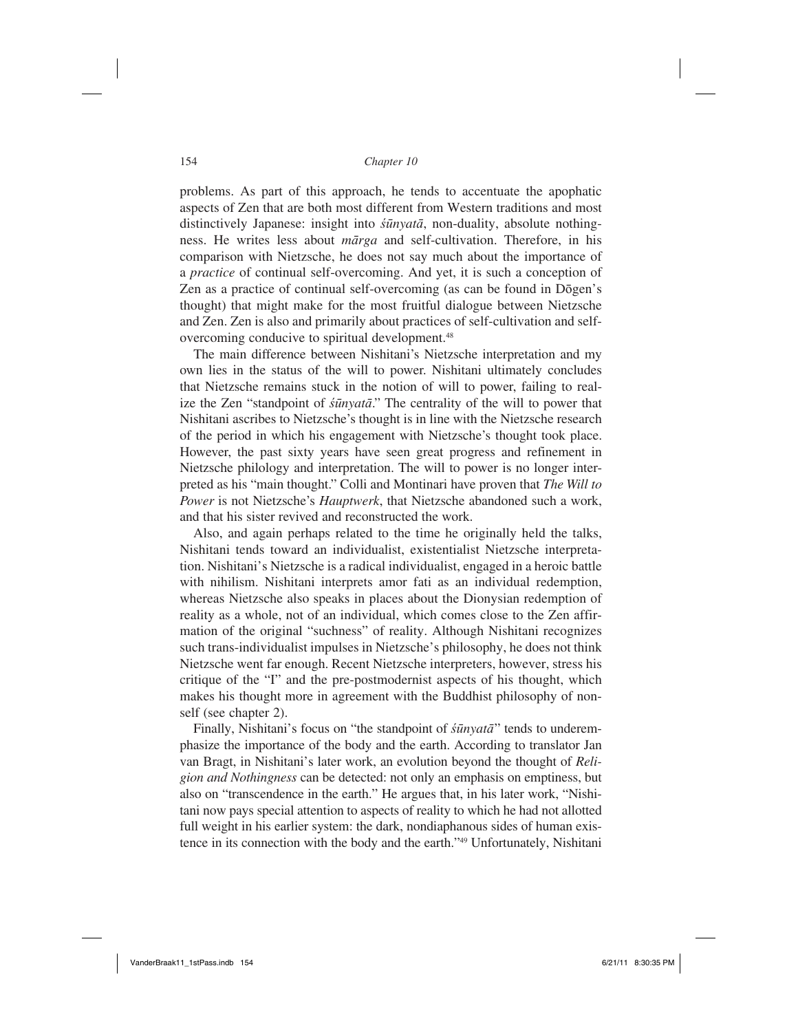problems. As part of this approach, he tends to accentuate the apophatic aspects of Zen that are both most different from Western traditions and most distinctively Japanese: insight into *śūnyatā*, non-duality, absolute nothingness. He writes less about *mārga* and self-cultivation. Therefore, in his comparison with Nietzsche, he does not say much about the importance of a *practice* of continual self-overcoming. And yet, it is such a conception of Zen as a practice of continual self-overcoming (as can be found in Dōgen's thought) that might make for the most fruitful dialogue between Nietzsche and Zen. Zen is also and primarily about practices of self-cultivation and self-overcoming conducive to spiritual development.[48]

The main difference between Nishitani's Nietzsche interpretation and my own lies in the status of the will to power. Nishitani ultimately concludes that Nietzsche remains stuck in the notion of will to power, failing to realize the Zen "standpoint of *śūnyatā*." The centrality of the will to power that Nishitani ascribes to Nietzsche's thought is in line with the Nietzsche research of the period in which his engagement with Nietzsche's thought took place. However, the past sixty years have seen great progress and refinement in Nietzsche philology and interpretation. The will to power is no longer interpreted as his "main thought." Colli and Montinari have proven that *The Will to Power* is not Nietzsche's *Hauptwerk*, that Nietzsche abandoned such a work, and that his sister revived and reconstructed the work.

Also, and again perhaps related to the time he originally held the talks, Nishitani tends toward an individualist, existentialist Nietzsche interpretation. Nishitani's Nietzsche is a radical individualist, engaged in a heroic battle with nihilism. Nishitani interprets amor fati as an individual redemption, whereas Nietzsche also speaks in places about the Dionysian redemption of reality as a whole, not of an individual, which comes close to the Zen affirmation of the original "suchness" of reality. Although Nishitani recognizes such trans-individualist impulses in Nietzsche's philosophy, he does not think Nietzsche went far enough. Recent Nietzsche interpreters, however, stress his critique of the "I" and the pre-postmodernist aspects of his thought, which makes his thought more in agreement with the Buddhist philosophy of non-self (see chapter 2).

Finally, Nishitani's focus on "the standpoint of *śūnyatā*" tends to underemphasize the importance of the body and the earth. According to translator Jan van Bragt, in Nishitani's later work, an evolution beyond the thought of *Religion and Nothingness* can be detected: not only an emphasis on emptiness, but also on "transcendence in the earth." He argues that, in his later work, "Nishitani now pays special attention to aspects of reality to which he had not allotted full weight in his earlier system: the dark, nondiaphanous sides of human existence in its connection with the body and the earth."[49] Unfortunately, Nishitani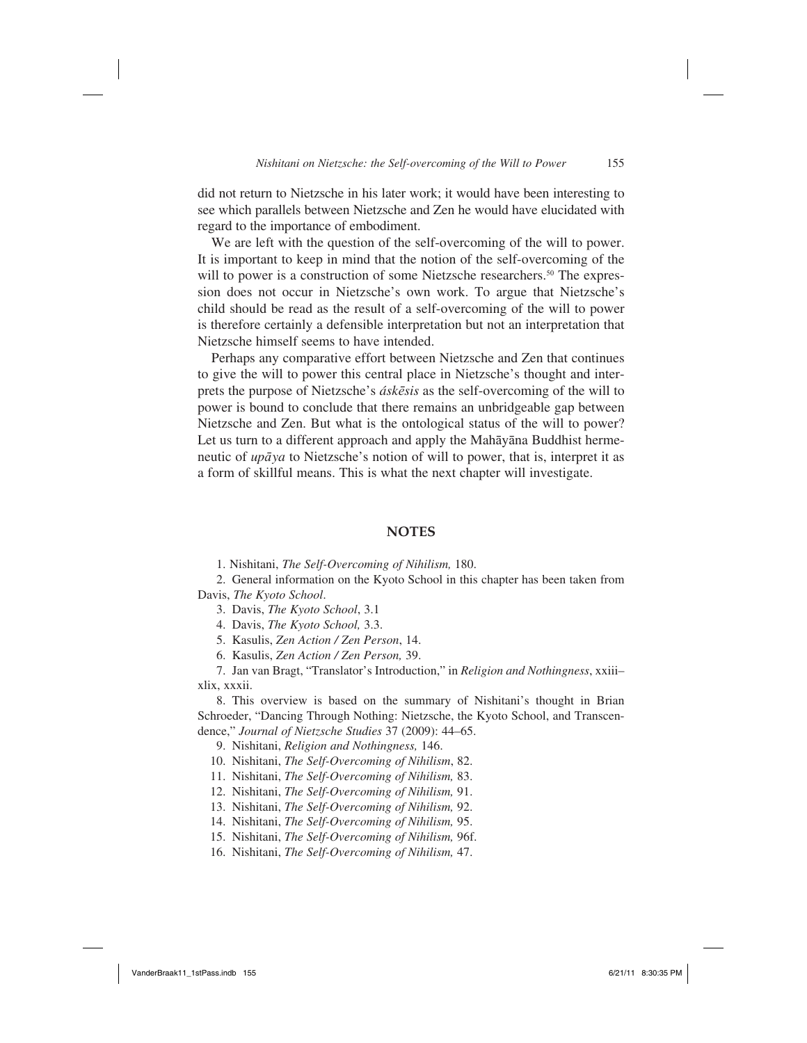did not return to Nietzsche in his later work; it would have been interesting to see which parallels between Nietzsche and Zen he would have elucidated with regard to the importance of embodiment.

We are left with the question of the self-overcoming of the will to power. It is important to keep in mind that the notion of the self-overcoming of the will to power is a construction of some Nietzsche researchers.[50] The expression does not occur in Nietzsche's own work. To argue that Nietzsche's child should be read as the result of a self-overcoming of the will to power is therefore certainly a defensible interpretation but not an interpretation that Nietzsche himself seems to have intended.

Perhaps any comparative effort between Nietzsche and Zen that continues to give the will to power this central place in Nietzsche's thought and interprets the purpose of Nietzsche's *áskēsis* as the self-overcoming of the will to power is bound to conclude that there remains an unbridgeable gap between Nietzsche and Zen. But what is the ontological status of the will to power? Let us turn to a different approach and apply the Mahāyāna Buddhist hermeneutic of *upāya* to Nietzsche's notion of will to power, that is, interpret it as a form of skillful means. This is what the next chapter will investigate.

## NOTES

1. Nishitani, *The Self-Overcoming of Nihilism,* 180.
2. General information on the Kyoto School in this chapter has been taken from Davis, *The Kyoto School*.
3. Davis, *The Kyoto School*, 3.1
4. Davis, *The Kyoto School,* 3.3.
5. Kasulis, *Zen Action / Zen Person*, 14.
6. Kasulis, *Zen Action / Zen Person,* 39.
7. Jan van Bragt, "Translator's Introduction," in *Religion and Nothingness*, xxiii–xlix, xxxii.
8. This overview is based on the summary of Nishitani's thought in Brian Schroeder, "Dancing Through Nothing: Nietzsche, the Kyoto School, and Transcendence," *Journal of Nietzsche Studies* 37 (2009): 44–65.
9. Nishitani, *Religion and Nothingness,* 146.
10. Nishitani, *The Self-Overcoming of Nihilism*, 82.
11. Nishitani, *The Self-Overcoming of Nihilism,* 83.
12. Nishitani, *The Self-Overcoming of Nihilism,* 91.
13. Nishitani, *The Self-Overcoming of Nihilism,* 92.
14. Nishitani, *The Self-Overcoming of Nihilism,* 95.
15. Nishitani, *The Self-Overcoming of Nihilism,* 96f.
16. Nishitani, *The Self-Overcoming of Nihilism,* 47.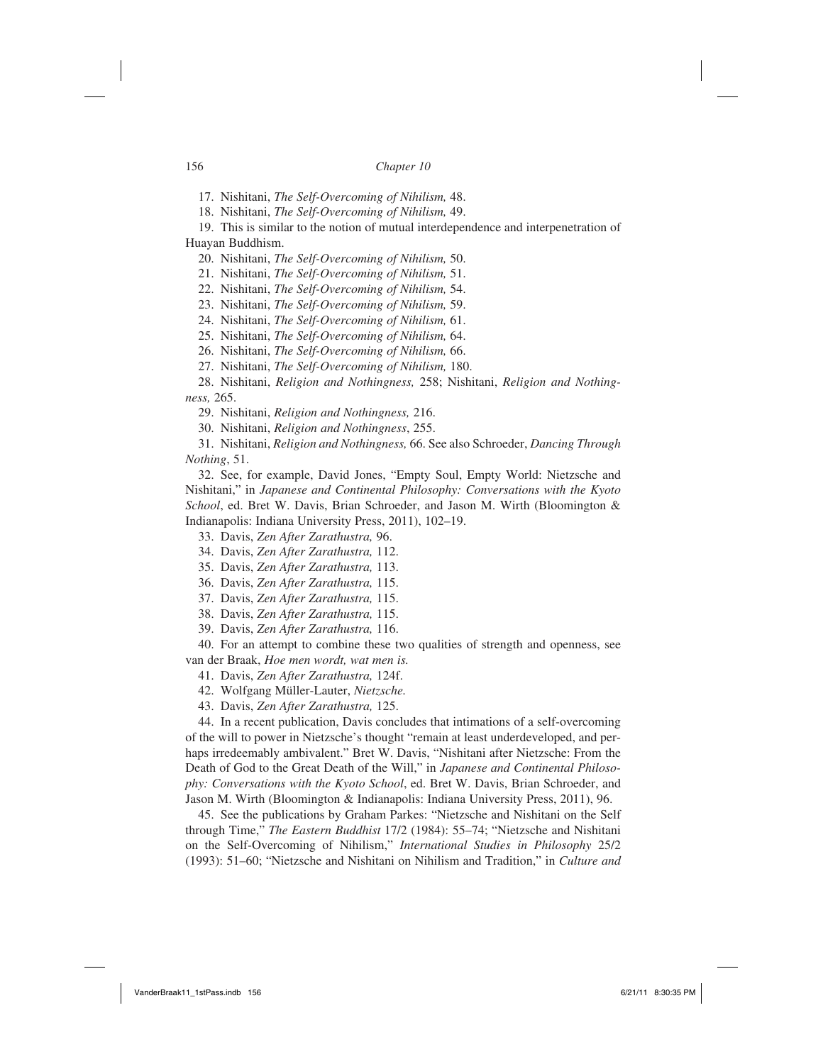17. Nishitani, *The Self-Overcoming of Nihilism,* 48.

18. Nishitani, *The Self-Overcoming of Nihilism,* 49.

19. This is similar to the notion of mutual interdependence and interpenetration of Huayan Buddhism.

20. Nishitani, *The Self-Overcoming of Nihilism,* 50.

21. Nishitani, *The Self-Overcoming of Nihilism,* 51.

22. Nishitani, *The Self-Overcoming of Nihilism,* 54.

23. Nishitani, *The Self-Overcoming of Nihilism,* 59.

24. Nishitani, *The Self-Overcoming of Nihilism,* 61.

25. Nishitani, *The Self-Overcoming of Nihilism,* 64.

26. Nishitani, *The Self-Overcoming of Nihilism,* 66.

27. Nishitani, *The Self-Overcoming of Nihilism,* 180.

28. Nishitani, *Religion and Nothingness,* 258; Nishitani, *Religion and Nothingness,* 265.

29. Nishitani, *Religion and Nothingness,* 216.

30. Nishitani, *Religion and Nothingness*, 255.

31. Nishitani, *Religion and Nothingness,* 66. See also Schroeder, *Dancing Through Nothing*, 51.

32. See, for example, David Jones, "Empty Soul, Empty World: Nietzsche and Nishitani," in *Japanese and Continental Philosophy: Conversations with the Kyoto School*, ed. Bret W. Davis, Brian Schroeder, and Jason M. Wirth (Bloomington & Indianapolis: Indiana University Press, 2011), 102–19.

33. Davis, *Zen After Zarathustra,* 96.

34. Davis, *Zen After Zarathustra,* 112.

35. Davis, *Zen After Zarathustra,* 113.

36. Davis, *Zen After Zarathustra,* 115.

37. Davis, *Zen After Zarathustra,* 115.

38. Davis, *Zen After Zarathustra,* 115.

39. Davis, *Zen After Zarathustra,* 116.

40. For an attempt to combine these two qualities of strength and openness, see van der Braak, *Hoe men wordt, wat men is.*

41. Davis, *Zen After Zarathustra,* 124f.

42. Wolfgang Müller-Lauter, *Nietzsche.*

43. Davis, *Zen After Zarathustra,* 125.

44. In a recent publication, Davis concludes that intimations of a self-overcoming of the will to power in Nietzsche's thought "remain at least underdeveloped, and perhaps irredeemably ambivalent." Bret W. Davis, "Nishitani after Nietzsche: From the Death of God to the Great Death of the Will," in *Japanese and Continental Philosophy: Conversations with the Kyoto School*, ed. Bret W. Davis, Brian Schroeder, and Jason M. Wirth (Bloomington & Indianapolis: Indiana University Press, 2011), 96.

45. See the publications by Graham Parkes: "Nietzsche and Nishitani on the Self through Time," *The Eastern Buddhist* 17/2 (1984): 55–74; "Nietzsche and Nishitani on the Self-Overcoming of Nihilism," *International Studies in Philosophy* 25/2 (1993): 51–60; "Nietzsche and Nishitani on Nihilism and Tradition," in *Culture and*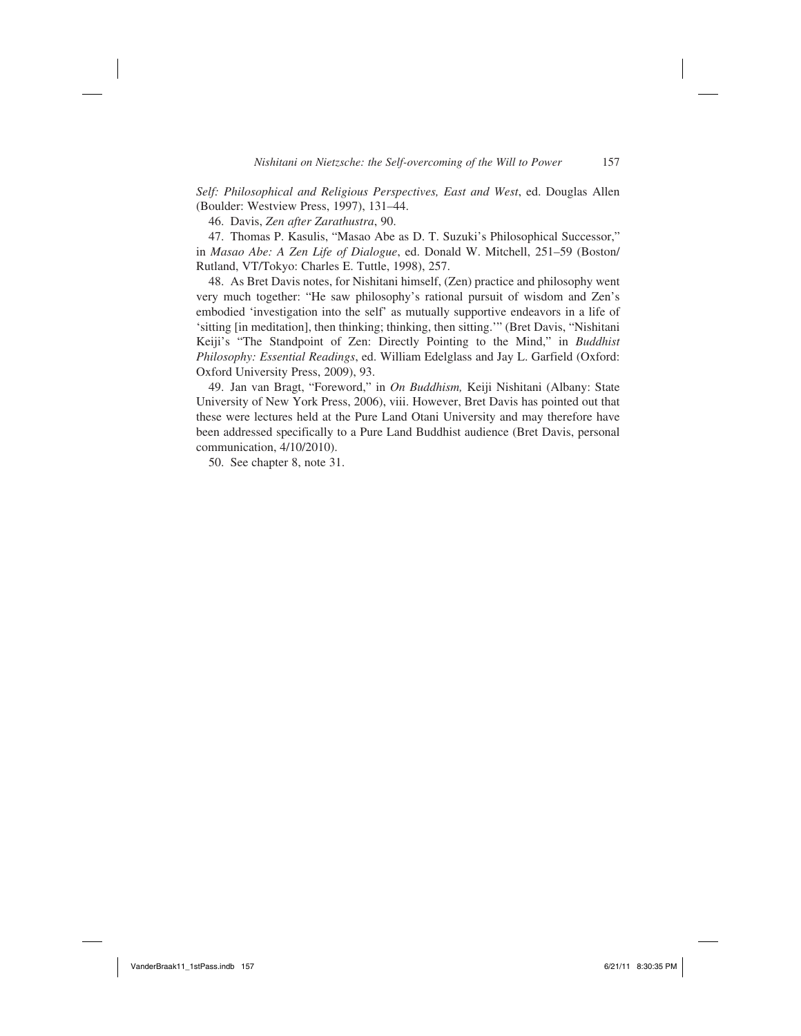*Self: Philosophical and Religious Perspectives, East and West*, ed. Douglas Allen (Boulder: Westview Press, 1997), 131–44.

46. Davis, *Zen after Zarathustra*, 90.

47. Thomas P. Kasulis, "Masao Abe as D. T. Suzuki's Philosophical Successor," in *Masao Abe: A Zen Life of Dialogue*, ed. Donald W. Mitchell, 251–59 (Boston/Rutland, VT/Tokyo: Charles E. Tuttle, 1998), 257.

48. As Bret Davis notes, for Nishitani himself, (Zen) practice and philosophy went very much together: "He saw philosophy's rational pursuit of wisdom and Zen's embodied 'investigation into the self' as mutually supportive endeavors in a life of 'sitting [in meditation], then thinking; thinking, then sitting.'" (Bret Davis, "Nishitani Keiji's "The Standpoint of Zen: Directly Pointing to the Mind," in *Buddhist Philosophy: Essential Readings*, ed. William Edelglass and Jay L. Garfield (Oxford: Oxford University Press, 2009), 93.

49. Jan van Bragt, "Foreword," in *On Buddhism,* Keiji Nishitani (Albany: State University of New York Press, 2006), viii. However, Bret Davis has pointed out that these were lectures held at the Pure Land Otani University and may therefore have been addressed specifically to a Pure Land Buddhist audience (Bret Davis, personal communication, 4/10/2010).

50. See chapter 8, note 31.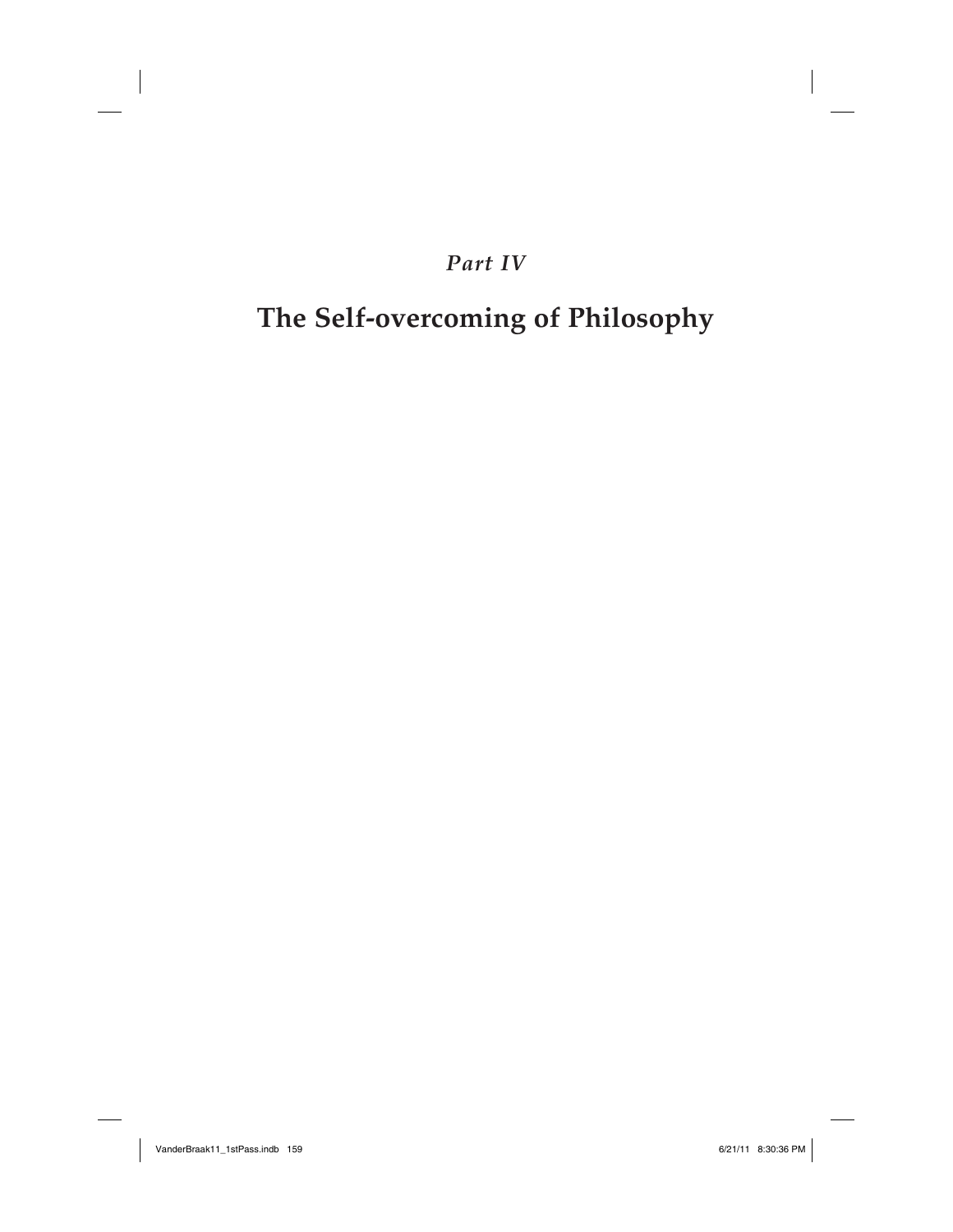*Part IV*

# The Self-overcoming of Philosophy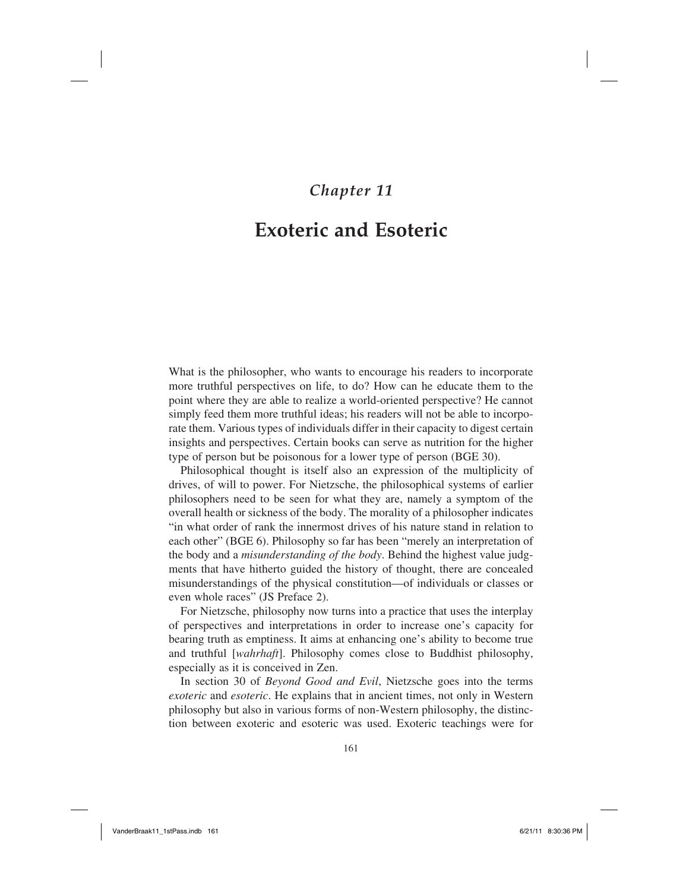# Chapter 11

## Exoteric and Esoteric

What is the philosopher, who wants to encourage his readers to incorporate more truthful perspectives on life, to do? How can he educate them to the point where they are able to realize a world-oriented perspective? He cannot simply feed them more truthful ideas; his readers will not be able to incorporate them. Various types of individuals differ in their capacity to digest certain insights and perspectives. Certain books can serve as nutrition for the higher type of person but be poisonous for a lower type of person (BGE 30).

Philosophical thought is itself also an expression of the multiplicity of drives, of will to power. For Nietzsche, the philosophical systems of earlier philosophers need to be seen for what they are, namely a symptom of the overall health or sickness of the body. The morality of a philosopher indicates "in what order of rank the innermost drives of his nature stand in relation to each other" (BGE 6). Philosophy so far has been "merely an interpretation of the body and a *misunderstanding of the body*. Behind the highest value judgments that have hitherto guided the history of thought, there are concealed misunderstandings of the physical constitution—of individuals or classes or even whole races" (JS Preface 2).

For Nietzsche, philosophy now turns into a practice that uses the interplay of perspectives and interpretations in order to increase one's capacity for bearing truth as emptiness. It aims at enhancing one's ability to become true and truthful [*wahrhaft*]. Philosophy comes close to Buddhist philosophy, especially as it is conceived in Zen.

In section 30 of *Beyond Good and Evil*, Nietzsche goes into the terms *exoteric* and *esoteric*. He explains that in ancient times, not only in Western philosophy but also in various forms of non-Western philosophy, the distinction between exoteric and esoteric was used. Exoteric teachings were for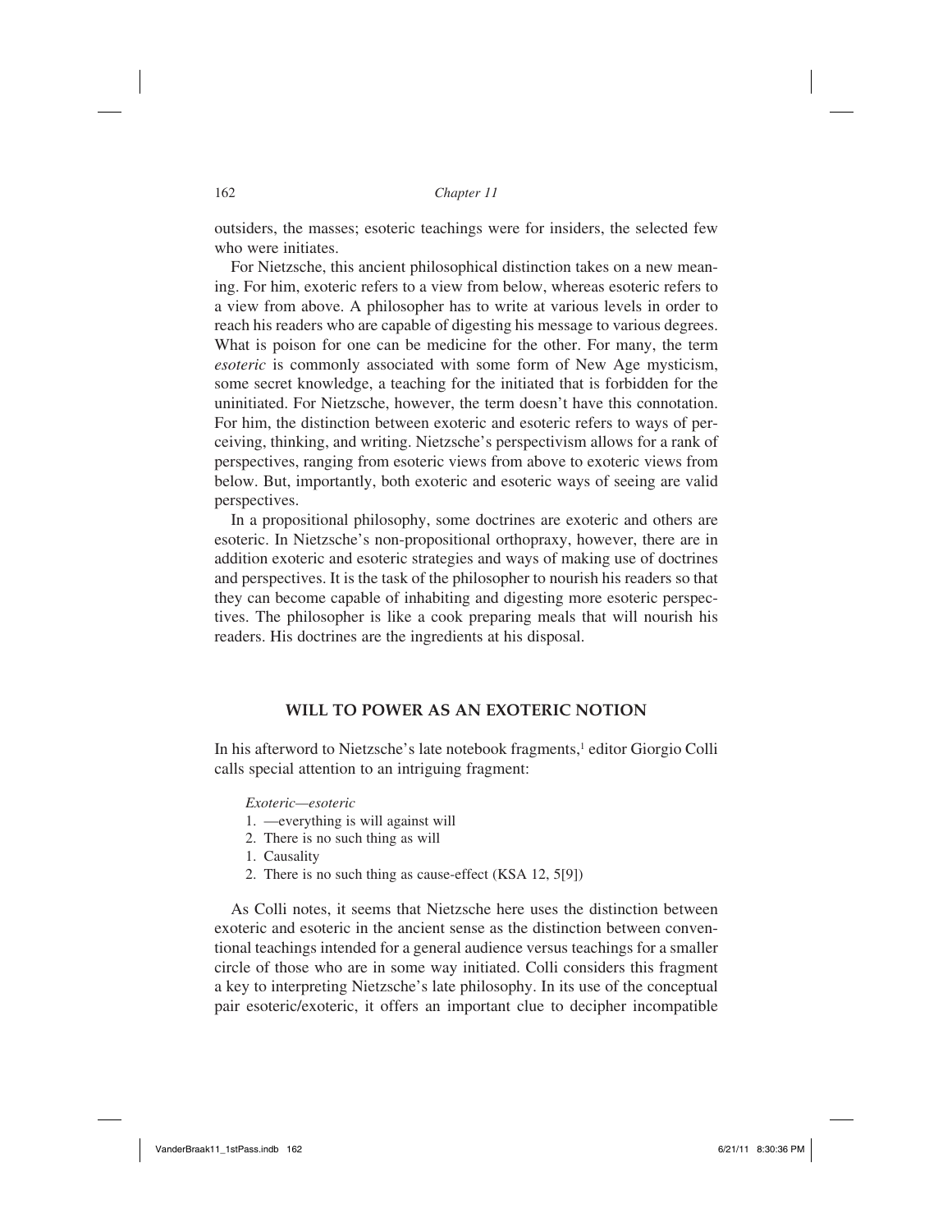outsiders, the masses; esoteric teachings were for insiders, the selected few who were initiates.

For Nietzsche, this ancient philosophical distinction takes on a new meaning. For him, exoteric refers to a view from below, whereas esoteric refers to a view from above. A philosopher has to write at various levels in order to reach his readers who are capable of digesting his message to various degrees. What is poison for one can be medicine for the other. For many, the term *esoteric* is commonly associated with some form of New Age mysticism, some secret knowledge, a teaching for the initiated that is forbidden for the uninitiated. For Nietzsche, however, the term doesn't have this connotation. For him, the distinction between exoteric and esoteric refers to ways of perceiving, thinking, and writing. Nietzsche's perspectivism allows for a rank of perspectives, ranging from esoteric views from above to exoteric views from below. But, importantly, both exoteric and esoteric ways of seeing are valid perspectives.

In a propositional philosophy, some doctrines are exoteric and others are esoteric. In Nietzsche's non-propositional orthopraxy, however, there are in addition exoteric and esoteric strategies and ways of making use of doctrines and perspectives. It is the task of the philosopher to nourish his readers so that they can become capable of inhabiting and digesting more esoteric perspectives. The philosopher is like a cook preparing meals that will nourish his readers. His doctrines are the ingredients at his disposal.

## WILL TO POWER AS AN EXOTERIC NOTION

In his afterword to Nietzsche's late notebook fragments,[1] editor Giorgio Colli calls special attention to an intriguing fragment:

> *Exoteric—esoteric*
> 1. —everything is will against will
> 2. There is no such thing as will
> 1. Causality
> 2. There is no such thing as cause-effect (KSA 12, 5[9])

As Colli notes, it seems that Nietzsche here uses the distinction between exoteric and esoteric in the ancient sense as the distinction between conventional teachings intended for a general audience versus teachings for a smaller circle of those who are in some way initiated. Colli considers this fragment a key to interpreting Nietzsche's late philosophy. In its use of the conceptual pair esoteric/exoteric, it offers an important clue to decipher incompatible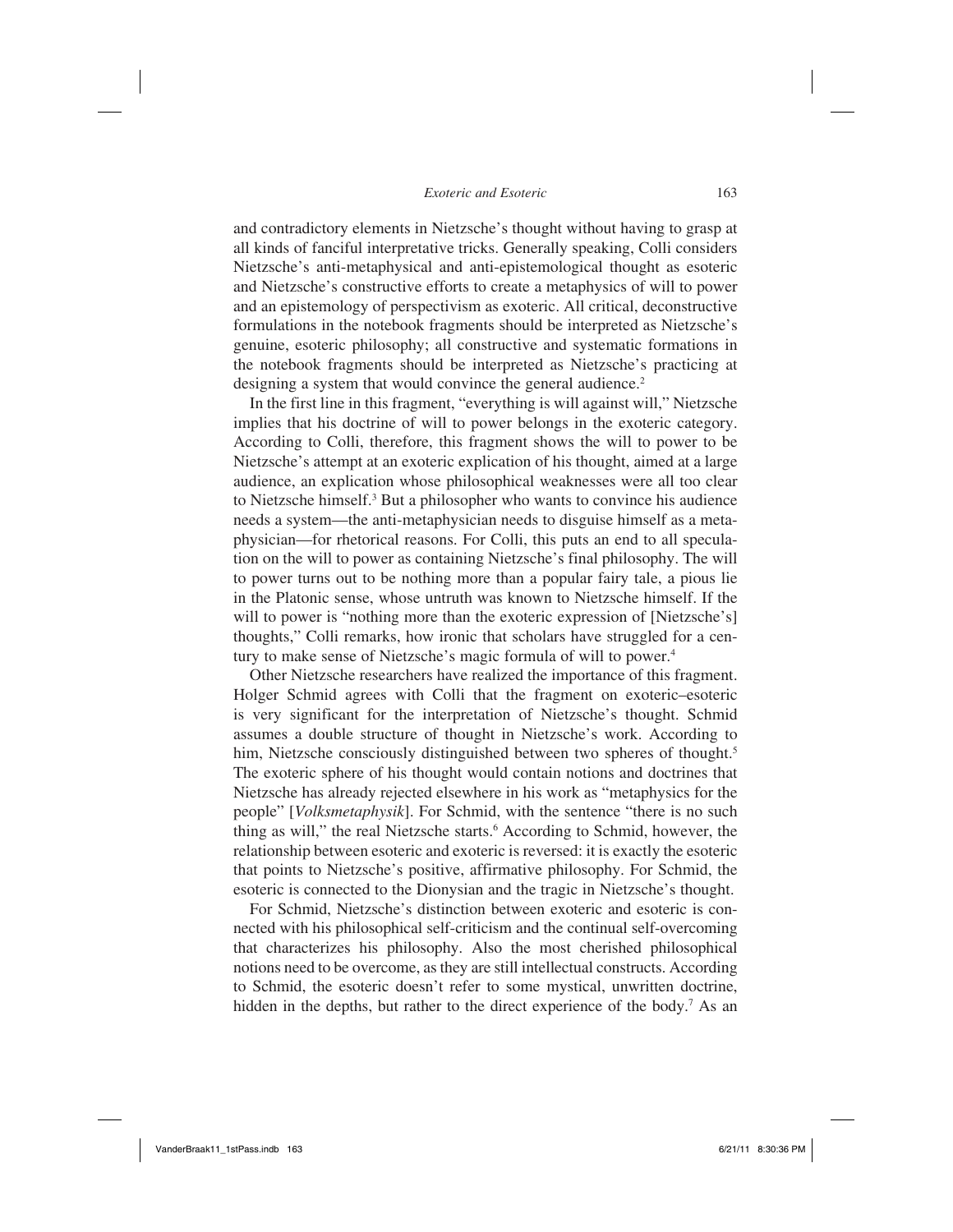and contradictory elements in Nietzsche's thought without having to grasp at all kinds of fanciful interpretative tricks. Generally speaking, Colli considers Nietzsche's anti-metaphysical and anti-epistemological thought as esoteric and Nietzsche's constructive efforts to create a metaphysics of will to power and an epistemology of perspectivism as exoteric. All critical, deconstructive formulations in the notebook fragments should be interpreted as Nietzsche's genuine, esoteric philosophy; all constructive and systematic formations in the notebook fragments should be interpreted as Nietzsche's practicing at designing a system that would convince the general audience.[2]

In the first line in this fragment, "everything is will against will," Nietzsche implies that his doctrine of will to power belongs in the exoteric category. According to Colli, therefore, this fragment shows the will to power to be Nietzsche's attempt at an exoteric explication of his thought, aimed at a large audience, an explication whose philosophical weaknesses were all too clear to Nietzsche himself.[3] But a philosopher who wants to convince his audience needs a system—the anti-metaphysician needs to disguise himself as a metaphysician—for rhetorical reasons. For Colli, this puts an end to all speculation on the will to power as containing Nietzsche's final philosophy. The will to power turns out to be nothing more than a popular fairy tale, a pious lie in the Platonic sense, whose untruth was known to Nietzsche himself. If the will to power is "nothing more than the exoteric expression of [Nietzsche's] thoughts," Colli remarks, how ironic that scholars have struggled for a century to make sense of Nietzsche's magic formula of will to power.[4]

Other Nietzsche researchers have realized the importance of this fragment. Holger Schmid agrees with Colli that the fragment on exoteric–esoteric is very significant for the interpretation of Nietzsche's thought. Schmid assumes a double structure of thought in Nietzsche's work. According to him, Nietzsche consciously distinguished between two spheres of thought.[5] The exoteric sphere of his thought would contain notions and doctrines that Nietzsche has already rejected elsewhere in his work as "metaphysics for the people" [*Volksmetaphysik*]. For Schmid, with the sentence "there is no such thing as will," the real Nietzsche starts.[6] According to Schmid, however, the relationship between esoteric and exoteric is reversed: it is exactly the esoteric that points to Nietzsche's positive, affirmative philosophy. For Schmid, the esoteric is connected to the Dionysian and the tragic in Nietzsche's thought.

For Schmid, Nietzsche's distinction between exoteric and esoteric is connected with his philosophical self-criticism and the continual self-overcoming that characterizes his philosophy. Also the most cherished philosophical notions need to be overcome, as they are still intellectual constructs. According to Schmid, the esoteric doesn't refer to some mystical, unwritten doctrine, hidden in the depths, but rather to the direct experience of the body.[7] As an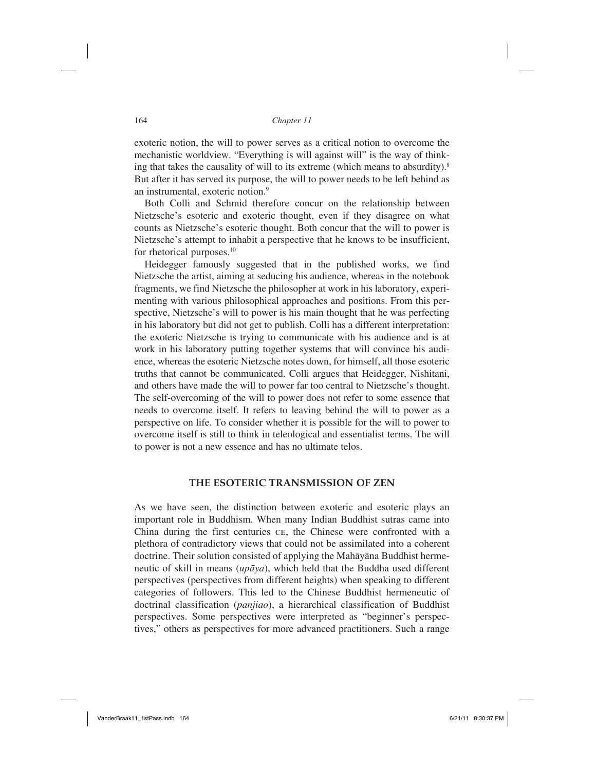exoteric notion, the will to power serves as a critical notion to overcome the mechanistic worldview. "Everything is will against will" is the way of thinking that takes the causality of will to its extreme (which means to absurdity).[8] But after it has served its purpose, the will to power needs to be left behind as an instrumental, exoteric notion.[9]

Both Colli and Schmid therefore concur on the relationship between Nietzsche's esoteric and exoteric thought, even if they disagree on what counts as Nietzsche's esoteric thought. Both concur that the will to power is Nietzsche's attempt to inhabit a perspective that he knows to be insufficient, for rhetorical purposes.[10]

Heidegger famously suggested that in the published works, we find Nietzsche the artist, aiming at seducing his audience, whereas in the notebook fragments, we find Nietzsche the philosopher at work in his laboratory, experimenting with various philosophical approaches and positions. From this perspective, Nietzsche's will to power is his main thought that he was perfecting in his laboratory but did not get to publish. Colli has a different interpretation: the exoteric Nietzsche is trying to communicate with his audience and is at work in his laboratory putting together systems that will convince his audience, whereas the esoteric Nietzsche notes down, for himself, all those esoteric truths that cannot be communicated. Colli argues that Heidegger, Nishitani, and others have made the will to power far too central to Nietzsche's thought. The self-overcoming of the will to power does not refer to some essence that needs to overcome itself. It refers to leaving behind the will to power as a perspective on life. To consider whether it is possible for the will to power to overcome itself is still to think in teleological and essentialist terms. The will to power is not a new essence and has no ultimate telos.

## THE ESOTERIC TRANSMISSION OF ZEN

As we have seen, the distinction between exoteric and esoteric plays an important role in Buddhism. When many Indian Buddhist sutras came into China during the first centuries CE, the Chinese were confronted with a plethora of contradictory views that could not be assimilated into a coherent doctrine. Their solution consisted of applying the Mahāyāna Buddhist hermeneutic of skill in means (*upāya*), which held that the Buddha used different perspectives (perspectives from different heights) when speaking to different categories of followers. This led to the Chinese Buddhist hermeneutic of doctrinal classification (*panjiao*), a hierarchical classification of Buddhist perspectives. Some perspectives were interpreted as "beginner's perspectives," others as perspectives for more advanced practitioners. Such a range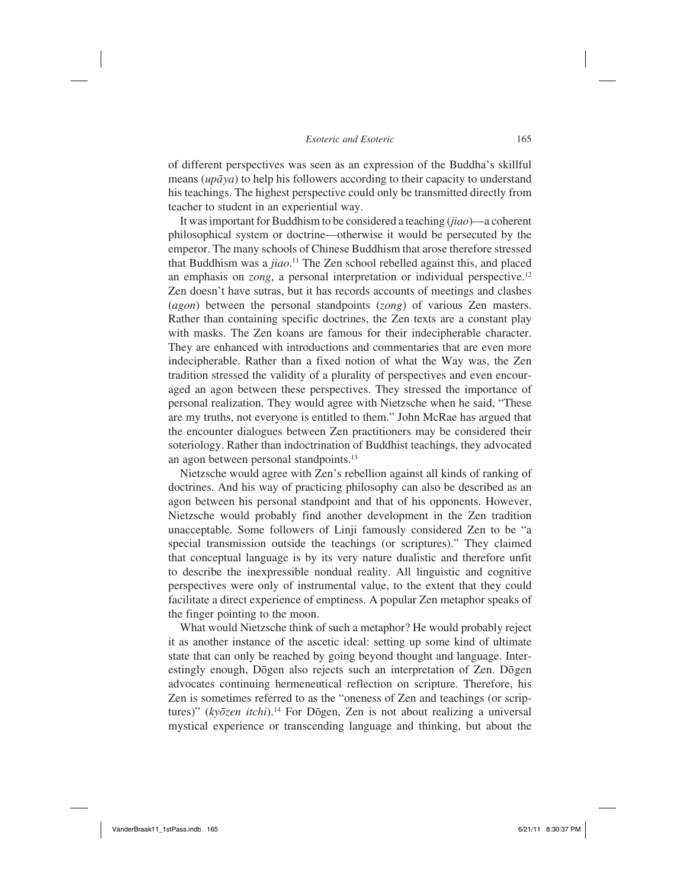of different perspectives was seen as an expression of the Buddha's skillful means (*upāya*) to help his followers according to their capacity to understand his teachings. The highest perspective could only be transmitted directly from teacher to student in an experiential way.

It was important for Buddhism to be considered a teaching (*jiao*)—a coherent philosophical system or doctrine—otherwise it would be persecuted by the emperor. The many schools of Chinese Buddhism that arose therefore stressed that Buddhism was a *jiao*.[11] The Zen school rebelled against this, and placed an emphasis on *zong*, a personal interpretation or individual perspective.[12] Zen doesn't have sutras, but it has records accounts of meetings and clashes (*agon*) between the personal standpoints (*zong*) of various Zen masters. Rather than containing specific doctrines, the Zen texts are a constant play with masks. The Zen koans are famous for their indecipherable character. They are enhanced with introductions and commentaries that are even more indecipherable. Rather than a fixed notion of what the Way was, the Zen tradition stressed the validity of a plurality of perspectives and even encouraged an agon between these perspectives. They stressed the importance of personal realization. They would agree with Nietzsche when he said, "These are my truths, not everyone is entitled to them." John McRae has argued that the encounter dialogues between Zen practitioners may be considered their soteriology. Rather than indoctrination of Buddhist teachings, they advocated an agon between personal standpoints.[13]

Nietzsche would agree with Zen's rebellion against all kinds of ranking of doctrines. And his way of practicing philosophy can also be described as an agon between his personal standpoint and that of his opponents. However, Nietzsche would probably find another development in the Zen tradition unacceptable. Some followers of Linji famously considered Zen to be "a special transmission outside the teachings (or scriptures)." They claimed that conceptual language is by its very nature dualistic and therefore unfit to describe the inexpressible nondual reality. All linguistic and cognitive perspectives were only of instrumental value, to the extent that they could facilitate a direct experience of emptiness. A popular Zen metaphor speaks of the finger pointing to the moon.

What would Nietzsche think of such a metaphor? He would probably reject it as another instance of the ascetic ideal: setting up some kind of ultimate state that can only be reached by going beyond thought and language. Interestingly enough, Dōgen also rejects such an interpretation of Zen. Dōgen advocates continuing hermeneutical reflection on scripture. Therefore, his Zen is sometimes referred to as the "oneness of Zen and teachings (or scriptures)" (*kyōzen itchi*).[14] For Dōgen, Zen is not about realizing a universal mystical experience or transcending language and thinking, but about the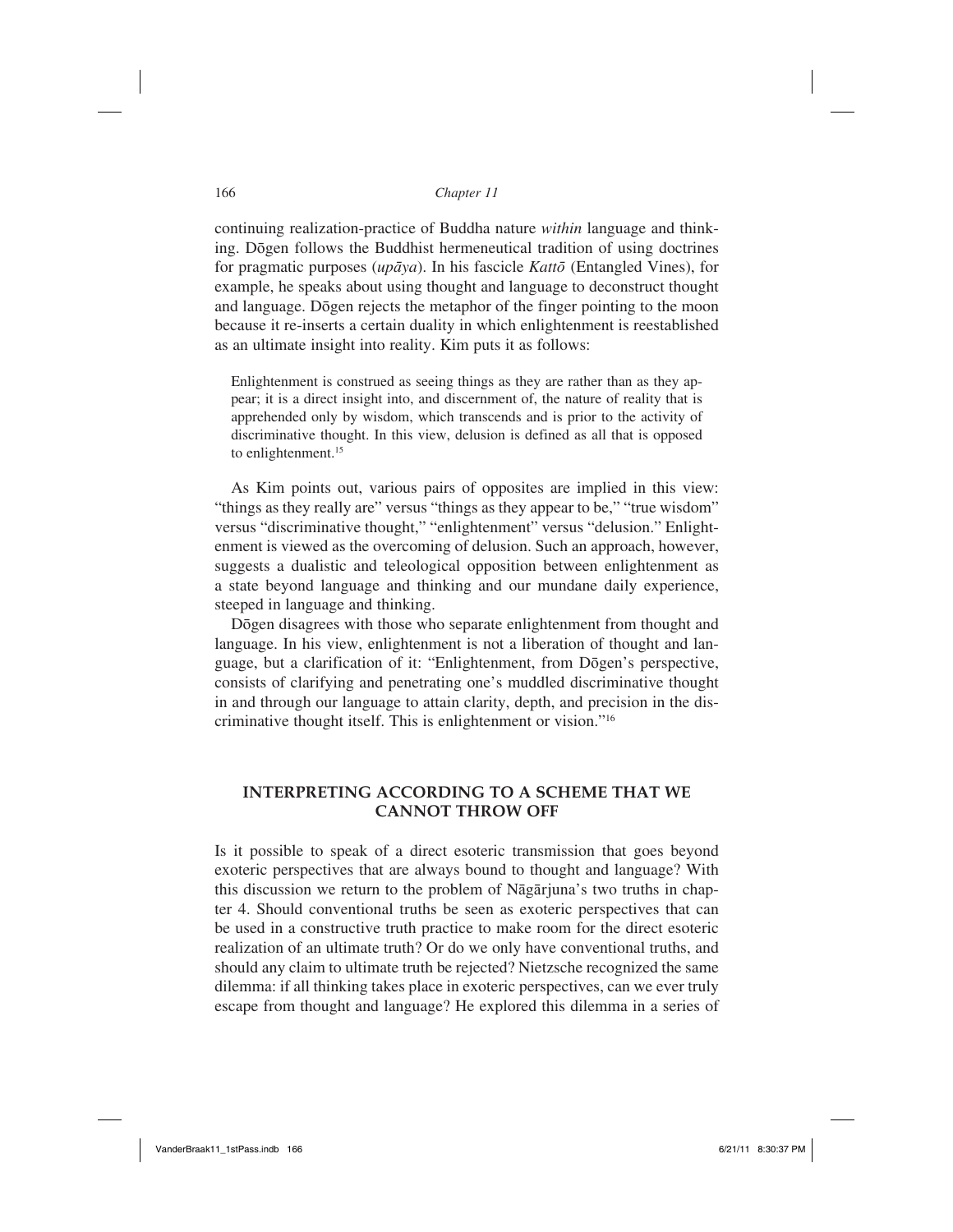continuing realization-practice of Buddha nature *within* language and thinking. Dōgen follows the Buddhist hermeneutical tradition of using doctrines for pragmatic purposes (*upāya*). In his fascicle *Kattō* (Entangled Vines), for example, he speaks about using thought and language to deconstruct thought and language. Dōgen rejects the metaphor of the finger pointing to the moon because it re-inserts a certain duality in which enlightenment is reestablished as an ultimate insight into reality. Kim puts it as follows:

> Enlightenment is construed as seeing things as they are rather than as they appear; it is a direct insight into, and discernment of, the nature of reality that is apprehended only by wisdom, which transcends and is prior to the activity of discriminative thought. In this view, delusion is defined as all that is opposed to enlightenment.[15]

As Kim points out, various pairs of opposites are implied in this view: "things as they really are" versus "things as they appear to be," "true wisdom" versus "discriminative thought," "enlightenment" versus "delusion." Enlightenment is viewed as the overcoming of delusion. Such an approach, however, suggests a dualistic and teleological opposition between enlightenment as a state beyond language and thinking and our mundane daily experience, steeped in language and thinking.

Dōgen disagrees with those who separate enlightenment from thought and language. In his view, enlightenment is not a liberation of thought and language, but a clarification of it: "Enlightenment, from Dōgen's perspective, consists of clarifying and penetrating one's muddled discriminative thought in and through our language to attain clarity, depth, and precision in the discriminative thought itself. This is enlightenment or vision."[16]

## INTERPRETING ACCORDING TO A SCHEME THAT WE CANNOT THROW OFF

Is it possible to speak of a direct esoteric transmission that goes beyond exoteric perspectives that are always bound to thought and language? With this discussion we return to the problem of Nāgārjuna's two truths in chapter 4. Should conventional truths be seen as exoteric perspectives that can be used in a constructive truth practice to make room for the direct esoteric realization of an ultimate truth? Or do we only have conventional truths, and should any claim to ultimate truth be rejected? Nietzsche recognized the same dilemma: if all thinking takes place in exoteric perspectives, can we ever truly escape from thought and language? He explored this dilemma in a series of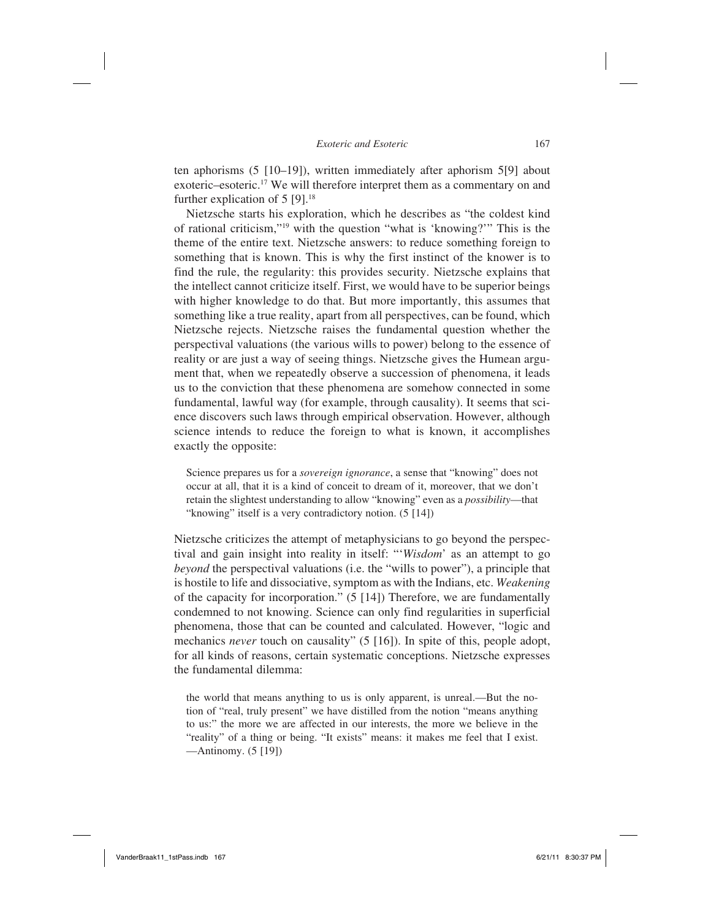ten aphorisms (5 [10–19]), written immediately after aphorism 5[9] about exoteric–esoteric.[17] We will therefore interpret them as a commentary on and further explication of 5 [9].[18]

Nietzsche starts his exploration, which he describes as "the coldest kind of rational criticism,"[19] with the question "what is 'knowing?'" This is the theme of the entire text. Nietzsche answers: to reduce something foreign to something that is known. This is why the first instinct of the knower is to find the rule, the regularity: this provides security. Nietzsche explains that the intellect cannot criticize itself. First, we would have to be superior beings with higher knowledge to do that. But more importantly, this assumes that something like a true reality, apart from all perspectives, can be found, which Nietzsche rejects. Nietzsche raises the fundamental question whether the perspectival valuations (the various wills to power) belong to the essence of reality or are just a way of seeing things. Nietzsche gives the Humean argument that, when we repeatedly observe a succession of phenomena, it leads us to the conviction that these phenomena are somehow connected in some fundamental, lawful way (for example, through causality). It seems that science discovers such laws through empirical observation. However, although science intends to reduce the foreign to what is known, it accomplishes exactly the opposite:

> Science prepares us for a *sovereign ignorance*, a sense that "knowing" does not occur at all, that it is a kind of conceit to dream of it, moreover, that we don't retain the slightest understanding to allow "knowing" even as a *possibility*—that "knowing" itself is a very contradictory notion. (5 [14])

Nietzsche criticizes the attempt of metaphysicians to go beyond the perspectival and gain insight into reality in itself: "'*Wisdom*' as an attempt to go *beyond* the perspectival valuations (i.e. the "wills to power"), a principle that is hostile to life and dissociative, symptom as with the Indians, etc. *Weakening* of the capacity for incorporation." (5 [14]) Therefore, we are fundamentally condemned to not knowing. Science can only find regularities in superficial phenomena, those that can be counted and calculated. However, "logic and mechanics *never* touch on causality" (5 [16]). In spite of this, people adopt, for all kinds of reasons, certain systematic conceptions. Nietzsche expresses the fundamental dilemma:

> the world that means anything to us is only apparent, is unreal.—But the notion of "real, truly present" we have distilled from the notion "means anything to us:" the more we are affected in our interests, the more we believe in the "reality" of a thing or being. "It exists" means: it makes me feel that I exist. —Antinomy. (5 [19])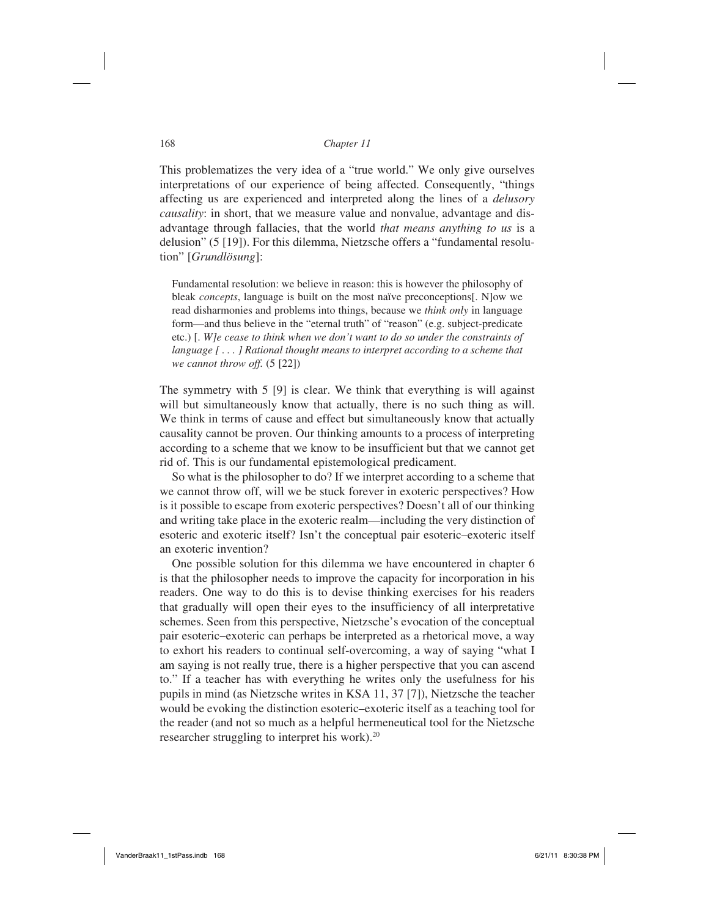This problematizes the very idea of a "true world." We only give ourselves interpretations of our experience of being affected. Consequently, "things affecting us are experienced and interpreted along the lines of a *delusory causality*: in short, that we measure value and nonvalue, advantage and disadvantage through fallacies, that the world *that means anything to us* is a delusion" (5 [19]). For this dilemma, Nietzsche offers a "fundamental resolution" [*Grundlösung*]:

> Fundamental resolution: we believe in reason: this is however the philosophy of bleak *concepts*, language is built on the most naïve preconceptions[. N]ow we read disharmonies and problems into things, because we *think only* in language form—and thus believe in the "eternal truth" of "reason" (e.g. subject-predicate etc.) [. *W]e cease to think when we don't want to do so under the constraints of language [ . . . ] Rational thought means to interpret according to a scheme that we cannot throw off.* (5 [22])

The symmetry with 5 [9] is clear. We think that everything is will against will but simultaneously know that actually, there is no such thing as will. We think in terms of cause and effect but simultaneously know that actually causality cannot be proven. Our thinking amounts to a process of interpreting according to a scheme that we know to be insufficient but that we cannot get rid of. This is our fundamental epistemological predicament.

So what is the philosopher to do? If we interpret according to a scheme that we cannot throw off, will we be stuck forever in exoteric perspectives? How is it possible to escape from exoteric perspectives? Doesn't all of our thinking and writing take place in the exoteric realm—including the very distinction of esoteric and exoteric itself? Isn't the conceptual pair esoteric–exoteric itself an exoteric invention?

One possible solution for this dilemma we have encountered in chapter 6 is that the philosopher needs to improve the capacity for incorporation in his readers. One way to do this is to devise thinking exercises for his readers that gradually will open their eyes to the insufficiency of all interpretative schemes. Seen from this perspective, Nietzsche's evocation of the conceptual pair esoteric–exoteric can perhaps be interpreted as a rhetorical move, a way to exhort his readers to continual self-overcoming, a way of saying "what I am saying is not really true, there is a higher perspective that you can ascend to." If a teacher has with everything he writes only the usefulness for his pupils in mind (as Nietzsche writes in KSA 11, 37 [7]), Nietzsche the teacher would be evoking the distinction esoteric–exoteric itself as a teaching tool for the reader (and not so much as a helpful hermeneutical tool for the Nietzsche researcher struggling to interpret his work).[20]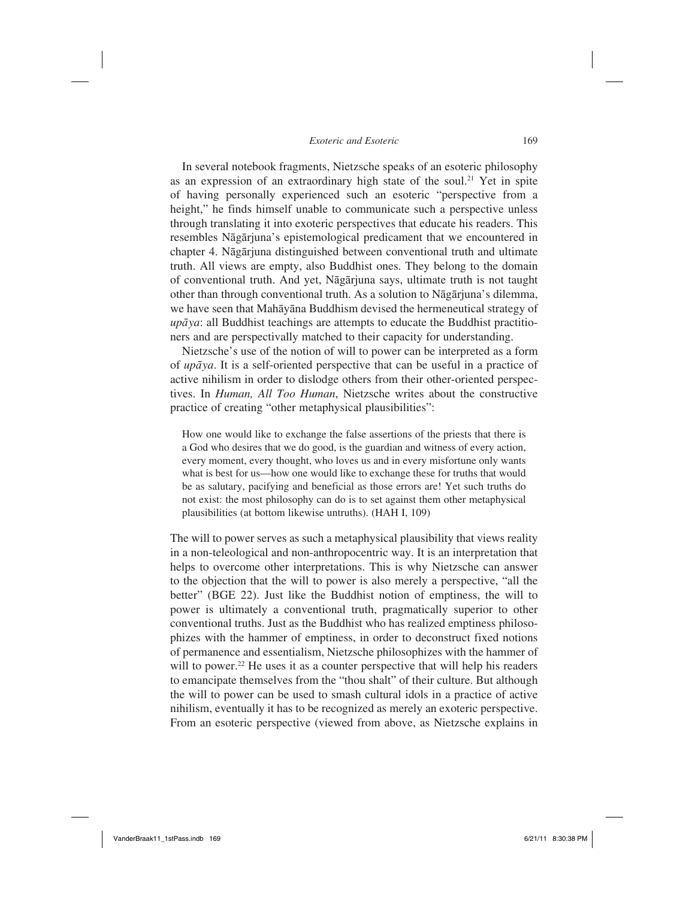In several notebook fragments, Nietzsche speaks of an esoteric philosophy as an expression of an extraordinary high state of the soul.[21] Yet in spite of having personally experienced such an esoteric "perspective from a height," he finds himself unable to communicate such a perspective unless through translating it into exoteric perspectives that educate his readers. This resembles Nāgārjuna's epistemological predicament that we encountered in chapter 4. Nāgārjuna distinguished between conventional truth and ultimate truth. All views are empty, also Buddhist ones. They belong to the domain of conventional truth. And yet, Nāgārjuna says, ultimate truth is not taught other than through conventional truth. As a solution to Nāgārjuna's dilemma, we have seen that Mahāyāna Buddhism devised the hermeneutical strategy of *upāya*: all Buddhist teachings are attempts to educate the Buddhist practitioners and are perspectivally matched to their capacity for understanding.

Nietzsche's use of the notion of will to power can be interpreted as a form of *upāya*. It is a self-oriented perspective that can be useful in a practice of active nihilism in order to dislodge others from their other-oriented perspectives. In *Human, All Too Human*, Nietzsche writes about the constructive practice of creating "other metaphysical plausibilities":

> How one would like to exchange the false assertions of the priests that there is a God who desires that we do good, is the guardian and witness of every action, every moment, every thought, who loves us and in every misfortune only wants what is best for us—how one would like to exchange these for truths that would be as salutary, pacifying and beneficial as those errors are! Yet such truths do not exist: the most philosophy can do is to set against them other metaphysical plausibilities (at bottom likewise untruths). (HAH I, 109)

The will to power serves as such a metaphysical plausibility that views reality in a non-teleological and non-anthropocentric way. It is an interpretation that helps to overcome other interpretations. This is why Nietzsche can answer to the objection that the will to power is also merely a perspective, "all the better" (BGE 22). Just like the Buddhist notion of emptiness, the will to power is ultimately a conventional truth, pragmatically superior to other conventional truths. Just as the Buddhist who has realized emptiness philosophizes with the hammer of emptiness, in order to deconstruct fixed notions of permanence and essentialism, Nietzsche philosophizes with the hammer of will to power.[22] He uses it as a counter perspective that will help his readers to emancipate themselves from the "thou shalt" of their culture. But although the will to power can be used to smash cultural idols in a practice of active nihilism, eventually it has to be recognized as merely an exoteric perspective. From an esoteric perspective (viewed from above, as Nietzsche explains in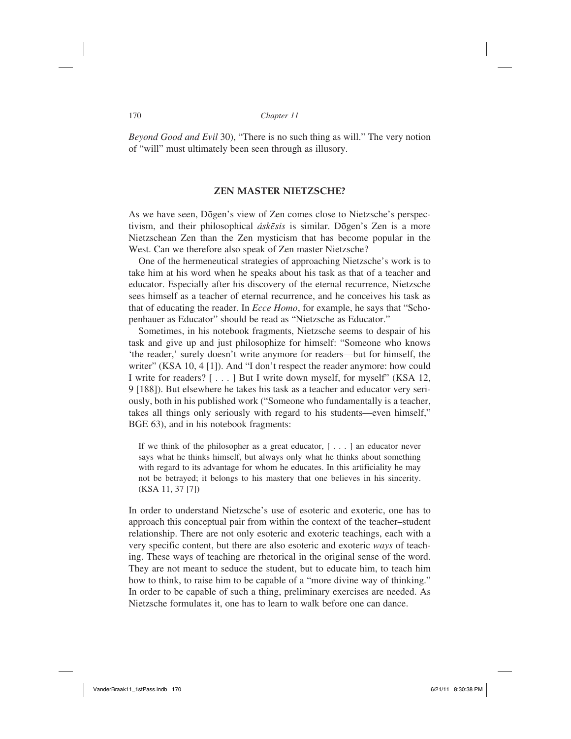*Beyond Good and Evil* 30), "There is no such thing as will." The very notion of "will" must ultimately been seen through as illusory.

## ZEN MASTER NIETZSCHE?

As we have seen, Dōgen's view of Zen comes close to Nietzsche's perspectivism, and their philosophical *áskēsis* is similar. Dōgen's Zen is a more Nietzschean Zen than the Zen mysticism that has become popular in the West. Can we therefore also speak of Zen master Nietzsche?

One of the hermeneutical strategies of approaching Nietzsche's work is to take him at his word when he speaks about his task as that of a teacher and educator. Especially after his discovery of the eternal recurrence, Nietzsche sees himself as a teacher of eternal recurrence, and he conceives his task as that of educating the reader. In *Ecce Homo*, for example, he says that "Schopenhauer as Educator" should be read as "Nietzsche as Educator."

Sometimes, in his notebook fragments, Nietzsche seems to despair of his task and give up and just philosophize for himself: "Someone who knows 'the reader,' surely doesn't write anymore for readers—but for himself, the writer" (KSA 10, 4 [1]). And "I don't respect the reader anymore: how could I write for readers? [ . . . ] But I write down myself, for myself" (KSA 12, 9 [188]). But elsewhere he takes his task as a teacher and educator very seriously, both in his published work ("Someone who fundamentally is a teacher, takes all things only seriously with regard to his students—even himself," BGE 63), and in his notebook fragments:

> If we think of the philosopher as a great educator, [ . . . ] an educator never says what he thinks himself, but always only what he thinks about something with regard to its advantage for whom he educates. In this artificiality he may not be betrayed; it belongs to his mastery that one believes in his sincerity. (KSA 11, 37 [7])

In order to understand Nietzsche's use of esoteric and exoteric, one has to approach this conceptual pair from within the context of the teacher–student relationship. There are not only esoteric and exoteric teachings, each with a very specific content, but there are also esoteric and exoteric *ways* of teaching. These ways of teaching are rhetorical in the original sense of the word. They are not meant to seduce the student, but to educate him, to teach him how to think, to raise him to be capable of a "more divine way of thinking." In order to be capable of such a thing, preliminary exercises are needed. As Nietzsche formulates it, one has to learn to walk before one can dance.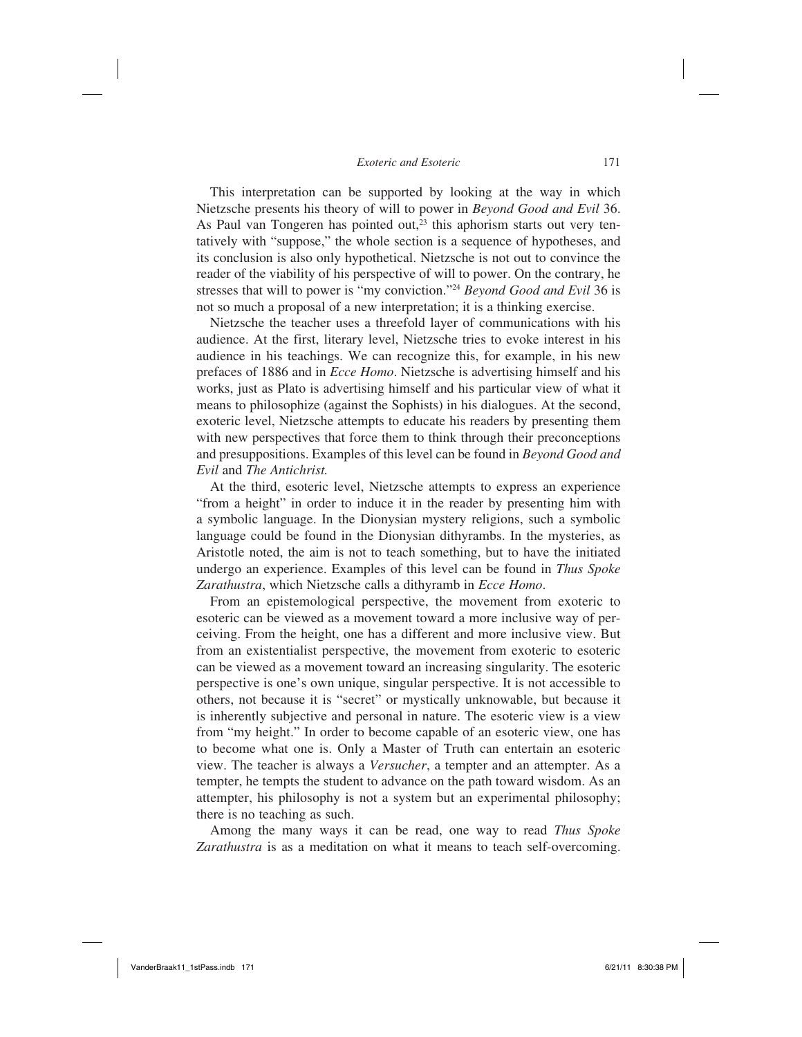This interpretation can be supported by looking at the way in which Nietzsche presents his theory of will to power in *Beyond Good and Evil* 36. As Paul van Tongeren has pointed out,[23] this aphorism starts out very tentatively with "suppose," the whole section is a sequence of hypotheses, and its conclusion is also only hypothetical. Nietzsche is not out to convince the reader of the viability of his perspective of will to power. On the contrary, he stresses that will to power is "my conviction."[24] *Beyond Good and Evil* 36 is not so much a proposal of a new interpretation; it is a thinking exercise.

Nietzsche the teacher uses a threefold layer of communications with his audience. At the first, literary level, Nietzsche tries to evoke interest in his audience in his teachings. We can recognize this, for example, in his new prefaces of 1886 and in *Ecce Homo*. Nietzsche is advertising himself and his works, just as Plato is advertising himself and his particular view of what it means to philosophize (against the Sophists) in his dialogues. At the second, exoteric level, Nietzsche attempts to educate his readers by presenting them with new perspectives that force them to think through their preconceptions and presuppositions. Examples of this level can be found in *Beyond Good and Evil* and *The Antichrist.*

At the third, esoteric level, Nietzsche attempts to express an experience "from a height" in order to induce it in the reader by presenting him with a symbolic language. In the Dionysian mystery religions, such a symbolic language could be found in the Dionysian dithyrambs. In the mysteries, as Aristotle noted, the aim is not to teach something, but to have the initiated undergo an experience. Examples of this level can be found in *Thus Spoke Zarathustra*, which Nietzsche calls a dithyramb in *Ecce Homo*.

From an epistemological perspective, the movement from exoteric to esoteric can be viewed as a movement toward a more inclusive way of perceiving. From the height, one has a different and more inclusive view. But from an existentialist perspective, the movement from exoteric to esoteric can be viewed as a movement toward an increasing singularity. The esoteric perspective is one's own unique, singular perspective. It is not accessible to others, not because it is "secret" or mystically unknowable, but because it is inherently subjective and personal in nature. The esoteric view is a view from "my height." In order to become capable of an esoteric view, one has to become what one is. Only a Master of Truth can entertain an esoteric view. The teacher is always a *Versucher*, a tempter and an attempter. As a tempter, he tempts the student to advance on the path toward wisdom. As an attempter, his philosophy is not a system but an experimental philosophy; there is no teaching as such.

Among the many ways it can be read, one way to read *Thus Spoke Zarathustra* is as a meditation on what it means to teach self-overcoming.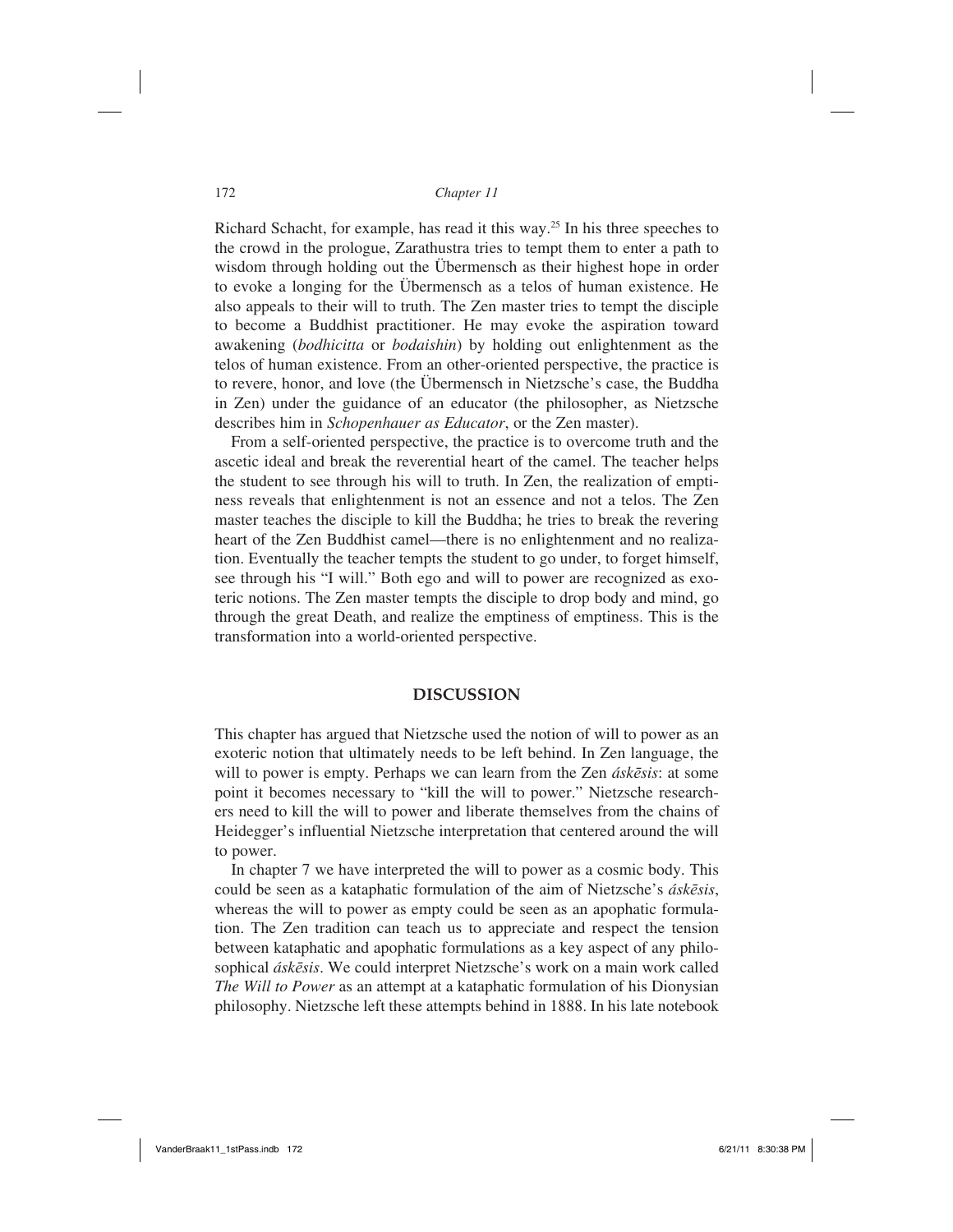Richard Schacht, for example, has read it this way.[25] In his three speeches to the crowd in the prologue, Zarathustra tries to tempt them to enter a path to wisdom through holding out the Übermensch as their highest hope in order to evoke a longing for the Übermensch as a telos of human existence. He also appeals to their will to truth. The Zen master tries to tempt the disciple to become a Buddhist practitioner. He may evoke the aspiration toward awakening (*bodhicitta* or *bodaishin*) by holding out enlightenment as the telos of human existence. From an other-oriented perspective, the practice is to revere, honor, and love (the Übermensch in Nietzsche's case, the Buddha in Zen) under the guidance of an educator (the philosopher, as Nietzsche describes him in *Schopenhauer as Educator*, or the Zen master).

From a self-oriented perspective, the practice is to overcome truth and the ascetic ideal and break the reverential heart of the camel. The teacher helps the student to see through his will to truth. In Zen, the realization of emptiness reveals that enlightenment is not an essence and not a telos. The Zen master teaches the disciple to kill the Buddha; he tries to break the revering heart of the Zen Buddhist camel—there is no enlightenment and no realization. Eventually the teacher tempts the student to go under, to forget himself, see through his "I will." Both ego and will to power are recognized as exoteric notions. The Zen master tempts the disciple to drop body and mind, go through the great Death, and realize the emptiness of emptiness. This is the transformation into a world-oriented perspective.

## DISCUSSION

This chapter has argued that Nietzsche used the notion of will to power as an exoteric notion that ultimately needs to be left behind. In Zen language, the will to power is empty. Perhaps we can learn from the Zen *áskēsis*: at some point it becomes necessary to "kill the will to power." Nietzsche researchers need to kill the will to power and liberate themselves from the chains of Heidegger's influential Nietzsche interpretation that centered around the will to power.

In chapter 7 we have interpreted the will to power as a cosmic body. This could be seen as a kataphatic formulation of the aim of Nietzsche's *áskēsis*, whereas the will to power as empty could be seen as an apophatic formulation. The Zen tradition can teach us to appreciate and respect the tension between kataphatic and apophatic formulations as a key aspect of any philosophical *áskēsis*. We could interpret Nietzsche's work on a main work called *The Will to Power* as an attempt at a kataphatic formulation of his Dionysian philosophy. Nietzsche left these attempts behind in 1888. In his late notebook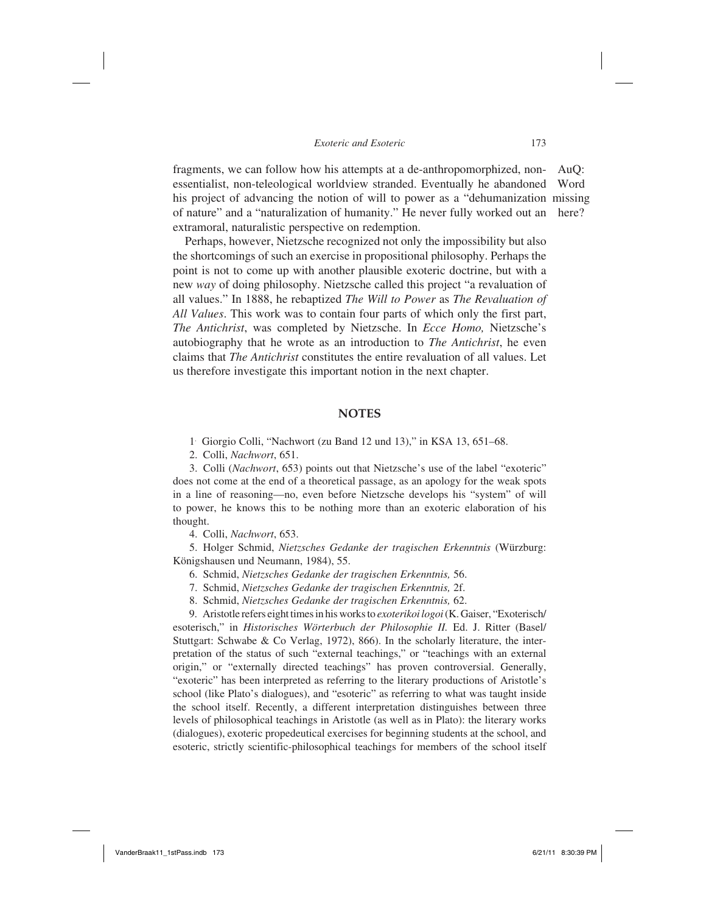fragments, we can follow how his attempts at a de-anthropomorphized, non-essentialist, non-teleological worldview stranded. Eventually he abandoned his project of advancing the notion of will to power as a "dehumanization of nature" and a "naturalization of humanity." He never fully worked out an extramoral, naturalistic perspective on redemption.

AuQ: Word missing here?

Perhaps, however, Nietzsche recognized not only the impossibility but also the shortcomings of such an exercise in propositional philosophy. Perhaps the point is not to come up with another plausible exoteric doctrine, but with a new *way* of doing philosophy. Nietzsche called this project "a revaluation of all values." In 1888, he rebaptized *The Will to Power* as *The Revaluation of All Values*. This work was to contain four parts of which only the first part, *The Antichrist*, was completed by Nietzsche. In *Ecce Homo,* Nietzsche's autobiography that he wrote as an introduction to *The Antichrist*, he even claims that *The Antichrist* constitutes the entire revaluation of all values. Let us therefore investigate this important notion in the next chapter.

## NOTES

1. Giorgio Colli, "Nachwort (zu Band 12 und 13)," in KSA 13, 651–68.
2. Colli, *Nachwort*, 651.
3. Colli (*Nachwort*, 653) points out that Nietzsche's use of the label "exoteric" does not come at the end of a theoretical passage, as an apology for the weak spots in a line of reasoning—no, even before Nietzsche develops his "system" of will to power, he knows this to be nothing more than an exoteric elaboration of his thought.
4. Colli, *Nachwort*, 653.
5. Holger Schmid, *Nietzsches Gedanke der tragischen Erkenntnis* (Würzburg: Königshausen und Neumann, 1984), 55.
6. Schmid, *Nietzsches Gedanke der tragischen Erkenntnis,* 56.
7. Schmid, *Nietzsches Gedanke der tragischen Erkenntnis,* 2f.
8. Schmid, *Nietzsches Gedanke der tragischen Erkenntnis,* 62.
9. Aristotle refers eight times in his works to *exoterikoi logoi* (K. Gaiser, "Exoterisch/esoterisch," in *Historisches Wörterbuch der Philosophie II.* Ed. J. Ritter (Basel/Stuttgart: Schwabe & Co Verlag, 1972), 866). In the scholarly literature, the interpretation of the status of such "external teachings," or "teachings with an external origin," or "externally directed teachings" has proven controversial. Generally, "exoteric" has been interpreted as referring to the literary productions of Aristotle's school (like Plato's dialogues), and "esoteric" as referring to what was taught inside the school itself. Recently, a different interpretation distinguishes between three levels of philosophical teachings in Aristotle (as well as in Plato): the literary works (dialogues), exoteric propedeutical exercises for beginning students at the school, and esoteric, strictly scientific-philosophical teachings for members of the school itself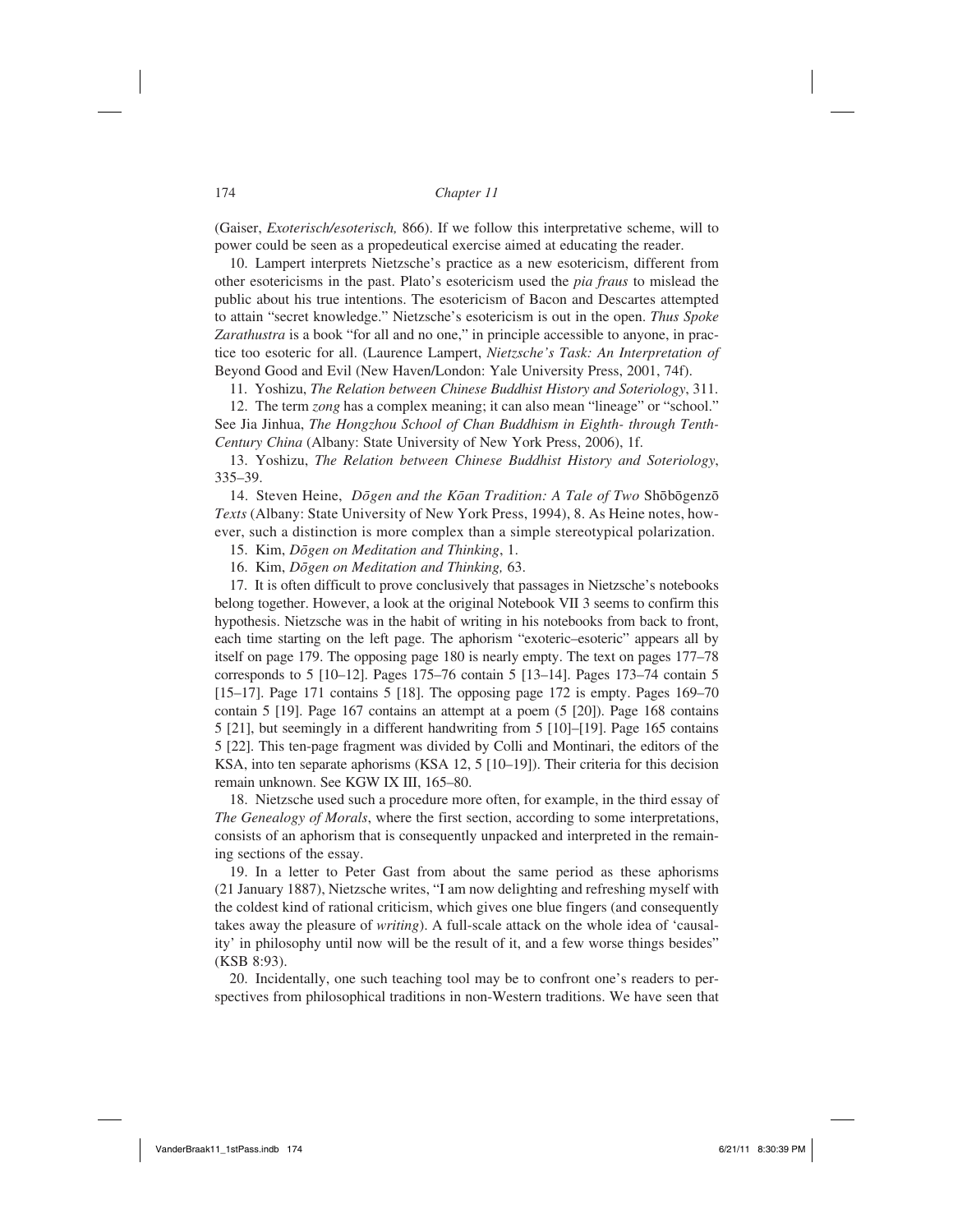(Gaiser, *Exoterisch/esoterisch,* 866). If we follow this interpretative scheme, will to power could be seen as a propedeutical exercise aimed at educating the reader.

10. Lampert interprets Nietzsche's practice as a new esotericism, different from other esotericisms in the past. Plato's esotericism used the *pia fraus* to mislead the public about his true intentions. The esotericism of Bacon and Descartes attempted to attain "secret knowledge." Nietzsche's esotericism is out in the open. *Thus Spoke Zarathustra* is a book "for all and no one," in principle accessible to anyone, in practice too esoteric for all. (Laurence Lampert, *Nietzsche's Task: An Interpretation of* Beyond Good and Evil (New Haven/London: Yale University Press, 2001, 74f).

11. Yoshizu, *The Relation between Chinese Buddhist History and Soteriology*, 311.

12. The term *zong* has a complex meaning; it can also mean "lineage" or "school." See Jia Jinhua, *The Hongzhou School of Chan Buddhism in Eighth- through Tenth-Century China* (Albany: State University of New York Press, 2006), 1f.

13. Yoshizu, *The Relation between Chinese Buddhist History and Soteriology*, 335–39.

14. Steven Heine, *Dōgen and the Kōan Tradition: A Tale of Two* Shōbōgenzō *Texts* (Albany: State University of New York Press, 1994), 8. As Heine notes, however, such a distinction is more complex than a simple stereotypical polarization.

15. Kim, *Dōgen on Meditation and Thinking*, 1.

16. Kim, *Dōgen on Meditation and Thinking,* 63.

17. It is often difficult to prove conclusively that passages in Nietzsche's notebooks belong together. However, a look at the original Notebook VII 3 seems to confirm this hypothesis. Nietzsche was in the habit of writing in his notebooks from back to front, each time starting on the left page. The aphorism "exoteric–esoteric" appears all by itself on page 179. The opposing page 180 is nearly empty. The text on pages 177–78 corresponds to 5 [10–12]. Pages 175–76 contain 5 [13–14]. Pages 173–74 contain 5 [15–17]. Page 171 contains 5 [18]. The opposing page 172 is empty. Pages 169–70 contain 5 [19]. Page 167 contains an attempt at a poem (5 [20]). Page 168 contains 5 [21], but seemingly in a different handwriting from 5 [10]–[19]. Page 165 contains 5 [22]. This ten-page fragment was divided by Colli and Montinari, the editors of the KSA, into ten separate aphorisms (KSA 12, 5 [10–19]). Their criteria for this decision remain unknown. See KGW IX III, 165–80.

18. Nietzsche used such a procedure more often, for example, in the third essay of *The Genealogy of Morals*, where the first section, according to some interpretations, consists of an aphorism that is consequently unpacked and interpreted in the remaining sections of the essay.

19. In a letter to Peter Gast from about the same period as these aphorisms (21 January 1887), Nietzsche writes, "I am now delighting and refreshing myself with the coldest kind of rational criticism, which gives one blue fingers (and consequently takes away the pleasure of *writing*). A full-scale attack on the whole idea of 'causality' in philosophy until now will be the result of it, and a few worse things besides" (KSB 8:93).

20. Incidentally, one such teaching tool may be to confront one's readers to perspectives from philosophical traditions in non-Western traditions. We have seen that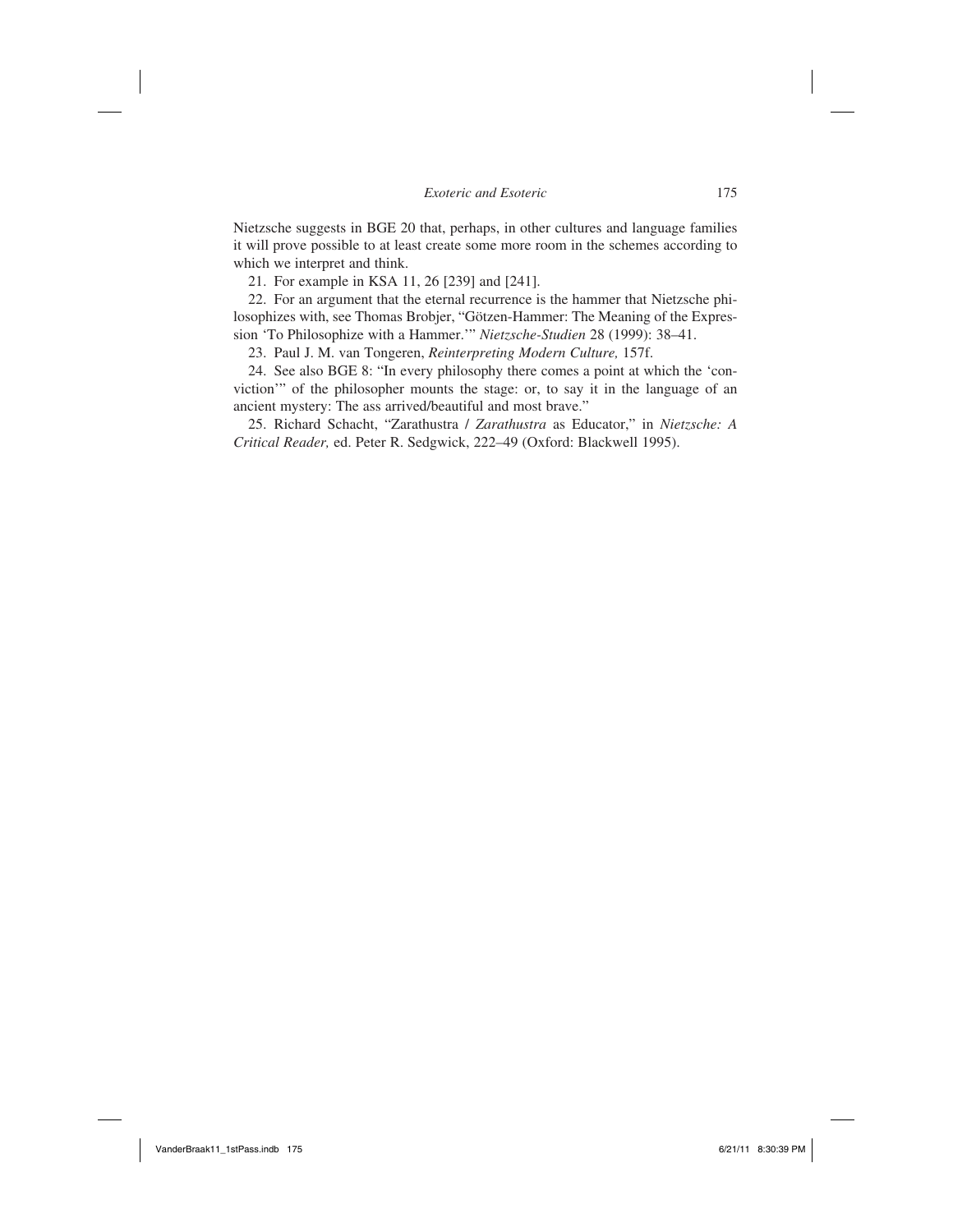Nietzsche suggests in BGE 20 that, perhaps, in other cultures and language families it will prove possible to at least create some more room in the schemes according to which we interpret and think.

21. For example in KSA 11, 26 [239] and [241].

22. For an argument that the eternal recurrence is the hammer that Nietzsche philosophizes with, see Thomas Brobjer, "Götzen-Hammer: The Meaning of the Expression 'To Philosophize with a Hammer.'" *Nietzsche-Studien* 28 (1999): 38–41.

23. Paul J. M. van Tongeren, *Reinterpreting Modern Culture,* 157f.

24. See also BGE 8: "In every philosophy there comes a point at which the 'conviction'" of the philosopher mounts the stage: or, to say it in the language of an ancient mystery: The ass arrived/beautiful and most brave."

25. Richard Schacht, "Zarathustra / *Zarathustra* as Educator," in *Nietzsche: A Critical Reader,* ed. Peter R. Sedgwick, 222–49 (Oxford: Blackwell 1995).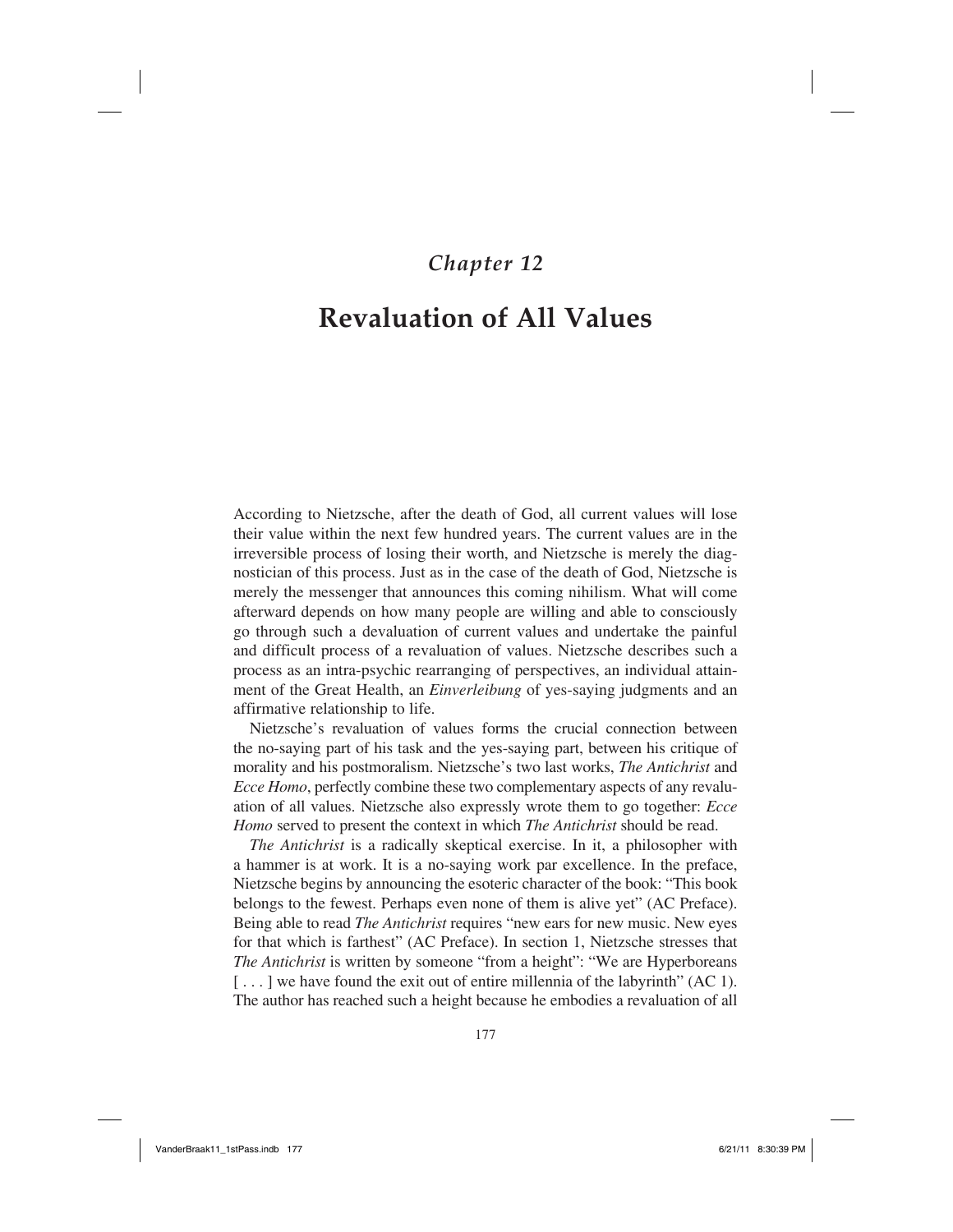# Chapter 12

# Revaluation of All Values

According to Nietzsche, after the death of God, all current values will lose their value within the next few hundred years. The current values are in the irreversible process of losing their worth, and Nietzsche is merely the diagnostician of this process. Just as in the case of the death of God, Nietzsche is merely the messenger that announces this coming nihilism. What will come afterward depends on how many people are willing and able to consciously go through such a devaluation of current values and undertake the painful and difficult process of a revaluation of values. Nietzsche describes such a process as an intra-psychic rearranging of perspectives, an individual attainment of the Great Health, an *Einverleibung* of yes-saying judgments and an affirmative relationship to life.

Nietzsche's revaluation of values forms the crucial connection between the no-saying part of his task and the yes-saying part, between his critique of morality and his postmoralism. Nietzsche's two last works, *The Antichrist* and *Ecce Homo*, perfectly combine these two complementary aspects of any revaluation of all values. Nietzsche also expressly wrote them to go together: *Ecce Homo* served to present the context in which *The Antichrist* should be read.

*The Antichrist* is a radically skeptical exercise. In it, a philosopher with a hammer is at work. It is a no-saying work par excellence. In the preface, Nietzsche begins by announcing the esoteric character of the book: "This book belongs to the fewest. Perhaps even none of them is alive yet" (AC Preface). Being able to read *The Antichrist* requires "new ears for new music. New eyes for that which is farthest" (AC Preface). In section 1, Nietzsche stresses that *The Antichrist* is written by someone "from a height": "We are Hyperboreans [ . . . ] we have found the exit out of entire millennia of the labyrinth" (AC 1). The author has reached such a height because he embodies a revaluation of all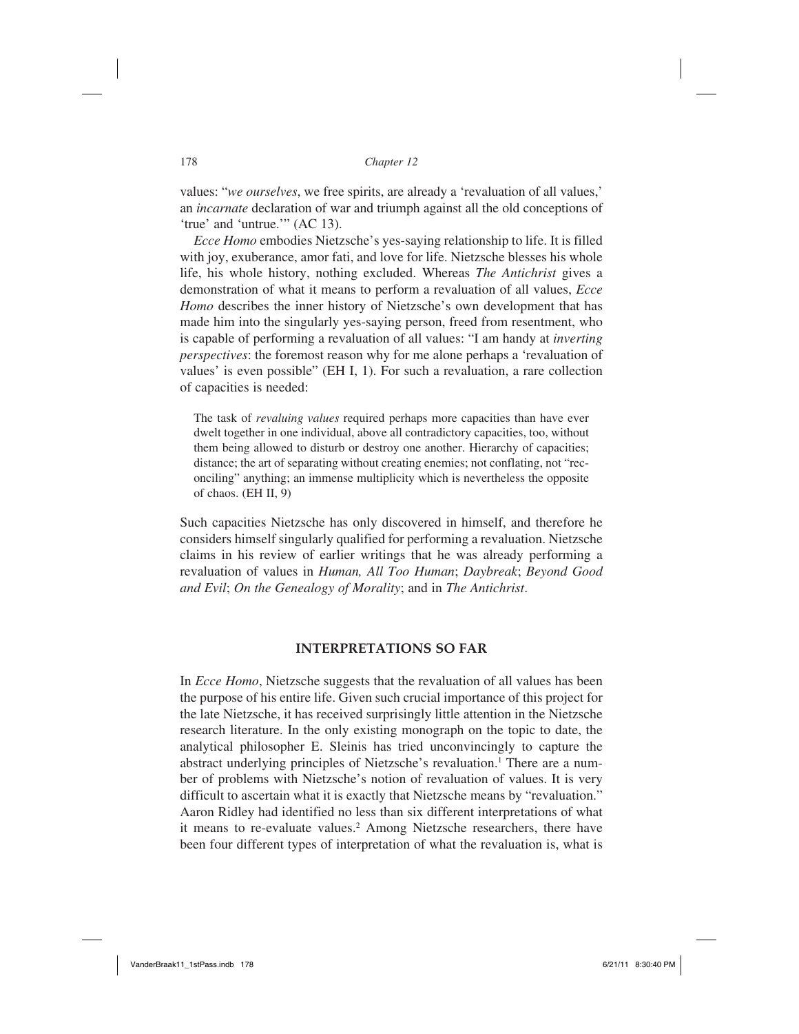values: "*we ourselves*, we free spirits, are already a 'revaluation of all values,' an *incarnate* declaration of war and triumph against all the old conceptions of 'true' and 'untrue.'" (AC 13).

*Ecce Homo* embodies Nietzsche's yes-saying relationship to life. It is filled with joy, exuberance, amor fati, and love for life. Nietzsche blesses his whole life, his whole history, nothing excluded. Whereas *The Antichrist* gives a demonstration of what it means to perform a revaluation of all values, *Ecce Homo* describes the inner history of Nietzsche's own development that has made him into the singularly yes-saying person, freed from resentment, who is capable of performing a revaluation of all values: "I am handy at *inverting perspectives*: the foremost reason why for me alone perhaps a 'revaluation of values' is even possible" (EH I, 1). For such a revaluation, a rare collection of capacities is needed:

> The task of *revaluing values* required perhaps more capacities than have ever dwelt together in one individual, above all contradictory capacities, too, without them being allowed to disturb or destroy one another. Hierarchy of capacities; distance; the art of separating without creating enemies; not conflating, not "reconciling" anything; an immense multiplicity which is nevertheless the opposite of chaos. (EH II, 9)

Such capacities Nietzsche has only discovered in himself, and therefore he considers himself singularly qualified for performing a revaluation. Nietzsche claims in his review of earlier writings that he was already performing a revaluation of values in *Human, All Too Human*; *Daybreak*; *Beyond Good and Evil*; *On the Genealogy of Morality*; and in *The Antichrist*.

## INTERPRETATIONS SO FAR

In *Ecce Homo*, Nietzsche suggests that the revaluation of all values has been the purpose of his entire life. Given such crucial importance of this project for the late Nietzsche, it has received surprisingly little attention in the Nietzsche research literature. In the only existing monograph on the topic to date, the analytical philosopher E. Sleinis has tried unconvincingly to capture the abstract underlying principles of Nietzsche's revaluation.[1] There are a number of problems with Nietzsche's notion of revaluation of values. It is very difficult to ascertain what it is exactly that Nietzsche means by "revaluation." Aaron Ridley had identified no less than six different interpretations of what it means to re-evaluate values.[2] Among Nietzsche researchers, there have been four different types of interpretation of what the revaluation is, what is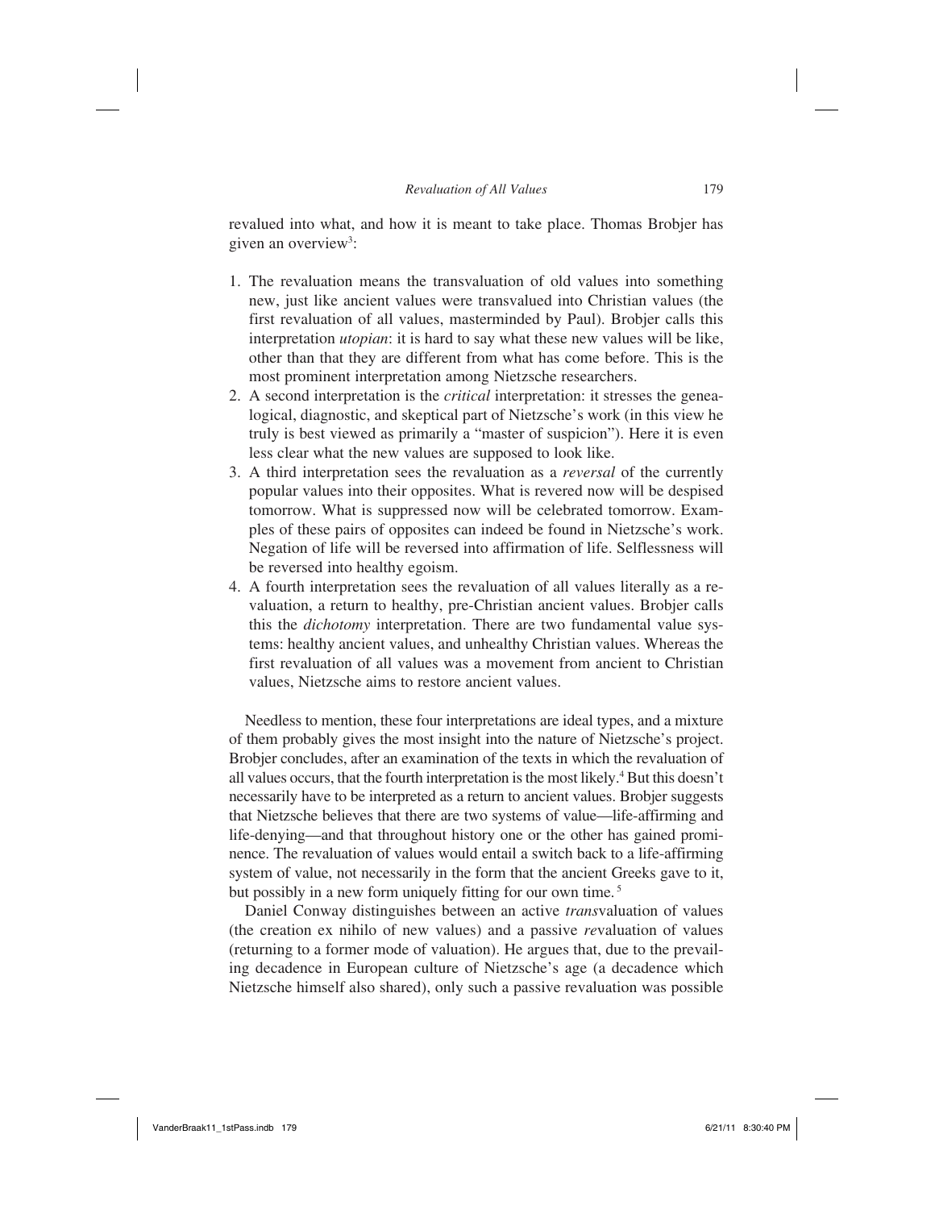revalued into what, and how it is meant to take place. Thomas Brobjer has given an overview[3]:

1. The revaluation means the transvaluation of old values into something new, just like ancient values were transvalued into Christian values (the first revaluation of all values, masterminded by Paul). Brobjer calls this interpretation *utopian*: it is hard to say what these new values will be like, other than that they are different from what has come before. This is the most prominent interpretation among Nietzsche researchers.
2. A second interpretation is the *critical* interpretation: it stresses the genealogical, diagnostic, and skeptical part of Nietzsche's work (in this view he truly is best viewed as primarily a "master of suspicion"). Here it is even less clear what the new values are supposed to look like.
3. A third interpretation sees the revaluation as a *reversal* of the currently popular values into their opposites. What is revered now will be despised tomorrow. What is suppressed now will be celebrated tomorrow. Examples of these pairs of opposites can indeed be found in Nietzsche's work. Negation of life will be reversed into affirmation of life. Selflessness will be reversed into healthy egoism.
4. A fourth interpretation sees the revaluation of all values literally as a re-valuation, a return to healthy, pre-Christian ancient values. Brobjer calls this the *dichotomy* interpretation. There are two fundamental value systems: healthy ancient values, and unhealthy Christian values. Whereas the first revaluation of all values was a movement from ancient to Christian values, Nietzsche aims to restore ancient values.

Needless to mention, these four interpretations are ideal types, and a mixture of them probably gives the most insight into the nature of Nietzsche's project. Brobjer concludes, after an examination of the texts in which the revaluation of all values occurs, that the fourth interpretation is the most likely.[4] But this doesn't necessarily have to be interpreted as a return to ancient values. Brobjer suggests that Nietzsche believes that there are two systems of value—life-affirming and life-denying—and that throughout history one or the other has gained prominence. The revaluation of values would entail a switch back to a life-affirming system of value, not necessarily in the form that the ancient Greeks gave to it, but possibly in a new form uniquely fitting for our own time.[5]

Daniel Conway distinguishes between an active *trans*valuation of values (the creation ex nihilo of new values) and a passive *re*valuation of values (returning to a former mode of valuation). He argues that, due to the prevailing decadence in European culture of Nietzsche's age (a decadence which Nietzsche himself also shared), only such a passive revaluation was possible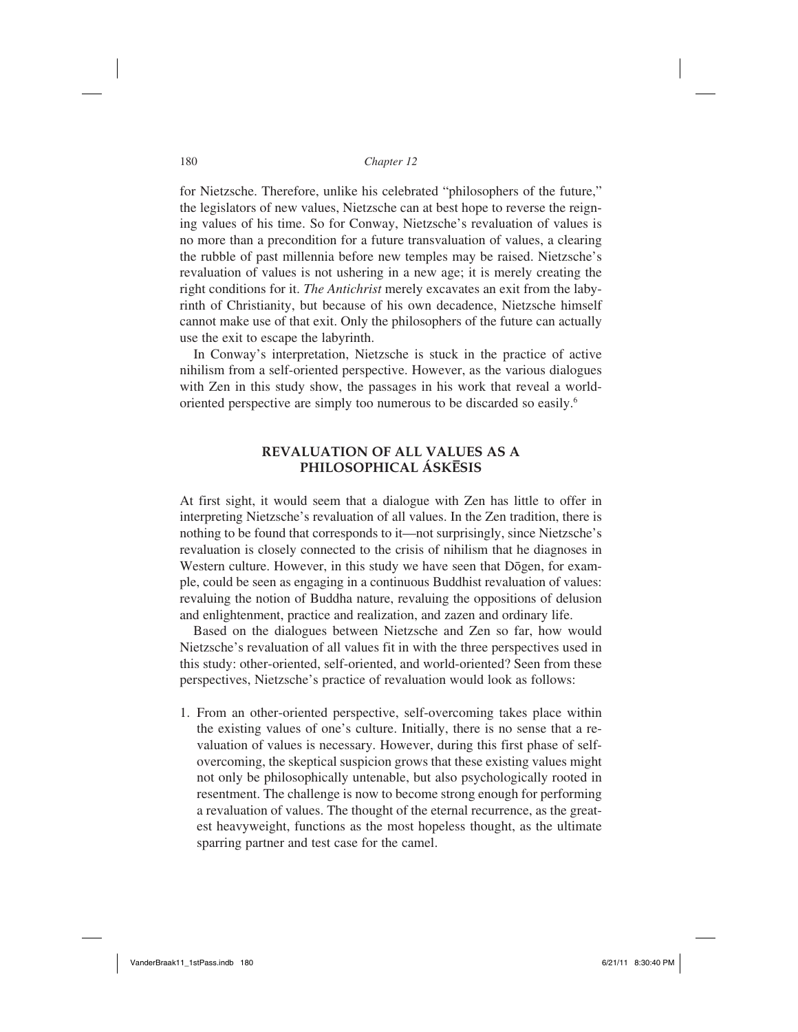for Nietzsche. Therefore, unlike his celebrated "philosophers of the future," the legislators of new values, Nietzsche can at best hope to reverse the reigning values of his time. So for Conway, Nietzsche's revaluation of values is no more than a precondition for a future transvaluation of values, a clearing the rubble of past millennia before new temples may be raised. Nietzsche's revaluation of values is not ushering in a new age; it is merely creating the right conditions for it. *The Antichrist* merely excavates an exit from the labyrinth of Christianity, but because of his own decadence, Nietzsche himself cannot make use of that exit. Only the philosophers of the future can actually use the exit to escape the labyrinth.

In Conway's interpretation, Nietzsche is stuck in the practice of active nihilism from a self-oriented perspective. However, as the various dialogues with Zen in this study show, the passages in his work that reveal a world-oriented perspective are simply too numerous to be discarded so easily.[6]

## REVALUATION OF ALL VALUES AS A PHILOSOPHICAL ÁSKĒSIS

At first sight, it would seem that a dialogue with Zen has little to offer in interpreting Nietzsche's revaluation of all values. In the Zen tradition, there is nothing to be found that corresponds to it—not surprisingly, since Nietzsche's revaluation is closely connected to the crisis of nihilism that he diagnoses in Western culture. However, in this study we have seen that Dōgen, for example, could be seen as engaging in a continuous Buddhist revaluation of values: revaluing the notion of Buddha nature, revaluing the oppositions of delusion and enlightenment, practice and realization, and zazen and ordinary life.

Based on the dialogues between Nietzsche and Zen so far, how would Nietzsche's revaluation of all values fit in with the three perspectives used in this study: other-oriented, self-oriented, and world-oriented? Seen from these perspectives, Nietzsche's practice of revaluation would look as follows:

1. From an other-oriented perspective, self-overcoming takes place within the existing values of one's culture. Initially, there is no sense that a revaluation of values is necessary. However, during this first phase of self-overcoming, the skeptical suspicion grows that these existing values might not only be philosophically untenable, but also psychologically rooted in resentment. The challenge is now to become strong enough for performing a revaluation of values. The thought of the eternal recurrence, as the greatest heavyweight, functions as the most hopeless thought, as the ultimate sparring partner and test case for the camel.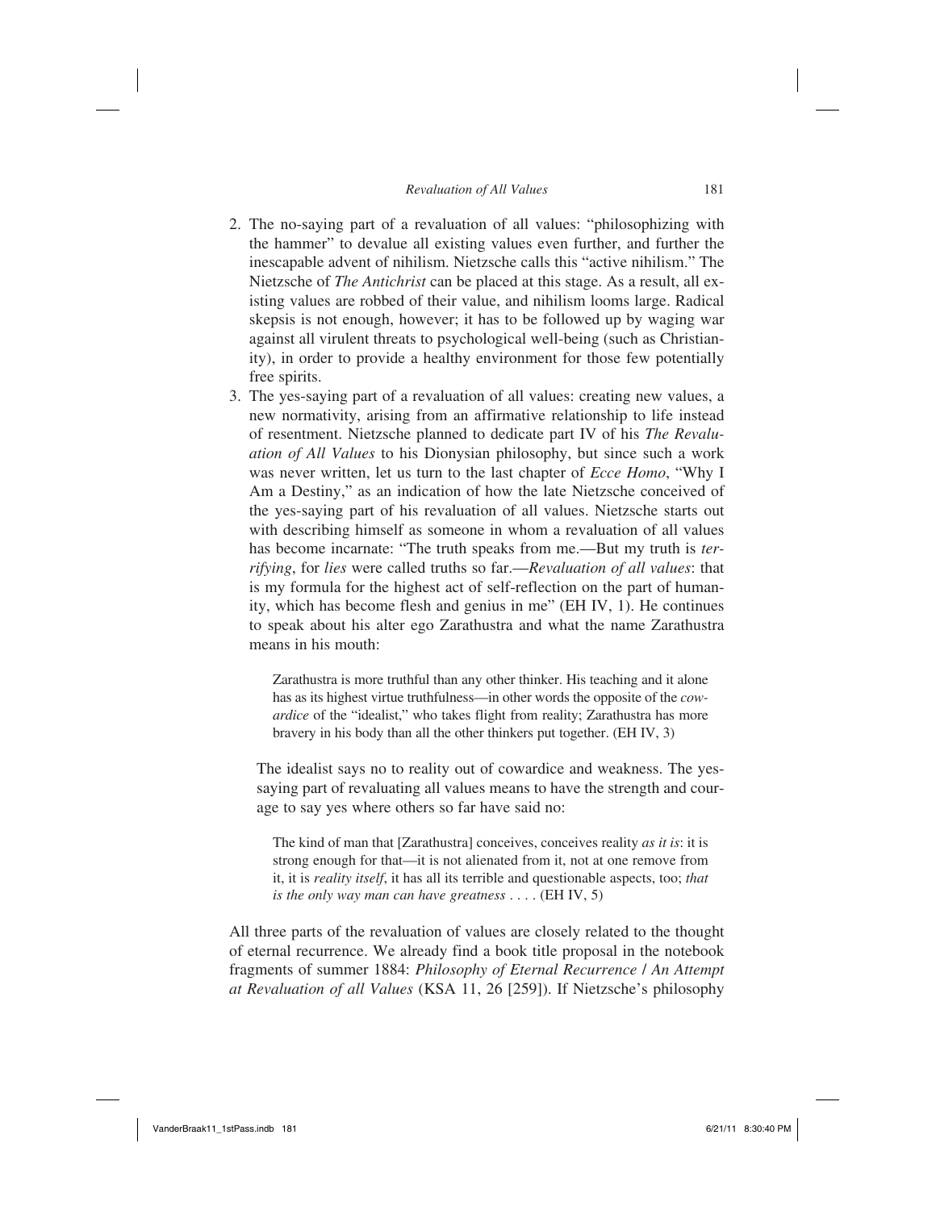2. The no-saying part of a revaluation of all values: "philosophizing with the hammer" to devalue all existing values even further, and further the inescapable advent of nihilism. Nietzsche calls this "active nihilism." The Nietzsche of *The Antichrist* can be placed at this stage. As a result, all existing values are robbed of their value, and nihilism looms large. Radical skepsis is not enough, however; it has to be followed up by waging war against all virulent threats to psychological well-being (such as Christianity), in order to provide a healthy environment for those few potentially free spirits.
3. The yes-saying part of a revaluation of all values: creating new values, a new normativity, arising from an affirmative relationship to life instead of resentment. Nietzsche planned to dedicate part IV of his *The Revaluation of All Values* to his Dionysian philosophy, but since such a work was never written, let us turn to the last chapter of *Ecce Homo*, "Why I Am a Destiny," as an indication of how the late Nietzsche conceived of the yes-saying part of his revaluation of all values. Nietzsche starts out with describing himself as someone in whom a revaluation of all values has become incarnate: "The truth speaks from me.—But my truth is *terrifying*, for *lies* were called truths so far.—*Revaluation of all values*: that is my formula for the highest act of self-reflection on the part of humanity, which has become flesh and genius in me" (EH IV, 1). He continues to speak about his alter ego Zarathustra and what the name Zarathustra means in his mouth:

   > Zarathustra is more truthful than any other thinker. His teaching and it alone has as its highest virtue truthfulness—in other words the opposite of the *cowardice* of the "idealist," who takes flight from reality; Zarathustra has more bravery in his body than all the other thinkers put together. (EH IV, 3)

   The idealist says no to reality out of cowardice and weakness. The yes-saying part of revaluating all values means to have the strength and courage to say yes where others so far have said no:

   > The kind of man that [Zarathustra] conceives, conceives reality *as it is*: it is strong enough for that—it is not alienated from it, not at one remove from it, it is *reality itself*, it has all its terrible and questionable aspects, too; *that is the only way man can have greatness* . . . . (EH IV, 5)

All three parts of the revaluation of values are closely related to the thought of eternal recurrence. We already find a book title proposal in the notebook fragments of summer 1884: *Philosophy of Eternal Recurrence / An Attempt at Revaluation of all Values* (KSA 11, 26 [259]). If Nietzsche's philosophy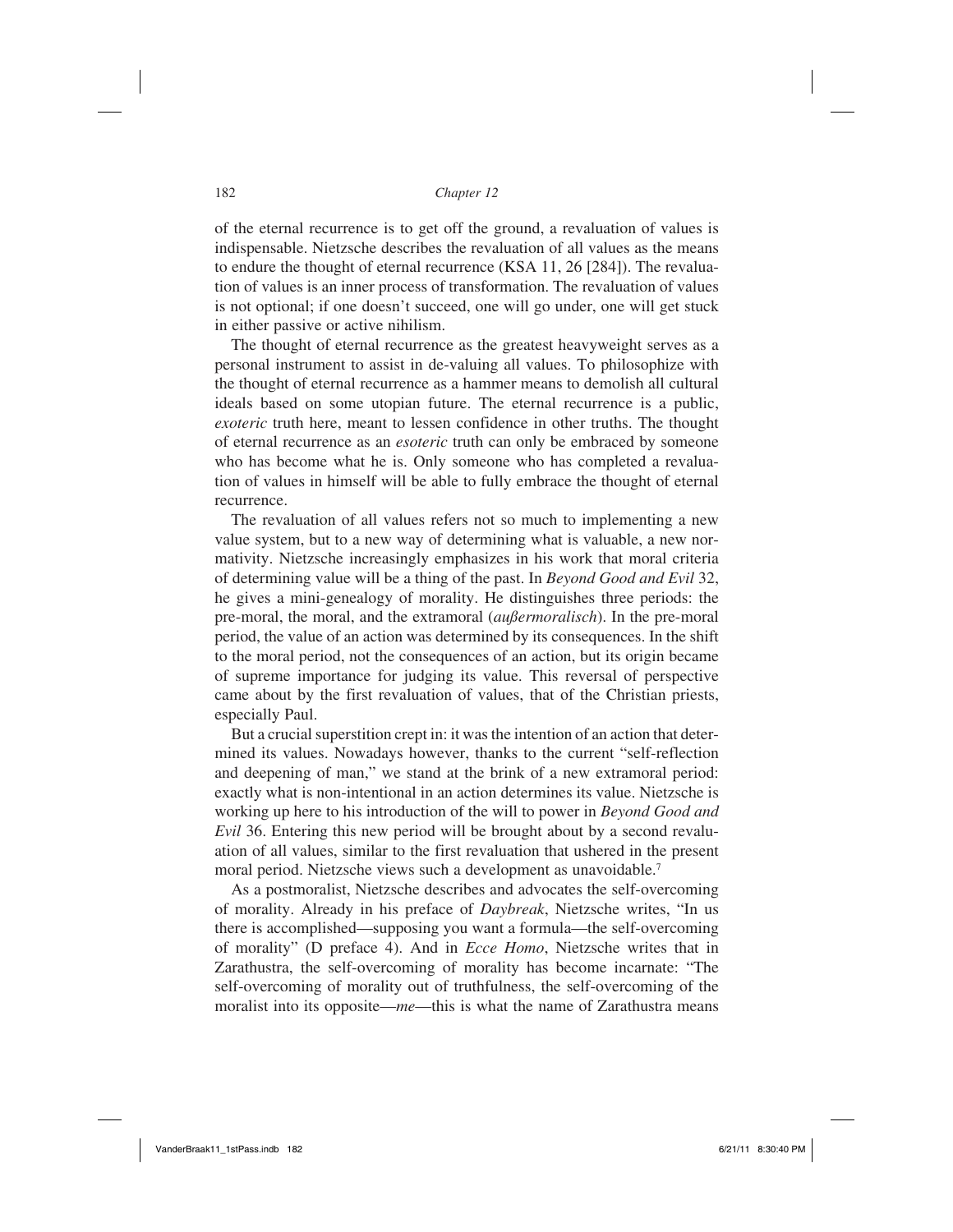of the eternal recurrence is to get off the ground, a revaluation of values is indispensable. Nietzsche describes the revaluation of all values as the means to endure the thought of eternal recurrence (KSA 11, 26 [284]). The revaluation of values is an inner process of transformation. The revaluation of values is not optional; if one doesn't succeed, one will go under, one will get stuck in either passive or active nihilism.

The thought of eternal recurrence as the greatest heavyweight serves as a personal instrument to assist in de-valuing all values. To philosophize with the thought of eternal recurrence as a hammer means to demolish all cultural ideals based on some utopian future. The eternal recurrence is a public, *exoteric* truth here, meant to lessen confidence in other truths. The thought of eternal recurrence as an *esoteric* truth can only be embraced by someone who has become what he is. Only someone who has completed a revaluation of values in himself will be able to fully embrace the thought of eternal recurrence.

The revaluation of all values refers not so much to implementing a new value system, but to a new way of determining what is valuable, a new normativity. Nietzsche increasingly emphasizes in his work that moral criteria of determining value will be a thing of the past. In *Beyond Good and Evil* 32, he gives a mini-genealogy of morality. He distinguishes three periods: the pre-moral, the moral, and the extramoral (*außermoralisch*). In the pre-moral period, the value of an action was determined by its consequences. In the shift to the moral period, not the consequences of an action, but its origin became of supreme importance for judging its value. This reversal of perspective came about by the first revaluation of values, that of the Christian priests, especially Paul.

But a crucial superstition crept in: it was the intention of an action that determined its values. Nowadays however, thanks to the current "self-reflection and deepening of man," we stand at the brink of a new extramoral period: exactly what is non-intentional in an action determines its value. Nietzsche is working up here to his introduction of the will to power in *Beyond Good and Evil* 36. Entering this new period will be brought about by a second revaluation of all values, similar to the first revaluation that ushered in the present moral period. Nietzsche views such a development as unavoidable.[7]

As a postmoralist, Nietzsche describes and advocates the self-overcoming of morality. Already in his preface of *Daybreak*, Nietzsche writes, "In us there is accomplished—supposing you want a formula—the self-overcoming of morality" (D preface 4). And in *Ecce Homo*, Nietzsche writes that in Zarathustra, the self-overcoming of morality has become incarnate: "The self-overcoming of morality out of truthfulness, the self-overcoming of the moralist into its opposite—*me*—this is what the name of Zarathustra means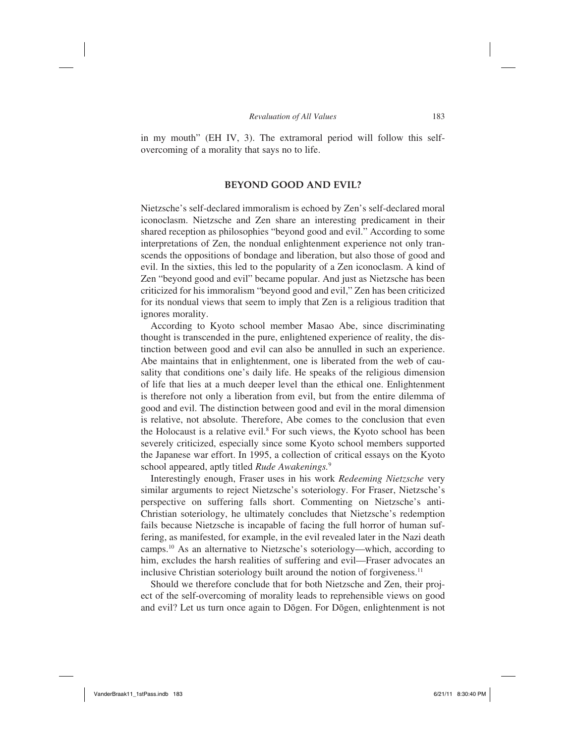in my mouth" (EH IV, 3). The extramoral period will follow this self-overcoming of a morality that says no to life.

## BEYOND GOOD AND EVIL?

Nietzsche's self-declared immoralism is echoed by Zen's self-declared moral iconoclasm. Nietzsche and Zen share an interesting predicament in their shared reception as philosophies "beyond good and evil." According to some interpretations of Zen, the nondual enlightenment experience not only transcends the oppositions of bondage and liberation, but also those of good and evil. In the sixties, this led to the popularity of a Zen iconoclasm. A kind of Zen "beyond good and evil" became popular. And just as Nietzsche has been criticized for his immoralism "beyond good and evil," Zen has been criticized for its nondual views that seem to imply that Zen is a religious tradition that ignores morality.

According to Kyoto school member Masao Abe, since discriminating thought is transcended in the pure, enlightened experience of reality, the distinction between good and evil can also be annulled in such an experience. Abe maintains that in enlightenment, one is liberated from the web of causality that conditions one's daily life. He speaks of the religious dimension of life that lies at a much deeper level than the ethical one. Enlightenment is therefore not only a liberation from evil, but from the entire dilemma of good and evil. The distinction between good and evil in the moral dimension is relative, not absolute. Therefore, Abe comes to the conclusion that even the Holocaust is a relative evil.[8] For such views, the Kyoto school has been severely criticized, especially since some Kyoto school members supported the Japanese war effort. In 1995, a collection of critical essays on the Kyoto school appeared, aptly titled *Rude Awakenings.*[9]

Interestingly enough, Fraser uses in his work *Redeeming Nietzsche* very similar arguments to reject Nietzsche's soteriology. For Fraser, Nietzsche's perspective on suffering falls short. Commenting on Nietzsche's anti-Christian soteriology, he ultimately concludes that Nietzsche's redemption fails because Nietzsche is incapable of facing the full horror of human suffering, as manifested, for example, in the evil revealed later in the Nazi death camps.[10] As an alternative to Nietzsche's soteriology—which, according to him, excludes the harsh realities of suffering and evil—Fraser advocates an inclusive Christian soteriology built around the notion of forgiveness.[11]

Should we therefore conclude that for both Nietzsche and Zen, their project of the self-overcoming of morality leads to reprehensible views on good and evil? Let us turn once again to Dōgen. For Dōgen, enlightenment is not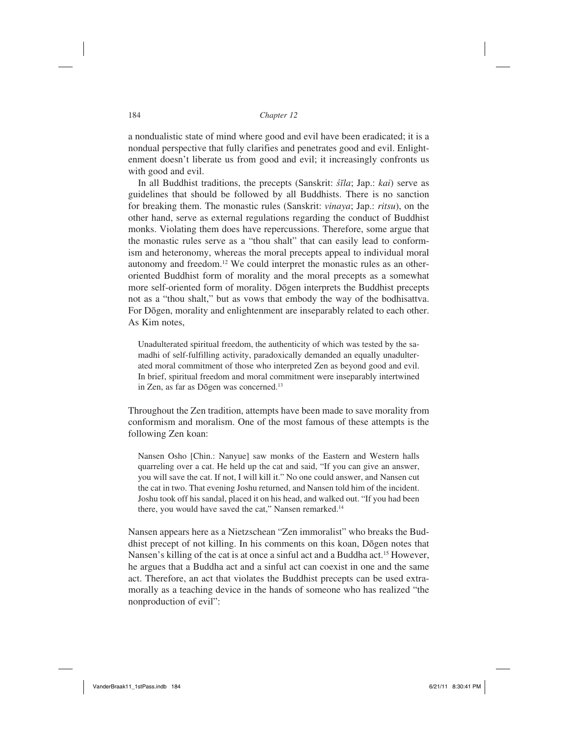a nondualistic state of mind where good and evil have been eradicated; it is a nondual perspective that fully clarifies and penetrates good and evil. Enlightenment doesn't liberate us from good and evil; it increasingly confronts us with good and evil.

In all Buddhist traditions, the precepts (Sanskrit: *śīla*; Jap.: *kai*) serve as guidelines that should be followed by all Buddhists. There is no sanction for breaking them. The monastic rules (Sanskrit: *vinaya*; Jap.: *ritsu*), on the other hand, serve as external regulations regarding the conduct of Buddhist monks. Violating them does have repercussions. Therefore, some argue that the monastic rules serve as a "thou shalt" that can easily lead to conformism and heteronomy, whereas the moral precepts appeal to individual moral autonomy and freedom.[12] We could interpret the monastic rules as an other-oriented Buddhist form of morality and the moral precepts as a somewhat more self-oriented form of morality. Dōgen interprets the Buddhist precepts not as a "thou shalt," but as vows that embody the way of the bodhisattva. For Dōgen, morality and enlightenment are inseparably related to each other. As Kim notes,

> Unadulterated spiritual freedom, the authenticity of which was tested by the samadhi of self-fulfilling activity, paradoxically demanded an equally unadulterated moral commitment of those who interpreted Zen as beyond good and evil. In brief, spiritual freedom and moral commitment were inseparably intertwined in Zen, as far as Dōgen was concerned.[13]

Throughout the Zen tradition, attempts have been made to save morality from conformism and moralism. One of the most famous of these attempts is the following Zen koan:

> Nansen Osho [Chin.: Nanyue] saw monks of the Eastern and Western halls quarreling over a cat. He held up the cat and said, "If you can give an answer, you will save the cat. If not, I will kill it." No one could answer, and Nansen cut the cat in two. That evening Joshu returned, and Nansen told him of the incident. Joshu took off his sandal, placed it on his head, and walked out. "If you had been there, you would have saved the cat," Nansen remarked.[14]

Nansen appears here as a Nietzschean "Zen immoralist" who breaks the Buddhist precept of not killing. In his comments on this koan, Dōgen notes that Nansen's killing of the cat is at once a sinful act and a Buddha act.[15] However, he argues that a Buddha act and a sinful act can coexist in one and the same act. Therefore, an act that violates the Buddhist precepts can be used extramorally as a teaching device in the hands of someone who has realized "the nonproduction of evil":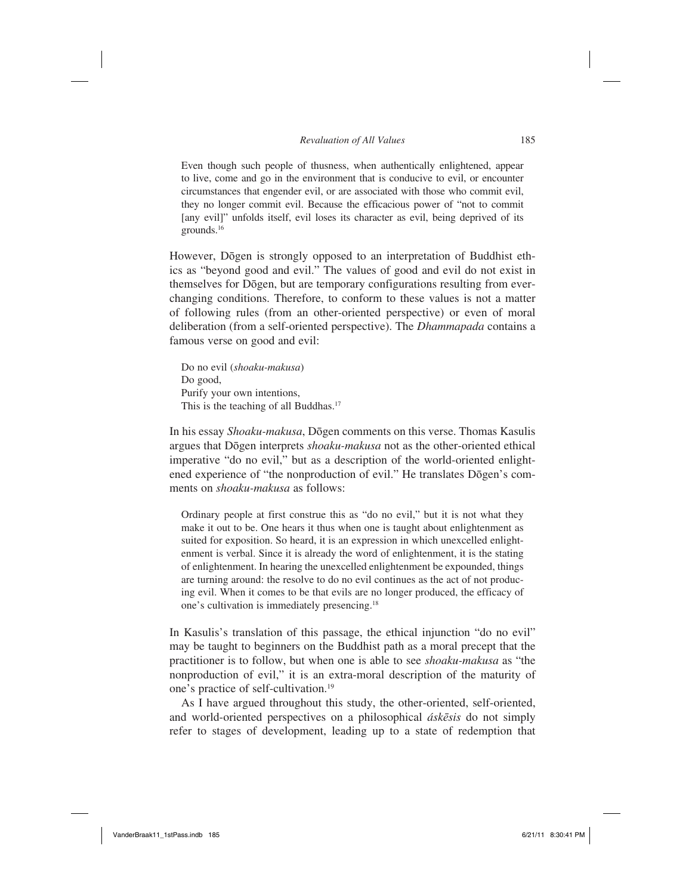> Even though such people of thusness, when authentically enlightened, appear to live, come and go in the environment that is conducive to evil, or encounter circumstances that engender evil, or are associated with those who commit evil, they no longer commit evil. Because the efficacious power of "not to commit [any evil]" unfolds itself, evil loses its character as evil, being deprived of its grounds.[16]

However, Dōgen is strongly opposed to an interpretation of Buddhist ethics as "beyond good and evil." The values of good and evil do not exist in themselves for Dōgen, but are temporary configurations resulting from ever-changing conditions. Therefore, to conform to these values is not a matter of following rules (from an other-oriented perspective) or even of moral deliberation (from a self-oriented perspective). The *Dhammapada* contains a famous verse on good and evil:

> Do no evil (*shoaku-makusa*)
> Do good,
> Purify your own intentions,
> This is the teaching of all Buddhas.[17]

In his essay *Shoaku-makusa*, Dōgen comments on this verse. Thomas Kasulis argues that Dōgen interprets *shoaku-makusa* not as the other-oriented ethical imperative "do no evil," but as a description of the world-oriented enlightened experience of "the nonproduction of evil." He translates Dōgen's comments on *shoaku-makusa* as follows:

> Ordinary people at first construe this as "do no evil," but it is not what they make it out to be. One hears it thus when one is taught about enlightenment as suited for exposition. So heard, it is an expression in which unexcelled enlightenment is verbal. Since it is already the word of enlightenment, it is the stating of enlightenment. In hearing the unexcelled enlightenment be expounded, things are turning around: the resolve to do no evil continues as the act of not producing evil. When it comes to be that evils are no longer produced, the efficacy of one's cultivation is immediately presencing.[18]

In Kasulis's translation of this passage, the ethical injunction "do no evil" may be taught to beginners on the Buddhist path as a moral precept that the practitioner is to follow, but when one is able to see *shoaku-makusa* as "the nonproduction of evil," it is an extra-moral description of the maturity of one's practice of self-cultivation.[19]

As I have argued throughout this study, the other-oriented, self-oriented, and world-oriented perspectives on a philosophical *áskēsis* do not simply refer to stages of development, leading up to a state of redemption that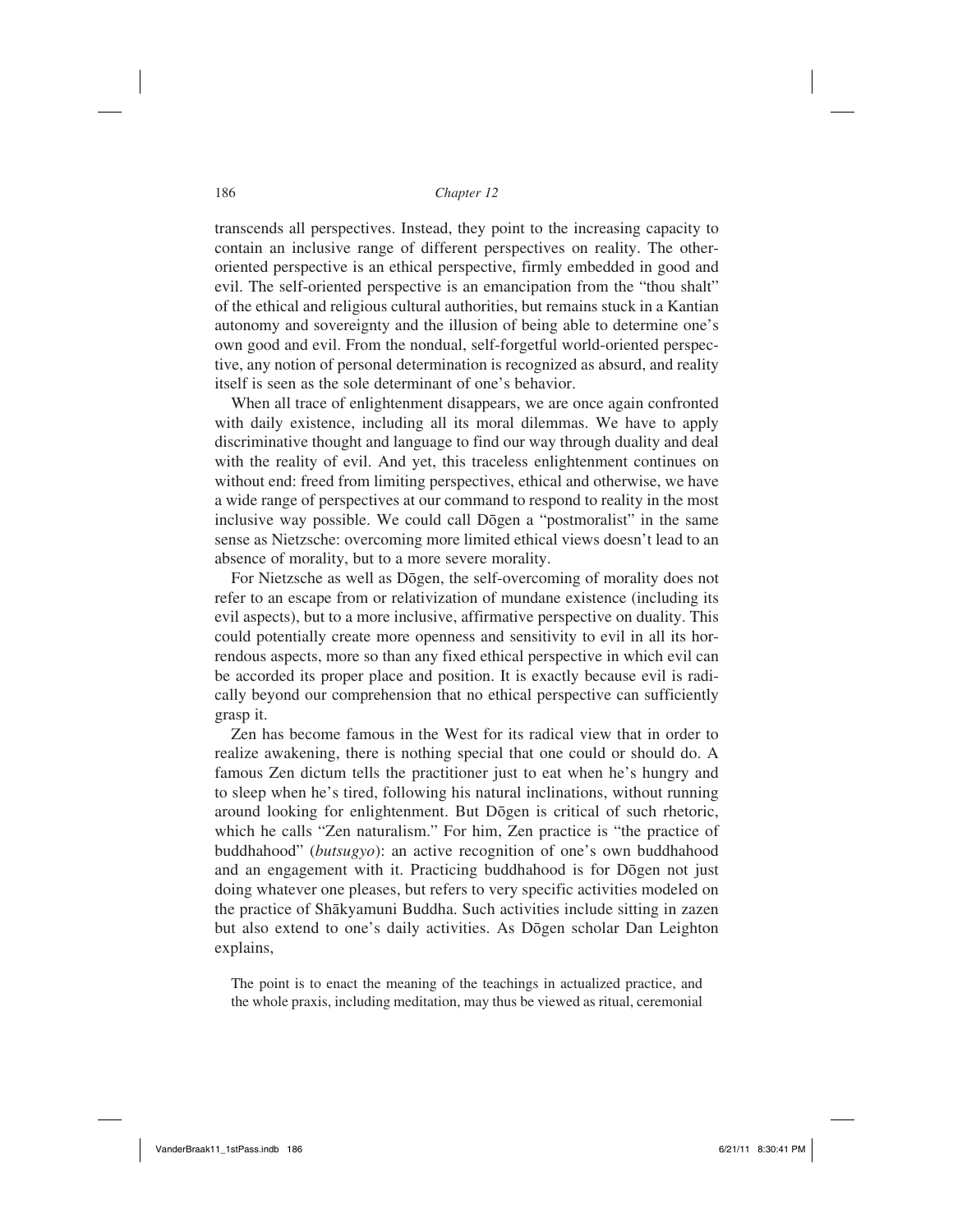transcends all perspectives. Instead, they point to the increasing capacity to contain an inclusive range of different perspectives on reality. The other-oriented perspective is an ethical perspective, firmly embedded in good and evil. The self-oriented perspective is an emancipation from the "thou shalt" of the ethical and religious cultural authorities, but remains stuck in a Kantian autonomy and sovereignty and the illusion of being able to determine one's own good and evil. From the nondual, self-forgetful world-oriented perspective, any notion of personal determination is recognized as absurd, and reality itself is seen as the sole determinant of one's behavior.

When all trace of enlightenment disappears, we are once again confronted with daily existence, including all its moral dilemmas. We have to apply discriminative thought and language to find our way through duality and deal with the reality of evil. And yet, this traceless enlightenment continues on without end: freed from limiting perspectives, ethical and otherwise, we have a wide range of perspectives at our command to respond to reality in the most inclusive way possible. We could call Dōgen a "postmoralist" in the same sense as Nietzsche: overcoming more limited ethical views doesn't lead to an absence of morality, but to a more severe morality.

For Nietzsche as well as Dōgen, the self-overcoming of morality does not refer to an escape from or relativization of mundane existence (including its evil aspects), but to a more inclusive, affirmative perspective on duality. This could potentially create more openness and sensitivity to evil in all its horrendous aspects, more so than any fixed ethical perspective in which evil can be accorded its proper place and position. It is exactly because evil is radically beyond our comprehension that no ethical perspective can sufficiently grasp it.

Zen has become famous in the West for its radical view that in order to realize awakening, there is nothing special that one could or should do. A famous Zen dictum tells the practitioner just to eat when he's hungry and to sleep when he's tired, following his natural inclinations, without running around looking for enlightenment. But Dōgen is critical of such rhetoric, which he calls "Zen naturalism." For him, Zen practice is "the practice of buddhahood" (*butsugyo*): an active recognition of one's own buddhahood and an engagement with it. Practicing buddhahood is for Dōgen not just doing whatever one pleases, but refers to very specific activities modeled on the practice of Shākyamuni Buddha. Such activities include sitting in zazen but also extend to one's daily activities. As Dōgen scholar Dan Leighton explains,

> The point is to enact the meaning of the teachings in actualized practice, and the whole praxis, including meditation, may thus be viewed as ritual, ceremonial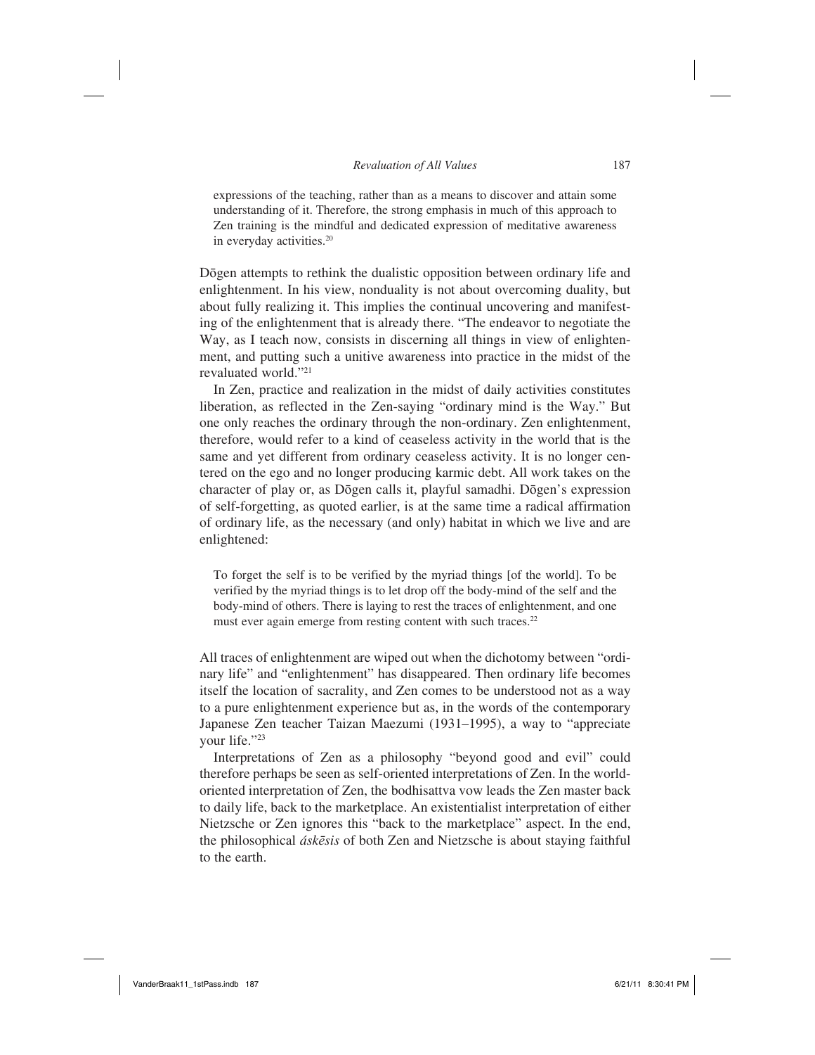expressions of the teaching, rather than as a means to discover and attain some understanding of it. Therefore, the strong emphasis in much of this approach to Zen training is the mindful and dedicated expression of meditative awareness in everyday activities.[20]

Dōgen attempts to rethink the dualistic opposition between ordinary life and enlightenment. In his view, nonduality is not about overcoming duality, but about fully realizing it. This implies the continual uncovering and manifesting of the enlightenment that is already there. "The endeavor to negotiate the Way, as I teach now, consists in discerning all things in view of enlightenment, and putting such a unitive awareness into practice in the midst of the revaluated world."[21]

In Zen, practice and realization in the midst of daily activities constitutes liberation, as reflected in the Zen-saying "ordinary mind is the Way." But one only reaches the ordinary through the non-ordinary. Zen enlightenment, therefore, would refer to a kind of ceaseless activity in the world that is the same and yet different from ordinary ceaseless activity. It is no longer centered on the ego and no longer producing karmic debt. All work takes on the character of play or, as Dōgen calls it, playful samadhi. Dōgen's expression of self-forgetting, as quoted earlier, is at the same time a radical affirmation of ordinary life, as the necessary (and only) habitat in which we live and are enlightened:

> To forget the self is to be verified by the myriad things [of the world]. To be verified by the myriad things is to let drop off the body-mind of the self and the body-mind of others. There is laying to rest the traces of enlightenment, and one must ever again emerge from resting content with such traces.[22]

All traces of enlightenment are wiped out when the dichotomy between "ordinary life" and "enlightenment" has disappeared. Then ordinary life becomes itself the location of sacrality, and Zen comes to be understood not as a way to a pure enlightenment experience but as, in the words of the contemporary Japanese Zen teacher Taizan Maezumi (1931–1995), a way to "appreciate your life."[23]

Interpretations of Zen as a philosophy "beyond good and evil" could therefore perhaps be seen as self-oriented interpretations of Zen. In the world-oriented interpretation of Zen, the bodhisattva vow leads the Zen master back to daily life, back to the marketplace. An existentialist interpretation of either Nietzsche or Zen ignores this "back to the marketplace" aspect. In the end, the philosophical *áskēsis* of both Zen and Nietzsche is about staying faithful to the earth.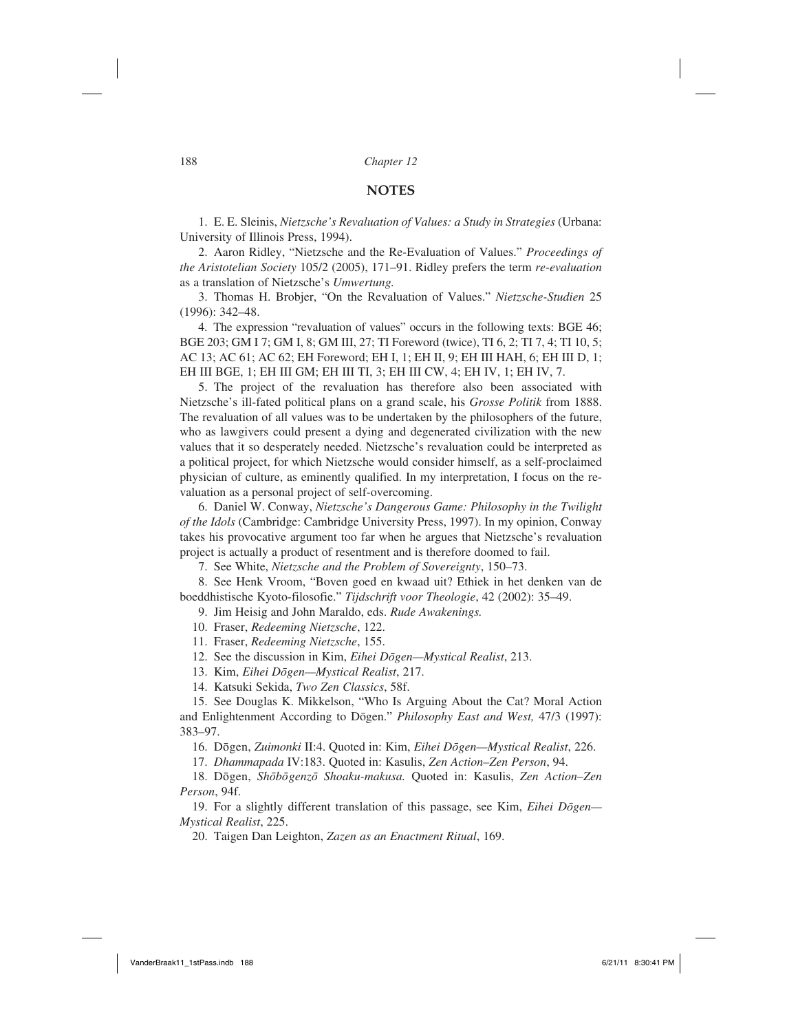## NOTES

1. E. E. Sleinis, *Nietzsche's Revaluation of Values: a Study in Strategies* (Urbana: University of Illinois Press, 1994).

2. Aaron Ridley, "Nietzsche and the Re-Evaluation of Values." *Proceedings of the Aristotelian Society* 105/2 (2005), 171–91. Ridley prefers the term *re-evaluation* as a translation of Nietzsche's *Umwertung.*

3. Thomas H. Brobjer, "On the Revaluation of Values." *Nietzsche-Studien* 25 (1996): 342–48.

4. The expression "revaluation of values" occurs in the following texts: BGE 46; BGE 203; GM I 7; GM I, 8; GM III, 27; TI Foreword (twice), TI 6, 2; TI 7, 4; TI 10, 5; AC 13; AC 61; AC 62; EH Foreword; EH I, 1; EH II, 9; EH III HAH, 6; EH III D, 1; EH III BGE, 1; EH III GM; EH III TI, 3; EH III CW, 4; EH IV, 1; EH IV, 7.

5. The project of the revaluation has therefore also been associated with Nietzsche's ill-fated political plans on a grand scale, his *Grosse Politik* from 1888. The revaluation of all values was to be undertaken by the philosophers of the future, who as lawgivers could present a dying and degenerated civilization with the new values that it so desperately needed. Nietzsche's revaluation could be interpreted as a political project, for which Nietzsche would consider himself, as a self-proclaimed physician of culture, as eminently qualified. In my interpretation, I focus on the revaluation as a personal project of self-overcoming.

6. Daniel W. Conway, *Nietzsche's Dangerous Game: Philosophy in the Twilight of the Idols* (Cambridge: Cambridge University Press, 1997). In my opinion, Conway takes his provocative argument too far when he argues that Nietzsche's revaluation project is actually a product of resentment and is therefore doomed to fail.

7. See White, *Nietzsche and the Problem of Sovereignty*, 150–73.

8. See Henk Vroom, "Boven goed en kwaad uit? Ethiek in het denken van de boeddhistische Kyoto-filosofie." *Tijdschrift voor Theologie*, 42 (2002): 35–49.

9. Jim Heisig and John Maraldo, eds. *Rude Awakenings.*

10. Fraser, *Redeeming Nietzsche*, 122.

11. Fraser, *Redeeming Nietzsche*, 155.

12. See the discussion in Kim, *Eihei Dōgen—Mystical Realist*, 213.

13. Kim, *Eihei Dōgen—Mystical Realist*, 217.

14. Katsuki Sekida, *Two Zen Classics*, 58f.

15. See Douglas K. Mikkelson, "Who Is Arguing About the Cat? Moral Action and Enlightenment According to Dōgen." *Philosophy East and West,* 47/3 (1997): 383–97.

16. Dōgen, *Zuimonki* II:4. Quoted in: Kim, *Eihei Dōgen—Mystical Realist*, 226.

17. *Dhammapada* IV:183. Quoted in: Kasulis, *Zen Action–Zen Person*, 94.

18. Dōgen, *Shōbōgenzō Shoaku-makusa.* Quoted in: Kasulis, *Zen Action–Zen Person*, 94f.

19. For a slightly different translation of this passage, see Kim, *Eihei Dōgen—Mystical Realist*, 225.

20. Taigen Dan Leighton, *Zazen as an Enactment Ritual*, 169.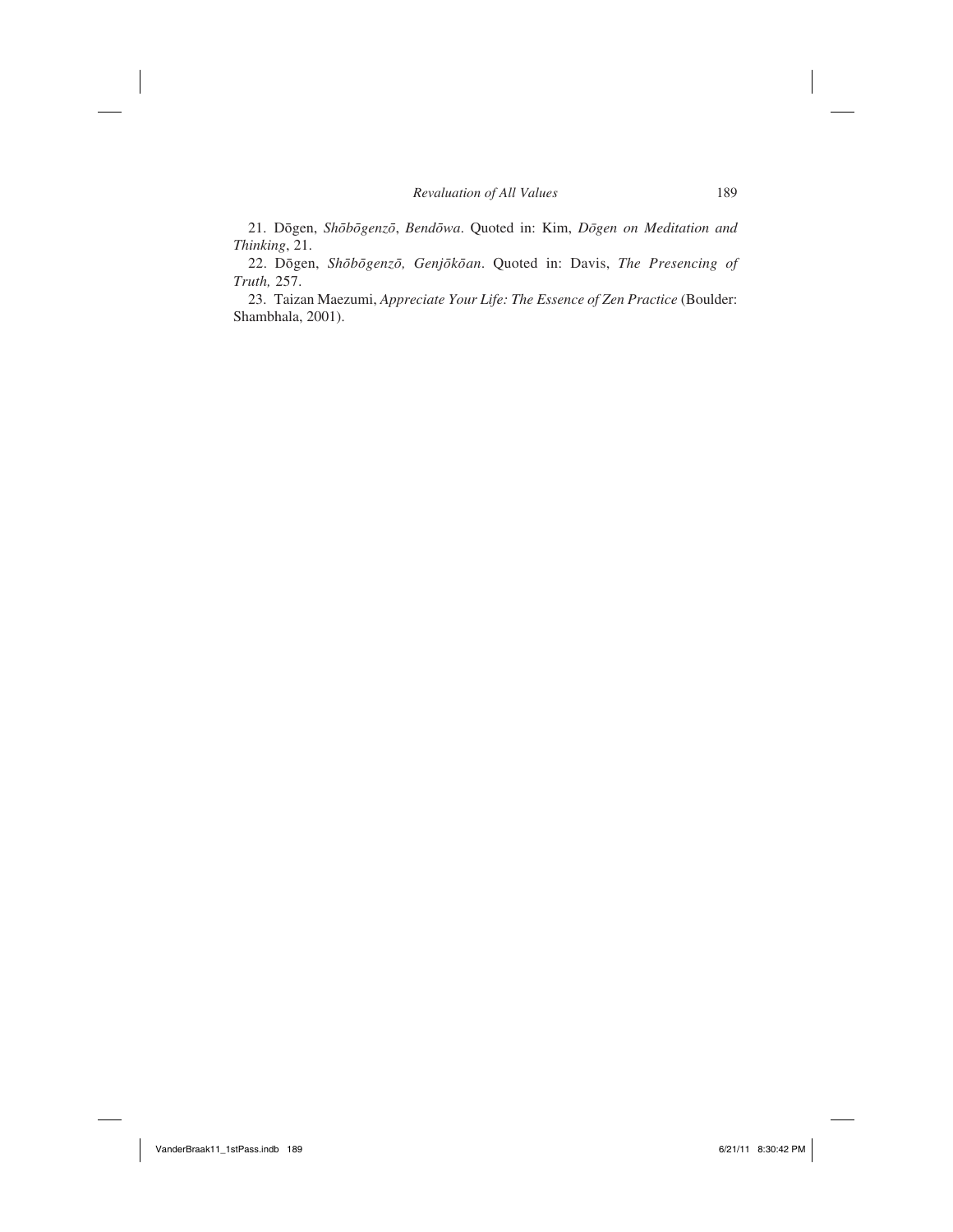21. Dōgen, *Shōbōgenzō*, *Bendōwa*. Quoted in: Kim, *Dōgen on Meditation and Thinking*, 21.

22. Dōgen, *Shōbōgenzō, Genjōkōan*. Quoted in: Davis, *The Presencing of Truth,* 257.

23. Taizan Maezumi, *Appreciate Your Life: The Essence of Zen Practice* (Boulder: Shambhala, 2001).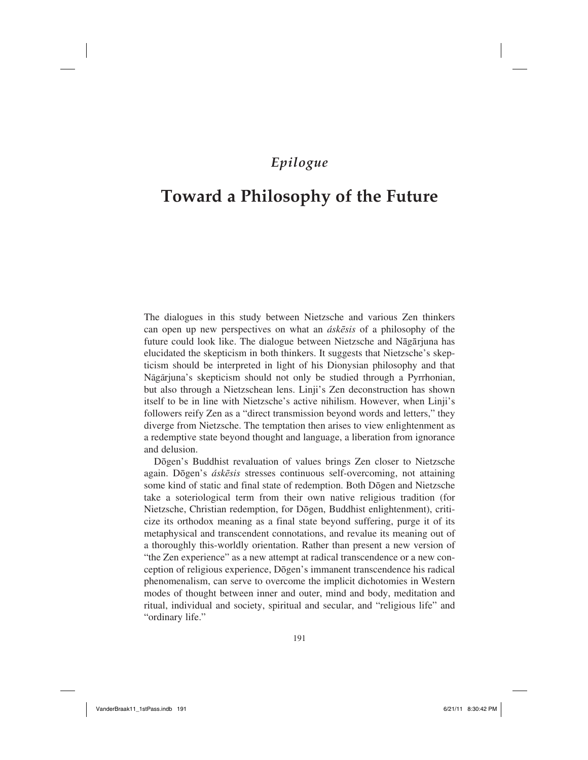# *Epilogue*

# Toward a Philosophy of the Future

The dialogues in this study between Nietzsche and various Zen thinkers can open up new perspectives on what an *áskēsis* of a philosophy of the future could look like. The dialogue between Nietzsche and Nāgārjuna has elucidated the skepticism in both thinkers. It suggests that Nietzsche's skepticism should be interpreted in light of his Dionysian philosophy and that Nāgārjuna's skepticism should not only be studied through a Pyrrhonian, but also through a Nietzschean lens. Linji's Zen deconstruction has shown itself to be in line with Nietzsche's active nihilism. However, when Linji's followers reify Zen as a "direct transmission beyond words and letters," they diverge from Nietzsche. The temptation then arises to view enlightenment as a redemptive state beyond thought and language, a liberation from ignorance and delusion.

Dōgen's Buddhist revaluation of values brings Zen closer to Nietzsche again. Dōgen's *áskēsis* stresses continuous self-overcoming, not attaining some kind of static and final state of redemption. Both Dōgen and Nietzsche take a soteriological term from their own native religious tradition (for Nietzsche, Christian redemption, for Dōgen, Buddhist enlightenment), criticize its orthodox meaning as a final state beyond suffering, purge it of its metaphysical and transcendent connotations, and revalue its meaning out of a thoroughly this-worldly orientation. Rather than present a new version of "the Zen experience" as a new attempt at radical transcendence or a new conception of religious experience, Dōgen's immanent transcendence his radical phenomenalism, can serve to overcome the implicit dichotomies in Western modes of thought between inner and outer, mind and body, meditation and ritual, individual and society, spiritual and secular, and "religious life" and "ordinary life."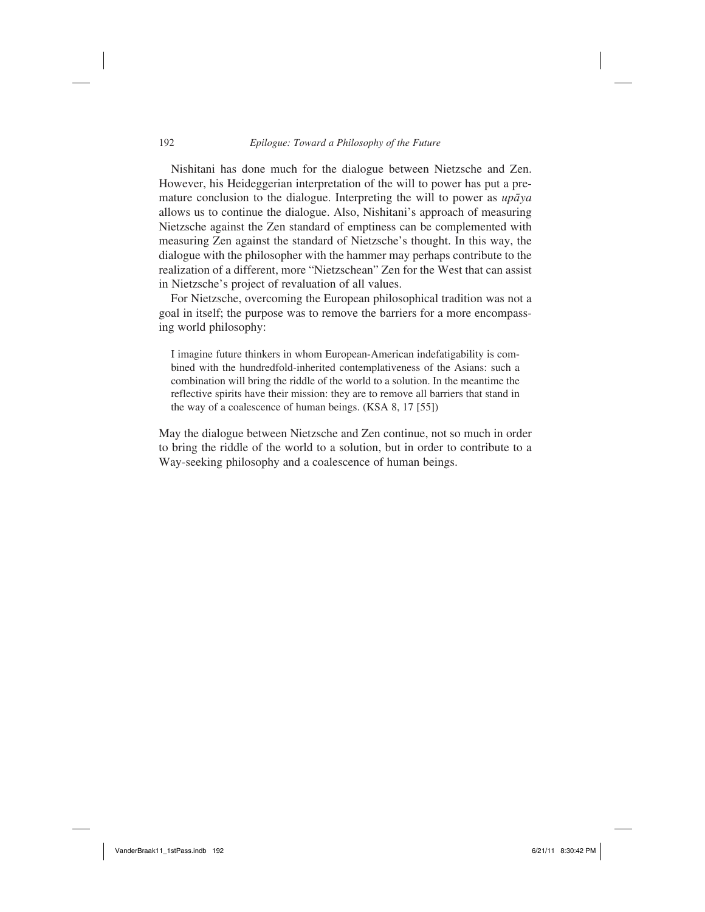Nishitani has done much for the dialogue between Nietzsche and Zen. However, his Heideggerian interpretation of the will to power has put a premature conclusion to the dialogue. Interpreting the will to power as *upāya* allows us to continue the dialogue. Also, Nishitani's approach of measuring Nietzsche against the Zen standard of emptiness can be complemented with measuring Zen against the standard of Nietzsche's thought. In this way, the dialogue with the philosopher with the hammer may perhaps contribute to the realization of a different, more "Nietzschean" Zen for the West that can assist in Nietzsche's project of revaluation of all values.

For Nietzsche, overcoming the European philosophical tradition was not a goal in itself; the purpose was to remove the barriers for a more encompassing world philosophy:

> I imagine future thinkers in whom European-American indefatigability is combined with the hundredfold-inherited contemplativeness of the Asians: such a combination will bring the riddle of the world to a solution. In the meantime the reflective spirits have their mission: they are to remove all barriers that stand in the way of a coalescence of human beings. (KSA 8, 17 [55])

May the dialogue between Nietzsche and Zen continue, not so much in order to bring the riddle of the world to a solution, but in order to contribute to a Way-seeking philosophy and a coalescence of human beings.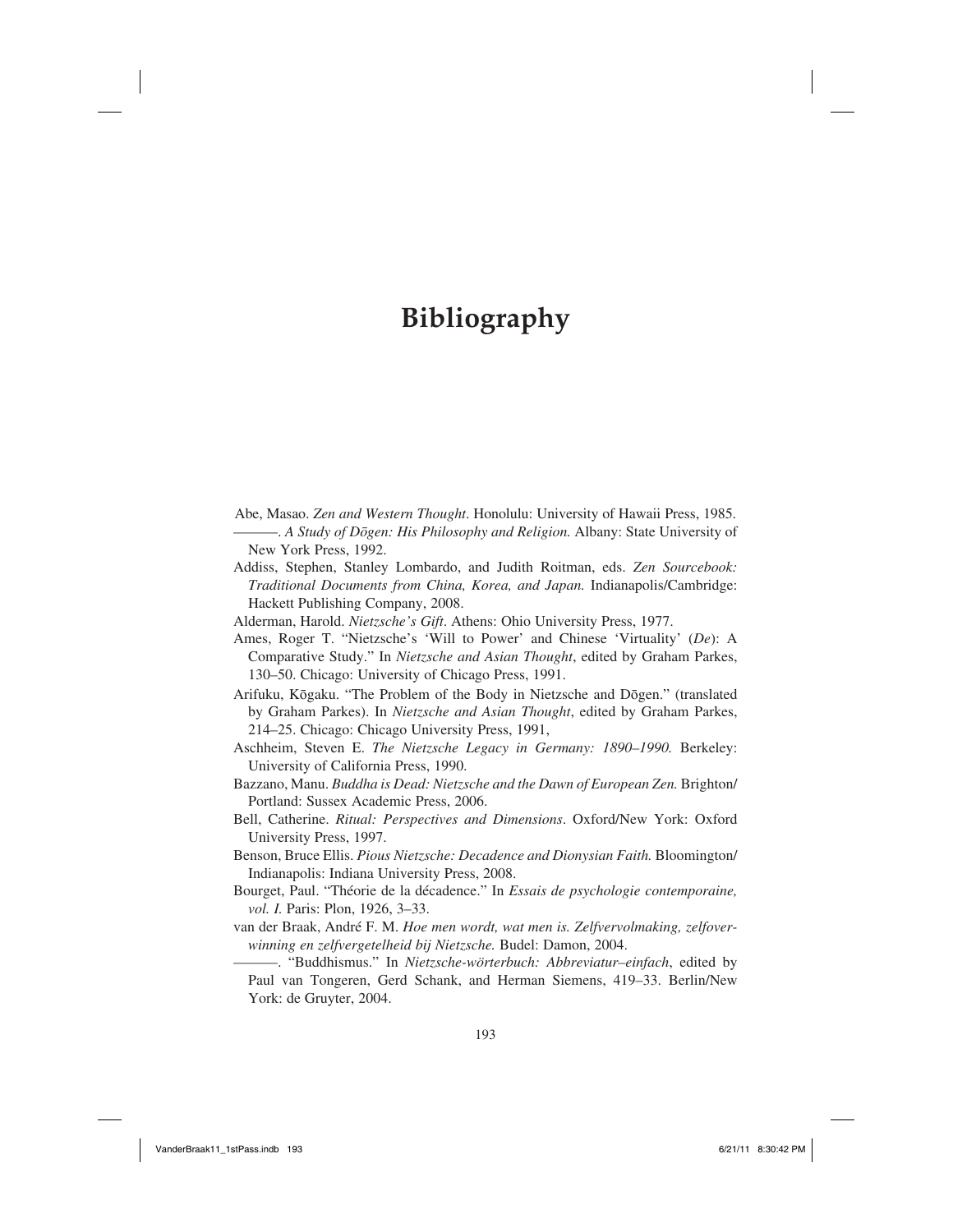# Bibliography

Abe, Masao. *Zen and Western Thought*. Honolulu: University of Hawaii Press, 1985.

———. *A Study of Dōgen: His Philosophy and Religion.* Albany: State University of New York Press, 1992.

Addiss, Stephen, Stanley Lombardo, and Judith Roitman, eds. *Zen Sourcebook: Traditional Documents from China, Korea, and Japan.* Indianapolis/Cambridge: Hackett Publishing Company, 2008.

Alderman, Harold. *Nietzsche's Gift*. Athens: Ohio University Press, 1977.

Ames, Roger T. "Nietzsche's 'Will to Power' and Chinese 'Virtuality' (*De*): A Comparative Study." In *Nietzsche and Asian Thought*, edited by Graham Parkes, 130–50. Chicago: University of Chicago Press, 1991.

Arifuku, Kōgaku. "The Problem of the Body in Nietzsche and Dōgen." (translated by Graham Parkes). In *Nietzsche and Asian Thought*, edited by Graham Parkes, 214–25. Chicago: Chicago University Press, 1991,

Aschheim, Steven E. *The Nietzsche Legacy in Germany: 1890–1990.* Berkeley: University of California Press, 1990.

Bazzano, Manu. *Buddha is Dead: Nietzsche and the Dawn of European Zen.* Brighton/Portland: Sussex Academic Press, 2006.

Bell, Catherine. *Ritual: Perspectives and Dimensions*. Oxford/New York: Oxford University Press, 1997.

Benson, Bruce Ellis. *Pious Nietzsche: Decadence and Dionysian Faith.* Bloomington/Indianapolis: Indiana University Press, 2008.

Bourget, Paul. "Théorie de la décadence." In *Essais de psychologie contemporaine, vol. I.* Paris: Plon, 1926, 3–33.

van der Braak, André F. M. *Hoe men wordt, wat men is. Zelfvervolmaking, zelfoverwinning en zelfvergetelheid bij Nietzsche.* Budel: Damon, 2004.

———. "Buddhismus." In *Nietzsche-wörterbuch: Abbreviatur–einfach*, edited by Paul van Tongeren, Gerd Schank, and Herman Siemens, 419–33. Berlin/New York: de Gruyter, 2004.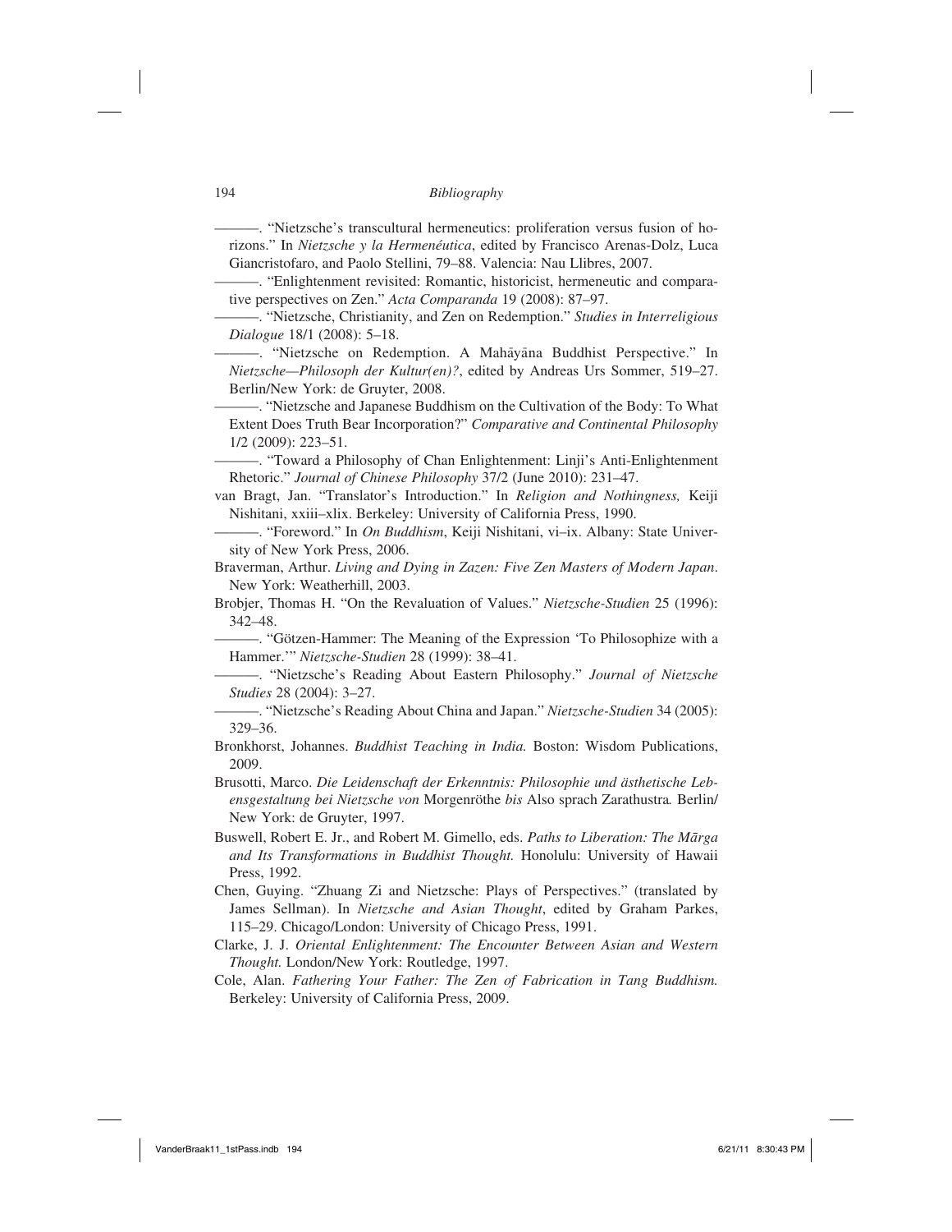———. "Nietzsche's transcultural hermeneutics: proliferation versus fusion of horizons." In *Nietzsche y la Hermenéutica*, edited by Francisco Arenas-Dolz, Luca Giancristofaro, and Paolo Stellini, 79–88. Valencia: Nau Llibres, 2007.

———. "Enlightenment revisited: Romantic, historicist, hermeneutic and comparative perspectives on Zen." *Acta Comparanda* 19 (2008): 87–97.

———. "Nietzsche, Christianity, and Zen on Redemption." *Studies in Interreligious Dialogue* 18/1 (2008): 5–18.

———. "Nietzsche on Redemption. A Mahāyāna Buddhist Perspective." In *Nietzsche—Philosoph der Kultur(en)?*, edited by Andreas Urs Sommer, 519–27. Berlin/New York: de Gruyter, 2008.

———. "Nietzsche and Japanese Buddhism on the Cultivation of the Body: To What Extent Does Truth Bear Incorporation?" *Comparative and Continental Philosophy* 1/2 (2009): 223–51.

———. "Toward a Philosophy of Chan Enlightenment: Linji's Anti-Enlightenment Rhetoric." *Journal of Chinese Philosophy* 37/2 (June 2010): 231–47.

van Bragt, Jan. "Translator's Introduction." In *Religion and Nothingness,* Keiji Nishitani, xxiii–xlix. Berkeley: University of California Press, 1990.

———. "Foreword." In *On Buddhism*, Keiji Nishitani, vi–ix. Albany: State University of New York Press, 2006.

Braverman, Arthur. *Living and Dying in Zazen: Five Zen Masters of Modern Japan*. New York: Weatherhill, 2003.

Brobjer, Thomas H. "On the Revaluation of Values." *Nietzsche-Studien* 25 (1996): 342–48.

———. "Götzen-Hammer: The Meaning of the Expression 'To Philosophize with a Hammer.'" *Nietzsche-Studien* 28 (1999): 38–41.

———. "Nietzsche's Reading About Eastern Philosophy." *Journal of Nietzsche Studies* 28 (2004): 3–27.

———. "Nietzsche's Reading About China and Japan." *Nietzsche-Studien* 34 (2005): 329–36.

Bronkhorst, Johannes. *Buddhist Teaching in India.* Boston: Wisdom Publications, 2009.

Brusotti, Marco. *Die Leidenschaft der Erkenntnis: Philosophie und ästhetische Lebensgestaltung bei Nietzsche von* Morgenröthe *bis* Also sprach Zarathustra*.* Berlin/New York: de Gruyter, 1997.

Buswell, Robert E. Jr., and Robert M. Gimello, eds. *Paths to Liberation: The Mārga and Its Transformations in Buddhist Thought.* Honolulu: University of Hawaii Press, 1992.

Chen, Guying. "Zhuang Zi and Nietzsche: Plays of Perspectives." (translated by James Sellman). In *Nietzsche and Asian Thought*, edited by Graham Parkes, 115–29. Chicago/London: University of Chicago Press, 1991.

Clarke, J. J. *Oriental Enlightenment: The Encounter Between Asian and Western Thought.* London/New York: Routledge, 1997.

Cole, Alan. *Fathering Your Father: The Zen of Fabrication in Tang Buddhism.* Berkeley: University of California Press, 2009.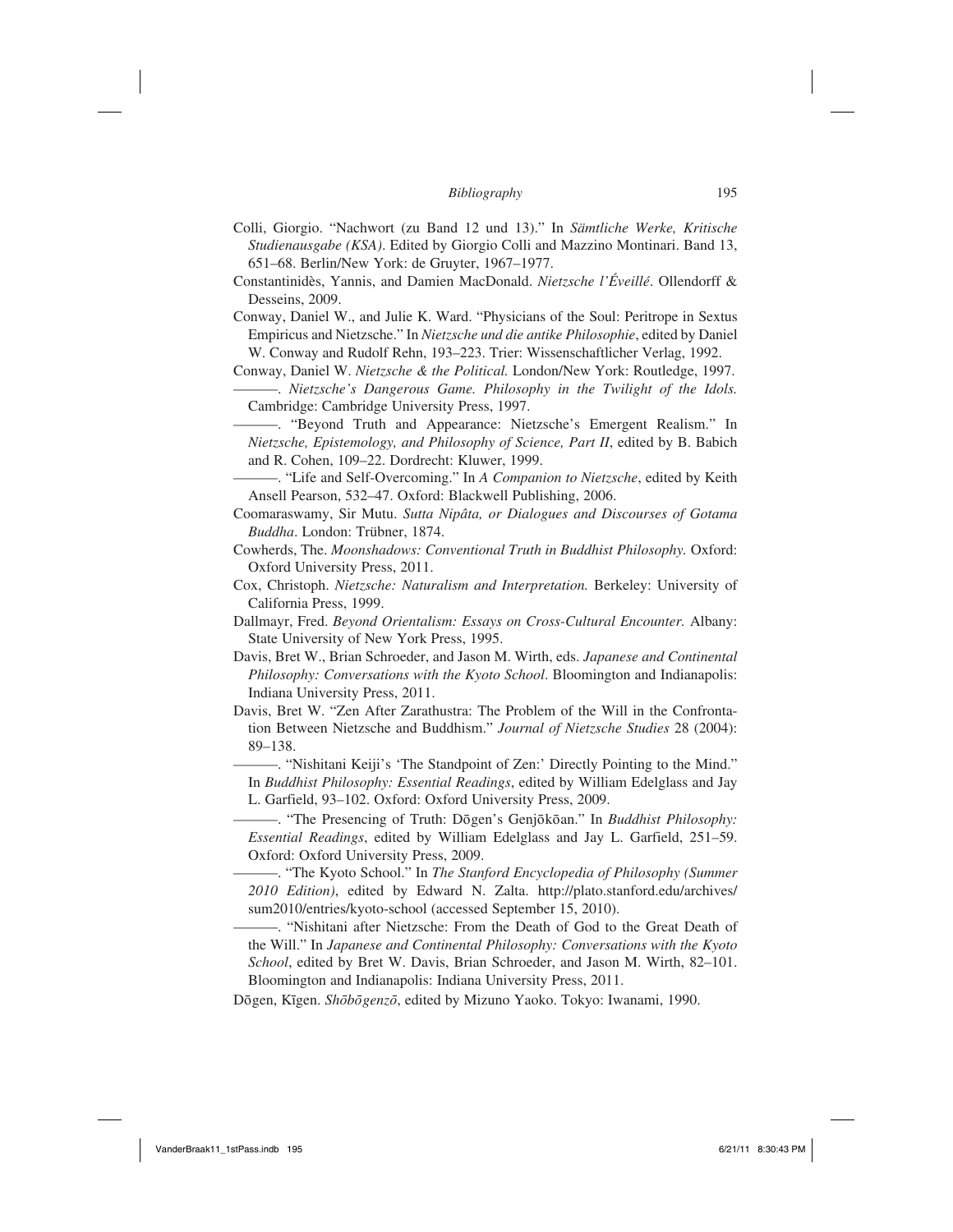Colli, Giorgio. "Nachwort (zu Band 12 und 13)." In *Sämtliche Werke, Kritische Studienausgabe (KSA)*. Edited by Giorgio Colli and Mazzino Montinari. Band 13, 651–68. Berlin/New York: de Gruyter, 1967–1977.

Constantinidès, Yannis, and Damien MacDonald. *Nietzsche l'Éveillé*. Ollendorff & Desseins, 2009.

Conway, Daniel W., and Julie K. Ward. "Physicians of the Soul: Peritrope in Sextus Empiricus and Nietzsche." In *Nietzsche und die antike Philosophie*, edited by Daniel W. Conway and Rudolf Rehn, 193–223. Trier: Wissenschaftlicher Verlag, 1992.

Conway, Daniel W. *Nietzsche & the Political.* London/New York: Routledge, 1997.

———. *Nietzsche's Dangerous Game. Philosophy in the Twilight of the Idols.* Cambridge: Cambridge University Press, 1997.

———. "Beyond Truth and Appearance: Nietzsche's Emergent Realism." In *Nietzsche, Epistemology, and Philosophy of Science, Part II*, edited by B. Babich and R. Cohen, 109–22. Dordrecht: Kluwer, 1999.

———. "Life and Self-Overcoming." In *A Companion to Nietzsche*, edited by Keith Ansell Pearson, 532–47. Oxford: Blackwell Publishing, 2006.

Coomaraswamy, Sir Mutu. *Sutta Nipâta, or Dialogues and Discourses of Gotama Buddha*. London: Trübner, 1874.

Cowherds, The. *Moonshadows: Conventional Truth in Buddhist Philosophy.* Oxford: Oxford University Press, 2011.

Cox, Christoph. *Nietzsche: Naturalism and Interpretation.* Berkeley: University of California Press, 1999.

Dallmayr, Fred. *Beyond Orientalism: Essays on Cross-Cultural Encounter.* Albany: State University of New York Press, 1995.

Davis, Bret W., Brian Schroeder, and Jason M. Wirth, eds. *Japanese and Continental Philosophy: Conversations with the Kyoto School*. Bloomington and Indianapolis: Indiana University Press, 2011.

Davis, Bret W. "Zen After Zarathustra: The Problem of the Will in the Confrontation Between Nietzsche and Buddhism." *Journal of Nietzsche Studies* 28 (2004): 89–138.

———. "Nishitani Keiji's 'The Standpoint of Zen:' Directly Pointing to the Mind." In *Buddhist Philosophy: Essential Readings*, edited by William Edelglass and Jay L. Garfield, 93–102. Oxford: Oxford University Press, 2009.

———. "The Presencing of Truth: Dōgen's Genjōkōan." In *Buddhist Philosophy: Essential Readings*, edited by William Edelglass and Jay L. Garfield, 251–59. Oxford: Oxford University Press, 2009.

———. "The Kyoto School." In *The Stanford Encyclopedia of Philosophy (Summer 2010 Edition)*, edited by Edward N. Zalta. http://plato.stanford.edu/archives/sum2010/entries/kyoto-school (accessed September 15, 2010).

———. "Nishitani after Nietzsche: From the Death of God to the Great Death of the Will." In *Japanese and Continental Philosophy: Conversations with the Kyoto School*, edited by Bret W. Davis, Brian Schroeder, and Jason M. Wirth, 82–101. Bloomington and Indianapolis: Indiana University Press, 2011.

Dōgen, Kīgen. *Shōbōgenzō*, edited by Mizuno Yaoko. Tokyo: Iwanami, 1990.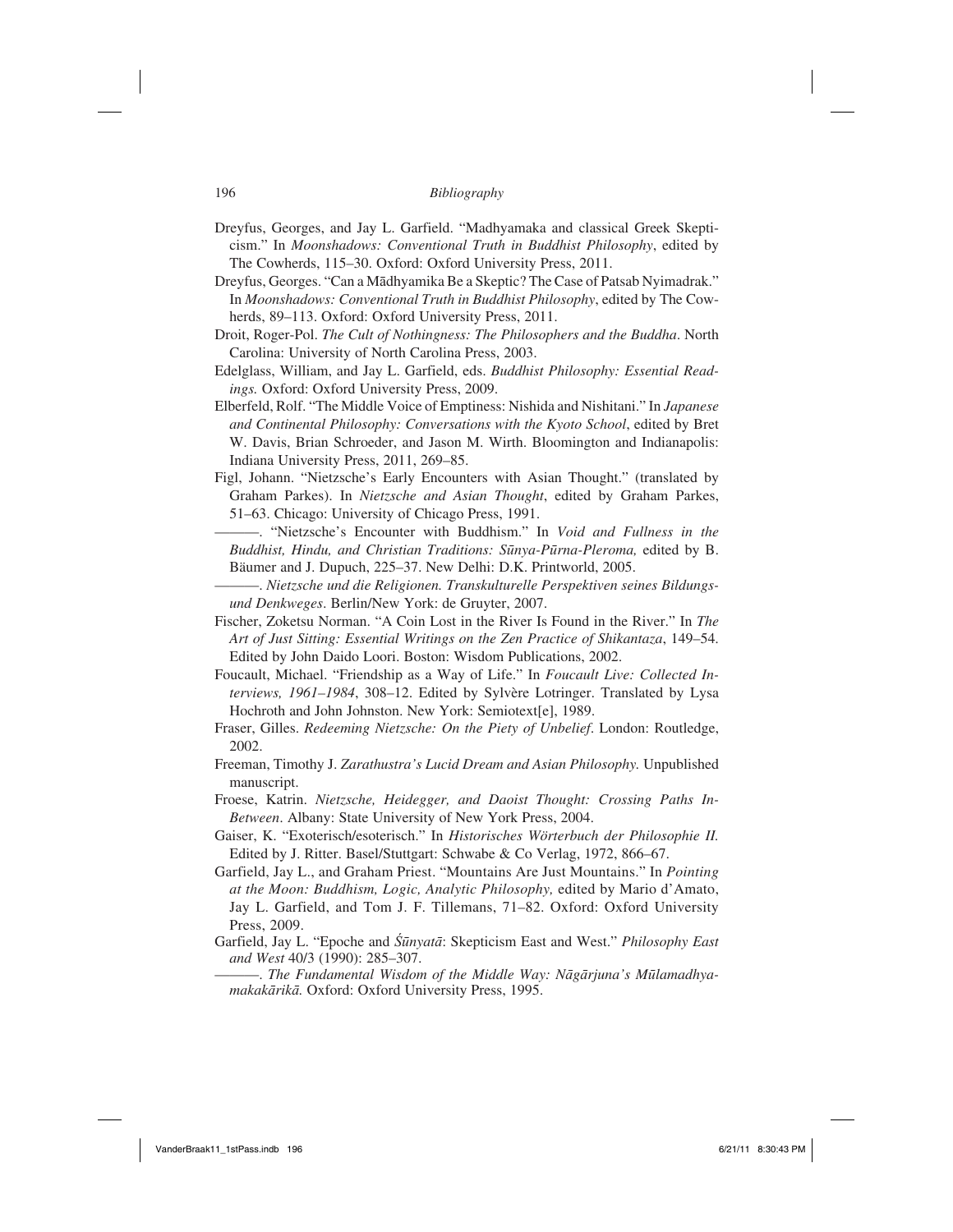Dreyfus, Georges, and Jay L. Garfield. "Madhyamaka and classical Greek Skepticism." In *Moonshadows: Conventional Truth in Buddhist Philosophy*, edited by The Cowherds, 115–30. Oxford: Oxford University Press, 2011.

Dreyfus, Georges. "Can a Mādhyamika Be a Skeptic? The Case of Patsab Nyimadrak." In *Moonshadows: Conventional Truth in Buddhist Philosophy*, edited by The Cowherds, 89–113. Oxford: Oxford University Press, 2011.

Droit, Roger-Pol. *The Cult of Nothingness: The Philosophers and the Buddha*. North Carolina: University of North Carolina Press, 2003.

Edelglass, William, and Jay L. Garfield, eds. *Buddhist Philosophy: Essential Readings.* Oxford: Oxford University Press, 2009.

Elberfeld, Rolf. "The Middle Voice of Emptiness: Nishida and Nishitani." In *Japanese and Continental Philosophy: Conversations with the Kyoto School*, edited by Bret W. Davis, Brian Schroeder, and Jason M. Wirth. Bloomington and Indianapolis: Indiana University Press, 2011, 269–85.

Figl, Johann. "Nietzsche's Early Encounters with Asian Thought." (translated by Graham Parkes). In *Nietzsche and Asian Thought*, edited by Graham Parkes, 51–63. Chicago: University of Chicago Press, 1991.

———. "Nietzsche's Encounter with Buddhism." In *Void and Fullness in the Buddhist, Hindu, and Christian Traditions: Sūnya-Pūrna-Pleroma,* edited by B. Bäumer and J. Dupuch, 225–37. New Delhi: D.K. Printworld, 2005.

———. *Nietzsche und die Religionen. Transkulturelle Perspektiven seines Bildungs- und Denkweges*. Berlin/New York: de Gruyter, 2007.

Fischer, Zoketsu Norman. "A Coin Lost in the River Is Found in the River." In *The Art of Just Sitting: Essential Writings on the Zen Practice of Shikantaza*, 149–54. Edited by John Daido Loori. Boston: Wisdom Publications, 2002.

Foucault, Michael. "Friendship as a Way of Life." In *Foucault Live: Collected Interviews, 1961–1984*, 308–12. Edited by Sylvère Lotringer. Translated by Lysa Hochroth and John Johnston. New York: Semiotext[e], 1989.

Fraser, Gilles. *Redeeming Nietzsche: On the Piety of Unbelief*. London: Routledge, 2002.

Freeman, Timothy J. *Zarathustra's Lucid Dream and Asian Philosophy.* Unpublished manuscript.

Froese, Katrin. *Nietzsche, Heidegger, and Daoist Thought: Crossing Paths In-Between*. Albany: State University of New York Press, 2004.

Gaiser, K. "Exoterisch/esoterisch." In *Historisches Wörterbuch der Philosophie II.* Edited by J. Ritter. Basel/Stuttgart: Schwabe & Co Verlag, 1972, 866–67.

Garfield, Jay L., and Graham Priest. "Mountains Are Just Mountains." In *Pointing at the Moon: Buddhism, Logic, Analytic Philosophy,* edited by Mario d'Amato, Jay L. Garfield, and Tom J. F. Tillemans, 71–82. Oxford: Oxford University Press, 2009.

Garfield, Jay L. "Epoche and *Śūnyatā*: Skepticism East and West." *Philosophy East and West* 40/3 (1990): 285–307.

———. *The Fundamental Wisdom of the Middle Way: Nāgārjuna's Mūlamadhyamakakārikā.* Oxford: Oxford University Press, 1995.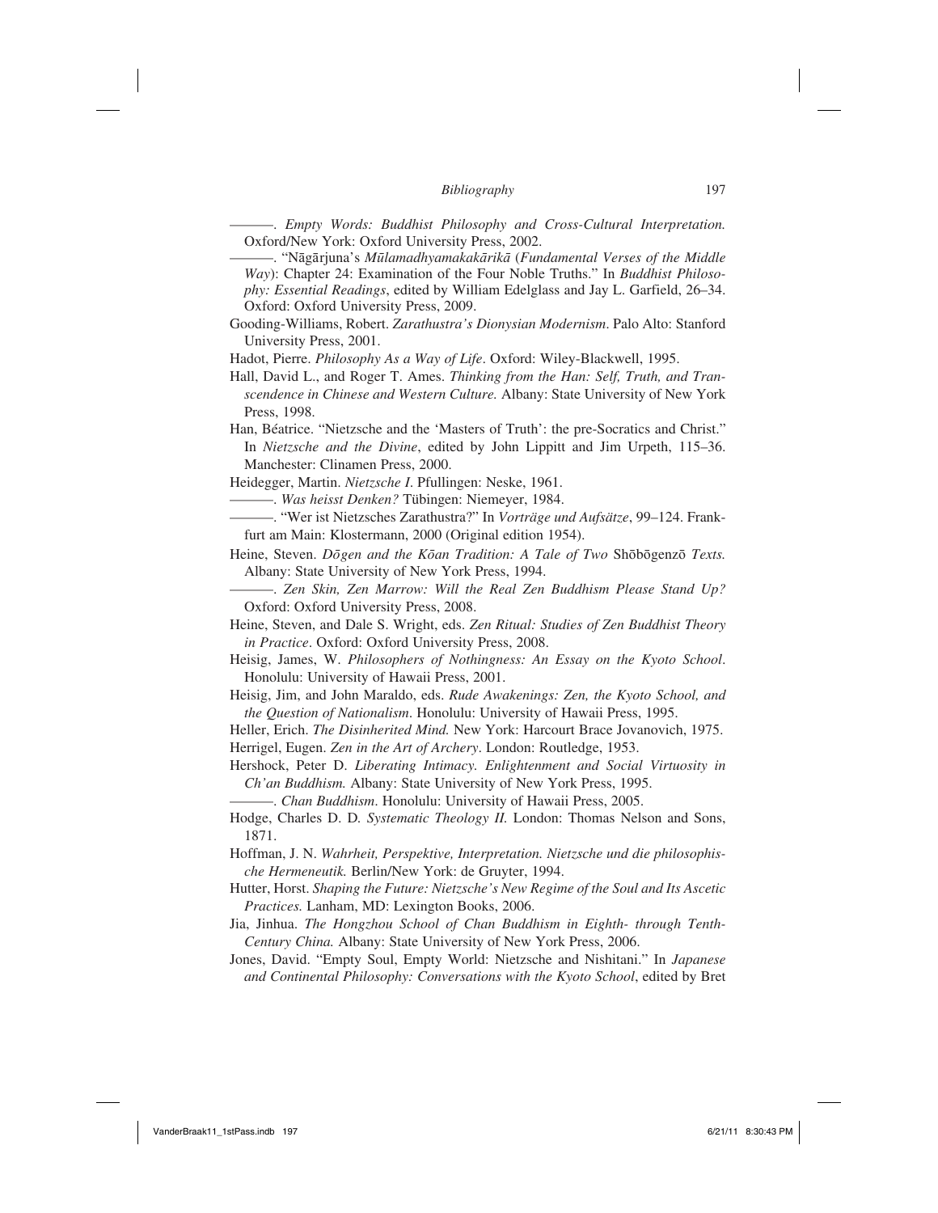———. *Empty Words: Buddhist Philosophy and Cross-Cultural Interpretation.* Oxford/New York: Oxford University Press, 2002.

———. "Nāgārjuna's *Mūlamadhyamakakārikā* (*Fundamental Verses of the Middle Way*): Chapter 24: Examination of the Four Noble Truths." In *Buddhist Philosophy: Essential Readings*, edited by William Edelglass and Jay L. Garfield, 26–34. Oxford: Oxford University Press, 2009.

Gooding-Williams, Robert. *Zarathustra's Dionysian Modernism*. Palo Alto: Stanford University Press, 2001.

Hadot, Pierre. *Philosophy As a Way of Life*. Oxford: Wiley-Blackwell, 1995.

Hall, David L., and Roger T. Ames. *Thinking from the Han: Self, Truth, and Transcendence in Chinese and Western Culture.* Albany: State University of New York Press, 1998.

Han, Béatrice. "Nietzsche and the 'Masters of Truth': the pre-Socratics and Christ." In *Nietzsche and the Divine*, edited by John Lippitt and Jim Urpeth, 115–36. Manchester: Clinamen Press, 2000.

Heidegger, Martin. *Nietzsche I*. Pfullingen: Neske, 1961.

———. *Was heisst Denken?* Tübingen: Niemeyer, 1984.

———. "Wer ist Nietzsches Zarathustra?" In *Vorträge und Aufsätze*, 99–124. Frankfurt am Main: Klostermann, 2000 (Original edition 1954).

Heine, Steven. *Dōgen and the Kōan Tradition: A Tale of Two* Shōbōgenzō *Texts.* Albany: State University of New York Press, 1994.

———. *Zen Skin, Zen Marrow: Will the Real Zen Buddhism Please Stand Up?* Oxford: Oxford University Press, 2008.

Heine, Steven, and Dale S. Wright, eds. *Zen Ritual: Studies of Zen Buddhist Theory in Practice*. Oxford: Oxford University Press, 2008.

Heisig, James, W. *Philosophers of Nothingness: An Essay on the Kyoto School*. Honolulu: University of Hawaii Press, 2001.

Heisig, Jim, and John Maraldo, eds. *Rude Awakenings: Zen, the Kyoto School, and the Question of Nationalism*. Honolulu: University of Hawaii Press, 1995.

Heller, Erich. *The Disinherited Mind.* New York: Harcourt Brace Jovanovich, 1975.

Herrigel, Eugen. *Zen in the Art of Archery*. London: Routledge, 1953.

Hershock, Peter D. *Liberating Intimacy. Enlightenment and Social Virtuosity in Ch'an Buddhism.* Albany: State University of New York Press, 1995.

———. *Chan Buddhism*. Honolulu: University of Hawaii Press, 2005.

Hodge, Charles D. D. *Systematic Theology II.* London: Thomas Nelson and Sons, 1871.

Hoffman, J. N. *Wahrheit, Perspektive, Interpretation. Nietzsche und die philosophische Hermeneutik.* Berlin/New York: de Gruyter, 1994.

Hutter, Horst. *Shaping the Future: Nietzsche's New Regime of the Soul and Its Ascetic Practices.* Lanham, MD: Lexington Books, 2006.

Jia, Jinhua. *The Hongzhou School of Chan Buddhism in Eighth- through Tenth-Century China.* Albany: State University of New York Press, 2006.

Jones, David. "Empty Soul, Empty World: Nietzsche and Nishitani." In *Japanese and Continental Philosophy: Conversations with the Kyoto School*, edited by Bret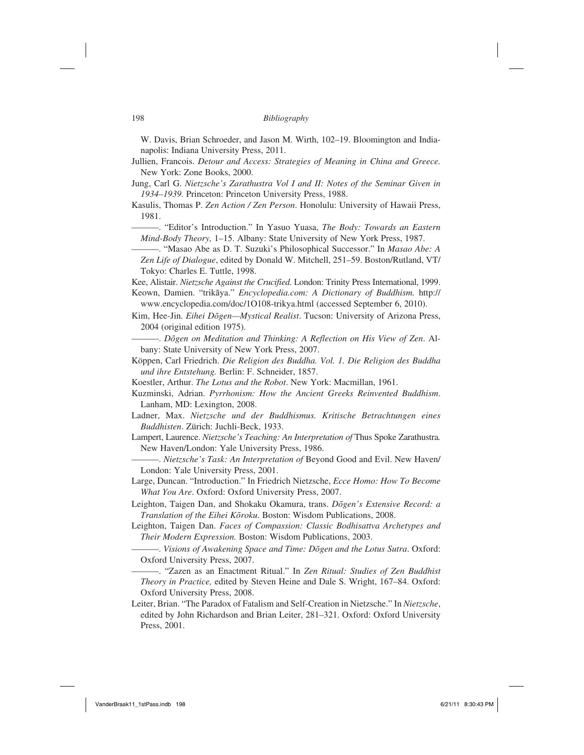W. Davis, Brian Schroeder, and Jason M. Wirth, 102–19. Bloomington and Indianapolis: Indiana University Press, 2011.

Jullien, Francois. *Detour and Access: Strategies of Meaning in China and Greece.* New York: Zone Books, 2000.

Jung, Carl G. *Nietzsche's Zarathustra Vol I and II: Notes of the Seminar Given in 1934–1939.* Princeton: Princeton University Press, 1988.

Kasulis, Thomas P. *Zen Action / Zen Person*. Honolulu: University of Hawaii Press, 1981.

———. "Editor's Introduction." In Yasuo Yuasa, *The Body: Towards an Eastern Mind-Body Theory,* 1–15. Albany: State University of New York Press, 1987.

———. "Masao Abe as D. T. Suzuki's Philosophical Successor." In *Masao Abe: A Zen Life of Dialogue*, edited by Donald W. Mitchell, 251–59. Boston/Rutland, VT/ Tokyo: Charles E. Tuttle, 1998.

Kee, Alistair. *Nietzsche Against the Crucified*. London: Trinity Press International, 1999.

Keown, Damien. "trikāya." *Encyclopedia.com: A Dictionary of Buddhism.* http://www.encyclopedia.com/doc/1O108-trikya.html (accessed September 6, 2010).

Kim, Hee-Jin. *Eihei Dōgen—Mystical Realist*. Tucson: University of Arizona Press, 2004 (original edition 1975).

———. *Dōgen on Meditation and Thinking: A Reflection on His View of Zen*. Albany: State University of New York Press, 2007.

Köppen, Carl Friedrich. *Die Religion des Buddha. Vol. 1. Die Religion des Buddha und ihre Entstehung.* Berlin: F. Schneider, 1857.

Koestler, Arthur. *The Lotus and the Robot*. New York: Macmillan, 1961.

Kuzminski, Adrian. *Pyrrhonism: How the Ancient Greeks Reinvented Buddhism*. Lanham, MD: Lexington, 2008.

Ladner, Max. *Nietzsche und der Buddhismus. Kritische Betrachtungen eines Buddhisten*. Zürich: Juchli-Beck, 1933.

Lampert, Laurence. *Nietzsche's Teaching: An Interpretation of* Thus Spoke Zarathustra*.* New Haven/London: Yale University Press, 1986.

———. *Nietzsche's Task: An Interpretation of* Beyond Good and Evil. New Haven/ London: Yale University Press, 2001.

Large, Duncan. "Introduction." In Friedrich Nietzsche, *Ecce Homo: How To Become What You Are*. Oxford: Oxford University Press, 2007.

Leighton, Taigen Dan, and Shokaku Okamura, trans. *Dōgen's Extensive Record: a Translation of the Eihei Kōroku*. Boston: Wisdom Publications, 2008.

Leighton, Taigen Dan. *Faces of Compassion: Classic Bodhisattva Archetypes and Their Modern Expression.* Boston: Wisdom Publications, 2003.

———. *Visions of Awakening Space and Time: Dōgen and the Lotus Sutra*. Oxford: Oxford University Press, 2007.

———. "Zazen as an Enactment Ritual." In *Zen Ritual: Studies of Zen Buddhist Theory in Practice,* edited by Steven Heine and Dale S. Wright, 167–84. Oxford: Oxford University Press, 2008.

Leiter, Brian. "The Paradox of Fatalism and Self-Creation in Nietzsche." In *Nietzsche*, edited by John Richardson and Brian Leiter, 281–321. Oxford: Oxford University Press, 2001.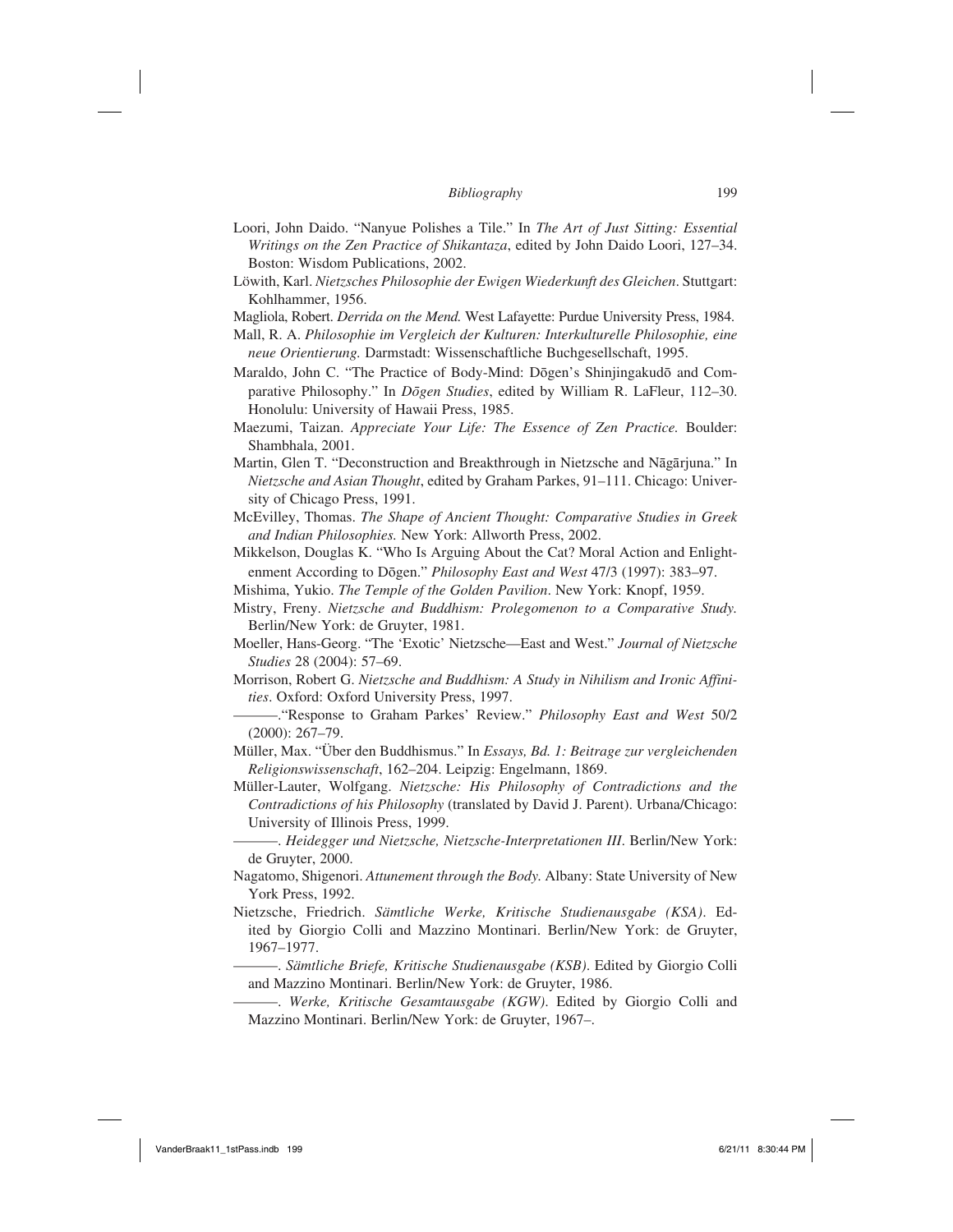Loori, John Daido. "Nanyue Polishes a Tile." In *The Art of Just Sitting: Essential Writings on the Zen Practice of Shikantaza*, edited by John Daido Loori, 127–34. Boston: Wisdom Publications, 2002.

Löwith, Karl. *Nietzsches Philosophie der Ewigen Wiederkunft des Gleichen*. Stuttgart: Kohlhammer, 1956.

Magliola, Robert. *Derrida on the Mend.* West Lafayette: Purdue University Press, 1984.

Mall, R. A. *Philosophie im Vergleich der Kulturen: Interkulturelle Philosophie, eine neue Orientierung.* Darmstadt: Wissenschaftliche Buchgesellschaft, 1995.

Maraldo, John C. "The Practice of Body-Mind: Dōgen's Shinjingakudō and Comparative Philosophy." In *Dōgen Studies*, edited by William R. LaFleur, 112–30. Honolulu: University of Hawaii Press, 1985.

Maezumi, Taizan. *Appreciate Your Life: The Essence of Zen Practice.* Boulder: Shambhala, 2001.

Martin, Glen T. "Deconstruction and Breakthrough in Nietzsche and Nāgārjuna." In *Nietzsche and Asian Thought*, edited by Graham Parkes, 91–111. Chicago: University of Chicago Press, 1991.

McEvilley, Thomas. *The Shape of Ancient Thought: Comparative Studies in Greek and Indian Philosophies.* New York: Allworth Press, 2002.

Mikkelson, Douglas K. "Who Is Arguing About the Cat? Moral Action and Enlightenment According to Dōgen." *Philosophy East and West* 47/3 (1997): 383–97.

Mishima, Yukio. *The Temple of the Golden Pavilion*. New York: Knopf, 1959.

Mistry, Freny. *Nietzsche and Buddhism: Prolegomenon to a Comparative Study.* Berlin/New York: de Gruyter, 1981.

Moeller, Hans-Georg. "The 'Exotic' Nietzsche—East and West." *Journal of Nietzsche Studies* 28 (2004): 57–69.

Morrison, Robert G. *Nietzsche and Buddhism: A Study in Nihilism and Ironic Affinities*. Oxford: Oxford University Press, 1997.

———."Response to Graham Parkes' Review." *Philosophy East and West* 50/2 (2000): 267–79.

Müller, Max. "Über den Buddhismus." In *Essays, Bd. 1: Beitrage zur vergleichenden Religionswissenschaft*, 162–204. Leipzig: Engelmann, 1869.

Müller-Lauter, Wolfgang. *Nietzsche: His Philosophy of Contradictions and the Contradictions of his Philosophy* (translated by David J. Parent). Urbana/Chicago: University of Illinois Press, 1999.

———. *Heidegger und Nietzsche, Nietzsche-Interpretationen III*. Berlin/New York: de Gruyter, 2000.

Nagatomo, Shigenori. *Attunement through the Body.* Albany: State University of New York Press, 1992.

Nietzsche, Friedrich. *Sämtliche Werke, Kritische Studienausgabe (KSA)*. Edited by Giorgio Colli and Mazzino Montinari. Berlin/New York: de Gruyter, 1967–1977.

———. *Sämtliche Briefe, Kritische Studienausgabe (KSB)*. Edited by Giorgio Colli and Mazzino Montinari. Berlin/New York: de Gruyter, 1986.

———. *Werke, Kritische Gesamtausgabe (KGW)*. Edited by Giorgio Colli and Mazzino Montinari. Berlin/New York: de Gruyter, 1967–.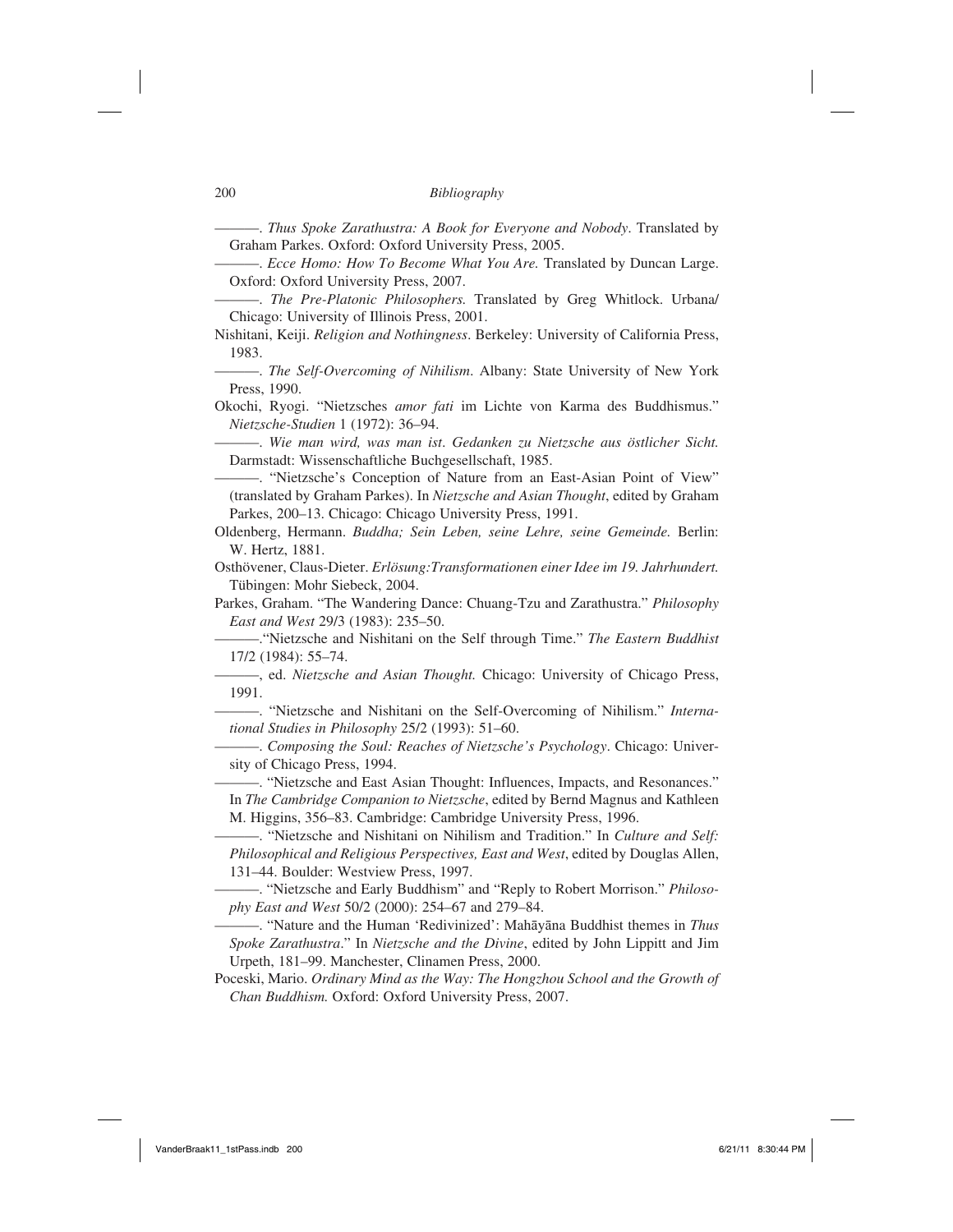———. *Thus Spoke Zarathustra: A Book for Everyone and Nobody*. Translated by Graham Parkes. Oxford: Oxford University Press, 2005.

———. *Ecce Homo: How To Become What You Are.* Translated by Duncan Large. Oxford: Oxford University Press, 2007.

———. *The Pre-Platonic Philosophers.* Translated by Greg Whitlock. Urbana/Chicago: University of Illinois Press, 2001.

Nishitani, Keiji. *Religion and Nothingness*. Berkeley: University of California Press, 1983.

———. *The Self-Overcoming of Nihilism*. Albany: State University of New York Press, 1990.

Okochi, Ryogi. "Nietzsches *amor fati* im Lichte von Karma des Buddhismus." *Nietzsche-Studien* 1 (1972): 36–94.

———. *Wie man wird, was man ist*. *Gedanken zu Nietzsche aus östlicher Sicht.* Darmstadt: Wissenschaftliche Buchgesellschaft, 1985.

———. "Nietzsche's Conception of Nature from an East-Asian Point of View" (translated by Graham Parkes). In *Nietzsche and Asian Thought*, edited by Graham Parkes, 200–13. Chicago: Chicago University Press, 1991.

Oldenberg, Hermann. *Buddha; Sein Leben, seine Lehre, seine Gemeinde.* Berlin: W. Hertz, 1881.

Osthövener, Claus-Dieter. *Erlösung:Transformationen einer Idee im 19. Jahrhundert.* Tübingen: Mohr Siebeck, 2004.

Parkes, Graham. "The Wandering Dance: Chuang-Tzu and Zarathustra." *Philosophy East and West* 29/3 (1983): 235–50.

———."Nietzsche and Nishitani on the Self through Time." *The Eastern Buddhist* 17/2 (1984): 55–74.

———, ed. *Nietzsche and Asian Thought.* Chicago: University of Chicago Press, 1991.

———. "Nietzsche and Nishitani on the Self-Overcoming of Nihilism." *International Studies in Philosophy* 25/2 (1993): 51–60.

———. *Composing the Soul: Reaches of Nietzsche's Psychology*. Chicago: University of Chicago Press, 1994.

———. "Nietzsche and East Asian Thought: Influences, Impacts, and Resonances." In *The Cambridge Companion to Nietzsche*, edited by Bernd Magnus and Kathleen M. Higgins, 356–83. Cambridge: Cambridge University Press, 1996.

———. "Nietzsche and Nishitani on Nihilism and Tradition." In *Culture and Self: Philosophical and Religious Perspectives, East and West*, edited by Douglas Allen, 131–44. Boulder: Westview Press, 1997.

———. "Nietzsche and Early Buddhism" and "Reply to Robert Morrison." *Philosophy East and West* 50/2 (2000): 254–67 and 279–84.

———. "Nature and the Human 'Redivinized': Mahāyāna Buddhist themes in *Thus Spoke Zarathustra*." In *Nietzsche and the Divine*, edited by John Lippitt and Jim Urpeth, 181–99. Manchester, Clinamen Press, 2000.

Poceski, Mario. *Ordinary Mind as the Way: The Hongzhou School and the Growth of Chan Buddhism.* Oxford: Oxford University Press, 2007.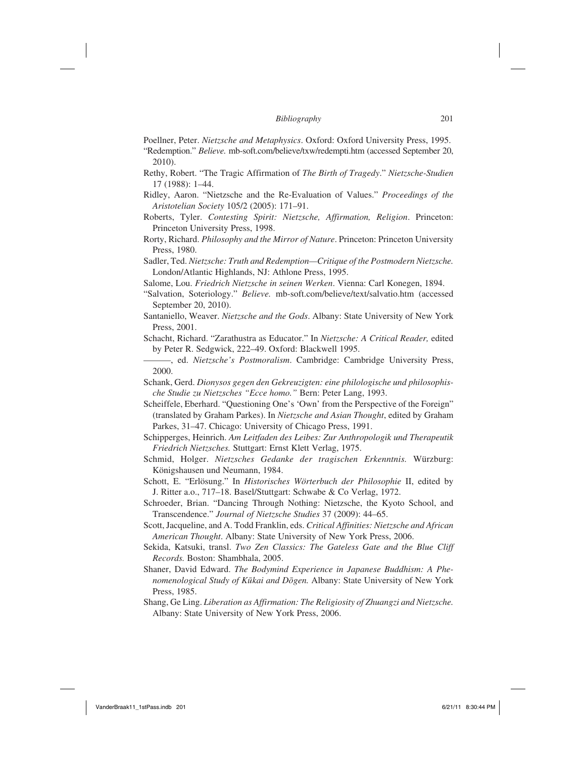Poellner, Peter. *Nietzsche and Metaphysics*. Oxford: Oxford University Press, 1995.

"Redemption." *Believe.* mb-soft.com/believe/txw/redempti.htm (accessed September 20, 2010).

Rethy, Robert. "The Tragic Affirmation of *The Birth of Tragedy*." *Nietzsche-Studien* 17 (1988): 1–44.

Ridley, Aaron. "Nietzsche and the Re-Evaluation of Values." *Proceedings of the Aristotelian Society* 105/2 (2005): 171–91.

Roberts, Tyler. *Contesting Spirit: Nietzsche, Affirmation, Religion*. Princeton: Princeton University Press, 1998.

Rorty, Richard. *Philosophy and the Mirror of Nature*. Princeton: Princeton University Press, 1980.

Sadler, Ted. *Nietzsche: Truth and Redemption—Critique of the Postmodern Nietzsche.* London/Atlantic Highlands, NJ: Athlone Press, 1995.

Salome, Lou. *Friedrich Nietzsche in seinen Werken*. Vienna: Carl Konegen, 1894.

"Salvation, Soteriology." *Believe.* mb-soft.com/believe/text/salvatio.htm (accessed September 20, 2010).

Santaniello, Weaver. *Nietzsche and the Gods*. Albany: State University of New York Press, 2001.

Schacht, Richard. "Zarathustra as Educator." In *Nietzsche: A Critical Reader,* edited by Peter R. Sedgwick, 222–49. Oxford: Blackwell 1995.

———, ed. *Nietzsche's Postmoralism*. Cambridge: Cambridge University Press, 2000.

Schank, Gerd. *Dionysos gegen den Gekreuzigten: eine philologische und philosophische Studie zu Nietzsches "Ecce homo."* Bern: Peter Lang, 1993.

Scheiffele, Eberhard. "Questioning One's 'Own' from the Perspective of the Foreign" (translated by Graham Parkes). In *Nietzsche and Asian Thought*, edited by Graham Parkes, 31–47. Chicago: University of Chicago Press, 1991.

Schipperges, Heinrich. *Am Leitfaden des Leibes: Zur Anthropologik und Therapeutik Friedrich Nietzsches.* Stuttgart: Ernst Klett Verlag, 1975.

Schmid, Holger. *Nietzsches Gedanke der tragischen Erkenntnis.* Würzburg: Königshausen und Neumann, 1984.

Schott, E. "Erlösung." In *Historisches Wörterbuch der Philosophie* II, edited by J. Ritter a.o., 717–18. Basel/Stuttgart: Schwabe & Co Verlag, 1972.

Schroeder, Brian. "Dancing Through Nothing: Nietzsche, the Kyoto School, and Transcendence." *Journal of Nietzsche Studies* 37 (2009): 44–65.

Scott, Jacqueline, and A. Todd Franklin, eds. *Critical Affinities: Nietzsche and African American Thought*. Albany: State University of New York Press, 2006.

Sekida, Katsuki, transl. *Two Zen Classics: The Gateless Gate and the Blue Cliff Records.* Boston: Shambhala, 2005.

Shaner, David Edward. *The Bodymind Experience in Japanese Buddhism: A Phenomenological Study of Kūkai and Dōgen.* Albany: State University of New York Press, 1985.

Shang, Ge Ling. *Liberation as Affirmation: The Religiosity of Zhuangzi and Nietzsche.* Albany: State University of New York Press, 2006.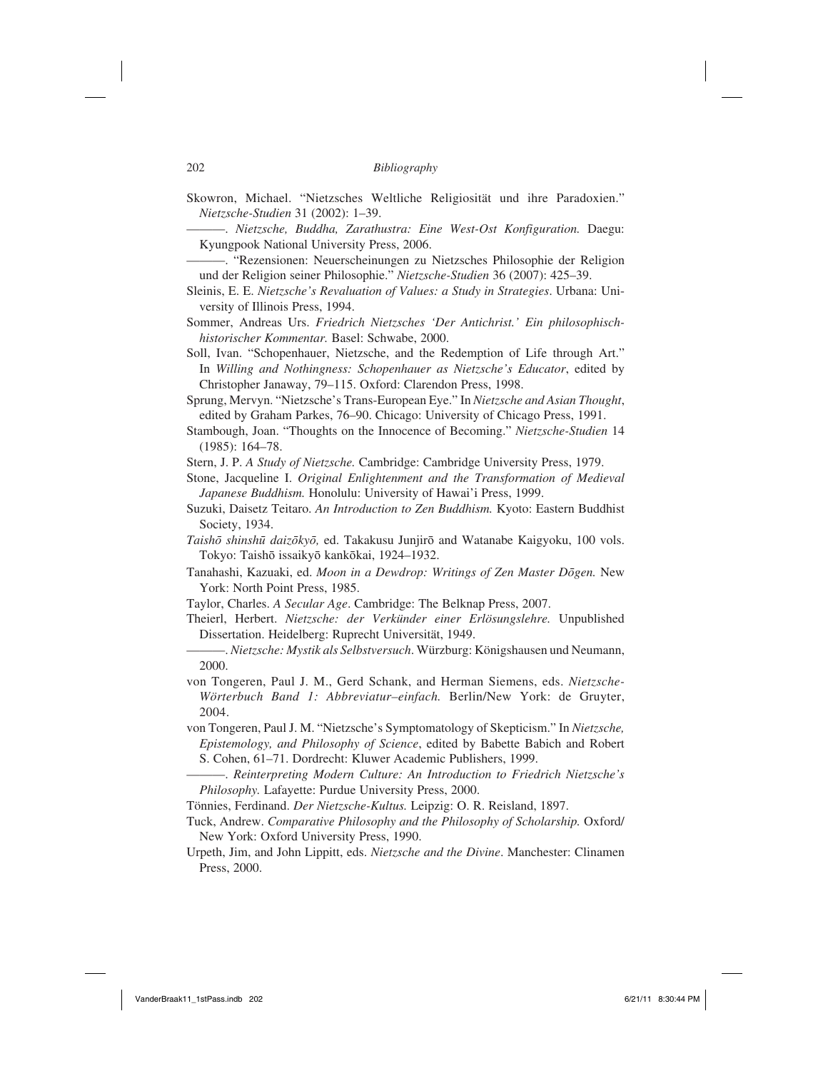Skowron, Michael. "Nietzsches Weltliche Religiosität und ihre Paradoxien." *Nietzsche-Studien* 31 (2002): 1–39.

———. *Nietzsche, Buddha, Zarathustra: Eine West-Ost Konfiguration.* Daegu: Kyungpook National University Press, 2006.

———. "Rezensionen: Neuerscheinungen zu Nietzsches Philosophie der Religion und der Religion seiner Philosophie." *Nietzsche-Studien* 36 (2007): 425–39.

Sleinis, E. E. *Nietzsche's Revaluation of Values: a Study in Strategies*. Urbana: University of Illinois Press, 1994.

Sommer, Andreas Urs. *Friedrich Nietzsches 'Der Antichrist.' Ein philosophisch-historischer Kommentar.* Basel: Schwabe, 2000.

Soll, Ivan. "Schopenhauer, Nietzsche, and the Redemption of Life through Art." In *Willing and Nothingness: Schopenhauer as Nietzsche's Educator*, edited by Christopher Janaway, 79–115. Oxford: Clarendon Press, 1998.

Sprung, Mervyn. "Nietzsche's Trans-European Eye." In *Nietzsche and Asian Thought*, edited by Graham Parkes, 76–90. Chicago: University of Chicago Press, 1991.

Stambough, Joan. "Thoughts on the Innocence of Becoming." *Nietzsche-Studien* 14 (1985): 164–78.

Stern, J. P. *A Study of Nietzsche.* Cambridge: Cambridge University Press, 1979.

Stone, Jacqueline I. *Original Enlightenment and the Transformation of Medieval Japanese Buddhism.* Honolulu: University of Hawai'i Press, 1999.

Suzuki, Daisetz Teitaro. *An Introduction to Zen Buddhism.* Kyoto: Eastern Buddhist Society, 1934.

*Taishō shinshū daizōkyō,* ed. Takakusu Junjirō and Watanabe Kaigyoku, 100 vols. Tokyo: Taishō issaikyō kankōkai, 1924–1932.

Tanahashi, Kazuaki, ed. *Moon in a Dewdrop: Writings of Zen Master Dōgen.* New York: North Point Press, 1985.

Taylor, Charles. *A Secular Age*. Cambridge: The Belknap Press, 2007.

Theierl, Herbert. *Nietzsche: der Verkünder einer Erlösungslehre.* Unpublished Dissertation. Heidelberg: Ruprecht Universität, 1949.

———. *Nietzsche: Mystik als Selbstversuch*. Würzburg: Königshausen und Neumann, 2000.

von Tongeren, Paul J. M., Gerd Schank, and Herman Siemens, eds. *Nietzsche-Wörterbuch Band 1: Abbreviatur–einfach.* Berlin/New York: de Gruyter, 2004.

von Tongeren, Paul J. M. "Nietzsche's Symptomatology of Skepticism." In *Nietzsche, Epistemology, and Philosophy of Science*, edited by Babette Babich and Robert S. Cohen, 61–71. Dordrecht: Kluwer Academic Publishers, 1999.

———. *Reinterpreting Modern Culture: An Introduction to Friedrich Nietzsche's Philosophy.* Lafayette: Purdue University Press, 2000.

Tönnies, Ferdinand. *Der Nietzsche-Kultus.* Leipzig: O. R. Reisland, 1897.

Tuck, Andrew. *Comparative Philosophy and the Philosophy of Scholarship.* Oxford/New York: Oxford University Press, 1990.

Urpeth, Jim, and John Lippitt, eds. *Nietzsche and the Divine*. Manchester: Clinamen Press, 2000.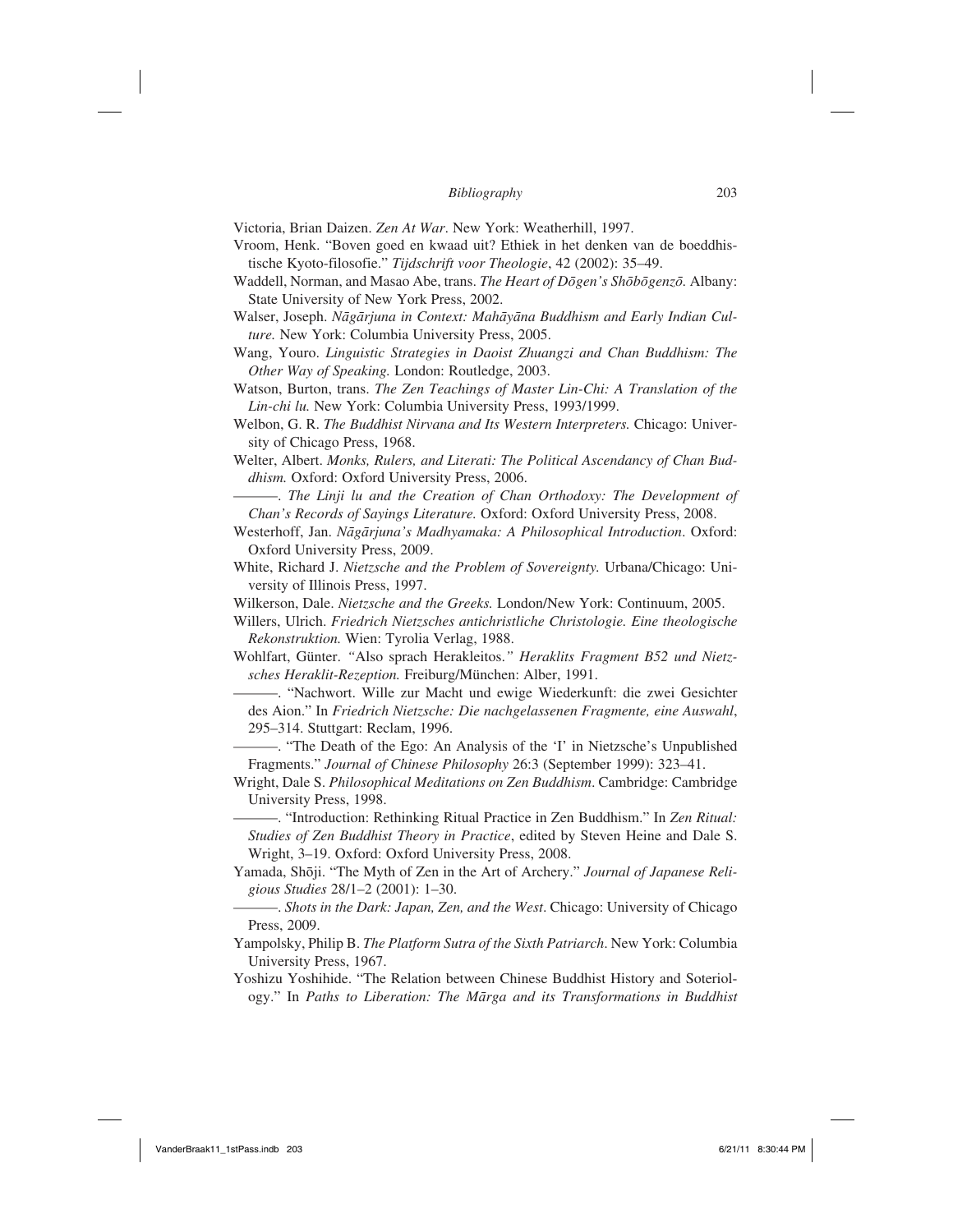Victoria, Brian Daizen. *Zen At War*. New York: Weatherhill, 1997.

Vroom, Henk. "Boven goed en kwaad uit? Ethiek in het denken van de boeddhistische Kyoto-filosofie." *Tijdschrift voor Theologie*, 42 (2002): 35–49.

Waddell, Norman, and Masao Abe, trans. *The Heart of Dōgen's Shōbōgenzō.* Albany: State University of New York Press, 2002.

Walser, Joseph. *Nāgārjuna in Context: Mahāyāna Buddhism and Early Indian Culture.* New York: Columbia University Press, 2005.

Wang, Youro. *Linguistic Strategies in Daoist Zhuangzi and Chan Buddhism: The Other Way of Speaking.* London: Routledge, 2003.

Watson, Burton, trans. *The Zen Teachings of Master Lin-Chi: A Translation of the Lin-chi lu.* New York: Columbia University Press, 1993/1999.

Welbon, G. R. *The Buddhist Nirvana and Its Western Interpreters.* Chicago: University of Chicago Press, 1968.

Welter, Albert. *Monks, Rulers, and Literati: The Political Ascendancy of Chan Buddhism.* Oxford: Oxford University Press, 2006.

———. *The Linji lu and the Creation of Chan Orthodoxy: The Development of Chan's Records of Sayings Literature.* Oxford: Oxford University Press, 2008.

Westerhoff, Jan. *Nāgārjuna's Madhyamaka: A Philosophical Introduction*. Oxford: Oxford University Press, 2009.

White, Richard J. *Nietzsche and the Problem of Sovereignty.* Urbana/Chicago: University of Illinois Press, 1997.

Wilkerson, Dale. *Nietzsche and the Greeks.* London/New York: Continuum, 2005.

Willers, Ulrich. *Friedrich Nietzsches antichristliche Christologie. Eine theologische Rekonstruktion.* Wien: Tyrolia Verlag, 1988.

Wohlfart, Günter. *"*Also sprach Herakleitos.*" Heraklits Fragment B52 und Nietzsches Heraklit-Rezeption.* Freiburg/München: Alber, 1991.

———. "Nachwort. Wille zur Macht und ewige Wiederkunft: die zwei Gesichter des Aion." In *Friedrich Nietzsche: Die nachgelassenen Fragmente, eine Auswahl*, 295–314. Stuttgart: Reclam, 1996.

———. "The Death of the Ego: An Analysis of the 'I' in Nietzsche's Unpublished Fragments." *Journal of Chinese Philosophy* 26:3 (September 1999): 323–41.

Wright, Dale S. *Philosophical Meditations on Zen Buddhism*. Cambridge: Cambridge University Press, 1998.

———. "Introduction: Rethinking Ritual Practice in Zen Buddhism." In *Zen Ritual: Studies of Zen Buddhist Theory in Practice*, edited by Steven Heine and Dale S. Wright, 3–19. Oxford: Oxford University Press, 2008.

Yamada, Shōji. "The Myth of Zen in the Art of Archery." *Journal of Japanese Religious Studies* 28/1–2 (2001): 1–30.

———. *Shots in the Dark: Japan, Zen, and the West*. Chicago: University of Chicago Press, 2009.

Yampolsky, Philip B. *The Platform Sutra of the Sixth Patriarch*. New York: Columbia University Press, 1967.

Yoshizu Yoshihide. "The Relation between Chinese Buddhist History and Soteriology." In *Paths to Liberation: The Mārga and its Transformations in Buddhist*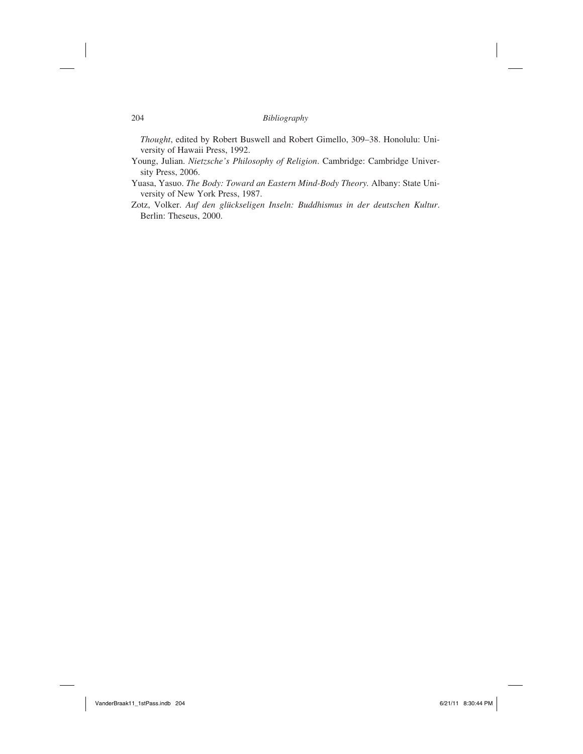*Thought*, edited by Robert Buswell and Robert Gimello, 309–38. Honolulu: University of Hawaii Press, 1992.

Young, Julian. *Nietzsche's Philosophy of Religion*. Cambridge: Cambridge University Press, 2006.

Yuasa, Yasuo. *The Body: Toward an Eastern Mind-Body Theory*. Albany: State University of New York Press, 1987.

Zotz, Volker. *Auf den glückseligen Inseln: Buddhismus in der deutschen Kultur*. Berlin: Theseus, 2000.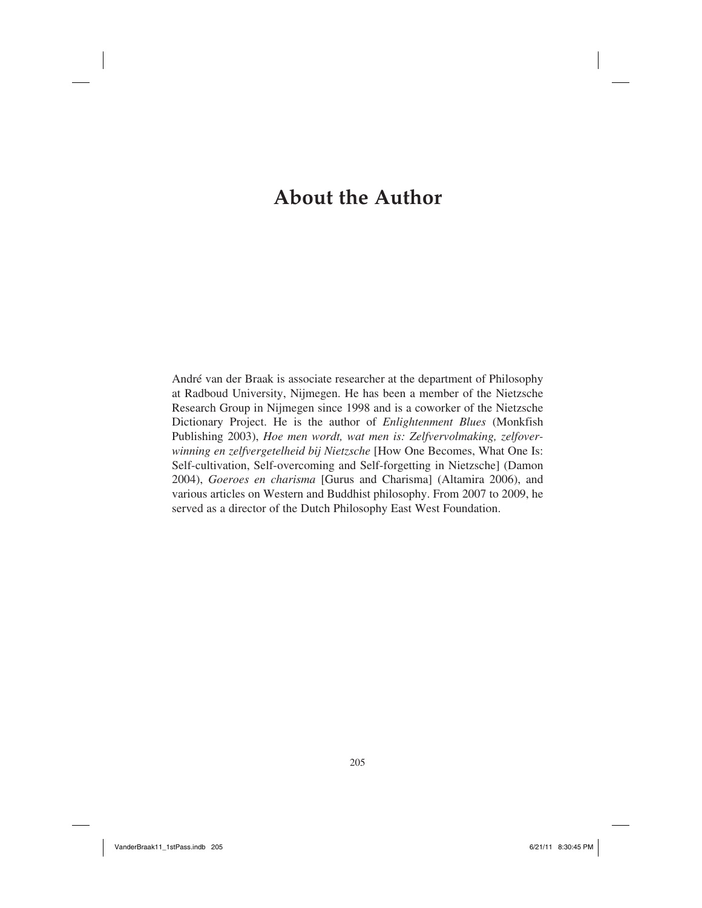# About the Author

André van der Braak is associate researcher at the department of Philosophy at Radboud University, Nijmegen. He has been a member of the Nietzsche Research Group in Nijmegen since 1998 and is a coworker of the Nietzsche Dictionary Project. He is the author of *Enlightenment Blues* (Monkfish Publishing 2003), *Hoe men wordt, wat men is: Zelfvervolmaking, zelfoverwinning en zelfvergetelheid bij Nietzsche* [How One Becomes, What One Is: Self-cultivation, Self-overcoming and Self-forgetting in Nietzsche] (Damon 2004), *Goeroes en charisma* [Gurus and Charisma] (Altamira 2006), and various articles on Western and Buddhist philosophy. From 2007 to 2009, he served as a director of the Dutch Philosophy East West Foundation.